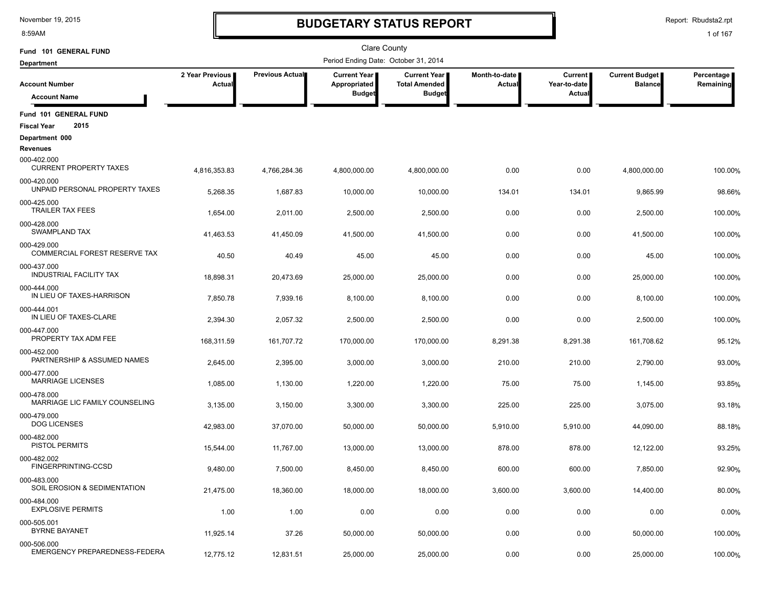# BUDGETARY STATUS REPORT

Clare County

Period Ending Date: October 31, 2014

**Fund 101 GENERAL FUND**

**Department**

| Account Number / Account Name | 2 Year Previous Actual | Previous Actual | Current Year Appropriated Budget | Current Year Total Amended Budget | Month-to-date Actual | Current Year-to-date Actual | Current Budget Balance | Percentage Remaining |
|---|---|---|---|---|---|---|---|---|
| **Fund 101 GENERAL FUND** | | | | | | | | |
| **Fiscal Year 2015** | | | | | | | | |
| **Department 000** | | | | | | | | |
| **Revenues** | | | | | | | | |
| 000-402.000 CURRENT PROPERTY TAXES | 4,816,353.83 | 4,766,284.36 | 4,800,000.00 | 4,800,000.00 | 0.00 | 0.00 | 4,800,000.00 | 100.00% |
| 000-420.000 UNPAID PERSONAL PROPERTY TAXES | 5,268.35 | 1,687.83 | 10,000.00 | 10,000.00 | 134.01 | 134.01 | 9,865.99 | 98.66% |
| 000-425.000 TRAILER TAX FEES | 1,654.00 | 2,011.00 | 2,500.00 | 2,500.00 | 0.00 | 0.00 | 2,500.00 | 100.00% |
| 000-428.000 SWAMPLAND TAX | 41,463.53 | 41,450.09 | 41,500.00 | 41,500.00 | 0.00 | 0.00 | 41,500.00 | 100.00% |
| 000-429.000 COMMERCIAL FOREST RESERVE TAX | 40.50 | 40.49 | 45.00 | 45.00 | 0.00 | 0.00 | 45.00 | 100.00% |
| 000-437.000 INDUSTRIAL FACILITY TAX | 18,898.31 | 20,473.69 | 25,000.00 | 25,000.00 | 0.00 | 0.00 | 25,000.00 | 100.00% |
| 000-444.000 IN LIEU OF TAXES-HARRISON | 7,850.78 | 7,939.16 | 8,100.00 | 8,100.00 | 0.00 | 0.00 | 8,100.00 | 100.00% |
| 000-444.001 IN LIEU OF TAXES-CLARE | 2,394.30 | 2,057.32 | 2,500.00 | 2,500.00 | 0.00 | 0.00 | 2,500.00 | 100.00% |
| 000-447.000 PROPERTY TAX ADM FEE | 168,311.59 | 161,707.72 | 170,000.00 | 170,000.00 | 8,291.38 | 8,291.38 | 161,708.62 | 95.12% |
| 000-452.000 PARTNERSHIP & ASSUMED NAMES | 2,645.00 | 2,395.00 | 3,000.00 | 3,000.00 | 210.00 | 210.00 | 2,790.00 | 93.00% |
| 000-477.000 MARRIAGE LICENSES | 1,085.00 | 1,130.00 | 1,220.00 | 1,220.00 | 75.00 | 75.00 | 1,145.00 | 93.85% |
| 000-478.000 MARRIAGE LIC FAMILY COUNSELING | 3,135.00 | 3,150.00 | 3,300.00 | 3,300.00 | 225.00 | 225.00 | 3,075.00 | 93.18% |
| 000-479.000 DOG LICENSES | 42,983.00 | 37,070.00 | 50,000.00 | 50,000.00 | 5,910.00 | 5,910.00 | 44,090.00 | 88.18% |
| 000-482.000 PISTOL PERMITS | 15,544.00 | 11,767.00 | 13,000.00 | 13,000.00 | 878.00 | 878.00 | 12,122.00 | 93.25% |
| 000-482.002 FINGERPRINTING-CCSD | 9,480.00 | 7,500.00 | 8,450.00 | 8,450.00 | 600.00 | 600.00 | 7,850.00 | 92.90% |
| 000-483.000 SOIL EROSION & SEDIMENTATION | 21,475.00 | 18,360.00 | 18,000.00 | 18,000.00 | 3,600.00 | 3,600.00 | 14,400.00 | 80.00% |
| 000-484.000 EXPLOSIVE PERMITS | 1.00 | 1.00 | 0.00 | 0.00 | 0.00 | 0.00 | 0.00 | 0.00% |
| 000-505.001 BYRNE BAYANET | 11,925.14 | 37.26 | 50,000.00 | 50,000.00 | 0.00 | 0.00 | 50,000.00 | 100.00% |
| 000-506.000 EMERGENCY PREPAREDNESS-FEDERA | 12,775.12 | 12,831.51 | 25,000.00 | 25,000.00 | 0.00 | 0.00 | 25,000.00 | 100.00% |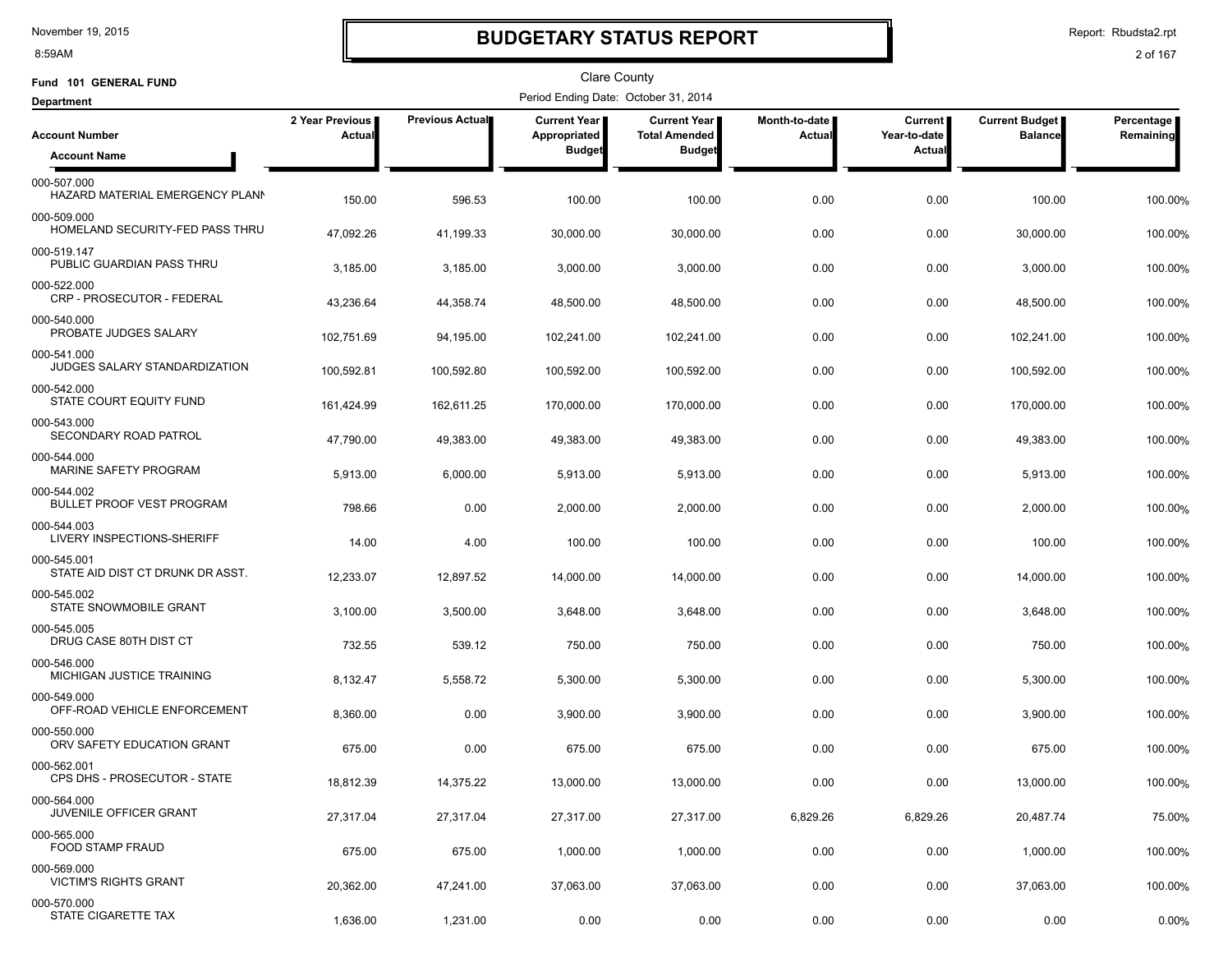# BUDGETARY STATUS REPORT

November 19, 2015
8:59AM

Report: Rbudsta2.rpt

Clare County

**Fund 101 GENERAL FUND**

Period Ending Date: October 31, 2014

**Department**

| Account Number / Account Name | 2 Year Previous Actual | Previous Actual | Current Year Appropriated Budget | Current Year Total Amended Budget | Month-to-date Actual | Current Year-to-date Actual | Current Budget Balance | Percentage Remaining |
|---|---|---|---|---|---|---|---|---|
| 000-507.000 HAZARD MATERIAL EMERGENCY PLANN | 150.00 | 596.53 | 100.00 | 100.00 | 0.00 | 0.00 | 100.00 | 100.00% |
| 000-509.000 HOMELAND SECURITY-FED PASS THRU | 47,092.26 | 41,199.33 | 30,000.00 | 30,000.00 | 0.00 | 0.00 | 30,000.00 | 100.00% |
| 000-519.147 PUBLIC GUARDIAN PASS THRU | 3,185.00 | 3,185.00 | 3,000.00 | 3,000.00 | 0.00 | 0.00 | 3,000.00 | 100.00% |
| 000-522.000 CRP - PROSECUTOR - FEDERAL | 43,236.64 | 44,358.74 | 48,500.00 | 48,500.00 | 0.00 | 0.00 | 48,500.00 | 100.00% |
| 000-540.000 PROBATE JUDGES SALARY | 102,751.69 | 94,195.00 | 102,241.00 | 102,241.00 | 0.00 | 0.00 | 102,241.00 | 100.00% |
| 000-541.000 JUDGES SALARY STANDARDIZATION | 100,592.81 | 100,592.80 | 100,592.00 | 100,592.00 | 0.00 | 0.00 | 100,592.00 | 100.00% |
| 000-542.000 STATE COURT EQUITY FUND | 161,424.99 | 162,611.25 | 170,000.00 | 170,000.00 | 0.00 | 0.00 | 170,000.00 | 100.00% |
| 000-543.000 SECONDARY ROAD PATROL | 47,790.00 | 49,383.00 | 49,383.00 | 49,383.00 | 0.00 | 0.00 | 49,383.00 | 100.00% |
| 000-544.000 MARINE SAFETY PROGRAM | 5,913.00 | 6,000.00 | 5,913.00 | 5,913.00 | 0.00 | 0.00 | 5,913.00 | 100.00% |
| 000-544.002 BULLET PROOF VEST PROGRAM | 798.66 | 0.00 | 2,000.00 | 2,000.00 | 0.00 | 0.00 | 2,000.00 | 100.00% |
| 000-544.003 LIVERY INSPECTIONS-SHERIFF | 14.00 | 4.00 | 100.00 | 100.00 | 0.00 | 0.00 | 100.00 | 100.00% |
| 000-545.001 STATE AID DIST CT DRUNK DR ASST. | 12,233.07 | 12,897.52 | 14,000.00 | 14,000.00 | 0.00 | 0.00 | 14,000.00 | 100.00% |
| 000-545.002 STATE SNOWMOBILE GRANT | 3,100.00 | 3,500.00 | 3,648.00 | 3,648.00 | 0.00 | 0.00 | 3,648.00 | 100.00% |
| 000-545.005 DRUG CASE 80TH DIST CT | 732.55 | 539.12 | 750.00 | 750.00 | 0.00 | 0.00 | 750.00 | 100.00% |
| 000-546.000 MICHIGAN JUSTICE TRAINING | 8,132.47 | 5,558.72 | 5,300.00 | 5,300.00 | 0.00 | 0.00 | 5,300.00 | 100.00% |
| 000-549.000 OFF-ROAD VEHICLE ENFORCEMENT | 8,360.00 | 0.00 | 3,900.00 | 3,900.00 | 0.00 | 0.00 | 3,900.00 | 100.00% |
| 000-550.000 ORV SAFETY EDUCATION GRANT | 675.00 | 0.00 | 675.00 | 675.00 | 0.00 | 0.00 | 675.00 | 100.00% |
| 000-562.001 CPS DHS - PROSECUTOR - STATE | 18,812.39 | 14,375.22 | 13,000.00 | 13,000.00 | 0.00 | 0.00 | 13,000.00 | 100.00% |
| 000-564.000 JUVENILE OFFICER GRANT | 27,317.04 | 27,317.04 | 27,317.00 | 27,317.00 | 6,829.26 | 6,829.26 | 20,487.74 | 75.00% |
| 000-565.000 FOOD STAMP FRAUD | 675.00 | 675.00 | 1,000.00 | 1,000.00 | 0.00 | 0.00 | 1,000.00 | 100.00% |
| 000-569.000 VICTIM'S RIGHTS GRANT | 20,362.00 | 47,241.00 | 37,063.00 | 37,063.00 | 0.00 | 0.00 | 37,063.00 | 100.00% |
| 000-570.000 STATE CIGARETTE TAX | 1,636.00 | 1,231.00 | 0.00 | 0.00 | 0.00 | 0.00 | 0.00 | 0.00% |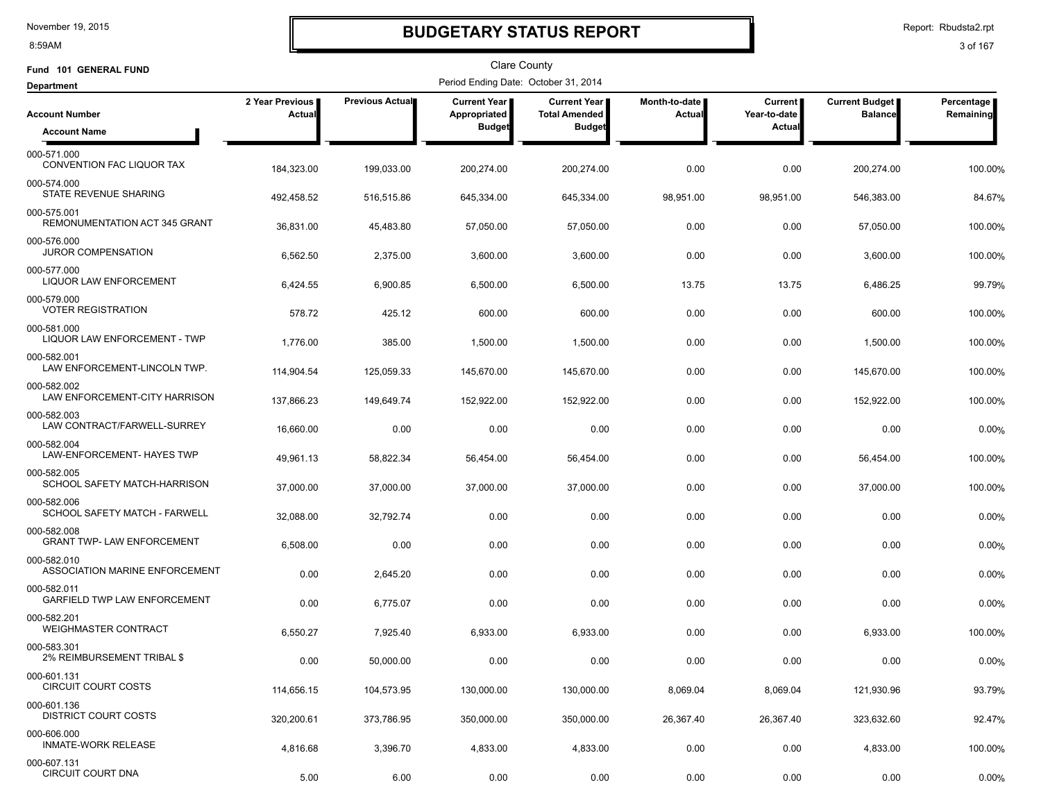# BUDGETARY STATUS REPORT

November 19, 2015
8:59AM

Report: Rbudsta2.rpt

Clare County

Fund 101 GENERAL FUND

Department

Period Ending Date: October 31, 2014

| Account Number / Account Name | 2 Year Previous Actual | Previous Actual | Current Year Appropriated Budget | Current Year Total Amended Budget | Month-to-date Actual | Current Year-to-date Actual | Current Budget Balance | Percentage Remaining |
|---|---|---|---|---|---|---|---|---|
| 000-571.000 CONVENTION FAC LIQUOR TAX | 184,323.00 | 199,033.00 | 200,274.00 | 200,274.00 | 0.00 | 0.00 | 200,274.00 | 100.00% |
| 000-574.000 STATE REVENUE SHARING | 492,458.52 | 516,515.86 | 645,334.00 | 645,334.00 | 98,951.00 | 98,951.00 | 546,383.00 | 84.67% |
| 000-575.001 REMONUMENTATION ACT 345 GRANT | 36,831.00 | 45,483.80 | 57,050.00 | 57,050.00 | 0.00 | 0.00 | 57,050.00 | 100.00% |
| 000-576.000 JUROR COMPENSATION | 6,562.50 | 2,375.00 | 3,600.00 | 3,600.00 | 0.00 | 0.00 | 3,600.00 | 100.00% |
| 000-577.000 LIQUOR LAW ENFORCEMENT | 6,424.55 | 6,900.85 | 6,500.00 | 6,500.00 | 13.75 | 13.75 | 6,486.25 | 99.79% |
| 000-579.000 VOTER REGISTRATION | 578.72 | 425.12 | 600.00 | 600.00 | 0.00 | 0.00 | 600.00 | 100.00% |
| 000-581.000 LIQUOR LAW ENFORCEMENT - TWP | 1,776.00 | 385.00 | 1,500.00 | 1,500.00 | 0.00 | 0.00 | 1,500.00 | 100.00% |
| 000-582.001 LAW ENFORCEMENT-LINCOLN TWP. | 114,904.54 | 125,059.33 | 145,670.00 | 145,670.00 | 0.00 | 0.00 | 145,670.00 | 100.00% |
| 000-582.002 LAW ENFORCEMENT-CITY HARRISON | 137,866.23 | 149,649.74 | 152,922.00 | 152,922.00 | 0.00 | 0.00 | 152,922.00 | 100.00% |
| 000-582.003 LAW CONTRACT/FARWELL-SURREY | 16,660.00 | 0.00 | 0.00 | 0.00 | 0.00 | 0.00 | 0.00 | 0.00% |
| 000-582.004 LAW-ENFORCEMENT- HAYES TWP | 49,961.13 | 58,822.34 | 56,454.00 | 56,454.00 | 0.00 | 0.00 | 56,454.00 | 100.00% |
| 000-582.005 SCHOOL SAFETY MATCH-HARRISON | 37,000.00 | 37,000.00 | 37,000.00 | 37,000.00 | 0.00 | 0.00 | 37,000.00 | 100.00% |
| 000-582.006 SCHOOL SAFETY MATCH - FARWELL | 32,088.00 | 32,792.74 | 0.00 | 0.00 | 0.00 | 0.00 | 0.00 | 0.00% |
| 000-582.008 GRANT TWP- LAW ENFORCEMENT | 6,508.00 | 0.00 | 0.00 | 0.00 | 0.00 | 0.00 | 0.00 | 0.00% |
| 000-582.010 ASSOCIATION MARINE ENFORCEMENT | 0.00 | 2,645.20 | 0.00 | 0.00 | 0.00 | 0.00 | 0.00 | 0.00% |
| 000-582.011 GARFIELD TWP LAW ENFORCEMENT | 0.00 | 6,775.07 | 0.00 | 0.00 | 0.00 | 0.00 | 0.00 | 0.00% |
| 000-582.201 WEIGHMASTER CONTRACT | 6,550.27 | 7,925.40 | 6,933.00 | 6,933.00 | 0.00 | 0.00 | 6,933.00 | 100.00% |
| 000-583.301 2% REIMBURSEMENT TRIBAL $ | 0.00 | 50,000.00 | 0.00 | 0.00 | 0.00 | 0.00 | 0.00 | 0.00% |
| 000-601.131 CIRCUIT COURT COSTS | 114,656.15 | 104,573.95 | 130,000.00 | 130,000.00 | 8,069.04 | 8,069.04 | 121,930.96 | 93.79% |
| 000-601.136 DISTRICT COURT COSTS | 320,200.61 | 373,786.95 | 350,000.00 | 350,000.00 | 26,367.40 | 26,367.40 | 323,632.60 | 92.47% |
| 000-606.000 INMATE-WORK RELEASE | 4,816.68 | 3,396.70 | 4,833.00 | 4,833.00 | 0.00 | 0.00 | 4,833.00 | 100.00% |
| 000-607.131 CIRCUIT COURT DNA | 5.00 | 6.00 | 0.00 | 0.00 | 0.00 | 0.00 | 0.00 | 0.00% |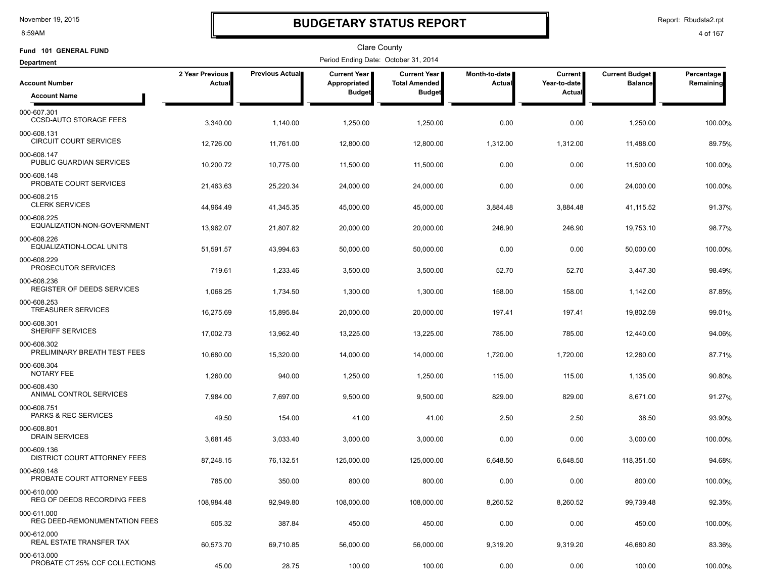# BUDGETARY STATUS REPORT

Clare County

Fund 101 GENERAL FUND

Department

Period Ending Date: October 31, 2014

| Account Number / Account Name | 2 Year Previous Actual | Previous Actual | Current Year Appropriated Budget | Current Year Total Amended Budget | Month-to-date Actual | Current Year-to-date Actual | Current Budget Balance | Percentage Remaining |
|---|---|---|---|---|---|---|---|---|
| 000-607.301 CCSD-AUTO STORAGE FEES | 3,340.00 | 1,140.00 | 1,250.00 | 1,250.00 | 0.00 | 0.00 | 1,250.00 | 100.00% |
| 000-608.131 CIRCUIT COURT SERVICES | 12,726.00 | 11,761.00 | 12,800.00 | 12,800.00 | 1,312.00 | 1,312.00 | 11,488.00 | 89.75% |
| 000-608.147 PUBLIC GUARDIAN SERVICES | 10,200.72 | 10,775.00 | 11,500.00 | 11,500.00 | 0.00 | 0.00 | 11,500.00 | 100.00% |
| 000-608.148 PROBATE COURT SERVICES | 21,463.63 | 25,220.34 | 24,000.00 | 24,000.00 | 0.00 | 0.00 | 24,000.00 | 100.00% |
| 000-608.215 CLERK SERVICES | 44,964.49 | 41,345.35 | 45,000.00 | 45,000.00 | 3,884.48 | 3,884.48 | 41,115.52 | 91.37% |
| 000-608.225 EQUALIZATION-NON-GOVERNMENT | 13,962.07 | 21,807.82 | 20,000.00 | 20,000.00 | 246.90 | 246.90 | 19,753.10 | 98.77% |
| 000-608.226 EQUALIZATION-LOCAL UNITS | 51,591.57 | 43,994.63 | 50,000.00 | 50,000.00 | 0.00 | 0.00 | 50,000.00 | 100.00% |
| 000-608.229 PROSECUTOR SERVICES | 719.61 | 1,233.46 | 3,500.00 | 3,500.00 | 52.70 | 52.70 | 3,447.30 | 98.49% |
| 000-608.236 REGISTER OF DEEDS SERVICES | 1,068.25 | 1,734.50 | 1,300.00 | 1,300.00 | 158.00 | 158.00 | 1,142.00 | 87.85% |
| 000-608.253 TREASURER SERVICES | 16,275.69 | 15,895.84 | 20,000.00 | 20,000.00 | 197.41 | 197.41 | 19,802.59 | 99.01% |
| 000-608.301 SHERIFF SERVICES | 17,002.73 | 13,962.40 | 13,225.00 | 13,225.00 | 785.00 | 785.00 | 12,440.00 | 94.06% |
| 000-608.302 PRELIMINARY BREATH TEST FEES | 10,680.00 | 15,320.00 | 14,000.00 | 14,000.00 | 1,720.00 | 1,720.00 | 12,280.00 | 87.71% |
| 000-608.304 NOTARY FEE | 1,260.00 | 940.00 | 1,250.00 | 1,250.00 | 115.00 | 115.00 | 1,135.00 | 90.80% |
| 000-608.430 ANIMAL CONTROL SERVICES | 7,984.00 | 7,697.00 | 9,500.00 | 9,500.00 | 829.00 | 829.00 | 8,671.00 | 91.27% |
| 000-608.751 PARKS & REC SERVICES | 49.50 | 154.00 | 41.00 | 41.00 | 2.50 | 2.50 | 38.50 | 93.90% |
| 000-608.801 DRAIN SERVICES | 3,681.45 | 3,033.40 | 3,000.00 | 3,000.00 | 0.00 | 0.00 | 3,000.00 | 100.00% |
| 000-609.136 DISTRICT COURT ATTORNEY FEES | 87,248.15 | 76,132.51 | 125,000.00 | 125,000.00 | 6,648.50 | 6,648.50 | 118,351.50 | 94.68% |
| 000-609.148 PROBATE COURT ATTORNEY FEES | 785.00 | 350.00 | 800.00 | 800.00 | 0.00 | 0.00 | 800.00 | 100.00% |
| 000-610.000 REG OF DEEDS RECORDING FEES | 108,984.48 | 92,949.80 | 108,000.00 | 108,000.00 | 8,260.52 | 8,260.52 | 99,739.48 | 92.35% |
| 000-611.000 REG DEED-REMONUMENTATION FEES | 505.32 | 387.84 | 450.00 | 450.00 | 0.00 | 0.00 | 450.00 | 100.00% |
| 000-612.000 REAL ESTATE TRANSFER TAX | 60,573.70 | 69,710.85 | 56,000.00 | 56,000.00 | 9,319.20 | 9,319.20 | 46,680.80 | 83.36% |
| 000-613.000 PROBATE CT 25% CCF COLLECTIONS | 45.00 | 28.75 | 100.00 | 100.00 | 0.00 | 0.00 | 100.00 | 100.00% |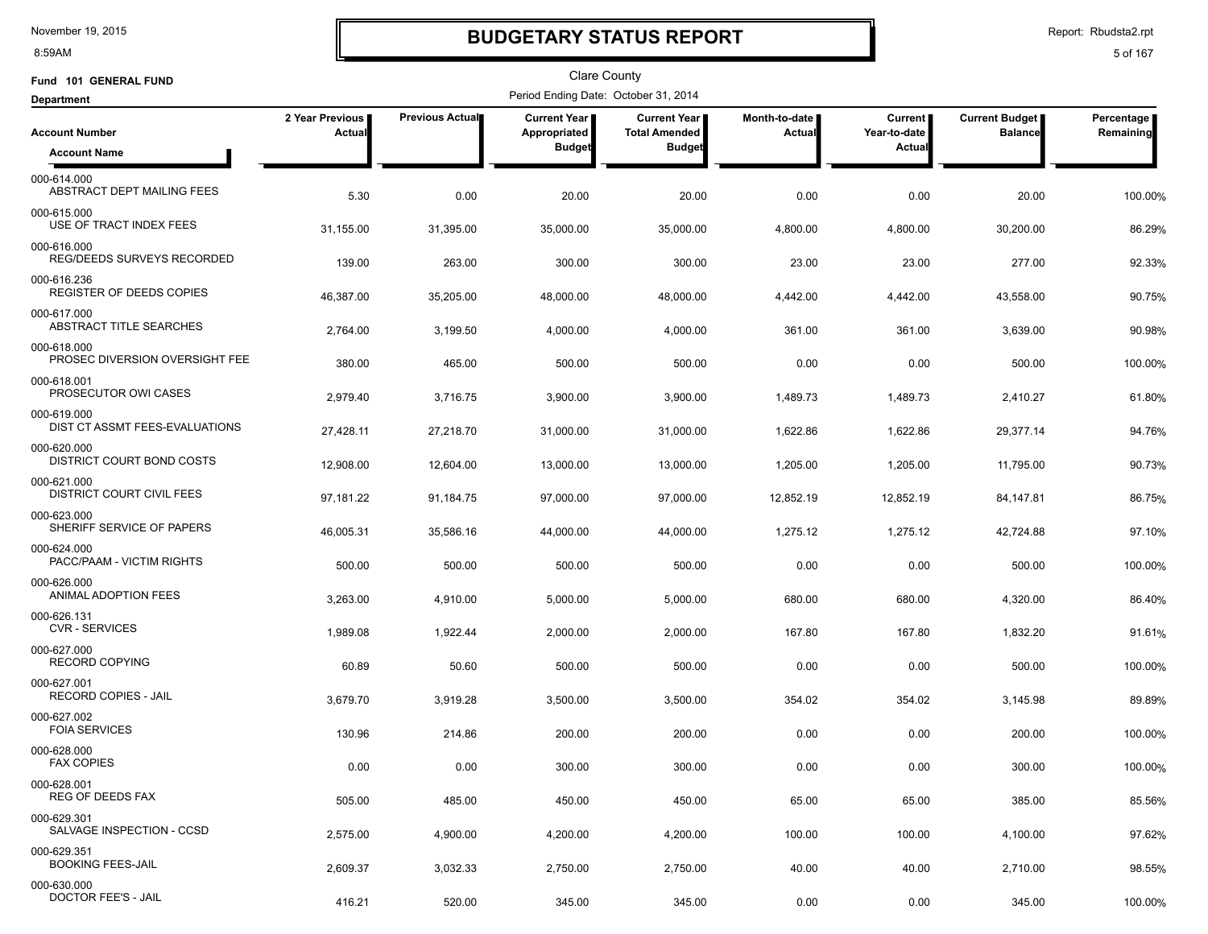# BUDGETARY STATUS REPORT

Clare County

Fund 101 GENERAL FUND

Department

Period Ending Date: October 31, 2014

| Account Number / Account Name | 2 Year Previous Actual | Previous Actual | Current Year Appropriated Budget | Current Year Total Amended Budget | Month-to-date Actual | Current Year-to-date Actual | Current Budget Balance | Percentage Remaining |
|---|---|---|---|---|---|---|---|---|
| 000-614.000 ABSTRACT DEPT MAILING FEES | 5.30 | 0.00 | 20.00 | 20.00 | 0.00 | 0.00 | 20.00 | 100.00% |
| 000-615.000 USE OF TRACT INDEX FEES | 31,155.00 | 31,395.00 | 35,000.00 | 35,000.00 | 4,800.00 | 4,800.00 | 30,200.00 | 86.29% |
| 000-616.000 REG/DEEDS SURVEYS RECORDED | 139.00 | 263.00 | 300.00 | 300.00 | 23.00 | 23.00 | 277.00 | 92.33% |
| 000-616.236 REGISTER OF DEEDS COPIES | 46,387.00 | 35,205.00 | 48,000.00 | 48,000.00 | 4,442.00 | 4,442.00 | 43,558.00 | 90.75% |
| 000-617.000 ABSTRACT TITLE SEARCHES | 2,764.00 | 3,199.50 | 4,000.00 | 4,000.00 | 361.00 | 361.00 | 3,639.00 | 90.98% |
| 000-618.000 PROSEC DIVERSION OVERSIGHT FEE | 380.00 | 465.00 | 500.00 | 500.00 | 0.00 | 0.00 | 500.00 | 100.00% |
| 000-618.001 PROSECUTOR OWI CASES | 2,979.40 | 3,716.75 | 3,900.00 | 3,900.00 | 1,489.73 | 1,489.73 | 2,410.27 | 61.80% |
| 000-619.000 DIST CT ASSMT FEES-EVALUATIONS | 27,428.11 | 27,218.70 | 31,000.00 | 31,000.00 | 1,622.86 | 1,622.86 | 29,377.14 | 94.76% |
| 000-620.000 DISTRICT COURT BOND COSTS | 12,908.00 | 12,604.00 | 13,000.00 | 13,000.00 | 1,205.00 | 1,205.00 | 11,795.00 | 90.73% |
| 000-621.000 DISTRICT COURT CIVIL FEES | 97,181.22 | 91,184.75 | 97,000.00 | 97,000.00 | 12,852.19 | 12,852.19 | 84,147.81 | 86.75% |
| 000-623.000 SHERIFF SERVICE OF PAPERS | 46,005.31 | 35,586.16 | 44,000.00 | 44,000.00 | 1,275.12 | 1,275.12 | 42,724.88 | 97.10% |
| 000-624.000 PACC/PAAM - VICTIM RIGHTS | 500.00 | 500.00 | 500.00 | 500.00 | 0.00 | 0.00 | 500.00 | 100.00% |
| 000-626.000 ANIMAL ADOPTION FEES | 3,263.00 | 4,910.00 | 5,000.00 | 5,000.00 | 680.00 | 680.00 | 4,320.00 | 86.40% |
| 000-626.131 CVR - SERVICES | 1,989.08 | 1,922.44 | 2,000.00 | 2,000.00 | 167.80 | 167.80 | 1,832.20 | 91.61% |
| 000-627.000 RECORD COPYING | 60.89 | 50.60 | 500.00 | 500.00 | 0.00 | 0.00 | 500.00 | 100.00% |
| 000-627.001 RECORD COPIES - JAIL | 3,679.70 | 3,919.28 | 3,500.00 | 3,500.00 | 354.02 | 354.02 | 3,145.98 | 89.89% |
| 000-627.002 FOIA SERVICES | 130.96 | 214.86 | 200.00 | 200.00 | 0.00 | 0.00 | 200.00 | 100.00% |
| 000-628.000 FAX COPIES | 0.00 | 0.00 | 300.00 | 300.00 | 0.00 | 0.00 | 300.00 | 100.00% |
| 000-628.001 REG OF DEEDS FAX | 505.00 | 485.00 | 450.00 | 450.00 | 65.00 | 65.00 | 385.00 | 85.56% |
| 000-629.301 SALVAGE INSPECTION - CCSD | 2,575.00 | 4,900.00 | 4,200.00 | 4,200.00 | 100.00 | 100.00 | 4,100.00 | 97.62% |
| 000-629.351 BOOKING FEES-JAIL | 2,609.37 | 3,032.33 | 2,750.00 | 2,750.00 | 40.00 | 40.00 | 2,710.00 | 98.55% |
| 000-630.000 DOCTOR FEE'S - JAIL | 416.21 | 520.00 | 345.00 | 345.00 | 0.00 | 0.00 | 345.00 | 100.00% |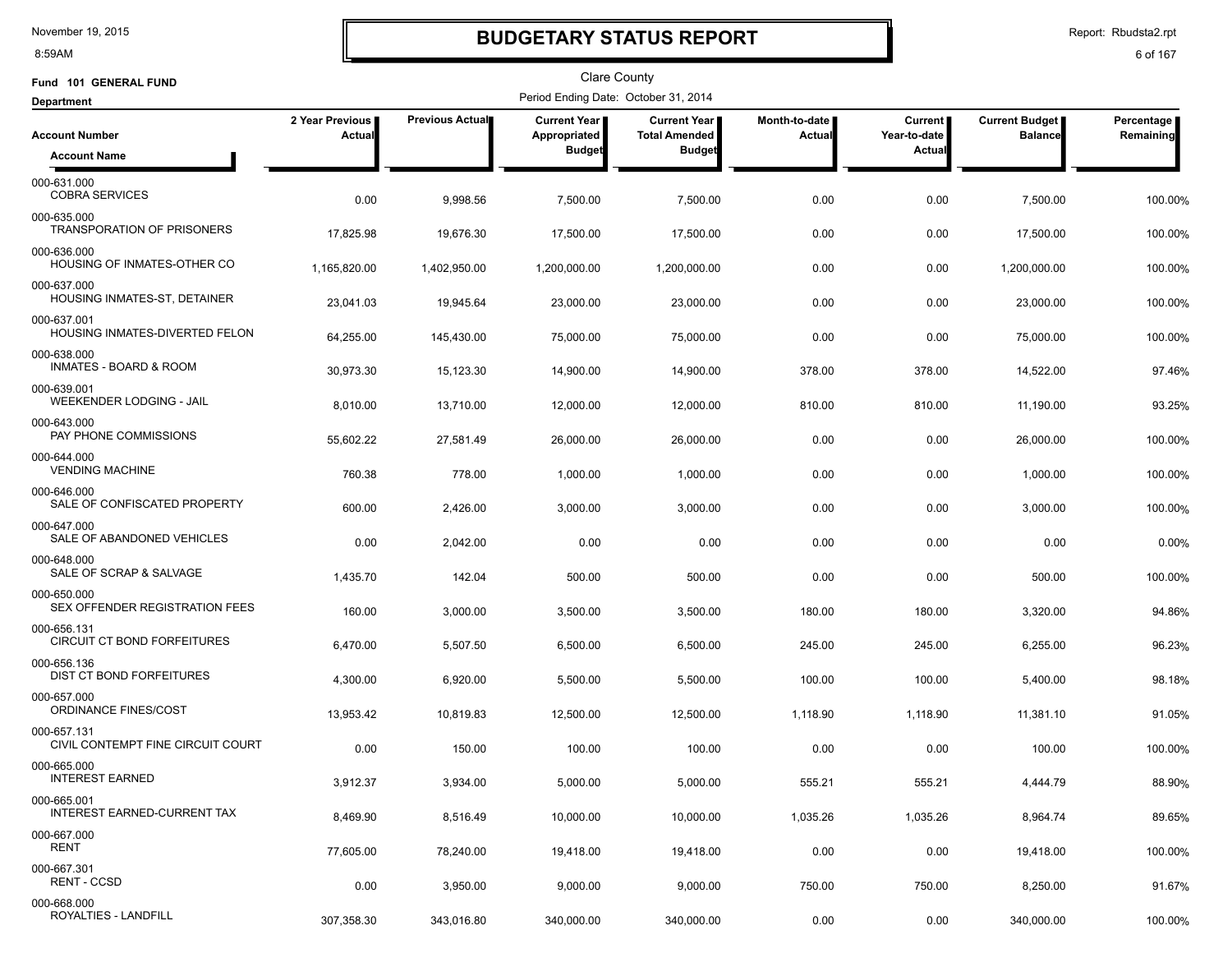# BUDGETARY STATUS REPORT

Clare County

Fund 101 GENERAL FUND

Period Ending Date: October 31, 2014

Department

| Account Number / Account Name | 2 Year Previous Actual | Previous Actual | Current Year Appropriated Budget | Current Year Total Amended Budget | Month-to-date Actual | Current Year-to-date Actual | Current Budget Balance | Percentage Remaining |
|---|---|---|---|---|---|---|---|---|
| 000-631.000 COBRA SERVICES | 0.00 | 9,998.56 | 7,500.00 | 7,500.00 | 0.00 | 0.00 | 7,500.00 | 100.00% |
| 000-635.000 TRANSPORATION OF PRISONERS | 17,825.98 | 19,676.30 | 17,500.00 | 17,500.00 | 0.00 | 0.00 | 17,500.00 | 100.00% |
| 000-636.000 HOUSING OF INMATES-OTHER CO | 1,165,820.00 | 1,402,950.00 | 1,200,000.00 | 1,200,000.00 | 0.00 | 0.00 | 1,200,000.00 | 100.00% |
| 000-637.000 HOUSING INMATES-ST, DETAINER | 23,041.03 | 19,945.64 | 23,000.00 | 23,000.00 | 0.00 | 0.00 | 23,000.00 | 100.00% |
| 000-637.001 HOUSING INMATES-DIVERTED FELON | 64,255.00 | 145,430.00 | 75,000.00 | 75,000.00 | 0.00 | 0.00 | 75,000.00 | 100.00% |
| 000-638.000 INMATES - BOARD & ROOM | 30,973.30 | 15,123.30 | 14,900.00 | 14,900.00 | 378.00 | 378.00 | 14,522.00 | 97.46% |
| 000-639.001 WEEKENDER LODGING - JAIL | 8,010.00 | 13,710.00 | 12,000.00 | 12,000.00 | 810.00 | 810.00 | 11,190.00 | 93.25% |
| 000-643.000 PAY PHONE COMMISSIONS | 55,602.22 | 27,581.49 | 26,000.00 | 26,000.00 | 0.00 | 0.00 | 26,000.00 | 100.00% |
| 000-644.000 VENDING MACHINE | 760.38 | 778.00 | 1,000.00 | 1,000.00 | 0.00 | 0.00 | 1,000.00 | 100.00% |
| 000-646.000 SALE OF CONFISCATED PROPERTY | 600.00 | 2,426.00 | 3,000.00 | 3,000.00 | 0.00 | 0.00 | 3,000.00 | 100.00% |
| 000-647.000 SALE OF ABANDONED VEHICLES | 0.00 | 2,042.00 | 0.00 | 0.00 | 0.00 | 0.00 | 0.00 | 0.00% |
| 000-648.000 SALE OF SCRAP & SALVAGE | 1,435.70 | 142.04 | 500.00 | 500.00 | 0.00 | 0.00 | 500.00 | 100.00% |
| 000-650.000 SEX OFFENDER REGISTRATION FEES | 160.00 | 3,000.00 | 3,500.00 | 3,500.00 | 180.00 | 180.00 | 3,320.00 | 94.86% |
| 000-656.131 CIRCUIT CT BOND FORFEITURES | 6,470.00 | 5,507.50 | 6,500.00 | 6,500.00 | 245.00 | 245.00 | 6,255.00 | 96.23% |
| 000-656.136 DIST CT BOND FORFEITURES | 4,300.00 | 6,920.00 | 5,500.00 | 5,500.00 | 100.00 | 100.00 | 5,400.00 | 98.18% |
| 000-657.000 ORDINANCE FINES/COST | 13,953.42 | 10,819.83 | 12,500.00 | 12,500.00 | 1,118.90 | 1,118.90 | 11,381.10 | 91.05% |
| 000-657.131 CIVIL CONTEMPT FINE CIRCUIT COURT | 0.00 | 150.00 | 100.00 | 100.00 | 0.00 | 0.00 | 100.00 | 100.00% |
| 000-665.000 INTEREST EARNED | 3,912.37 | 3,934.00 | 5,000.00 | 5,000.00 | 555.21 | 555.21 | 4,444.79 | 88.90% |
| 000-665.001 INTEREST EARNED-CURRENT TAX | 8,469.90 | 8,516.49 | 10,000.00 | 10,000.00 | 1,035.26 | 1,035.26 | 8,964.74 | 89.65% |
| 000-667.000 RENT | 77,605.00 | 78,240.00 | 19,418.00 | 19,418.00 | 0.00 | 0.00 | 19,418.00 | 100.00% |
| 000-667.301 RENT - CCSD | 0.00 | 3,950.00 | 9,000.00 | 9,000.00 | 750.00 | 750.00 | 8,250.00 | 91.67% |
| 000-668.000 ROYALTIES - LANDFILL | 307,358.30 | 343,016.80 | 340,000.00 | 340,000.00 | 0.00 | 0.00 | 340,000.00 | 100.00% |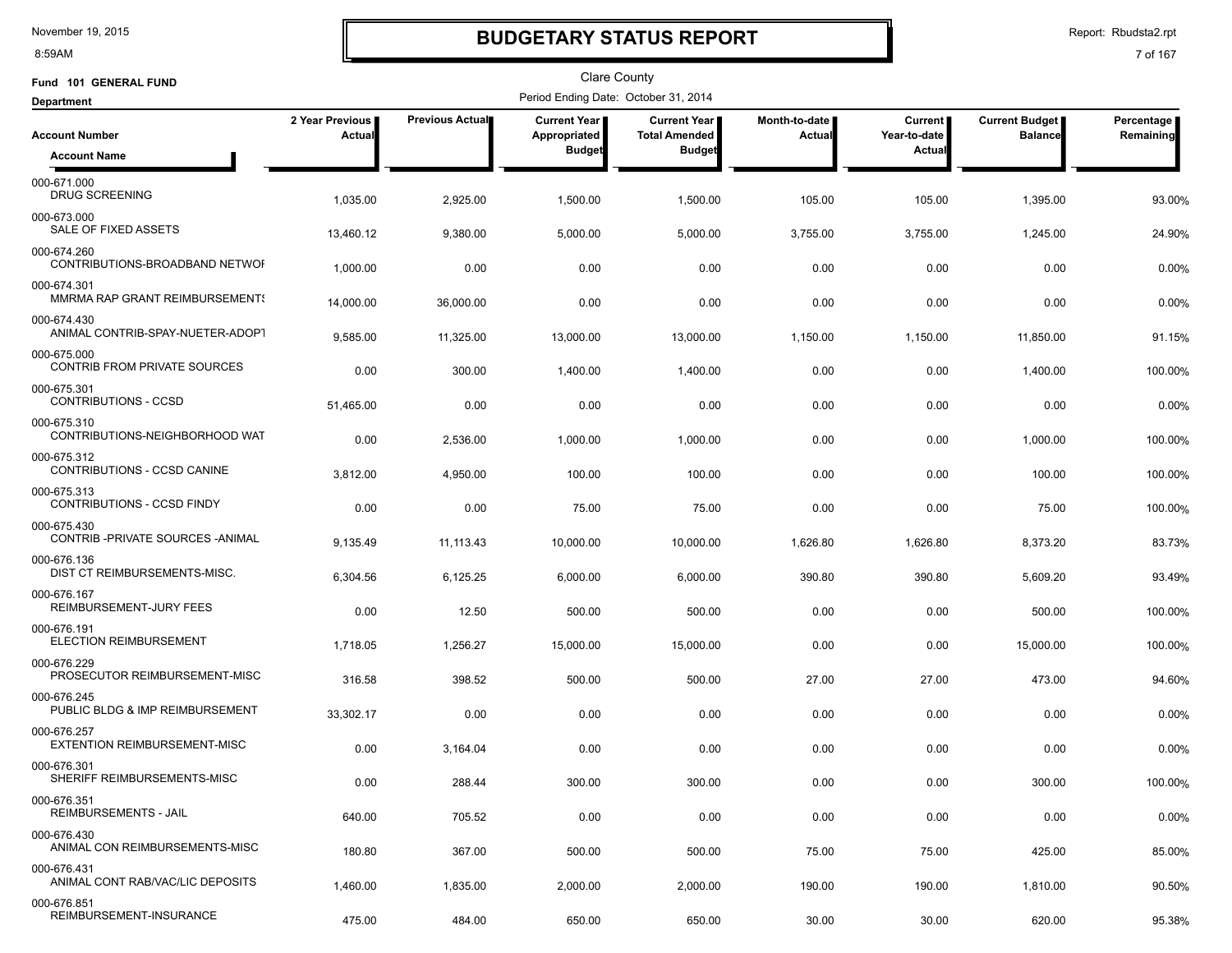# BUDGETARY STATUS REPORT

Clare County

Fund 101 GENERAL FUND

Period Ending Date: October 31, 2014

Department

| Account Number / Account Name | 2 Year Previous Actual | Previous Actual | Current Year Appropriated Budget | Current Year Total Amended Budget | Month-to-date Actual | Current Year-to-date Actual | Current Budget Balance | Percentage Remaining |
|---|---|---|---|---|---|---|---|---|
| 000-671.000 DRUG SCREENING | 1,035.00 | 2,925.00 | 1,500.00 | 1,500.00 | 105.00 | 105.00 | 1,395.00 | 93.00% |
| 000-673.000 SALE OF FIXED ASSETS | 13,460.12 | 9,380.00 | 5,000.00 | 5,000.00 | 3,755.00 | 3,755.00 | 1,245.00 | 24.90% |
| 000-674.260 CONTRIBUTIONS-BROADBAND NETWOI | 1,000.00 | 0.00 | 0.00 | 0.00 | 0.00 | 0.00 | 0.00 | 0.00% |
| 000-674.301 MMRMA RAP GRANT REIMBURSEMENTS | 14,000.00 | 36,000.00 | 0.00 | 0.00 | 0.00 | 0.00 | 0.00 | 0.00% |
| 000-674.430 ANIMAL CONTRIB-SPAY-NUETER-ADOPT | 9,585.00 | 11,325.00 | 13,000.00 | 13,000.00 | 1,150.00 | 1,150.00 | 11,850.00 | 91.15% |
| 000-675.000 CONTRIB FROM PRIVATE SOURCES | 0.00 | 300.00 | 1,400.00 | 1,400.00 | 0.00 | 0.00 | 1,400.00 | 100.00% |
| 000-675.301 CONTRIBUTIONS - CCSD | 51,465.00 | 0.00 | 0.00 | 0.00 | 0.00 | 0.00 | 0.00 | 0.00% |
| 000-675.310 CONTRIBUTIONS-NEIGHBORHOOD WAT | 0.00 | 2,536.00 | 1,000.00 | 1,000.00 | 0.00 | 0.00 | 1,000.00 | 100.00% |
| 000-675.312 CONTRIBUTIONS - CCSD CANINE | 3,812.00 | 4,950.00 | 100.00 | 100.00 | 0.00 | 0.00 | 100.00 | 100.00% |
| 000-675.313 CONTRIBUTIONS - CCSD FINDY | 0.00 | 0.00 | 75.00 | 75.00 | 0.00 | 0.00 | 75.00 | 100.00% |
| 000-675.430 CONTRIB -PRIVATE SOURCES -ANIMAL | 9,135.49 | 11,113.43 | 10,000.00 | 10,000.00 | 1,626.80 | 1,626.80 | 8,373.20 | 83.73% |
| 000-676.136 DIST CT REIMBURSEMENTS-MISC. | 6,304.56 | 6,125.25 | 6,000.00 | 6,000.00 | 390.80 | 390.80 | 5,609.20 | 93.49% |
| 000-676.167 REIMBURSEMENT-JURY FEES | 0.00 | 12.50 | 500.00 | 500.00 | 0.00 | 0.00 | 500.00 | 100.00% |
| 000-676.191 ELECTION REIMBURSEMENT | 1,718.05 | 1,256.27 | 15,000.00 | 15,000.00 | 0.00 | 0.00 | 15,000.00 | 100.00% |
| 000-676.229 PROSECUTOR REIMBURSEMENT-MISC | 316.58 | 398.52 | 500.00 | 500.00 | 27.00 | 27.00 | 473.00 | 94.60% |
| 000-676.245 PUBLIC BLDG & IMP REIMBURSEMENT | 33,302.17 | 0.00 | 0.00 | 0.00 | 0.00 | 0.00 | 0.00 | 0.00% |
| 000-676.257 EXTENTION REIMBURSEMENT-MISC | 0.00 | 3,164.04 | 0.00 | 0.00 | 0.00 | 0.00 | 0.00 | 0.00% |
| 000-676.301 SHERIFF REIMBURSEMENTS-MISC | 0.00 | 288.44 | 300.00 | 300.00 | 0.00 | 0.00 | 300.00 | 100.00% |
| 000-676.351 REIMBURSEMENTS - JAIL | 640.00 | 705.52 | 0.00 | 0.00 | 0.00 | 0.00 | 0.00 | 0.00% |
| 000-676.430 ANIMAL CON REIMBURSEMENTS-MISC | 180.80 | 367.00 | 500.00 | 500.00 | 75.00 | 75.00 | 425.00 | 85.00% |
| 000-676.431 ANIMAL CONT RAB/VAC/LIC DEPOSITS | 1,460.00 | 1,835.00 | 2,000.00 | 2,000.00 | 190.00 | 190.00 | 1,810.00 | 90.50% |
| 000-676.851 REIMBURSEMENT-INSURANCE | 475.00 | 484.00 | 650.00 | 650.00 | 30.00 | 30.00 | 620.00 | 95.38% |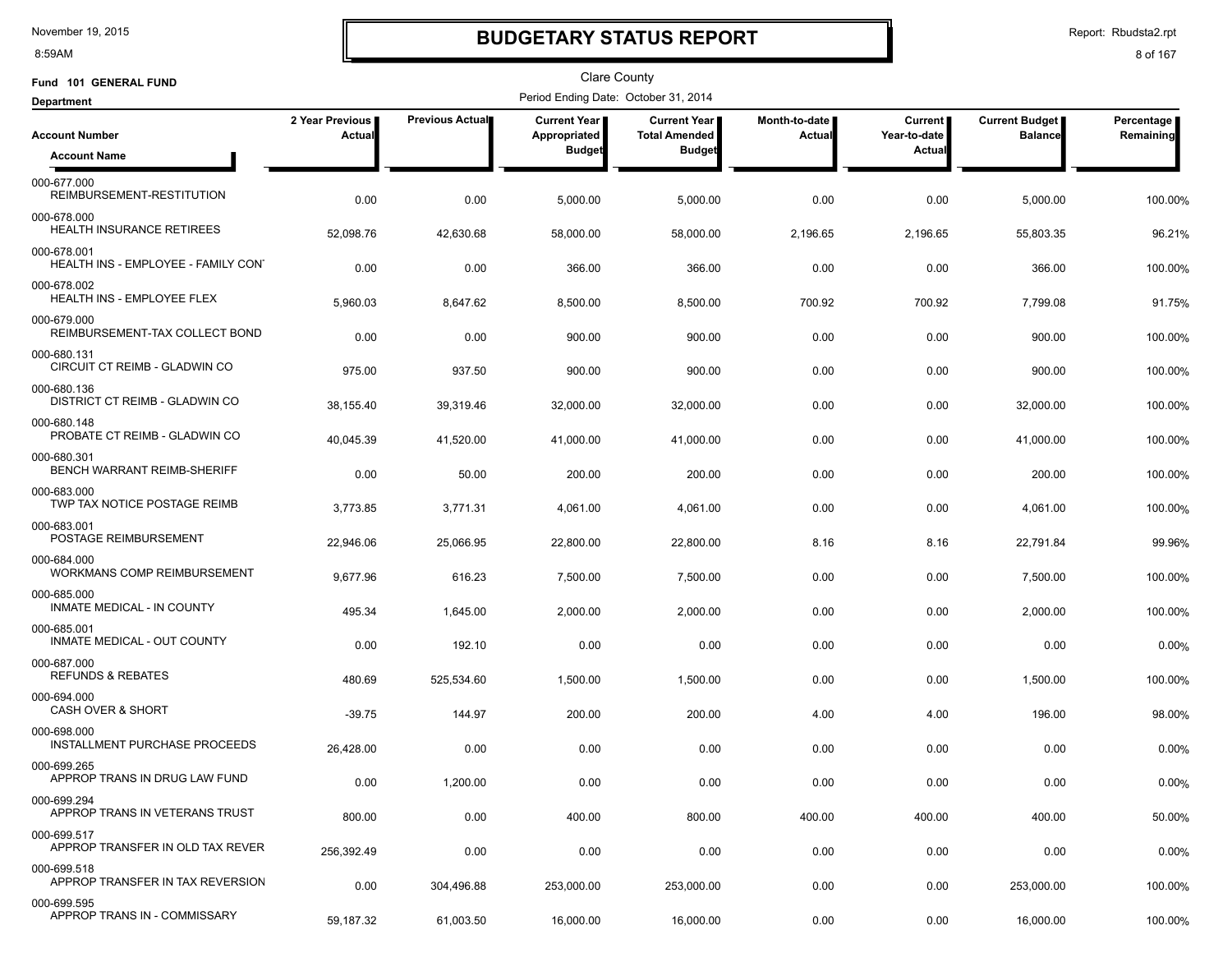# BUDGETARY STATUS REPORT

Clare County

Fund 101 GENERAL FUND

Department

Period Ending Date: October 31, 2014

| Account Number / Account Name | 2 Year Previous Actual | Previous Actual | Current Year Appropriated Budget | Current Year Total Amended Budget | Month-to-date Actual | Current Year-to-date Actual | Current Budget Balance | Percentage Remaining |
|---|---|---|---|---|---|---|---|---|
| 000-677.000 REIMBURSEMENT-RESTITUTION | 0.00 | 0.00 | 5,000.00 | 5,000.00 | 0.00 | 0.00 | 5,000.00 | 100.00% |
| 000-678.000 HEALTH INSURANCE RETIREES | 52,098.76 | 42,630.68 | 58,000.00 | 58,000.00 | 2,196.65 | 2,196.65 | 55,803.35 | 96.21% |
| 000-678.001 HEALTH INS - EMPLOYEE - FAMILY CON | 0.00 | 0.00 | 366.00 | 366.00 | 0.00 | 0.00 | 366.00 | 100.00% |
| 000-678.002 HEALTH INS - EMPLOYEE FLEX | 5,960.03 | 8,647.62 | 8,500.00 | 8,500.00 | 700.92 | 700.92 | 7,799.08 | 91.75% |
| 000-679.000 REIMBURSEMENT-TAX COLLECT BOND | 0.00 | 0.00 | 900.00 | 900.00 | 0.00 | 0.00 | 900.00 | 100.00% |
| 000-680.131 CIRCUIT CT REIMB - GLADWIN CO | 975.00 | 937.50 | 900.00 | 900.00 | 0.00 | 0.00 | 900.00 | 100.00% |
| 000-680.136 DISTRICT CT REIMB - GLADWIN CO | 38,155.40 | 39,319.46 | 32,000.00 | 32,000.00 | 0.00 | 0.00 | 32,000.00 | 100.00% |
| 000-680.148 PROBATE CT REIMB - GLADWIN CO | 40,045.39 | 41,520.00 | 41,000.00 | 41,000.00 | 0.00 | 0.00 | 41,000.00 | 100.00% |
| 000-680.301 BENCH WARRANT REIMB-SHERIFF | 0.00 | 50.00 | 200.00 | 200.00 | 0.00 | 0.00 | 200.00 | 100.00% |
| 000-683.000 TWP TAX NOTICE POSTAGE REIMB | 3,773.85 | 3,771.31 | 4,061.00 | 4,061.00 | 0.00 | 0.00 | 4,061.00 | 100.00% |
| 000-683.001 POSTAGE REIMBURSEMENT | 22,946.06 | 25,066.95 | 22,800.00 | 22,800.00 | 8.16 | 8.16 | 22,791.84 | 99.96% |
| 000-684.000 WORKMANS COMP REIMBURSEMENT | 9,677.96 | 616.23 | 7,500.00 | 7,500.00 | 0.00 | 0.00 | 7,500.00 | 100.00% |
| 000-685.000 INMATE MEDICAL - IN COUNTY | 495.34 | 1,645.00 | 2,000.00 | 2,000.00 | 0.00 | 0.00 | 2,000.00 | 100.00% |
| 000-685.001 INMATE MEDICAL - OUT COUNTY | 0.00 | 192.10 | 0.00 | 0.00 | 0.00 | 0.00 | 0.00 | 0.00% |
| 000-687.000 REFUNDS & REBATES | 480.69 | 525,534.60 | 1,500.00 | 1,500.00 | 0.00 | 0.00 | 1,500.00 | 100.00% |
| 000-694.000 CASH OVER & SHORT | -39.75 | 144.97 | 200.00 | 200.00 | 4.00 | 4.00 | 196.00 | 98.00% |
| 000-698.000 INSTALLMENT PURCHASE PROCEEDS | 26,428.00 | 0.00 | 0.00 | 0.00 | 0.00 | 0.00 | 0.00 | 0.00% |
| 000-699.265 APPROP TRANS IN DRUG LAW FUND | 0.00 | 1,200.00 | 0.00 | 0.00 | 0.00 | 0.00 | 0.00 | 0.00% |
| 000-699.294 APPROP TRANS IN VETERANS TRUST | 800.00 | 0.00 | 400.00 | 800.00 | 400.00 | 400.00 | 400.00 | 50.00% |
| 000-699.517 APPROP TRANSFER IN OLD TAX REVER | 256,392.49 | 0.00 | 0.00 | 0.00 | 0.00 | 0.00 | 0.00 | 0.00% |
| 000-699.518 APPROP TRANSFER IN TAX REVERSION | 0.00 | 304,496.88 | 253,000.00 | 253,000.00 | 0.00 | 0.00 | 253,000.00 | 100.00% |
| 000-699.595 APPROP TRANS IN - COMMISSARY | 59,187.32 | 61,003.50 | 16,000.00 | 16,000.00 | 0.00 | 0.00 | 16,000.00 | 100.00% |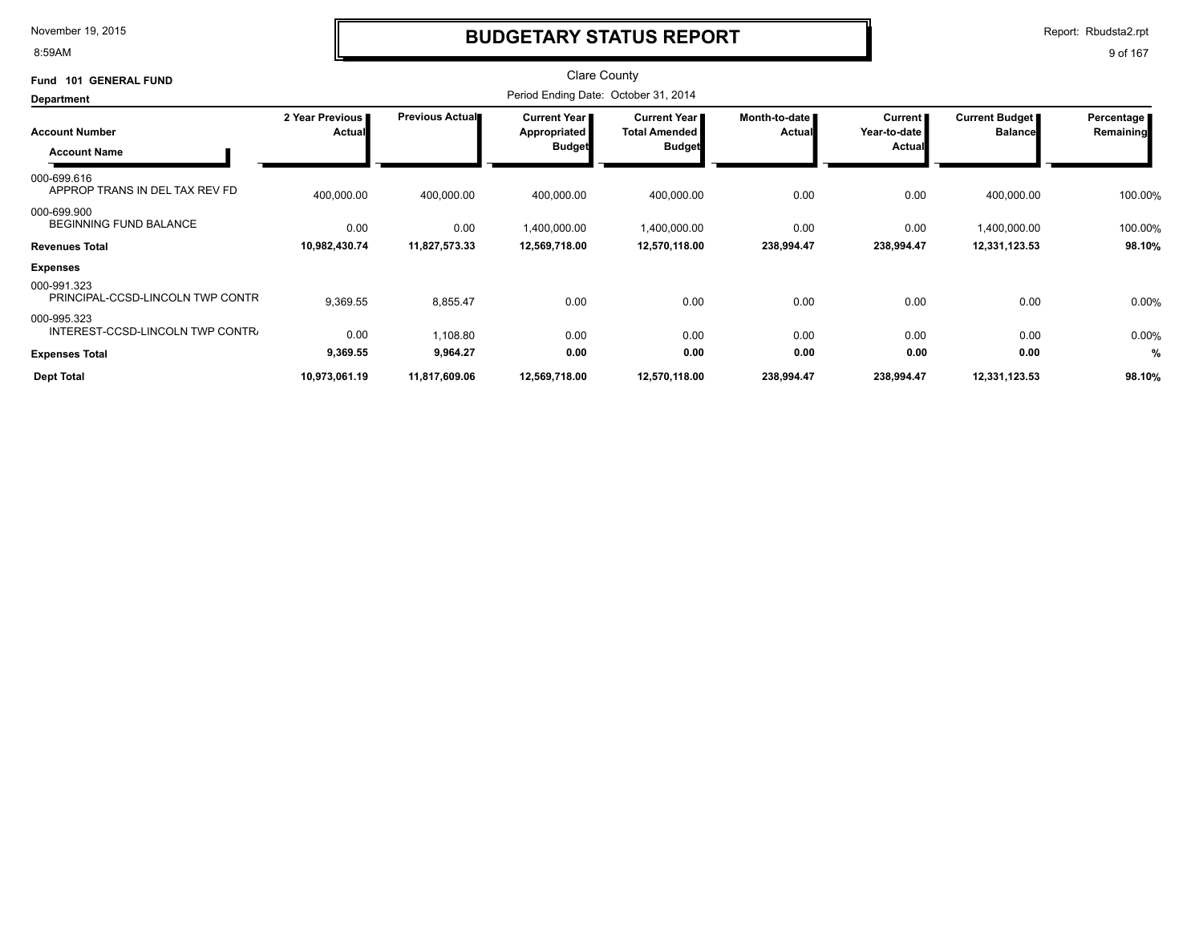# BUDGETARY STATUS REPORT

Clare County

Period Ending Date: October 31, 2014

**Fund 101 GENERAL FUND**

**Department**

| Account Number / Account Name | 2 Year Previous Actual | Previous Actual | Current Year Appropriated Budget | Current Year Total Amended Budget | Month-to-date Actual | Current Year-to-date Actual | Current Budget Balance | Percentage Remaining |
|---|---|---|---|---|---|---|---|---|
| 000-699.616 APPROP TRANS IN DEL TAX REV FD | 400,000.00 | 400,000.00 | 400,000.00 | 400,000.00 | 0.00 | 0.00 | 400,000.00 | 100.00% |
| 000-699.900 BEGINNING FUND BALANCE | 0.00 | 0.00 | 1,400,000.00 | 1,400,000.00 | 0.00 | 0.00 | 1,400,000.00 | 100.00% |
| **Revenues Total** | **10,982,430.74** | **11,827,573.33** | **12,569,718.00** | **12,570,118.00** | **238,994.47** | **238,994.47** | **12,331,123.53** | **98.10%** |
| **Expenses** | | | | | | | | |
| 000-991.323 PRINCIPAL-CCSD-LINCOLN TWP CONTR | 9,369.55 | 8,855.47 | 0.00 | 0.00 | 0.00 | 0.00 | 0.00 | 0.00% |
| 000-995.323 INTEREST-CCSD-LINCOLN TWP CONTR/ | 0.00 | 1,108.80 | 0.00 | 0.00 | 0.00 | 0.00 | 0.00 | 0.00% |
| **Expenses Total** | **9,369.55** | **9,964.27** | **0.00** | **0.00** | **0.00** | **0.00** | **0.00** | **%** |
| **Dept Total** | **10,973,061.19** | **11,817,609.06** | **12,569,718.00** | **12,570,118.00** | **238,994.47** | **238,994.47** | **12,331,123.53** | **98.10%** |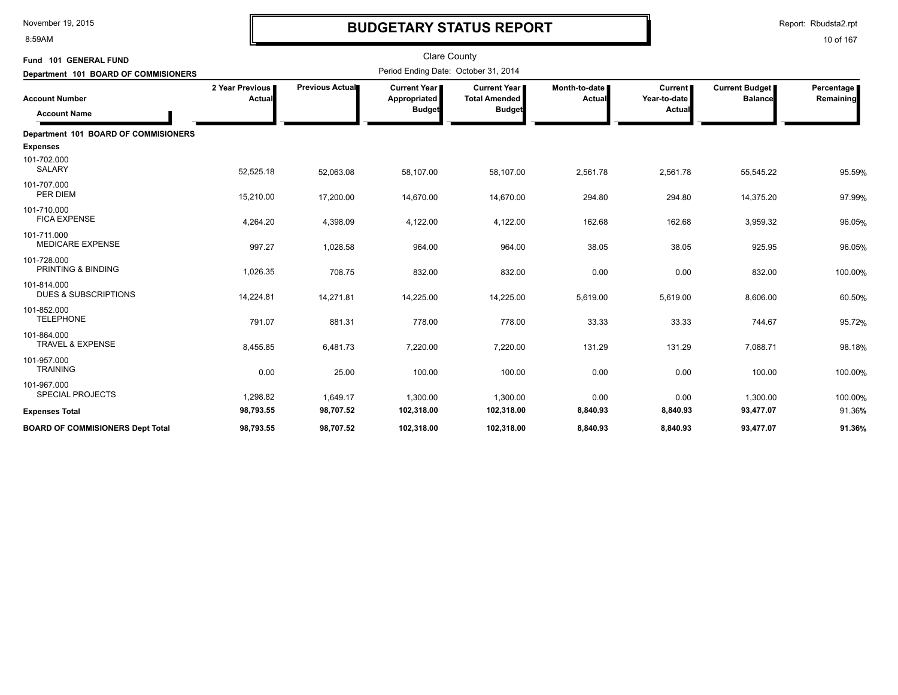# BUDGETARY STATUS REPORT

Clare County

Period Ending Date: October 31, 2014

**Fund 101 GENERAL FUND**

**Department 101 BOARD OF COMMISIONERS**

| Account Number / Account Name | 2 Year Previous Actual | Previous Actual | Current Year Appropriated Budget | Current Year Total Amended Budget | Month-to-date Actual | Current Year-to-date Actual | Current Budget Balance | Percentage Remaining |
|---|---|---|---|---|---|---|---|---|
| **Department 101 BOARD OF COMMISIONERS** | | | | | | | | |
| **Expenses** | | | | | | | | |
| 101-702.000 SALARY | 52,525.18 | 52,063.08 | 58,107.00 | 58,107.00 | 2,561.78 | 2,561.78 | 55,545.22 | 95.59% |
| 101-707.000 PER DIEM | 15,210.00 | 17,200.00 | 14,670.00 | 14,670.00 | 294.80 | 294.80 | 14,375.20 | 97.99% |
| 101-710.000 FICA EXPENSE | 4,264.20 | 4,398.09 | 4,122.00 | 4,122.00 | 162.68 | 162.68 | 3,959.32 | 96.05% |
| 101-711.000 MEDICARE EXPENSE | 997.27 | 1,028.58 | 964.00 | 964.00 | 38.05 | 38.05 | 925.95 | 96.05% |
| 101-728.000 PRINTING & BINDING | 1,026.35 | 708.75 | 832.00 | 832.00 | 0.00 | 0.00 | 832.00 | 100.00% |
| 101-814.000 DUES & SUBSCRIPTIONS | 14,224.81 | 14,271.81 | 14,225.00 | 14,225.00 | 5,619.00 | 5,619.00 | 8,606.00 | 60.50% |
| 101-852.000 TELEPHONE | 791.07 | 881.31 | 778.00 | 778.00 | 33.33 | 33.33 | 744.67 | 95.72% |
| 101-864.000 TRAVEL & EXPENSE | 8,455.85 | 6,481.73 | 7,220.00 | 7,220.00 | 131.29 | 131.29 | 7,088.71 | 98.18% |
| 101-957.000 TRAINING | 0.00 | 25.00 | 100.00 | 100.00 | 0.00 | 0.00 | 100.00 | 100.00% |
| 101-967.000 SPECIAL PROJECTS | 1,298.82 | 1,649.17 | 1,300.00 | 1,300.00 | 0.00 | 0.00 | 1,300.00 | 100.00% |
| **Expenses Total** | **98,793.55** | **98,707.52** | **102,318.00** | **102,318.00** | **8,840.93** | **8,840.93** | **93,477.07** | 91.36% |
| **BOARD OF COMMISIONERS Dept Total** | **98,793.55** | **98,707.52** | **102,318.00** | **102,318.00** | **8,840.93** | **8,840.93** | **93,477.07** | **91.36%** |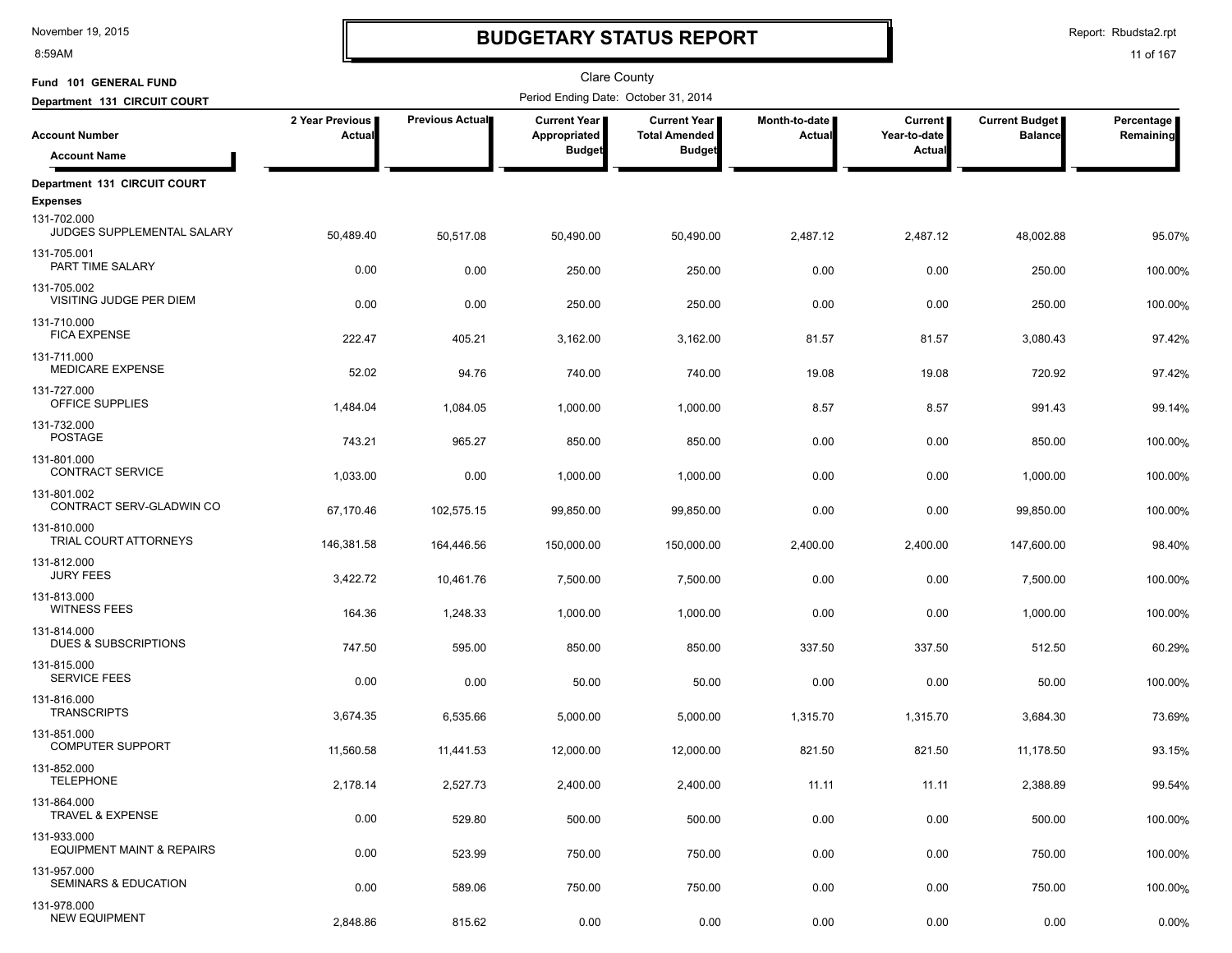# BUDGETARY STATUS REPORT

Clare County

Fund 101 GENERAL FUND

Department 131 CIRCUIT COURT

Period Ending Date: October 31, 2014

| Account Number / Account Name | 2 Year Previous Actual | Previous Actual | Current Year Appropriated Budget | Current Year Total Amended Budget | Month-to-date Actual | Current Year-to-date Actual | Current Budget Balance | Percentage Remaining |
|---|---|---|---|---|---|---|---|---|
| **Department 131 CIRCUIT COURT** | | | | | | | | |
| **Expenses** | | | | | | | | |
| 131-702.000 JUDGES SUPPLEMENTAL SALARY | 50,489.40 | 50,517.08 | 50,490.00 | 50,490.00 | 2,487.12 | 2,487.12 | 48,002.88 | 95.07% |
| 131-705.001 PART TIME SALARY | 0.00 | 0.00 | 250.00 | 250.00 | 0.00 | 0.00 | 250.00 | 100.00% |
| 131-705.002 VISITING JUDGE PER DIEM | 0.00 | 0.00 | 250.00 | 250.00 | 0.00 | 0.00 | 250.00 | 100.00% |
| 131-710.000 FICA EXPENSE | 222.47 | 405.21 | 3,162.00 | 3,162.00 | 81.57 | 81.57 | 3,080.43 | 97.42% |
| 131-711.000 MEDICARE EXPENSE | 52.02 | 94.76 | 740.00 | 740.00 | 19.08 | 19.08 | 720.92 | 97.42% |
| 131-727.000 OFFICE SUPPLIES | 1,484.04 | 1,084.05 | 1,000.00 | 1,000.00 | 8.57 | 8.57 | 991.43 | 99.14% |
| 131-732.000 POSTAGE | 743.21 | 965.27 | 850.00 | 850.00 | 0.00 | 0.00 | 850.00 | 100.00% |
| 131-801.000 CONTRACT SERVICE | 1,033.00 | 0.00 | 1,000.00 | 1,000.00 | 0.00 | 0.00 | 1,000.00 | 100.00% |
| 131-801.002 CONTRACT SERV-GLADWIN CO | 67,170.46 | 102,575.15 | 99,850.00 | 99,850.00 | 0.00 | 0.00 | 99,850.00 | 100.00% |
| 131-810.000 TRIAL COURT ATTORNEYS | 146,381.58 | 164,446.56 | 150,000.00 | 150,000.00 | 2,400.00 | 2,400.00 | 147,600.00 | 98.40% |
| 131-812.000 JURY FEES | 3,422.72 | 10,461.76 | 7,500.00 | 7,500.00 | 0.00 | 0.00 | 7,500.00 | 100.00% |
| 131-813.000 WITNESS FEES | 164.36 | 1,248.33 | 1,000.00 | 1,000.00 | 0.00 | 0.00 | 1,000.00 | 100.00% |
| 131-814.000 DUES & SUBSCRIPTIONS | 747.50 | 595.00 | 850.00 | 850.00 | 337.50 | 337.50 | 512.50 | 60.29% |
| 131-815.000 SERVICE FEES | 0.00 | 0.00 | 50.00 | 50.00 | 0.00 | 0.00 | 50.00 | 100.00% |
| 131-816.000 TRANSCRIPTS | 3,674.35 | 6,535.66 | 5,000.00 | 5,000.00 | 1,315.70 | 1,315.70 | 3,684.30 | 73.69% |
| 131-851.000 COMPUTER SUPPORT | 11,560.58 | 11,441.53 | 12,000.00 | 12,000.00 | 821.50 | 821.50 | 11,178.50 | 93.15% |
| 131-852.000 TELEPHONE | 2,178.14 | 2,527.73 | 2,400.00 | 2,400.00 | 11.11 | 11.11 | 2,388.89 | 99.54% |
| 131-864.000 TRAVEL & EXPENSE | 0.00 | 529.80 | 500.00 | 500.00 | 0.00 | 0.00 | 500.00 | 100.00% |
| 131-933.000 EQUIPMENT MAINT & REPAIRS | 0.00 | 523.99 | 750.00 | 750.00 | 0.00 | 0.00 | 750.00 | 100.00% |
| 131-957.000 SEMINARS & EDUCATION | 0.00 | 589.06 | 750.00 | 750.00 | 0.00 | 0.00 | 750.00 | 100.00% |
| 131-978.000 NEW EQUIPMENT | 2,848.86 | 815.62 | 0.00 | 0.00 | 0.00 | 0.00 | 0.00 | 0.00% |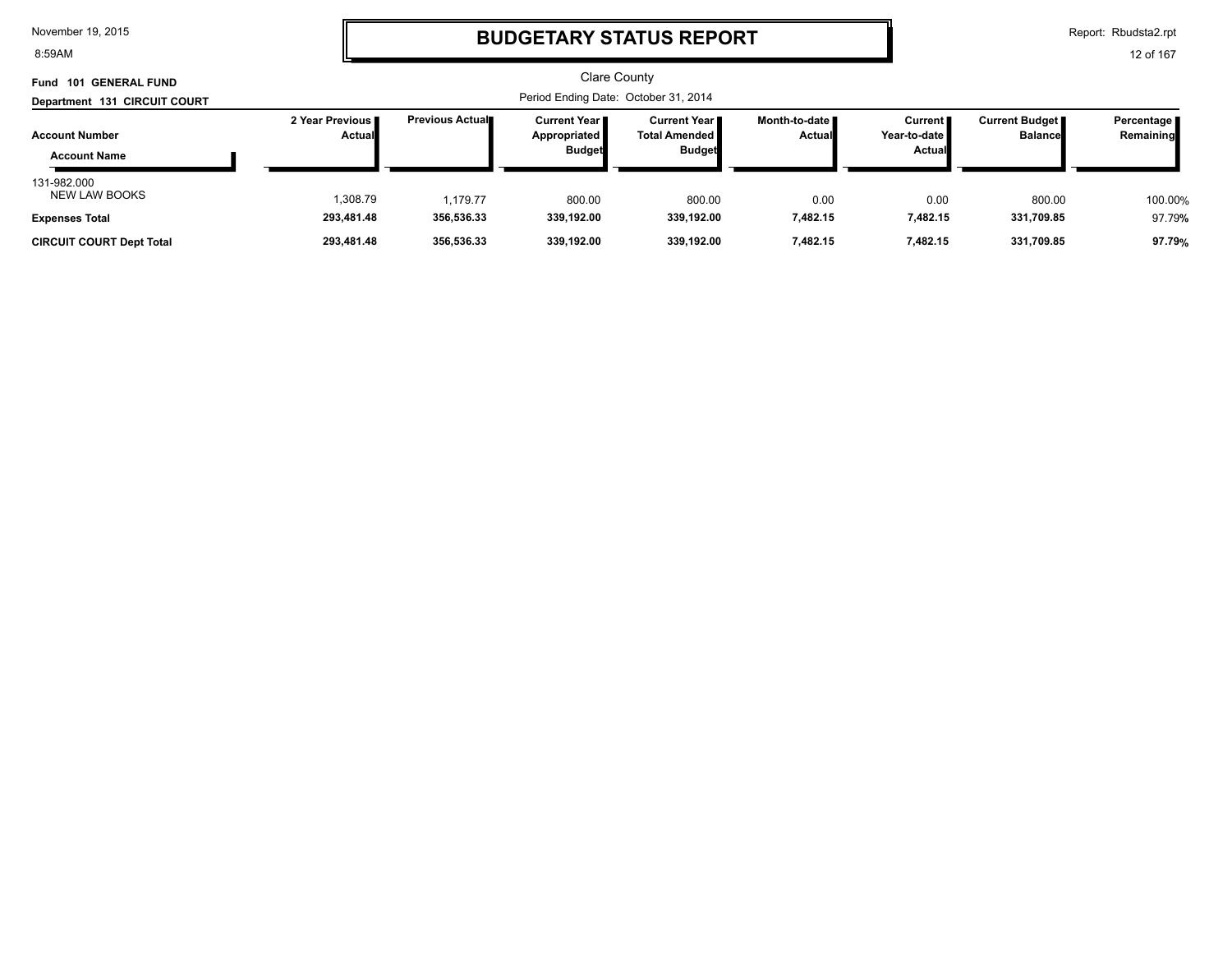# BUDGETARY STATUS REPORT

Clare County

**Fund 101 GENERAL FUND**

**Department 131 CIRCUIT COURT**

Period Ending Date: October 31, 2014

| Account Number / Account Name | 2 Year Previous Actual | Previous Actual | Current Year Appropriated Budget | Current Year Total Amended Budget | Month-to-date Actual | Current Year-to-date Actual | Current Budget Balance | Percentage Remaining |
|---|---|---|---|---|---|---|---|---|
| 131-982.000 NEW LAW BOOKS | 1,308.79 | 1,179.77 | 800.00 | 800.00 | 0.00 | 0.00 | 800.00 | 100.00% |
| **Expenses Total** | **293,481.48** | **356,536.33** | **339,192.00** | **339,192.00** | **7,482.15** | **7,482.15** | **331,709.85** | 97.79% |
| **CIRCUIT COURT Dept Total** | **293,481.48** | **356,536.33** | **339,192.00** | **339,192.00** | **7,482.15** | **7,482.15** | **331,709.85** | **97.79%** |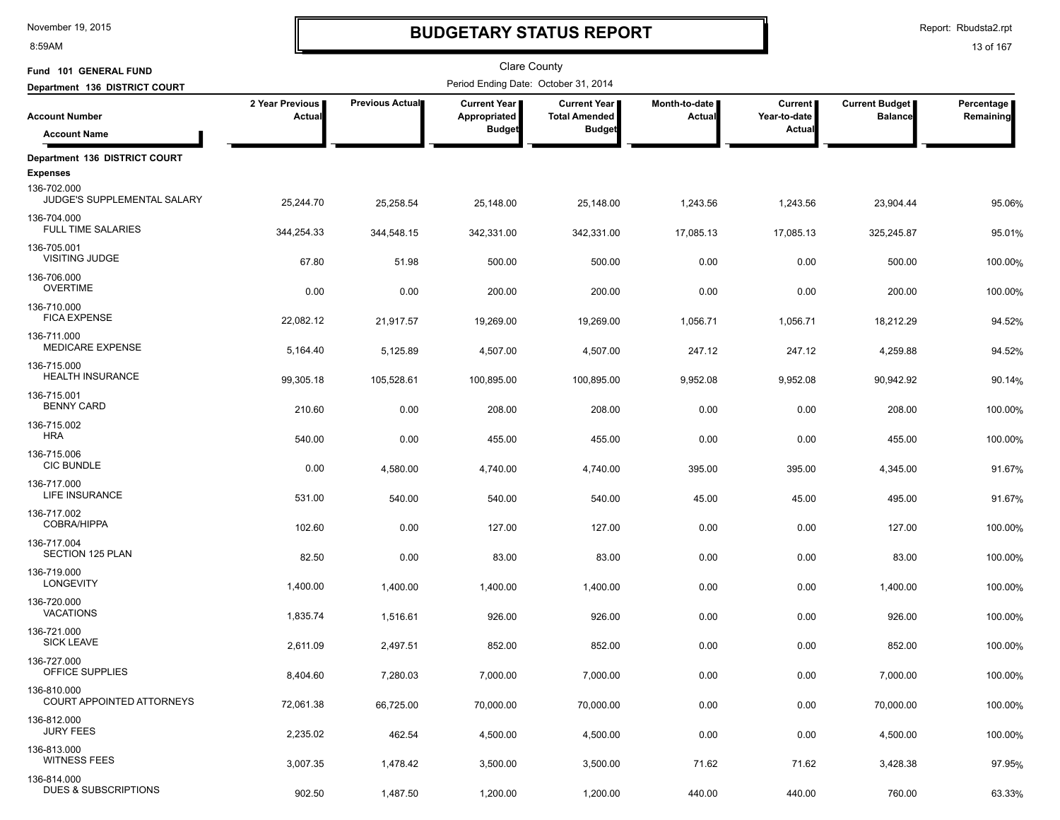# BUDGETARY STATUS REPORT

Clare County

Fund 101 GENERAL FUND

Department 136 DISTRICT COURT

Period Ending Date: October 31, 2014

| Account Number / Account Name | 2 Year Previous Actual | Previous Actual | Current Year Appropriated Budget | Current Year Total Amended Budget | Month-to-date Actual | Current Year-to-date Actual | Current Budget Balance | Percentage Remaining |
|---|---|---|---|---|---|---|---|---|
| **Department 136 DISTRICT COURT** | | | | | | | | |
| **Expenses** | | | | | | | | |
| 136-702.000 JUDGE'S SUPPLEMENTAL SALARY | 25,244.70 | 25,258.54 | 25,148.00 | 25,148.00 | 1,243.56 | 1,243.56 | 23,904.44 | 95.06% |
| 136-704.000 FULL TIME SALARIES | 344,254.33 | 344,548.15 | 342,331.00 | 342,331.00 | 17,085.13 | 17,085.13 | 325,245.87 | 95.01% |
| 136-705.001 VISITING JUDGE | 67.80 | 51.98 | 500.00 | 500.00 | 0.00 | 0.00 | 500.00 | 100.00% |
| 136-706.000 OVERTIME | 0.00 | 0.00 | 200.00 | 200.00 | 0.00 | 0.00 | 200.00 | 100.00% |
| 136-710.000 FICA EXPENSE | 22,082.12 | 21,917.57 | 19,269.00 | 19,269.00 | 1,056.71 | 1,056.71 | 18,212.29 | 94.52% |
| 136-711.000 MEDICARE EXPENSE | 5,164.40 | 5,125.89 | 4,507.00 | 4,507.00 | 247.12 | 247.12 | 4,259.88 | 94.52% |
| 136-715.000 HEALTH INSURANCE | 99,305.18 | 105,528.61 | 100,895.00 | 100,895.00 | 9,952.08 | 9,952.08 | 90,942.92 | 90.14% |
| 136-715.001 BENNY CARD | 210.60 | 0.00 | 208.00 | 208.00 | 0.00 | 0.00 | 208.00 | 100.00% |
| 136-715.002 HRA | 540.00 | 0.00 | 455.00 | 455.00 | 0.00 | 0.00 | 455.00 | 100.00% |
| 136-715.006 CIC BUNDLE | 0.00 | 4,580.00 | 4,740.00 | 4,740.00 | 395.00 | 395.00 | 4,345.00 | 91.67% |
| 136-717.000 LIFE INSURANCE | 531.00 | 540.00 | 540.00 | 540.00 | 45.00 | 45.00 | 495.00 | 91.67% |
| 136-717.002 COBRA/HIPPA | 102.60 | 0.00 | 127.00 | 127.00 | 0.00 | 0.00 | 127.00 | 100.00% |
| 136-717.004 SECTION 125 PLAN | 82.50 | 0.00 | 83.00 | 83.00 | 0.00 | 0.00 | 83.00 | 100.00% |
| 136-719.000 LONGEVITY | 1,400.00 | 1,400.00 | 1,400.00 | 1,400.00 | 0.00 | 0.00 | 1,400.00 | 100.00% |
| 136-720.000 VACATIONS | 1,835.74 | 1,516.61 | 926.00 | 926.00 | 0.00 | 0.00 | 926.00 | 100.00% |
| 136-721.000 SICK LEAVE | 2,611.09 | 2,497.51 | 852.00 | 852.00 | 0.00 | 0.00 | 852.00 | 100.00% |
| 136-727.000 OFFICE SUPPLIES | 8,404.60 | 7,280.03 | 7,000.00 | 7,000.00 | 0.00 | 0.00 | 7,000.00 | 100.00% |
| 136-810.000 COURT APPOINTED ATTORNEYS | 72,061.38 | 66,725.00 | 70,000.00 | 70,000.00 | 0.00 | 0.00 | 70,000.00 | 100.00% |
| 136-812.000 JURY FEES | 2,235.02 | 462.54 | 4,500.00 | 4,500.00 | 0.00 | 0.00 | 4,500.00 | 100.00% |
| 136-813.000 WITNESS FEES | 3,007.35 | 1,478.42 | 3,500.00 | 3,500.00 | 71.62 | 71.62 | 3,428.38 | 97.95% |
| 136-814.000 DUES & SUBSCRIPTIONS | 902.50 | 1,487.50 | 1,200.00 | 1,200.00 | 440.00 | 440.00 | 760.00 | 63.33% |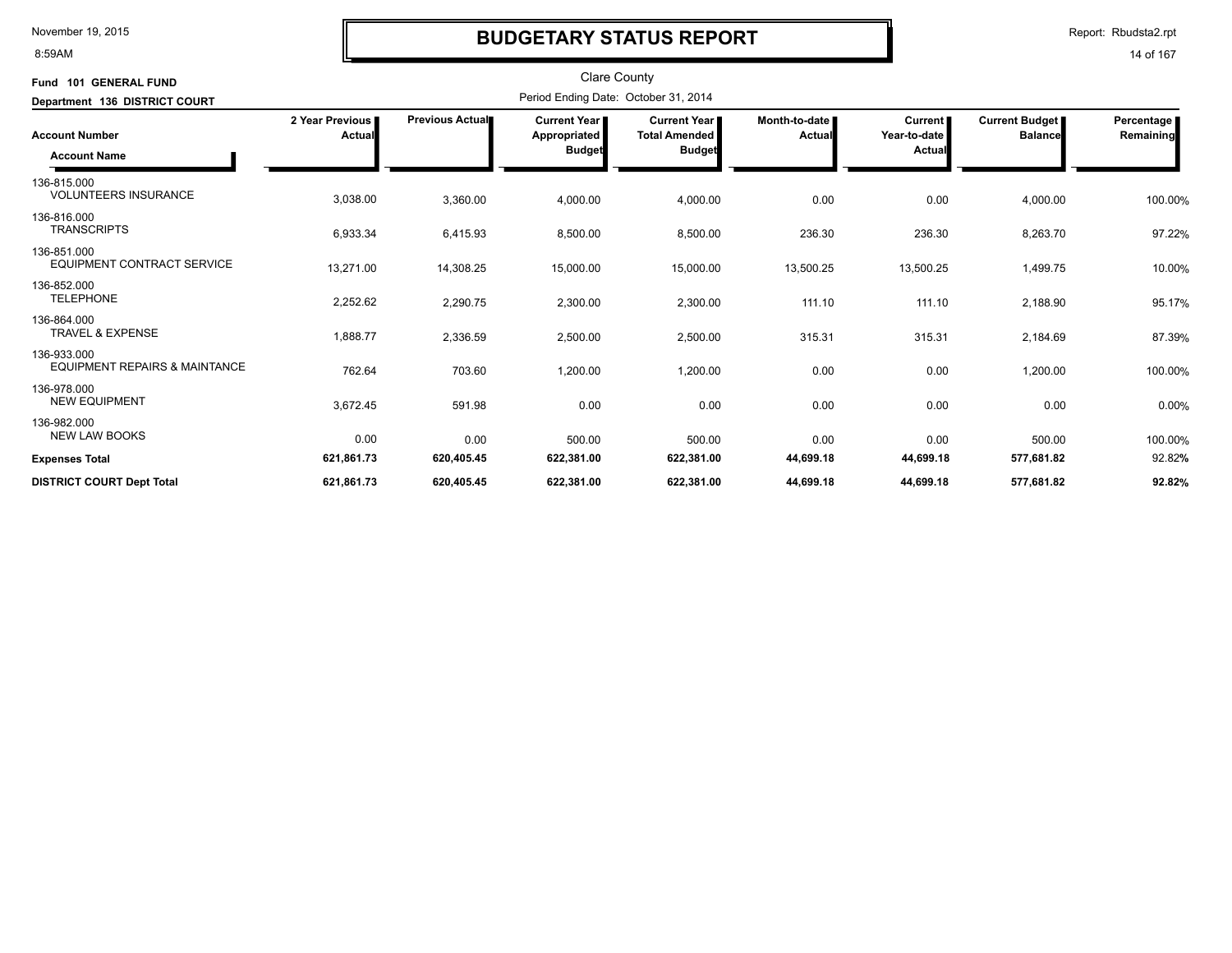# BUDGETARY STATUS REPORT

Clare County

Fund 101 GENERAL FUND

Department 136 DISTRICT COURT

Period Ending Date: October 31, 2014

| Account Number / Account Name | 2 Year Previous Actual | Previous Actual | Current Year Appropriated Budget | Current Year Total Amended Budget | Month-to-date Actual | Current Year-to-date Actual | Current Budget Balance | Percentage Remaining |
|---|---|---|---|---|---|---|---|---|
| 136-815.000 VOLUNTEERS INSURANCE | 3,038.00 | 3,360.00 | 4,000.00 | 4,000.00 | 0.00 | 0.00 | 4,000.00 | 100.00% |
| 136-816.000 TRANSCRIPTS | 6,933.34 | 6,415.93 | 8,500.00 | 8,500.00 | 236.30 | 236.30 | 8,263.70 | 97.22% |
| 136-851.000 EQUIPMENT CONTRACT SERVICE | 13,271.00 | 14,308.25 | 15,000.00 | 15,000.00 | 13,500.25 | 13,500.25 | 1,499.75 | 10.00% |
| 136-852.000 TELEPHONE | 2,252.62 | 2,290.75 | 2,300.00 | 2,300.00 | 111.10 | 111.10 | 2,188.90 | 95.17% |
| 136-864.000 TRAVEL & EXPENSE | 1,888.77 | 2,336.59 | 2,500.00 | 2,500.00 | 315.31 | 315.31 | 2,184.69 | 87.39% |
| 136-933.000 EQUIPMENT REPAIRS & MAINTANCE | 762.64 | 703.60 | 1,200.00 | 1,200.00 | 0.00 | 0.00 | 1,200.00 | 100.00% |
| 136-978.000 NEW EQUIPMENT | 3,672.45 | 591.98 | 0.00 | 0.00 | 0.00 | 0.00 | 0.00 | 0.00% |
| 136-982.000 NEW LAW BOOKS | 0.00 | 0.00 | 500.00 | 500.00 | 0.00 | 0.00 | 500.00 | 100.00% |
| **Expenses Total** | **621,861.73** | **620,405.45** | **622,381.00** | **622,381.00** | **44,699.18** | **44,699.18** | **577,681.82** | 92.82% |
| **DISTRICT COURT Dept Total** | **621,861.73** | **620,405.45** | **622,381.00** | **622,381.00** | **44,699.18** | **44,699.18** | **577,681.82** | **92.82%** |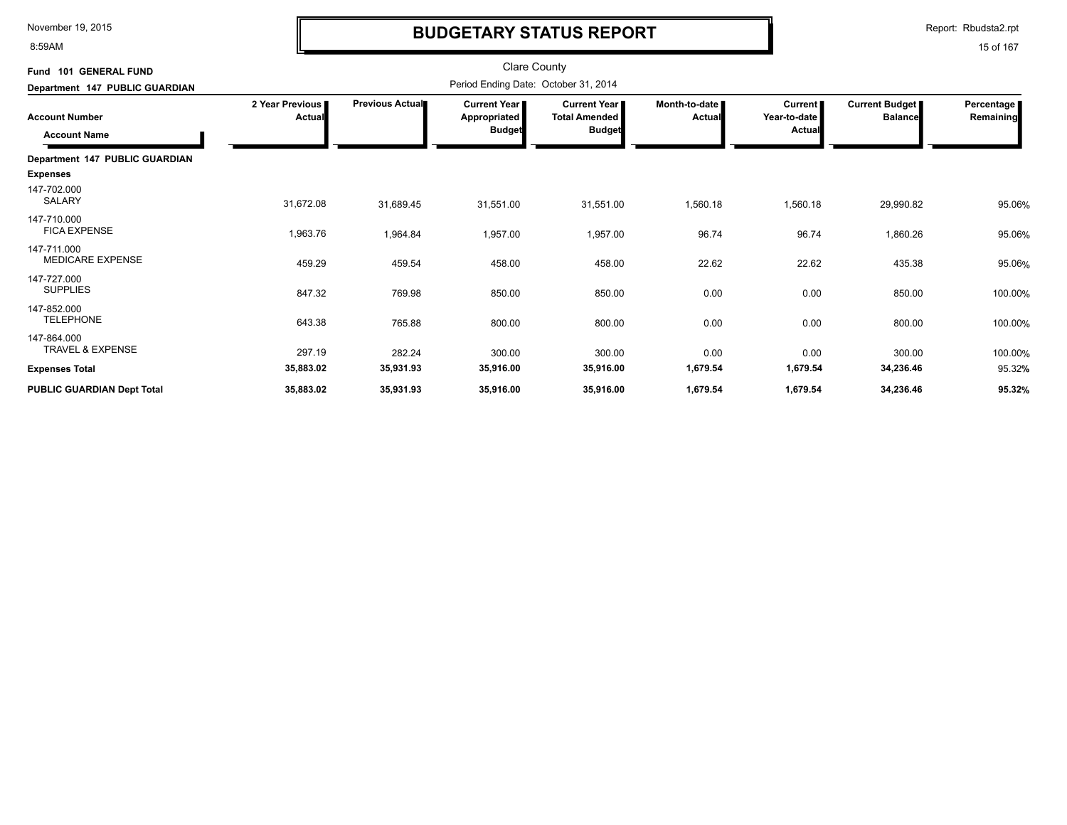# BUDGETARY STATUS REPORT

Clare County

Period Ending Date: October 31, 2014

**Fund 101 GENERAL FUND**

**Department 147 PUBLIC GUARDIAN**

| Account Number / Account Name | 2 Year Previous Actual | Previous Actual | Current Year Appropriated Budget | Current Year Total Amended Budget | Month-to-date Actual | Current Year-to-date Actual | Current Budget Balance | Percentage Remaining |
|---|---|---|---|---|---|---|---|---|
| **Department 147 PUBLIC GUARDIAN** | | | | | | | | |
| **Expenses** | | | | | | | | |
| 147-702.000 SALARY | 31,672.08 | 31,689.45 | 31,551.00 | 31,551.00 | 1,560.18 | 1,560.18 | 29,990.82 | 95.06% |
| 147-710.000 FICA EXPENSE | 1,963.76 | 1,964.84 | 1,957.00 | 1,957.00 | 96.74 | 96.74 | 1,860.26 | 95.06% |
| 147-711.000 MEDICARE EXPENSE | 459.29 | 459.54 | 458.00 | 458.00 | 22.62 | 22.62 | 435.38 | 95.06% |
| 147-727.000 SUPPLIES | 847.32 | 769.98 | 850.00 | 850.00 | 0.00 | 0.00 | 850.00 | 100.00% |
| 147-852.000 TELEPHONE | 643.38 | 765.88 | 800.00 | 800.00 | 0.00 | 0.00 | 800.00 | 100.00% |
| 147-864.000 TRAVEL & EXPENSE | 297.19 | 282.24 | 300.00 | 300.00 | 0.00 | 0.00 | 300.00 | 100.00% |
| **Expenses Total** | **35,883.02** | **35,931.93** | **35,916.00** | **35,916.00** | **1,679.54** | **1,679.54** | **34,236.46** | 95.32% |
| **PUBLIC GUARDIAN Dept Total** | **35,883.02** | **35,931.93** | **35,916.00** | **35,916.00** | **1,679.54** | **1,679.54** | **34,236.46** | **95.32%** |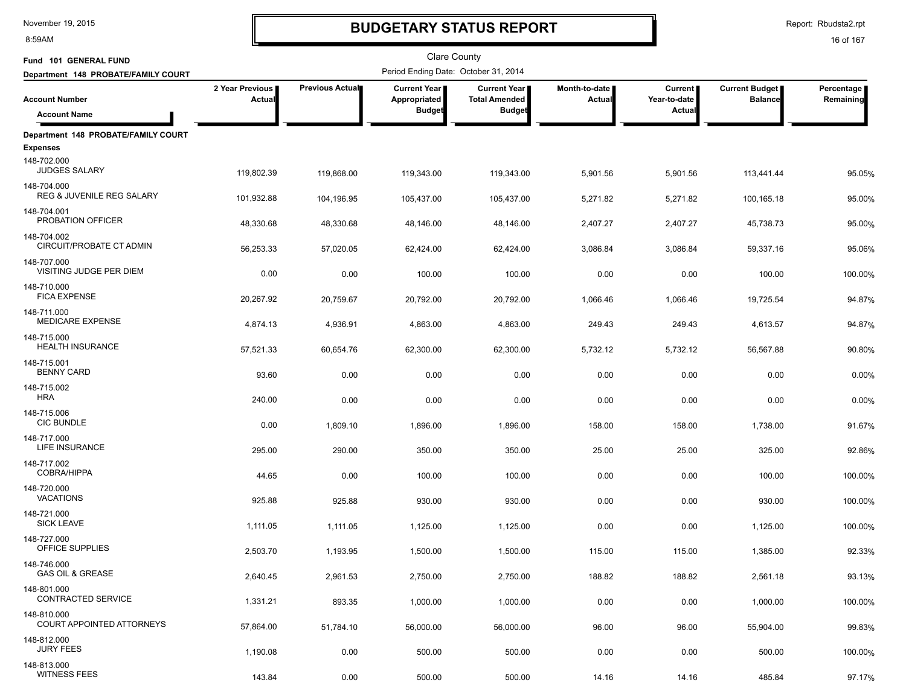# BUDGETARY STATUS REPORT

Clare County

Fund 101 GENERAL FUND

Department 148 PROBATE/FAMILY COURT

Period Ending Date: October 31, 2014

| Account Number / Account Name | 2 Year Previous Actual | Previous Actual | Current Year Appropriated Budget | Current Year Total Amended Budget | Month-to-date Actual | Current Year-to-date Actual | Current Budget Balance | Percentage Remaining |
|---|---|---|---|---|---|---|---|---|
| **Department 148 PROBATE/FAMILY COURT** | | | | | | | | |
| **Expenses** | | | | | | | | |
| 148-702.000 JUDGES SALARY | 119,802.39 | 119,868.00 | 119,343.00 | 119,343.00 | 5,901.56 | 5,901.56 | 113,441.44 | 95.05% |
| 148-704.000 REG & JUVENILE REG SALARY | 101,932.88 | 104,196.95 | 105,437.00 | 105,437.00 | 5,271.82 | 5,271.82 | 100,165.18 | 95.00% |
| 148-704.001 PROBATION OFFICER | 48,330.68 | 48,330.68 | 48,146.00 | 48,146.00 | 2,407.27 | 2,407.27 | 45,738.73 | 95.00% |
| 148-704.002 CIRCUIT/PROBATE CT ADMIN | 56,253.33 | 57,020.05 | 62,424.00 | 62,424.00 | 3,086.84 | 3,086.84 | 59,337.16 | 95.06% |
| 148-707.000 VISITING JUDGE PER DIEM | 0.00 | 0.00 | 100.00 | 100.00 | 0.00 | 0.00 | 100.00 | 100.00% |
| 148-710.000 FICA EXPENSE | 20,267.92 | 20,759.67 | 20,792.00 | 20,792.00 | 1,066.46 | 1,066.46 | 19,725.54 | 94.87% |
| 148-711.000 MEDICARE EXPENSE | 4,874.13 | 4,936.91 | 4,863.00 | 4,863.00 | 249.43 | 249.43 | 4,613.57 | 94.87% |
| 148-715.000 HEALTH INSURANCE | 57,521.33 | 60,654.76 | 62,300.00 | 62,300.00 | 5,732.12 | 5,732.12 | 56,567.88 | 90.80% |
| 148-715.001 BENNY CARD | 93.60 | 0.00 | 0.00 | 0.00 | 0.00 | 0.00 | 0.00 | 0.00% |
| 148-715.002 HRA | 240.00 | 0.00 | 0.00 | 0.00 | 0.00 | 0.00 | 0.00 | 0.00% |
| 148-715.006 CIC BUNDLE | 0.00 | 1,809.10 | 1,896.00 | 1,896.00 | 158.00 | 158.00 | 1,738.00 | 91.67% |
| 148-717.000 LIFE INSURANCE | 295.00 | 290.00 | 350.00 | 350.00 | 25.00 | 25.00 | 325.00 | 92.86% |
| 148-717.002 COBRA/HIPPA | 44.65 | 0.00 | 100.00 | 100.00 | 0.00 | 0.00 | 100.00 | 100.00% |
| 148-720.000 VACATIONS | 925.88 | 925.88 | 930.00 | 930.00 | 0.00 | 0.00 | 930.00 | 100.00% |
| 148-721.000 SICK LEAVE | 1,111.05 | 1,111.05 | 1,125.00 | 1,125.00 | 0.00 | 0.00 | 1,125.00 | 100.00% |
| 148-727.000 OFFICE SUPPLIES | 2,503.70 | 1,193.95 | 1,500.00 | 1,500.00 | 115.00 | 115.00 | 1,385.00 | 92.33% |
| 148-746.000 GAS OIL & GREASE | 2,640.45 | 2,961.53 | 2,750.00 | 2,750.00 | 188.82 | 188.82 | 2,561.18 | 93.13% |
| 148-801.000 CONTRACTED SERVICE | 1,331.21 | 893.35 | 1,000.00 | 1,000.00 | 0.00 | 0.00 | 1,000.00 | 100.00% |
| 148-810.000 COURT APPOINTED ATTORNEYS | 57,864.00 | 51,784.10 | 56,000.00 | 56,000.00 | 96.00 | 96.00 | 55,904.00 | 99.83% |
| 148-812.000 JURY FEES | 1,190.08 | 0.00 | 500.00 | 500.00 | 0.00 | 0.00 | 500.00 | 100.00% |
| 148-813.000 WITNESS FEES | 143.84 | 0.00 | 500.00 | 500.00 | 14.16 | 14.16 | 485.84 | 97.17% |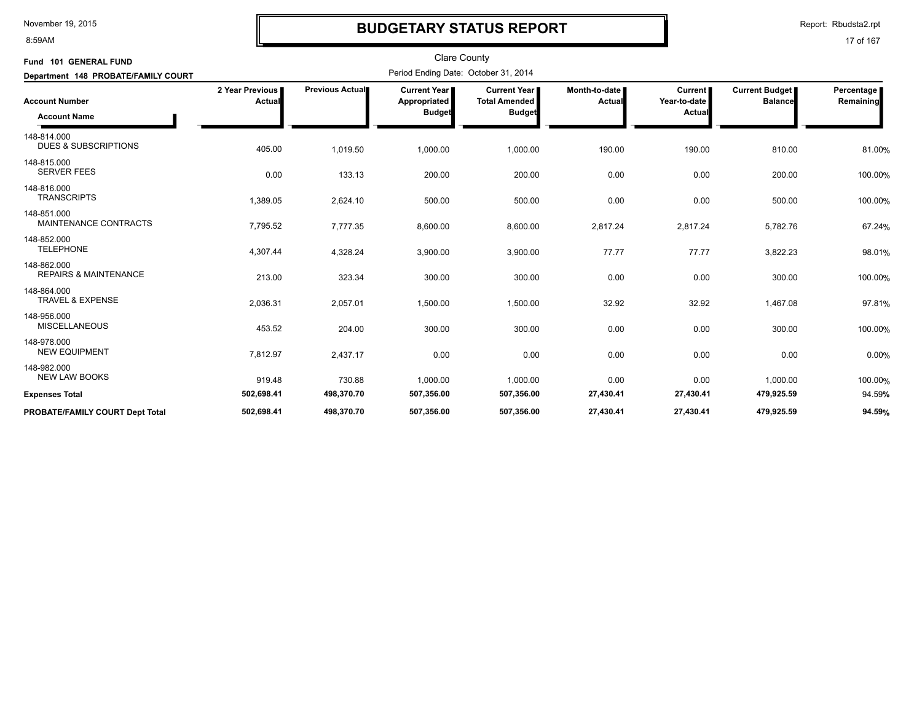# BUDGETARY STATUS REPORT

Clare County

Period Ending Date: October 31, 2014

**Fund 101 GENERAL FUND**

**Department 148 PROBATE/FAMILY COURT**

| Account Number / Account Name | 2 Year Previous Actual | Previous Actual | Current Year Appropriated Budget | Current Year Total Amended Budget | Month-to-date Actual | Current Year-to-date Actual | Current Budget Balance | Percentage Remaining |
|---|---|---|---|---|---|---|---|---|
| 148-814.000 DUES & SUBSCRIPTIONS | 405.00 | 1,019.50 | 1,000.00 | 1,000.00 | 190.00 | 190.00 | 810.00 | 81.00% |
| 148-815.000 SERVER FEES | 0.00 | 133.13 | 200.00 | 200.00 | 0.00 | 0.00 | 200.00 | 100.00% |
| 148-816.000 TRANSCRIPTS | 1,389.05 | 2,624.10 | 500.00 | 500.00 | 0.00 | 0.00 | 500.00 | 100.00% |
| 148-851.000 MAINTENANCE CONTRACTS | 7,795.52 | 7,777.35 | 8,600.00 | 8,600.00 | 2,817.24 | 2,817.24 | 5,782.76 | 67.24% |
| 148-852.000 TELEPHONE | 4,307.44 | 4,328.24 | 3,900.00 | 3,900.00 | 77.77 | 77.77 | 3,822.23 | 98.01% |
| 148-862.000 REPAIRS & MAINTENANCE | 213.00 | 323.34 | 300.00 | 300.00 | 0.00 | 0.00 | 300.00 | 100.00% |
| 148-864.000 TRAVEL & EXPENSE | 2,036.31 | 2,057.01 | 1,500.00 | 1,500.00 | 32.92 | 32.92 | 1,467.08 | 97.81% |
| 148-956.000 MISCELLANEOUS | 453.52 | 204.00 | 300.00 | 300.00 | 0.00 | 0.00 | 300.00 | 100.00% |
| 148-978.000 NEW EQUIPMENT | 7,812.97 | 2,437.17 | 0.00 | 0.00 | 0.00 | 0.00 | 0.00 | 0.00% |
| 148-982.000 NEW LAW BOOKS | 919.48 | 730.88 | 1,000.00 | 1,000.00 | 0.00 | 0.00 | 1,000.00 | 100.00% |
| **Expenses Total** | **502,698.41** | **498,370.70** | **507,356.00** | **507,356.00** | **27,430.41** | **27,430.41** | **479,925.59** | 94.59% |
| **PROBATE/FAMILY COURT Dept Total** | **502,698.41** | **498,370.70** | **507,356.00** | **507,356.00** | **27,430.41** | **27,430.41** | **479,925.59** | **94.59%** |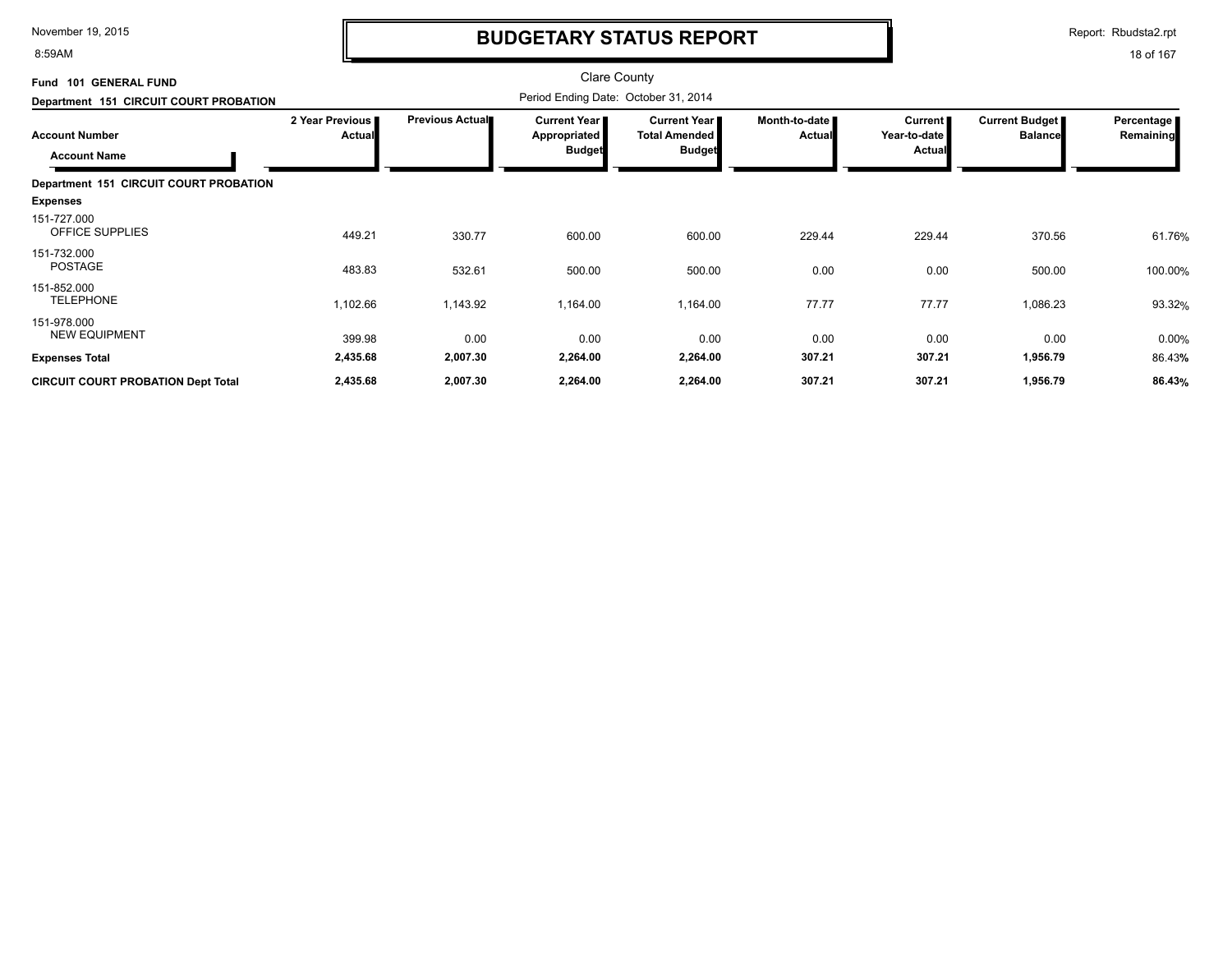# BUDGETARY STATUS REPORT

Clare County

**Fund 101 GENERAL FUND**

**Department 151 CIRCUIT COURT PROBATION**

Period Ending Date: October 31, 2014

| Account Number / Account Name | 2 Year Previous Actual | Previous Actual | Current Year Appropriated Budget | Current Year Total Amended Budget | Month-to-date Actual | Current Year-to-date Actual | Current Budget Balance | Percentage Remaining |
|---|---|---|---|---|---|---|---|---|
| **Department 151 CIRCUIT COURT PROBATION** | | | | | | | | |
| **Expenses** | | | | | | | | |
| 151-727.000 OFFICE SUPPLIES | 449.21 | 330.77 | 600.00 | 600.00 | 229.44 | 229.44 | 370.56 | 61.76% |
| 151-732.000 POSTAGE | 483.83 | 532.61 | 500.00 | 500.00 | 0.00 | 0.00 | 500.00 | 100.00% |
| 151-852.000 TELEPHONE | 1,102.66 | 1,143.92 | 1,164.00 | 1,164.00 | 77.77 | 77.77 | 1,086.23 | 93.32% |
| 151-978.000 NEW EQUIPMENT | 399.98 | 0.00 | 0.00 | 0.00 | 0.00 | 0.00 | 0.00 | 0.00% |
| **Expenses Total** | **2,435.68** | **2,007.30** | **2,264.00** | **2,264.00** | **307.21** | **307.21** | **1,956.79** | 86.43% |
| **CIRCUIT COURT PROBATION Dept Total** | **2,435.68** | **2,007.30** | **2,264.00** | **2,264.00** | **307.21** | **307.21** | **1,956.79** | **86.43%** |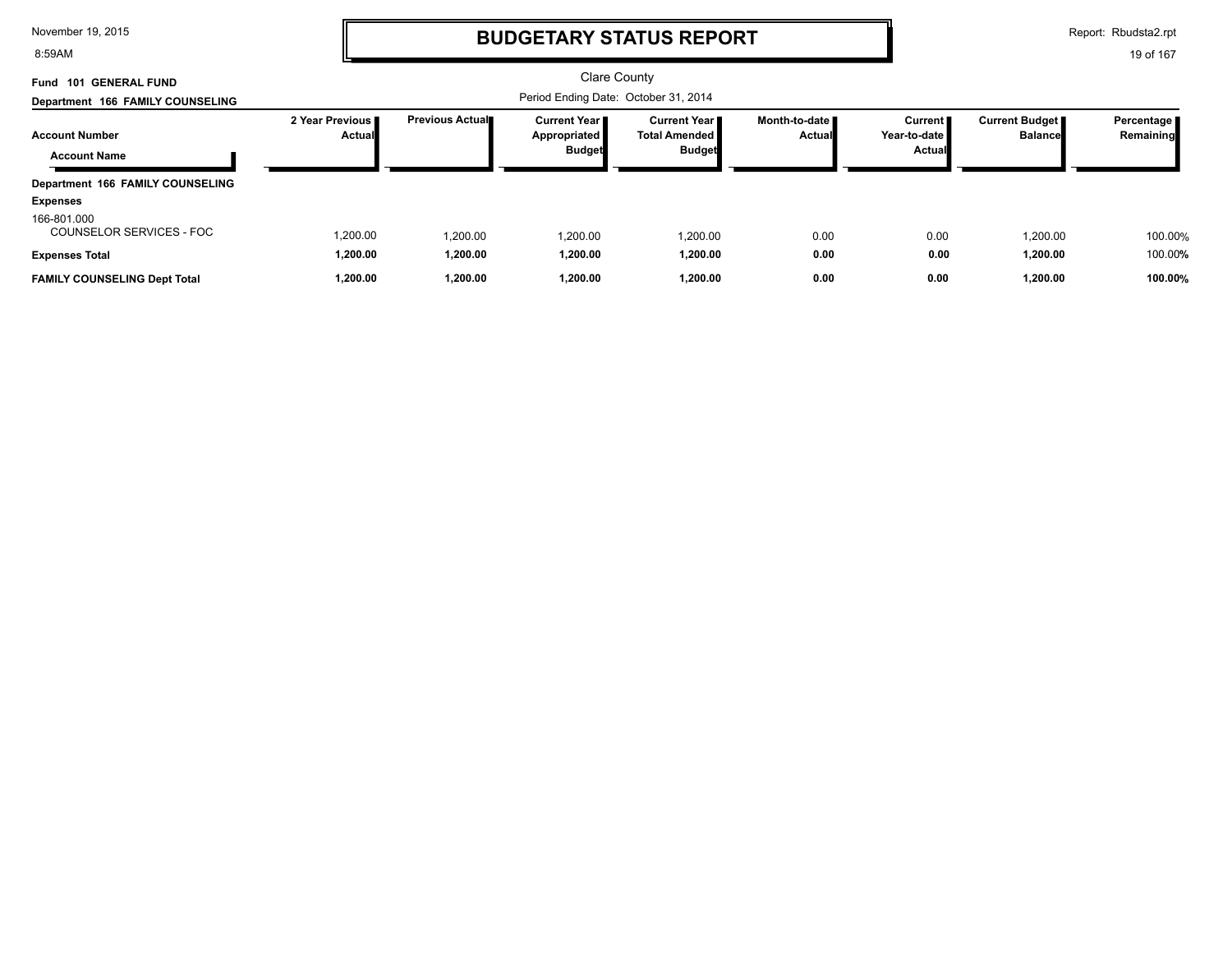# BUDGETARY STATUS REPORT

Clare County

**Fund 101 GENERAL FUND**

**Department 166 FAMILY COUNSELING**

Period Ending Date: October 31, 2014

| Account Number / Account Name | 2 Year Previous Actual | Previous Actual | Current Year Appropriated Budget | Current Year Total Amended Budget | Month-to-date Actual | Current Year-to-date Actual | Current Budget Balance | Percentage Remaining |
|---|---|---|---|---|---|---|---|---|
| **Department 166 FAMILY COUNSELING** | | | | | | | | |
| **Expenses** | | | | | | | | |
| 166-801.000 COUNSELOR SERVICES - FOC | 1,200.00 | 1,200.00 | 1,200.00 | 1,200.00 | 0.00 | 0.00 | 1,200.00 | 100.00% |
| **Expenses Total** | **1,200.00** | **1,200.00** | **1,200.00** | **1,200.00** | **0.00** | **0.00** | **1,200.00** | 100.00% |
| **FAMILY COUNSELING Dept Total** | **1,200.00** | **1,200.00** | **1,200.00** | **1,200.00** | **0.00** | **0.00** | **1,200.00** | **100.00%** |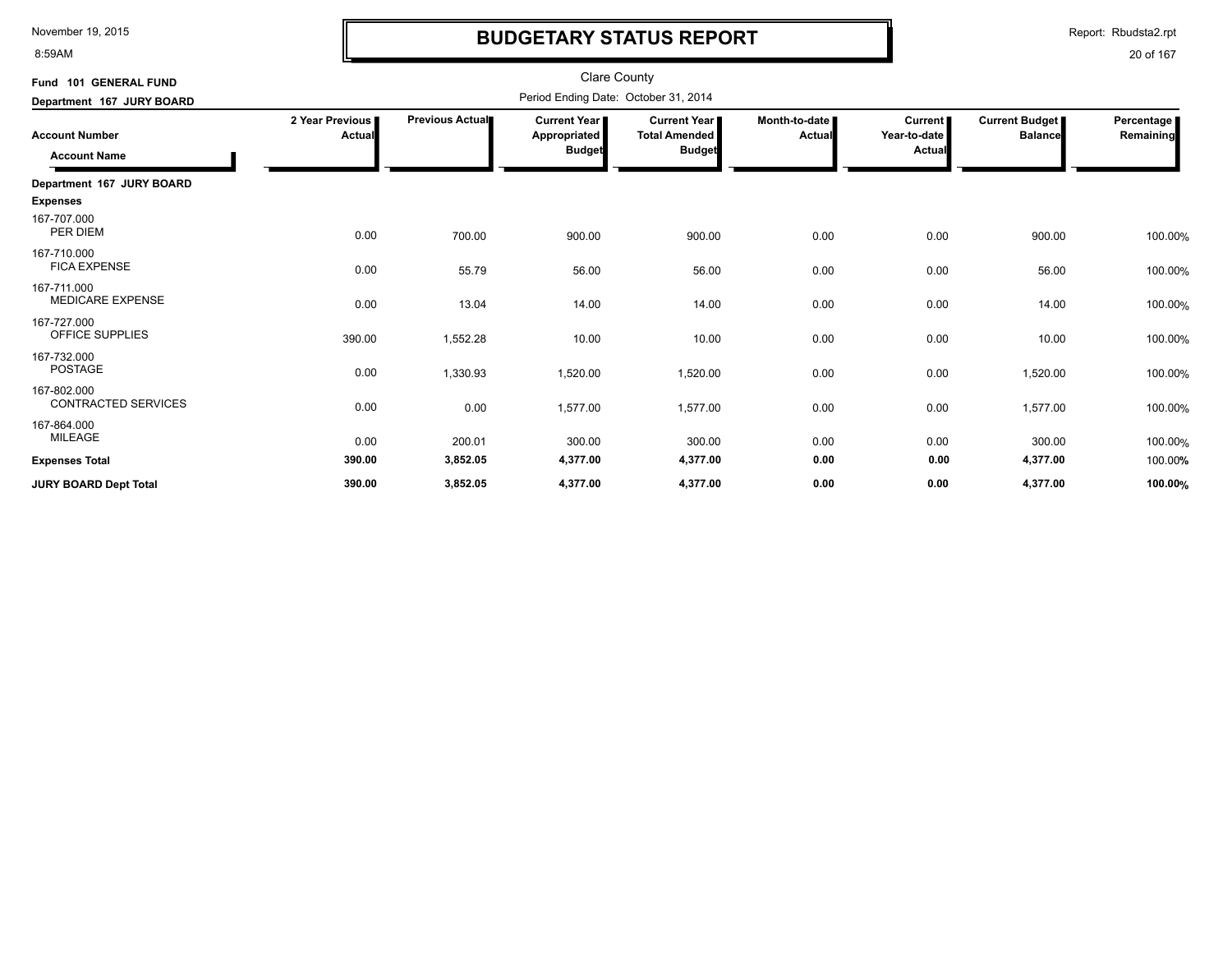# BUDGETARY STATUS REPORT

Clare County

Fund 101 GENERAL FUND

Department 167 JURY BOARD

Period Ending Date: October 31, 2014

| Account Number / Account Name | 2 Year Previous Actual | Previous Actual | Current Year Appropriated Budget | Current Year Total Amended Budget | Month-to-date Actual | Current Year-to-date Actual | Current Budget Balance | Percentage Remaining |
|---|---|---|---|---|---|---|---|---|
| **Department 167 JURY BOARD** | | | | | | | | |
| **Expenses** | | | | | | | | |
| 167-707.000 PER DIEM | 0.00 | 700.00 | 900.00 | 900.00 | 0.00 | 0.00 | 900.00 | 100.00% |
| 167-710.000 FICA EXPENSE | 0.00 | 55.79 | 56.00 | 56.00 | 0.00 | 0.00 | 56.00 | 100.00% |
| 167-711.000 MEDICARE EXPENSE | 0.00 | 13.04 | 14.00 | 14.00 | 0.00 | 0.00 | 14.00 | 100.00% |
| 167-727.000 OFFICE SUPPLIES | 390.00 | 1,552.28 | 10.00 | 10.00 | 0.00 | 0.00 | 10.00 | 100.00% |
| 167-732.000 POSTAGE | 0.00 | 1,330.93 | 1,520.00 | 1,520.00 | 0.00 | 0.00 | 1,520.00 | 100.00% |
| 167-802.000 CONTRACTED SERVICES | 0.00 | 0.00 | 1,577.00 | 1,577.00 | 0.00 | 0.00 | 1,577.00 | 100.00% |
| 167-864.000 MILEAGE | 0.00 | 200.01 | 300.00 | 300.00 | 0.00 | 0.00 | 300.00 | 100.00% |
| **Expenses Total** | **390.00** | **3,852.05** | **4,377.00** | **4,377.00** | **0.00** | **0.00** | **4,377.00** | 100.00% |
| **JURY BOARD Dept Total** | **390.00** | **3,852.05** | **4,377.00** | **4,377.00** | **0.00** | **0.00** | **4,377.00** | **100.00%** |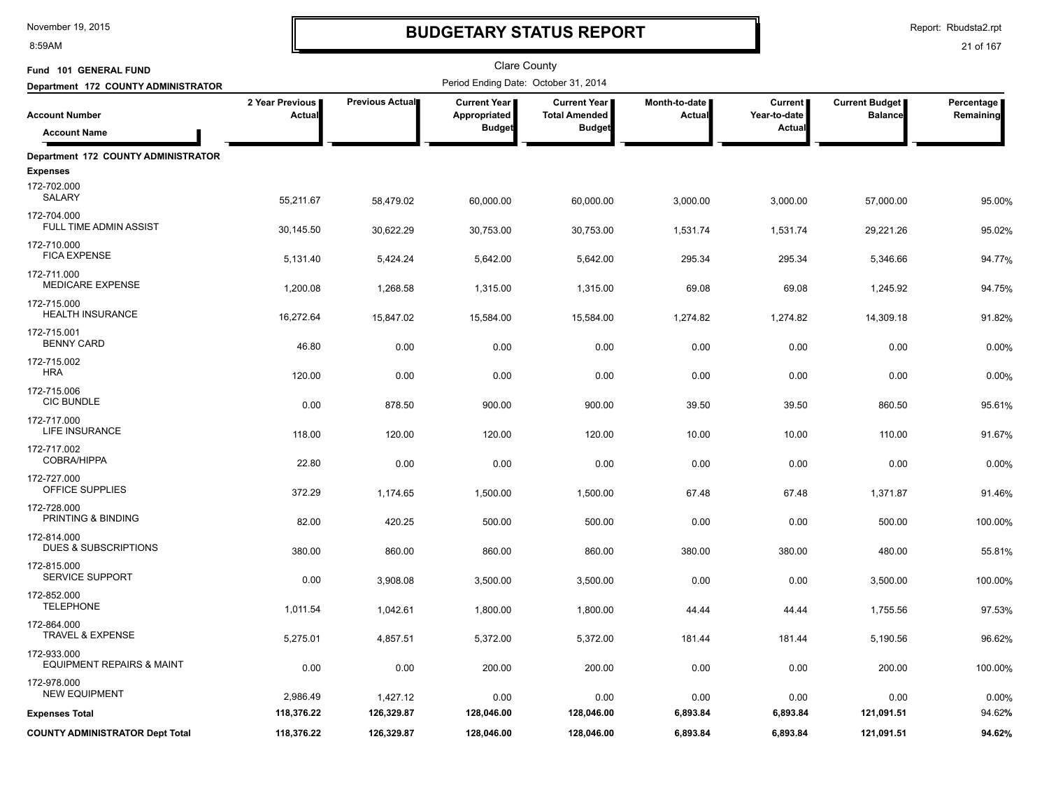# BUDGETARY STATUS REPORT

Clare County

Fund 101 GENERAL FUND

Department 172 COUNTY ADMINISTRATOR

Period Ending Date: October 31, 2014

| Account Number / Account Name | 2 Year Previous Actual | Previous Actual | Current Year Appropriated Budget | Current Year Total Amended Budget | Month-to-date Actual | Current Year-to-date Actual | Current Budget Balance | Percentage Remaining |
|---|---|---|---|---|---|---|---|---|
| **Department 172 COUNTY ADMINISTRATOR** | | | | | | | | |
| **Expenses** | | | | | | | | |
| 172-702.000 SALARY | 55,211.67 | 58,479.02 | 60,000.00 | 60,000.00 | 3,000.00 | 3,000.00 | 57,000.00 | 95.00% |
| 172-704.000 FULL TIME ADMIN ASSIST | 30,145.50 | 30,622.29 | 30,753.00 | 30,753.00 | 1,531.74 | 1,531.74 | 29,221.26 | 95.02% |
| 172-710.000 FICA EXPENSE | 5,131.40 | 5,424.24 | 5,642.00 | 5,642.00 | 295.34 | 295.34 | 5,346.66 | 94.77% |
| 172-711.000 MEDICARE EXPENSE | 1,200.08 | 1,268.58 | 1,315.00 | 1,315.00 | 69.08 | 69.08 | 1,245.92 | 94.75% |
| 172-715.000 HEALTH INSURANCE | 16,272.64 | 15,847.02 | 15,584.00 | 15,584.00 | 1,274.82 | 1,274.82 | 14,309.18 | 91.82% |
| 172-715.001 BENNY CARD | 46.80 | 0.00 | 0.00 | 0.00 | 0.00 | 0.00 | 0.00 | 0.00% |
| 172-715.002 HRA | 120.00 | 0.00 | 0.00 | 0.00 | 0.00 | 0.00 | 0.00 | 0.00% |
| 172-715.006 CIC BUNDLE | 0.00 | 878.50 | 900.00 | 900.00 | 39.50 | 39.50 | 860.50 | 95.61% |
| 172-717.000 LIFE INSURANCE | 118.00 | 120.00 | 120.00 | 120.00 | 10.00 | 10.00 | 110.00 | 91.67% |
| 172-717.002 COBRA/HIPPA | 22.80 | 0.00 | 0.00 | 0.00 | 0.00 | 0.00 | 0.00 | 0.00% |
| 172-727.000 OFFICE SUPPLIES | 372.29 | 1,174.65 | 1,500.00 | 1,500.00 | 67.48 | 67.48 | 1,371.87 | 91.46% |
| 172-728.000 PRINTING & BINDING | 82.00 | 420.25 | 500.00 | 500.00 | 0.00 | 0.00 | 500.00 | 100.00% |
| 172-814.000 DUES & SUBSCRIPTIONS | 380.00 | 860.00 | 860.00 | 860.00 | 380.00 | 380.00 | 480.00 | 55.81% |
| 172-815.000 SERVICE SUPPORT | 0.00 | 3,908.08 | 3,500.00 | 3,500.00 | 0.00 | 0.00 | 3,500.00 | 100.00% |
| 172-852.000 TELEPHONE | 1,011.54 | 1,042.61 | 1,800.00 | 1,800.00 | 44.44 | 44.44 | 1,755.56 | 97.53% |
| 172-864.000 TRAVEL & EXPENSE | 5,275.01 | 4,857.51 | 5,372.00 | 5,372.00 | 181.44 | 181.44 | 5,190.56 | 96.62% |
| 172-933.000 EQUIPMENT REPAIRS & MAINT | 0.00 | 0.00 | 200.00 | 200.00 | 0.00 | 0.00 | 200.00 | 100.00% |
| 172-978.000 NEW EQUIPMENT | 2,986.49 | 1,427.12 | 0.00 | 0.00 | 0.00 | 0.00 | 0.00 | 0.00% |
| **Expenses Total** | **118,376.22** | **126,329.87** | **128,046.00** | **128,046.00** | **6,893.84** | **6,893.84** | **121,091.51** | **94.62%** |
| **COUNTY ADMINISTRATOR Dept Total** | **118,376.22** | **126,329.87** | **128,046.00** | **128,046.00** | **6,893.84** | **6,893.84** | **121,091.51** | **94.62%** |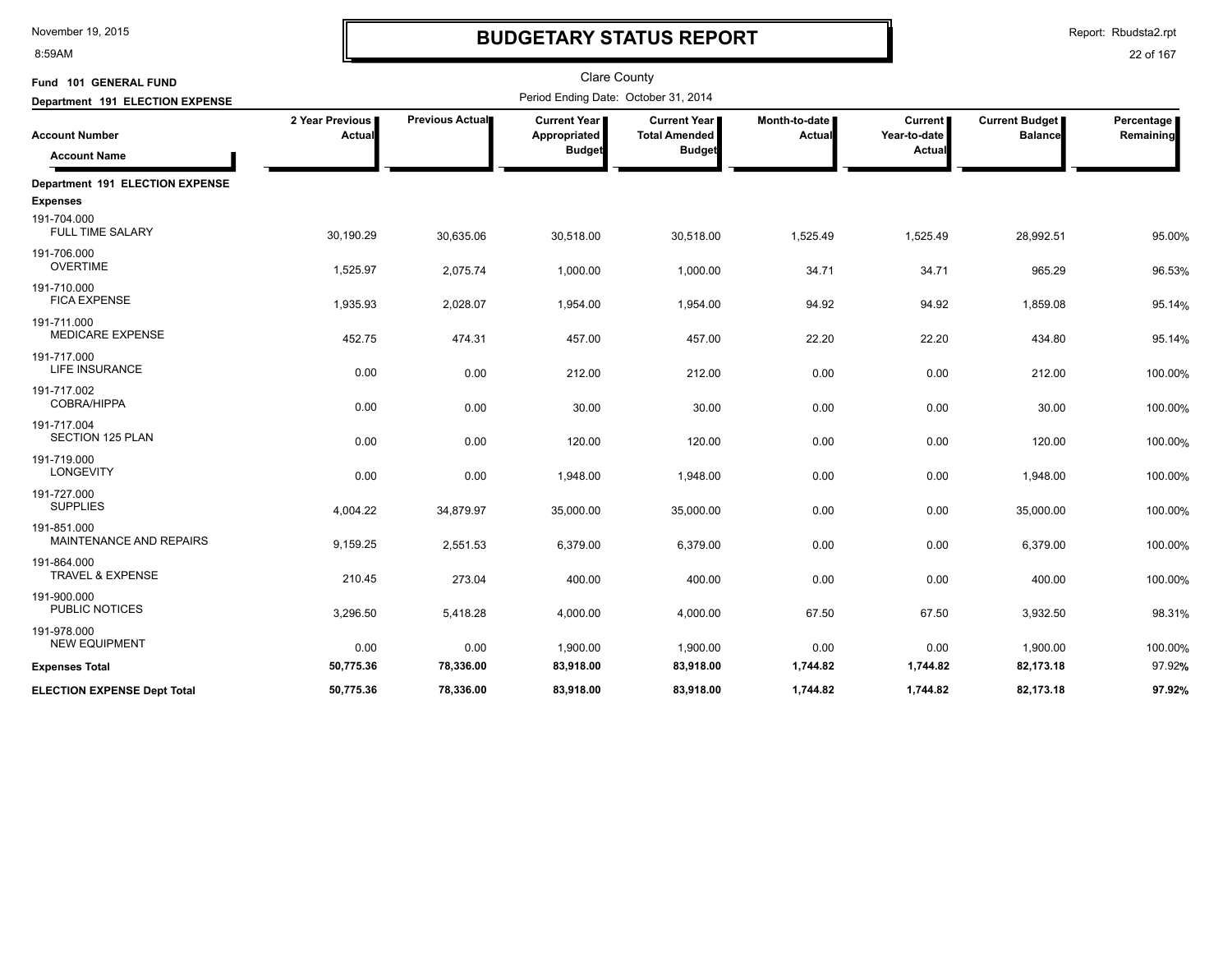# BUDGETARY STATUS REPORT

Clare County

**Fund 101 GENERAL FUND**

**Department 191 ELECTION EXPENSE**

Period Ending Date: October 31, 2014

| Account Number / Account Name | 2 Year Previous Actual | Previous Actual | Current Year Appropriated Budget | Current Year Total Amended Budget | Month-to-date Actual | Current Year-to-date Actual | Current Budget Balance | Percentage Remaining |
|---|---|---|---|---|---|---|---|---|
| **Department 191 ELECTION EXPENSE** | | | | | | | | |
| **Expenses** | | | | | | | | |
| 191-704.000 FULL TIME SALARY | 30,190.29 | 30,635.06 | 30,518.00 | 30,518.00 | 1,525.49 | 1,525.49 | 28,992.51 | 95.00% |
| 191-706.000 OVERTIME | 1,525.97 | 2,075.74 | 1,000.00 | 1,000.00 | 34.71 | 34.71 | 965.29 | 96.53% |
| 191-710.000 FICA EXPENSE | 1,935.93 | 2,028.07 | 1,954.00 | 1,954.00 | 94.92 | 94.92 | 1,859.08 | 95.14% |
| 191-711.000 MEDICARE EXPENSE | 452.75 | 474.31 | 457.00 | 457.00 | 22.20 | 22.20 | 434.80 | 95.14% |
| 191-717.000 LIFE INSURANCE | 0.00 | 0.00 | 212.00 | 212.00 | 0.00 | 0.00 | 212.00 | 100.00% |
| 191-717.002 COBRA/HIPPA | 0.00 | 0.00 | 30.00 | 30.00 | 0.00 | 0.00 | 30.00 | 100.00% |
| 191-717.004 SECTION 125 PLAN | 0.00 | 0.00 | 120.00 | 120.00 | 0.00 | 0.00 | 120.00 | 100.00% |
| 191-719.000 LONGEVITY | 0.00 | 0.00 | 1,948.00 | 1,948.00 | 0.00 | 0.00 | 1,948.00 | 100.00% |
| 191-727.000 SUPPLIES | 4,004.22 | 34,879.97 | 35,000.00 | 35,000.00 | 0.00 | 0.00 | 35,000.00 | 100.00% |
| 191-851.000 MAINTENANCE AND REPAIRS | 9,159.25 | 2,551.53 | 6,379.00 | 6,379.00 | 0.00 | 0.00 | 6,379.00 | 100.00% |
| 191-864.000 TRAVEL & EXPENSE | 210.45 | 273.04 | 400.00 | 400.00 | 0.00 | 0.00 | 400.00 | 100.00% |
| 191-900.000 PUBLIC NOTICES | 3,296.50 | 5,418.28 | 4,000.00 | 4,000.00 | 67.50 | 67.50 | 3,932.50 | 98.31% |
| 191-978.000 NEW EQUIPMENT | 0.00 | 0.00 | 1,900.00 | 1,900.00 | 0.00 | 0.00 | 1,900.00 | 100.00% |
| **Expenses Total** | **50,775.36** | **78,336.00** | **83,918.00** | **83,918.00** | **1,744.82** | **1,744.82** | **82,173.18** | 97.92% |
| **ELECTION EXPENSE Dept Total** | **50,775.36** | **78,336.00** | **83,918.00** | **83,918.00** | **1,744.82** | **1,744.82** | **82,173.18** | **97.92%** |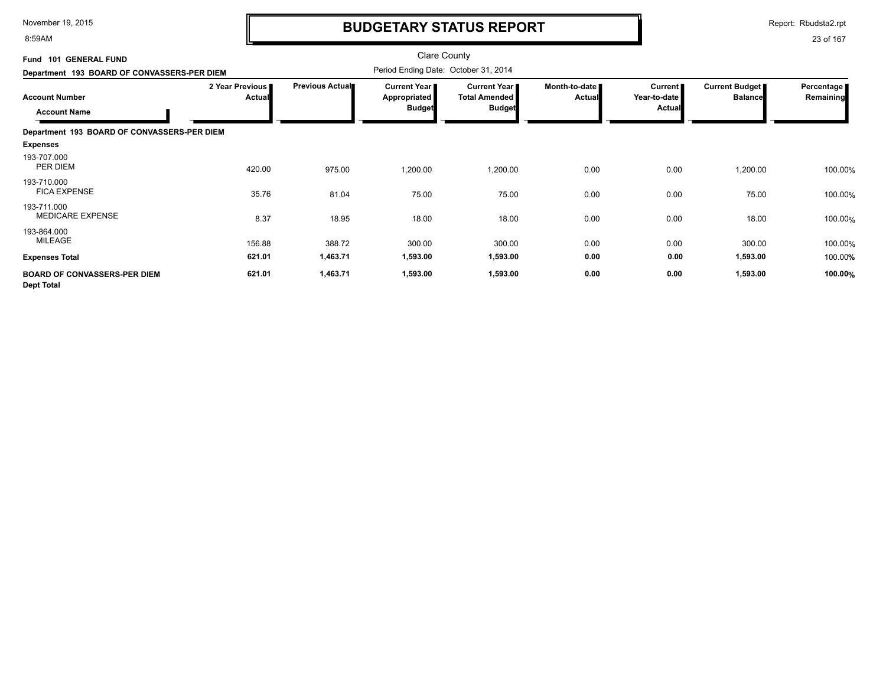# BUDGETARY STATUS REPORT

Clare County

**Fund 101 GENERAL FUND**

**Department 193 BOARD OF CONVASSERS-PER DIEM**

Period Ending Date: October 31, 2014

| Account Number / Account Name | 2 Year Previous Actual | Previous Actual | Current Year Appropriated Budget | Current Year Total Amended Budget | Month-to-date Actual | Current Year-to-date Actual | Current Budget Balance | Percentage Remaining |
|---|---|---|---|---|---|---|---|---|
| **Department 193 BOARD OF CONVASSERS-PER DIEM** | | | | | | | | |
| **Expenses** | | | | | | | | |
| 193-707.000 PER DIEM | 420.00 | 975.00 | 1,200.00 | 1,200.00 | 0.00 | 0.00 | 1,200.00 | 100.00% |
| 193-710.000 FICA EXPENSE | 35.76 | 81.04 | 75.00 | 75.00 | 0.00 | 0.00 | 75.00 | 100.00% |
| 193-711.000 MEDICARE EXPENSE | 8.37 | 18.95 | 18.00 | 18.00 | 0.00 | 0.00 | 18.00 | 100.00% |
| 193-864.000 MILEAGE | 156.88 | 388.72 | 300.00 | 300.00 | 0.00 | 0.00 | 300.00 | 100.00% |
| **Expenses Total** | **621.01** | **1,463.71** | **1,593.00** | **1,593.00** | **0.00** | **0.00** | **1,593.00** | 100.00% |
| **BOARD OF CONVASSERS-PER DIEM Dept Total** | **621.01** | **1,463.71** | **1,593.00** | **1,593.00** | **0.00** | **0.00** | **1,593.00** | **100.00%** |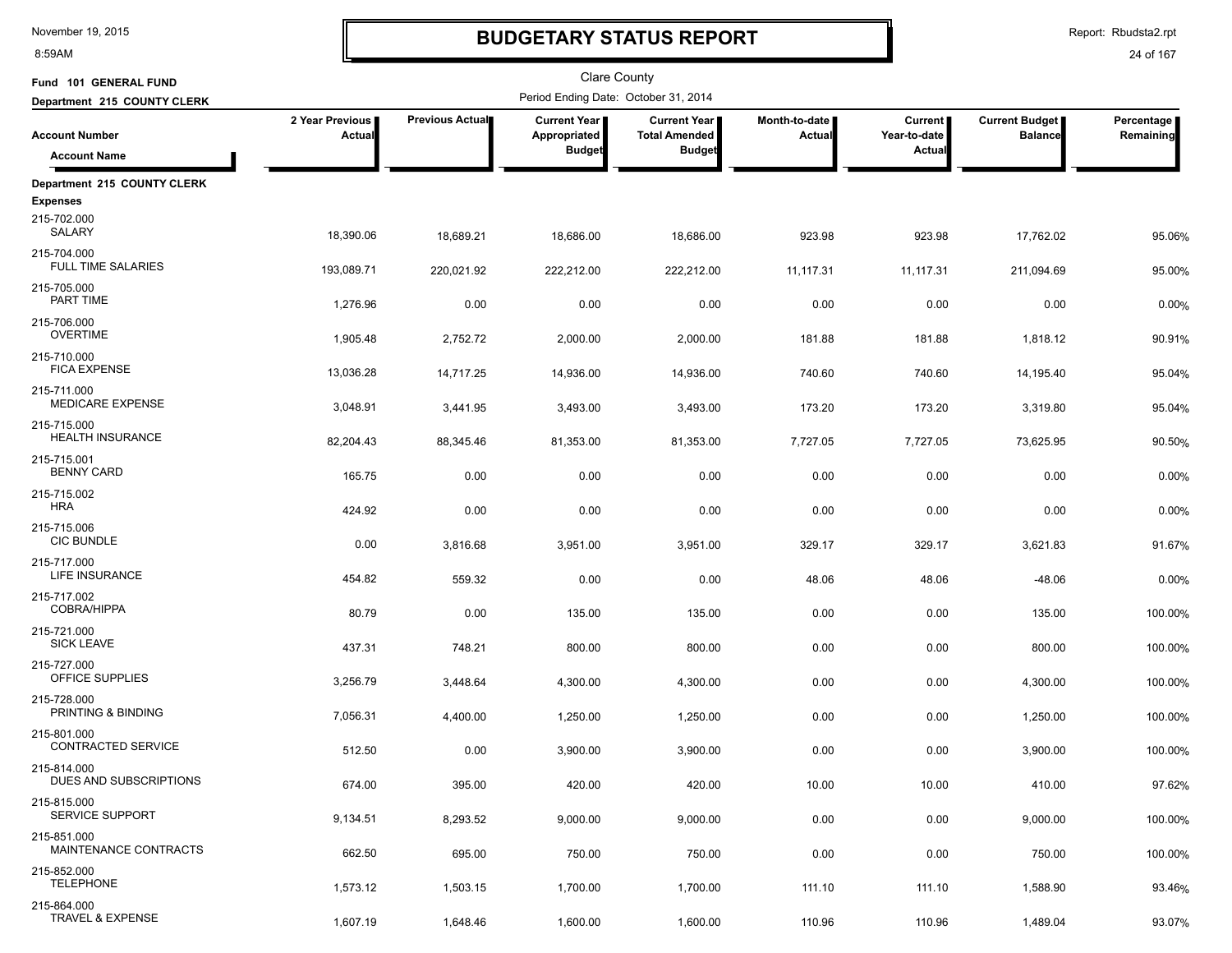# BUDGETARY STATUS REPORT

Clare County

**Fund 101 GENERAL FUND**

**Department 215 COUNTY CLERK**

Period Ending Date: October 31, 2014

| Account Number / Account Name | 2 Year Previous Actual | Previous Actual | Current Year Appropriated Budget | Current Year Total Amended Budget | Month-to-date Actual | Current Year-to-date Actual | Current Budget Balance | Percentage Remaining |
|---|---|---|---|---|---|---|---|---|
| **Department 215 COUNTY CLERK** | | | | | | | | |
| **Expenses** | | | | | | | | |
| 215-702.000 SALARY | 18,390.06 | 18,689.21 | 18,686.00 | 18,686.00 | 923.98 | 923.98 | 17,762.02 | 95.06% |
| 215-704.000 FULL TIME SALARIES | 193,089.71 | 220,021.92 | 222,212.00 | 222,212.00 | 11,117.31 | 11,117.31 | 211,094.69 | 95.00% |
| 215-705.000 PART TIME | 1,276.96 | 0.00 | 0.00 | 0.00 | 0.00 | 0.00 | 0.00 | 0.00% |
| 215-706.000 OVERTIME | 1,905.48 | 2,752.72 | 2,000.00 | 2,000.00 | 181.88 | 181.88 | 1,818.12 | 90.91% |
| 215-710.000 FICA EXPENSE | 13,036.28 | 14,717.25 | 14,936.00 | 14,936.00 | 740.60 | 740.60 | 14,195.40 | 95.04% |
| 215-711.000 MEDICARE EXPENSE | 3,048.91 | 3,441.95 | 3,493.00 | 3,493.00 | 173.20 | 173.20 | 3,319.80 | 95.04% |
| 215-715.000 HEALTH INSURANCE | 82,204.43 | 88,345.46 | 81,353.00 | 81,353.00 | 7,727.05 | 7,727.05 | 73,625.95 | 90.50% |
| 215-715.001 BENNY CARD | 165.75 | 0.00 | 0.00 | 0.00 | 0.00 | 0.00 | 0.00 | 0.00% |
| 215-715.002 HRA | 424.92 | 0.00 | 0.00 | 0.00 | 0.00 | 0.00 | 0.00 | 0.00% |
| 215-715.006 CIC BUNDLE | 0.00 | 3,816.68 | 3,951.00 | 3,951.00 | 329.17 | 329.17 | 3,621.83 | 91.67% |
| 215-717.000 LIFE INSURANCE | 454.82 | 559.32 | 0.00 | 0.00 | 48.06 | 48.06 | -48.06 | 0.00% |
| 215-717.002 COBRA/HIPPA | 80.79 | 0.00 | 135.00 | 135.00 | 0.00 | 0.00 | 135.00 | 100.00% |
| 215-721.000 SICK LEAVE | 437.31 | 748.21 | 800.00 | 800.00 | 0.00 | 0.00 | 800.00 | 100.00% |
| 215-727.000 OFFICE SUPPLIES | 3,256.79 | 3,448.64 | 4,300.00 | 4,300.00 | 0.00 | 0.00 | 4,300.00 | 100.00% |
| 215-728.000 PRINTING & BINDING | 7,056.31 | 4,400.00 | 1,250.00 | 1,250.00 | 0.00 | 0.00 | 1,250.00 | 100.00% |
| 215-801.000 CONTRACTED SERVICE | 512.50 | 0.00 | 3,900.00 | 3,900.00 | 0.00 | 0.00 | 3,900.00 | 100.00% |
| 215-814.000 DUES AND SUBSCRIPTIONS | 674.00 | 395.00 | 420.00 | 420.00 | 10.00 | 10.00 | 410.00 | 97.62% |
| 215-815.000 SERVICE SUPPORT | 9,134.51 | 8,293.52 | 9,000.00 | 9,000.00 | 0.00 | 0.00 | 9,000.00 | 100.00% |
| 215-851.000 MAINTENANCE CONTRACTS | 662.50 | 695.00 | 750.00 | 750.00 | 0.00 | 0.00 | 750.00 | 100.00% |
| 215-852.000 TELEPHONE | 1,573.12 | 1,503.15 | 1,700.00 | 1,700.00 | 111.10 | 111.10 | 1,588.90 | 93.46% |
| 215-864.000 TRAVEL & EXPENSE | 1,607.19 | 1,648.46 | 1,600.00 | 1,600.00 | 110.96 | 110.96 | 1,489.04 | 93.07% |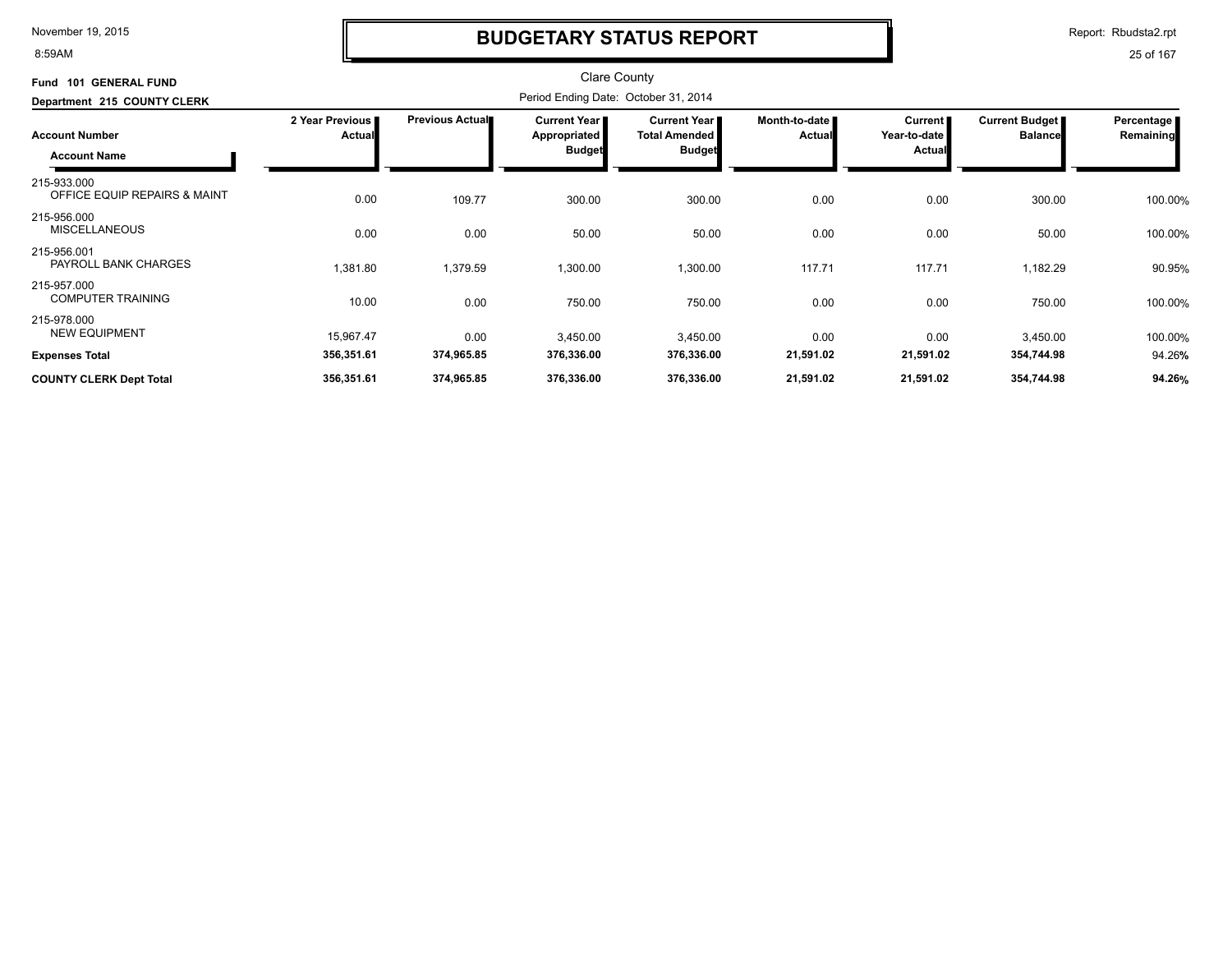# BUDGETARY STATUS REPORT

Clare County

**Fund 101 GENERAL FUND**

**Department 215 COUNTY CLERK**

Period Ending Date: October 31, 2014

| Account Number / Account Name | 2 Year Previous Actual | Previous Actual | Current Year Appropriated Budget | Current Year Total Amended Budget | Month-to-date Actual | Current Year-to-date Actual | Current Budget Balance | Percentage Remaining |
|---|---|---|---|---|---|---|---|---|
| 215-933.000 OFFICE EQUIP REPAIRS & MAINT | 0.00 | 109.77 | 300.00 | 300.00 | 0.00 | 0.00 | 300.00 | 100.00% |
| 215-956.000 MISCELLANEOUS | 0.00 | 0.00 | 50.00 | 50.00 | 0.00 | 0.00 | 50.00 | 100.00% |
| 215-956.001 PAYROLL BANK CHARGES | 1,381.80 | 1,379.59 | 1,300.00 | 1,300.00 | 117.71 | 117.71 | 1,182.29 | 90.95% |
| 215-957.000 COMPUTER TRAINING | 10.00 | 0.00 | 750.00 | 750.00 | 0.00 | 0.00 | 750.00 | 100.00% |
| 215-978.000 NEW EQUIPMENT | 15,967.47 | 0.00 | 3,450.00 | 3,450.00 | 0.00 | 0.00 | 3,450.00 | 100.00% |
| **Expenses Total** | **356,351.61** | **374,965.85** | **376,336.00** | **376,336.00** | **21,591.02** | **21,591.02** | **354,744.98** | 94.26% |
| **COUNTY CLERK Dept Total** | **356,351.61** | **374,965.85** | **376,336.00** | **376,336.00** | **21,591.02** | **21,591.02** | **354,744.98** | **94.26%** |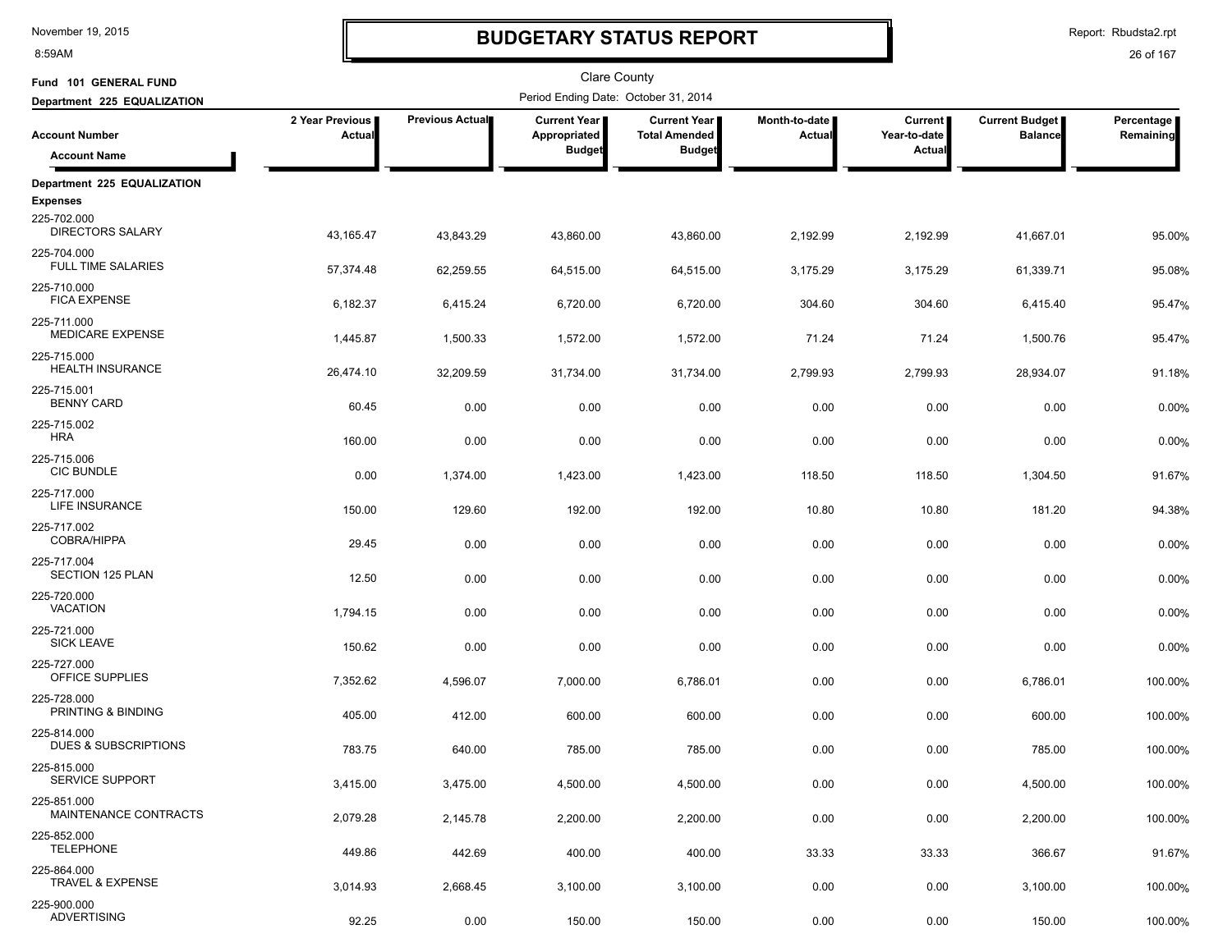# BUDGETARY STATUS REPORT

Clare County

Fund 101 GENERAL FUND

Department 225 EQUALIZATION

Period Ending Date: October 31, 2014

| Account Number / Account Name | 2 Year Previous Actual | Previous Actual | Current Year Appropriated Budget | Current Year Total Amended Budget | Month-to-date Actual | Current Year-to-date Actual | Current Budget Balance | Percentage Remaining |
|---|---|---|---|---|---|---|---|---|
| **Department 225 EQUALIZATION** | | | | | | | | |
| **Expenses** | | | | | | | | |
| 225-702.000 DIRECTORS SALARY | 43,165.47 | 43,843.29 | 43,860.00 | 43,860.00 | 2,192.99 | 2,192.99 | 41,667.01 | 95.00% |
| 225-704.000 FULL TIME SALARIES | 57,374.48 | 62,259.55 | 64,515.00 | 64,515.00 | 3,175.29 | 3,175.29 | 61,339.71 | 95.08% |
| 225-710.000 FICA EXPENSE | 6,182.37 | 6,415.24 | 6,720.00 | 6,720.00 | 304.60 | 304.60 | 6,415.40 | 95.47% |
| 225-711.000 MEDICARE EXPENSE | 1,445.87 | 1,500.33 | 1,572.00 | 1,572.00 | 71.24 | 71.24 | 1,500.76 | 95.47% |
| 225-715.000 HEALTH INSURANCE | 26,474.10 | 32,209.59 | 31,734.00 | 31,734.00 | 2,799.93 | 2,799.93 | 28,934.07 | 91.18% |
| 225-715.001 BENNY CARD | 60.45 | 0.00 | 0.00 | 0.00 | 0.00 | 0.00 | 0.00 | 0.00% |
| 225-715.002 HRA | 160.00 | 0.00 | 0.00 | 0.00 | 0.00 | 0.00 | 0.00 | 0.00% |
| 225-715.006 CIC BUNDLE | 0.00 | 1,374.00 | 1,423.00 | 1,423.00 | 118.50 | 118.50 | 1,304.50 | 91.67% |
| 225-717.000 LIFE INSURANCE | 150.00 | 129.60 | 192.00 | 192.00 | 10.80 | 10.80 | 181.20 | 94.38% |
| 225-717.002 COBRA/HIPPA | 29.45 | 0.00 | 0.00 | 0.00 | 0.00 | 0.00 | 0.00 | 0.00% |
| 225-717.004 SECTION 125 PLAN | 12.50 | 0.00 | 0.00 | 0.00 | 0.00 | 0.00 | 0.00 | 0.00% |
| 225-720.000 VACATION | 1,794.15 | 0.00 | 0.00 | 0.00 | 0.00 | 0.00 | 0.00 | 0.00% |
| 225-721.000 SICK LEAVE | 150.62 | 0.00 | 0.00 | 0.00 | 0.00 | 0.00 | 0.00 | 0.00% |
| 225-727.000 OFFICE SUPPLIES | 7,352.62 | 4,596.07 | 7,000.00 | 6,786.01 | 0.00 | 0.00 | 6,786.01 | 100.00% |
| 225-728.000 PRINTING & BINDING | 405.00 | 412.00 | 600.00 | 600.00 | 0.00 | 0.00 | 600.00 | 100.00% |
| 225-814.000 DUES & SUBSCRIPTIONS | 783.75 | 640.00 | 785.00 | 785.00 | 0.00 | 0.00 | 785.00 | 100.00% |
| 225-815.000 SERVICE SUPPORT | 3,415.00 | 3,475.00 | 4,500.00 | 4,500.00 | 0.00 | 0.00 | 4,500.00 | 100.00% |
| 225-851.000 MAINTENANCE CONTRACTS | 2,079.28 | 2,145.78 | 2,200.00 | 2,200.00 | 0.00 | 0.00 | 2,200.00 | 100.00% |
| 225-852.000 TELEPHONE | 449.86 | 442.69 | 400.00 | 400.00 | 33.33 | 33.33 | 366.67 | 91.67% |
| 225-864.000 TRAVEL & EXPENSE | 3,014.93 | 2,668.45 | 3,100.00 | 3,100.00 | 0.00 | 0.00 | 3,100.00 | 100.00% |
| 225-900.000 ADVERTISING | 92.25 | 0.00 | 150.00 | 150.00 | 0.00 | 0.00 | 150.00 | 100.00% |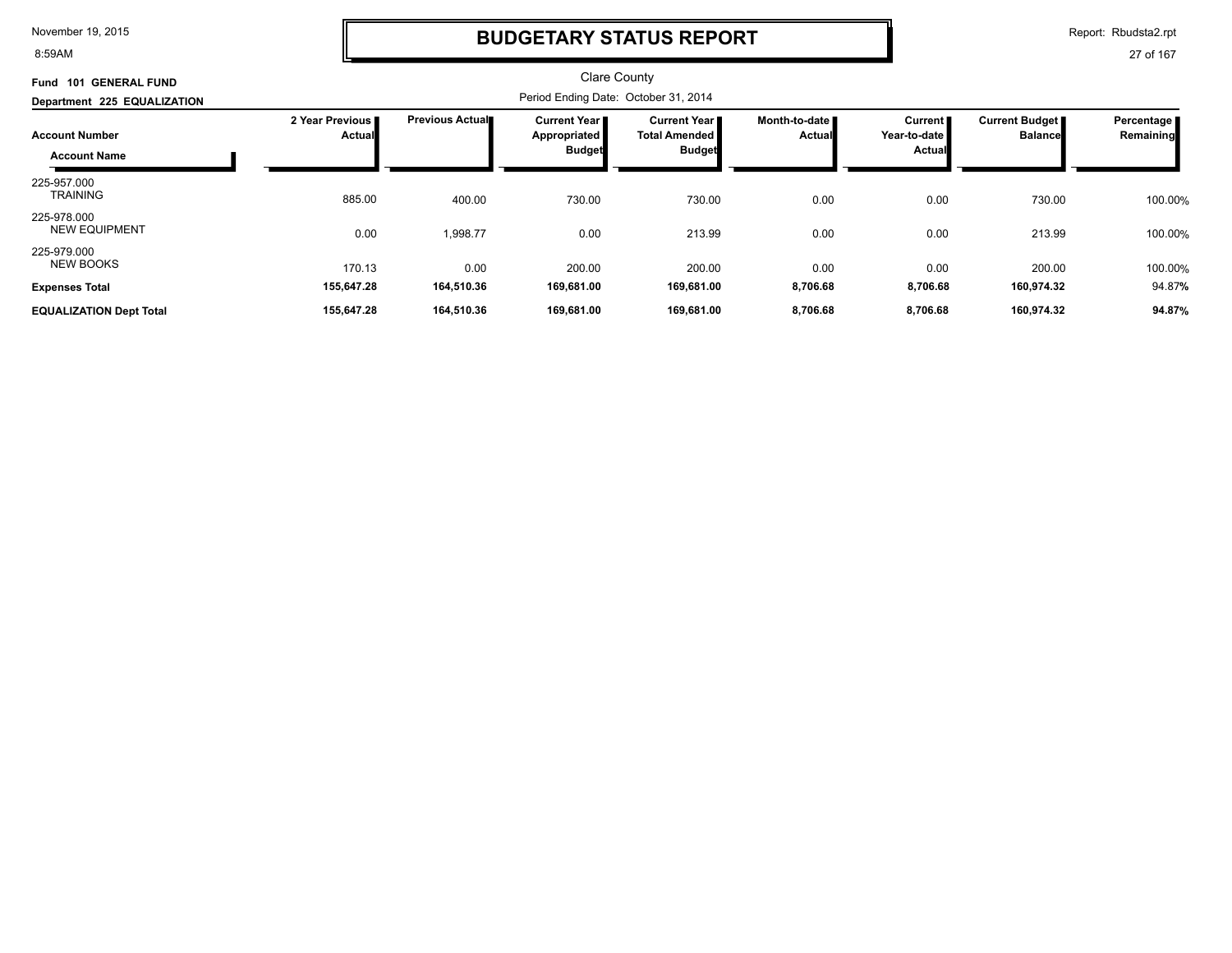# BUDGETARY STATUS REPORT

Clare County

**Fund 101 GENERAL FUND**

**Department 225 EQUALIZATION**

Period Ending Date: October 31, 2014

| Account Number / Account Name | 2 Year Previous Actual | Previous Actual | Current Year Appropriated Budget | Current Year Total Amended Budget | Month-to-date Actual | Current Year-to-date Actual | Current Budget Balance | Percentage Remaining |
|---|---|---|---|---|---|---|---|---|
| 225-957.000 TRAINING | 885.00 | 400.00 | 730.00 | 730.00 | 0.00 | 0.00 | 730.00 | 100.00% |
| 225-978.000 NEW EQUIPMENT | 0.00 | 1,998.77 | 0.00 | 213.99 | 0.00 | 0.00 | 213.99 | 100.00% |
| 225-979.000 NEW BOOKS | 170.13 | 0.00 | 200.00 | 200.00 | 0.00 | 0.00 | 200.00 | 100.00% |
| **Expenses Total** | **155,647.28** | **164,510.36** | **169,681.00** | **169,681.00** | **8,706.68** | **8,706.68** | **160,974.32** | 94.87% |
| **EQUALIZATION Dept Total** | **155,647.28** | **164,510.36** | **169,681.00** | **169,681.00** | **8,706.68** | **8,706.68** | **160,974.32** | **94.87%** |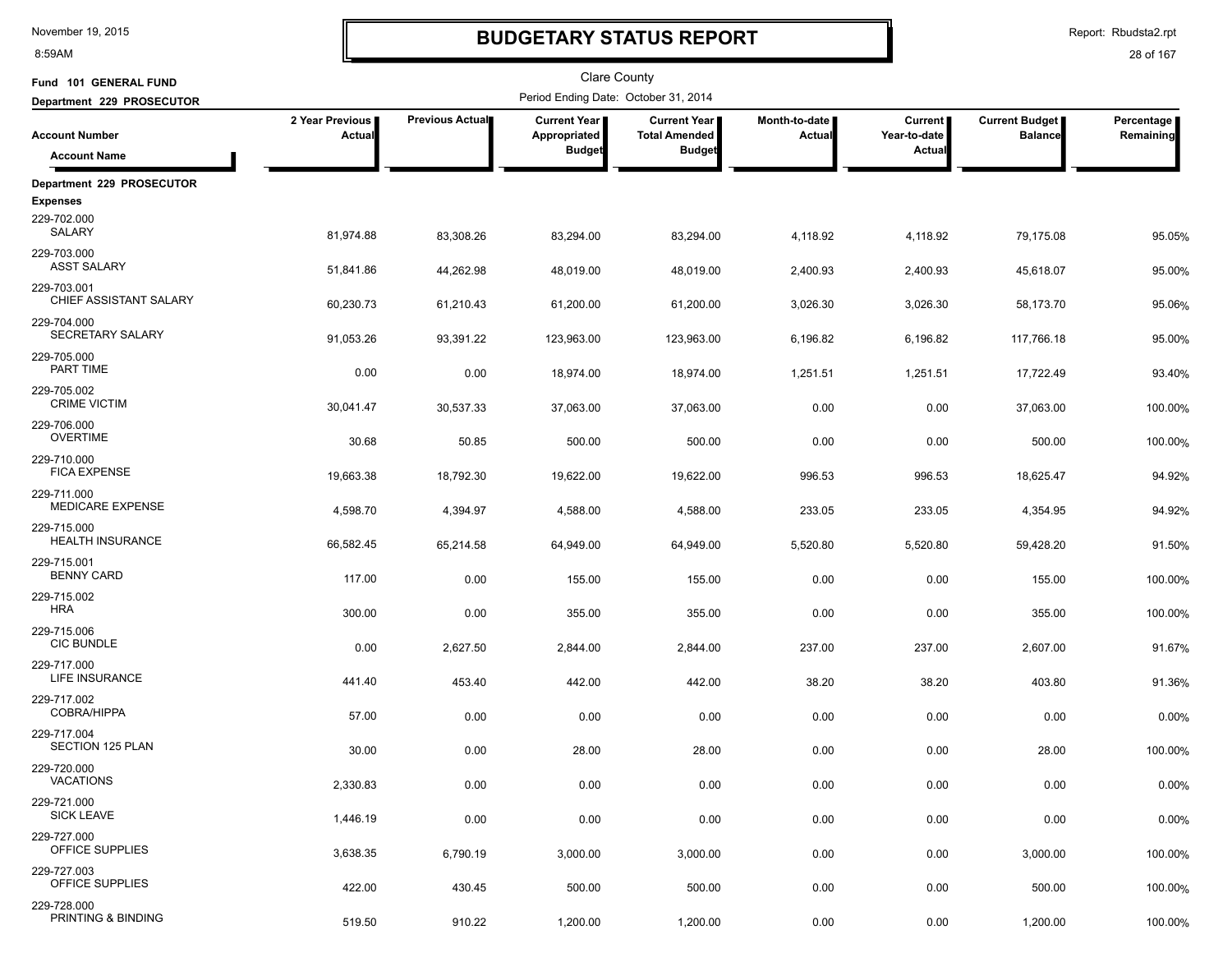# BUDGETARY STATUS REPORT

Clare County

Fund 101 GENERAL FUND

Department 229 PROSECUTOR

Period Ending Date: October 31, 2014

| Account Number / Account Name | 2 Year Previous Actual | Previous Actual | Current Year Appropriated Budget | Current Year Total Amended Budget | Month-to-date Actual | Current Year-to-date Actual | Current Budget Balance | Percentage Remaining |
|---|---|---|---|---|---|---|---|---|
| **Department 229 PROSECUTOR** | | | | | | | | |
| **Expenses** | | | | | | | | |
| 229-702.000 SALARY | 81,974.88 | 83,308.26 | 83,294.00 | 83,294.00 | 4,118.92 | 4,118.92 | 79,175.08 | 95.05% |
| 229-703.000 ASST SALARY | 51,841.86 | 44,262.98 | 48,019.00 | 48,019.00 | 2,400.93 | 2,400.93 | 45,618.07 | 95.00% |
| 229-703.001 CHIEF ASSISTANT SALARY | 60,230.73 | 61,210.43 | 61,200.00 | 61,200.00 | 3,026.30 | 3,026.30 | 58,173.70 | 95.06% |
| 229-704.000 SECRETARY SALARY | 91,053.26 | 93,391.22 | 123,963.00 | 123,963.00 | 6,196.82 | 6,196.82 | 117,766.18 | 95.00% |
| 229-705.000 PART TIME | 0.00 | 0.00 | 18,974.00 | 18,974.00 | 1,251.51 | 1,251.51 | 17,722.49 | 93.40% |
| 229-705.002 CRIME VICTIM | 30,041.47 | 30,537.33 | 37,063.00 | 37,063.00 | 0.00 | 0.00 | 37,063.00 | 100.00% |
| 229-706.000 OVERTIME | 30.68 | 50.85 | 500.00 | 500.00 | 0.00 | 0.00 | 500.00 | 100.00% |
| 229-710.000 FICA EXPENSE | 19,663.38 | 18,792.30 | 19,622.00 | 19,622.00 | 996.53 | 996.53 | 18,625.47 | 94.92% |
| 229-711.000 MEDICARE EXPENSE | 4,598.70 | 4,394.97 | 4,588.00 | 4,588.00 | 233.05 | 233.05 | 4,354.95 | 94.92% |
| 229-715.000 HEALTH INSURANCE | 66,582.45 | 65,214.58 | 64,949.00 | 64,949.00 | 5,520.80 | 5,520.80 | 59,428.20 | 91.50% |
| 229-715.001 BENNY CARD | 117.00 | 0.00 | 155.00 | 155.00 | 0.00 | 0.00 | 155.00 | 100.00% |
| 229-715.002 HRA | 300.00 | 0.00 | 355.00 | 355.00 | 0.00 | 0.00 | 355.00 | 100.00% |
| 229-715.006 CIC BUNDLE | 0.00 | 2,627.50 | 2,844.00 | 2,844.00 | 237.00 | 237.00 | 2,607.00 | 91.67% |
| 229-717.000 LIFE INSURANCE | 441.40 | 453.40 | 442.00 | 442.00 | 38.20 | 38.20 | 403.80 | 91.36% |
| 229-717.002 COBRA/HIPPA | 57.00 | 0.00 | 0.00 | 0.00 | 0.00 | 0.00 | 0.00 | 0.00% |
| 229-717.004 SECTION 125 PLAN | 30.00 | 0.00 | 28.00 | 28.00 | 0.00 | 0.00 | 28.00 | 100.00% |
| 229-720.000 VACATIONS | 2,330.83 | 0.00 | 0.00 | 0.00 | 0.00 | 0.00 | 0.00 | 0.00% |
| 229-721.000 SICK LEAVE | 1,446.19 | 0.00 | 0.00 | 0.00 | 0.00 | 0.00 | 0.00 | 0.00% |
| 229-727.000 OFFICE SUPPLIES | 3,638.35 | 6,790.19 | 3,000.00 | 3,000.00 | 0.00 | 0.00 | 3,000.00 | 100.00% |
| 229-727.003 OFFICE SUPPLIES | 422.00 | 430.45 | 500.00 | 500.00 | 0.00 | 0.00 | 500.00 | 100.00% |
| 229-728.000 PRINTING & BINDING | 519.50 | 910.22 | 1,200.00 | 1,200.00 | 0.00 | 0.00 | 1,200.00 | 100.00% |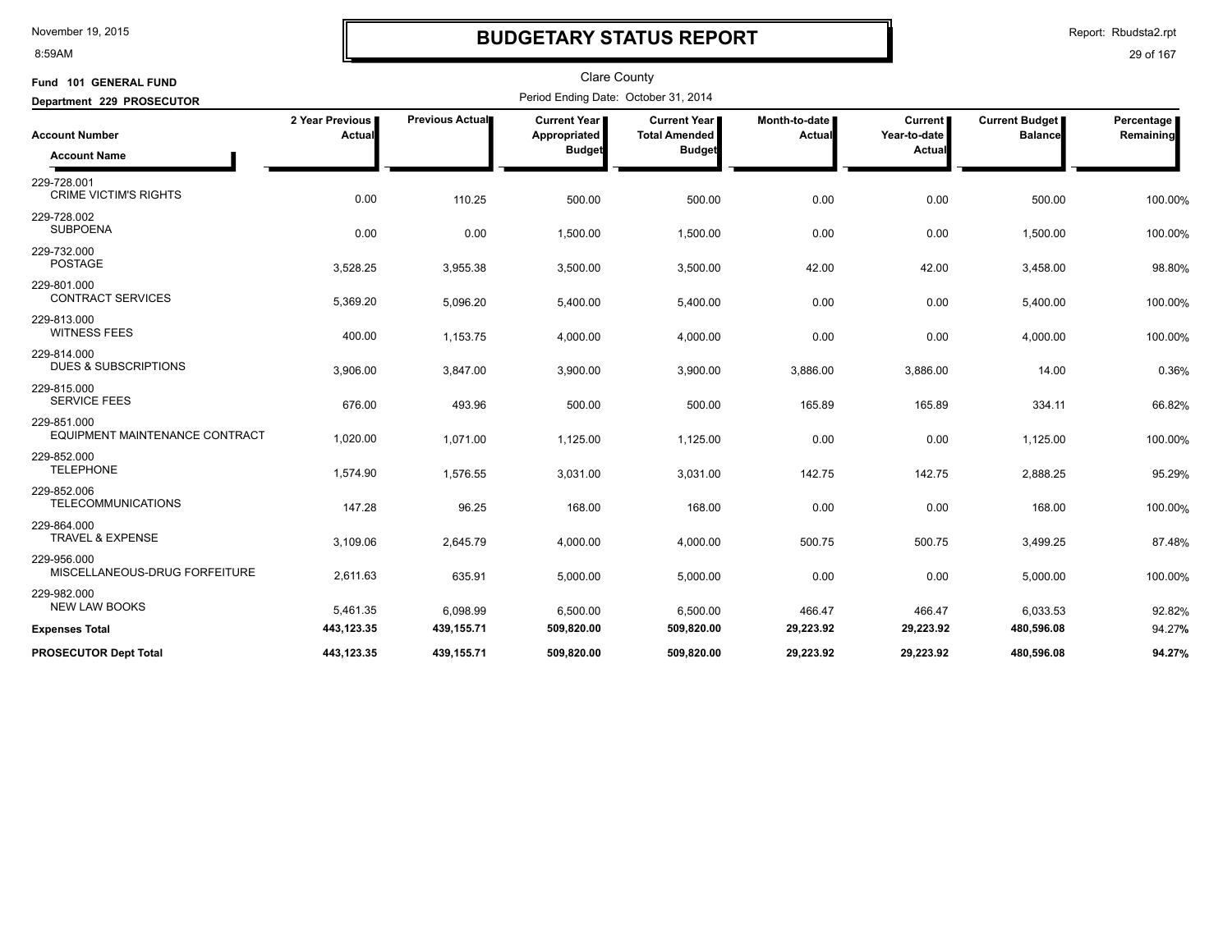# BUDGETARY STATUS REPORT

Clare County

**Fund 101 GENERAL FUND**

**Department 229 PROSECUTOR**

Period Ending Date: October 31, 2014

| Account Number / Account Name | 2 Year Previous Actual | Previous Actual | Current Year Appropriated Budget | Current Year Total Amended Budget | Month-to-date Actual | Current Year-to-date Actual | Current Budget Balance | Percentage Remaining |
|---|---|---|---|---|---|---|---|---|
| 229-728.001 CRIME VICTIM'S RIGHTS | 0.00 | 110.25 | 500.00 | 500.00 | 0.00 | 0.00 | 500.00 | 100.00% |
| 229-728.002 SUBPOENA | 0.00 | 0.00 | 1,500.00 | 1,500.00 | 0.00 | 0.00 | 1,500.00 | 100.00% |
| 229-732.000 POSTAGE | 3,528.25 | 3,955.38 | 3,500.00 | 3,500.00 | 42.00 | 42.00 | 3,458.00 | 98.80% |
| 229-801.000 CONTRACT SERVICES | 5,369.20 | 5,096.20 | 5,400.00 | 5,400.00 | 0.00 | 0.00 | 5,400.00 | 100.00% |
| 229-813.000 WITNESS FEES | 400.00 | 1,153.75 | 4,000.00 | 4,000.00 | 0.00 | 0.00 | 4,000.00 | 100.00% |
| 229-814.000 DUES & SUBSCRIPTIONS | 3,906.00 | 3,847.00 | 3,900.00 | 3,900.00 | 3,886.00 | 3,886.00 | 14.00 | 0.36% |
| 229-815.000 SERVICE FEES | 676.00 | 493.96 | 500.00 | 500.00 | 165.89 | 165.89 | 334.11 | 66.82% |
| 229-851.000 EQUIPMENT MAINTENANCE CONTRACT | 1,020.00 | 1,071.00 | 1,125.00 | 1,125.00 | 0.00 | 0.00 | 1,125.00 | 100.00% |
| 229-852.000 TELEPHONE | 1,574.90 | 1,576.55 | 3,031.00 | 3,031.00 | 142.75 | 142.75 | 2,888.25 | 95.29% |
| 229-852.006 TELECOMMUNICATIONS | 147.28 | 96.25 | 168.00 | 168.00 | 0.00 | 0.00 | 168.00 | 100.00% |
| 229-864.000 TRAVEL & EXPENSE | 3,109.06 | 2,645.79 | 4,000.00 | 4,000.00 | 500.75 | 500.75 | 3,499.25 | 87.48% |
| 229-956.000 MISCELLANEOUS-DRUG FORFEITURE | 2,611.63 | 635.91 | 5,000.00 | 5,000.00 | 0.00 | 0.00 | 5,000.00 | 100.00% |
| 229-982.000 NEW LAW BOOKS | 5,461.35 | 6,098.99 | 6,500.00 | 6,500.00 | 466.47 | 466.47 | 6,033.53 | 92.82% |
| **Expenses Total** | **443,123.35** | **439,155.71** | **509,820.00** | **509,820.00** | **29,223.92** | **29,223.92** | **480,596.08** | 94.27% |
| **PROSECUTOR Dept Total** | **443,123.35** | **439,155.71** | **509,820.00** | **509,820.00** | **29,223.92** | **29,223.92** | **480,596.08** | **94.27%** |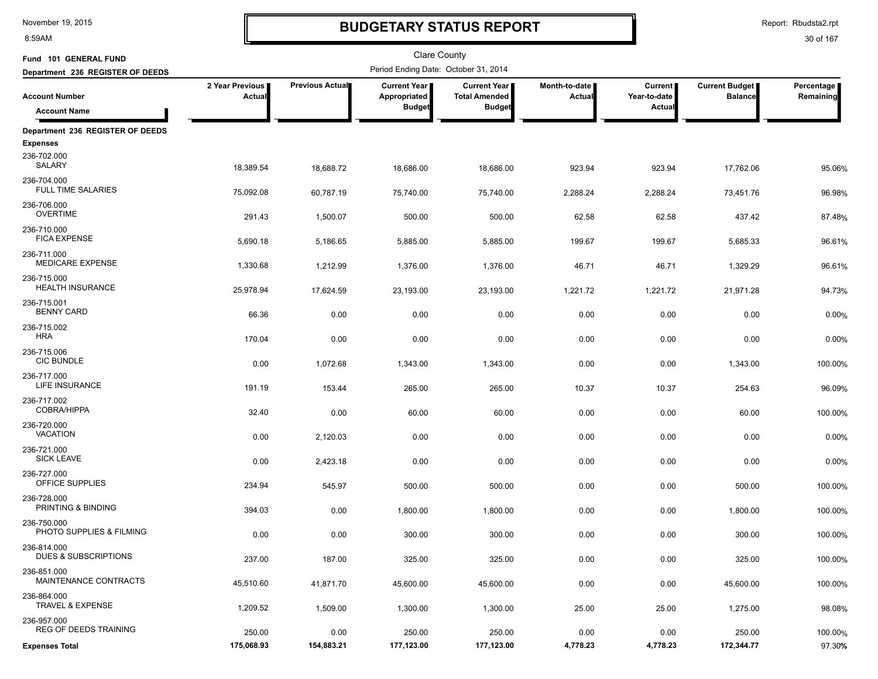# BUDGETARY STATUS REPORT

November 19, 2015
8:59AM

Report: Rbudsta2.rpt

Clare County

**Fund 101 GENERAL FUND**

**Department 236 REGISTER OF DEEDS**

Period Ending Date: October 31, 2014

| Account Number / Account Name | 2 Year Previous Actual | Previous Actual | Current Year Appropriated Budget | Current Year Total Amended Budget | Month-to-date Actual | Current Year-to-date Actual | Current Budget Balance | Percentage Remaining |
|---|---|---|---|---|---|---|---|---|
| **Department 236 REGISTER OF DEEDS** | | | | | | | | |
| **Expenses** | | | | | | | | |
| 236-702.000 SALARY | 18,389.54 | 18,688.72 | 18,686.00 | 18,686.00 | 923.94 | 923.94 | 17,762.06 | 95.06% |
| 236-704.000 FULL TIME SALARIES | 75,092.08 | 60,787.19 | 75,740.00 | 75,740.00 | 2,288.24 | 2,288.24 | 73,451.76 | 96.98% |
| 236-706.000 OVERTIME | 291.43 | 1,500.07 | 500.00 | 500.00 | 62.58 | 62.58 | 437.42 | 87.48% |
| 236-710.000 FICA EXPENSE | 5,690.18 | 5,186.65 | 5,885.00 | 5,885.00 | 199.67 | 199.67 | 5,685.33 | 96.61% |
| 236-711.000 MEDICARE EXPENSE | 1,330.68 | 1,212.99 | 1,376.00 | 1,376.00 | 46.71 | 46.71 | 1,329.29 | 96.61% |
| 236-715.000 HEALTH INSURANCE | 25,978.94 | 17,624.59 | 23,193.00 | 23,193.00 | 1,221.72 | 1,221.72 | 21,971.28 | 94.73% |
| 236-715.001 BENNY CARD | 66.36 | 0.00 | 0.00 | 0.00 | 0.00 | 0.00 | 0.00 | 0.00% |
| 236-715.002 HRA | 170.04 | 0.00 | 0.00 | 0.00 | 0.00 | 0.00 | 0.00 | 0.00% |
| 236-715.006 CIC BUNDLE | 0.00 | 1,072.68 | 1,343.00 | 1,343.00 | 0.00 | 0.00 | 1,343.00 | 100.00% |
| 236-717.000 LIFE INSURANCE | 191.19 | 153.44 | 265.00 | 265.00 | 10.37 | 10.37 | 254.63 | 96.09% |
| 236-717.002 COBRA/HIPPA | 32.40 | 0.00 | 60.00 | 60.00 | 0.00 | 0.00 | 60.00 | 100.00% |
| 236-720.000 VACATION | 0.00 | 2,120.03 | 0.00 | 0.00 | 0.00 | 0.00 | 0.00 | 0.00% |
| 236-721.000 SICK LEAVE | 0.00 | 2,423.18 | 0.00 | 0.00 | 0.00 | 0.00 | 0.00 | 0.00% |
| 236-727.000 OFFICE SUPPLIES | 234.94 | 545.97 | 500.00 | 500.00 | 0.00 | 0.00 | 500.00 | 100.00% |
| 236-728.000 PRINTING & BINDING | 394.03 | 0.00 | 1,800.00 | 1,800.00 | 0.00 | 0.00 | 1,800.00 | 100.00% |
| 236-750.000 PHOTO SUPPLIES & FILMING | 0.00 | 0.00 | 300.00 | 300.00 | 0.00 | 0.00 | 300.00 | 100.00% |
| 236-814.000 DUES & SUBSCRIPTIONS | 237.00 | 187.00 | 325.00 | 325.00 | 0.00 | 0.00 | 325.00 | 100.00% |
| 236-851.000 MAINTENANCE CONTRACTS | 45,510.60 | 41,871.70 | 45,600.00 | 45,600.00 | 0.00 | 0.00 | 45,600.00 | 100.00% |
| 236-864.000 TRAVEL & EXPENSE | 1,209.52 | 1,509.00 | 1,300.00 | 1,300.00 | 25.00 | 25.00 | 1,275.00 | 98.08% |
| 236-957.000 REG OF DEEDS TRAINING | 250.00 | 0.00 | 250.00 | 250.00 | 0.00 | 0.00 | 250.00 | 100.00% |
| **Expenses Total** | **175,068.93** | **154,883.21** | **177,123.00** | **177,123.00** | **4,778.23** | **4,778.23** | **172,344.77** | **97.30%** |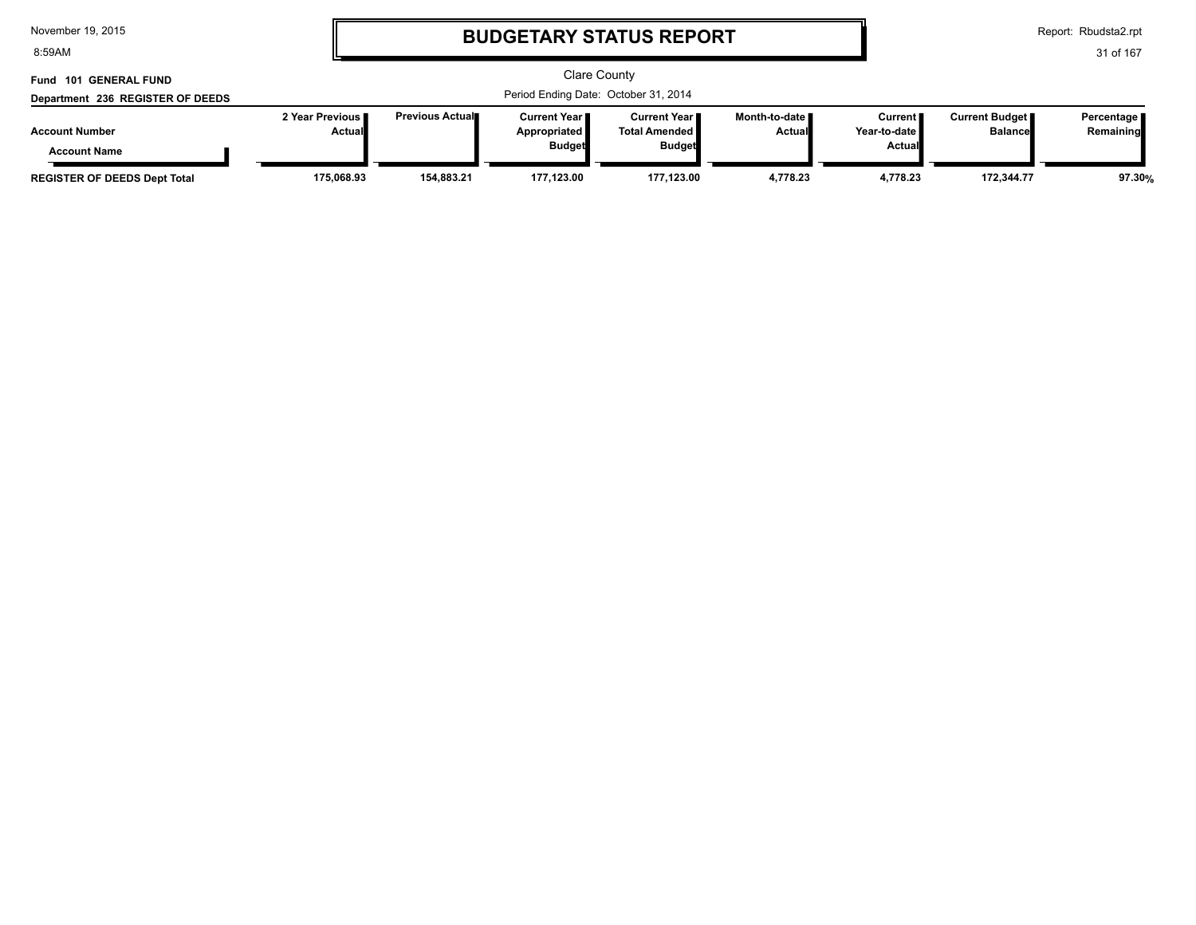# BUDGETARY STATUS REPORT

Clare County

**Fund 101 GENERAL FUND**

**Department 236 REGISTER OF DEEDS**

Period Ending Date: October 31, 2014

| Account Number / Account Name | 2 Year Previous Actual | Previous Actual | Current Year Appropriated Budget | Current Year Total Amended Budget | Month-to-date Actual | Current Year-to-date Actual | Current Budget Balance | Percentage Remaining |
|---|---|---|---|---|---|---|---|---|
| **REGISTER OF DEEDS Dept Total** | **175,068.93** | **154,883.21** | **177,123.00** | **177,123.00** | **4,778.23** | **4,778.23** | **172,344.77** | **97.30%** |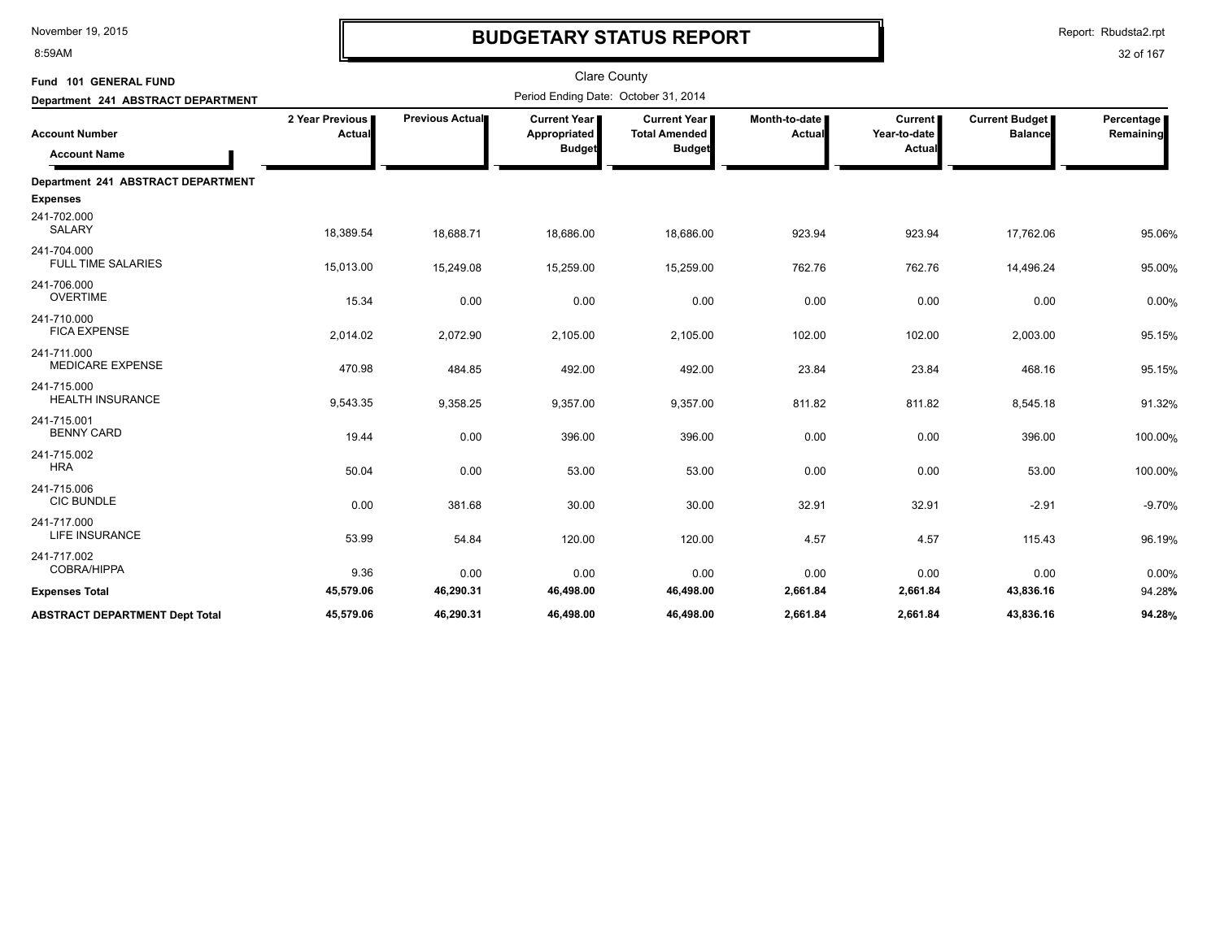# BUDGETARY STATUS REPORT

Clare County

Period Ending Date: October 31, 2014

**Fund 101 GENERAL FUND**

**Department 241 ABSTRACT DEPARTMENT**

| Account Number / Account Name | 2 Year Previous Actual | Previous Actual | Current Year Appropriated Budget | Current Year Total Amended Budget | Month-to-date Actual | Current Year-to-date Actual | Current Budget Balance | Percentage Remaining |
|---|---|---|---|---|---|---|---|---|
| **Department 241 ABSTRACT DEPARTMENT** | | | | | | | | |
| **Expenses** | | | | | | | | |
| 241-702.000 SALARY | 18,389.54 | 18,688.71 | 18,686.00 | 18,686.00 | 923.94 | 923.94 | 17,762.06 | 95.06% |
| 241-704.000 FULL TIME SALARIES | 15,013.00 | 15,249.08 | 15,259.00 | 15,259.00 | 762.76 | 762.76 | 14,496.24 | 95.00% |
| 241-706.000 OVERTIME | 15.34 | 0.00 | 0.00 | 0.00 | 0.00 | 0.00 | 0.00 | 0.00% |
| 241-710.000 FICA EXPENSE | 2,014.02 | 2,072.90 | 2,105.00 | 2,105.00 | 102.00 | 102.00 | 2,003.00 | 95.15% |
| 241-711.000 MEDICARE EXPENSE | 470.98 | 484.85 | 492.00 | 492.00 | 23.84 | 23.84 | 468.16 | 95.15% |
| 241-715.000 HEALTH INSURANCE | 9,543.35 | 9,358.25 | 9,357.00 | 9,357.00 | 811.82 | 811.82 | 8,545.18 | 91.32% |
| 241-715.001 BENNY CARD | 19.44 | 0.00 | 396.00 | 396.00 | 0.00 | 0.00 | 396.00 | 100.00% |
| 241-715.002 HRA | 50.04 | 0.00 | 53.00 | 53.00 | 0.00 | 0.00 | 53.00 | 100.00% |
| 241-715.006 CIC BUNDLE | 0.00 | 381.68 | 30.00 | 30.00 | 32.91 | 32.91 | -2.91 | -9.70% |
| 241-717.000 LIFE INSURANCE | 53.99 | 54.84 | 120.00 | 120.00 | 4.57 | 4.57 | 115.43 | 96.19% |
| 241-717.002 COBRA/HIPPA | 9.36 | 0.00 | 0.00 | 0.00 | 0.00 | 0.00 | 0.00 | 0.00% |
| **Expenses Total** | **45,579.06** | **46,290.31** | **46,498.00** | **46,498.00** | **2,661.84** | **2,661.84** | **43,836.16** | 94.28% |
| **ABSTRACT DEPARTMENT Dept Total** | **45,579.06** | **46,290.31** | **46,498.00** | **46,498.00** | **2,661.84** | **2,661.84** | **43,836.16** | **94.28%** |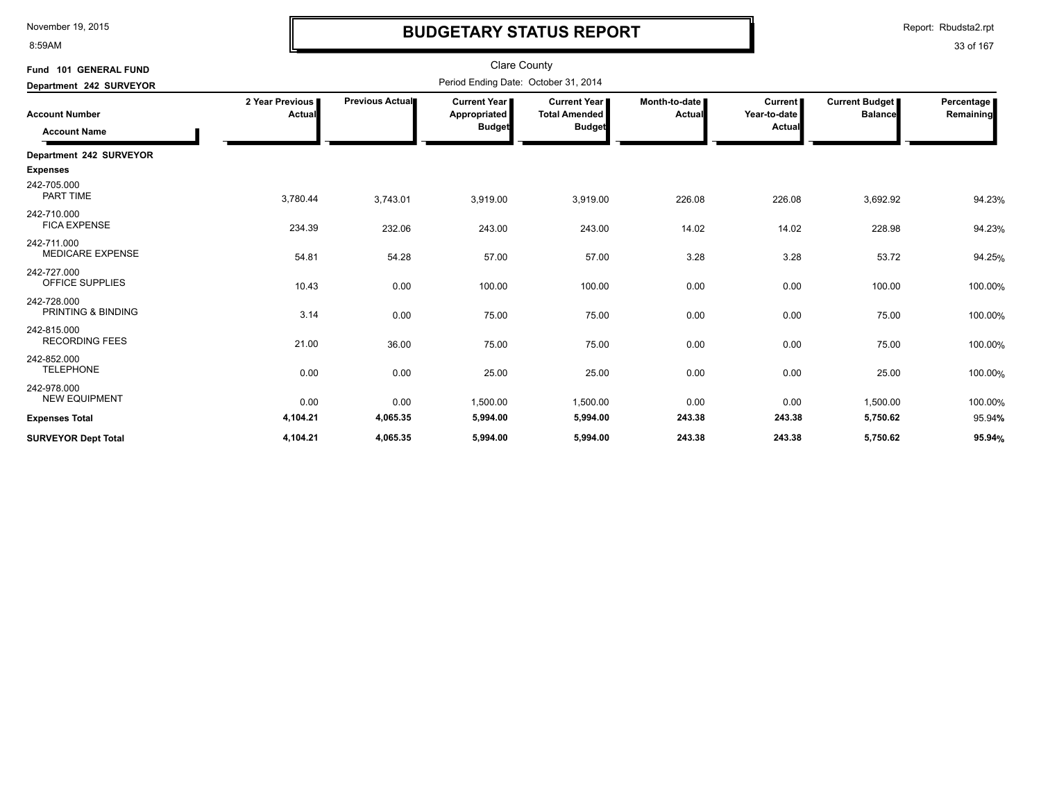# BUDGETARY STATUS REPORT

Clare County

Period Ending Date: October 31, 2014

**Fund 101 GENERAL FUND**

**Department 242 SURVEYOR**

| Account Number / Account Name | 2 Year Previous Actual | Previous Actual | Current Year Appropriated Budget | Current Year Total Amended Budget | Month-to-date Actual | Current Year-to-date Actual | Current Budget Balance | Percentage Remaining |
|---|---|---|---|---|---|---|---|---|
| **Department 242 SURVEYOR** | | | | | | | | |
| **Expenses** | | | | | | | | |
| 242-705.000 PART TIME | 3,780.44 | 3,743.01 | 3,919.00 | 3,919.00 | 226.08 | 226.08 | 3,692.92 | 94.23% |
| 242-710.000 FICA EXPENSE | 234.39 | 232.06 | 243.00 | 243.00 | 14.02 | 14.02 | 228.98 | 94.23% |
| 242-711.000 MEDICARE EXPENSE | 54.81 | 54.28 | 57.00 | 57.00 | 3.28 | 3.28 | 53.72 | 94.25% |
| 242-727.000 OFFICE SUPPLIES | 10.43 | 0.00 | 100.00 | 100.00 | 0.00 | 0.00 | 100.00 | 100.00% |
| 242-728.000 PRINTING & BINDING | 3.14 | 0.00 | 75.00 | 75.00 | 0.00 | 0.00 | 75.00 | 100.00% |
| 242-815.000 RECORDING FEES | 21.00 | 36.00 | 75.00 | 75.00 | 0.00 | 0.00 | 75.00 | 100.00% |
| 242-852.000 TELEPHONE | 0.00 | 0.00 | 25.00 | 25.00 | 0.00 | 0.00 | 25.00 | 100.00% |
| 242-978.000 NEW EQUIPMENT | 0.00 | 0.00 | 1,500.00 | 1,500.00 | 0.00 | 0.00 | 1,500.00 | 100.00% |
| **Expenses Total** | **4,104.21** | **4,065.35** | **5,994.00** | **5,994.00** | **243.38** | **243.38** | **5,750.62** | 95.94% |
| **SURVEYOR Dept Total** | **4,104.21** | **4,065.35** | **5,994.00** | **5,994.00** | **243.38** | **243.38** | **5,750.62** | **95.94%** |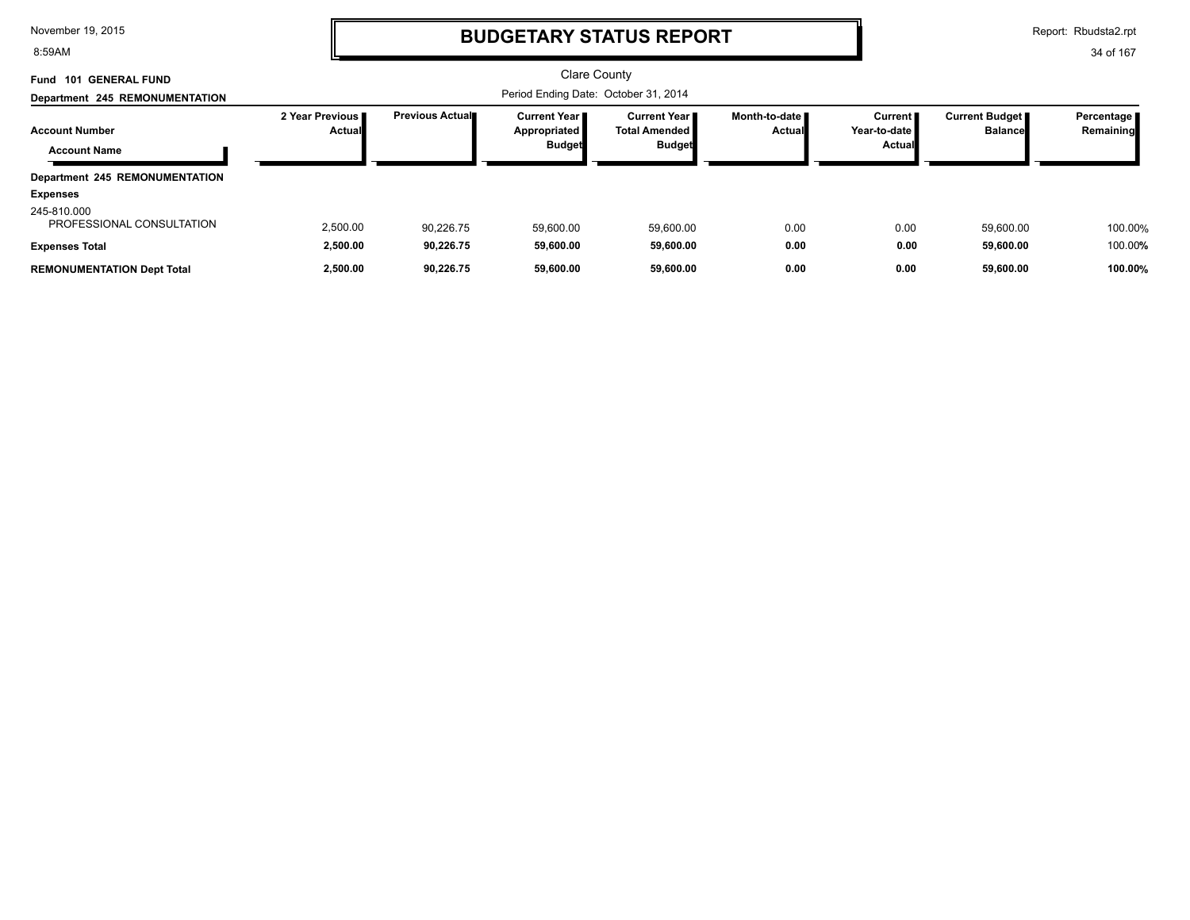# BUDGETARY STATUS REPORT

Clare County

**Fund 101 GENERAL FUND**

**Department 245 REMONUMENTATION**

Period Ending Date: October 31, 2014

| Account Number / Account Name | 2 Year Previous Actual | Previous Actual | Current Year Appropriated Budget | Current Year Total Amended Budget | Month-to-date Actual | Current Year-to-date Actual | Current Budget Balance | Percentage Remaining |
|---|---|---|---|---|---|---|---|---|
| **Department 245 REMONUMENTATION** | | | | | | | | |
| **Expenses** | | | | | | | | |
| 245-810.000 PROFESSIONAL CONSULTATION | 2,500.00 | 90,226.75 | 59,600.00 | 59,600.00 | 0.00 | 0.00 | 59,600.00 | 100.00% |
| **Expenses Total** | **2,500.00** | **90,226.75** | **59,600.00** | **59,600.00** | **0.00** | **0.00** | **59,600.00** | 100.00% |
| **REMONUMENTATION Dept Total** | **2,500.00** | **90,226.75** | **59,600.00** | **59,600.00** | **0.00** | **0.00** | **59,600.00** | **100.00%** |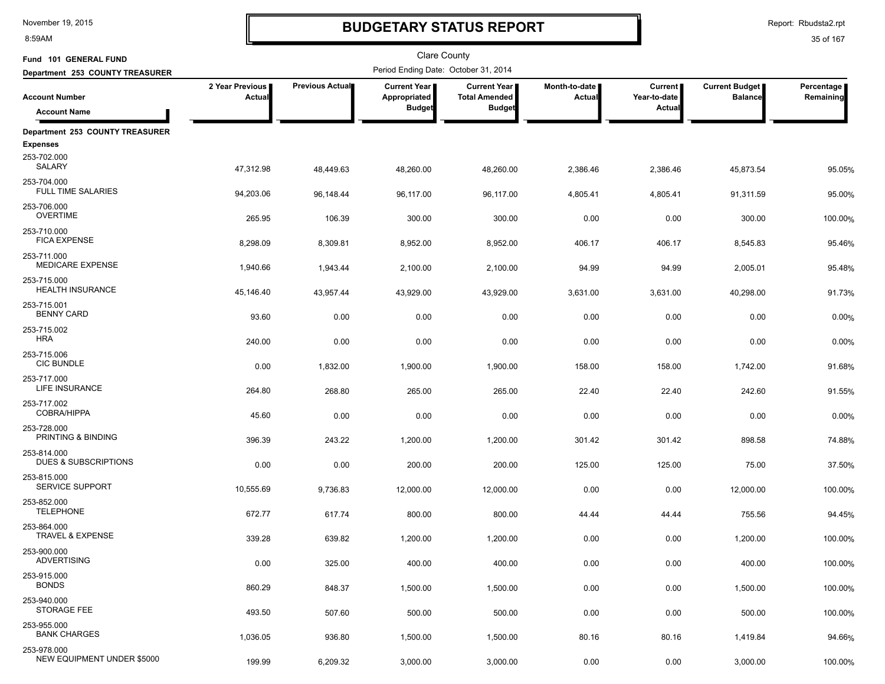# BUDGETARY STATUS REPORT

November 19, 2015
8:59AM

Report: Rbudsta2.rpt

Clare County

Fund 101 GENERAL FUND

Department 253 COUNTY TREASURER

Period Ending Date: October 31, 2014

| Account Number / Account Name | 2 Year Previous Actual | Previous Actual | Current Year Appropriated Budget | Current Year Total Amended Budget | Month-to-date Actual | Current Year-to-date Actual | Current Budget Balance | Percentage Remaining |
|---|---|---|---|---|---|---|---|---|
| **Department 253 COUNTY TREASURER** | | | | | | | | |
| **Expenses** | | | | | | | | |
| 253-702.000 SALARY | 47,312.98 | 48,449.63 | 48,260.00 | 48,260.00 | 2,386.46 | 2,386.46 | 45,873.54 | 95.05% |
| 253-704.000 FULL TIME SALARIES | 94,203.06 | 96,148.44 | 96,117.00 | 96,117.00 | 4,805.41 | 4,805.41 | 91,311.59 | 95.00% |
| 253-706.000 OVERTIME | 265.95 | 106.39 | 300.00 | 300.00 | 0.00 | 0.00 | 300.00 | 100.00% |
| 253-710.000 FICA EXPENSE | 8,298.09 | 8,309.81 | 8,952.00 | 8,952.00 | 406.17 | 406.17 | 8,545.83 | 95.46% |
| 253-711.000 MEDICARE EXPENSE | 1,940.66 | 1,943.44 | 2,100.00 | 2,100.00 | 94.99 | 94.99 | 2,005.01 | 95.48% |
| 253-715.000 HEALTH INSURANCE | 45,146.40 | 43,957.44 | 43,929.00 | 43,929.00 | 3,631.00 | 3,631.00 | 40,298.00 | 91.73% |
| 253-715.001 BENNY CARD | 93.60 | 0.00 | 0.00 | 0.00 | 0.00 | 0.00 | 0.00 | 0.00% |
| 253-715.002 HRA | 240.00 | 0.00 | 0.00 | 0.00 | 0.00 | 0.00 | 0.00 | 0.00% |
| 253-715.006 CIC BUNDLE | 0.00 | 1,832.00 | 1,900.00 | 1,900.00 | 158.00 | 158.00 | 1,742.00 | 91.68% |
| 253-717.000 LIFE INSURANCE | 264.80 | 268.80 | 265.00 | 265.00 | 22.40 | 22.40 | 242.60 | 91.55% |
| 253-717.002 COBRA/HIPPA | 45.60 | 0.00 | 0.00 | 0.00 | 0.00 | 0.00 | 0.00 | 0.00% |
| 253-728.000 PRINTING & BINDING | 396.39 | 243.22 | 1,200.00 | 1,200.00 | 301.42 | 301.42 | 898.58 | 74.88% |
| 253-814.000 DUES & SUBSCRIPTIONS | 0.00 | 0.00 | 200.00 | 200.00 | 125.00 | 125.00 | 75.00 | 37.50% |
| 253-815.000 SERVICE SUPPORT | 10,555.69 | 9,736.83 | 12,000.00 | 12,000.00 | 0.00 | 0.00 | 12,000.00 | 100.00% |
| 253-852.000 TELEPHONE | 672.77 | 617.74 | 800.00 | 800.00 | 44.44 | 44.44 | 755.56 | 94.45% |
| 253-864.000 TRAVEL & EXPENSE | 339.28 | 639.82 | 1,200.00 | 1,200.00 | 0.00 | 0.00 | 1,200.00 | 100.00% |
| 253-900.000 ADVERTISING | 0.00 | 325.00 | 400.00 | 400.00 | 0.00 | 0.00 | 400.00 | 100.00% |
| 253-915.000 BONDS | 860.29 | 848.37 | 1,500.00 | 1,500.00 | 0.00 | 0.00 | 1,500.00 | 100.00% |
| 253-940.000 STORAGE FEE | 493.50 | 507.60 | 500.00 | 500.00 | 0.00 | 0.00 | 500.00 | 100.00% |
| 253-955.000 BANK CHARGES | 1,036.05 | 936.80 | 1,500.00 | 1,500.00 | 80.16 | 80.16 | 1,419.84 | 94.66% |
| 253-978.000 NEW EQUIPMENT UNDER $5000 | 199.99 | 6,209.32 | 3,000.00 | 3,000.00 | 0.00 | 0.00 | 3,000.00 | 100.00% |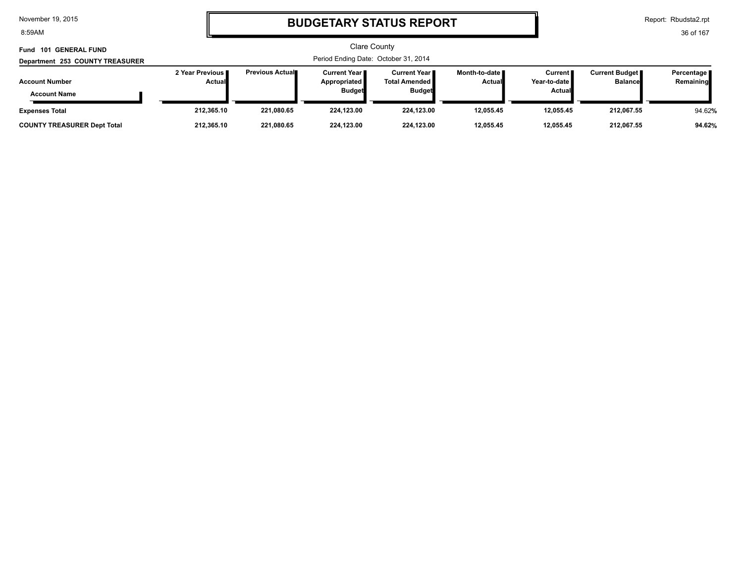# BUDGETARY STATUS REPORT

Clare County

**Fund 101 GENERAL FUND**

**Department 253 COUNTY TREASURER**

Period Ending Date: October 31, 2014

| Account Number / Account Name | 2 Year Previous Actual | Previous Actual | Current Year Appropriated Budget | Current Year Total Amended Budget | Month-to-date Actual | Current Year-to-date Actual | Current Budget Balance | Percentage Remaining |
|---|---|---|---|---|---|---|---|---|
| **Expenses Total** | 212,365.10 | 221,080.65 | 224,123.00 | 224,123.00 | 12,055.45 | 12,055.45 | 212,067.55 | 94.62% |
| **COUNTY TREASURER Dept Total** | 212,365.10 | 221,080.65 | 224,123.00 | 224,123.00 | 12,055.45 | 12,055.45 | 212,067.55 | 94.62% |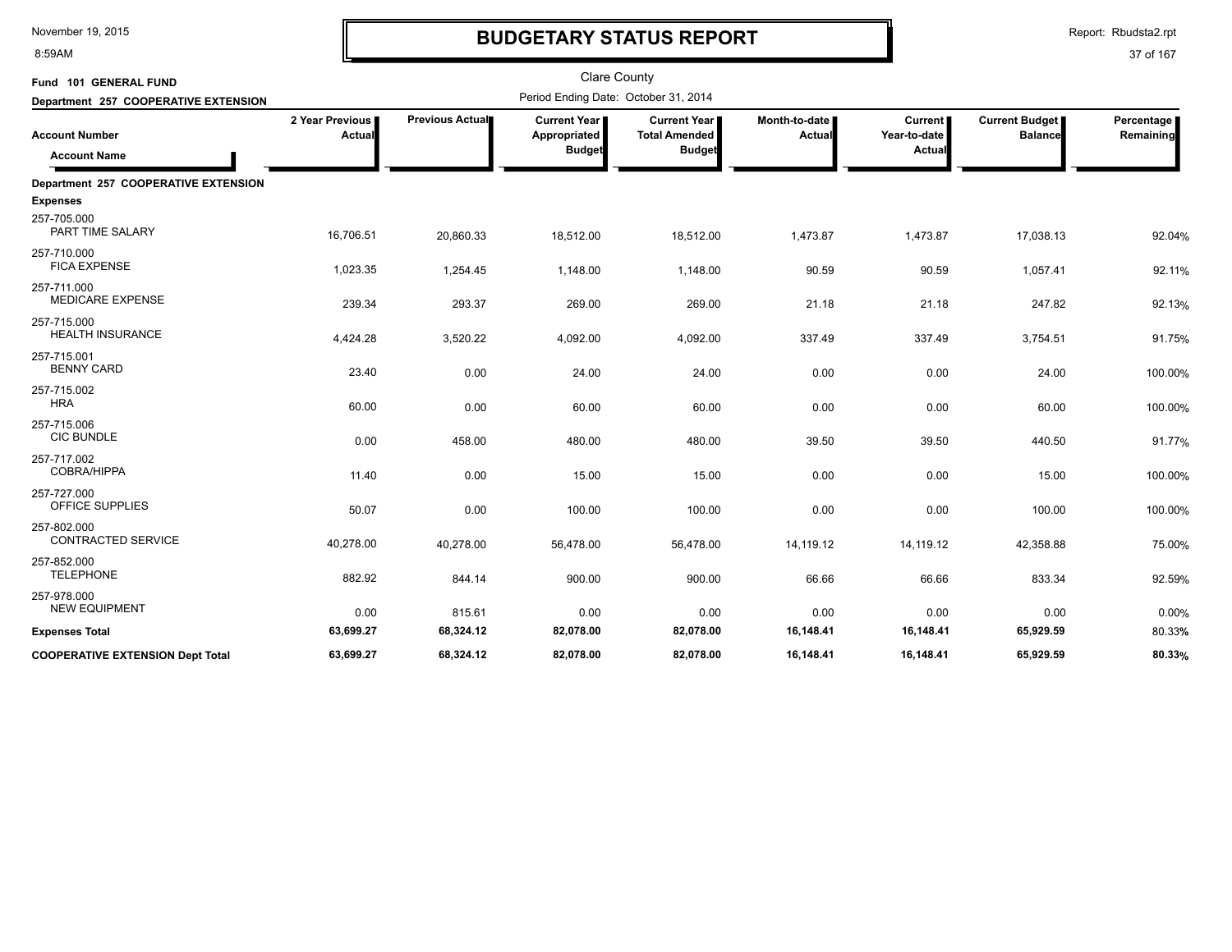# BUDGETARY STATUS REPORT

Clare County

Fund 101 GENERAL FUND

Department 257 COOPERATIVE EXTENSION

Period Ending Date: October 31, 2014

| Account Number / Account Name | 2 Year Previous Actual | Previous Actual | Current Year Appropriated Budget | Current Year Total Amended Budget | Month-to-date Actual | Current Year-to-date Actual | Current Budget Balance | Percentage Remaining |
|---|---|---|---|---|---|---|---|---|
| **Department 257 COOPERATIVE EXTENSION** | | | | | | | | |
| **Expenses** | | | | | | | | |
| 257-705.000 PART TIME SALARY | 16,706.51 | 20,860.33 | 18,512.00 | 18,512.00 | 1,473.87 | 1,473.87 | 17,038.13 | 92.04% |
| 257-710.000 FICA EXPENSE | 1,023.35 | 1,254.45 | 1,148.00 | 1,148.00 | 90.59 | 90.59 | 1,057.41 | 92.11% |
| 257-711.000 MEDICARE EXPENSE | 239.34 | 293.37 | 269.00 | 269.00 | 21.18 | 21.18 | 247.82 | 92.13% |
| 257-715.000 HEALTH INSURANCE | 4,424.28 | 3,520.22 | 4,092.00 | 4,092.00 | 337.49 | 337.49 | 3,754.51 | 91.75% |
| 257-715.001 BENNY CARD | 23.40 | 0.00 | 24.00 | 24.00 | 0.00 | 0.00 | 24.00 | 100.00% |
| 257-715.002 HRA | 60.00 | 0.00 | 60.00 | 60.00 | 0.00 | 0.00 | 60.00 | 100.00% |
| 257-715.006 CIC BUNDLE | 0.00 | 458.00 | 480.00 | 480.00 | 39.50 | 39.50 | 440.50 | 91.77% |
| 257-717.002 COBRA/HIPPA | 11.40 | 0.00 | 15.00 | 15.00 | 0.00 | 0.00 | 15.00 | 100.00% |
| 257-727.000 OFFICE SUPPLIES | 50.07 | 0.00 | 100.00 | 100.00 | 0.00 | 0.00 | 100.00 | 100.00% |
| 257-802.000 CONTRACTED SERVICE | 40,278.00 | 40,278.00 | 56,478.00 | 56,478.00 | 14,119.12 | 14,119.12 | 42,358.88 | 75.00% |
| 257-852.000 TELEPHONE | 882.92 | 844.14 | 900.00 | 900.00 | 66.66 | 66.66 | 833.34 | 92.59% |
| 257-978.000 NEW EQUIPMENT | 0.00 | 815.61 | 0.00 | 0.00 | 0.00 | 0.00 | 0.00 | 0.00% |
| **Expenses Total** | **63,699.27** | **68,324.12** | **82,078.00** | **82,078.00** | **16,148.41** | **16,148.41** | **65,929.59** | **80.33%** |
| **COOPERATIVE EXTENSION Dept Total** | **63,699.27** | **68,324.12** | **82,078.00** | **82,078.00** | **16,148.41** | **16,148.41** | **65,929.59** | **80.33%** |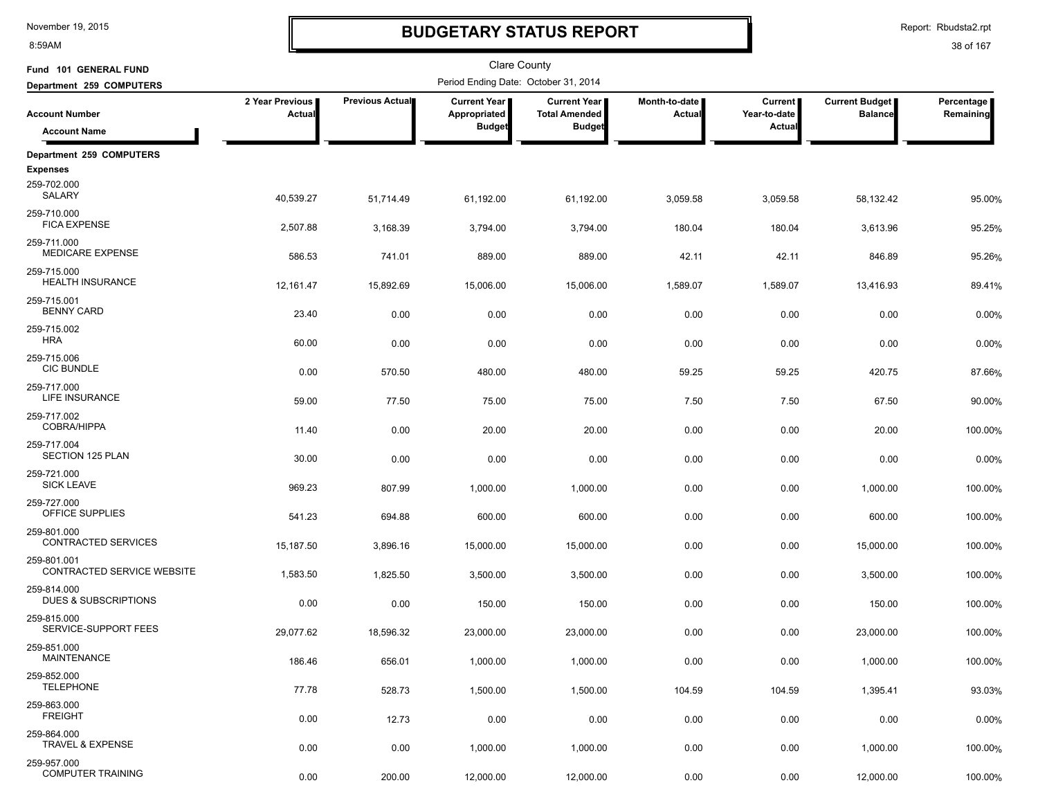# BUDGETARY STATUS REPORT

Clare County

Fund 101 GENERAL FUND

Department 259 COMPUTERS

Period Ending Date: October 31, 2014

| Account Number / Account Name | 2 Year Previous Actual | Previous Actual | Current Year Appropriated Budget | Current Year Total Amended Budget | Month-to-date Actual | Current Year-to-date Actual | Current Budget Balance | Percentage Remaining |
|---|---|---|---|---|---|---|---|---|
| **Department 259 COMPUTERS** | | | | | | | | |
| **Expenses** | | | | | | | | |
| 259-702.000 SALARY | 40,539.27 | 51,714.49 | 61,192.00 | 61,192.00 | 3,059.58 | 3,059.58 | 58,132.42 | 95.00% |
| 259-710.000 FICA EXPENSE | 2,507.88 | 3,168.39 | 3,794.00 | 3,794.00 | 180.04 | 180.04 | 3,613.96 | 95.25% |
| 259-711.000 MEDICARE EXPENSE | 586.53 | 741.01 | 889.00 | 889.00 | 42.11 | 42.11 | 846.89 | 95.26% |
| 259-715.000 HEALTH INSURANCE | 12,161.47 | 15,892.69 | 15,006.00 | 15,006.00 | 1,589.07 | 1,589.07 | 13,416.93 | 89.41% |
| 259-715.001 BENNY CARD | 23.40 | 0.00 | 0.00 | 0.00 | 0.00 | 0.00 | 0.00 | 0.00% |
| 259-715.002 HRA | 60.00 | 0.00 | 0.00 | 0.00 | 0.00 | 0.00 | 0.00 | 0.00% |
| 259-715.006 CIC BUNDLE | 0.00 | 570.50 | 480.00 | 480.00 | 59.25 | 59.25 | 420.75 | 87.66% |
| 259-717.000 LIFE INSURANCE | 59.00 | 77.50 | 75.00 | 75.00 | 7.50 | 7.50 | 67.50 | 90.00% |
| 259-717.002 COBRA/HIPPA | 11.40 | 0.00 | 20.00 | 20.00 | 0.00 | 0.00 | 20.00 | 100.00% |
| 259-717.004 SECTION 125 PLAN | 30.00 | 0.00 | 0.00 | 0.00 | 0.00 | 0.00 | 0.00 | 0.00% |
| 259-721.000 SICK LEAVE | 969.23 | 807.99 | 1,000.00 | 1,000.00 | 0.00 | 0.00 | 1,000.00 | 100.00% |
| 259-727.000 OFFICE SUPPLIES | 541.23 | 694.88 | 600.00 | 600.00 | 0.00 | 0.00 | 600.00 | 100.00% |
| 259-801.000 CONTRACTED SERVICES | 15,187.50 | 3,896.16 | 15,000.00 | 15,000.00 | 0.00 | 0.00 | 15,000.00 | 100.00% |
| 259-801.001 CONTRACTED SERVICE WEBSITE | 1,583.50 | 1,825.50 | 3,500.00 | 3,500.00 | 0.00 | 0.00 | 3,500.00 | 100.00% |
| 259-814.000 DUES & SUBSCRIPTIONS | 0.00 | 0.00 | 150.00 | 150.00 | 0.00 | 0.00 | 150.00 | 100.00% |
| 259-815.000 SERVICE-SUPPORT FEES | 29,077.62 | 18,596.32 | 23,000.00 | 23,000.00 | 0.00 | 0.00 | 23,000.00 | 100.00% |
| 259-851.000 MAINTENANCE | 186.46 | 656.01 | 1,000.00 | 1,000.00 | 0.00 | 0.00 | 1,000.00 | 100.00% |
| 259-852.000 TELEPHONE | 77.78 | 528.73 | 1,500.00 | 1,500.00 | 104.59 | 104.59 | 1,395.41 | 93.03% |
| 259-863.000 FREIGHT | 0.00 | 12.73 | 0.00 | 0.00 | 0.00 | 0.00 | 0.00 | 0.00% |
| 259-864.000 TRAVEL & EXPENSE | 0.00 | 0.00 | 1,000.00 | 1,000.00 | 0.00 | 0.00 | 1,000.00 | 100.00% |
| 259-957.000 COMPUTER TRAINING | 0.00 | 200.00 | 12,000.00 | 12,000.00 | 0.00 | 0.00 | 12,000.00 | 100.00% |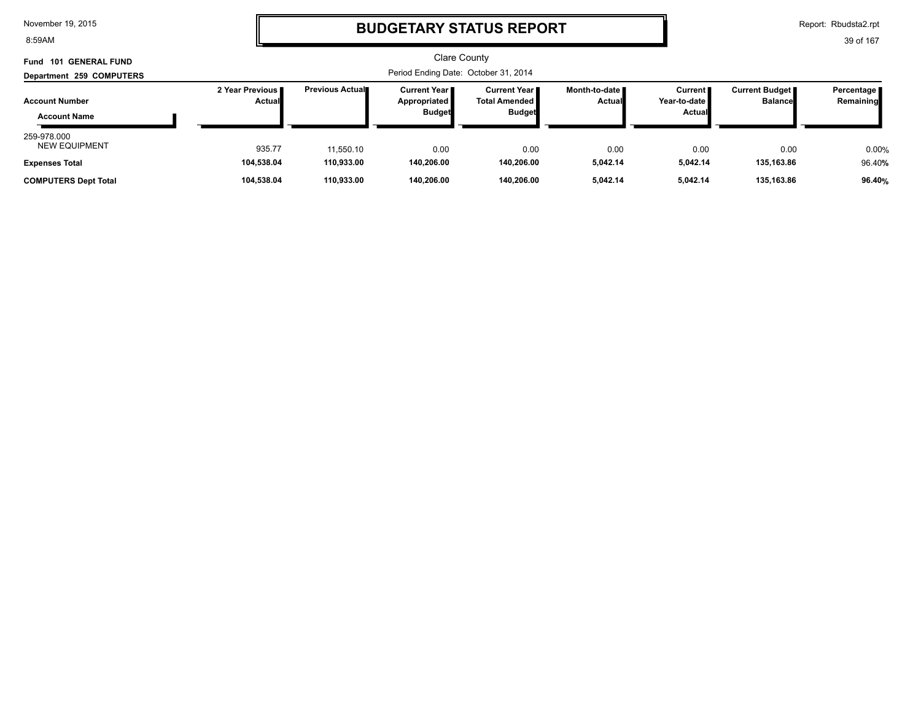# BUDGETARY STATUS REPORT

Clare County

**Fund 101 GENERAL FUND**

**Department 259 COMPUTERS**

Period Ending Date: October 31, 2014

| Account Number / Account Name | 2 Year Previous Actual | Previous Actual | Current Year Appropriated Budget | Current Year Total Amended Budget | Month-to-date Actual | Current Year-to-date Actual | Current Budget Balance | Percentage Remaining |
|---|---|---|---|---|---|---|---|---|
| 259-978.000 NEW EQUIPMENT | 935.77 | 11,550.10 | 0.00 | 0.00 | 0.00 | 0.00 | 0.00 | 0.00% |
| **Expenses Total** | **104,538.04** | **110,933.00** | **140,206.00** | **140,206.00** | **5,042.14** | **5,042.14** | **135,163.86** | 96.40**%** |
| **COMPUTERS Dept Total** | **104,538.04** | **110,933.00** | **140,206.00** | **140,206.00** | **5,042.14** | **5,042.14** | **135,163.86** | **96.40%** |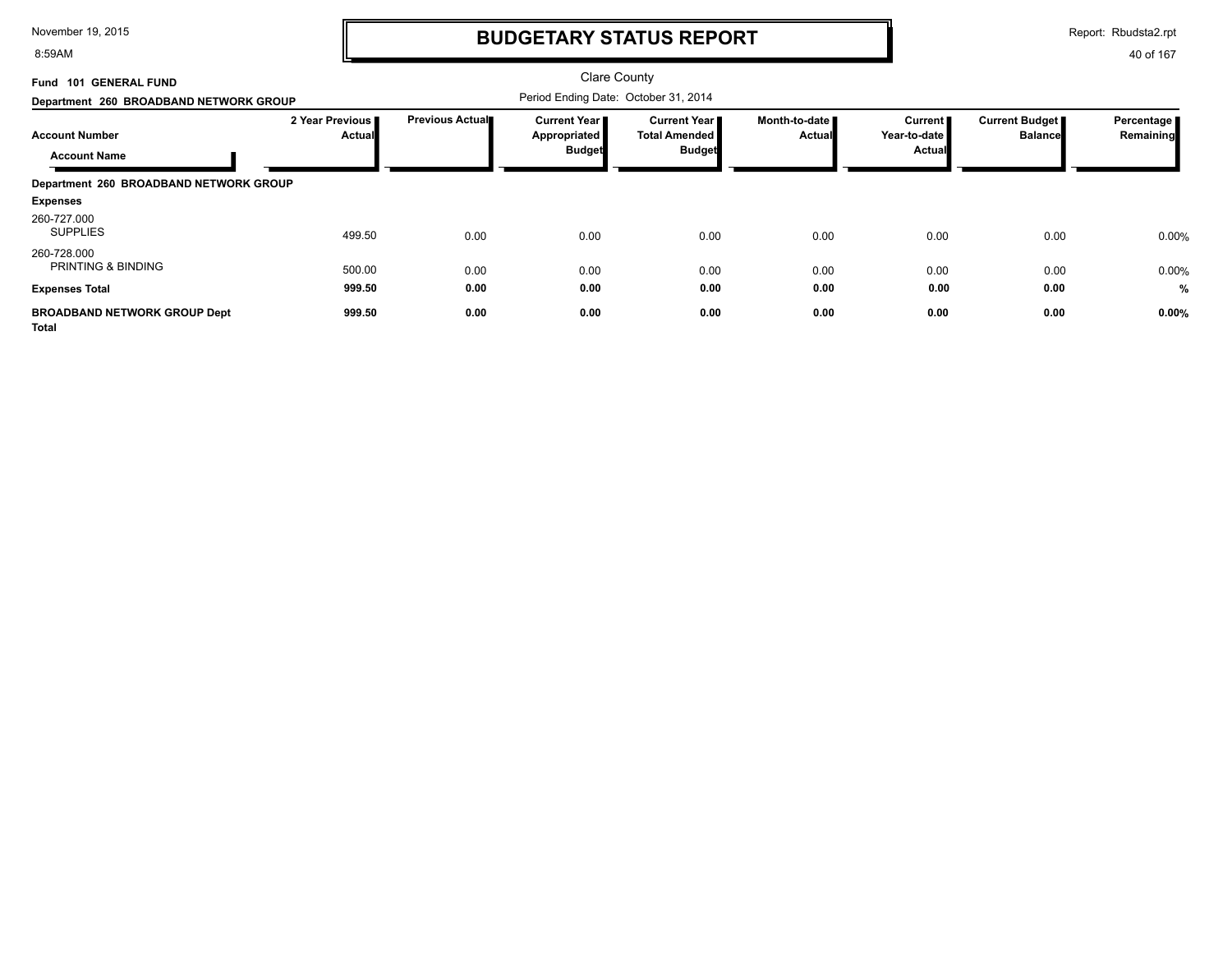# BUDGETARY STATUS REPORT

Clare County

**Fund 101 GENERAL FUND**

**Department 260 BROADBAND NETWORK GROUP**

Period Ending Date: October 31, 2014

| Account Number / Account Name | 2 Year Previous Actual | Previous Actual | Current Year Appropriated Budget | Current Year Total Amended Budget | Month-to-date Actual | Current Year-to-date Actual | Current Budget Balance | Percentage Remaining |
|---|---|---|---|---|---|---|---|---|
| **Department 260 BROADBAND NETWORK GROUP** | | | | | | | | |
| **Expenses** | | | | | | | | |
| 260-727.000 SUPPLIES | 499.50 | 0.00 | 0.00 | 0.00 | 0.00 | 0.00 | 0.00 | 0.00% |
| 260-728.000 PRINTING & BINDING | 500.00 | 0.00 | 0.00 | 0.00 | 0.00 | 0.00 | 0.00 | 0.00% |
| **Expenses Total** | **999.50** | **0.00** | **0.00** | **0.00** | **0.00** | **0.00** | **0.00** | **%** |
| **BROADBAND NETWORK GROUP Dept Total** | **999.50** | **0.00** | **0.00** | **0.00** | **0.00** | **0.00** | **0.00** | **0.00%** |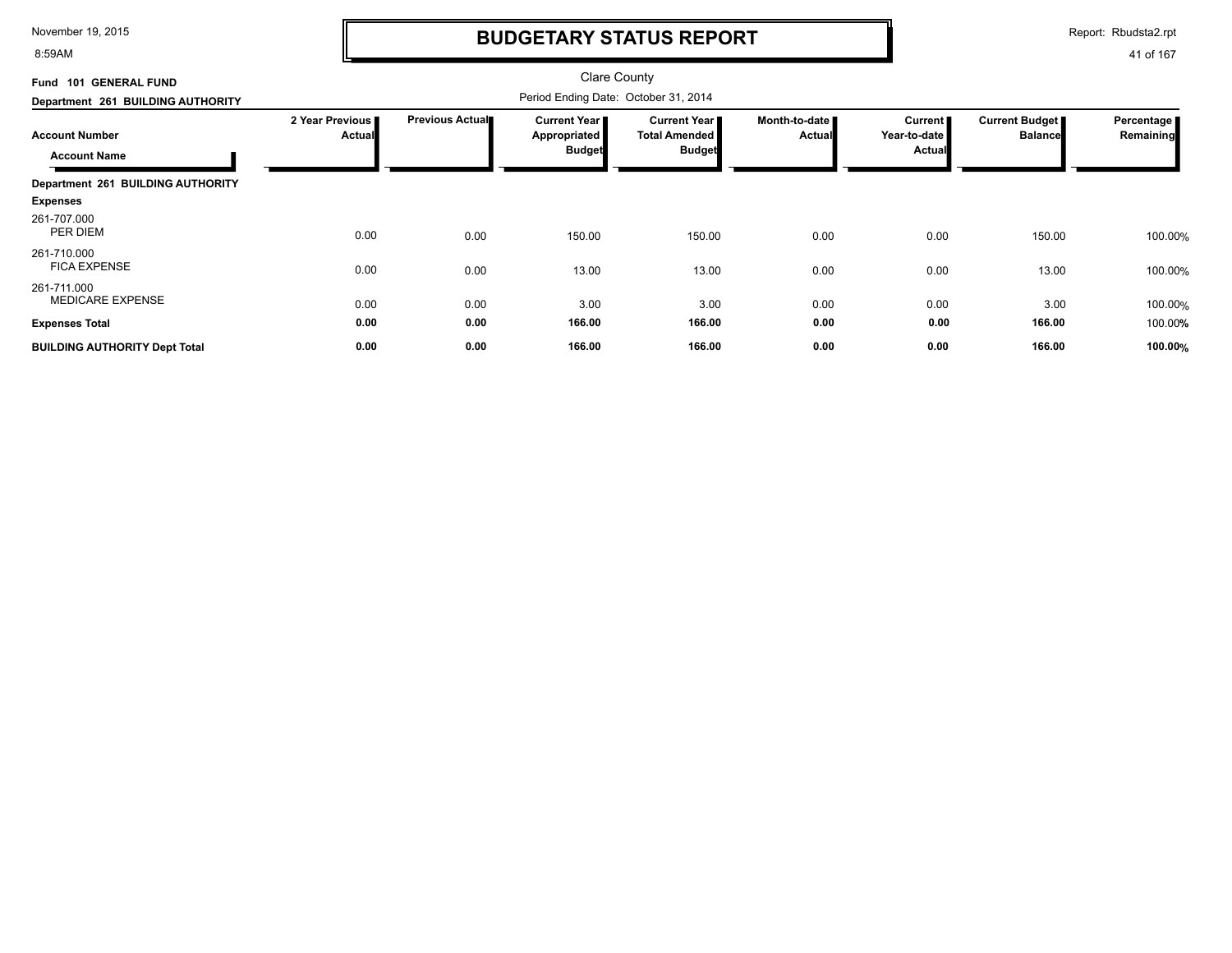# BUDGETARY STATUS REPORT

Clare County

Period Ending Date: October 31, 2014

Fund 101 GENERAL FUND

Department 261 BUILDING AUTHORITY

| Account Number / Account Name | 2 Year Previous Actual | Previous Actual | Current Year Appropriated Budget | Current Year Total Amended Budget | Month-to-date Actual | Current Year-to-date Actual | Current Budget Balance | Percentage Remaining |
|---|---|---|---|---|---|---|---|---|
| **Department 261 BUILDING AUTHORITY** | | | | | | | | |
| **Expenses** | | | | | | | | |
| 261-707.000 PER DIEM | 0.00 | 0.00 | 150.00 | 150.00 | 0.00 | 0.00 | 150.00 | 100.00% |
| 261-710.000 FICA EXPENSE | 0.00 | 0.00 | 13.00 | 13.00 | 0.00 | 0.00 | 13.00 | 100.00% |
| 261-711.000 MEDICARE EXPENSE | 0.00 | 0.00 | 3.00 | 3.00 | 0.00 | 0.00 | 3.00 | 100.00% |
| **Expenses Total** | **0.00** | **0.00** | **166.00** | **166.00** | **0.00** | **0.00** | **166.00** | 100.00% |
| **BUILDING AUTHORITY Dept Total** | **0.00** | **0.00** | **166.00** | **166.00** | **0.00** | **0.00** | **166.00** | **100.00%** |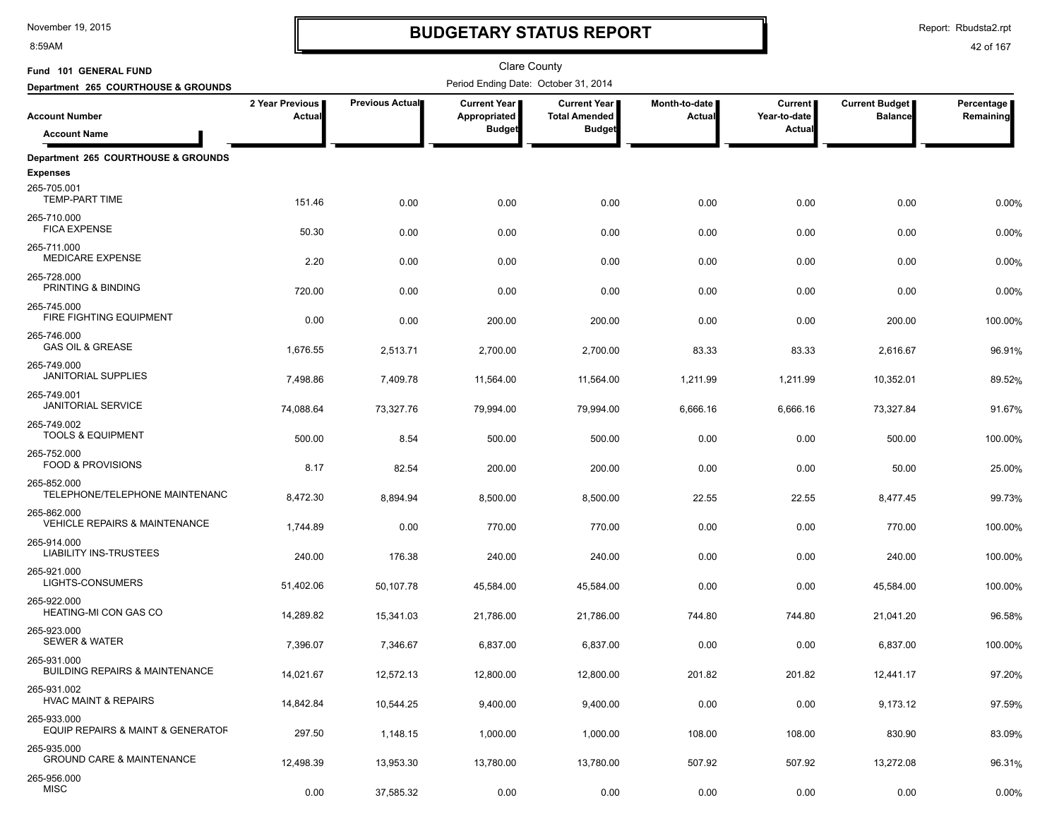# BUDGETARY STATUS REPORT

Clare County

Period Ending Date: October 31, 2014

**Fund 101 GENERAL FUND**

**Department 265 COURTHOUSE & GROUNDS**

| Account Number / Account Name | 2 Year Previous Actual | Previous Actual | Current Year Appropriated Budget | Current Year Total Amended Budget | Month-to-date Actual | Current Year-to-date Actual | Current Budget Balance | Percentage Remaining |
|---|---|---|---|---|---|---|---|---|
| **Department 265 COURTHOUSE & GROUNDS** | | | | | | | | |
| **Expenses** | | | | | | | | |
| 265-705.001 TEMP-PART TIME | 151.46 | 0.00 | 0.00 | 0.00 | 0.00 | 0.00 | 0.00 | 0.00% |
| 265-710.000 FICA EXPENSE | 50.30 | 0.00 | 0.00 | 0.00 | 0.00 | 0.00 | 0.00 | 0.00% |
| 265-711.000 MEDICARE EXPENSE | 2.20 | 0.00 | 0.00 | 0.00 | 0.00 | 0.00 | 0.00 | 0.00% |
| 265-728.000 PRINTING & BINDING | 720.00 | 0.00 | 0.00 | 0.00 | 0.00 | 0.00 | 0.00 | 0.00% |
| 265-745.000 FIRE FIGHTING EQUIPMENT | 0.00 | 0.00 | 200.00 | 200.00 | 0.00 | 0.00 | 200.00 | 100.00% |
| 265-746.000 GAS OIL & GREASE | 1,676.55 | 2,513.71 | 2,700.00 | 2,700.00 | 83.33 | 83.33 | 2,616.67 | 96.91% |
| 265-749.000 JANITORIAL SUPPLIES | 7,498.86 | 7,409.78 | 11,564.00 | 11,564.00 | 1,211.99 | 1,211.99 | 10,352.01 | 89.52% |
| 265-749.001 JANITORIAL SERVICE | 74,088.64 | 73,327.76 | 79,994.00 | 79,994.00 | 6,666.16 | 6,666.16 | 73,327.84 | 91.67% |
| 265-749.002 TOOLS & EQUIPMENT | 500.00 | 8.54 | 500.00 | 500.00 | 0.00 | 0.00 | 500.00 | 100.00% |
| 265-752.000 FOOD & PROVISIONS | 8.17 | 82.54 | 200.00 | 200.00 | 0.00 | 0.00 | 50.00 | 25.00% |
| 265-852.000 TELEPHONE/TELEPHONE MAINTENANC | 8,472.30 | 8,894.94 | 8,500.00 | 8,500.00 | 22.55 | 22.55 | 8,477.45 | 99.73% |
| 265-862.000 VEHICLE REPAIRS & MAINTENANCE | 1,744.89 | 0.00 | 770.00 | 770.00 | 0.00 | 0.00 | 770.00 | 100.00% |
| 265-914.000 LIABILITY INS-TRUSTEES | 240.00 | 176.38 | 240.00 | 240.00 | 0.00 | 0.00 | 240.00 | 100.00% |
| 265-921.000 LIGHTS-CONSUMERS | 51,402.06 | 50,107.78 | 45,584.00 | 45,584.00 | 0.00 | 0.00 | 45,584.00 | 100.00% |
| 265-922.000 HEATING-MI CON GAS CO | 14,289.82 | 15,341.03 | 21,786.00 | 21,786.00 | 744.80 | 744.80 | 21,041.20 | 96.58% |
| 265-923.000 SEWER & WATER | 7,396.07 | 7,346.67 | 6,837.00 | 6,837.00 | 0.00 | 0.00 | 6,837.00 | 100.00% |
| 265-931.000 BUILDING REPAIRS & MAINTENANCE | 14,021.67 | 12,572.13 | 12,800.00 | 12,800.00 | 201.82 | 201.82 | 12,441.17 | 97.20% |
| 265-931.002 HVAC MAINT & REPAIRS | 14,842.84 | 10,544.25 | 9,400.00 | 9,400.00 | 0.00 | 0.00 | 9,173.12 | 97.59% |
| 265-933.000 EQUIP REPAIRS & MAINT & GENERATOR | 297.50 | 1,148.15 | 1,000.00 | 1,000.00 | 108.00 | 108.00 | 830.90 | 83.09% |
| 265-935.000 GROUND CARE & MAINTENANCE | 12,498.39 | 13,953.30 | 13,780.00 | 13,780.00 | 507.92 | 507.92 | 13,272.08 | 96.31% |
| 265-956.000 MISC | 0.00 | 37,585.32 | 0.00 | 0.00 | 0.00 | 0.00 | 0.00 | 0.00% |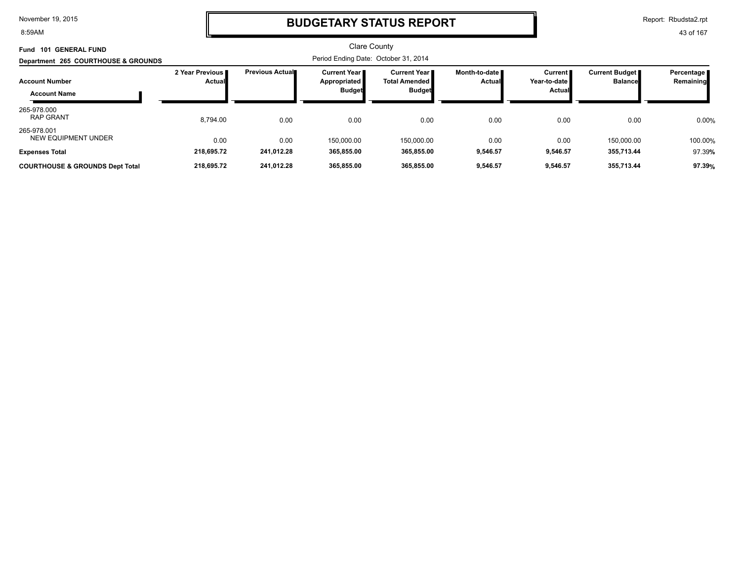# BUDGETARY STATUS REPORT

Clare County

**Fund 101 GENERAL FUND**

**Department 265 COURTHOUSE & GROUNDS**

Period Ending Date: October 31, 2014

| Account Number / Account Name | 2 Year Previous Actual | Previous Actual | Current Year Appropriated Budget | Current Year Total Amended Budget | Month-to-date Actual | Current Year-to-date Actual | Current Budget Balance | Percentage Remaining |
|---|---|---|---|---|---|---|---|---|
| 265-978.000 RAP GRANT | 8,794.00 | 0.00 | 0.00 | 0.00 | 0.00 | 0.00 | 0.00 | 0.00% |
| 265-978.001 NEW EQUIPMENT UNDER | 0.00 | 0.00 | 150,000.00 | 150,000.00 | 0.00 | 0.00 | 150,000.00 | 100.00% |
| **Expenses Total** | **218,695.72** | **241,012.28** | **365,855.00** | **365,855.00** | **9,546.57** | **9,546.57** | **355,713.44** | 97.39% |
| **COURTHOUSE & GROUNDS Dept Total** | **218,695.72** | **241,012.28** | **365,855.00** | **365,855.00** | **9,546.57** | **9,546.57** | **355,713.44** | **97.39%** |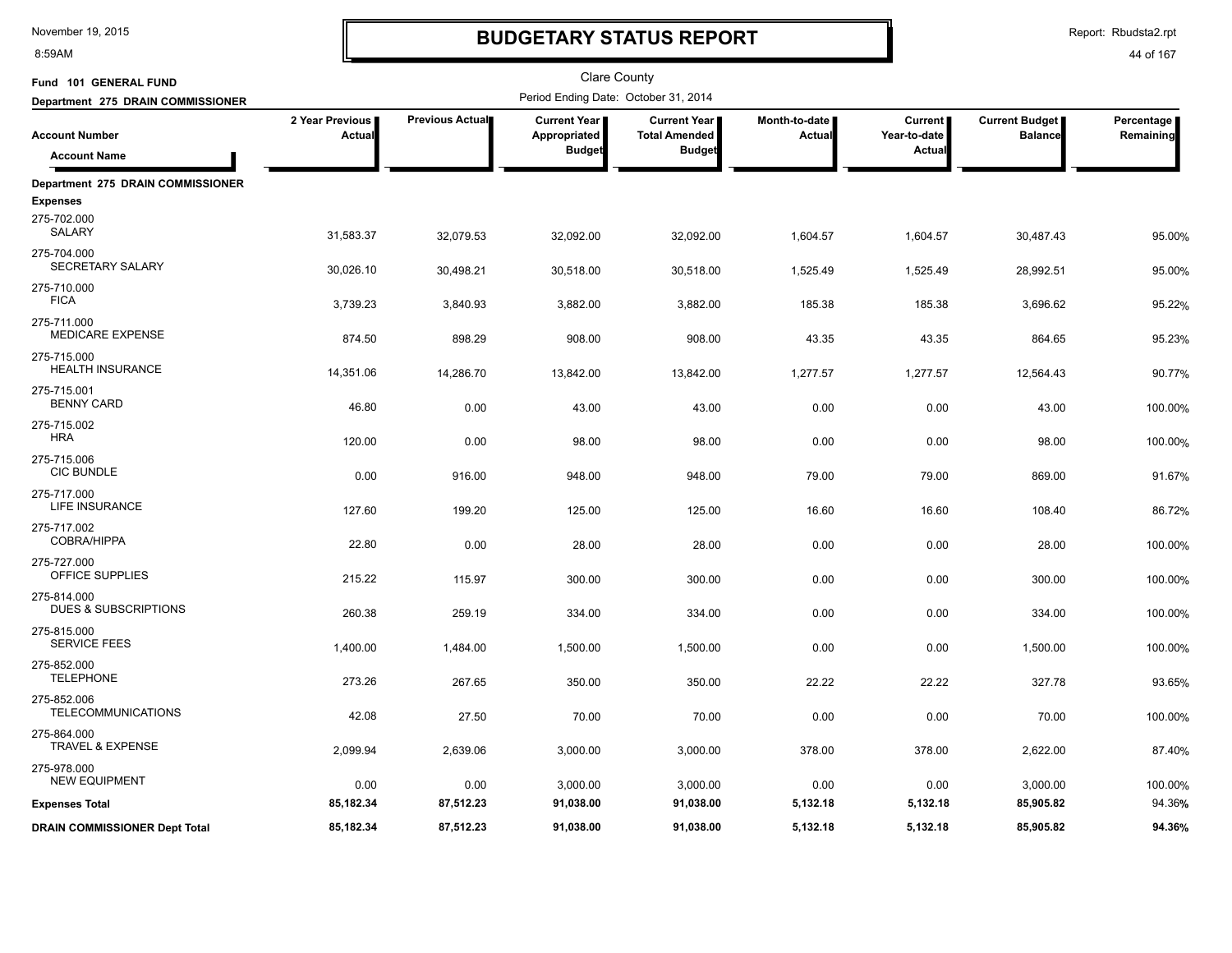# BUDGETARY STATUS REPORT

Clare County

**Fund 101 GENERAL FUND**

**Department 275 DRAIN COMMISSIONER**

Period Ending Date: October 31, 2014

| Account Number / Account Name | 2 Year Previous Actual | Previous Actual | Current Year Appropriated Budget | Current Year Total Amended Budget | Month-to-date Actual | Current Year-to-date Actual | Current Budget Balance | Percentage Remaining |
|---|---|---|---|---|---|---|---|---|
| **Department 275 DRAIN COMMISSIONER** | | | | | | | | |
| **Expenses** | | | | | | | | |
| 275-702.000 SALARY | 31,583.37 | 32,079.53 | 32,092.00 | 32,092.00 | 1,604.57 | 1,604.57 | 30,487.43 | 95.00% |
| 275-704.000 SECRETARY SALARY | 30,026.10 | 30,498.21 | 30,518.00 | 30,518.00 | 1,525.49 | 1,525.49 | 28,992.51 | 95.00% |
| 275-710.000 FICA | 3,739.23 | 3,840.93 | 3,882.00 | 3,882.00 | 185.38 | 185.38 | 3,696.62 | 95.22% |
| 275-711.000 MEDICARE EXPENSE | 874.50 | 898.29 | 908.00 | 908.00 | 43.35 | 43.35 | 864.65 | 95.23% |
| 275-715.000 HEALTH INSURANCE | 14,351.06 | 14,286.70 | 13,842.00 | 13,842.00 | 1,277.57 | 1,277.57 | 12,564.43 | 90.77% |
| 275-715.001 BENNY CARD | 46.80 | 0.00 | 43.00 | 43.00 | 0.00 | 0.00 | 43.00 | 100.00% |
| 275-715.002 HRA | 120.00 | 0.00 | 98.00 | 98.00 | 0.00 | 0.00 | 98.00 | 100.00% |
| 275-715.006 CIC BUNDLE | 0.00 | 916.00 | 948.00 | 948.00 | 79.00 | 79.00 | 869.00 | 91.67% |
| 275-717.000 LIFE INSURANCE | 127.60 | 199.20 | 125.00 | 125.00 | 16.60 | 16.60 | 108.40 | 86.72% |
| 275-717.002 COBRA/HIPPA | 22.80 | 0.00 | 28.00 | 28.00 | 0.00 | 0.00 | 28.00 | 100.00% |
| 275-727.000 OFFICE SUPPLIES | 215.22 | 115.97 | 300.00 | 300.00 | 0.00 | 0.00 | 300.00 | 100.00% |
| 275-814.000 DUES & SUBSCRIPTIONS | 260.38 | 259.19 | 334.00 | 334.00 | 0.00 | 0.00 | 334.00 | 100.00% |
| 275-815.000 SERVICE FEES | 1,400.00 | 1,484.00 | 1,500.00 | 1,500.00 | 0.00 | 0.00 | 1,500.00 | 100.00% |
| 275-852.000 TELEPHONE | 273.26 | 267.65 | 350.00 | 350.00 | 22.22 | 22.22 | 327.78 | 93.65% |
| 275-852.006 TELECOMMUNICATIONS | 42.08 | 27.50 | 70.00 | 70.00 | 0.00 | 0.00 | 70.00 | 100.00% |
| 275-864.000 TRAVEL & EXPENSE | 2,099.94 | 2,639.06 | 3,000.00 | 3,000.00 | 378.00 | 378.00 | 2,622.00 | 87.40% |
| 275-978.000 NEW EQUIPMENT | 0.00 | 0.00 | 3,000.00 | 3,000.00 | 0.00 | 0.00 | 3,000.00 | 100.00% |
| **Expenses Total** | **85,182.34** | **87,512.23** | **91,038.00** | **91,038.00** | **5,132.18** | **5,132.18** | **85,905.82** | **94.36%** |
| **DRAIN COMMISSIONER Dept Total** | **85,182.34** | **87,512.23** | **91,038.00** | **91,038.00** | **5,132.18** | **5,132.18** | **85,905.82** | **94.36%** |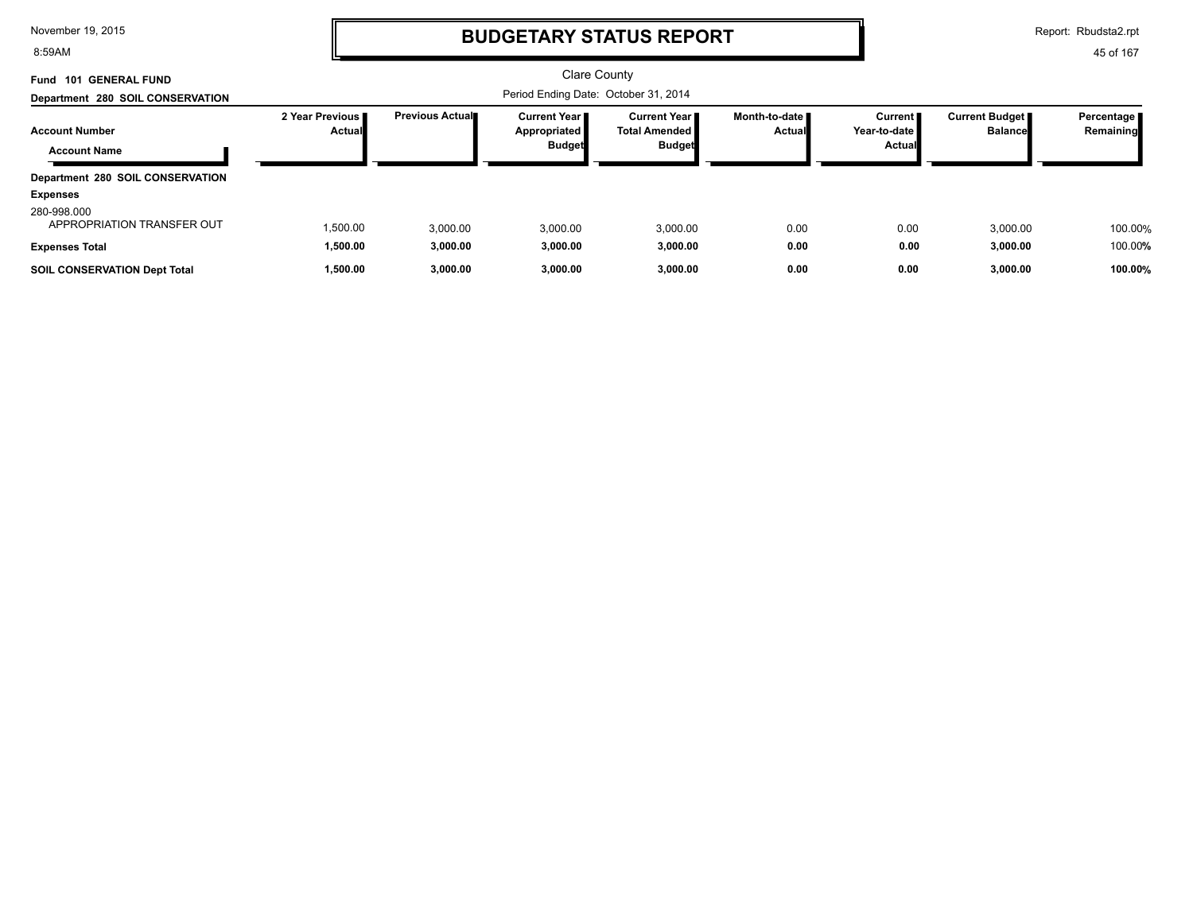# BUDGETARY STATUS REPORT

Clare County

**Fund 101 GENERAL FUND**

**Department 280 SOIL CONSERVATION**

Period Ending Date: October 31, 2014

| Account Number / Account Name | 2 Year Previous Actual | Previous Actual | Current Year Appropriated Budget | Current Year Total Amended Budget | Month-to-date Actual | Current Year-to-date Actual | Current Budget Balance | Percentage Remaining |
|---|---|---|---|---|---|---|---|---|
| **Department 280 SOIL CONSERVATION** | | | | | | | | |
| **Expenses** | | | | | | | | |
| 280-998.000 APPROPRIATION TRANSFER OUT | 1,500.00 | 3,000.00 | 3,000.00 | 3,000.00 | 0.00 | 0.00 | 3,000.00 | 100.00% |
| **Expenses Total** | **1,500.00** | **3,000.00** | **3,000.00** | **3,000.00** | **0.00** | **0.00** | **3,000.00** | 100.00% |
| **SOIL CONSERVATION Dept Total** | **1,500.00** | **3,000.00** | **3,000.00** | **3,000.00** | **0.00** | **0.00** | **3,000.00** | **100.00%** |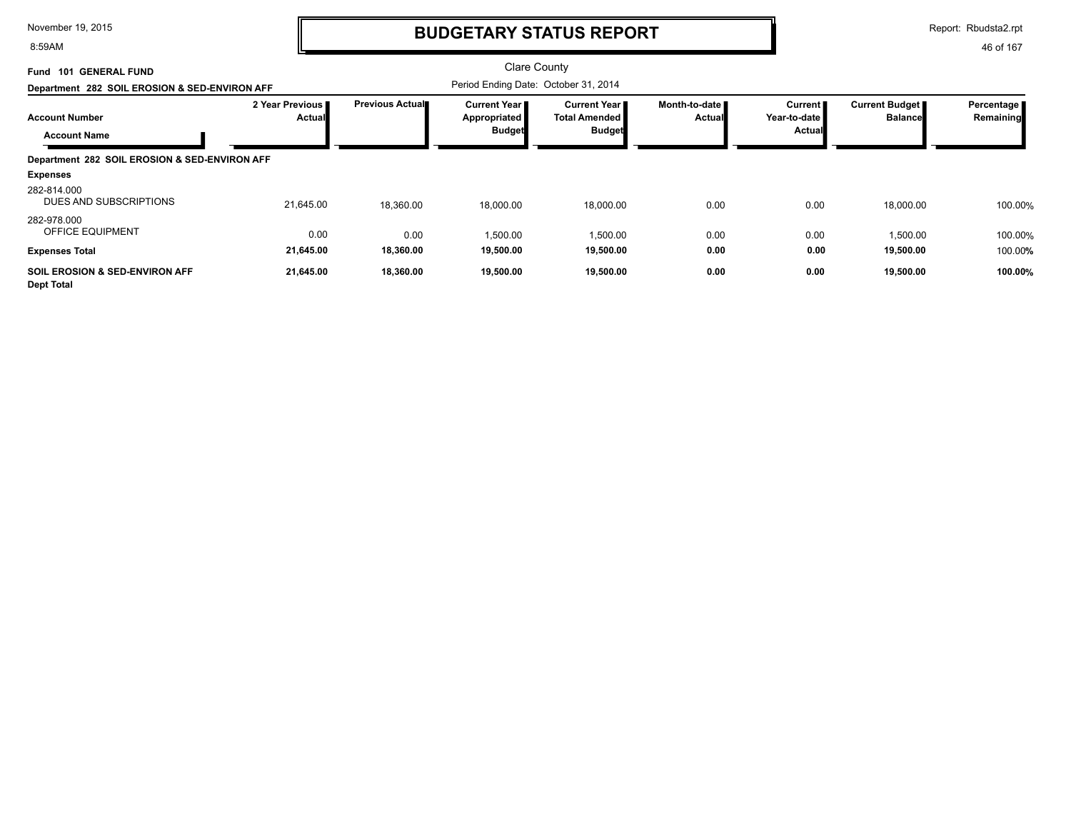# BUDGETARY STATUS REPORT

Clare County

**Fund 101 GENERAL FUND**

**Department 282 SOIL EROSION & SED-ENVIRON AFF**

Period Ending Date: October 31, 2014

| Account Number / Account Name | 2 Year Previous Actual | Previous Actual | Current Year Appropriated Budget | Current Year Total Amended Budget | Month-to-date Actual | Current Year-to-date Actual | Current Budget Balance | Percentage Remaining |
|---|---|---|---|---|---|---|---|---|
| **Department 282 SOIL EROSION & SED-ENVIRON AFF** | | | | | | | | |
| **Expenses** | | | | | | | | |
| 282-814.000 DUES AND SUBSCRIPTIONS | 21,645.00 | 18,360.00 | 18,000.00 | 18,000.00 | 0.00 | 0.00 | 18,000.00 | 100.00% |
| 282-978.000 OFFICE EQUIPMENT | 0.00 | 0.00 | 1,500.00 | 1,500.00 | 0.00 | 0.00 | 1,500.00 | 100.00% |
| **Expenses Total** | **21,645.00** | **18,360.00** | **19,500.00** | **19,500.00** | **0.00** | **0.00** | **19,500.00** | 100.00% |
| **SOIL EROSION & SED-ENVIRON AFF Dept Total** | **21,645.00** | **18,360.00** | **19,500.00** | **19,500.00** | **0.00** | **0.00** | **19,500.00** | **100.00%** |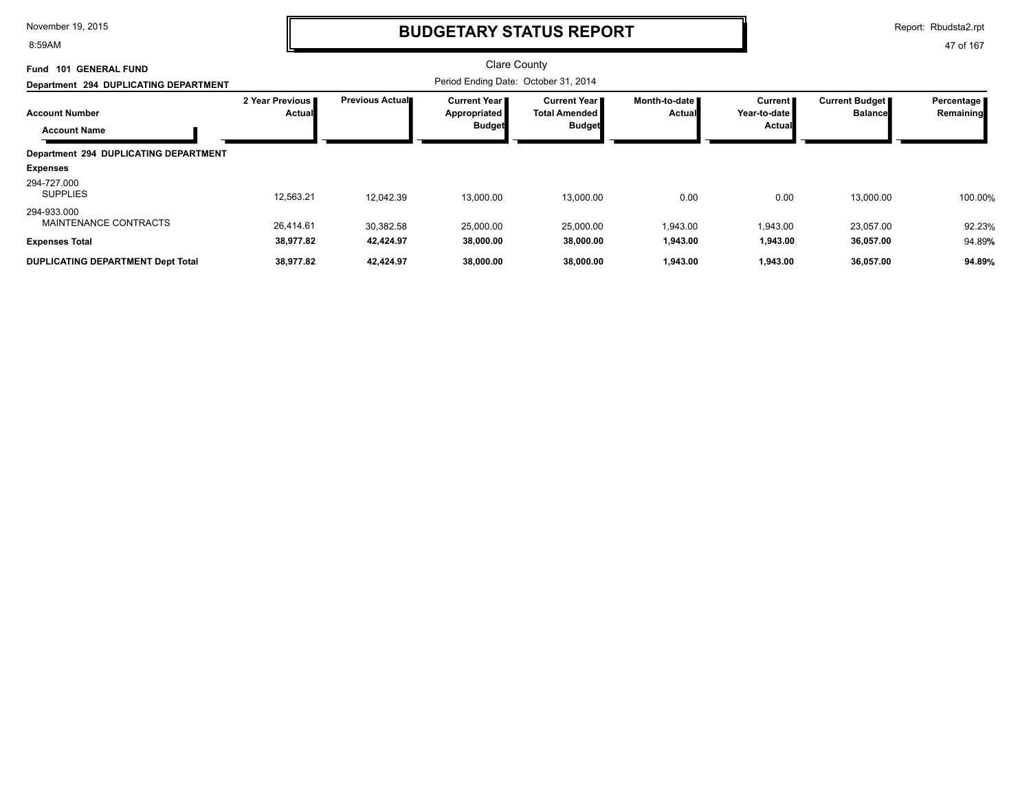# BUDGETARY STATUS REPORT

Clare County

**Fund 101 GENERAL FUND**

**Department 294 DUPLICATING DEPARTMENT**

Period Ending Date: October 31, 2014

| Account Number / Account Name | 2 Year Previous Actual | Previous Actual | Current Year Appropriated Budget | Current Year Total Amended Budget | Month-to-date Actual | Current Year-to-date Actual | Current Budget Balance | Percentage Remaining |
|---|---|---|---|---|---|---|---|---|
| **Department 294 DUPLICATING DEPARTMENT** | | | | | | | | |
| **Expenses** | | | | | | | | |
| 294-727.000 SUPPLIES | 12,563.21 | 12,042.39 | 13,000.00 | 13,000.00 | 0.00 | 0.00 | 13,000.00 | 100.00% |
| 294-933.000 MAINTENANCE CONTRACTS | 26,414.61 | 30,382.58 | 25,000.00 | 25,000.00 | 1,943.00 | 1,943.00 | 23,057.00 | 92.23% |
| **Expenses Total** | **38,977.82** | **42,424.97** | **38,000.00** | **38,000.00** | **1,943.00** | **1,943.00** | **36,057.00** | 94.89% |
| **DUPLICATING DEPARTMENT Dept Total** | **38,977.82** | **42,424.97** | **38,000.00** | **38,000.00** | **1,943.00** | **1,943.00** | **36,057.00** | **94.89%** |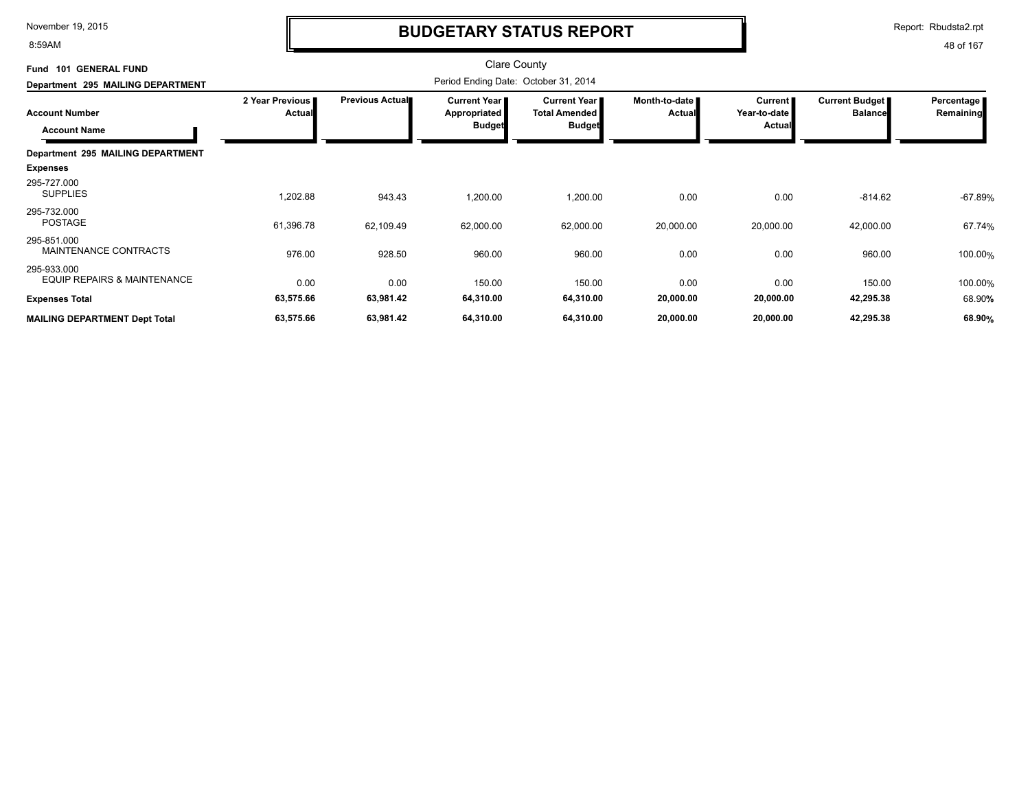# BUDGETARY STATUS REPORT

Clare County

Fund 101 GENERAL FUND

Department 295 MAILING DEPARTMENT

Period Ending Date: October 31, 2014

| Account Number / Account Name | 2 Year Previous Actual | Previous Actual | Current Year Appropriated Budget | Current Year Total Amended Budget | Month-to-date Actual | Current Year-to-date Actual | Current Budget Balance | Percentage Remaining |
|---|---|---|---|---|---|---|---|---|
| **Department 295 MAILING DEPARTMENT** | | | | | | | | |
| **Expenses** | | | | | | | | |
| 295-727.000 SUPPLIES | 1,202.88 | 943.43 | 1,200.00 | 1,200.00 | 0.00 | 0.00 | -814.62 | -67.89% |
| 295-732.000 POSTAGE | 61,396.78 | 62,109.49 | 62,000.00 | 62,000.00 | 20,000.00 | 20,000.00 | 42,000.00 | 67.74% |
| 295-851.000 MAINTENANCE CONTRACTS | 976.00 | 928.50 | 960.00 | 960.00 | 0.00 | 0.00 | 960.00 | 100.00% |
| 295-933.000 EQUIP REPAIRS & MAINTENANCE | 0.00 | 0.00 | 150.00 | 150.00 | 0.00 | 0.00 | 150.00 | 100.00% |
| **Expenses Total** | **63,575.66** | **63,981.42** | **64,310.00** | **64,310.00** | **20,000.00** | **20,000.00** | **42,295.38** | 68.90% |
| **MAILING DEPARTMENT Dept Total** | **63,575.66** | **63,981.42** | **64,310.00** | **64,310.00** | **20,000.00** | **20,000.00** | **42,295.38** | **68.90%** |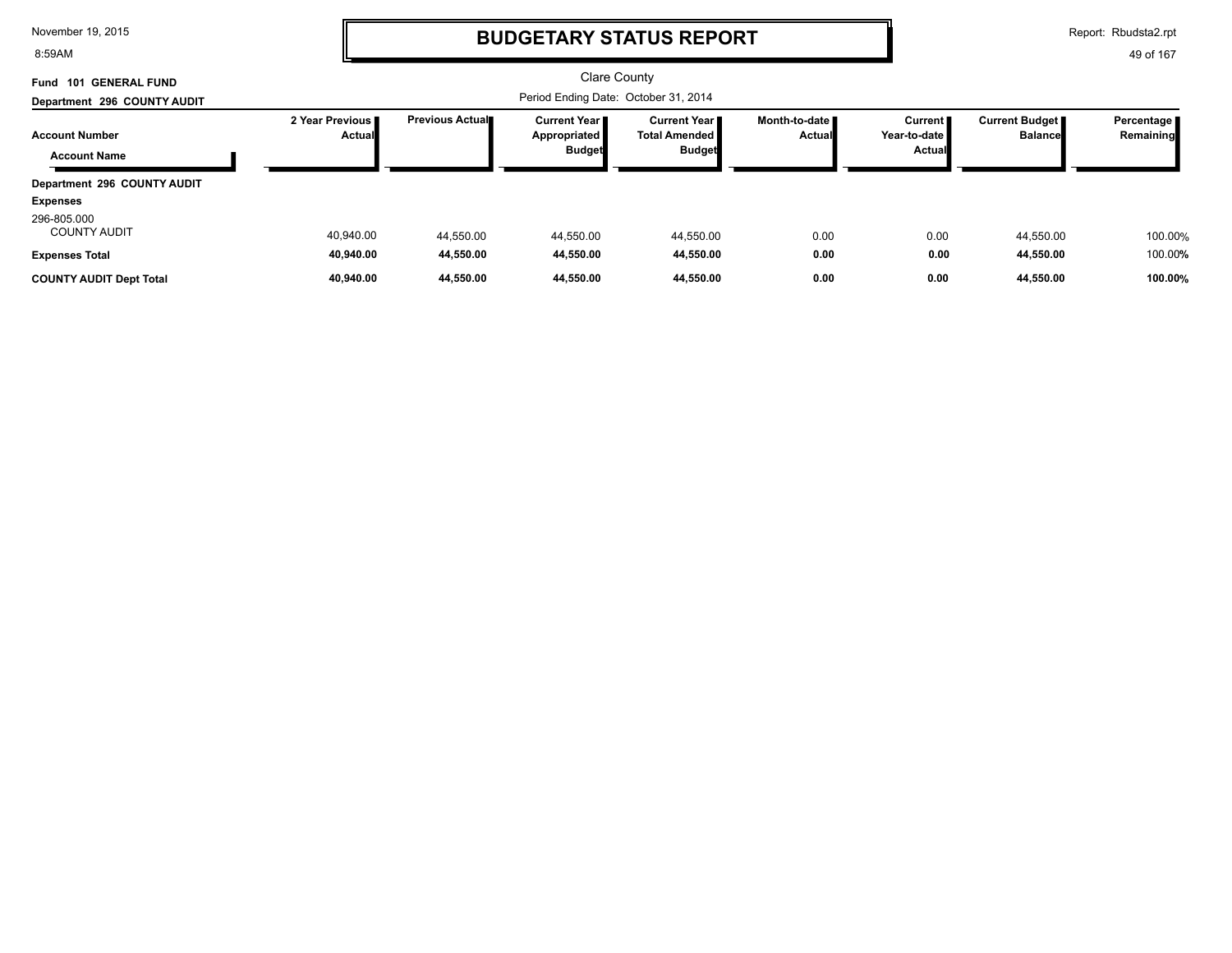# BUDGETARY STATUS REPORT

Clare County

Period Ending Date: October 31, 2014

**Fund 101 GENERAL FUND**

**Department 296 COUNTY AUDIT**

| Account Number / Account Name | 2 Year Previous Actual | Previous Actual | Current Year Appropriated Budget | Current Year Total Amended Budget | Month-to-date Actual | Current Year-to-date Actual | Current Budget Balance | Percentage Remaining |
|---|---|---|---|---|---|---|---|---|
| **Department 296 COUNTY AUDIT** | | | | | | | | |
| **Expenses** | | | | | | | | |
| 296-805.000 COUNTY AUDIT | 40,940.00 | 44,550.00 | 44,550.00 | 44,550.00 | 0.00 | 0.00 | 44,550.00 | 100.00% |
| **Expenses Total** | **40,940.00** | **44,550.00** | **44,550.00** | **44,550.00** | **0.00** | **0.00** | **44,550.00** | 100.00% |
| **COUNTY AUDIT Dept Total** | **40,940.00** | **44,550.00** | **44,550.00** | **44,550.00** | **0.00** | **0.00** | **44,550.00** | **100.00%** |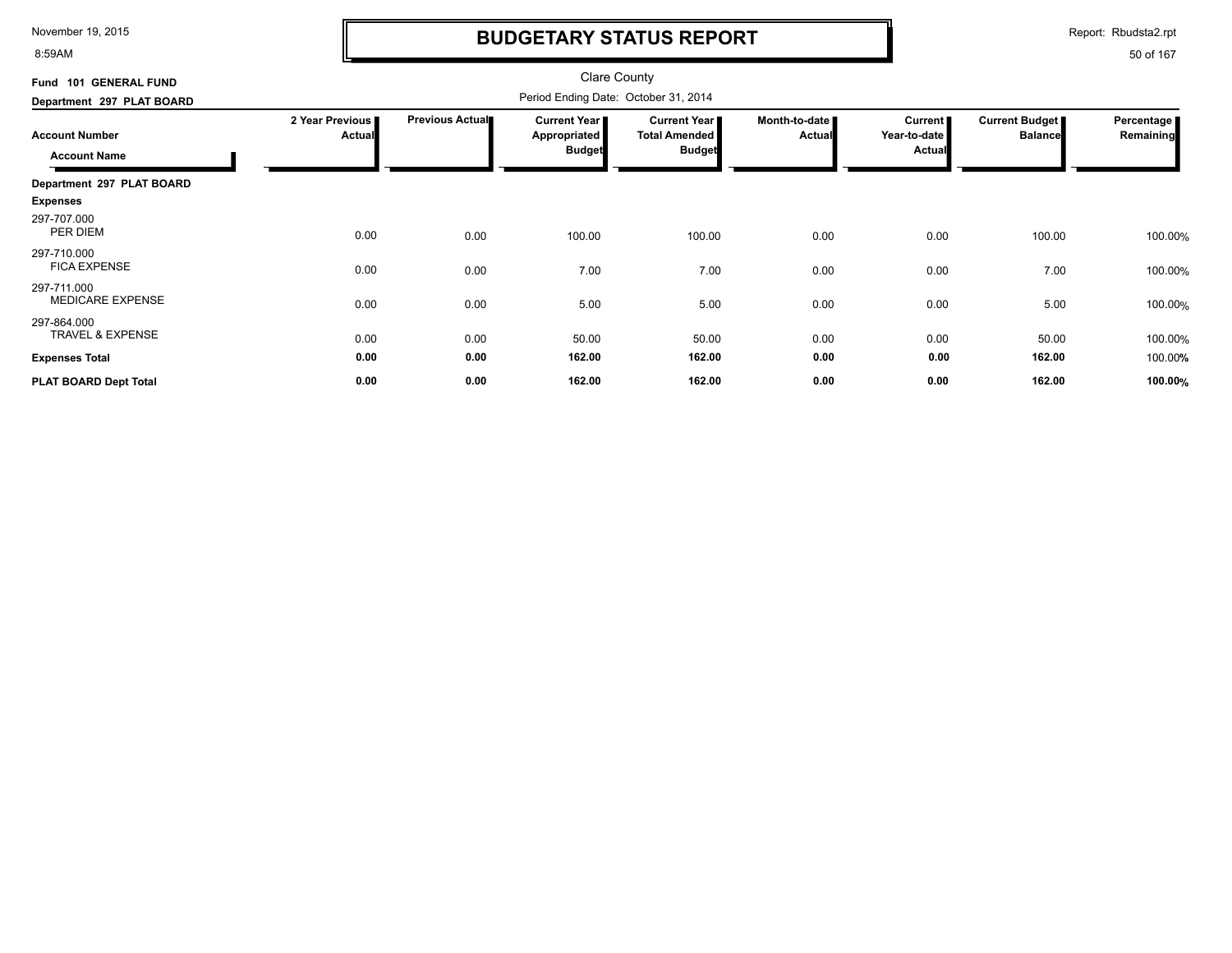# BUDGETARY STATUS REPORT

November 19, 2015
8:59AM

Report: Rbudsta2.rpt

Clare County

**Fund 101 GENERAL FUND**

**Department 297 PLAT BOARD**

Period Ending Date: October 31, 2014

| Account Number / Account Name | 2 Year Previous Actual | Previous Actual | Current Year Appropriated Budget | Current Year Total Amended Budget | Month-to-date Actual | Current Year-to-date Actual | Current Budget Balance | Percentage Remaining |
|---|---|---|---|---|---|---|---|---|
| **Department 297 PLAT BOARD** | | | | | | | | |
| **Expenses** | | | | | | | | |
| 297-707.000 PER DIEM | 0.00 | 0.00 | 100.00 | 100.00 | 0.00 | 0.00 | 100.00 | 100.00% |
| 297-710.000 FICA EXPENSE | 0.00 | 0.00 | 7.00 | 7.00 | 0.00 | 0.00 | 7.00 | 100.00% |
| 297-711.000 MEDICARE EXPENSE | 0.00 | 0.00 | 5.00 | 5.00 | 0.00 | 0.00 | 5.00 | 100.00% |
| 297-864.000 TRAVEL & EXPENSE | 0.00 | 0.00 | 50.00 | 50.00 | 0.00 | 0.00 | 50.00 | 100.00% |
| **Expenses Total** | **0.00** | **0.00** | **162.00** | **162.00** | **0.00** | **0.00** | **162.00** | 100.00% |
| **PLAT BOARD Dept Total** | **0.00** | **0.00** | **162.00** | **162.00** | **0.00** | **0.00** | **162.00** | **100.00%** |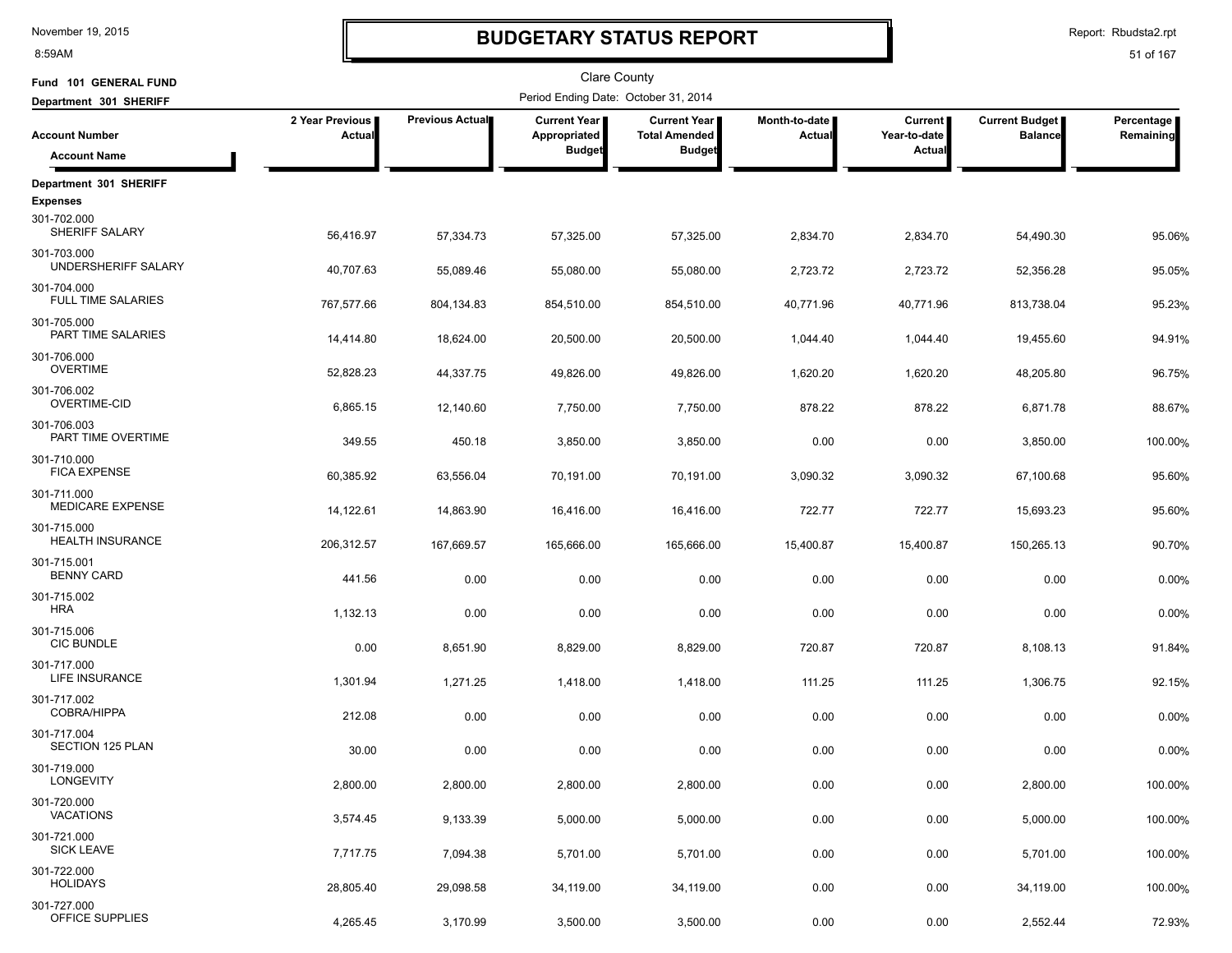# BUDGETARY STATUS REPORT

Clare County

Fund 101 GENERAL FUND

Department 301 SHERIFF

Period Ending Date: October 31, 2014

| Account Number / Account Name | 2 Year Previous Actual | Previous Actual | Current Year Appropriated Budget | Current Year Total Amended Budget | Month-to-date Actual | Current Year-to-date Actual | Current Budget Balance | Percentage Remaining |
|---|---|---|---|---|---|---|---|---|
| **Department 301 SHERIFF** | | | | | | | | |
| **Expenses** | | | | | | | | |
| 301-702.000 SHERIFF SALARY | 56,416.97 | 57,334.73 | 57,325.00 | 57,325.00 | 2,834.70 | 2,834.70 | 54,490.30 | 95.06% |
| 301-703.000 UNDERSHERIFF SALARY | 40,707.63 | 55,089.46 | 55,080.00 | 55,080.00 | 2,723.72 | 2,723.72 | 52,356.28 | 95.05% |
| 301-704.000 FULL TIME SALARIES | 767,577.66 | 804,134.83 | 854,510.00 | 854,510.00 | 40,771.96 | 40,771.96 | 813,738.04 | 95.23% |
| 301-705.000 PART TIME SALARIES | 14,414.80 | 18,624.00 | 20,500.00 | 20,500.00 | 1,044.40 | 1,044.40 | 19,455.60 | 94.91% |
| 301-706.000 OVERTIME | 52,828.23 | 44,337.75 | 49,826.00 | 49,826.00 | 1,620.20 | 1,620.20 | 48,205.80 | 96.75% |
| 301-706.002 OVERTIME-CID | 6,865.15 | 12,140.60 | 7,750.00 | 7,750.00 | 878.22 | 878.22 | 6,871.78 | 88.67% |
| 301-706.003 PART TIME OVERTIME | 349.55 | 450.18 | 3,850.00 | 3,850.00 | 0.00 | 0.00 | 3,850.00 | 100.00% |
| 301-710.000 FICA EXPENSE | 60,385.92 | 63,556.04 | 70,191.00 | 70,191.00 | 3,090.32 | 3,090.32 | 67,100.68 | 95.60% |
| 301-711.000 MEDICARE EXPENSE | 14,122.61 | 14,863.90 | 16,416.00 | 16,416.00 | 722.77 | 722.77 | 15,693.23 | 95.60% |
| 301-715.000 HEALTH INSURANCE | 206,312.57 | 167,669.57 | 165,666.00 | 165,666.00 | 15,400.87 | 15,400.87 | 150,265.13 | 90.70% |
| 301-715.001 BENNY CARD | 441.56 | 0.00 | 0.00 | 0.00 | 0.00 | 0.00 | 0.00 | 0.00% |
| 301-715.002 HRA | 1,132.13 | 0.00 | 0.00 | 0.00 | 0.00 | 0.00 | 0.00 | 0.00% |
| 301-715.006 CIC BUNDLE | 0.00 | 8,651.90 | 8,829.00 | 8,829.00 | 720.87 | 720.87 | 8,108.13 | 91.84% |
| 301-717.000 LIFE INSURANCE | 1,301.94 | 1,271.25 | 1,418.00 | 1,418.00 | 111.25 | 111.25 | 1,306.75 | 92.15% |
| 301-717.002 COBRA/HIPPA | 212.08 | 0.00 | 0.00 | 0.00 | 0.00 | 0.00 | 0.00 | 0.00% |
| 301-717.004 SECTION 125 PLAN | 30.00 | 0.00 | 0.00 | 0.00 | 0.00 | 0.00 | 0.00 | 0.00% |
| 301-719.000 LONGEVITY | 2,800.00 | 2,800.00 | 2,800.00 | 2,800.00 | 0.00 | 0.00 | 2,800.00 | 100.00% |
| 301-720.000 VACATIONS | 3,574.45 | 9,133.39 | 5,000.00 | 5,000.00 | 0.00 | 0.00 | 5,000.00 | 100.00% |
| 301-721.000 SICK LEAVE | 7,717.75 | 7,094.38 | 5,701.00 | 5,701.00 | 0.00 | 0.00 | 5,701.00 | 100.00% |
| 301-722.000 HOLIDAYS | 28,805.40 | 29,098.58 | 34,119.00 | 34,119.00 | 0.00 | 0.00 | 34,119.00 | 100.00% |
| 301-727.000 OFFICE SUPPLIES | 4,265.45 | 3,170.99 | 3,500.00 | 3,500.00 | 0.00 | 0.00 | 2,552.44 | 72.93% |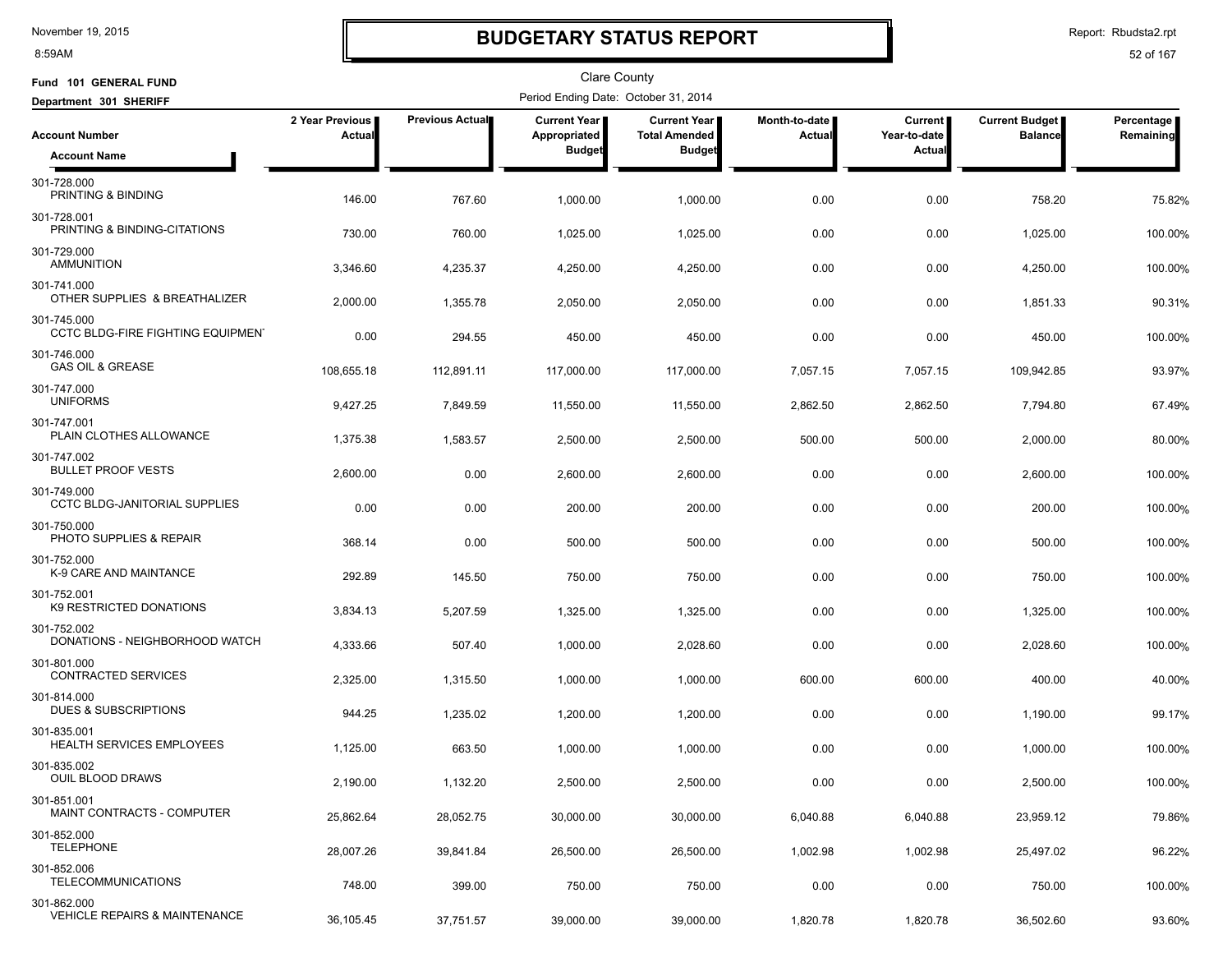# BUDGETARY STATUS REPORT

November 19, 2015
8:59AM

Report: Rbudsta2.rpt

Clare County

**Fund 101 GENERAL FUND**
**Department 301 SHERIFF**

Period Ending Date: October 31, 2014

| Account Number / Account Name | 2 Year Previous Actual | Previous Actual | Current Year Appropriated Budget | Current Year Total Amended Budget | Month-to-date Actual | Current Year-to-date Actual | Current Budget Balance | Percentage Remaining |
|---|---|---|---|---|---|---|---|---|
| 301-728.000 PRINTING & BINDING | 146.00 | 767.60 | 1,000.00 | 1,000.00 | 0.00 | 0.00 | 758.20 | 75.82% |
| 301-728.001 PRINTING & BINDING-CITATIONS | 730.00 | 760.00 | 1,025.00 | 1,025.00 | 0.00 | 0.00 | 1,025.00 | 100.00% |
| 301-729.000 AMMUNITION | 3,346.60 | 4,235.37 | 4,250.00 | 4,250.00 | 0.00 | 0.00 | 4,250.00 | 100.00% |
| 301-741.000 OTHER SUPPLIES & BREATHALIZER | 2,000.00 | 1,355.78 | 2,050.00 | 2,050.00 | 0.00 | 0.00 | 1,851.33 | 90.31% |
| 301-745.000 CCTC BLDG-FIRE FIGHTING EQUIPMEN | 0.00 | 294.55 | 450.00 | 450.00 | 0.00 | 0.00 | 450.00 | 100.00% |
| 301-746.000 GAS OIL & GREASE | 108,655.18 | 112,891.11 | 117,000.00 | 117,000.00 | 7,057.15 | 7,057.15 | 109,942.85 | 93.97% |
| 301-747.000 UNIFORMS | 9,427.25 | 7,849.59 | 11,550.00 | 11,550.00 | 2,862.50 | 2,862.50 | 7,794.80 | 67.49% |
| 301-747.001 PLAIN CLOTHES ALLOWANCE | 1,375.38 | 1,583.57 | 2,500.00 | 2,500.00 | 500.00 | 500.00 | 2,000.00 | 80.00% |
| 301-747.002 BULLET PROOF VESTS | 2,600.00 | 0.00 | 2,600.00 | 2,600.00 | 0.00 | 0.00 | 2,600.00 | 100.00% |
| 301-749.000 CCTC BLDG-JANITORIAL SUPPLIES | 0.00 | 0.00 | 200.00 | 200.00 | 0.00 | 0.00 | 200.00 | 100.00% |
| 301-750.000 PHOTO SUPPLIES & REPAIR | 368.14 | 0.00 | 500.00 | 500.00 | 0.00 | 0.00 | 500.00 | 100.00% |
| 301-752.000 K-9 CARE AND MAINTANCE | 292.89 | 145.50 | 750.00 | 750.00 | 0.00 | 0.00 | 750.00 | 100.00% |
| 301-752.001 K9 RESTRICTED DONATIONS | 3,834.13 | 5,207.59 | 1,325.00 | 1,325.00 | 0.00 | 0.00 | 1,325.00 | 100.00% |
| 301-752.002 DONATIONS - NEIGHBORHOOD WATCH | 4,333.66 | 507.40 | 1,000.00 | 2,028.60 | 0.00 | 0.00 | 2,028.60 | 100.00% |
| 301-801.000 CONTRACTED SERVICES | 2,325.00 | 1,315.50 | 1,000.00 | 1,000.00 | 600.00 | 600.00 | 400.00 | 40.00% |
| 301-814.000 DUES & SUBSCRIPTIONS | 944.25 | 1,235.02 | 1,200.00 | 1,200.00 | 0.00 | 0.00 | 1,190.00 | 99.17% |
| 301-835.001 HEALTH SERVICES EMPLOYEES | 1,125.00 | 663.50 | 1,000.00 | 1,000.00 | 0.00 | 0.00 | 1,000.00 | 100.00% |
| 301-835.002 OUIL BLOOD DRAWS | 2,190.00 | 1,132.20 | 2,500.00 | 2,500.00 | 0.00 | 0.00 | 2,500.00 | 100.00% |
| 301-851.001 MAINT CONTRACTS - COMPUTER | 25,862.64 | 28,052.75 | 30,000.00 | 30,000.00 | 6,040.88 | 6,040.88 | 23,959.12 | 79.86% |
| 301-852.000 TELEPHONE | 28,007.26 | 39,841.84 | 26,500.00 | 26,500.00 | 1,002.98 | 1,002.98 | 25,497.02 | 96.22% |
| 301-852.006 TELECOMMUNICATIONS | 748.00 | 399.00 | 750.00 | 750.00 | 0.00 | 0.00 | 750.00 | 100.00% |
| 301-862.000 VEHICLE REPAIRS & MAINTENANCE | 36,105.45 | 37,751.57 | 39,000.00 | 39,000.00 | 1,820.78 | 1,820.78 | 36,502.60 | 93.60% |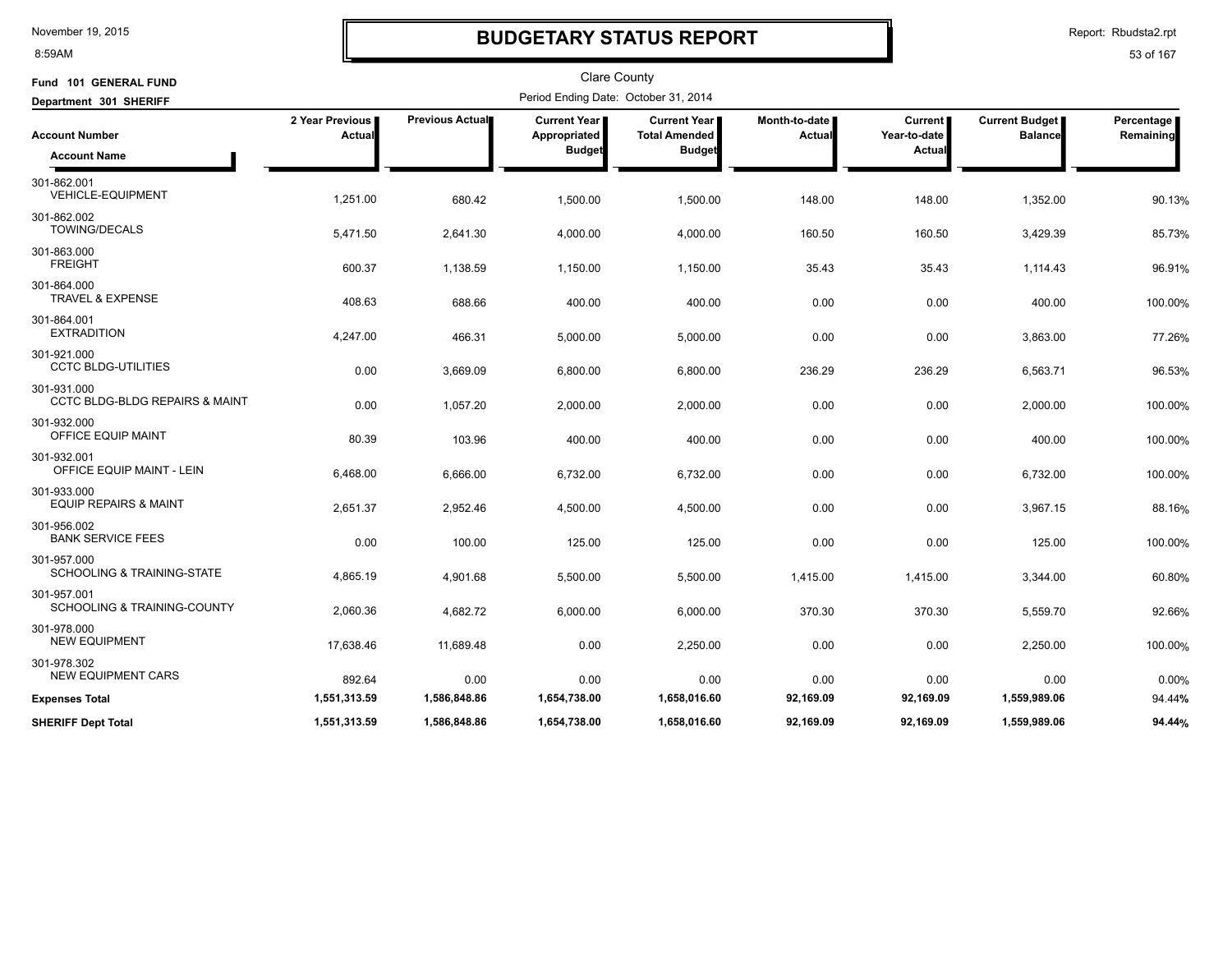# BUDGETARY STATUS REPORT

November 19, 2015
8:59AM

Report: Rbudsta2.rpt

Clare County

**Fund 101 GENERAL FUND**

**Department 301 SHERIFF**

Period Ending Date: October 31, 2014

| Account Number / Account Name | 2 Year Previous Actual | Previous Actual | Current Year Appropriated Budget | Current Year Total Amended Budget | Month-to-date Actual | Current Year-to-date Actual | Current Budget Balance | Percentage Remaining |
|---|---|---|---|---|---|---|---|---|
| 301-862.001 VEHICLE-EQUIPMENT | 1,251.00 | 680.42 | 1,500.00 | 1,500.00 | 148.00 | 148.00 | 1,352.00 | 90.13% |
| 301-862.002 TOWING/DECALS | 5,471.50 | 2,641.30 | 4,000.00 | 4,000.00 | 160.50 | 160.50 | 3,429.39 | 85.73% |
| 301-863.000 FREIGHT | 600.37 | 1,138.59 | 1,150.00 | 1,150.00 | 35.43 | 35.43 | 1,114.43 | 96.91% |
| 301-864.000 TRAVEL & EXPENSE | 408.63 | 688.66 | 400.00 | 400.00 | 0.00 | 0.00 | 400.00 | 100.00% |
| 301-864.001 EXTRADITION | 4,247.00 | 466.31 | 5,000.00 | 5,000.00 | 0.00 | 0.00 | 3,863.00 | 77.26% |
| 301-921.000 CCTC BLDG-UTILITIES | 0.00 | 3,669.09 | 6,800.00 | 6,800.00 | 236.29 | 236.29 | 6,563.71 | 96.53% |
| 301-931.000 CCTC BLDG-BLDG REPAIRS & MAINT | 0.00 | 1,057.20 | 2,000.00 | 2,000.00 | 0.00 | 0.00 | 2,000.00 | 100.00% |
| 301-932.000 OFFICE EQUIP MAINT | 80.39 | 103.96 | 400.00 | 400.00 | 0.00 | 0.00 | 400.00 | 100.00% |
| 301-932.001 OFFICE EQUIP MAINT - LEIN | 6,468.00 | 6,666.00 | 6,732.00 | 6,732.00 | 0.00 | 0.00 | 6,732.00 | 100.00% |
| 301-933.000 EQUIP REPAIRS & MAINT | 2,651.37 | 2,952.46 | 4,500.00 | 4,500.00 | 0.00 | 0.00 | 3,967.15 | 88.16% |
| 301-956.002 BANK SERVICE FEES | 0.00 | 100.00 | 125.00 | 125.00 | 0.00 | 0.00 | 125.00 | 100.00% |
| 301-957.000 SCHOOLING & TRAINING-STATE | 4,865.19 | 4,901.68 | 5,500.00 | 5,500.00 | 1,415.00 | 1,415.00 | 3,344.00 | 60.80% |
| 301-957.001 SCHOOLING & TRAINING-COUNTY | 2,060.36 | 4,682.72 | 6,000.00 | 6,000.00 | 370.30 | 370.30 | 5,559.70 | 92.66% |
| 301-978.000 NEW EQUIPMENT | 17,638.46 | 11,689.48 | 0.00 | 2,250.00 | 0.00 | 0.00 | 2,250.00 | 100.00% |
| 301-978.302 NEW EQUIPMENT CARS | 892.64 | 0.00 | 0.00 | 0.00 | 0.00 | 0.00 | 0.00 | 0.00% |
| **Expenses Total** | **1,551,313.59** | **1,586,848.86** | **1,654,738.00** | **1,658,016.60** | **92,169.09** | **92,169.09** | **1,559,989.06** | 94.44% |
| **SHERIFF Dept Total** | **1,551,313.59** | **1,586,848.86** | **1,654,738.00** | **1,658,016.60** | **92,169.09** | **92,169.09** | **1,559,989.06** | **94.44%** |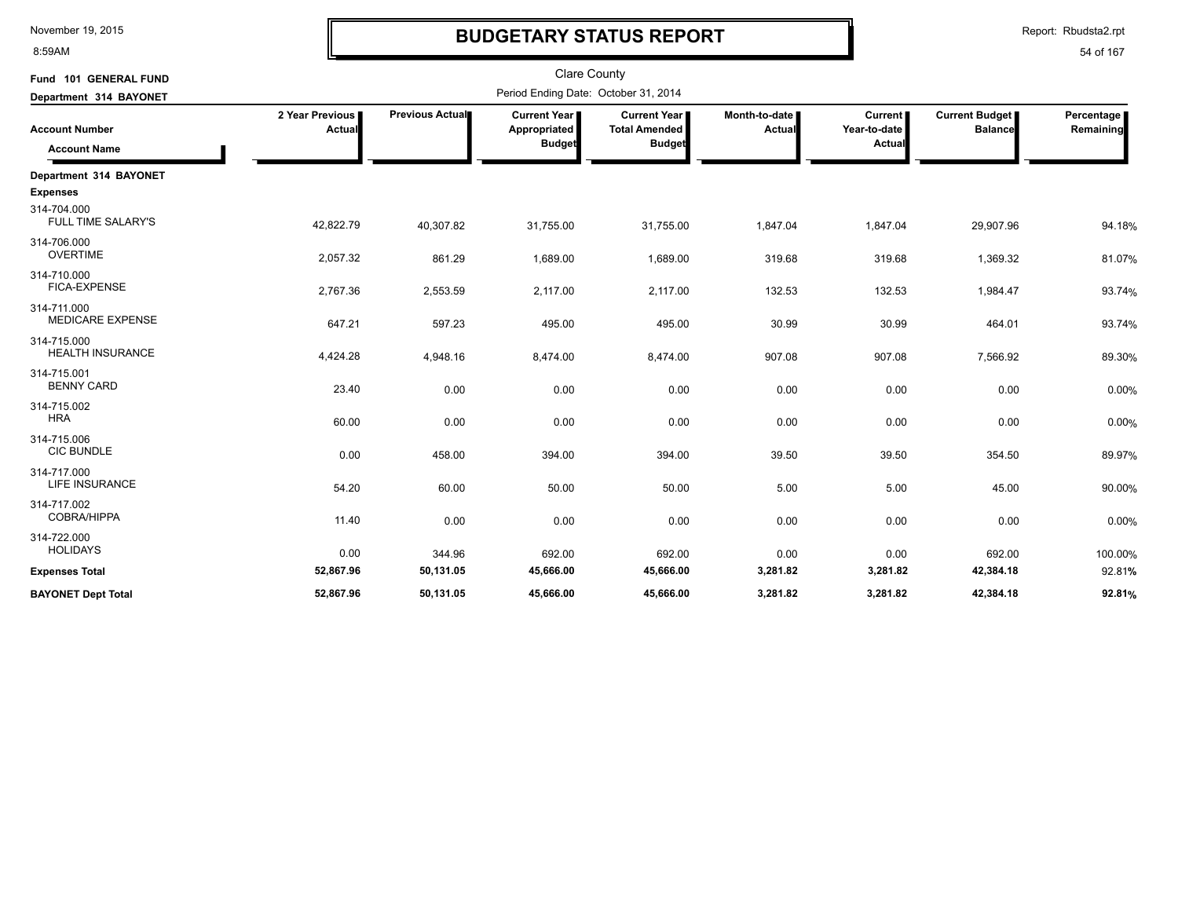November 19, 2015
8:59AM

# BUDGETARY STATUS REPORT

Report: Rbudsta2.rpt

Clare County

Fund 101 GENERAL FUND
Department 314 BAYONET

Period Ending Date: October 31, 2014

| Account Number / Account Name | 2 Year Previous Actual | Previous Actual | Current Year Appropriated Budget | Current Year Total Amended Budget | Month-to-date Actual | Current Year-to-date Actual | Current Budget Balance | Percentage Remaining |
|---|---|---|---|---|---|---|---|---|
| **Department 314 BAYONET** | | | | | | | | |
| **Expenses** | | | | | | | | |
| 314-704.000 FULL TIME SALARY'S | 42,822.79 | 40,307.82 | 31,755.00 | 31,755.00 | 1,847.04 | 1,847.04 | 29,907.96 | 94.18% |
| 314-706.000 OVERTIME | 2,057.32 | 861.29 | 1,689.00 | 1,689.00 | 319.68 | 319.68 | 1,369.32 | 81.07% |
| 314-710.000 FICA-EXPENSE | 2,767.36 | 2,553.59 | 2,117.00 | 2,117.00 | 132.53 | 132.53 | 1,984.47 | 93.74% |
| 314-711.000 MEDICARE EXPENSE | 647.21 | 597.23 | 495.00 | 495.00 | 30.99 | 30.99 | 464.01 | 93.74% |
| 314-715.000 HEALTH INSURANCE | 4,424.28 | 4,948.16 | 8,474.00 | 8,474.00 | 907.08 | 907.08 | 7,566.92 | 89.30% |
| 314-715.001 BENNY CARD | 23.40 | 0.00 | 0.00 | 0.00 | 0.00 | 0.00 | 0.00 | 0.00% |
| 314-715.002 HRA | 60.00 | 0.00 | 0.00 | 0.00 | 0.00 | 0.00 | 0.00 | 0.00% |
| 314-715.006 CIC BUNDLE | 0.00 | 458.00 | 394.00 | 394.00 | 39.50 | 39.50 | 354.50 | 89.97% |
| 314-717.000 LIFE INSURANCE | 54.20 | 60.00 | 50.00 | 50.00 | 5.00 | 5.00 | 45.00 | 90.00% |
| 314-717.002 COBRA/HIPPA | 11.40 | 0.00 | 0.00 | 0.00 | 0.00 | 0.00 | 0.00 | 0.00% |
| 314-722.000 HOLIDAYS | 0.00 | 344.96 | 692.00 | 692.00 | 0.00 | 0.00 | 692.00 | 100.00% |
| **Expenses Total** | **52,867.96** | **50,131.05** | **45,666.00** | **45,666.00** | **3,281.82** | **3,281.82** | **42,384.18** | 92.81% |
| **BAYONET Dept Total** | **52,867.96** | **50,131.05** | **45,666.00** | **45,666.00** | **3,281.82** | **3,281.82** | **42,384.18** | **92.81%** |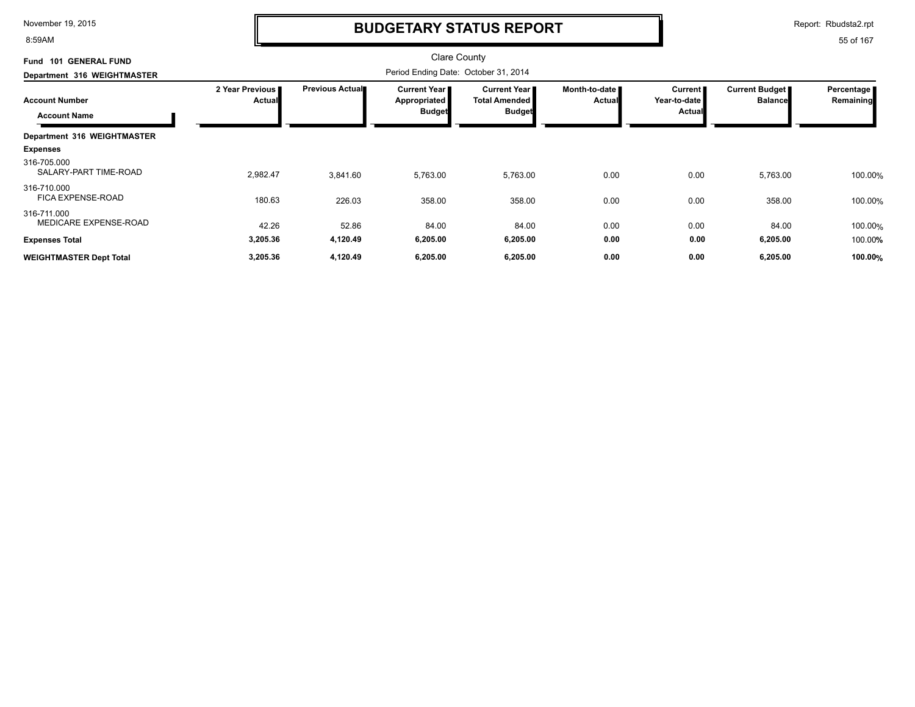# BUDGETARY STATUS REPORT

Clare County

Period Ending Date: October 31, 2014

**Fund 101 GENERAL FUND**

**Department 316 WEIGHTMASTER**

| Account Number / Account Name | 2 Year Previous Actual | Previous Actual | Current Year Appropriated Budget | Current Year Total Amended Budget | Month-to-date Actual | Current Year-to-date Actual | Current Budget Balance | Percentage Remaining |
|---|---|---|---|---|---|---|---|---|
| **Department 316 WEIGHTMASTER** | | | | | | | | |
| **Expenses** | | | | | | | | |
| 316-705.000 SALARY-PART TIME-ROAD | 2,982.47 | 3,841.60 | 5,763.00 | 5,763.00 | 0.00 | 0.00 | 5,763.00 | 100.00% |
| 316-710.000 FICA EXPENSE-ROAD | 180.63 | 226.03 | 358.00 | 358.00 | 0.00 | 0.00 | 358.00 | 100.00% |
| 316-711.000 MEDICARE EXPENSE-ROAD | 42.26 | 52.86 | 84.00 | 84.00 | 0.00 | 0.00 | 84.00 | 100.00% |
| **Expenses Total** | **3,205.36** | **4,120.49** | **6,205.00** | **6,205.00** | **0.00** | **0.00** | **6,205.00** | 100.00% |
| **WEIGHTMASTER Dept Total** | **3,205.36** | **4,120.49** | **6,205.00** | **6,205.00** | **0.00** | **0.00** | **6,205.00** | **100.00%** |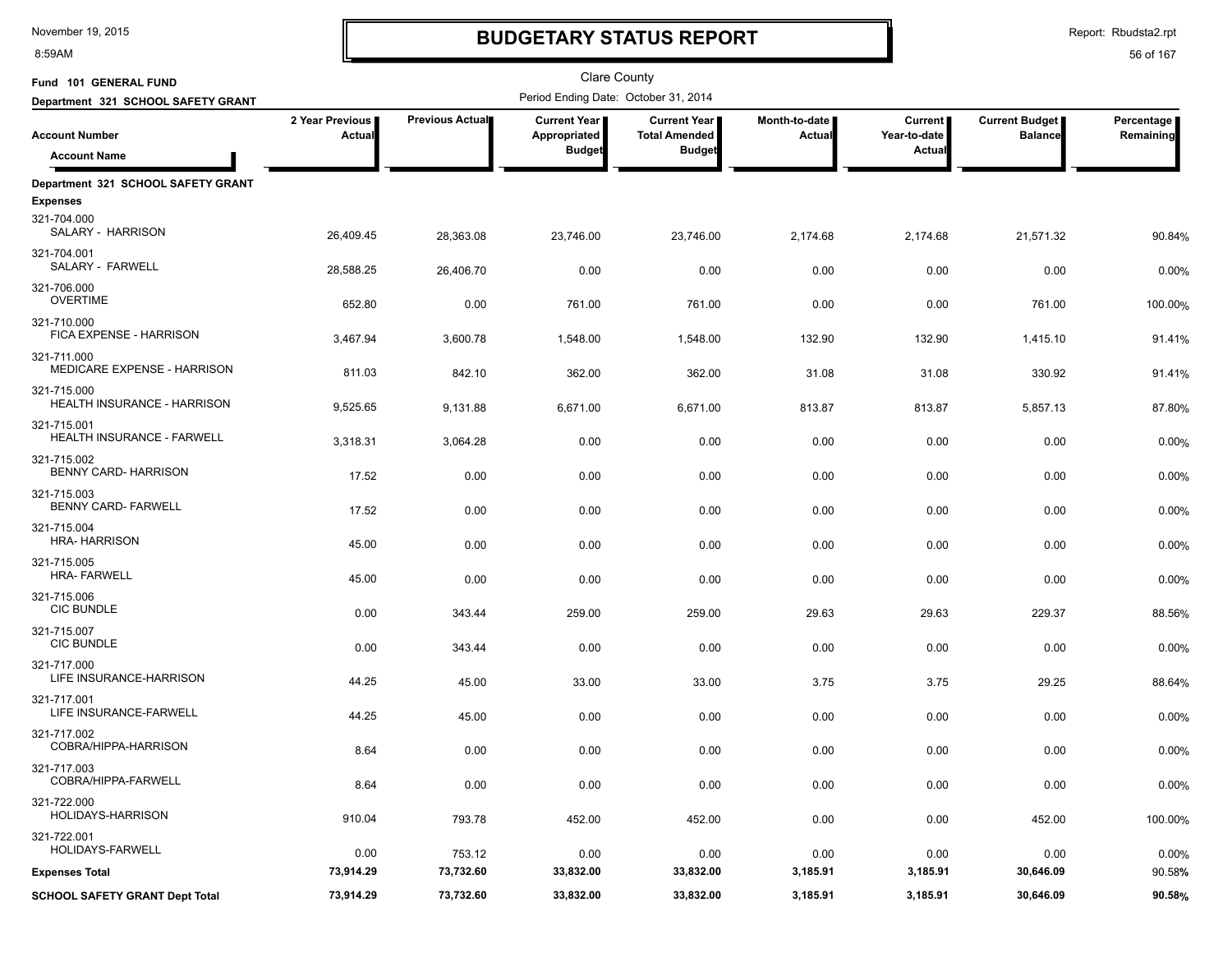# BUDGETARY STATUS REPORT

Clare County

Fund 101 GENERAL FUND

Department 321 SCHOOL SAFETY GRANT

Period Ending Date: October 31, 2014

| Account Number / Account Name | 2 Year Previous Actual | Previous Actual | Current Year Appropriated Budget | Current Year Total Amended Budget | Month-to-date Actual | Current Year-to-date Actual | Current Budget Balance | Percentage Remaining |
|---|---|---|---|---|---|---|---|---|
| **Department 321 SCHOOL SAFETY GRANT** | | | | | | | | |
| **Expenses** | | | | | | | | |
| 321-704.000 SALARY - HARRISON | 26,409.45 | 28,363.08 | 23,746.00 | 23,746.00 | 2,174.68 | 2,174.68 | 21,571.32 | 90.84% |
| 321-704.001 SALARY - FARWELL | 28,588.25 | 26,406.70 | 0.00 | 0.00 | 0.00 | 0.00 | 0.00 | 0.00% |
| 321-706.000 OVERTIME | 652.80 | 0.00 | 761.00 | 761.00 | 0.00 | 0.00 | 761.00 | 100.00% |
| 321-710.000 FICA EXPENSE - HARRISON | 3,467.94 | 3,600.78 | 1,548.00 | 1,548.00 | 132.90 | 132.90 | 1,415.10 | 91.41% |
| 321-711.000 MEDICARE EXPENSE - HARRISON | 811.03 | 842.10 | 362.00 | 362.00 | 31.08 | 31.08 | 330.92 | 91.41% |
| 321-715.000 HEALTH INSURANCE - HARRISON | 9,525.65 | 9,131.88 | 6,671.00 | 6,671.00 | 813.87 | 813.87 | 5,857.13 | 87.80% |
| 321-715.001 HEALTH INSURANCE - FARWELL | 3,318.31 | 3,064.28 | 0.00 | 0.00 | 0.00 | 0.00 | 0.00 | 0.00% |
| 321-715.002 BENNY CARD- HARRISON | 17.52 | 0.00 | 0.00 | 0.00 | 0.00 | 0.00 | 0.00 | 0.00% |
| 321-715.003 BENNY CARD- FARWELL | 17.52 | 0.00 | 0.00 | 0.00 | 0.00 | 0.00 | 0.00 | 0.00% |
| 321-715.004 HRA- HARRISON | 45.00 | 0.00 | 0.00 | 0.00 | 0.00 | 0.00 | 0.00 | 0.00% |
| 321-715.005 HRA- FARWELL | 45.00 | 0.00 | 0.00 | 0.00 | 0.00 | 0.00 | 0.00 | 0.00% |
| 321-715.006 CIC BUNDLE | 0.00 | 343.44 | 259.00 | 259.00 | 29.63 | 29.63 | 229.37 | 88.56% |
| 321-715.007 CIC BUNDLE | 0.00 | 343.44 | 0.00 | 0.00 | 0.00 | 0.00 | 0.00 | 0.00% |
| 321-717.000 LIFE INSURANCE-HARRISON | 44.25 | 45.00 | 33.00 | 33.00 | 3.75 | 3.75 | 29.25 | 88.64% |
| 321-717.001 LIFE INSURANCE-FARWELL | 44.25 | 45.00 | 0.00 | 0.00 | 0.00 | 0.00 | 0.00 | 0.00% |
| 321-717.002 COBRA/HIPPA-HARRISON | 8.64 | 0.00 | 0.00 | 0.00 | 0.00 | 0.00 | 0.00 | 0.00% |
| 321-717.003 COBRA/HIPPA-FARWELL | 8.64 | 0.00 | 0.00 | 0.00 | 0.00 | 0.00 | 0.00 | 0.00% |
| 321-722.000 HOLIDAYS-HARRISON | 910.04 | 793.78 | 452.00 | 452.00 | 0.00 | 0.00 | 452.00 | 100.00% |
| 321-722.001 HOLIDAYS-FARWELL | 0.00 | 753.12 | 0.00 | 0.00 | 0.00 | 0.00 | 0.00 | 0.00% |
| **Expenses Total** | **73,914.29** | **73,732.60** | **33,832.00** | **33,832.00** | **3,185.91** | **3,185.91** | **30,646.09** | **90.58%** |
| **SCHOOL SAFETY GRANT Dept Total** | **73,914.29** | **73,732.60** | **33,832.00** | **33,832.00** | **3,185.91** | **3,185.91** | **30,646.09** | **90.58%** |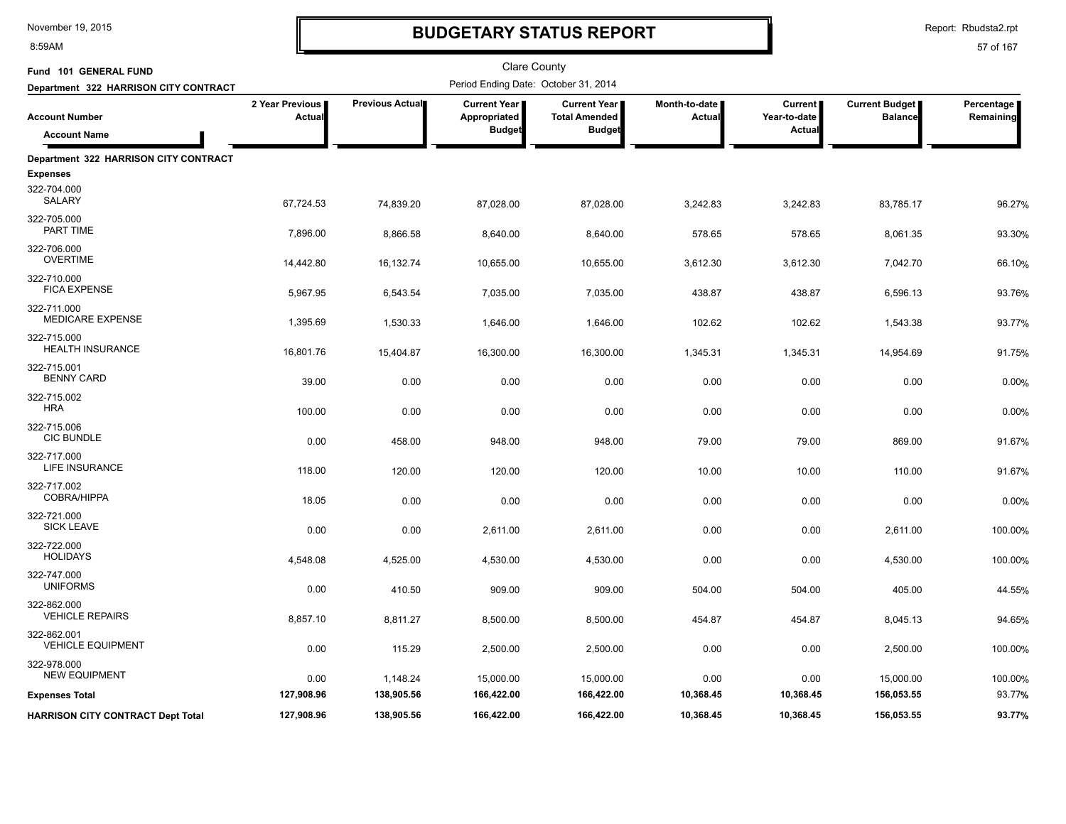# BUDGETARY STATUS REPORT

Clare County

Fund 101 GENERAL FUND

Department 322 HARRISON CITY CONTRACT

Period Ending Date: October 31, 2014

| Account Number / Account Name | 2 Year Previous Actual | Previous Actual | Current Year Appropriated Budget | Current Year Total Amended Budget | Month-to-date Actual | Current Year-to-date Actual | Current Budget Balance | Percentage Remaining |
|---|---|---|---|---|---|---|---|---|
| **Department 322 HARRISON CITY CONTRACT** | | | | | | | | |
| **Expenses** | | | | | | | | |
| 322-704.000 SALARY | 67,724.53 | 74,839.20 | 87,028.00 | 87,028.00 | 3,242.83 | 3,242.83 | 83,785.17 | 96.27% |
| 322-705.000 PART TIME | 7,896.00 | 8,866.58 | 8,640.00 | 8,640.00 | 578.65 | 578.65 | 8,061.35 | 93.30% |
| 322-706.000 OVERTIME | 14,442.80 | 16,132.74 | 10,655.00 | 10,655.00 | 3,612.30 | 3,612.30 | 7,042.70 | 66.10% |
| 322-710.000 FICA EXPENSE | 5,967.95 | 6,543.54 | 7,035.00 | 7,035.00 | 438.87 | 438.87 | 6,596.13 | 93.76% |
| 322-711.000 MEDICARE EXPENSE | 1,395.69 | 1,530.33 | 1,646.00 | 1,646.00 | 102.62 | 102.62 | 1,543.38 | 93.77% |
| 322-715.000 HEALTH INSURANCE | 16,801.76 | 15,404.87 | 16,300.00 | 16,300.00 | 1,345.31 | 1,345.31 | 14,954.69 | 91.75% |
| 322-715.001 BENNY CARD | 39.00 | 0.00 | 0.00 | 0.00 | 0.00 | 0.00 | 0.00 | 0.00% |
| 322-715.002 HRA | 100.00 | 0.00 | 0.00 | 0.00 | 0.00 | 0.00 | 0.00 | 0.00% |
| 322-715.006 CIC BUNDLE | 0.00 | 458.00 | 948.00 | 948.00 | 79.00 | 79.00 | 869.00 | 91.67% |
| 322-717.000 LIFE INSURANCE | 118.00 | 120.00 | 120.00 | 120.00 | 10.00 | 10.00 | 110.00 | 91.67% |
| 322-717.002 COBRA/HIPPA | 18.05 | 0.00 | 0.00 | 0.00 | 0.00 | 0.00 | 0.00 | 0.00% |
| 322-721.000 SICK LEAVE | 0.00 | 0.00 | 2,611.00 | 2,611.00 | 0.00 | 0.00 | 2,611.00 | 100.00% |
| 322-722.000 HOLIDAYS | 4,548.08 | 4,525.00 | 4,530.00 | 4,530.00 | 0.00 | 0.00 | 4,530.00 | 100.00% |
| 322-747.000 UNIFORMS | 0.00 | 410.50 | 909.00 | 909.00 | 504.00 | 504.00 | 405.00 | 44.55% |
| 322-862.000 VEHICLE REPAIRS | 8,857.10 | 8,811.27 | 8,500.00 | 8,500.00 | 454.87 | 454.87 | 8,045.13 | 94.65% |
| 322-862.001 VEHICLE EQUIPMENT | 0.00 | 115.29 | 2,500.00 | 2,500.00 | 0.00 | 0.00 | 2,500.00 | 100.00% |
| 322-978.000 NEW EQUIPMENT | 0.00 | 1,148.24 | 15,000.00 | 15,000.00 | 0.00 | 0.00 | 15,000.00 | 100.00% |
| **Expenses Total** | **127,908.96** | **138,905.56** | **166,422.00** | **166,422.00** | **10,368.45** | **10,368.45** | **156,053.55** | **93.77%** |
| **HARRISON CITY CONTRACT Dept Total** | **127,908.96** | **138,905.56** | **166,422.00** | **166,422.00** | **10,368.45** | **10,368.45** | **156,053.55** | **93.77%** |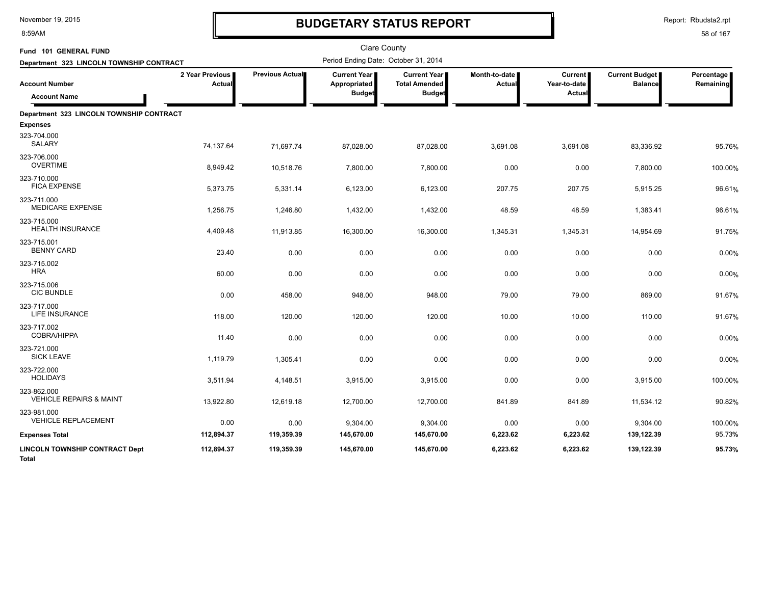# BUDGETARY STATUS REPORT

Clare County

**Fund 101 GENERAL FUND**

**Department 323 LINCOLN TOWNSHIP CONTRACT**

Period Ending Date: October 31, 2014

| Account Number / Account Name | 2 Year Previous Actual | Previous Actual | Current Year Appropriated Budget | Current Year Total Amended Budget | Month-to-date Actual | Current Year-to-date Actual | Current Budget Balance | Percentage Remaining |
|---|---|---|---|---|---|---|---|---|
| **Department 323 LINCOLN TOWNSHIP CONTRACT** | | | | | | | | |
| **Expenses** | | | | | | | | |
| 323-704.000 SALARY | 74,137.64 | 71,697.74 | 87,028.00 | 87,028.00 | 3,691.08 | 3,691.08 | 83,336.92 | 95.76% |
| 323-706.000 OVERTIME | 8,949.42 | 10,518.76 | 7,800.00 | 7,800.00 | 0.00 | 0.00 | 7,800.00 | 100.00% |
| 323-710.000 FICA EXPENSE | 5,373.75 | 5,331.14 | 6,123.00 | 6,123.00 | 207.75 | 207.75 | 5,915.25 | 96.61% |
| 323-711.000 MEDICARE EXPENSE | 1,256.75 | 1,246.80 | 1,432.00 | 1,432.00 | 48.59 | 48.59 | 1,383.41 | 96.61% |
| 323-715.000 HEALTH INSURANCE | 4,409.48 | 11,913.85 | 16,300.00 | 16,300.00 | 1,345.31 | 1,345.31 | 14,954.69 | 91.75% |
| 323-715.001 BENNY CARD | 23.40 | 0.00 | 0.00 | 0.00 | 0.00 | 0.00 | 0.00 | 0.00% |
| 323-715.002 HRA | 60.00 | 0.00 | 0.00 | 0.00 | 0.00 | 0.00 | 0.00 | 0.00% |
| 323-715.006 CIC BUNDLE | 0.00 | 458.00 | 948.00 | 948.00 | 79.00 | 79.00 | 869.00 | 91.67% |
| 323-717.000 LIFE INSURANCE | 118.00 | 120.00 | 120.00 | 120.00 | 10.00 | 10.00 | 110.00 | 91.67% |
| 323-717.002 COBRA/HIPPA | 11.40 | 0.00 | 0.00 | 0.00 | 0.00 | 0.00 | 0.00 | 0.00% |
| 323-721.000 SICK LEAVE | 1,119.79 | 1,305.41 | 0.00 | 0.00 | 0.00 | 0.00 | 0.00 | 0.00% |
| 323-722.000 HOLIDAYS | 3,511.94 | 4,148.51 | 3,915.00 | 3,915.00 | 0.00 | 0.00 | 3,915.00 | 100.00% |
| 323-862.000 VEHICLE REPAIRS & MAINT | 13,922.80 | 12,619.18 | 12,700.00 | 12,700.00 | 841.89 | 841.89 | 11,534.12 | 90.82% |
| 323-981.000 VEHICLE REPLACEMENT | 0.00 | 0.00 | 9,304.00 | 9,304.00 | 0.00 | 0.00 | 9,304.00 | 100.00% |
| **Expenses Total** | **112,894.37** | **119,359.39** | **145,670.00** | **145,670.00** | **6,223.62** | **6,223.62** | **139,122.39** | **95.73%** |
| **LINCOLN TOWNSHIP CONTRACT Dept Total** | **112,894.37** | **119,359.39** | **145,670.00** | **145,670.00** | **6,223.62** | **6,223.62** | **139,122.39** | **95.73%** |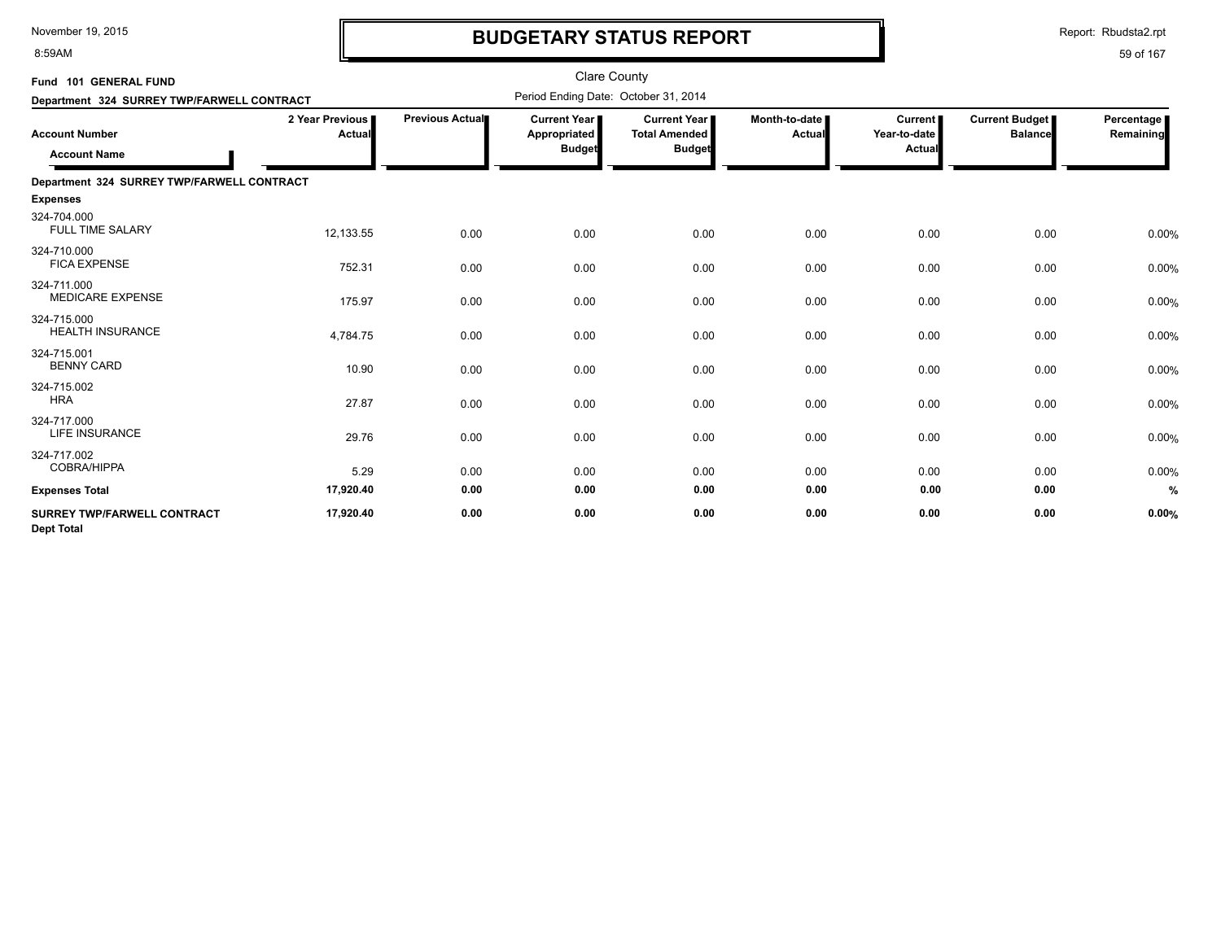# BUDGETARY STATUS REPORT

Clare County

Period Ending Date: October 31, 2014

**Fund 101 GENERAL FUND**

**Department 324 SURREY TWP/FARWELL CONTRACT**

| Account Number / Account Name | 2 Year Previous Actual | Previous Actual | Current Year Appropriated Budget | Current Year Total Amended Budget | Month-to-date Actual | Current Year-to-date Actual | Current Budget Balance | Percentage Remaining |
|---|---|---|---|---|---|---|---|---|
| **Department 324 SURREY TWP/FARWELL CONTRACT** | | | | | | | | |
| **Expenses** | | | | | | | | |
| 324-704.000 FULL TIME SALARY | 12,133.55 | 0.00 | 0.00 | 0.00 | 0.00 | 0.00 | 0.00 | 0.00% |
| 324-710.000 FICA EXPENSE | 752.31 | 0.00 | 0.00 | 0.00 | 0.00 | 0.00 | 0.00 | 0.00% |
| 324-711.000 MEDICARE EXPENSE | 175.97 | 0.00 | 0.00 | 0.00 | 0.00 | 0.00 | 0.00 | 0.00% |
| 324-715.000 HEALTH INSURANCE | 4,784.75 | 0.00 | 0.00 | 0.00 | 0.00 | 0.00 | 0.00 | 0.00% |
| 324-715.001 BENNY CARD | 10.90 | 0.00 | 0.00 | 0.00 | 0.00 | 0.00 | 0.00 | 0.00% |
| 324-715.002 HRA | 27.87 | 0.00 | 0.00 | 0.00 | 0.00 | 0.00 | 0.00 | 0.00% |
| 324-717.000 LIFE INSURANCE | 29.76 | 0.00 | 0.00 | 0.00 | 0.00 | 0.00 | 0.00 | 0.00% |
| 324-717.002 COBRA/HIPPA | 5.29 | 0.00 | 0.00 | 0.00 | 0.00 | 0.00 | 0.00 | 0.00% |
| **Expenses Total** | **17,920.40** | **0.00** | **0.00** | **0.00** | **0.00** | **0.00** | **0.00** | **%** |
| **SURREY TWP/FARWELL CONTRACT Dept Total** | **17,920.40** | **0.00** | **0.00** | **0.00** | **0.00** | **0.00** | **0.00** | **0.00%** |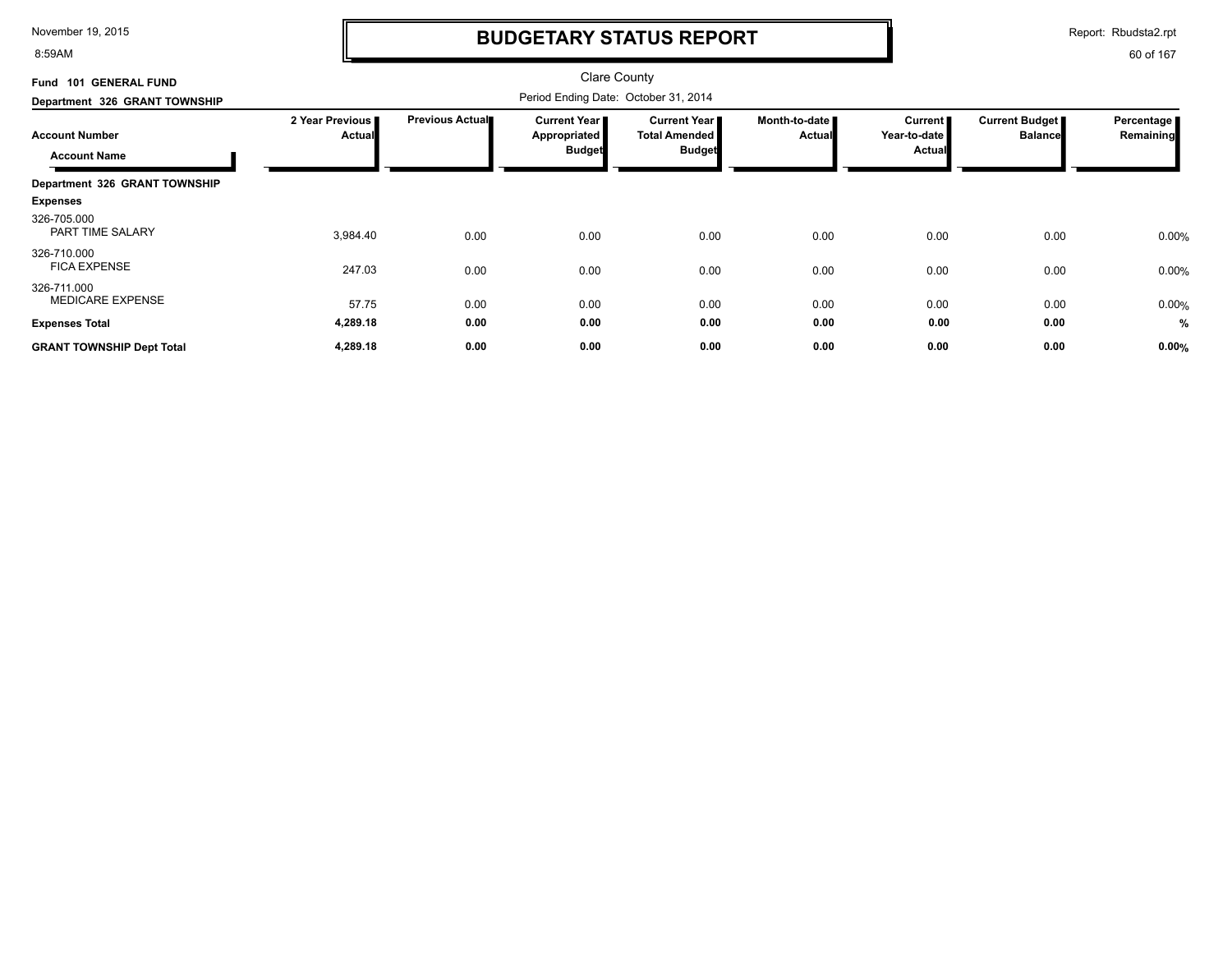# BUDGETARY STATUS REPORT

Clare County

Fund 101 GENERAL FUND

Department 326 GRANT TOWNSHIP

Period Ending Date: October 31, 2014

| Account Number / Account Name | 2 Year Previous Actual | Previous Actual | Current Year Appropriated Budget | Current Year Total Amended Budget | Month-to-date Actual | Current Year-to-date Actual | Current Budget Balance | Percentage Remaining |
|---|---|---|---|---|---|---|---|---|
| **Department 326 GRANT TOWNSHIP** | | | | | | | | |
| **Expenses** | | | | | | | | |
| 326-705.000 PART TIME SALARY | 3,984.40 | 0.00 | 0.00 | 0.00 | 0.00 | 0.00 | 0.00 | 0.00% |
| 326-710.000 FICA EXPENSE | 247.03 | 0.00 | 0.00 | 0.00 | 0.00 | 0.00 | 0.00 | 0.00% |
| 326-711.000 MEDICARE EXPENSE | 57.75 | 0.00 | 0.00 | 0.00 | 0.00 | 0.00 | 0.00 | 0.00% |
| **Expenses Total** | **4,289.18** | **0.00** | **0.00** | **0.00** | **0.00** | **0.00** | **0.00** | **%** |
| **GRANT TOWNSHIP Dept Total** | **4,289.18** | **0.00** | **0.00** | **0.00** | **0.00** | **0.00** | **0.00** | **0.00%** |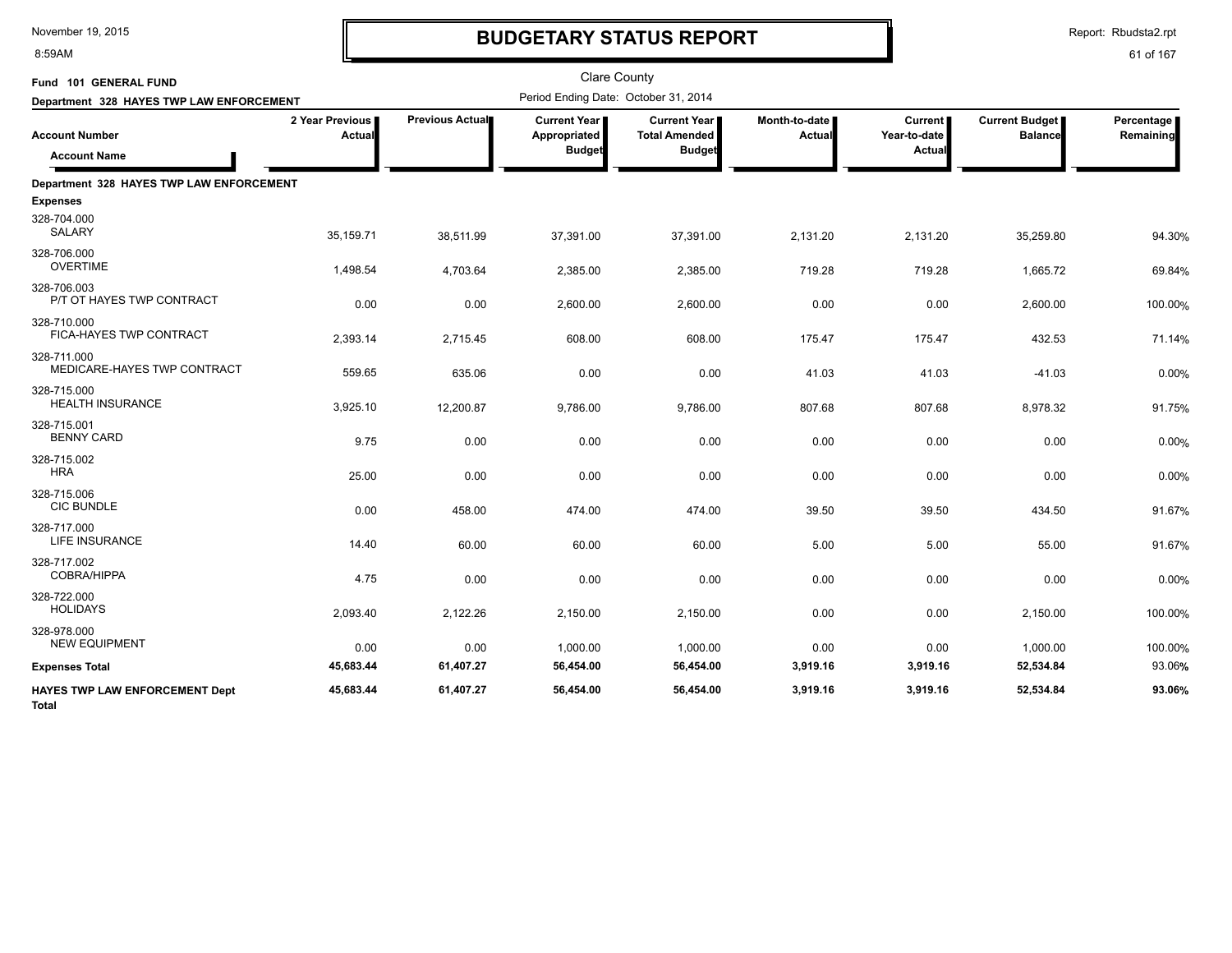# BUDGETARY STATUS REPORT

November 19, 2015
8:59AM

Report: Rbudsta2.rpt

Clare County

**Fund 101 GENERAL FUND**

**Department 328 HAYES TWP LAW ENFORCEMENT**

Period Ending Date: October 31, 2014

| Account Number / Account Name | 2 Year Previous Actual | Previous Actual | Current Year Appropriated Budget | Current Year Total Amended Budget | Month-to-date Actual | Current Year-to-date Actual | Current Budget Balance | Percentage Remaining |
|---|---|---|---|---|---|---|---|---|
| **Department 328 HAYES TWP LAW ENFORCEMENT** | | | | | | | | |
| **Expenses** | | | | | | | | |
| 328-704.000 SALARY | 35,159.71 | 38,511.99 | 37,391.00 | 37,391.00 | 2,131.20 | 2,131.20 | 35,259.80 | 94.30% |
| 328-706.000 OVERTIME | 1,498.54 | 4,703.64 | 2,385.00 | 2,385.00 | 719.28 | 719.28 | 1,665.72 | 69.84% |
| 328-706.003 P/T OT HAYES TWP CONTRACT | 0.00 | 0.00 | 2,600.00 | 2,600.00 | 0.00 | 0.00 | 2,600.00 | 100.00% |
| 328-710.000 FICA-HAYES TWP CONTRACT | 2,393.14 | 2,715.45 | 608.00 | 608.00 | 175.47 | 175.47 | 432.53 | 71.14% |
| 328-711.000 MEDICARE-HAYES TWP CONTRACT | 559.65 | 635.06 | 0.00 | 0.00 | 41.03 | 41.03 | -41.03 | 0.00% |
| 328-715.000 HEALTH INSURANCE | 3,925.10 | 12,200.87 | 9,786.00 | 9,786.00 | 807.68 | 807.68 | 8,978.32 | 91.75% |
| 328-715.001 BENNY CARD | 9.75 | 0.00 | 0.00 | 0.00 | 0.00 | 0.00 | 0.00 | 0.00% |
| 328-715.002 HRA | 25.00 | 0.00 | 0.00 | 0.00 | 0.00 | 0.00 | 0.00 | 0.00% |
| 328-715.006 CIC BUNDLE | 0.00 | 458.00 | 474.00 | 474.00 | 39.50 | 39.50 | 434.50 | 91.67% |
| 328-717.000 LIFE INSURANCE | 14.40 | 60.00 | 60.00 | 60.00 | 5.00 | 5.00 | 55.00 | 91.67% |
| 328-717.002 COBRA/HIPPA | 4.75 | 0.00 | 0.00 | 0.00 | 0.00 | 0.00 | 0.00 | 0.00% |
| 328-722.000 HOLIDAYS | 2,093.40 | 2,122.26 | 2,150.00 | 2,150.00 | 0.00 | 0.00 | 2,150.00 | 100.00% |
| 328-978.000 NEW EQUIPMENT | 0.00 | 0.00 | 1,000.00 | 1,000.00 | 0.00 | 0.00 | 1,000.00 | 100.00% |
| **Expenses Total** | **45,683.44** | **61,407.27** | **56,454.00** | **56,454.00** | **3,919.16** | **3,919.16** | **52,534.84** | **93.06%** |
| **HAYES TWP LAW ENFORCEMENT Dept Total** | **45,683.44** | **61,407.27** | **56,454.00** | **56,454.00** | **3,919.16** | **3,919.16** | **52,534.84** | **93.06%** |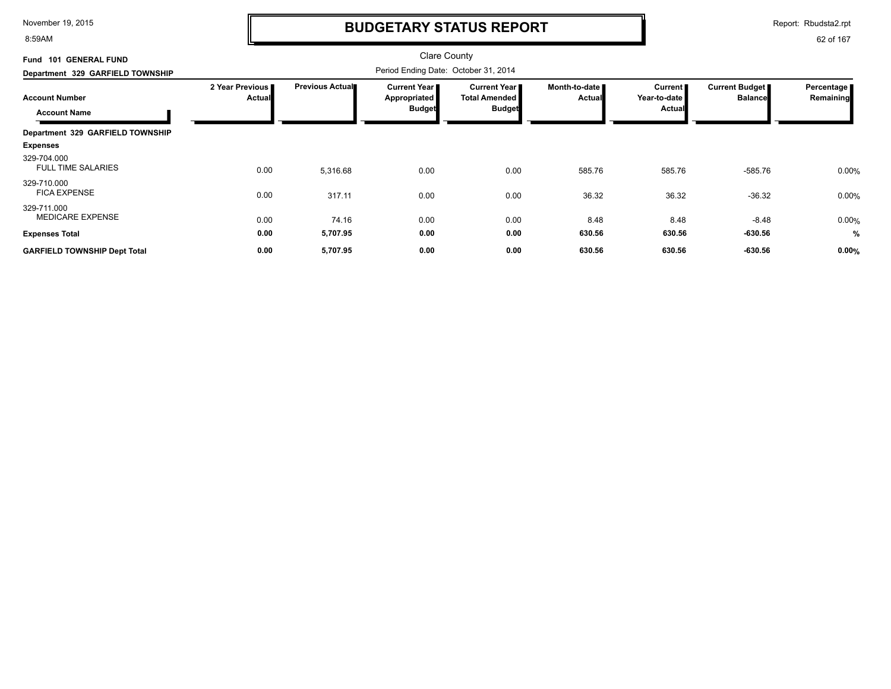# BUDGETARY STATUS REPORT

Clare County

Period Ending Date: October 31, 2014

**Fund 101 GENERAL FUND**

**Department 329 GARFIELD TOWNSHIP**

| Account Number / Account Name | 2 Year Previous Actual | Previous Actual | Current Year Appropriated Budget | Current Year Total Amended Budget | Month-to-date Actual | Current Year-to-date Actual | Current Budget Balance | Percentage Remaining |
|---|---|---|---|---|---|---|---|---|
| **Department 329 GARFIELD TOWNSHIP** | | | | | | | | |
| **Expenses** | | | | | | | | |
| 329-704.000 FULL TIME SALARIES | 0.00 | 5,316.68 | 0.00 | 0.00 | 585.76 | 585.76 | -585.76 | 0.00% |
| 329-710.000 FICA EXPENSE | 0.00 | 317.11 | 0.00 | 0.00 | 36.32 | 36.32 | -36.32 | 0.00% |
| 329-711.000 MEDICARE EXPENSE | 0.00 | 74.16 | 0.00 | 0.00 | 8.48 | 8.48 | -8.48 | 0.00% |
| **Expenses Total** | **0.00** | **5,707.95** | **0.00** | **0.00** | **630.56** | **630.56** | **-630.56** | **%** |
| **GARFIELD TOWNSHIP Dept Total** | **0.00** | **5,707.95** | **0.00** | **0.00** | **630.56** | **630.56** | **-630.56** | **0.00%** |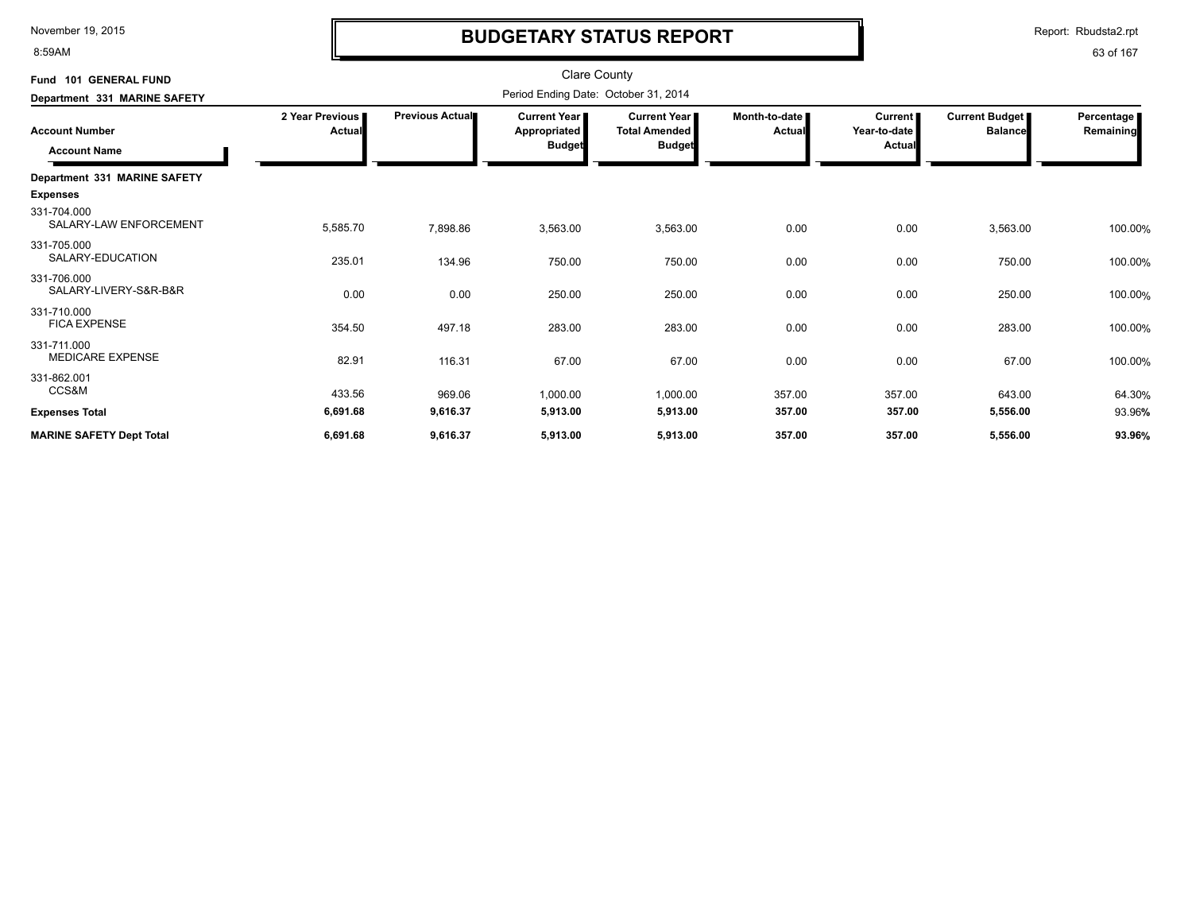# BUDGETARY STATUS REPORT

Clare County

Fund 101 GENERAL FUND

Department 331 MARINE SAFETY

Period Ending Date: October 31, 2014

| Account Number / Account Name | 2 Year Previous Actual | Previous Actual | Current Year Appropriated Budget | Current Year Total Amended Budget | Month-to-date Actual | Current Year-to-date Actual | Current Budget Balance | Percentage Remaining |
|---|---|---|---|---|---|---|---|---|
| **Department 331 MARINE SAFETY** | | | | | | | | |
| **Expenses** | | | | | | | | |
| 331-704.000 SALARY-LAW ENFORCEMENT | 5,585.70 | 7,898.86 | 3,563.00 | 3,563.00 | 0.00 | 0.00 | 3,563.00 | 100.00% |
| 331-705.000 SALARY-EDUCATION | 235.01 | 134.96 | 750.00 | 750.00 | 0.00 | 0.00 | 750.00 | 100.00% |
| 331-706.000 SALARY-LIVERY-S&R-B&R | 0.00 | 0.00 | 250.00 | 250.00 | 0.00 | 0.00 | 250.00 | 100.00% |
| 331-710.000 FICA EXPENSE | 354.50 | 497.18 | 283.00 | 283.00 | 0.00 | 0.00 | 283.00 | 100.00% |
| 331-711.000 MEDICARE EXPENSE | 82.91 | 116.31 | 67.00 | 67.00 | 0.00 | 0.00 | 67.00 | 100.00% |
| 331-862.001 CCS&M | 433.56 | 969.06 | 1,000.00 | 1,000.00 | 357.00 | 357.00 | 643.00 | 64.30% |
| **Expenses Total** | **6,691.68** | **9,616.37** | **5,913.00** | **5,913.00** | **357.00** | **357.00** | **5,556.00** | 93.96% |
| **MARINE SAFETY Dept Total** | **6,691.68** | **9,616.37** | **5,913.00** | **5,913.00** | **357.00** | **357.00** | **5,556.00** | **93.96%** |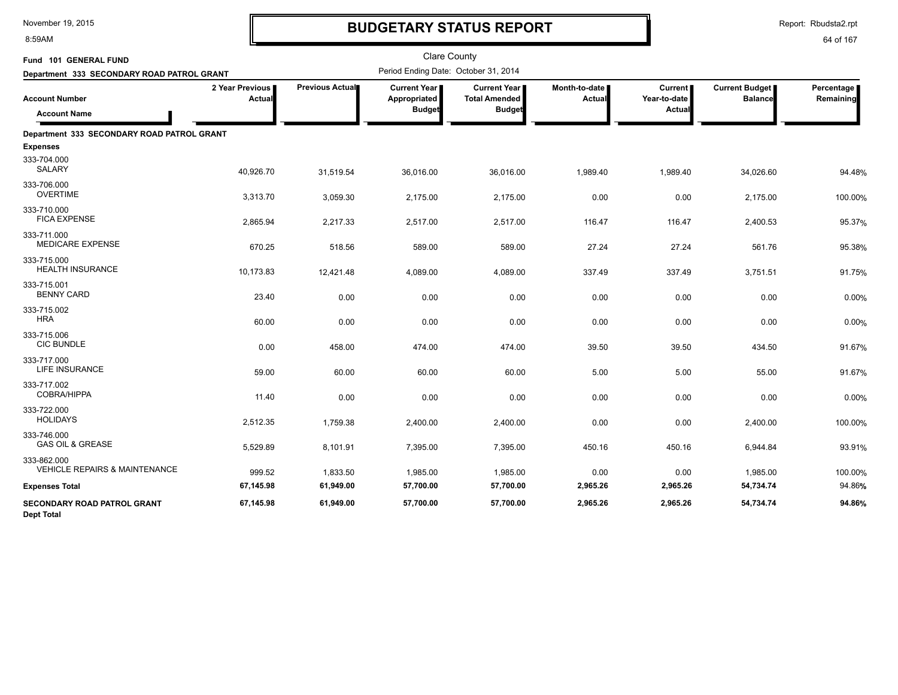# BUDGETARY STATUS REPORT

Clare County

**Fund 101 GENERAL FUND**

**Department 333 SECONDARY ROAD PATROL GRANT**

Period Ending Date: October 31, 2014

| Account Number / Account Name | 2 Year Previous Actual | Previous Actual | Current Year Appropriated Budget | Current Year Total Amended Budget | Month-to-date Actual | Current Year-to-date Actual | Current Budget Balance | Percentage Remaining |
|---|---|---|---|---|---|---|---|---|
| **Department 333 SECONDARY ROAD PATROL GRANT** | | | | | | | | |
| **Expenses** | | | | | | | | |
| 333-704.000 SALARY | 40,926.70 | 31,519.54 | 36,016.00 | 36,016.00 | 1,989.40 | 1,989.40 | 34,026.60 | 94.48% |
| 333-706.000 OVERTIME | 3,313.70 | 3,059.30 | 2,175.00 | 2,175.00 | 0.00 | 0.00 | 2,175.00 | 100.00% |
| 333-710.000 FICA EXPENSE | 2,865.94 | 2,217.33 | 2,517.00 | 2,517.00 | 116.47 | 116.47 | 2,400.53 | 95.37% |
| 333-711.000 MEDICARE EXPENSE | 670.25 | 518.56 | 589.00 | 589.00 | 27.24 | 27.24 | 561.76 | 95.38% |
| 333-715.000 HEALTH INSURANCE | 10,173.83 | 12,421.48 | 4,089.00 | 4,089.00 | 337.49 | 337.49 | 3,751.51 | 91.75% |
| 333-715.001 BENNY CARD | 23.40 | 0.00 | 0.00 | 0.00 | 0.00 | 0.00 | 0.00 | 0.00% |
| 333-715.002 HRA | 60.00 | 0.00 | 0.00 | 0.00 | 0.00 | 0.00 | 0.00 | 0.00% |
| 333-715.006 CIC BUNDLE | 0.00 | 458.00 | 474.00 | 474.00 | 39.50 | 39.50 | 434.50 | 91.67% |
| 333-717.000 LIFE INSURANCE | 59.00 | 60.00 | 60.00 | 60.00 | 5.00 | 5.00 | 55.00 | 91.67% |
| 333-717.002 COBRA/HIPPA | 11.40 | 0.00 | 0.00 | 0.00 | 0.00 | 0.00 | 0.00 | 0.00% |
| 333-722.000 HOLIDAYS | 2,512.35 | 1,759.38 | 2,400.00 | 2,400.00 | 0.00 | 0.00 | 2,400.00 | 100.00% |
| 333-746.000 GAS OIL & GREASE | 5,529.89 | 8,101.91 | 7,395.00 | 7,395.00 | 450.16 | 450.16 | 6,944.84 | 93.91% |
| 333-862.000 VEHICLE REPAIRS & MAINTENANCE | 999.52 | 1,833.50 | 1,985.00 | 1,985.00 | 0.00 | 0.00 | 1,985.00 | 100.00% |
| **Expenses Total** | **67,145.98** | **61,949.00** | **57,700.00** | **57,700.00** | **2,965.26** | **2,965.26** | **54,734.74** | **94.86%** |
| **SECONDARY ROAD PATROL GRANT Dept Total** | **67,145.98** | **61,949.00** | **57,700.00** | **57,700.00** | **2,965.26** | **2,965.26** | **54,734.74** | **94.86%** |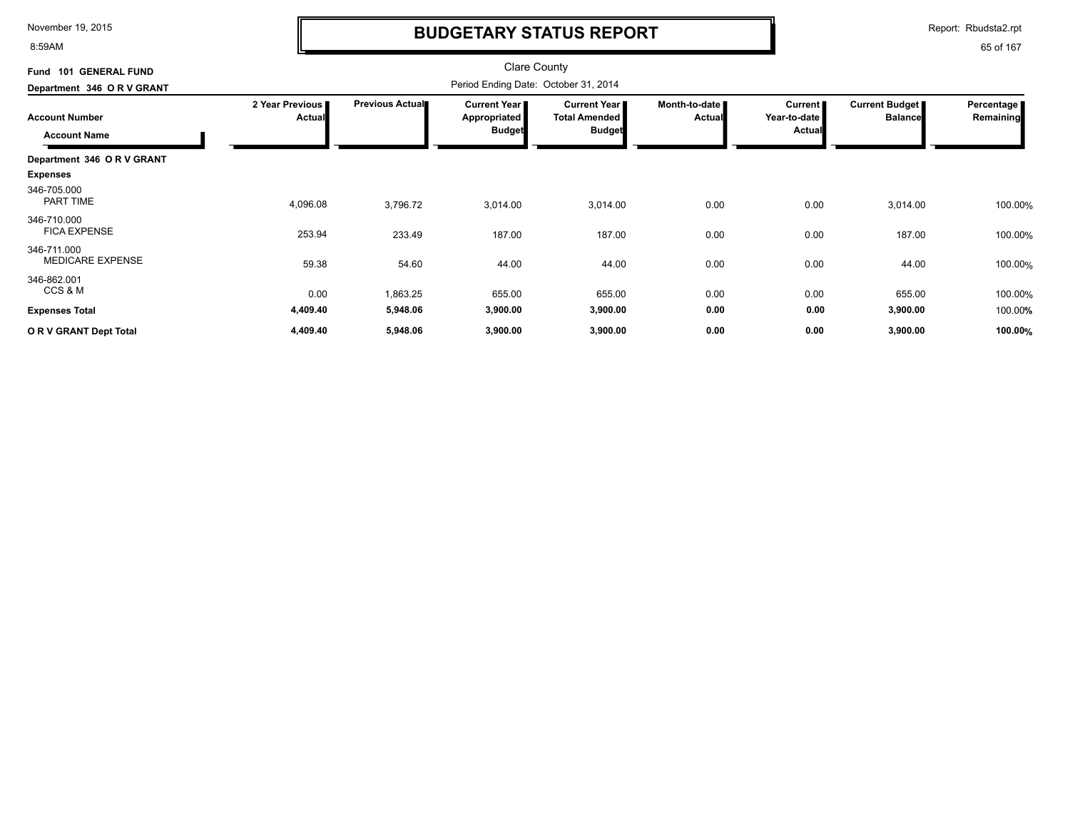# BUDGETARY STATUS REPORT

Clare County

**Fund 101 GENERAL FUND**

**Department 346 O R V GRANT**

Period Ending Date: October 31, 2014

| Account Number / Account Name | 2 Year Previous Actual | Previous Actual | Current Year Appropriated Budget | Current Year Total Amended Budget | Month-to-date Actual | Current Year-to-date Actual | Current Budget Balance | Percentage Remaining |
|---|---|---|---|---|---|---|---|---|
| **Department 346 O R V GRANT** | | | | | | | | |
| **Expenses** | | | | | | | | |
| 346-705.000 PART TIME | 4,096.08 | 3,796.72 | 3,014.00 | 3,014.00 | 0.00 | 0.00 | 3,014.00 | 100.00% |
| 346-710.000 FICA EXPENSE | 253.94 | 233.49 | 187.00 | 187.00 | 0.00 | 0.00 | 187.00 | 100.00% |
| 346-711.000 MEDICARE EXPENSE | 59.38 | 54.60 | 44.00 | 44.00 | 0.00 | 0.00 | 44.00 | 100.00% |
| 346-862.001 CCS & M | 0.00 | 1,863.25 | 655.00 | 655.00 | 0.00 | 0.00 | 655.00 | 100.00% |
| **Expenses Total** | **4,409.40** | **5,948.06** | **3,900.00** | **3,900.00** | **0.00** | **0.00** | **3,900.00** | 100.00% |
| **O R V GRANT Dept Total** | **4,409.40** | **5,948.06** | **3,900.00** | **3,900.00** | **0.00** | **0.00** | **3,900.00** | **100.00%** |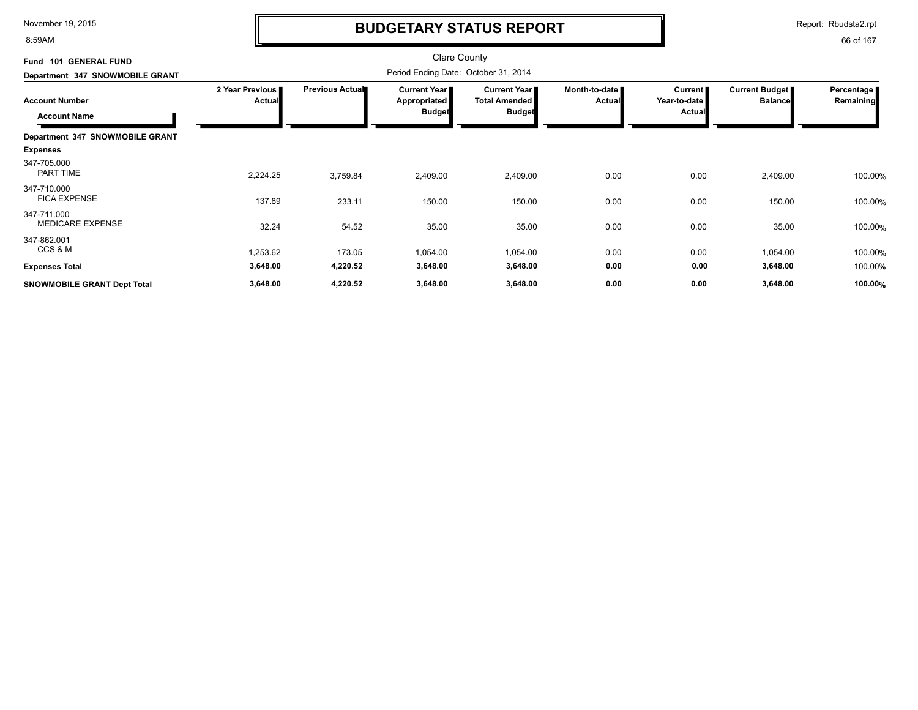# BUDGETARY STATUS REPORT

Clare County

Period Ending Date: October 31, 2014

**Fund 101 GENERAL FUND**

**Department 347 SNOWMOBILE GRANT**

| Account Number / Account Name | 2 Year Previous Actual | Previous Actual | Current Year Appropriated Budget | Current Year Total Amended Budget | Month-to-date Actual | Current Year-to-date Actual | Current Budget Balance | Percentage Remaining |
|---|---|---|---|---|---|---|---|---|
| **Department 347 SNOWMOBILE GRANT** | | | | | | | | |
| **Expenses** | | | | | | | | |
| 347-705.000 PART TIME | 2,224.25 | 3,759.84 | 2,409.00 | 2,409.00 | 0.00 | 0.00 | 2,409.00 | 100.00% |
| 347-710.000 FICA EXPENSE | 137.89 | 233.11 | 150.00 | 150.00 | 0.00 | 0.00 | 150.00 | 100.00% |
| 347-711.000 MEDICARE EXPENSE | 32.24 | 54.52 | 35.00 | 35.00 | 0.00 | 0.00 | 35.00 | 100.00% |
| 347-862.001 CCS & M | 1,253.62 | 173.05 | 1,054.00 | 1,054.00 | 0.00 | 0.00 | 1,054.00 | 100.00% |
| **Expenses Total** | **3,648.00** | **4,220.52** | **3,648.00** | **3,648.00** | **0.00** | **0.00** | **3,648.00** | 100.00% |
| **SNOWMOBILE GRANT Dept Total** | **3,648.00** | **4,220.52** | **3,648.00** | **3,648.00** | **0.00** | **0.00** | **3,648.00** | **100.00%** |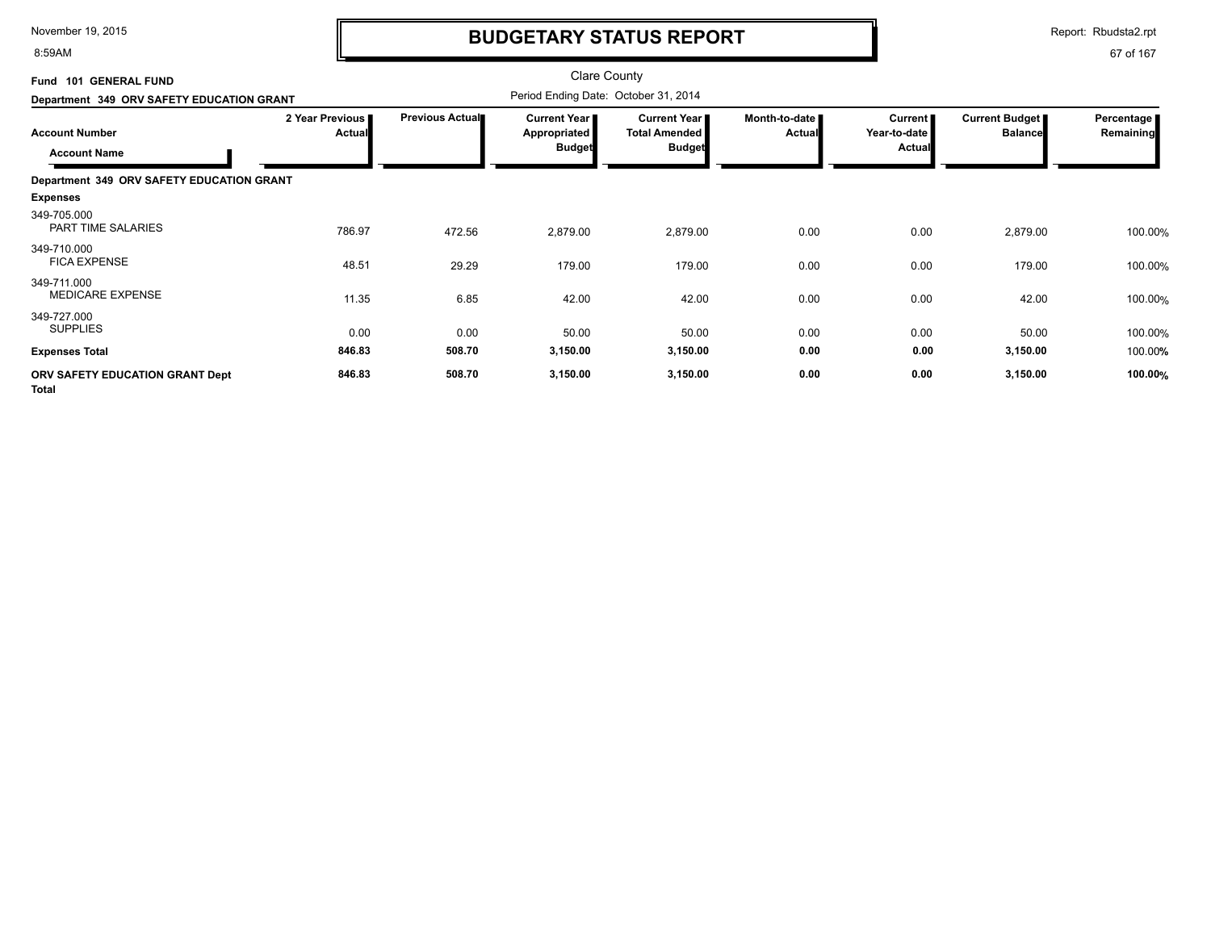# BUDGETARY STATUS REPORT

Clare County

Fund 101 GENERAL FUND

Department 349 ORV SAFETY EDUCATION GRANT

Period Ending Date: October 31, 2014

| Account Number / Account Name | 2 Year Previous Actual | Previous Actual | Current Year Appropriated Budget | Current Year Total Amended Budget | Month-to-date Actual | Current Year-to-date Actual | Current Budget Balance | Percentage Remaining |
|---|---|---|---|---|---|---|---|---|
| **Department 349 ORV SAFETY EDUCATION GRANT** | | | | | | | | |
| **Expenses** | | | | | | | | |
| 349-705.000 PART TIME SALARIES | 786.97 | 472.56 | 2,879.00 | 2,879.00 | 0.00 | 0.00 | 2,879.00 | 100.00% |
| 349-710.000 FICA EXPENSE | 48.51 | 29.29 | 179.00 | 179.00 | 0.00 | 0.00 | 179.00 | 100.00% |
| 349-711.000 MEDICARE EXPENSE | 11.35 | 6.85 | 42.00 | 42.00 | 0.00 | 0.00 | 42.00 | 100.00% |
| 349-727.000 SUPPLIES | 0.00 | 0.00 | 50.00 | 50.00 | 0.00 | 0.00 | 50.00 | 100.00% |
| **Expenses Total** | **846.83** | **508.70** | **3,150.00** | **3,150.00** | **0.00** | **0.00** | **3,150.00** | 100.00% |
| **ORV SAFETY EDUCATION GRANT Dept Total** | **846.83** | **508.70** | **3,150.00** | **3,150.00** | **0.00** | **0.00** | **3,150.00** | **100.00%** |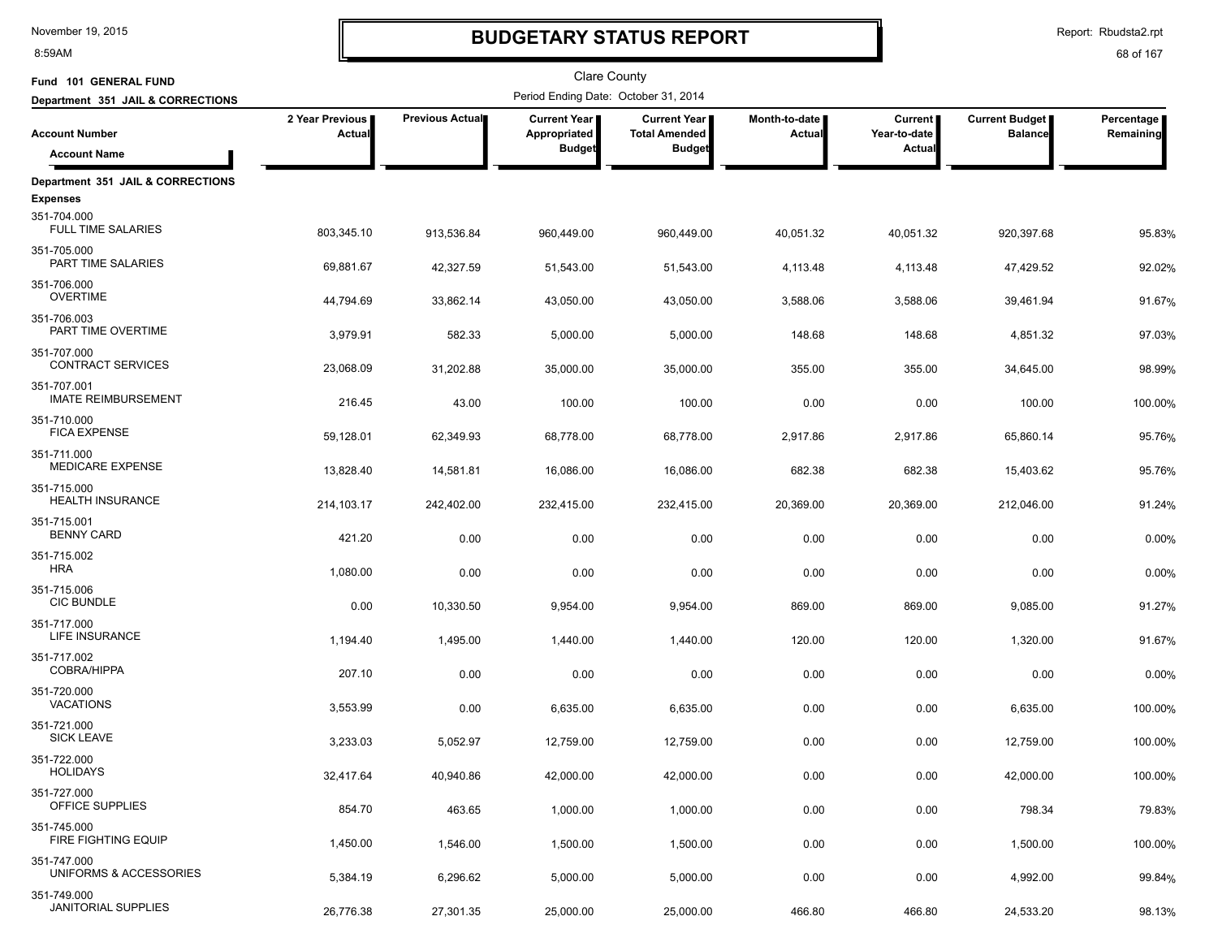# BUDGETARY STATUS REPORT

Clare County

Fund 101 GENERAL FUND

Department 351 JAIL & CORRECTIONS

Period Ending Date: October 31, 2014

| Account Number / Account Name | 2 Year Previous Actual | Previous Actual | Current Year Appropriated Budget | Current Year Total Amended Budget | Month-to-date Actual | Current Year-to-date Actual | Current Budget Balance | Percentage Remaining |
|---|---|---|---|---|---|---|---|---|
| **Department 351 JAIL & CORRECTIONS** | | | | | | | | |
| **Expenses** | | | | | | | | |
| 351-704.000 FULL TIME SALARIES | 803,345.10 | 913,536.84 | 960,449.00 | 960,449.00 | 40,051.32 | 40,051.32 | 920,397.68 | 95.83% |
| 351-705.000 PART TIME SALARIES | 69,881.67 | 42,327.59 | 51,543.00 | 51,543.00 | 4,113.48 | 4,113.48 | 47,429.52 | 92.02% |
| 351-706.000 OVERTIME | 44,794.69 | 33,862.14 | 43,050.00 | 43,050.00 | 3,588.06 | 3,588.06 | 39,461.94 | 91.67% |
| 351-706.003 PART TIME OVERTIME | 3,979.91 | 582.33 | 5,000.00 | 5,000.00 | 148.68 | 148.68 | 4,851.32 | 97.03% |
| 351-707.000 CONTRACT SERVICES | 23,068.09 | 31,202.88 | 35,000.00 | 35,000.00 | 355.00 | 355.00 | 34,645.00 | 98.99% |
| 351-707.001 IMATE REIMBURSEMENT | 216.45 | 43.00 | 100.00 | 100.00 | 0.00 | 0.00 | 100.00 | 100.00% |
| 351-710.000 FICA EXPENSE | 59,128.01 | 62,349.93 | 68,778.00 | 68,778.00 | 2,917.86 | 2,917.86 | 65,860.14 | 95.76% |
| 351-711.000 MEDICARE EXPENSE | 13,828.40 | 14,581.81 | 16,086.00 | 16,086.00 | 682.38 | 682.38 | 15,403.62 | 95.76% |
| 351-715.000 HEALTH INSURANCE | 214,103.17 | 242,402.00 | 232,415.00 | 232,415.00 | 20,369.00 | 20,369.00 | 212,046.00 | 91.24% |
| 351-715.001 BENNY CARD | 421.20 | 0.00 | 0.00 | 0.00 | 0.00 | 0.00 | 0.00 | 0.00% |
| 351-715.002 HRA | 1,080.00 | 0.00 | 0.00 | 0.00 | 0.00 | 0.00 | 0.00 | 0.00% |
| 351-715.006 CIC BUNDLE | 0.00 | 10,330.50 | 9,954.00 | 9,954.00 | 869.00 | 869.00 | 9,085.00 | 91.27% |
| 351-717.000 LIFE INSURANCE | 1,194.40 | 1,495.00 | 1,440.00 | 1,440.00 | 120.00 | 120.00 | 1,320.00 | 91.67% |
| 351-717.002 COBRA/HIPPA | 207.10 | 0.00 | 0.00 | 0.00 | 0.00 | 0.00 | 0.00 | 0.00% |
| 351-720.000 VACATIONS | 3,553.99 | 0.00 | 6,635.00 | 6,635.00 | 0.00 | 0.00 | 6,635.00 | 100.00% |
| 351-721.000 SICK LEAVE | 3,233.03 | 5,052.97 | 12,759.00 | 12,759.00 | 0.00 | 0.00 | 12,759.00 | 100.00% |
| 351-722.000 HOLIDAYS | 32,417.64 | 40,940.86 | 42,000.00 | 42,000.00 | 0.00 | 0.00 | 42,000.00 | 100.00% |
| 351-727.000 OFFICE SUPPLIES | 854.70 | 463.65 | 1,000.00 | 1,000.00 | 0.00 | 0.00 | 798.34 | 79.83% |
| 351-745.000 FIRE FIGHTING EQUIP | 1,450.00 | 1,546.00 | 1,500.00 | 1,500.00 | 0.00 | 0.00 | 1,500.00 | 100.00% |
| 351-747.000 UNIFORMS & ACCESSORIES | 5,384.19 | 6,296.62 | 5,000.00 | 5,000.00 | 0.00 | 0.00 | 4,992.00 | 99.84% |
| 351-749.000 JANITORIAL SUPPLIES | 26,776.38 | 27,301.35 | 25,000.00 | 25,000.00 | 466.80 | 466.80 | 24,533.20 | 98.13% |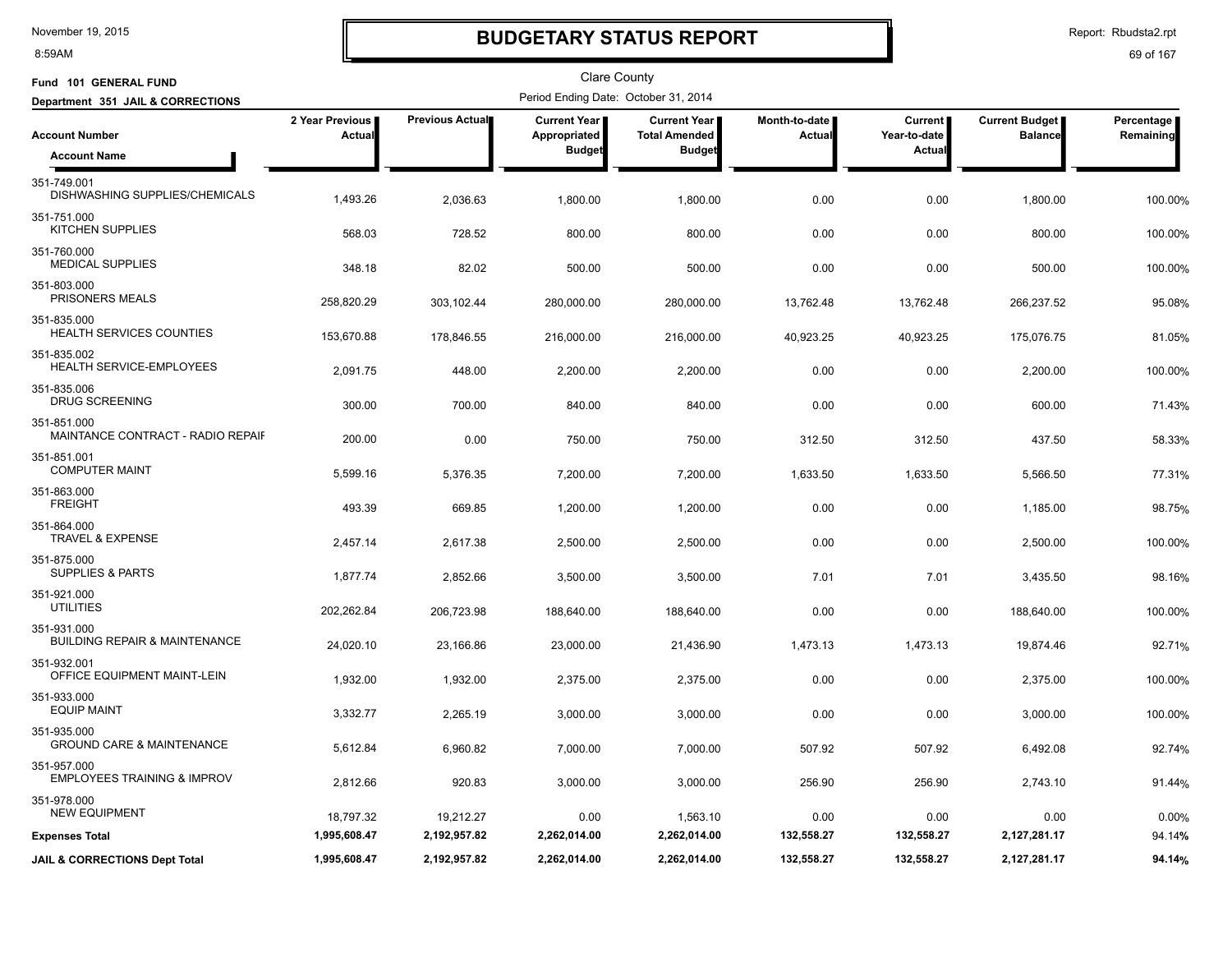# BUDGETARY STATUS REPORT

Clare County

Fund 101 GENERAL FUND

Department 351 JAIL & CORRECTIONS

Period Ending Date: October 31, 2014

| Account Number / Account Name | 2 Year Previous Actual | Previous Actual | Current Year Appropriated Budget | Current Year Total Amended Budget | Month-to-date Actual | Current Year-to-date Actual | Current Budget Balance | Percentage Remaining |
|---|---|---|---|---|---|---|---|---|
| 351-749.001 DISHWASHING SUPPLIES/CHEMICALS | 1,493.26 | 2,036.63 | 1,800.00 | 1,800.00 | 0.00 | 0.00 | 1,800.00 | 100.00% |
| 351-751.000 KITCHEN SUPPLIES | 568.03 | 728.52 | 800.00 | 800.00 | 0.00 | 0.00 | 800.00 | 100.00% |
| 351-760.000 MEDICAL SUPPLIES | 348.18 | 82.02 | 500.00 | 500.00 | 0.00 | 0.00 | 500.00 | 100.00% |
| 351-803.000 PRISONERS MEALS | 258,820.29 | 303,102.44 | 280,000.00 | 280,000.00 | 13,762.48 | 13,762.48 | 266,237.52 | 95.08% |
| 351-835.000 HEALTH SERVICES COUNTIES | 153,670.88 | 178,846.55 | 216,000.00 | 216,000.00 | 40,923.25 | 40,923.25 | 175,076.75 | 81.05% |
| 351-835.002 HEALTH SERVICE-EMPLOYEES | 2,091.75 | 448.00 | 2,200.00 | 2,200.00 | 0.00 | 0.00 | 2,200.00 | 100.00% |
| 351-835.006 DRUG SCREENING | 300.00 | 700.00 | 840.00 | 840.00 | 0.00 | 0.00 | 600.00 | 71.43% |
| 351-851.000 MAINTANCE CONTRACT - RADIO REPAIF | 200.00 | 0.00 | 750.00 | 750.00 | 312.50 | 312.50 | 437.50 | 58.33% |
| 351-851.001 COMPUTER MAINT | 5,599.16 | 5,376.35 | 7,200.00 | 7,200.00 | 1,633.50 | 1,633.50 | 5,566.50 | 77.31% |
| 351-863.000 FREIGHT | 493.39 | 669.85 | 1,200.00 | 1,200.00 | 0.00 | 0.00 | 1,185.00 | 98.75% |
| 351-864.000 TRAVEL & EXPENSE | 2,457.14 | 2,617.38 | 2,500.00 | 2,500.00 | 0.00 | 0.00 | 2,500.00 | 100.00% |
| 351-875.000 SUPPLIES & PARTS | 1,877.74 | 2,852.66 | 3,500.00 | 3,500.00 | 7.01 | 7.01 | 3,435.50 | 98.16% |
| 351-921.000 UTILITIES | 202,262.84 | 206,723.98 | 188,640.00 | 188,640.00 | 0.00 | 0.00 | 188,640.00 | 100.00% |
| 351-931.000 BUILDING REPAIR & MAINTENANCE | 24,020.10 | 23,166.86 | 23,000.00 | 21,436.90 | 1,473.13 | 1,473.13 | 19,874.46 | 92.71% |
| 351-932.001 OFFICE EQUIPMENT MAINT-LEIN | 1,932.00 | 1,932.00 | 2,375.00 | 2,375.00 | 0.00 | 0.00 | 2,375.00 | 100.00% |
| 351-933.000 EQUIP MAINT | 3,332.77 | 2,265.19 | 3,000.00 | 3,000.00 | 0.00 | 0.00 | 3,000.00 | 100.00% |
| 351-935.000 GROUND CARE & MAINTENANCE | 5,612.84 | 6,960.82 | 7,000.00 | 7,000.00 | 507.92 | 507.92 | 6,492.08 | 92.74% |
| 351-957.000 EMPLOYEES TRAINING & IMPROV | 2,812.66 | 920.83 | 3,000.00 | 3,000.00 | 256.90 | 256.90 | 2,743.10 | 91.44% |
| 351-978.000 NEW EQUIPMENT | 18,797.32 | 19,212.27 | 0.00 | 1,563.10 | 0.00 | 0.00 | 0.00 | 0.00% |
| **Expenses Total** | **1,995,608.47** | **2,192,957.82** | **2,262,014.00** | **2,262,014.00** | **132,558.27** | **132,558.27** | **2,127,281.17** | 94.14% |
| **JAIL & CORRECTIONS Dept Total** | **1,995,608.47** | **2,192,957.82** | **2,262,014.00** | **2,262,014.00** | **132,558.27** | **132,558.27** | **2,127,281.17** | **94.14%** |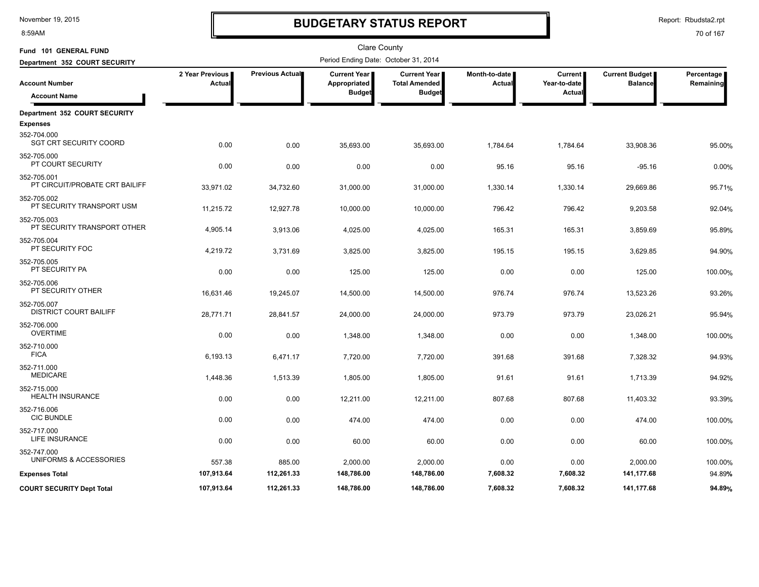# BUDGETARY STATUS REPORT

Clare County

**Fund 101 GENERAL FUND**

**Department 352 COURT SECURITY**

Period Ending Date: October 31, 2014

| Account Number / Account Name | 2 Year Previous Actual | Previous Actual | Current Year Appropriated Budget | Current Year Total Amended Budget | Month-to-date Actual | Current Year-to-date Actual | Current Budget Balance | Percentage Remaining |
|---|---|---|---|---|---|---|---|---|
| **Department 352 COURT SECURITY** | | | | | | | | |
| **Expenses** | | | | | | | | |
| 352-704.000 SGT CRT SECURITY COORD | 0.00 | 0.00 | 35,693.00 | 35,693.00 | 1,784.64 | 1,784.64 | 33,908.36 | 95.00% |
| 352-705.000 PT COURT SECURITY | 0.00 | 0.00 | 0.00 | 0.00 | 95.16 | 95.16 | -95.16 | 0.00% |
| 352-705.001 PT CIRCUIT/PROBATE CRT BAILIFF | 33,971.02 | 34,732.60 | 31,000.00 | 31,000.00 | 1,330.14 | 1,330.14 | 29,669.86 | 95.71% |
| 352-705.002 PT SECURITY TRANSPORT USM | 11,215.72 | 12,927.78 | 10,000.00 | 10,000.00 | 796.42 | 796.42 | 9,203.58 | 92.04% |
| 352-705.003 PT SECURITY TRANSPORT OTHER | 4,905.14 | 3,913.06 | 4,025.00 | 4,025.00 | 165.31 | 165.31 | 3,859.69 | 95.89% |
| 352-705.004 PT SECURITY FOC | 4,219.72 | 3,731.69 | 3,825.00 | 3,825.00 | 195.15 | 195.15 | 3,629.85 | 94.90% |
| 352-705.005 PT SECURITY PA | 0.00 | 0.00 | 125.00 | 125.00 | 0.00 | 0.00 | 125.00 | 100.00% |
| 352-705.006 PT SECURITY OTHER | 16,631.46 | 19,245.07 | 14,500.00 | 14,500.00 | 976.74 | 976.74 | 13,523.26 | 93.26% |
| 352-705.007 DISTRICT COURT BAILIFF | 28,771.71 | 28,841.57 | 24,000.00 | 24,000.00 | 973.79 | 973.79 | 23,026.21 | 95.94% |
| 352-706.000 OVERTIME | 0.00 | 0.00 | 1,348.00 | 1,348.00 | 0.00 | 0.00 | 1,348.00 | 100.00% |
| 352-710.000 FICA | 6,193.13 | 6,471.17 | 7,720.00 | 7,720.00 | 391.68 | 391.68 | 7,328.32 | 94.93% |
| 352-711.000 MEDICARE | 1,448.36 | 1,513.39 | 1,805.00 | 1,805.00 | 91.61 | 91.61 | 1,713.39 | 94.92% |
| 352-715.000 HEALTH INSURANCE | 0.00 | 0.00 | 12,211.00 | 12,211.00 | 807.68 | 807.68 | 11,403.32 | 93.39% |
| 352-716.006 CIC BUNDLE | 0.00 | 0.00 | 474.00 | 474.00 | 0.00 | 0.00 | 474.00 | 100.00% |
| 352-717.000 LIFE INSURANCE | 0.00 | 0.00 | 60.00 | 60.00 | 0.00 | 0.00 | 60.00 | 100.00% |
| 352-747.000 UNIFORMS & ACCESSORIES | 557.38 | 885.00 | 2,000.00 | 2,000.00 | 0.00 | 0.00 | 2,000.00 | 100.00% |
| **Expenses Total** | **107,913.64** | **112,261.33** | **148,786.00** | **148,786.00** | **7,608.32** | **7,608.32** | **141,177.68** | 94.89% |
| **COURT SECURITY Dept Total** | **107,913.64** | **112,261.33** | **148,786.00** | **148,786.00** | **7,608.32** | **7,608.32** | **141,177.68** | **94.89%** |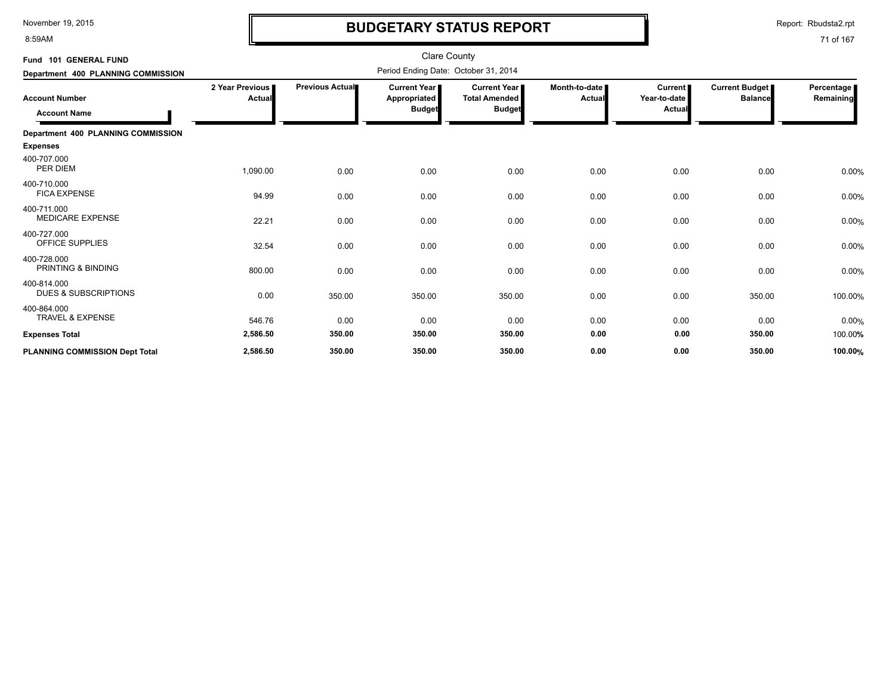# BUDGETARY STATUS REPORT

November 19, 2015
8:59AM

Report: Rbudsta2.rpt

Clare County

**Fund 101 GENERAL FUND**

**Department 400 PLANNING COMMISSION**

Period Ending Date: October 31, 2014

| Account Number / Account Name | 2 Year Previous Actual | Previous Actual | Current Year Appropriated Budget | Current Year Total Amended Budget | Month-to-date Actual | Current Year-to-date Actual | Current Budget Balance | Percentage Remaining |
|---|---|---|---|---|---|---|---|---|
| **Department 400 PLANNING COMMISSION** | | | | | | | | |
| **Expenses** | | | | | | | | |
| 400-707.000 PER DIEM | 1,090.00 | 0.00 | 0.00 | 0.00 | 0.00 | 0.00 | 0.00 | 0.00% |
| 400-710.000 FICA EXPENSE | 94.99 | 0.00 | 0.00 | 0.00 | 0.00 | 0.00 | 0.00 | 0.00% |
| 400-711.000 MEDICARE EXPENSE | 22.21 | 0.00 | 0.00 | 0.00 | 0.00 | 0.00 | 0.00 | 0.00% |
| 400-727.000 OFFICE SUPPLIES | 32.54 | 0.00 | 0.00 | 0.00 | 0.00 | 0.00 | 0.00 | 0.00% |
| 400-728.000 PRINTING & BINDING | 800.00 | 0.00 | 0.00 | 0.00 | 0.00 | 0.00 | 0.00 | 0.00% |
| 400-814.000 DUES & SUBSCRIPTIONS | 0.00 | 350.00 | 350.00 | 350.00 | 0.00 | 0.00 | 350.00 | 100.00% |
| 400-864.000 TRAVEL & EXPENSE | 546.76 | 0.00 | 0.00 | 0.00 | 0.00 | 0.00 | 0.00 | 0.00% |
| **Expenses Total** | **2,586.50** | **350.00** | **350.00** | **350.00** | **0.00** | **0.00** | **350.00** | 100.00% |
| **PLANNING COMMISSION Dept Total** | **2,586.50** | **350.00** | **350.00** | **350.00** | **0.00** | **0.00** | **350.00** | **100.00%** |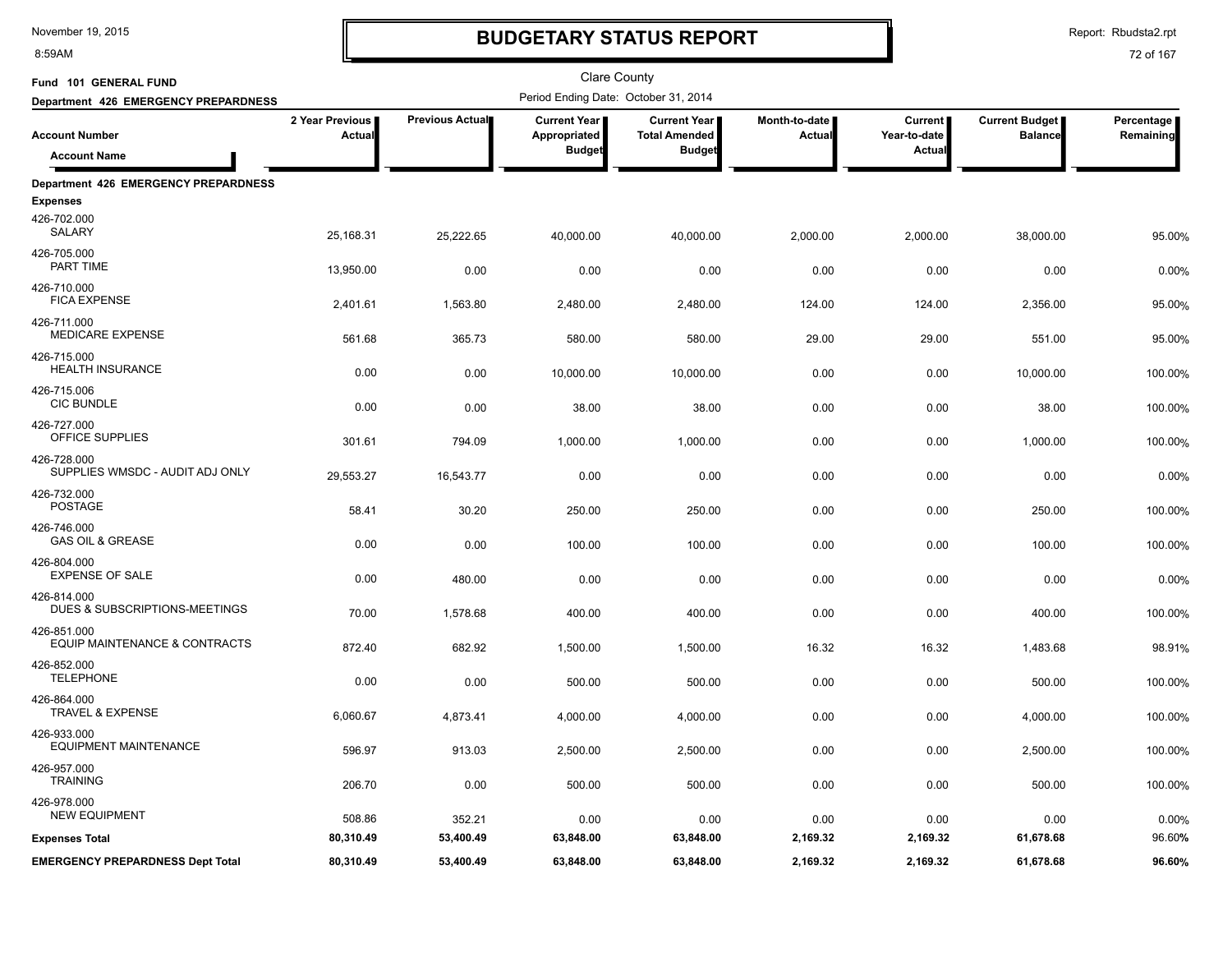# BUDGETARY STATUS REPORT

Clare County

**Fund 101 GENERAL FUND**

**Department 426 EMERGENCY PREPARDNESS**

Period Ending Date: October 31, 2014

| Account Number / Account Name | 2 Year Previous Actual | Previous Actual | Current Year Appropriated Budget | Current Year Total Amended Budget | Month-to-date Actual | Current Year-to-date Actual | Current Budget Balance | Percentage Remaining |
|---|---|---|---|---|---|---|---|---|
| **Department 426 EMERGENCY PREPARDNESS** | | | | | | | | |
| **Expenses** | | | | | | | | |
| 426-702.000 SALARY | 25,168.31 | 25,222.65 | 40,000.00 | 40,000.00 | 2,000.00 | 2,000.00 | 38,000.00 | 95.00% |
| 426-705.000 PART TIME | 13,950.00 | 0.00 | 0.00 | 0.00 | 0.00 | 0.00 | 0.00 | 0.00% |
| 426-710.000 FICA EXPENSE | 2,401.61 | 1,563.80 | 2,480.00 | 2,480.00 | 124.00 | 124.00 | 2,356.00 | 95.00% |
| 426-711.000 MEDICARE EXPENSE | 561.68 | 365.73 | 580.00 | 580.00 | 29.00 | 29.00 | 551.00 | 95.00% |
| 426-715.000 HEALTH INSURANCE | 0.00 | 0.00 | 10,000.00 | 10,000.00 | 0.00 | 0.00 | 10,000.00 | 100.00% |
| 426-715.006 CIC BUNDLE | 0.00 | 0.00 | 38.00 | 38.00 | 0.00 | 0.00 | 38.00 | 100.00% |
| 426-727.000 OFFICE SUPPLIES | 301.61 | 794.09 | 1,000.00 | 1,000.00 | 0.00 | 0.00 | 1,000.00 | 100.00% |
| 426-728.000 SUPPLIES WMSDC - AUDIT ADJ ONLY | 29,553.27 | 16,543.77 | 0.00 | 0.00 | 0.00 | 0.00 | 0.00 | 0.00% |
| 426-732.000 POSTAGE | 58.41 | 30.20 | 250.00 | 250.00 | 0.00 | 0.00 | 250.00 | 100.00% |
| 426-746.000 GAS OIL & GREASE | 0.00 | 0.00 | 100.00 | 100.00 | 0.00 | 0.00 | 100.00 | 100.00% |
| 426-804.000 EXPENSE OF SALE | 0.00 | 480.00 | 0.00 | 0.00 | 0.00 | 0.00 | 0.00 | 0.00% |
| 426-814.000 DUES & SUBSCRIPTIONS-MEETINGS | 70.00 | 1,578.68 | 400.00 | 400.00 | 0.00 | 0.00 | 400.00 | 100.00% |
| 426-851.000 EQUIP MAINTENANCE & CONTRACTS | 872.40 | 682.92 | 1,500.00 | 1,500.00 | 16.32 | 16.32 | 1,483.68 | 98.91% |
| 426-852.000 TELEPHONE | 0.00 | 0.00 | 500.00 | 500.00 | 0.00 | 0.00 | 500.00 | 100.00% |
| 426-864.000 TRAVEL & EXPENSE | 6,060.67 | 4,873.41 | 4,000.00 | 4,000.00 | 0.00 | 0.00 | 4,000.00 | 100.00% |
| 426-933.000 EQUIPMENT MAINTENANCE | 596.97 | 913.03 | 2,500.00 | 2,500.00 | 0.00 | 0.00 | 2,500.00 | 100.00% |
| 426-957.000 TRAINING | 206.70 | 0.00 | 500.00 | 500.00 | 0.00 | 0.00 | 500.00 | 100.00% |
| 426-978.000 NEW EQUIPMENT | 508.86 | 352.21 | 0.00 | 0.00 | 0.00 | 0.00 | 0.00 | 0.00% |
| **Expenses Total** | **80,310.49** | **53,400.49** | **63,848.00** | **63,848.00** | **2,169.32** | **2,169.32** | **61,678.68** | **96.60%** |
| **EMERGENCY PREPARDNESS Dept Total** | **80,310.49** | **53,400.49** | **63,848.00** | **63,848.00** | **2,169.32** | **2,169.32** | **61,678.68** | **96.60%** |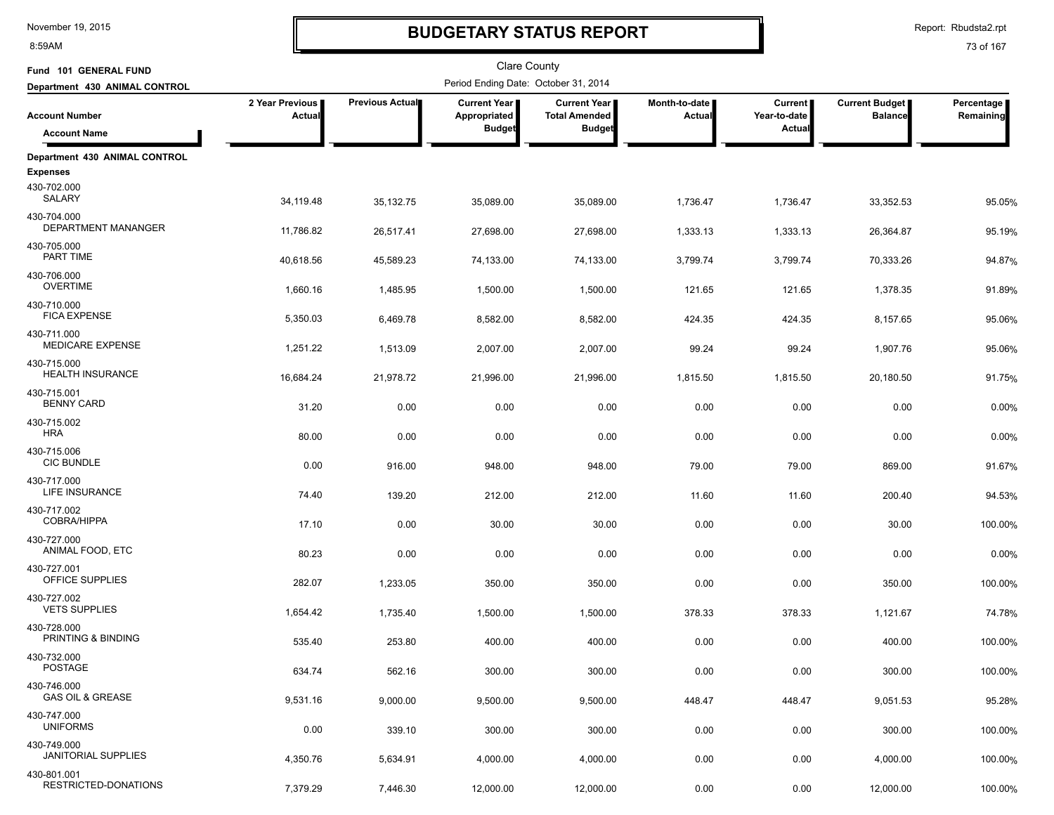# BUDGETARY STATUS REPORT

Clare County

Fund 101 GENERAL FUND

Department 430 ANIMAL CONTROL

Period Ending Date: October 31, 2014

| Account Number / Account Name | 2 Year Previous Actual | Previous Actual | Current Year Appropriated Budget | Current Year Total Amended Budget | Month-to-date Actual | Current Year-to-date Actual | Current Budget Balance | Percentage Remaining |
|---|---|---|---|---|---|---|---|---|
| **Department 430 ANIMAL CONTROL** | | | | | | | | |
| **Expenses** | | | | | | | | |
| 430-702.000 SALARY | 34,119.48 | 35,132.75 | 35,089.00 | 35,089.00 | 1,736.47 | 1,736.47 | 33,352.53 | 95.05% |
| 430-704.000 DEPARTMENT MANANGER | 11,786.82 | 26,517.41 | 27,698.00 | 27,698.00 | 1,333.13 | 1,333.13 | 26,364.87 | 95.19% |
| 430-705.000 PART TIME | 40,618.56 | 45,589.23 | 74,133.00 | 74,133.00 | 3,799.74 | 3,799.74 | 70,333.26 | 94.87% |
| 430-706.000 OVERTIME | 1,660.16 | 1,485.95 | 1,500.00 | 1,500.00 | 121.65 | 121.65 | 1,378.35 | 91.89% |
| 430-710.000 FICA EXPENSE | 5,350.03 | 6,469.78 | 8,582.00 | 8,582.00 | 424.35 | 424.35 | 8,157.65 | 95.06% |
| 430-711.000 MEDICARE EXPENSE | 1,251.22 | 1,513.09 | 2,007.00 | 2,007.00 | 99.24 | 99.24 | 1,907.76 | 95.06% |
| 430-715.000 HEALTH INSURANCE | 16,684.24 | 21,978.72 | 21,996.00 | 21,996.00 | 1,815.50 | 1,815.50 | 20,180.50 | 91.75% |
| 430-715.001 BENNY CARD | 31.20 | 0.00 | 0.00 | 0.00 | 0.00 | 0.00 | 0.00 | 0.00% |
| 430-715.002 HRA | 80.00 | 0.00 | 0.00 | 0.00 | 0.00 | 0.00 | 0.00 | 0.00% |
| 430-715.006 CIC BUNDLE | 0.00 | 916.00 | 948.00 | 948.00 | 79.00 | 79.00 | 869.00 | 91.67% |
| 430-717.000 LIFE INSURANCE | 74.40 | 139.20 | 212.00 | 212.00 | 11.60 | 11.60 | 200.40 | 94.53% |
| 430-717.002 COBRA/HIPPA | 17.10 | 0.00 | 30.00 | 30.00 | 0.00 | 0.00 | 30.00 | 100.00% |
| 430-727.000 ANIMAL FOOD, ETC | 80.23 | 0.00 | 0.00 | 0.00 | 0.00 | 0.00 | 0.00 | 0.00% |
| 430-727.001 OFFICE SUPPLIES | 282.07 | 1,233.05 | 350.00 | 350.00 | 0.00 | 0.00 | 350.00 | 100.00% |
| 430-727.002 VETS SUPPLIES | 1,654.42 | 1,735.40 | 1,500.00 | 1,500.00 | 378.33 | 378.33 | 1,121.67 | 74.78% |
| 430-728.000 PRINTING & BINDING | 535.40 | 253.80 | 400.00 | 400.00 | 0.00 | 0.00 | 400.00 | 100.00% |
| 430-732.000 POSTAGE | 634.74 | 562.16 | 300.00 | 300.00 | 0.00 | 0.00 | 300.00 | 100.00% |
| 430-746.000 GAS OIL & GREASE | 9,531.16 | 9,000.00 | 9,500.00 | 9,500.00 | 448.47 | 448.47 | 9,051.53 | 95.28% |
| 430-747.000 UNIFORMS | 0.00 | 339.10 | 300.00 | 300.00 | 0.00 | 0.00 | 300.00 | 100.00% |
| 430-749.000 JANITORIAL SUPPLIES | 4,350.76 | 5,634.91 | 4,000.00 | 4,000.00 | 0.00 | 0.00 | 4,000.00 | 100.00% |
| 430-801.001 RESTRICTED-DONATIONS | 7,379.29 | 7,446.30 | 12,000.00 | 12,000.00 | 0.00 | 0.00 | 12,000.00 | 100.00% |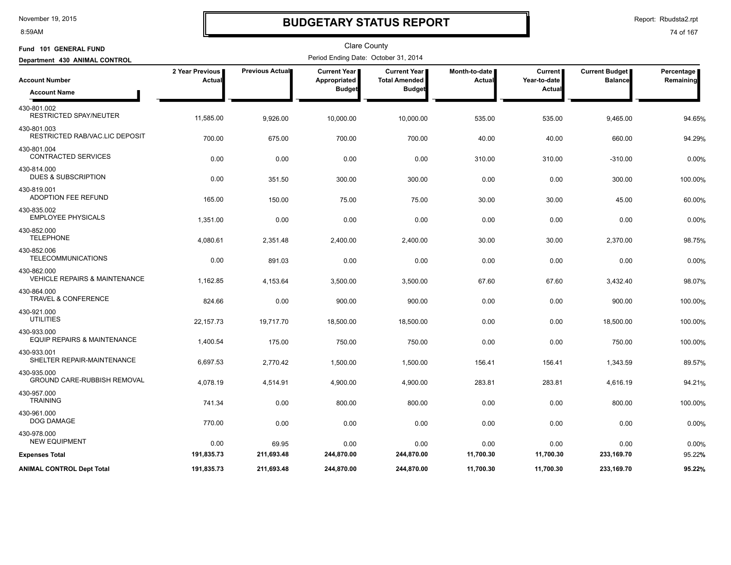# BUDGETARY STATUS REPORT

Clare County

Period Ending Date: October 31, 2014

**Fund 101 GENERAL FUND**

**Department 430 ANIMAL CONTROL**

| Account Number / Account Name | 2 Year Previous Actual | Previous Actual | Current Year Appropriated Budget | Current Year Total Amended Budget | Month-to-date Actual | Current Year-to-date Actual | Current Budget Balance | Percentage Remaining |
|---|---|---|---|---|---|---|---|---|
| 430-801.002 RESTRICTED SPAY/NEUTER | 11,585.00 | 9,926.00 | 10,000.00 | 10,000.00 | 535.00 | 535.00 | 9,465.00 | 94.65% |
| 430-801.003 RESTRICTED RAB/VAC.LIC DEPOSIT | 700.00 | 675.00 | 700.00 | 700.00 | 40.00 | 40.00 | 660.00 | 94.29% |
| 430-801.004 CONTRACTED SERVICES | 0.00 | 0.00 | 0.00 | 0.00 | 310.00 | 310.00 | -310.00 | 0.00% |
| 430-814.000 DUES & SUBSCRIPTION | 0.00 | 351.50 | 300.00 | 300.00 | 0.00 | 0.00 | 300.00 | 100.00% |
| 430-819.001 ADOPTION FEE REFUND | 165.00 | 150.00 | 75.00 | 75.00 | 30.00 | 30.00 | 45.00 | 60.00% |
| 430-835.002 EMPLOYEE PHYSICALS | 1,351.00 | 0.00 | 0.00 | 0.00 | 0.00 | 0.00 | 0.00 | 0.00% |
| 430-852.000 TELEPHONE | 4,080.61 | 2,351.48 | 2,400.00 | 2,400.00 | 30.00 | 30.00 | 2,370.00 | 98.75% |
| 430-852.006 TELECOMMUNICATIONS | 0.00 | 891.03 | 0.00 | 0.00 | 0.00 | 0.00 | 0.00 | 0.00% |
| 430-862.000 VEHICLE REPAIRS & MAINTENANCE | 1,162.85 | 4,153.64 | 3,500.00 | 3,500.00 | 67.60 | 67.60 | 3,432.40 | 98.07% |
| 430-864.000 TRAVEL & CONFERENCE | 824.66 | 0.00 | 900.00 | 900.00 | 0.00 | 0.00 | 900.00 | 100.00% |
| 430-921.000 UTILITIES | 22,157.73 | 19,717.70 | 18,500.00 | 18,500.00 | 0.00 | 0.00 | 18,500.00 | 100.00% |
| 430-933.000 EQUIP REPAIRS & MAINTENANCE | 1,400.54 | 175.00 | 750.00 | 750.00 | 0.00 | 0.00 | 750.00 | 100.00% |
| 430-933.001 SHELTER REPAIR-MAINTENANCE | 6,697.53 | 2,770.42 | 1,500.00 | 1,500.00 | 156.41 | 156.41 | 1,343.59 | 89.57% |
| 430-935.000 GROUND CARE-RUBBISH REMOVAL | 4,078.19 | 4,514.91 | 4,900.00 | 4,900.00 | 283.81 | 283.81 | 4,616.19 | 94.21% |
| 430-957.000 TRAINING | 741.34 | 0.00 | 800.00 | 800.00 | 0.00 | 0.00 | 800.00 | 100.00% |
| 430-961.000 DOG DAMAGE | 770.00 | 0.00 | 0.00 | 0.00 | 0.00 | 0.00 | 0.00 | 0.00% |
| 430-978.000 NEW EQUIPMENT | 0.00 | 69.95 | 0.00 | 0.00 | 0.00 | 0.00 | 0.00 | 0.00% |
| **Expenses Total** | **191,835.73** | **211,693.48** | **244,870.00** | **244,870.00** | **11,700.30** | **11,700.30** | **233,169.70** | **95.22%** |
| **ANIMAL CONTROL Dept Total** | **191,835.73** | **211,693.48** | **244,870.00** | **244,870.00** | **11,700.30** | **11,700.30** | **233,169.70** | **95.22%** |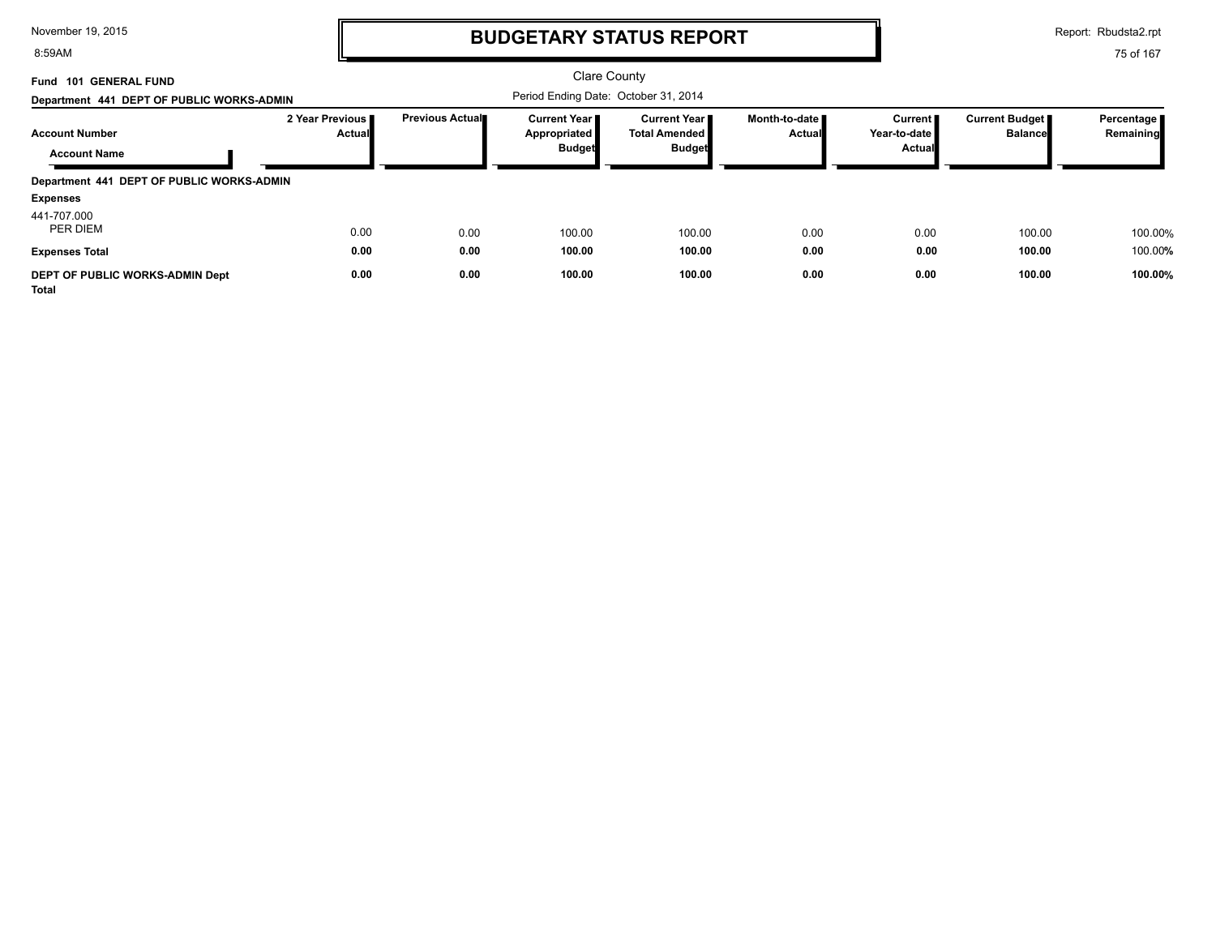# BUDGETARY STATUS REPORT

Clare County

**Fund 101 GENERAL FUND**

**Department 441 DEPT OF PUBLIC WORKS-ADMIN**

Period Ending Date: October 31, 2014

| Account Number / Account Name | 2 Year Previous Actual | Previous Actual | Current Year Appropriated Budget | Current Year Total Amended Budget | Month-to-date Actual | Current Year-to-date Actual | Current Budget Balance | Percentage Remaining |
|---|---|---|---|---|---|---|---|---|
| **Department 441 DEPT OF PUBLIC WORKS-ADMIN** | | | | | | | | |
| **Expenses** | | | | | | | | |
| 441-707.000 PER DIEM | 0.00 | 0.00 | 100.00 | 100.00 | 0.00 | 0.00 | 100.00 | 100.00% |
| **Expenses Total** | **0.00** | **0.00** | **100.00** | **100.00** | **0.00** | **0.00** | **100.00** | 100.00% |
| **DEPT OF PUBLIC WORKS-ADMIN Dept Total** | **0.00** | **0.00** | **100.00** | **100.00** | **0.00** | **0.00** | **100.00** | **100.00%** |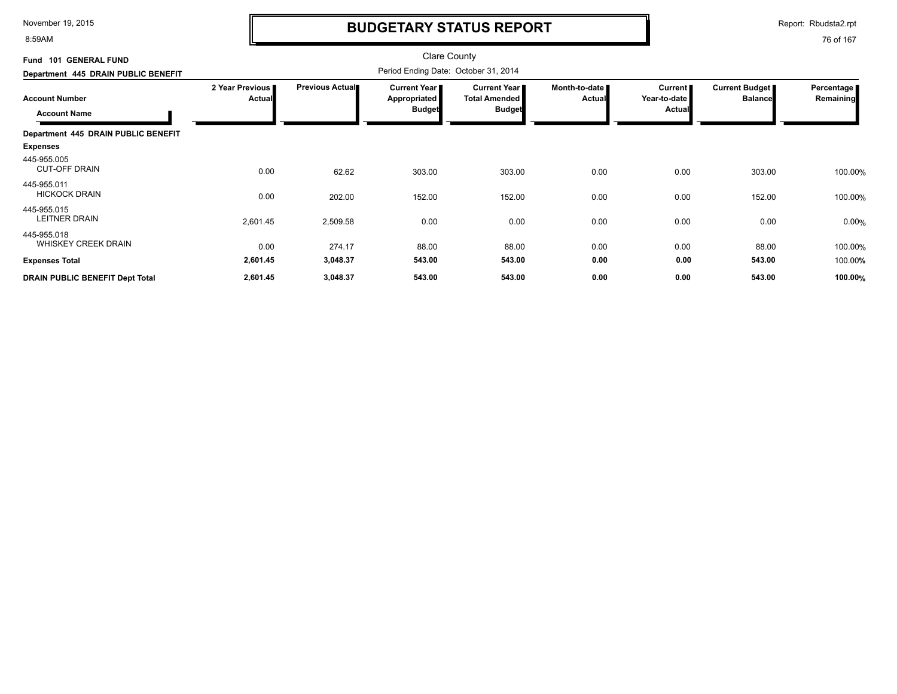# BUDGETARY STATUS REPORT

Clare County

Period Ending Date: October 31, 2014

**Fund 101 GENERAL FUND**

**Department 445 DRAIN PUBLIC BENEFIT**

| Account Number / Account Name | 2 Year Previous Actual | Previous Actual | Current Year Appropriated Budget | Current Year Total Amended Budget | Month-to-date Actual | Current Year-to-date Actual | Current Budget Balance | Percentage Remaining |
|---|---|---|---|---|---|---|---|---|
| **Department 445 DRAIN PUBLIC BENEFIT** | | | | | | | | |
| **Expenses** | | | | | | | | |
| 445-955.005 CUT-OFF DRAIN | 0.00 | 62.62 | 303.00 | 303.00 | 0.00 | 0.00 | 303.00 | 100.00% |
| 445-955.011 HICKOCK DRAIN | 0.00 | 202.00 | 152.00 | 152.00 | 0.00 | 0.00 | 152.00 | 100.00% |
| 445-955.015 LEITNER DRAIN | 2,601.45 | 2,509.58 | 0.00 | 0.00 | 0.00 | 0.00 | 0.00 | 0.00% |
| 445-955.018 WHISKEY CREEK DRAIN | 0.00 | 274.17 | 88.00 | 88.00 | 0.00 | 0.00 | 88.00 | 100.00% |
| **Expenses Total** | **2,601.45** | **3,048.37** | **543.00** | **543.00** | **0.00** | **0.00** | **543.00** | 100.00% |
| **DRAIN PUBLIC BENEFIT Dept Total** | **2,601.45** | **3,048.37** | **543.00** | **543.00** | **0.00** | **0.00** | **543.00** | **100.00%** |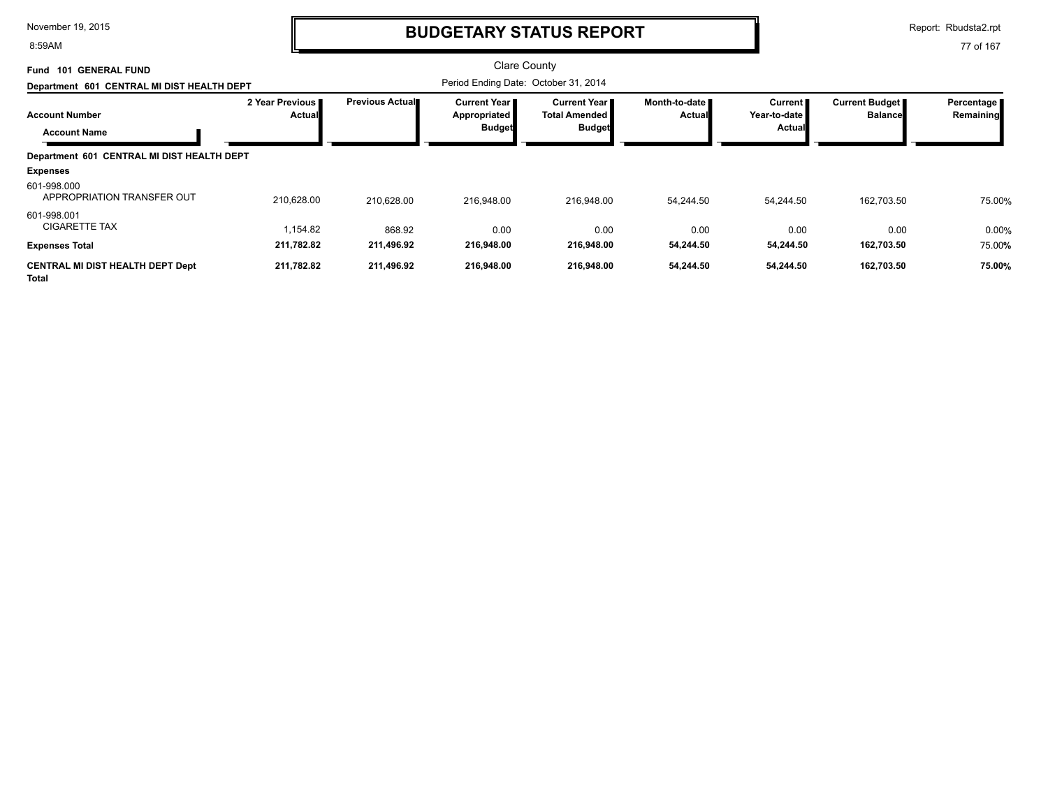# BUDGETARY STATUS REPORT

Clare County

**Fund 101 GENERAL FUND**

**Department 601 CENTRAL MI DIST HEALTH DEPT**

Period Ending Date: October 31, 2014

| Account Number / Account Name | 2 Year Previous Actual | Previous Actual | Current Year Appropriated Budget | Current Year Total Amended Budget | Month-to-date Actual | Current Year-to-date Actual | Current Budget Balance | Percentage Remaining |
|---|---|---|---|---|---|---|---|---|
| **Department 601 CENTRAL MI DIST HEALTH DEPT** | | | | | | | | |
| **Expenses** | | | | | | | | |
| 601-998.000 APPROPRIATION TRANSFER OUT | 210,628.00 | 210,628.00 | 216,948.00 | 216,948.00 | 54,244.50 | 54,244.50 | 162,703.50 | 75.00% |
| 601-998.001 CIGARETTE TAX | 1,154.82 | 868.92 | 0.00 | 0.00 | 0.00 | 0.00 | 0.00 | 0.00% |
| **Expenses Total** | **211,782.82** | **211,496.92** | **216,948.00** | **216,948.00** | **54,244.50** | **54,244.50** | **162,703.50** | 75.00% |
| **CENTRAL MI DIST HEALTH DEPT Dept Total** | **211,782.82** | **211,496.92** | **216,948.00** | **216,948.00** | **54,244.50** | **54,244.50** | **162,703.50** | **75.00%** |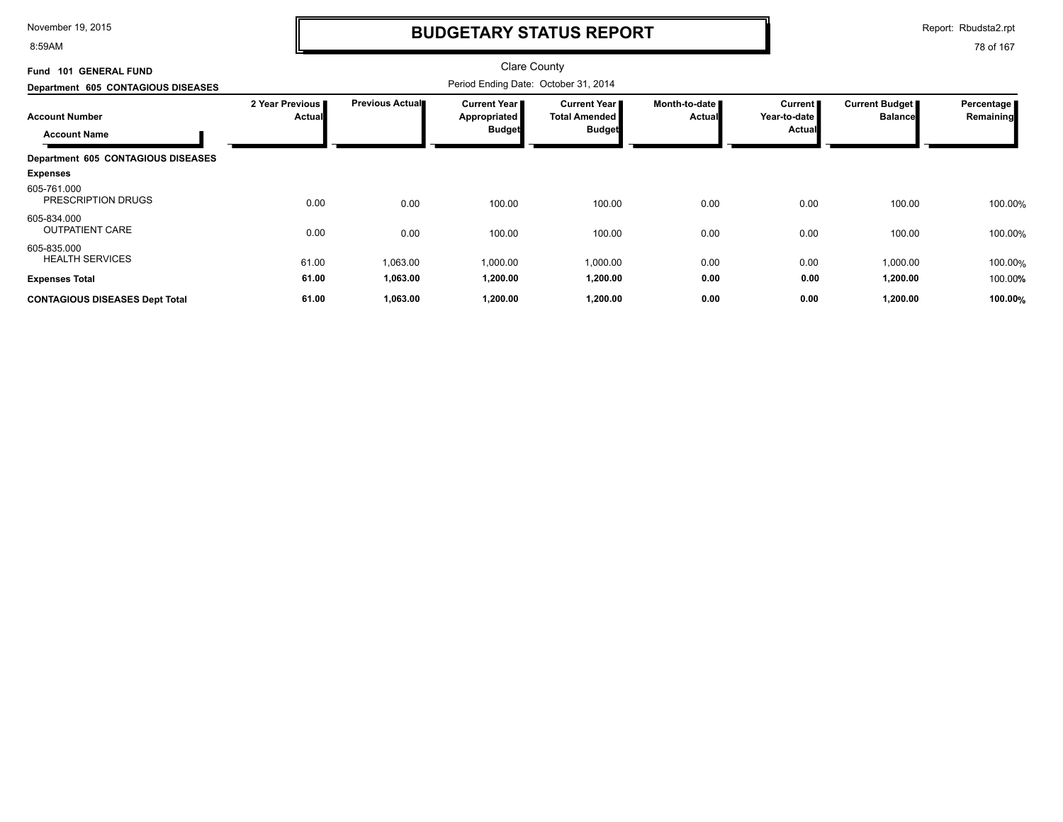# BUDGETARY STATUS REPORT

Clare County

Period Ending Date: October 31, 2014

**Fund 101 GENERAL FUND**

**Department 605 CONTAGIOUS DISEASES**

| Account Number / Account Name | 2 Year Previous Actual | Previous Actual | Current Year Appropriated Budget | Current Year Total Amended Budget | Month-to-date Actual | Current Year-to-date Actual | Current Budget Balance | Percentage Remaining |
|---|---|---|---|---|---|---|---|---|
| **Department 605 CONTAGIOUS DISEASES** | | | | | | | | |
| **Expenses** | | | | | | | | |
| 605-761.000 PRESCRIPTION DRUGS | 0.00 | 0.00 | 100.00 | 100.00 | 0.00 | 0.00 | 100.00 | 100.00% |
| 605-834.000 OUTPATIENT CARE | 0.00 | 0.00 | 100.00 | 100.00 | 0.00 | 0.00 | 100.00 | 100.00% |
| 605-835.000 HEALTH SERVICES | 61.00 | 1,063.00 | 1,000.00 | 1,000.00 | 0.00 | 0.00 | 1,000.00 | 100.00% |
| **Expenses Total** | **61.00** | **1,063.00** | **1,200.00** | **1,200.00** | **0.00** | **0.00** | **1,200.00** | 100.00% |
| **CONTAGIOUS DISEASES Dept Total** | **61.00** | **1,063.00** | **1,200.00** | **1,200.00** | **0.00** | **0.00** | **1,200.00** | **100.00%** |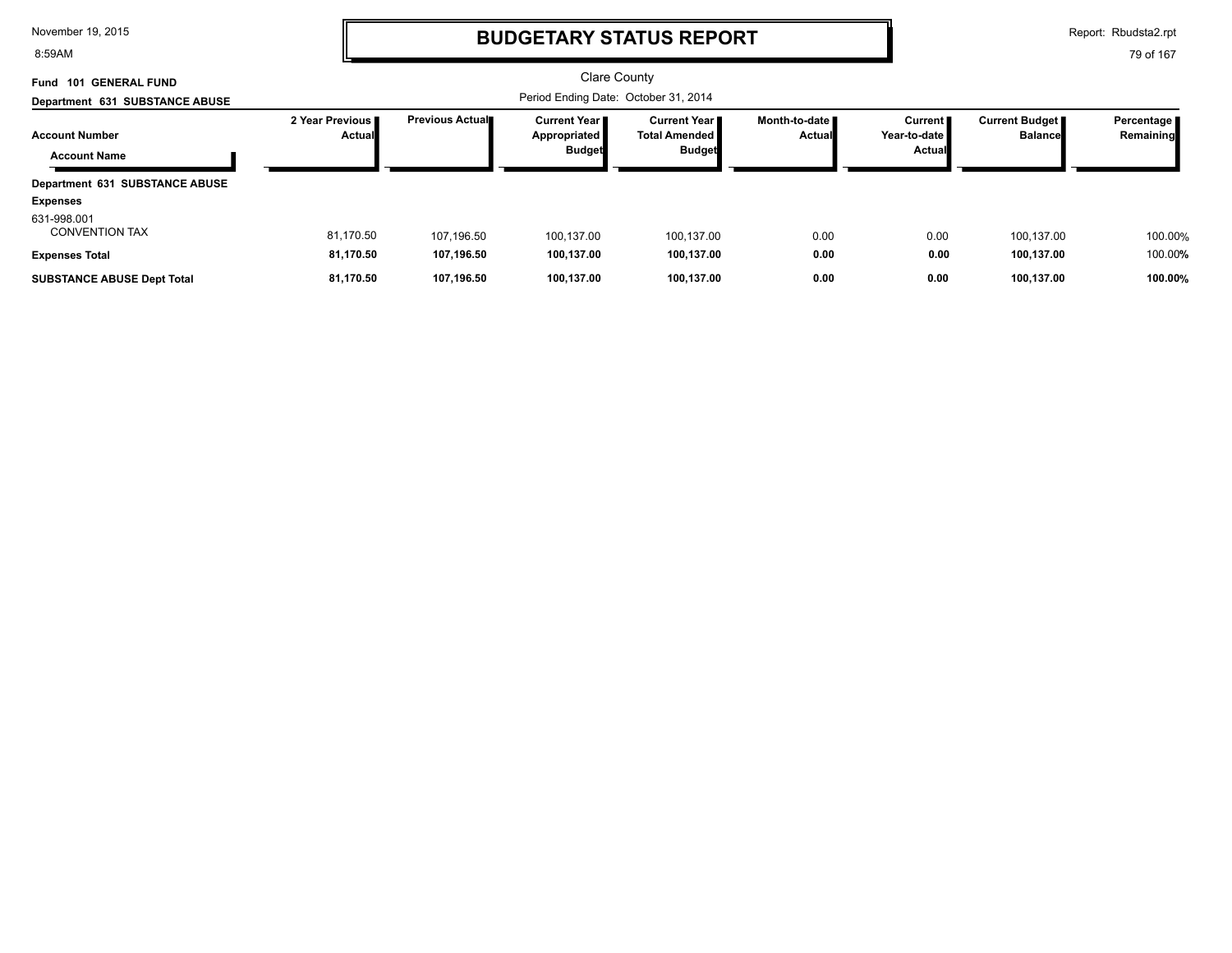# BUDGETARY STATUS REPORT

Clare County

**Fund 101 GENERAL FUND**

**Department 631 SUBSTANCE ABUSE**

Period Ending Date: October 31, 2014

| Account Number / Account Name | 2 Year Previous Actual | Previous Actual | Current Year Appropriated Budget | Current Year Total Amended Budget | Month-to-date Actual | Current Year-to-date Actual | Current Budget Balance | Percentage Remaining |
|---|---|---|---|---|---|---|---|---|
| **Department 631 SUBSTANCE ABUSE** | | | | | | | | |
| **Expenses** | | | | | | | | |
| 631-998.001 CONVENTION TAX | 81,170.50 | 107,196.50 | 100,137.00 | 100,137.00 | 0.00 | 0.00 | 100,137.00 | 100.00% |
| **Expenses Total** | **81,170.50** | **107,196.50** | **100,137.00** | **100,137.00** | **0.00** | **0.00** | **100,137.00** | 100.00% |
| **SUBSTANCE ABUSE Dept Total** | **81,170.50** | **107,196.50** | **100,137.00** | **100,137.00** | **0.00** | **0.00** | **100,137.00** | **100.00%** |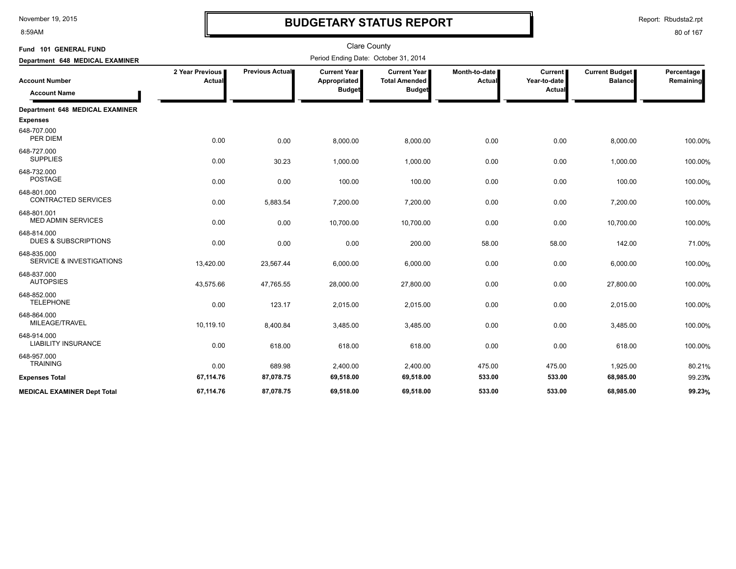November 19, 2015
8:59AM

# BUDGETARY STATUS REPORT

Report: Rbudsta2.rpt

Clare County

**Fund 101 GENERAL FUND**

**Department 648 MEDICAL EXAMINER**

Period Ending Date: October 31, 2014

| Account Number / Account Name | 2 Year Previous Actual | Previous Actual | Current Year Appropriated Budget | Current Year Total Amended Budget | Month-to-date Actual | Current Year-to-date Actual | Current Budget Balance | Percentage Remaining |
|---|---|---|---|---|---|---|---|---|
| **Department 648 MEDICAL EXAMINER** | | | | | | | | |
| **Expenses** | | | | | | | | |
| 648-707.000 PER DIEM | 0.00 | 0.00 | 8,000.00 | 8,000.00 | 0.00 | 0.00 | 8,000.00 | 100.00% |
| 648-727.000 SUPPLIES | 0.00 | 30.23 | 1,000.00 | 1,000.00 | 0.00 | 0.00 | 1,000.00 | 100.00% |
| 648-732.000 POSTAGE | 0.00 | 0.00 | 100.00 | 100.00 | 0.00 | 0.00 | 100.00 | 100.00% |
| 648-801.000 CONTRACTED SERVICES | 0.00 | 5,883.54 | 7,200.00 | 7,200.00 | 0.00 | 0.00 | 7,200.00 | 100.00% |
| 648-801.001 MED ADMIN SERVICES | 0.00 | 0.00 | 10,700.00 | 10,700.00 | 0.00 | 0.00 | 10,700.00 | 100.00% |
| 648-814.000 DUES & SUBSCRIPTIONS | 0.00 | 0.00 | 0.00 | 200.00 | 58.00 | 58.00 | 142.00 | 71.00% |
| 648-835.000 SERVICE & INVESTIGATIONS | 13,420.00 | 23,567.44 | 6,000.00 | 6,000.00 | 0.00 | 0.00 | 6,000.00 | 100.00% |
| 648-837.000 AUTOPSIES | 43,575.66 | 47,765.55 | 28,000.00 | 27,800.00 | 0.00 | 0.00 | 27,800.00 | 100.00% |
| 648-852.000 TELEPHONE | 0.00 | 123.17 | 2,015.00 | 2,015.00 | 0.00 | 0.00 | 2,015.00 | 100.00% |
| 648-864.000 MILEAGE/TRAVEL | 10,119.10 | 8,400.84 | 3,485.00 | 3,485.00 | 0.00 | 0.00 | 3,485.00 | 100.00% |
| 648-914.000 LIABILITY INSURANCE | 0.00 | 618.00 | 618.00 | 618.00 | 0.00 | 0.00 | 618.00 | 100.00% |
| 648-957.000 TRAINING | 0.00 | 689.98 | 2,400.00 | 2,400.00 | 475.00 | 475.00 | 1,925.00 | 80.21% |
| **Expenses Total** | **67,114.76** | **87,078.75** | **69,518.00** | **69,518.00** | **533.00** | **533.00** | **68,985.00** | **99.23%** |
| **MEDICAL EXAMINER Dept Total** | **67,114.76** | **87,078.75** | **69,518.00** | **69,518.00** | **533.00** | **533.00** | **68,985.00** | **99.23%** |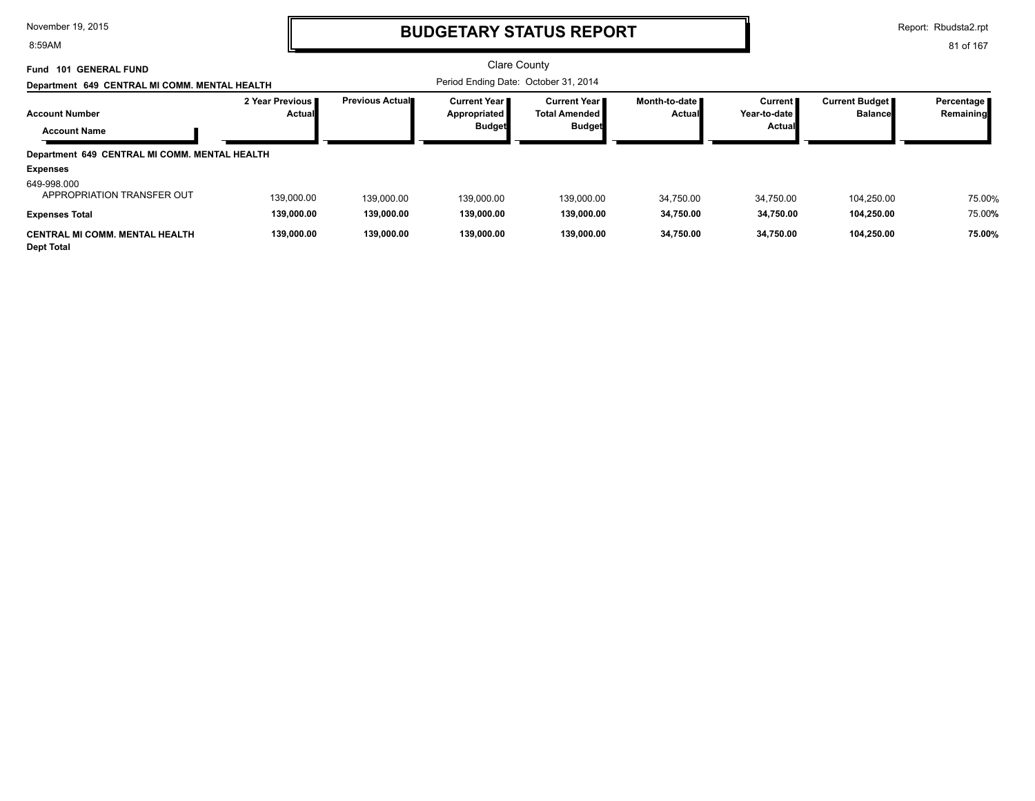# BUDGETARY STATUS REPORT

Clare County

Period Ending Date: October 31, 2014

**Fund 101 GENERAL FUND**

**Department 649 CENTRAL MI COMM. MENTAL HEALTH**

| Account Number / Account Name | 2 Year Previous Actual | Previous Actual | Current Year Appropriated Budget | Current Year Total Amended Budget | Month-to-date Actual | Current Year-to-date Actual | Current Budget Balance | Percentage Remaining |
|---|---|---|---|---|---|---|---|---|
| **Department 649 CENTRAL MI COMM. MENTAL HEALTH** | | | | | | | | |
| **Expenses** | | | | | | | | |
| 649-998.000 APPROPRIATION TRANSFER OUT | 139,000.00 | 139,000.00 | 139,000.00 | 139,000.00 | 34,750.00 | 34,750.00 | 104,250.00 | 75.00% |
| **Expenses Total** | **139,000.00** | **139,000.00** | **139,000.00** | **139,000.00** | **34,750.00** | **34,750.00** | **104,250.00** | 75.00% |
| **CENTRAL MI COMM. MENTAL HEALTH Dept Total** | **139,000.00** | **139,000.00** | **139,000.00** | **139,000.00** | **34,750.00** | **34,750.00** | **104,250.00** | **75.00%** |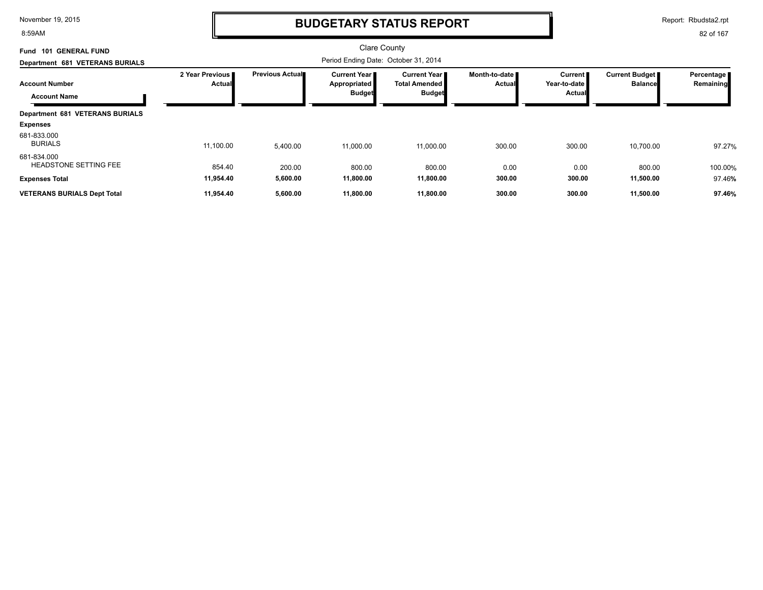# BUDGETARY STATUS REPORT

Clare County

Fund 101 GENERAL FUND

Department 681 VETERANS BURIALS

Period Ending Date: October 31, 2014

| Account Number / Account Name | 2 Year Previous Actual | Previous Actual | Current Year Appropriated Budget | Current Year Total Amended Budget | Month-to-date Actual | Current Year-to-date Actual | Current Budget Balance | Percentage Remaining |
|---|---|---|---|---|---|---|---|---|
| **Department 681 VETERANS BURIALS** | | | | | | | | |
| **Expenses** | | | | | | | | |
| 681-833.000 BURIALS | 11,100.00 | 5,400.00 | 11,000.00 | 11,000.00 | 300.00 | 300.00 | 10,700.00 | 97.27% |
| 681-834.000 HEADSTONE SETTING FEE | 854.40 | 200.00 | 800.00 | 800.00 | 0.00 | 0.00 | 800.00 | 100.00% |
| **Expenses Total** | **11,954.40** | **5,600.00** | **11,800.00** | **11,800.00** | **300.00** | **300.00** | **11,500.00** | 97.46% |
| **VETERANS BURIALS Dept Total** | **11,954.40** | **5,600.00** | **11,800.00** | **11,800.00** | **300.00** | **300.00** | **11,500.00** | **97.46%** |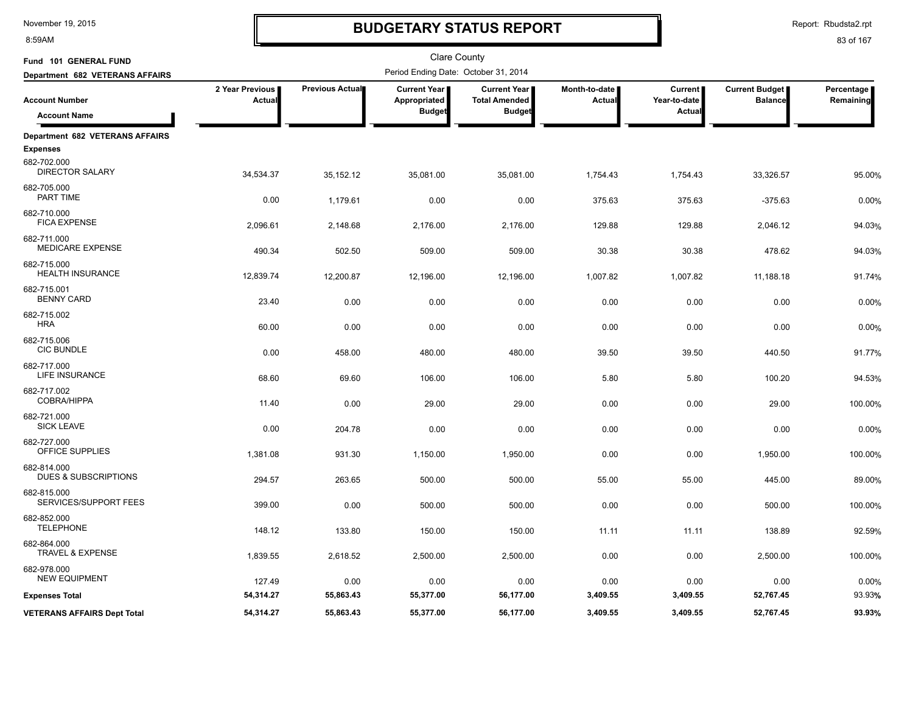# BUDGETARY STATUS REPORT

Clare County

Fund 101 GENERAL FUND

Department 682 VETERANS AFFAIRS

Period Ending Date: October 31, 2014

| Account Number / Account Name | 2 Year Previous Actual | Previous Actual | Current Year Appropriated Budget | Current Year Total Amended Budget | Month-to-date Actual | Current Year-to-date Actual | Current Budget Balance | Percentage Remaining |
|---|---|---|---|---|---|---|---|---|
| **Department 682 VETERANS AFFAIRS** | | | | | | | | |
| **Expenses** | | | | | | | | |
| 682-702.000 DIRECTOR SALARY | 34,534.37 | 35,152.12 | 35,081.00 | 35,081.00 | 1,754.43 | 1,754.43 | 33,326.57 | 95.00% |
| 682-705.000 PART TIME | 0.00 | 1,179.61 | 0.00 | 0.00 | 375.63 | 375.63 | -375.63 | 0.00% |
| 682-710.000 FICA EXPENSE | 2,096.61 | 2,148.68 | 2,176.00 | 2,176.00 | 129.88 | 129.88 | 2,046.12 | 94.03% |
| 682-711.000 MEDICARE EXPENSE | 490.34 | 502.50 | 509.00 | 509.00 | 30.38 | 30.38 | 478.62 | 94.03% |
| 682-715.000 HEALTH INSURANCE | 12,839.74 | 12,200.87 | 12,196.00 | 12,196.00 | 1,007.82 | 1,007.82 | 11,188.18 | 91.74% |
| 682-715.001 BENNY CARD | 23.40 | 0.00 | 0.00 | 0.00 | 0.00 | 0.00 | 0.00 | 0.00% |
| 682-715.002 HRA | 60.00 | 0.00 | 0.00 | 0.00 | 0.00 | 0.00 | 0.00 | 0.00% |
| 682-715.006 CIC BUNDLE | 0.00 | 458.00 | 480.00 | 480.00 | 39.50 | 39.50 | 440.50 | 91.77% |
| 682-717.000 LIFE INSURANCE | 68.60 | 69.60 | 106.00 | 106.00 | 5.80 | 5.80 | 100.20 | 94.53% |
| 682-717.002 COBRA/HIPPA | 11.40 | 0.00 | 29.00 | 29.00 | 0.00 | 0.00 | 29.00 | 100.00% |
| 682-721.000 SICK LEAVE | 0.00 | 204.78 | 0.00 | 0.00 | 0.00 | 0.00 | 0.00 | 0.00% |
| 682-727.000 OFFICE SUPPLIES | 1,381.08 | 931.30 | 1,150.00 | 1,950.00 | 0.00 | 0.00 | 1,950.00 | 100.00% |
| 682-814.000 DUES & SUBSCRIPTIONS | 294.57 | 263.65 | 500.00 | 500.00 | 55.00 | 55.00 | 445.00 | 89.00% |
| 682-815.000 SERVICES/SUPPORT FEES | 399.00 | 0.00 | 500.00 | 500.00 | 0.00 | 0.00 | 500.00 | 100.00% |
| 682-852.000 TELEPHONE | 148.12 | 133.80 | 150.00 | 150.00 | 11.11 | 11.11 | 138.89 | 92.59% |
| 682-864.000 TRAVEL & EXPENSE | 1,839.55 | 2,618.52 | 2,500.00 | 2,500.00 | 0.00 | 0.00 | 2,500.00 | 100.00% |
| 682-978.000 NEW EQUIPMENT | 127.49 | 0.00 | 0.00 | 0.00 | 0.00 | 0.00 | 0.00 | 0.00% |
| **Expenses Total** | **54,314.27** | **55,863.43** | **55,377.00** | **56,177.00** | **3,409.55** | **3,409.55** | **52,767.45** | **93.93%** |
| **VETERANS AFFAIRS Dept Total** | **54,314.27** | **55,863.43** | **55,377.00** | **56,177.00** | **3,409.55** | **3,409.55** | **52,767.45** | **93.93%** |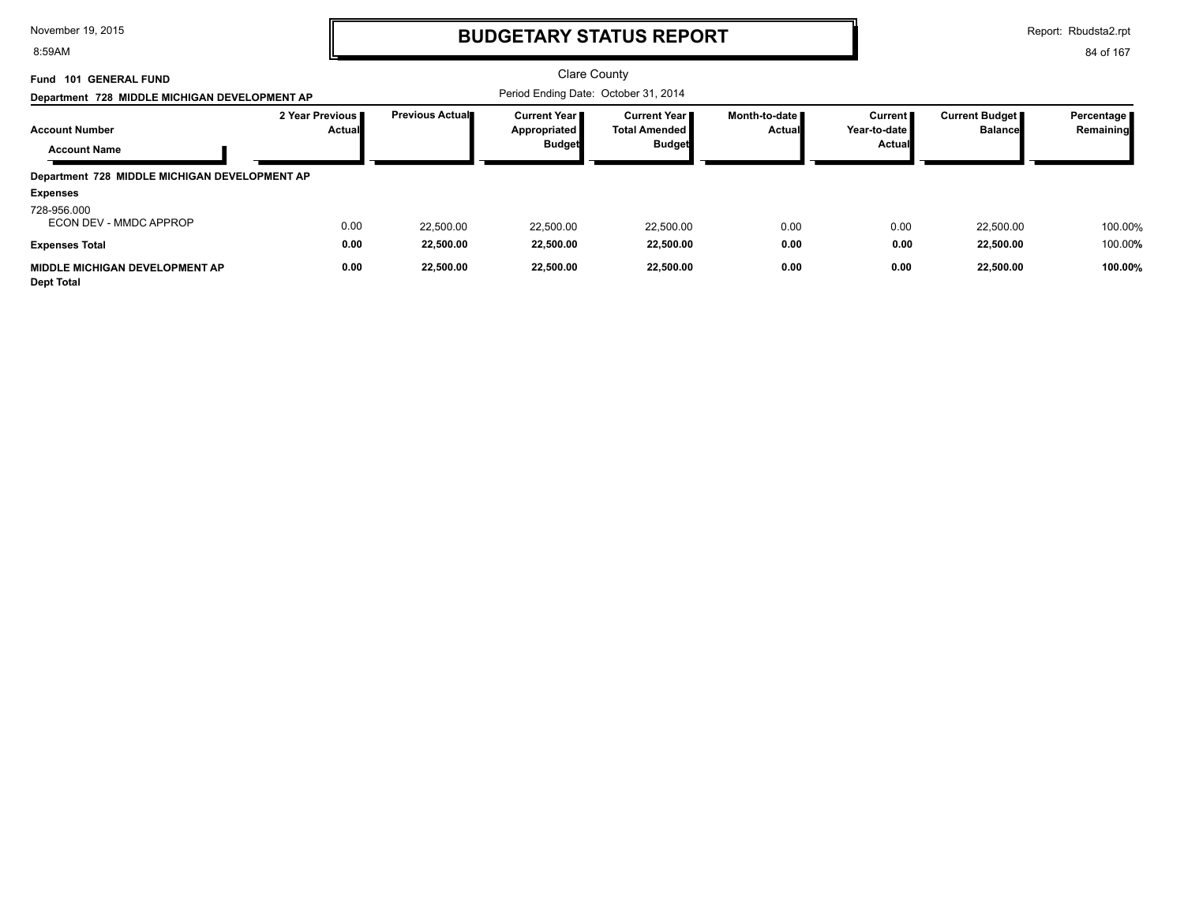# BUDGETARY STATUS REPORT

Clare County

**Fund 101 GENERAL FUND**

**Department 728 MIDDLE MICHIGAN DEVELOPMENT AP**

Period Ending Date: October 31, 2014

| Account Number / Account Name | 2 Year Previous Actual | Previous Actual | Current Year Appropriated Budget | Current Year Total Amended Budget | Month-to-date Actual | Current Year-to-date Actual | Current Budget Balance | Percentage Remaining |
|---|---|---|---|---|---|---|---|---|
| **Department 728 MIDDLE MICHIGAN DEVELOPMENT AP** | | | | | | | | |
| **Expenses** | | | | | | | | |
| 728-956.000 ECON DEV - MMDC APPROP | 0.00 | 22,500.00 | 22,500.00 | 22,500.00 | 0.00 | 0.00 | 22,500.00 | 100.00% |
| **Expenses Total** | **0.00** | **22,500.00** | **22,500.00** | **22,500.00** | **0.00** | **0.00** | **22,500.00** | 100.00% |
| **MIDDLE MICHIGAN DEVELOPMENT AP Dept Total** | **0.00** | **22,500.00** | **22,500.00** | **22,500.00** | **0.00** | **0.00** | **22,500.00** | **100.00%** |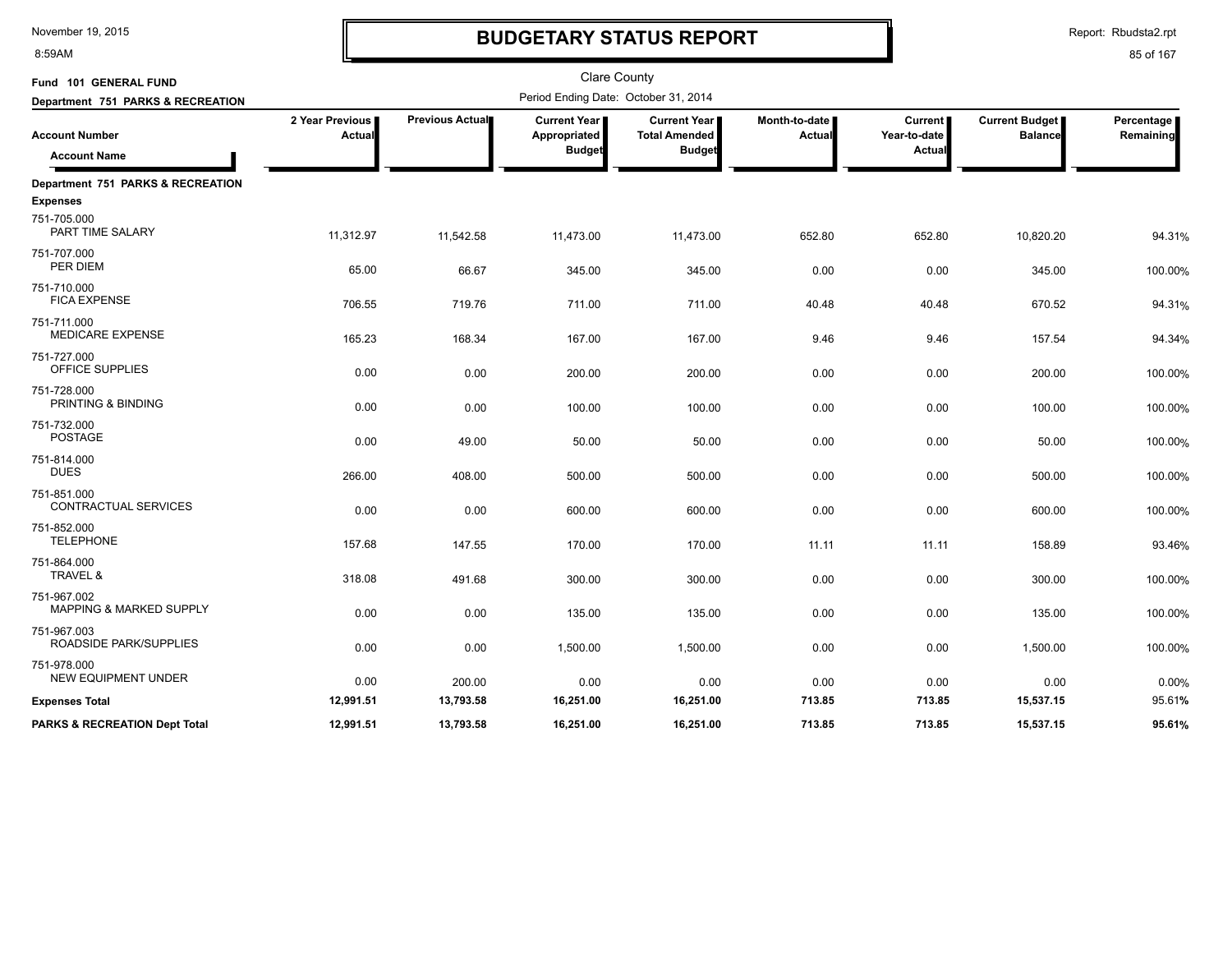# BUDGETARY STATUS REPORT

Clare County

Fund 101 GENERAL FUND

Department 751 PARKS & RECREATION

Period Ending Date: October 31, 2014

| Account Number / Account Name | 2 Year Previous Actual | Previous Actual | Current Year Appropriated Budget | Current Year Total Amended Budget | Month-to-date Actual | Current Year-to-date Actual | Current Budget Balance | Percentage Remaining |
|---|---|---|---|---|---|---|---|---|
| **Department 751 PARKS & RECREATION** | | | | | | | | |
| **Expenses** | | | | | | | | |
| 751-705.000 PART TIME SALARY | 11,312.97 | 11,542.58 | 11,473.00 | 11,473.00 | 652.80 | 652.80 | 10,820.20 | 94.31% |
| 751-707.000 PER DIEM | 65.00 | 66.67 | 345.00 | 345.00 | 0.00 | 0.00 | 345.00 | 100.00% |
| 751-710.000 FICA EXPENSE | 706.55 | 719.76 | 711.00 | 711.00 | 40.48 | 40.48 | 670.52 | 94.31% |
| 751-711.000 MEDICARE EXPENSE | 165.23 | 168.34 | 167.00 | 167.00 | 9.46 | 9.46 | 157.54 | 94.34% |
| 751-727.000 OFFICE SUPPLIES | 0.00 | 0.00 | 200.00 | 200.00 | 0.00 | 0.00 | 200.00 | 100.00% |
| 751-728.000 PRINTING & BINDING | 0.00 | 0.00 | 100.00 | 100.00 | 0.00 | 0.00 | 100.00 | 100.00% |
| 751-732.000 POSTAGE | 0.00 | 49.00 | 50.00 | 50.00 | 0.00 | 0.00 | 50.00 | 100.00% |
| 751-814.000 DUES | 266.00 | 408.00 | 500.00 | 500.00 | 0.00 | 0.00 | 500.00 | 100.00% |
| 751-851.000 CONTRACTUAL SERVICES | 0.00 | 0.00 | 600.00 | 600.00 | 0.00 | 0.00 | 600.00 | 100.00% |
| 751-852.000 TELEPHONE | 157.68 | 147.55 | 170.00 | 170.00 | 11.11 | 11.11 | 158.89 | 93.46% |
| 751-864.000 TRAVEL & | 318.08 | 491.68 | 300.00 | 300.00 | 0.00 | 0.00 | 300.00 | 100.00% |
| 751-967.002 MAPPING & MARKED SUPPLY | 0.00 | 0.00 | 135.00 | 135.00 | 0.00 | 0.00 | 135.00 | 100.00% |
| 751-967.003 ROADSIDE PARK/SUPPLIES | 0.00 | 0.00 | 1,500.00 | 1,500.00 | 0.00 | 0.00 | 1,500.00 | 100.00% |
| 751-978.000 NEW EQUIPMENT UNDER | 0.00 | 200.00 | 0.00 | 0.00 | 0.00 | 0.00 | 0.00 | 0.00% |
| **Expenses Total** | **12,991.51** | **13,793.58** | **16,251.00** | **16,251.00** | **713.85** | **713.85** | **15,537.15** | 95.61% |
| **PARKS & RECREATION Dept Total** | **12,991.51** | **13,793.58** | **16,251.00** | **16,251.00** | **713.85** | **713.85** | **15,537.15** | **95.61%** |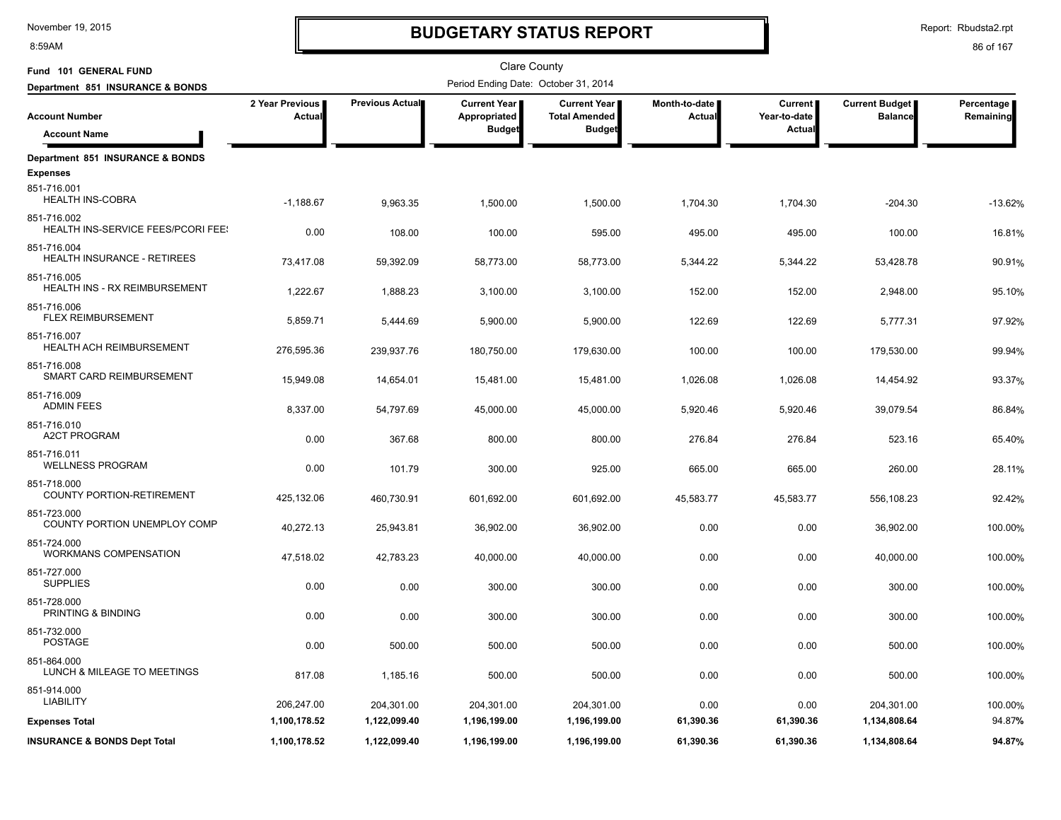# BUDGETARY STATUS REPORT

November 19, 2015
8:59AM

Report: Rbudsta2.rpt

Clare County

Fund 101 GENERAL FUND

Department 851 INSURANCE & BONDS

Period Ending Date: October 31, 2014

| Account Number / Account Name | 2 Year Previous Actual | Previous Actual | Current Year Appropriated Budget | Current Year Total Amended Budget | Month-to-date Actual | Current Year-to-date Actual | Current Budget Balance | Percentage Remaining |
|---|---|---|---|---|---|---|---|---|
| **Department 851 INSURANCE & BONDS** | | | | | | | | |
| **Expenses** | | | | | | | | |
| 851-716.001 HEALTH INS-COBRA | -1,188.67 | 9,963.35 | 1,500.00 | 1,500.00 | 1,704.30 | 1,704.30 | -204.30 | -13.62% |
| 851-716.002 HEALTH INS-SERVICE FEES/PCORI FEES | 0.00 | 108.00 | 100.00 | 595.00 | 495.00 | 495.00 | 100.00 | 16.81% |
| 851-716.004 HEALTH INSURANCE - RETIREES | 73,417.08 | 59,392.09 | 58,773.00 | 58,773.00 | 5,344.22 | 5,344.22 | 53,428.78 | 90.91% |
| 851-716.005 HEALTH INS - RX REIMBURSEMENT | 1,222.67 | 1,888.23 | 3,100.00 | 3,100.00 | 152.00 | 152.00 | 2,948.00 | 95.10% |
| 851-716.006 FLEX REIMBURSEMENT | 5,859.71 | 5,444.69 | 5,900.00 | 5,900.00 | 122.69 | 122.69 | 5,777.31 | 97.92% |
| 851-716.007 HEALTH ACH REIMBURSEMENT | 276,595.36 | 239,937.76 | 180,750.00 | 179,630.00 | 100.00 | 100.00 | 179,530.00 | 99.94% |
| 851-716.008 SMART CARD REIMBURSEMENT | 15,949.08 | 14,654.01 | 15,481.00 | 15,481.00 | 1,026.08 | 1,026.08 | 14,454.92 | 93.37% |
| 851-716.009 ADMIN FEES | 8,337.00 | 54,797.69 | 45,000.00 | 45,000.00 | 5,920.46 | 5,920.46 | 39,079.54 | 86.84% |
| 851-716.010 A2CT PROGRAM | 0.00 | 367.68 | 800.00 | 800.00 | 276.84 | 276.84 | 523.16 | 65.40% |
| 851-716.011 WELLNESS PROGRAM | 0.00 | 101.79 | 300.00 | 925.00 | 665.00 | 665.00 | 260.00 | 28.11% |
| 851-718.000 COUNTY PORTION-RETIREMENT | 425,132.06 | 460,730.91 | 601,692.00 | 601,692.00 | 45,583.77 | 45,583.77 | 556,108.23 | 92.42% |
| 851-723.000 COUNTY PORTION UNEMPLOY COMP | 40,272.13 | 25,943.81 | 36,902.00 | 36,902.00 | 0.00 | 0.00 | 36,902.00 | 100.00% |
| 851-724.000 WORKMANS COMPENSATION | 47,518.02 | 42,783.23 | 40,000.00 | 40,000.00 | 0.00 | 0.00 | 40,000.00 | 100.00% |
| 851-727.000 SUPPLIES | 0.00 | 0.00 | 300.00 | 300.00 | 0.00 | 0.00 | 300.00 | 100.00% |
| 851-728.000 PRINTING & BINDING | 0.00 | 0.00 | 300.00 | 300.00 | 0.00 | 0.00 | 300.00 | 100.00% |
| 851-732.000 POSTAGE | 0.00 | 500.00 | 500.00 | 500.00 | 0.00 | 0.00 | 500.00 | 100.00% |
| 851-864.000 LUNCH & MILEAGE TO MEETINGS | 817.08 | 1,185.16 | 500.00 | 500.00 | 0.00 | 0.00 | 500.00 | 100.00% |
| 851-914.000 LIABILITY | 206,247.00 | 204,301.00 | 204,301.00 | 204,301.00 | 0.00 | 0.00 | 204,301.00 | 100.00% |
| **Expenses Total** | **1,100,178.52** | **1,122,099.40** | **1,196,199.00** | **1,196,199.00** | **61,390.36** | **61,390.36** | **1,134,808.64** | **94.87%** |
| **INSURANCE & BONDS Dept Total** | **1,100,178.52** | **1,122,099.40** | **1,196,199.00** | **1,196,199.00** | **61,390.36** | **61,390.36** | **1,134,808.64** | **94.87%** |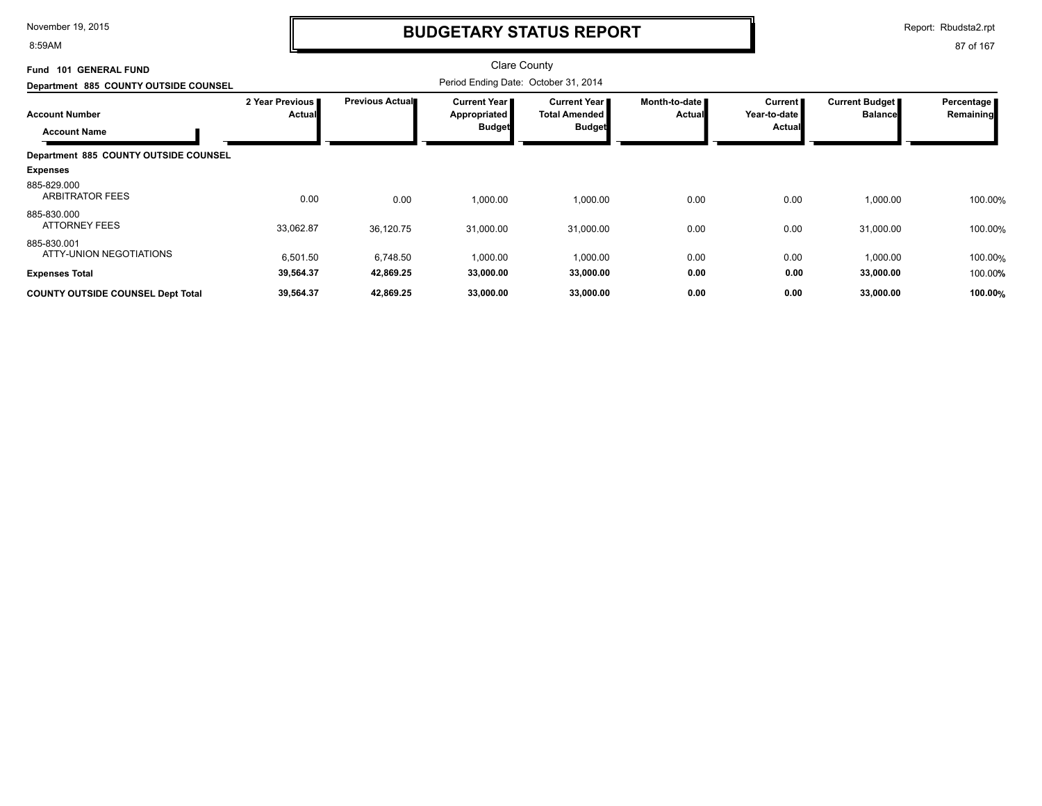# BUDGETARY STATUS REPORT

Clare County

**Fund 101 GENERAL FUND**

**Department 885 COUNTY OUTSIDE COUNSEL**

Period Ending Date: October 31, 2014

| Account Number / Account Name | 2 Year Previous Actual | Previous Actual | Current Year Appropriated Budget | Current Year Total Amended Budget | Month-to-date Actual | Current Year-to-date Actual | Current Budget Balance | Percentage Remaining |
|---|---|---|---|---|---|---|---|---|
| **Department 885 COUNTY OUTSIDE COUNSEL** | | | | | | | | |
| **Expenses** | | | | | | | | |
| 885-829.000 ARBITRATOR FEES | 0.00 | 0.00 | 1,000.00 | 1,000.00 | 0.00 | 0.00 | 1,000.00 | 100.00% |
| 885-830.000 ATTORNEY FEES | 33,062.87 | 36,120.75 | 31,000.00 | 31,000.00 | 0.00 | 0.00 | 31,000.00 | 100.00% |
| 885-830.001 ATTY-UNION NEGOTIATIONS | 6,501.50 | 6,748.50 | 1,000.00 | 1,000.00 | 0.00 | 0.00 | 1,000.00 | 100.00% |
| **Expenses Total** | **39,564.37** | **42,869.25** | **33,000.00** | **33,000.00** | **0.00** | **0.00** | **33,000.00** | 100.00% |
| **COUNTY OUTSIDE COUNSEL Dept Total** | **39,564.37** | **42,869.25** | **33,000.00** | **33,000.00** | **0.00** | **0.00** | **33,000.00** | **100.00%** |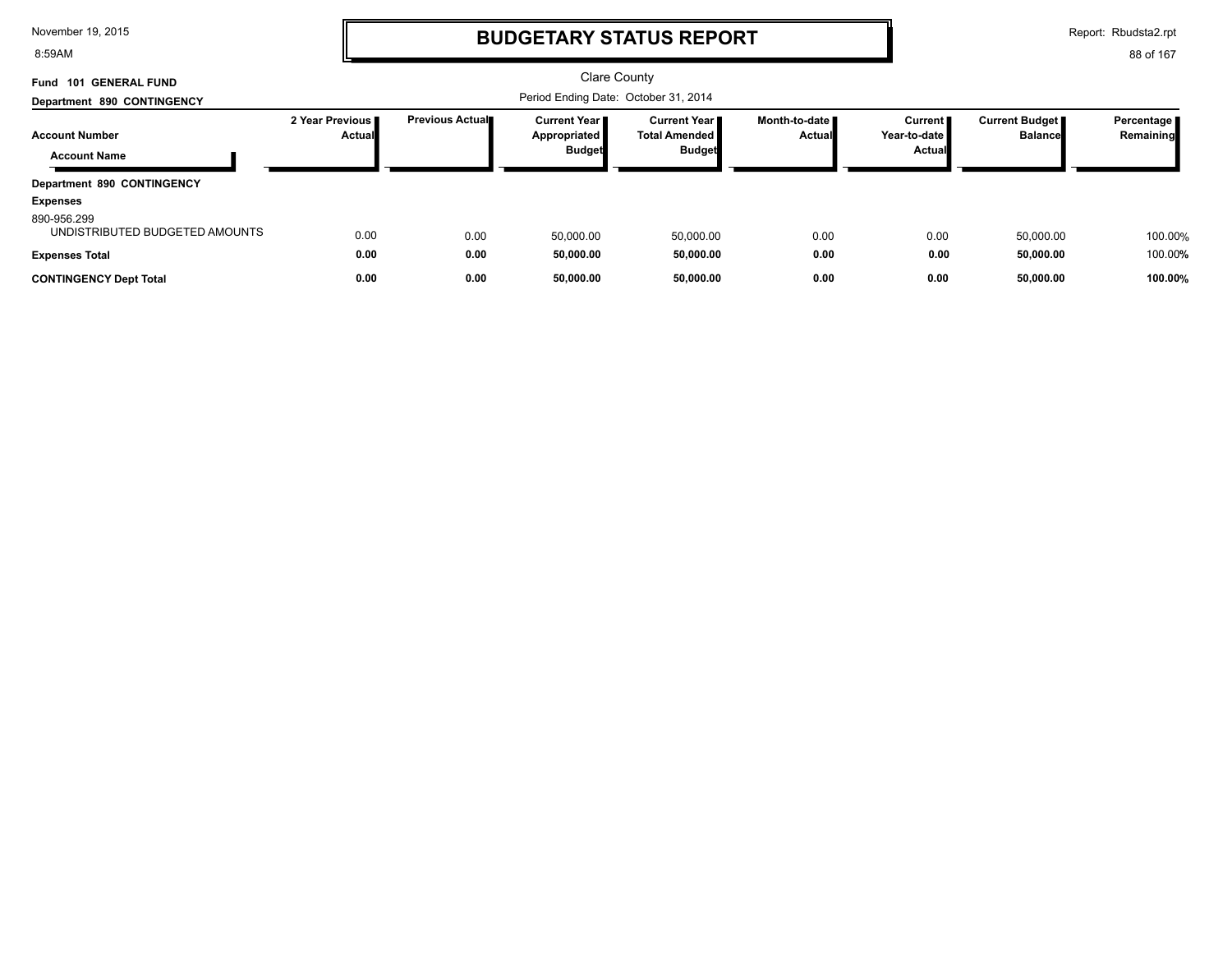# BUDGETARY STATUS REPORT

Clare County

**Fund 101 GENERAL FUND**

**Department 890 CONTINGENCY**

Period Ending Date: October 31, 2014

| Account Number / Account Name | 2 Year Previous Actual | Previous Actual | Current Year Appropriated Budget | Current Year Total Amended Budget | Month-to-date Actual | Current Year-to-date Actual | Current Budget Balance | Percentage Remaining |
|---|---|---|---|---|---|---|---|---|
| **Department 890 CONTINGENCY** | | | | | | | | |
| **Expenses** | | | | | | | | |
| 890-956.299 UNDISTRIBUTED BUDGETED AMOUNTS | 0.00 | 0.00 | 50,000.00 | 50,000.00 | 0.00 | 0.00 | 50,000.00 | 100.00% |
| **Expenses Total** | **0.00** | **0.00** | **50,000.00** | **50,000.00** | **0.00** | **0.00** | **50,000.00** | 100.00% |
| **CONTINGENCY Dept Total** | **0.00** | **0.00** | **50,000.00** | **50,000.00** | **0.00** | **0.00** | **50,000.00** | **100.00%** |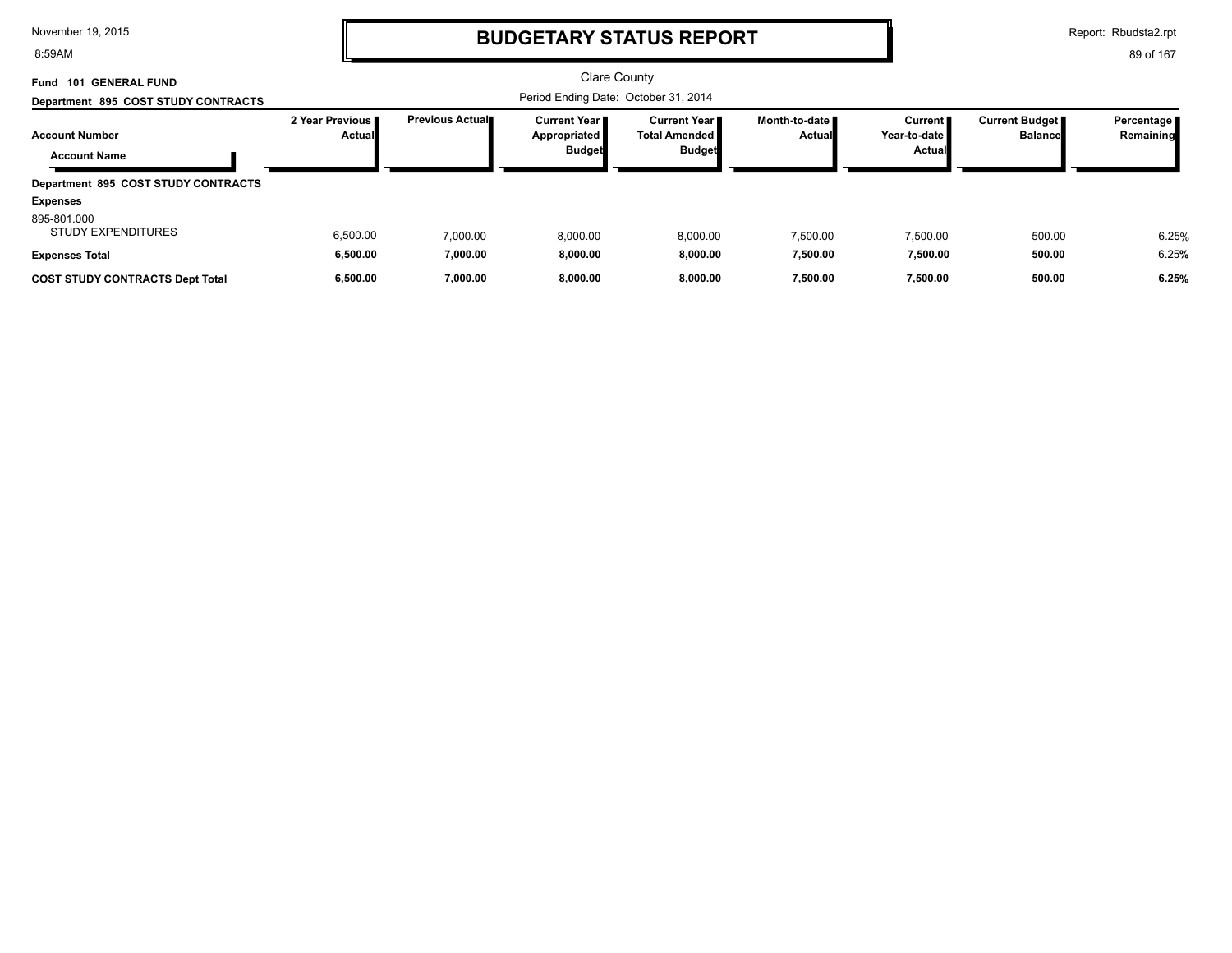# BUDGETARY STATUS REPORT

Clare County

**Fund 101 GENERAL FUND**

**Department 895 COST STUDY CONTRACTS**

Period Ending Date: October 31, 2014

| Account Number / Account Name | 2 Year Previous Actual | Previous Actual | Current Year Appropriated Budget | Current Year Total Amended Budget | Month-to-date Actual | Current Year-to-date Actual | Current Budget Balance | Percentage Remaining |
|---|---|---|---|---|---|---|---|---|
| **Department 895 COST STUDY CONTRACTS** | | | | | | | | |
| **Expenses** | | | | | | | | |
| 895-801.000 STUDY EXPENDITURES | 6,500.00 | 7,000.00 | 8,000.00 | 8,000.00 | 7,500.00 | 7,500.00 | 500.00 | 6.25% |
| **Expenses Total** | **6,500.00** | **7,000.00** | **8,000.00** | **8,000.00** | **7,500.00** | **7,500.00** | **500.00** | 6.25% |
| **COST STUDY CONTRACTS Dept Total** | **6,500.00** | **7,000.00** | **8,000.00** | **8,000.00** | **7,500.00** | **7,500.00** | **500.00** | **6.25%** |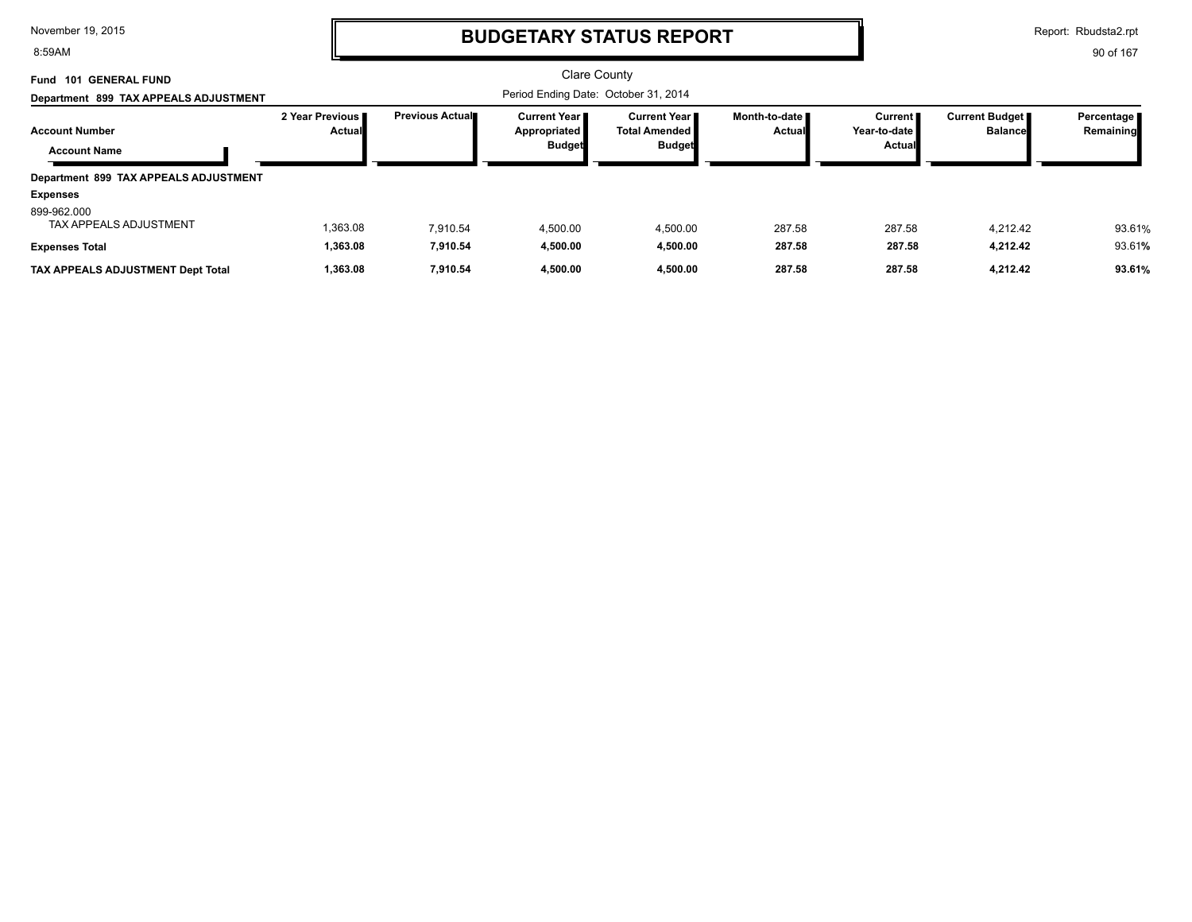# BUDGETARY STATUS REPORT

Clare County

Period Ending Date: October 31, 2014

**Fund 101 GENERAL FUND**

**Department 899 TAX APPEALS ADJUSTMENT**

| Account Number / Account Name | 2 Year Previous Actual | Previous Actual | Current Year Appropriated Budget | Current Year Total Amended Budget | Month-to-date Actual | Current Year-to-date Actual | Current Budget Balance | Percentage Remaining |
|---|---|---|---|---|---|---|---|---|
| **Department 899 TAX APPEALS ADJUSTMENT** | | | | | | | | |
| **Expenses** | | | | | | | | |
| 899-962.000 TAX APPEALS ADJUSTMENT | 1,363.08 | 7,910.54 | 4,500.00 | 4,500.00 | 287.58 | 287.58 | 4,212.42 | 93.61% |
| **Expenses Total** | **1,363.08** | **7,910.54** | **4,500.00** | **4,500.00** | **287.58** | **287.58** | **4,212.42** | **93.61%** |
| **TAX APPEALS ADJUSTMENT Dept Total** | **1,363.08** | **7,910.54** | **4,500.00** | **4,500.00** | **287.58** | **287.58** | **4,212.42** | **93.61%** |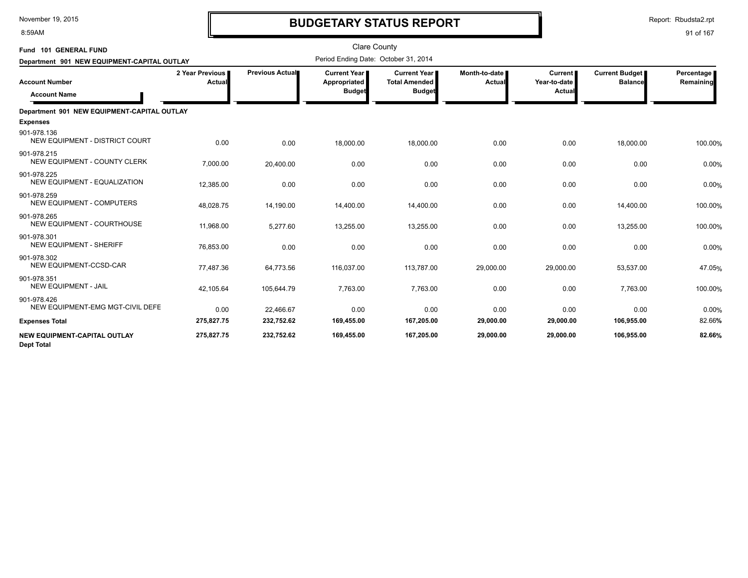# BUDGETARY STATUS REPORT

Clare County

Period Ending Date: October 31, 2014

**Fund 101 GENERAL FUND**

**Department 901 NEW EQUIPMENT-CAPITAL OUTLAY**

| Account Number / Account Name | 2 Year Previous Actual | Previous Actual | Current Year Appropriated Budget | Current Year Total Amended Budget | Month-to-date Actual | Current Year-to-date Actual | Current Budget Balance | Percentage Remaining |
|---|---|---|---|---|---|---|---|---|
| **Department 901 NEW EQUIPMENT-CAPITAL OUTLAY** | | | | | | | | |
| **Expenses** | | | | | | | | |
| 901-978.136 NEW EQUIPMENT - DISTRICT COURT | 0.00 | 0.00 | 18,000.00 | 18,000.00 | 0.00 | 0.00 | 18,000.00 | 100.00% |
| 901-978.215 NEW EQUIPMENT - COUNTY CLERK | 7,000.00 | 20,400.00 | 0.00 | 0.00 | 0.00 | 0.00 | 0.00 | 0.00% |
| 901-978.225 NEW EQUIPMENT - EQUALIZATION | 12,385.00 | 0.00 | 0.00 | 0.00 | 0.00 | 0.00 | 0.00 | 0.00% |
| 901-978.259 NEW EQUIPMENT - COMPUTERS | 48,028.75 | 14,190.00 | 14,400.00 | 14,400.00 | 0.00 | 0.00 | 14,400.00 | 100.00% |
| 901-978.265 NEW EQUIPMENT - COURTHOUSE | 11,968.00 | 5,277.60 | 13,255.00 | 13,255.00 | 0.00 | 0.00 | 13,255.00 | 100.00% |
| 901-978.301 NEW EQUIPMENT - SHERIFF | 76,853.00 | 0.00 | 0.00 | 0.00 | 0.00 | 0.00 | 0.00 | 0.00% |
| 901-978.302 NEW EQUIPMENT-CCSD-CAR | 77,487.36 | 64,773.56 | 116,037.00 | 113,787.00 | 29,000.00 | 29,000.00 | 53,537.00 | 47.05% |
| 901-978.351 NEW EQUIPMENT - JAIL | 42,105.64 | 105,644.79 | 7,763.00 | 7,763.00 | 0.00 | 0.00 | 7,763.00 | 100.00% |
| 901-978.426 NEW EQUIPMENT-EMG MGT-CIVIL DEFE | 0.00 | 22,466.67 | 0.00 | 0.00 | 0.00 | 0.00 | 0.00 | 0.00% |
| **Expenses Total** | **275,827.75** | **232,752.62** | **169,455.00** | **167,205.00** | **29,000.00** | **29,000.00** | **106,955.00** | **82.66%** |
| **NEW EQUIPMENT-CAPITAL OUTLAY Dept Total** | **275,827.75** | **232,752.62** | **169,455.00** | **167,205.00** | **29,000.00** | **29,000.00** | **106,955.00** | **82.66%** |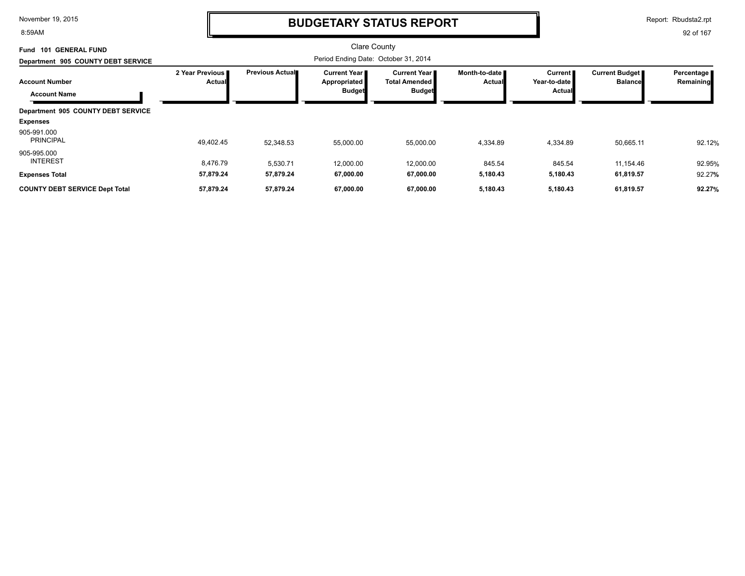# BUDGETARY STATUS REPORT

Clare County

**Fund 101 GENERAL FUND**

**Department 905 COUNTY DEBT SERVICE**

Period Ending Date: October 31, 2014

| Account Number / Account Name | 2 Year Previous Actual | Previous Actual | Current Year Appropriated Budget | Current Year Total Amended Budget | Month-to-date Actual | Current Year-to-date Actual | Current Budget Balance | Percentage Remaining |
|---|---|---|---|---|---|---|---|---|
| **Department 905 COUNTY DEBT SERVICE** | | | | | | | | |
| **Expenses** | | | | | | | | |
| 905-991.000 PRINCIPAL | 49,402.45 | 52,348.53 | 55,000.00 | 55,000.00 | 4,334.89 | 4,334.89 | 50,665.11 | 92.12% |
| 905-995.000 INTEREST | 8,476.79 | 5,530.71 | 12,000.00 | 12,000.00 | 845.54 | 845.54 | 11,154.46 | 92.95% |
| **Expenses Total** | **57,879.24** | **57,879.24** | **67,000.00** | **67,000.00** | **5,180.43** | **5,180.43** | **61,819.57** | 92.27% |
| **COUNTY DEBT SERVICE Dept Total** | **57,879.24** | **57,879.24** | **67,000.00** | **67,000.00** | **5,180.43** | **5,180.43** | **61,819.57** | **92.27%** |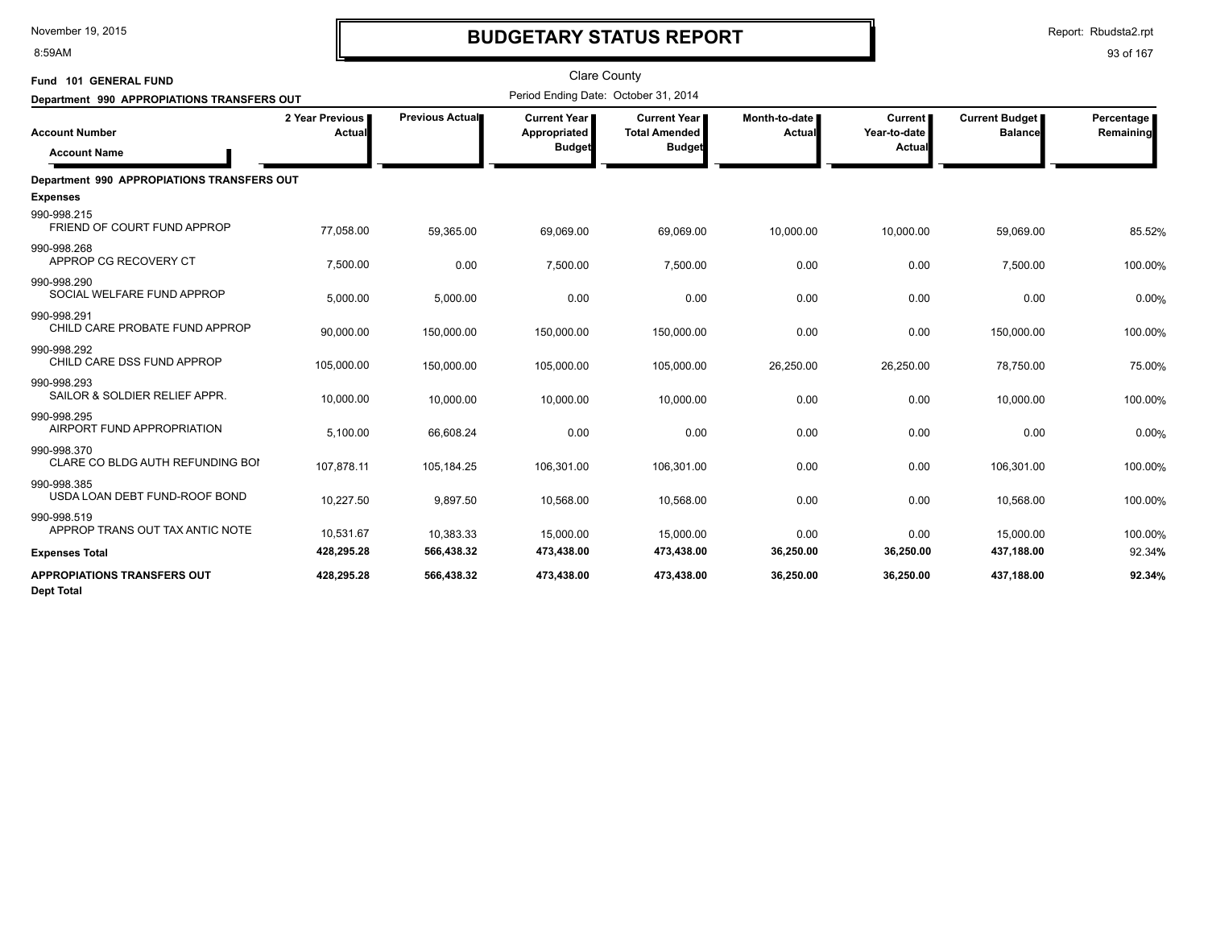# BUDGETARY STATUS REPORT

Clare County

**Fund 101 GENERAL FUND**

**Department 990 APPROPIATIONS TRANSFERS OUT**

Period Ending Date: October 31, 2014

| Account Number / Account Name | 2 Year Previous Actual | Previous Actual | Current Year Appropriated Budget | Current Year Total Amended Budget | Month-to-date Actual | Current Year-to-date Actual | Current Budget Balance | Percentage Remaining |
|---|---|---|---|---|---|---|---|---|
| **Department 990 APPROPIATIONS TRANSFERS OUT** | | | | | | | | |
| **Expenses** | | | | | | | | |
| 990-998.215 FRIEND OF COURT FUND APPROP | 77,058.00 | 59,365.00 | 69,069.00 | 69,069.00 | 10,000.00 | 10,000.00 | 59,069.00 | 85.52% |
| 990-998.268 APPROP CG RECOVERY CT | 7,500.00 | 0.00 | 7,500.00 | 7,500.00 | 0.00 | 0.00 | 7,500.00 | 100.00% |
| 990-998.290 SOCIAL WELFARE FUND APPROP | 5,000.00 | 5,000.00 | 0.00 | 0.00 | 0.00 | 0.00 | 0.00 | 0.00% |
| 990-998.291 CHILD CARE PROBATE FUND APPROP | 90,000.00 | 150,000.00 | 150,000.00 | 150,000.00 | 0.00 | 0.00 | 150,000.00 | 100.00% |
| 990-998.292 CHILD CARE DSS FUND APPROP | 105,000.00 | 150,000.00 | 105,000.00 | 105,000.00 | 26,250.00 | 26,250.00 | 78,750.00 | 75.00% |
| 990-998.293 SAILOR & SOLDIER RELIEF APPR. | 10,000.00 | 10,000.00 | 10,000.00 | 10,000.00 | 0.00 | 0.00 | 10,000.00 | 100.00% |
| 990-998.295 AIRPORT FUND APPROPRIATION | 5,100.00 | 66,608.24 | 0.00 | 0.00 | 0.00 | 0.00 | 0.00 | 0.00% |
| 990-998.370 CLARE CO BLDG AUTH REFUNDING BOI | 107,878.11 | 105,184.25 | 106,301.00 | 106,301.00 | 0.00 | 0.00 | 106,301.00 | 100.00% |
| 990-998.385 USDA LOAN DEBT FUND-ROOF BOND | 10,227.50 | 9,897.50 | 10,568.00 | 10,568.00 | 0.00 | 0.00 | 10,568.00 | 100.00% |
| 990-998.519 APPROP TRANS OUT TAX ANTIC NOTE | 10,531.67 | 10,383.33 | 15,000.00 | 15,000.00 | 0.00 | 0.00 | 15,000.00 | 100.00% |
| **Expenses Total** | **428,295.28** | **566,438.32** | **473,438.00** | **473,438.00** | **36,250.00** | **36,250.00** | **437,188.00** | 92.34% |
| **APPROPIATIONS TRANSFERS OUT Dept Total** | **428,295.28** | **566,438.32** | **473,438.00** | **473,438.00** | **36,250.00** | **36,250.00** | **437,188.00** | **92.34%** |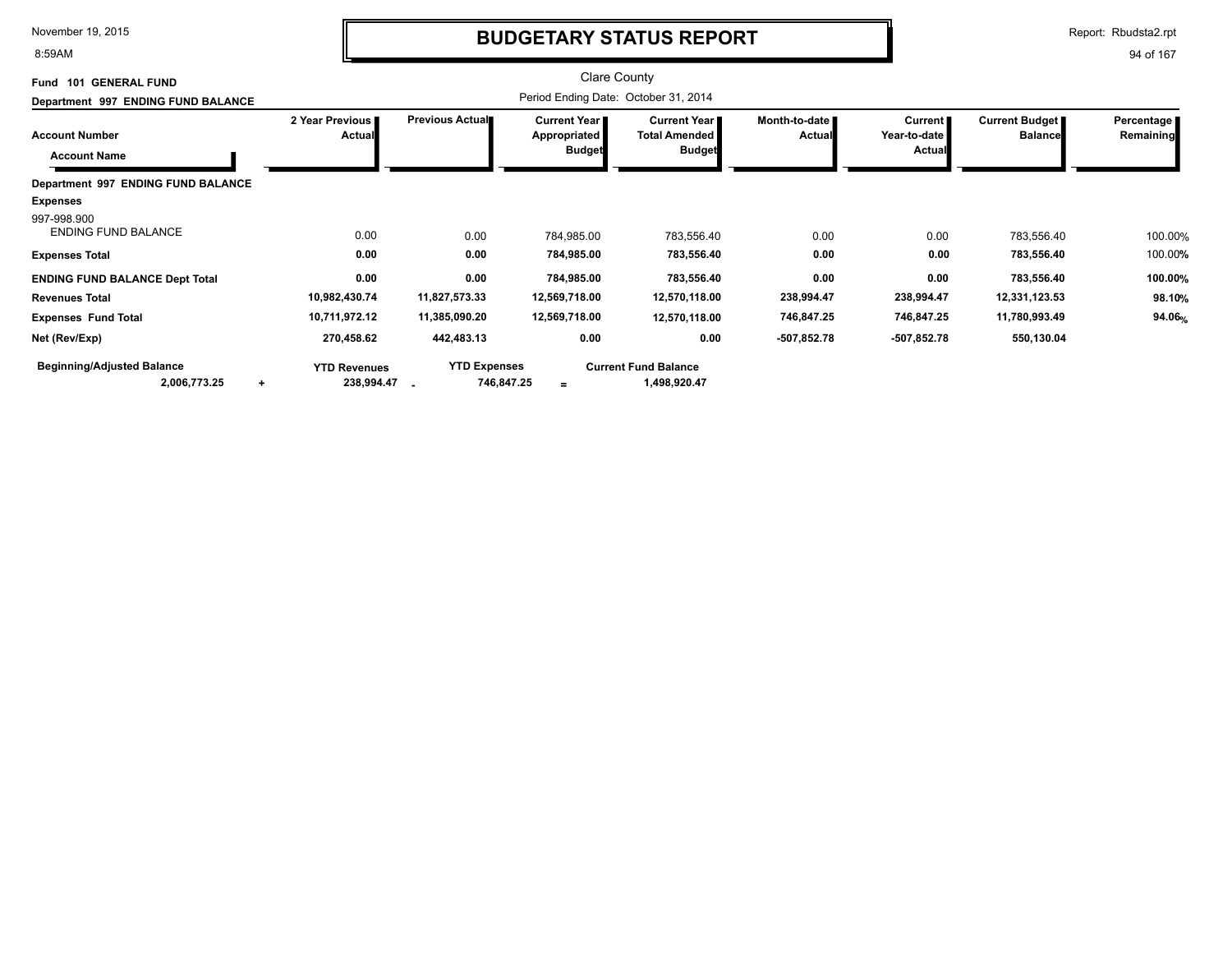# BUDGETARY STATUS REPORT

November 19, 2015
8:59AM

Report: Rbudsta2.rpt

Clare County

**Fund 101 GENERAL FUND**

**Department 997 ENDING FUND BALANCE**

Period Ending Date: October 31, 2014

| Account Number / Account Name | 2 Year Previous Actual | Previous Actual | Current Year Appropriated Budget | Current Year Total Amended Budget | Month-to-date Actual | Current Year-to-date Actual | Current Budget Balance | Percentage Remaining |
|---|---|---|---|---|---|---|---|---|
| **Department 997 ENDING FUND BALANCE** | | | | | | | | |
| **Expenses** | | | | | | | | |
| 997-998.900 ENDING FUND BALANCE | 0.00 | 0.00 | 784,985.00 | 783,556.40 | 0.00 | 0.00 | 783,556.40 | 100.00% |
| **Expenses Total** | **0.00** | **0.00** | **784,985.00** | **783,556.40** | **0.00** | **0.00** | **783,556.40** | 100.00% |
| **ENDING FUND BALANCE Dept Total** | **0.00** | **0.00** | **784,985.00** | **783,556.40** | **0.00** | **0.00** | **783,556.40** | **100.00%** |
| **Revenues Total** | **10,982,430.74** | **11,827,573.33** | **12,569,718.00** | **12,570,118.00** | **238,994.47** | **238,994.47** | **12,331,123.53** | **98.10%** |
| **Expenses Fund Total** | **10,711,972.12** | **11,385,090.20** | **12,569,718.00** | **12,570,118.00** | **746,847.25** | **746,847.25** | **11,780,993.49** | **94.06%** |
| **Net (Rev/Exp)** | **270,458.62** | **442,483.13** | **0.00** | **0.00** | **-507,852.78** | **-507,852.78** | **550,130.04** | |

| Beginning/Adjusted Balance | | YTD Revenues | | YTD Expenses | | Current Fund Balance |
|---|---|---|---|---|---|---|
| **2,006,773.25** | + | **238,994.47** | - | **746,847.25** | = | **1,498,920.47** |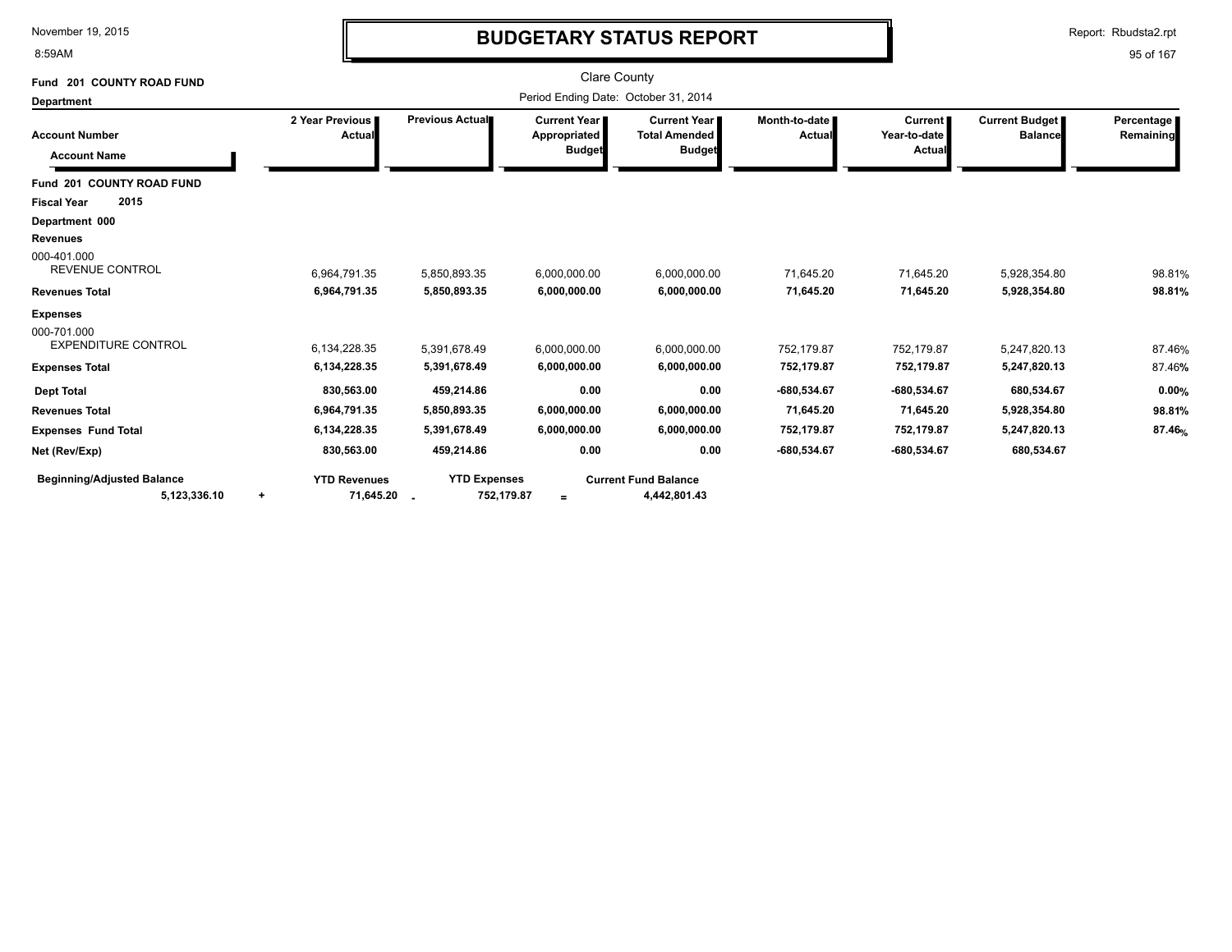# BUDGETARY STATUS REPORT

November 19, 2015
8:59AM

Report: Rbudsta2.rpt

Clare County

Period Ending Date: October 31, 2014

**Fund 201 COUNTY ROAD FUND**

**Department**

| Account Number / Account Name | 2 Year Previous Actual | Previous Actual | Current Year Appropriated Budget | Current Year Total Amended Budget | Month-to-date Actual | Current Year-to-date Actual | Current Budget Balance | Percentage Remaining |
|---|---|---|---|---|---|---|---|---|
| **Fund 201 COUNTY ROAD FUND** | | | | | | | | |
| **Fiscal Year 2015** | | | | | | | | |
| **Department 000** | | | | | | | | |
| **Revenues** | | | | | | | | |
| 000-401.000 REVENUE CONTROL | 6,964,791.35 | 5,850,893.35 | 6,000,000.00 | 6,000,000.00 | 71,645.20 | 71,645.20 | 5,928,354.80 | 98.81% |
| **Revenues Total** | **6,964,791.35** | **5,850,893.35** | **6,000,000.00** | **6,000,000.00** | **71,645.20** | **71,645.20** | **5,928,354.80** | **98.81%** |
| **Expenses** | | | | | | | | |
| 000-701.000 EXPENDITURE CONTROL | 6,134,228.35 | 5,391,678.49 | 6,000,000.00 | 6,000,000.00 | 752,179.87 | 752,179.87 | 5,247,820.13 | 87.46% |
| **Expenses Total** | **6,134,228.35** | **5,391,678.49** | **6,000,000.00** | **6,000,000.00** | **752,179.87** | **752,179.87** | **5,247,820.13** | 87.46% |
| **Dept Total** | **830,563.00** | **459,214.86** | **0.00** | **0.00** | **-680,534.67** | **-680,534.67** | **680,534.67** | **0.00%** |
| **Revenues Total** | **6,964,791.35** | **5,850,893.35** | **6,000,000.00** | **6,000,000.00** | **71,645.20** | **71,645.20** | **5,928,354.80** | **98.81%** |
| **Expenses Fund Total** | **6,134,228.35** | **5,391,678.49** | **6,000,000.00** | **6,000,000.00** | **752,179.87** | **752,179.87** | **5,247,820.13** | **87.46%** |
| **Net (Rev/Exp)** | **830,563.00** | **459,214.86** | **0.00** | **0.00** | **-680,534.67** | **-680,534.67** | **680,534.67** | |

| Beginning/Adjusted Balance | | YTD Revenues | | YTD Expenses | | Current Fund Balance |
|---|---|---|---|---|---|---|
| **5,123,336.10** | + | **71,645.20** | - | **752,179.87** | = | **4,442,801.43** |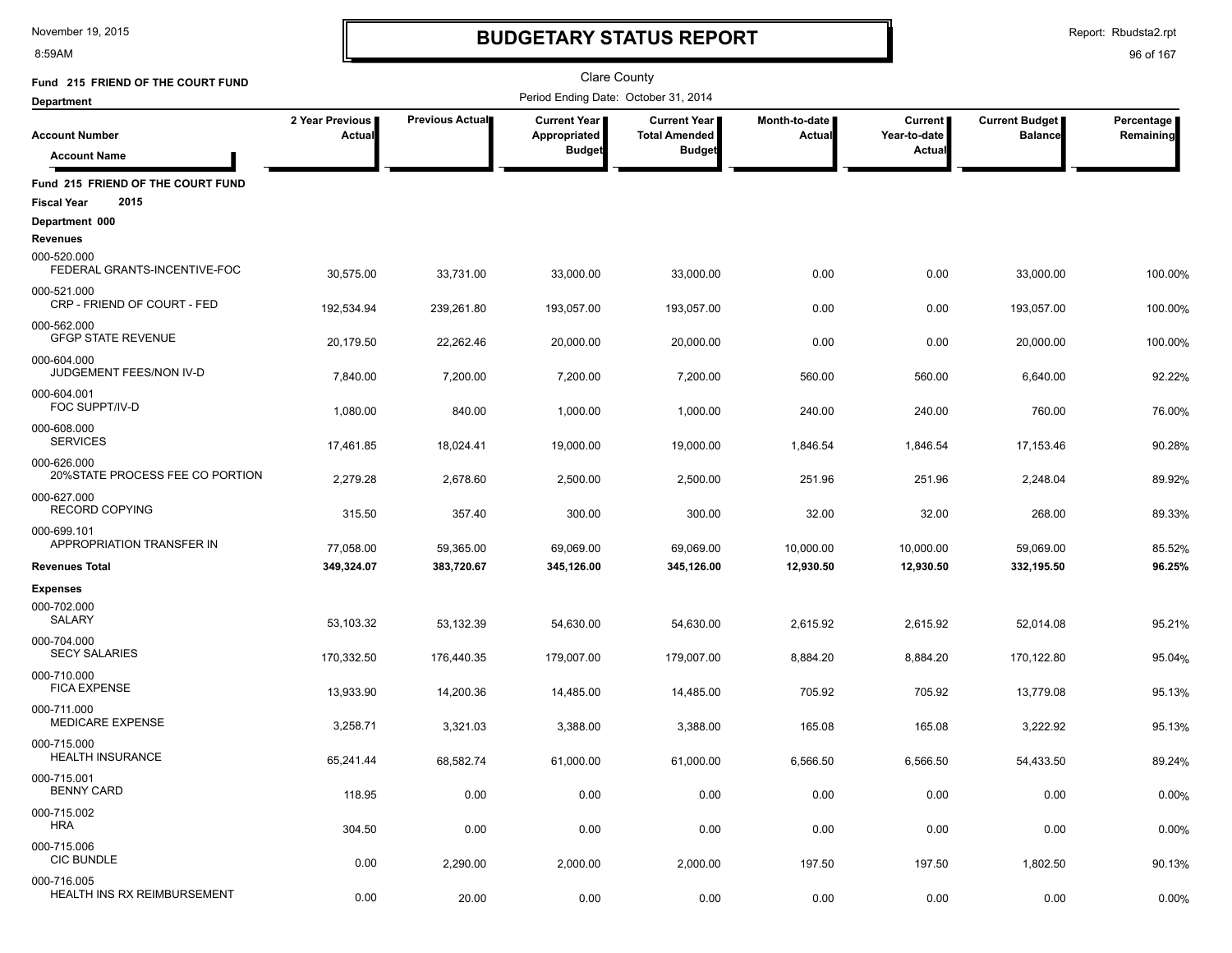# BUDGETARY STATUS REPORT

Clare County

Period Ending Date: October 31, 2014

**Fund 215 FRIEND OF THE COURT FUND**

**Department**

| Account Number / Account Name | 2 Year Previous Actual | Previous Actual | Current Year Appropriated Budget | Current Year Total Amended Budget | Month-to-date Actual | Current Year-to-date Actual | Current Budget Balance | Percentage Remaining |
|---|---|---|---|---|---|---|---|---|
| **Fund 215 FRIEND OF THE COURT FUND** | | | | | | | | |
| **Fiscal Year 2015** | | | | | | | | |
| **Department 000** | | | | | | | | |
| **Revenues** | | | | | | | | |
| 000-520.000 FEDERAL GRANTS-INCENTIVE-FOC | 30,575.00 | 33,731.00 | 33,000.00 | 33,000.00 | 0.00 | 0.00 | 33,000.00 | 100.00% |
| 000-521.000 CRP - FRIEND OF COURT - FED | 192,534.94 | 239,261.80 | 193,057.00 | 193,057.00 | 0.00 | 0.00 | 193,057.00 | 100.00% |
| 000-562.000 GFGP STATE REVENUE | 20,179.50 | 22,262.46 | 20,000.00 | 20,000.00 | 0.00 | 0.00 | 20,000.00 | 100.00% |
| 000-604.000 JUDGEMENT FEES/NON IV-D | 7,840.00 | 7,200.00 | 7,200.00 | 7,200.00 | 560.00 | 560.00 | 6,640.00 | 92.22% |
| 000-604.001 FOC SUPPT/IV-D | 1,080.00 | 840.00 | 1,000.00 | 1,000.00 | 240.00 | 240.00 | 760.00 | 76.00% |
| 000-608.000 SERVICES | 17,461.85 | 18,024.41 | 19,000.00 | 19,000.00 | 1,846.54 | 1,846.54 | 17,153.46 | 90.28% |
| 000-626.000 20%STATE PROCESS FEE CO PORTION | 2,279.28 | 2,678.60 | 2,500.00 | 2,500.00 | 251.96 | 251.96 | 2,248.04 | 89.92% |
| 000-627.000 RECORD COPYING | 315.50 | 357.40 | 300.00 | 300.00 | 32.00 | 32.00 | 268.00 | 89.33% |
| 000-699.101 APPROPRIATION TRANSFER IN | 77,058.00 | 59,365.00 | 69,069.00 | 69,069.00 | 10,000.00 | 10,000.00 | 59,069.00 | 85.52% |
| **Revenues Total** | **349,324.07** | **383,720.67** | **345,126.00** | **345,126.00** | **12,930.50** | **12,930.50** | **332,195.50** | **96.25%** |
| **Expenses** | | | | | | | | |
| 000-702.000 SALARY | 53,103.32 | 53,132.39 | 54,630.00 | 54,630.00 | 2,615.92 | 2,615.92 | 52,014.08 | 95.21% |
| 000-704.000 SECY SALARIES | 170,332.50 | 176,440.35 | 179,007.00 | 179,007.00 | 8,884.20 | 8,884.20 | 170,122.80 | 95.04% |
| 000-710.000 FICA EXPENSE | 13,933.90 | 14,200.36 | 14,485.00 | 14,485.00 | 705.92 | 705.92 | 13,779.08 | 95.13% |
| 000-711.000 MEDICARE EXPENSE | 3,258.71 | 3,321.03 | 3,388.00 | 3,388.00 | 165.08 | 165.08 | 3,222.92 | 95.13% |
| 000-715.000 HEALTH INSURANCE | 65,241.44 | 68,582.74 | 61,000.00 | 61,000.00 | 6,566.50 | 6,566.50 | 54,433.50 | 89.24% |
| 000-715.001 BENNY CARD | 118.95 | 0.00 | 0.00 | 0.00 | 0.00 | 0.00 | 0.00 | 0.00% |
| 000-715.002 HRA | 304.50 | 0.00 | 0.00 | 0.00 | 0.00 | 0.00 | 0.00 | 0.00% |
| 000-715.006 CIC BUNDLE | 0.00 | 2,290.00 | 2,000.00 | 2,000.00 | 197.50 | 197.50 | 1,802.50 | 90.13% |
| 000-716.005 HEALTH INS RX REIMBURSEMENT | 0.00 | 20.00 | 0.00 | 0.00 | 0.00 | 0.00 | 0.00 | 0.00% |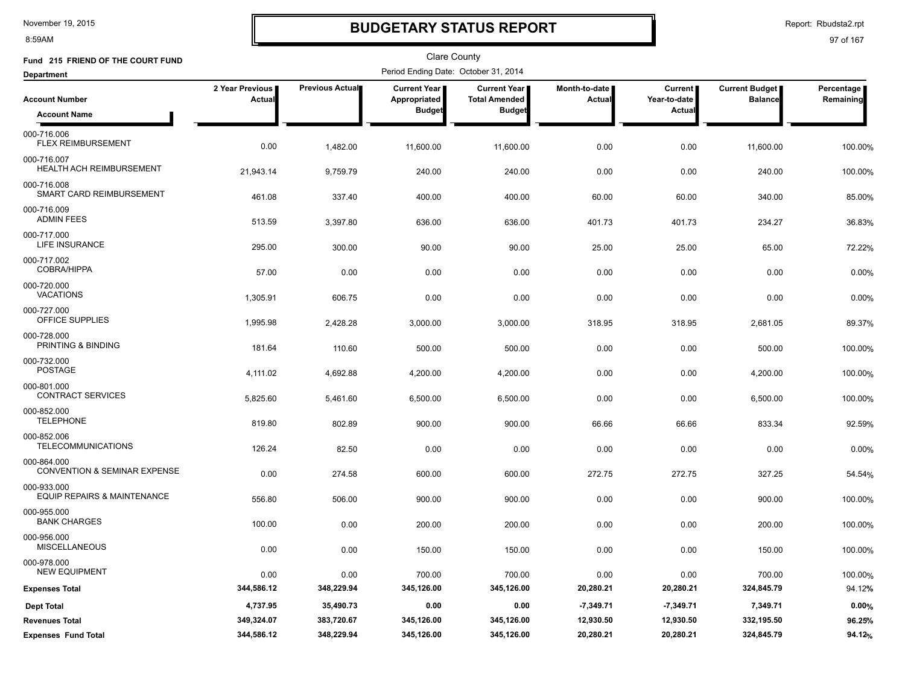# BUDGETARY STATUS REPORT

Clare County

**Fund 215 FRIEND OF THE COURT FUND**

Period Ending Date: October 31, 2014

**Department**

| Account Number / Account Name | 2 Year Previous Actual | Previous Actual | Current Year Appropriated Budget | Current Year Total Amended Budget | Month-to-date Actual | Current Year-to-date Actual | Current Budget Balance | Percentage Remaining |
|---|---|---|---|---|---|---|---|---|
| 000-716.006 FLEX REIMBURSEMENT | 0.00 | 1,482.00 | 11,600.00 | 11,600.00 | 0.00 | 0.00 | 11,600.00 | 100.00% |
| 000-716.007 HEALTH ACH REIMBURSEMENT | 21,943.14 | 9,759.79 | 240.00 | 240.00 | 0.00 | 0.00 | 240.00 | 100.00% |
| 000-716.008 SMART CARD REIMBURSEMENT | 461.08 | 337.40 | 400.00 | 400.00 | 60.00 | 60.00 | 340.00 | 85.00% |
| 000-716.009 ADMIN FEES | 513.59 | 3,397.80 | 636.00 | 636.00 | 401.73 | 401.73 | 234.27 | 36.83% |
| 000-717.000 LIFE INSURANCE | 295.00 | 300.00 | 90.00 | 90.00 | 25.00 | 25.00 | 65.00 | 72.22% |
| 000-717.002 COBRA/HIPPA | 57.00 | 0.00 | 0.00 | 0.00 | 0.00 | 0.00 | 0.00 | 0.00% |
| 000-720.000 VACATIONS | 1,305.91 | 606.75 | 0.00 | 0.00 | 0.00 | 0.00 | 0.00 | 0.00% |
| 000-727.000 OFFICE SUPPLIES | 1,995.98 | 2,428.28 | 3,000.00 | 3,000.00 | 318.95 | 318.95 | 2,681.05 | 89.37% |
| 000-728.000 PRINTING & BINDING | 181.64 | 110.60 | 500.00 | 500.00 | 0.00 | 0.00 | 500.00 | 100.00% |
| 000-732.000 POSTAGE | 4,111.02 | 4,692.88 | 4,200.00 | 4,200.00 | 0.00 | 0.00 | 4,200.00 | 100.00% |
| 000-801.000 CONTRACT SERVICES | 5,825.60 | 5,461.60 | 6,500.00 | 6,500.00 | 0.00 | 0.00 | 6,500.00 | 100.00% |
| 000-852.000 TELEPHONE | 819.80 | 802.89 | 900.00 | 900.00 | 66.66 | 66.66 | 833.34 | 92.59% |
| 000-852.006 TELECOMMUNICATIONS | 126.24 | 82.50 | 0.00 | 0.00 | 0.00 | 0.00 | 0.00 | 0.00% |
| 000-864.000 CONVENTION & SEMINAR EXPENSE | 0.00 | 274.58 | 600.00 | 600.00 | 272.75 | 272.75 | 327.25 | 54.54% |
| 000-933.000 EQUIP REPAIRS & MAINTENANCE | 556.80 | 506.00 | 900.00 | 900.00 | 0.00 | 0.00 | 900.00 | 100.00% |
| 000-955.000 BANK CHARGES | 100.00 | 0.00 | 200.00 | 200.00 | 0.00 | 0.00 | 200.00 | 100.00% |
| 000-956.000 MISCELLANEOUS | 0.00 | 0.00 | 150.00 | 150.00 | 0.00 | 0.00 | 150.00 | 100.00% |
| 000-978.000 NEW EQUIPMENT | 0.00 | 0.00 | 700.00 | 700.00 | 0.00 | 0.00 | 700.00 | 100.00% |
| **Expenses Total** | **344,586.12** | **348,229.94** | **345,126.00** | **345,126.00** | **20,280.21** | **20,280.21** | **324,845.79** | 94.12% |
| **Dept Total** | **4,737.95** | **35,490.73** | **0.00** | **0.00** | **-7,349.71** | **-7,349.71** | **7,349.71** | **0.00%** |
| **Revenues Total** | **349,324.07** | **383,720.67** | **345,126.00** | **345,126.00** | **12,930.50** | **12,930.50** | **332,195.50** | **96.25%** |
| **Expenses Fund Total** | **344,586.12** | **348,229.94** | **345,126.00** | **345,126.00** | **20,280.21** | **20,280.21** | **324,845.79** | **94.12%** |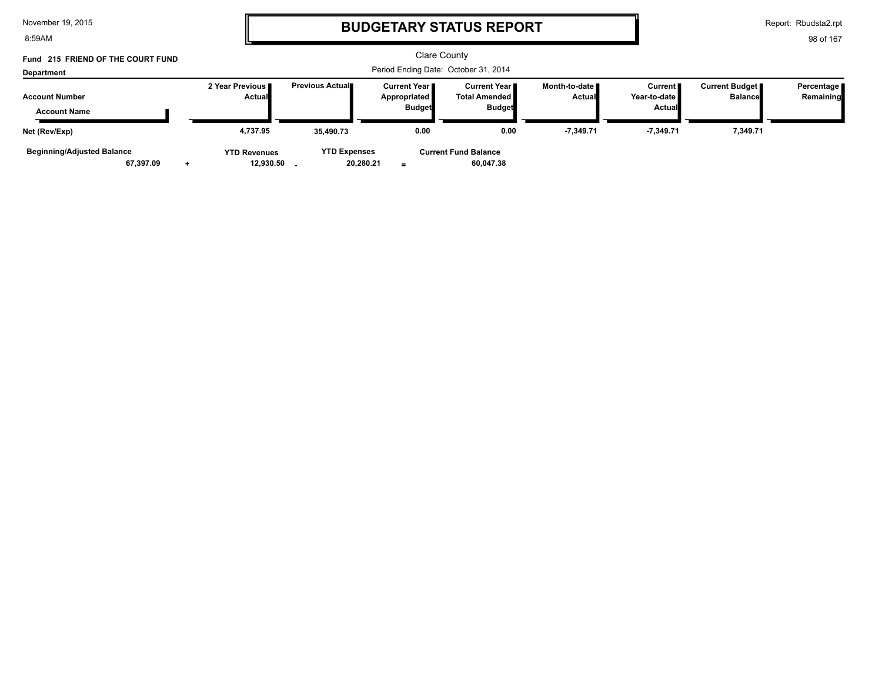# BUDGETARY STATUS REPORT

Clare County

Period Ending Date: October 31, 2014

**Fund 215 FRIEND OF THE COURT FUND**

**Department**

| Account Number / Account Name | 2 Year Previous Actual | Previous Actual | Current Year Appropriated Budget | Current Year Total Amended Budget | Month-to-date Actual | Current Year-to-date Actual | Current Budget Balance | Percentage Remaining |
|---|---|---|---|---|---|---|---|---|
| **Net (Rev/Exp)** | 4,737.95 | 35,490.73 | 0.00 | 0.00 | -7,349.71 | -7,349.71 | 7,349.71 | |

| Beginning/Adjusted Balance | | YTD Revenues | | YTD Expenses | | Current Fund Balance |
|---|---|---|---|---|---|---|
| 67,397.09 | + | 12,930.50 | - | 20,280.21 | = | 60,047.38 |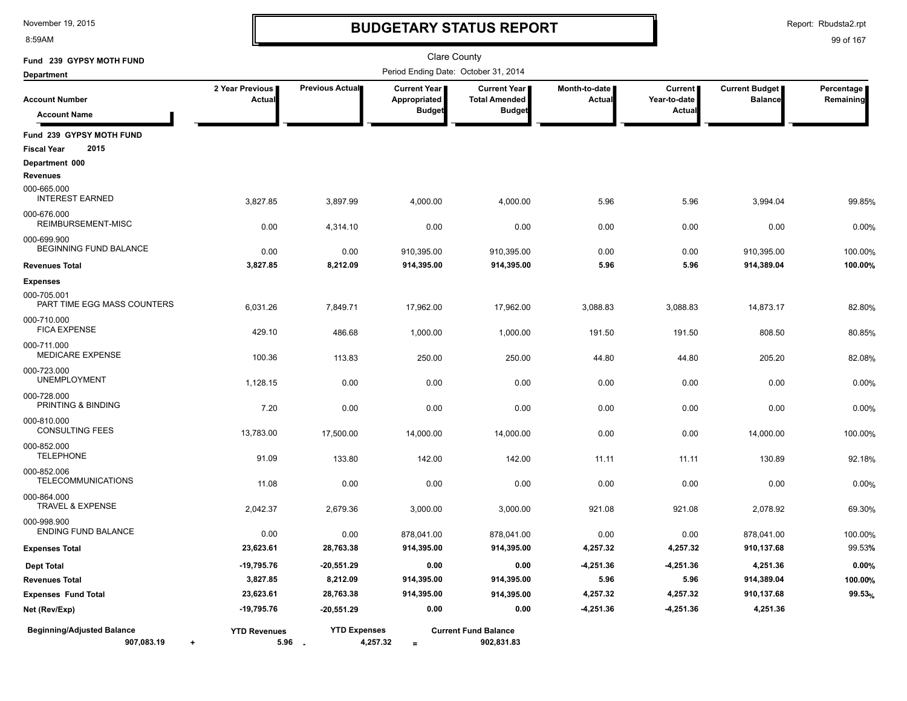November 19, 2015
8:59AM

# BUDGETARY STATUS REPORT

Report: Rbudsta2.rpt

Clare County

Period Ending Date: October 31, 2014

**Fund 239 GYPSY MOTH FUND**

**Department**

| Account Number / Account Name | 2 Year Previous Actual | Previous Actual | Current Year Appropriated Budget | Current Year Total Amended Budget | Month-to-date Actual | Current Year-to-date Actual | Current Budget Balance | Percentage Remaining |
|---|---|---|---|---|---|---|---|---|
| **Fund 239 GYPSY MOTH FUND** | | | | | | | | |
| **Fiscal Year 2015** | | | | | | | | |
| **Department 000** | | | | | | | | |
| **Revenues** | | | | | | | | |
| 000-665.000 INTEREST EARNED | 3,827.85 | 3,897.99 | 4,000.00 | 4,000.00 | 5.96 | 5.96 | 3,994.04 | 99.85% |
| 000-676.000 REIMBURSEMENT-MISC | 0.00 | 4,314.10 | 0.00 | 0.00 | 0.00 | 0.00 | 0.00 | 0.00% |
| 000-699.900 BEGINNING FUND BALANCE | 0.00 | 0.00 | 910,395.00 | 910,395.00 | 0.00 | 0.00 | 910,395.00 | 100.00% |
| **Revenues Total** | **3,827.85** | **8,212.09** | **914,395.00** | **914,395.00** | **5.96** | **5.96** | **914,389.04** | **100.00%** |
| **Expenses** | | | | | | | | |
| 000-705.001 PART TIME EGG MASS COUNTERS | 6,031.26 | 7,849.71 | 17,962.00 | 17,962.00 | 3,088.83 | 3,088.83 | 14,873.17 | 82.80% |
| 000-710.000 FICA EXPENSE | 429.10 | 486.68 | 1,000.00 | 1,000.00 | 191.50 | 191.50 | 808.50 | 80.85% |
| 000-711.000 MEDICARE EXPENSE | 100.36 | 113.83 | 250.00 | 250.00 | 44.80 | 44.80 | 205.20 | 82.08% |
| 000-723.000 UNEMPLOYMENT | 1,128.15 | 0.00 | 0.00 | 0.00 | 0.00 | 0.00 | 0.00 | 0.00% |
| 000-728.000 PRINTING & BINDING | 7.20 | 0.00 | 0.00 | 0.00 | 0.00 | 0.00 | 0.00 | 0.00% |
| 000-810.000 CONSULTING FEES | 13,783.00 | 17,500.00 | 14,000.00 | 14,000.00 | 0.00 | 0.00 | 14,000.00 | 100.00% |
| 000-852.000 TELEPHONE | 91.09 | 133.80 | 142.00 | 142.00 | 11.11 | 11.11 | 130.89 | 92.18% |
| 000-852.006 TELECOMMUNICATIONS | 11.08 | 0.00 | 0.00 | 0.00 | 0.00 | 0.00 | 0.00 | 0.00% |
| 000-864.000 TRAVEL & EXPENSE | 2,042.37 | 2,679.36 | 3,000.00 | 3,000.00 | 921.08 | 921.08 | 2,078.92 | 69.30% |
| 000-998.900 ENDING FUND BALANCE | 0.00 | 0.00 | 878,041.00 | 878,041.00 | 0.00 | 0.00 | 878,041.00 | 100.00% |
| **Expenses Total** | **23,623.61** | **28,763.38** | **914,395.00** | **914,395.00** | **4,257.32** | **4,257.32** | **910,137.68** | **99.53%** |
| **Dept Total** | **-19,795.76** | **-20,551.29** | **0.00** | **0.00** | **-4,251.36** | **-4,251.36** | **4,251.36** | **0.00%** |
| **Revenues Total** | **3,827.85** | **8,212.09** | **914,395.00** | **914,395.00** | **5.96** | **5.96** | **914,389.04** | **100.00%** |
| **Expenses Fund Total** | **23,623.61** | **28,763.38** | **914,395.00** | **914,395.00** | **4,257.32** | **4,257.32** | **910,137.68** | **99.53%** |
| **Net (Rev/Exp)** | **-19,795.76** | **-20,551.29** | **0.00** | **0.00** | **-4,251.36** | **-4,251.36** | **4,251.36** | |

| Beginning/Adjusted Balance | | YTD Revenues | | YTD Expenses | | Current Fund Balance |
|---|---|---|---|---|---|---|
| 907,083.19 | + | 5.96 | - | 4,257.32 | = | 902,831.83 |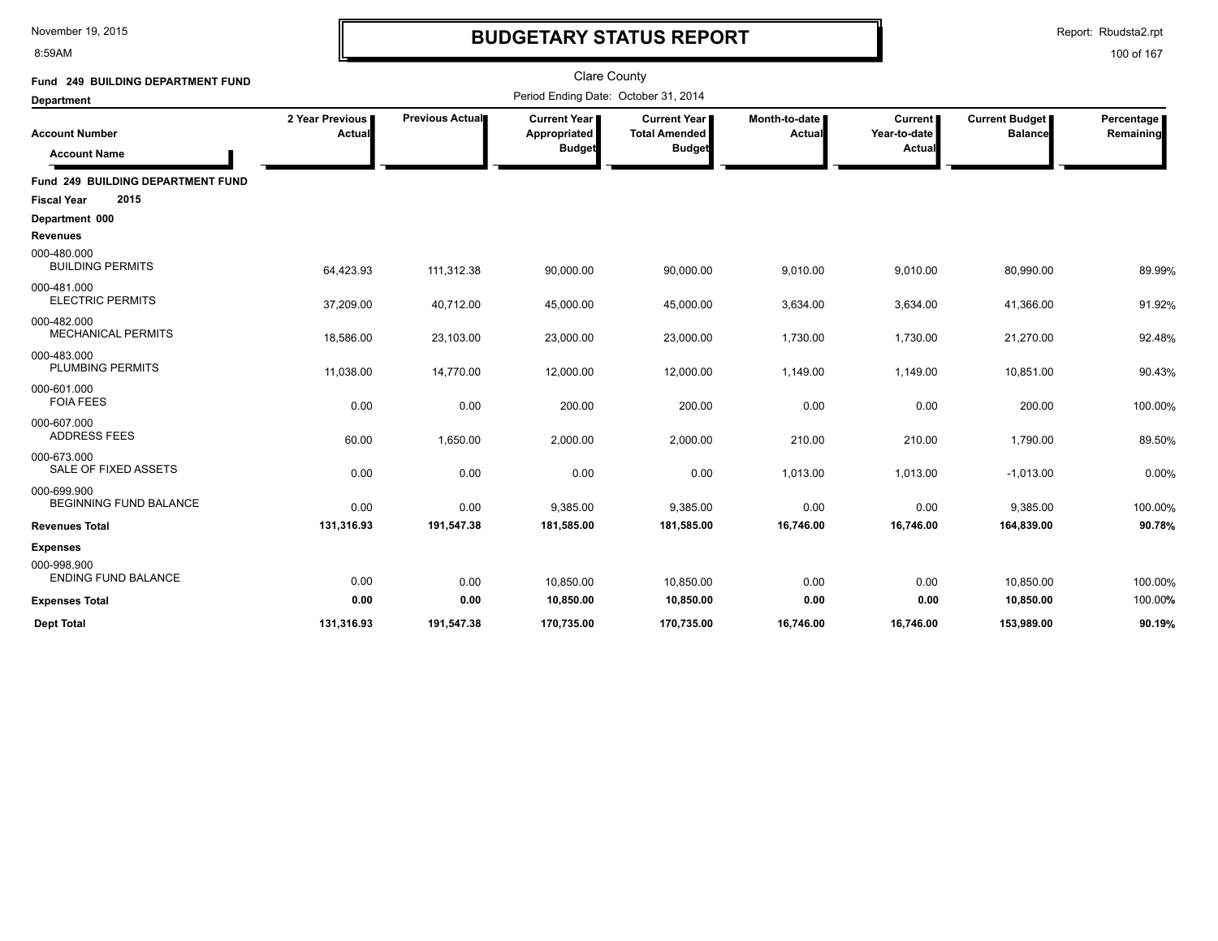# BUDGETARY STATUS REPORT

November 19, 2015
8:59AM

Report: Rbudsta2.rpt

Clare County

Period Ending Date: October 31, 2014

**Fund 249 BUILDING DEPARTMENT FUND**

**Department**

| Account Number / Account Name | 2 Year Previous Actual | Previous Actual | Current Year Appropriated Budget | Current Year Total Amended Budget | Month-to-date Actual | Current Year-to-date Actual | Current Budget Balance | Percentage Remaining |
|---|---|---|---|---|---|---|---|---|
| **Fund 249 BUILDING DEPARTMENT FUND** | | | | | | | | |
| **Fiscal Year 2015** | | | | | | | | |
| **Department 000** | | | | | | | | |
| **Revenues** | | | | | | | | |
| 000-480.000 BUILDING PERMITS | 64,423.93 | 111,312.38 | 90,000.00 | 90,000.00 | 9,010.00 | 9,010.00 | 80,990.00 | 89.99% |
| 000-481.000 ELECTRIC PERMITS | 37,209.00 | 40,712.00 | 45,000.00 | 45,000.00 | 3,634.00 | 3,634.00 | 41,366.00 | 91.92% |
| 000-482.000 MECHANICAL PERMITS | 18,586.00 | 23,103.00 | 23,000.00 | 23,000.00 | 1,730.00 | 1,730.00 | 21,270.00 | 92.48% |
| 000-483.000 PLUMBING PERMITS | 11,038.00 | 14,770.00 | 12,000.00 | 12,000.00 | 1,149.00 | 1,149.00 | 10,851.00 | 90.43% |
| 000-601.000 FOIA FEES | 0.00 | 0.00 | 200.00 | 200.00 | 0.00 | 0.00 | 200.00 | 100.00% |
| 000-607.000 ADDRESS FEES | 60.00 | 1,650.00 | 2,000.00 | 2,000.00 | 210.00 | 210.00 | 1,790.00 | 89.50% |
| 000-673.000 SALE OF FIXED ASSETS | 0.00 | 0.00 | 0.00 | 0.00 | 1,013.00 | 1,013.00 | -1,013.00 | 0.00% |
| 000-699.900 BEGINNING FUND BALANCE | 0.00 | 0.00 | 9,385.00 | 9,385.00 | 0.00 | 0.00 | 9,385.00 | 100.00% |
| **Revenues Total** | **131,316.93** | **191,547.38** | **181,585.00** | **181,585.00** | **16,746.00** | **16,746.00** | **164,839.00** | **90.78%** |
| **Expenses** | | | | | | | | |
| 000-998.900 ENDING FUND BALANCE | 0.00 | 0.00 | 10,850.00 | 10,850.00 | 0.00 | 0.00 | 10,850.00 | 100.00% |
| **Expenses Total** | **0.00** | **0.00** | **10,850.00** | **10,850.00** | **0.00** | **0.00** | **10,850.00** | **100.00%** |
| **Dept Total** | **131,316.93** | **191,547.38** | **170,735.00** | **170,735.00** | **16,746.00** | **16,746.00** | **153,989.00** | **90.19%** |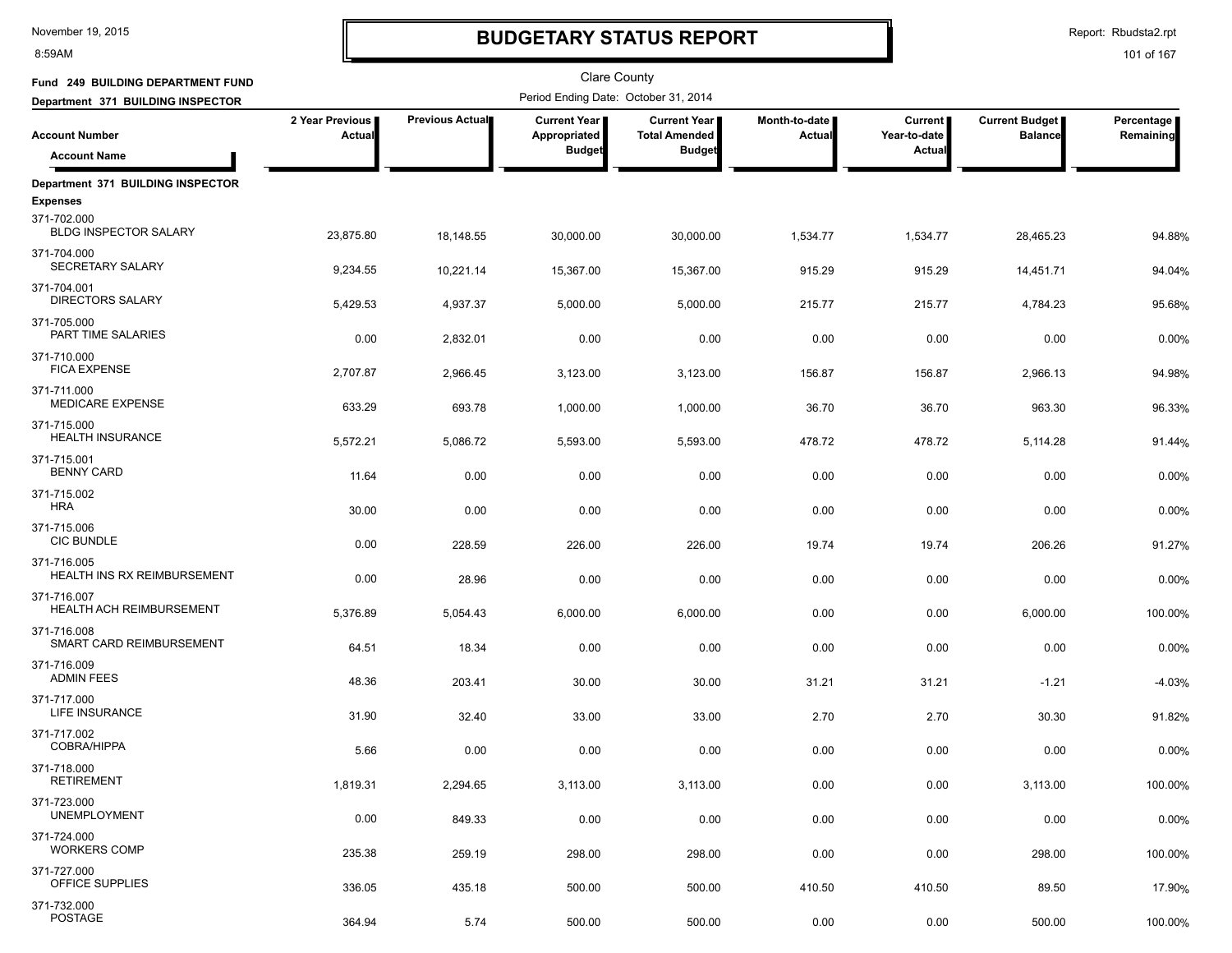# BUDGETARY STATUS REPORT

Clare County

Fund 249 BUILDING DEPARTMENT FUND

Department 371 BUILDING INSPECTOR

Period Ending Date: October 31, 2014

| Account Number / Account Name | 2 Year Previous Actual | Previous Actual | Current Year Appropriated Budget | Current Year Total Amended Budget | Month-to-date Actual | Current Year-to-date Actual | Current Budget Balance | Percentage Remaining |
|---|---|---|---|---|---|---|---|---|
| **Department 371 BUILDING INSPECTOR** | | | | | | | | |
| **Expenses** | | | | | | | | |
| 371-702.000 BLDG INSPECTOR SALARY | 23,875.80 | 18,148.55 | 30,000.00 | 30,000.00 | 1,534.77 | 1,534.77 | 28,465.23 | 94.88% |
| 371-704.000 SECRETARY SALARY | 9,234.55 | 10,221.14 | 15,367.00 | 15,367.00 | 915.29 | 915.29 | 14,451.71 | 94.04% |
| 371-704.001 DIRECTORS SALARY | 5,429.53 | 4,937.37 | 5,000.00 | 5,000.00 | 215.77 | 215.77 | 4,784.23 | 95.68% |
| 371-705.000 PART TIME SALARIES | 0.00 | 2,832.01 | 0.00 | 0.00 | 0.00 | 0.00 | 0.00 | 0.00% |
| 371-710.000 FICA EXPENSE | 2,707.87 | 2,966.45 | 3,123.00 | 3,123.00 | 156.87 | 156.87 | 2,966.13 | 94.98% |
| 371-711.000 MEDICARE EXPENSE | 633.29 | 693.78 | 1,000.00 | 1,000.00 | 36.70 | 36.70 | 963.30 | 96.33% |
| 371-715.000 HEALTH INSURANCE | 5,572.21 | 5,086.72 | 5,593.00 | 5,593.00 | 478.72 | 478.72 | 5,114.28 | 91.44% |
| 371-715.001 BENNY CARD | 11.64 | 0.00 | 0.00 | 0.00 | 0.00 | 0.00 | 0.00 | 0.00% |
| 371-715.002 HRA | 30.00 | 0.00 | 0.00 | 0.00 | 0.00 | 0.00 | 0.00 | 0.00% |
| 371-715.006 CIC BUNDLE | 0.00 | 228.59 | 226.00 | 226.00 | 19.74 | 19.74 | 206.26 | 91.27% |
| 371-716.005 HEALTH INS RX REIMBURSEMENT | 0.00 | 28.96 | 0.00 | 0.00 | 0.00 | 0.00 | 0.00 | 0.00% |
| 371-716.007 HEALTH ACH REIMBURSEMENT | 5,376.89 | 5,054.43 | 6,000.00 | 6,000.00 | 0.00 | 0.00 | 6,000.00 | 100.00% |
| 371-716.008 SMART CARD REIMBURSEMENT | 64.51 | 18.34 | 0.00 | 0.00 | 0.00 | 0.00 | 0.00 | 0.00% |
| 371-716.009 ADMIN FEES | 48.36 | 203.41 | 30.00 | 30.00 | 31.21 | 31.21 | -1.21 | -4.03% |
| 371-717.000 LIFE INSURANCE | 31.90 | 32.40 | 33.00 | 33.00 | 2.70 | 2.70 | 30.30 | 91.82% |
| 371-717.002 COBRA/HIPPA | 5.66 | 0.00 | 0.00 | 0.00 | 0.00 | 0.00 | 0.00 | 0.00% |
| 371-718.000 RETIREMENT | 1,819.31 | 2,294.65 | 3,113.00 | 3,113.00 | 0.00 | 0.00 | 3,113.00 | 100.00% |
| 371-723.000 UNEMPLOYMENT | 0.00 | 849.33 | 0.00 | 0.00 | 0.00 | 0.00 | 0.00 | 0.00% |
| 371-724.000 WORKERS COMP | 235.38 | 259.19 | 298.00 | 298.00 | 0.00 | 0.00 | 298.00 | 100.00% |
| 371-727.000 OFFICE SUPPLIES | 336.05 | 435.18 | 500.00 | 500.00 | 410.50 | 410.50 | 89.50 | 17.90% |
| 371-732.000 POSTAGE | 364.94 | 5.74 | 500.00 | 500.00 | 0.00 | 0.00 | 500.00 | 100.00% |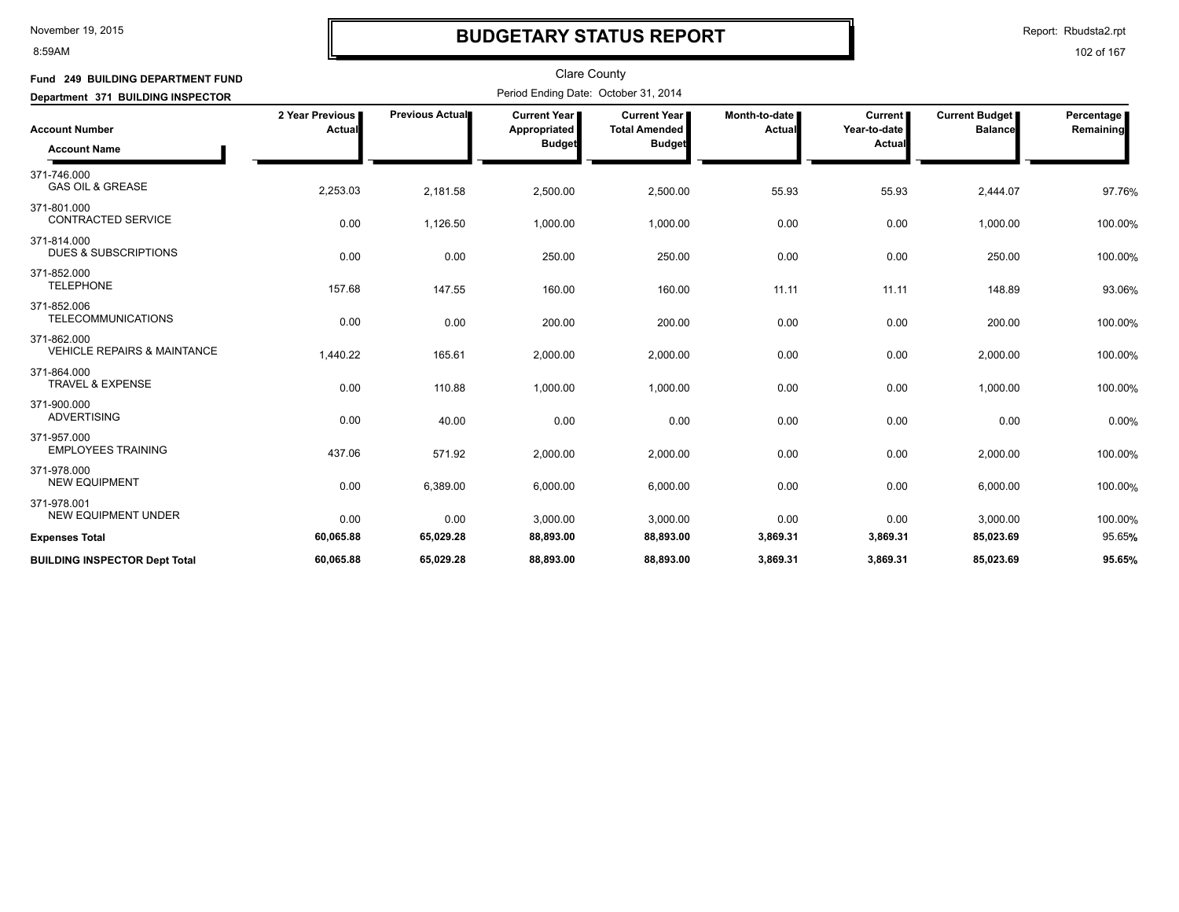# BUDGETARY STATUS REPORT

Clare County

**Fund 249 BUILDING DEPARTMENT FUND**

**Department 371 BUILDING INSPECTOR**

Period Ending Date: October 31, 2014

| Account Number / Account Name | 2 Year Previous Actual | Previous Actual | Current Year Appropriated Budget | Current Year Total Amended Budget | Month-to-date Actual | Current Year-to-date Actual | Current Budget Balance | Percentage Remaining |
|---|---|---|---|---|---|---|---|---|
| 371-746.000 GAS OIL & GREASE | 2,253.03 | 2,181.58 | 2,500.00 | 2,500.00 | 55.93 | 55.93 | 2,444.07 | 97.76% |
| 371-801.000 CONTRACTED SERVICE | 0.00 | 1,126.50 | 1,000.00 | 1,000.00 | 0.00 | 0.00 | 1,000.00 | 100.00% |
| 371-814.000 DUES & SUBSCRIPTIONS | 0.00 | 0.00 | 250.00 | 250.00 | 0.00 | 0.00 | 250.00 | 100.00% |
| 371-852.000 TELEPHONE | 157.68 | 147.55 | 160.00 | 160.00 | 11.11 | 11.11 | 148.89 | 93.06% |
| 371-852.006 TELECOMMUNICATIONS | 0.00 | 0.00 | 200.00 | 200.00 | 0.00 | 0.00 | 200.00 | 100.00% |
| 371-862.000 VEHICLE REPAIRS & MAINTANCE | 1,440.22 | 165.61 | 2,000.00 | 2,000.00 | 0.00 | 0.00 | 2,000.00 | 100.00% |
| 371-864.000 TRAVEL & EXPENSE | 0.00 | 110.88 | 1,000.00 | 1,000.00 | 0.00 | 0.00 | 1,000.00 | 100.00% |
| 371-900.000 ADVERTISING | 0.00 | 40.00 | 0.00 | 0.00 | 0.00 | 0.00 | 0.00 | 0.00% |
| 371-957.000 EMPLOYEES TRAINING | 437.06 | 571.92 | 2,000.00 | 2,000.00 | 0.00 | 0.00 | 2,000.00 | 100.00% |
| 371-978.000 NEW EQUIPMENT | 0.00 | 6,389.00 | 6,000.00 | 6,000.00 | 0.00 | 0.00 | 6,000.00 | 100.00% |
| 371-978.001 NEW EQUIPMENT UNDER | 0.00 | 0.00 | 3,000.00 | 3,000.00 | 0.00 | 0.00 | 3,000.00 | 100.00% |
| **Expenses Total** | **60,065.88** | **65,029.28** | **88,893.00** | **88,893.00** | **3,869.31** | **3,869.31** | **85,023.69** | 95.65% |
| **BUILDING INSPECTOR Dept Total** | **60,065.88** | **65,029.28** | **88,893.00** | **88,893.00** | **3,869.31** | **3,869.31** | **85,023.69** | **95.65%** |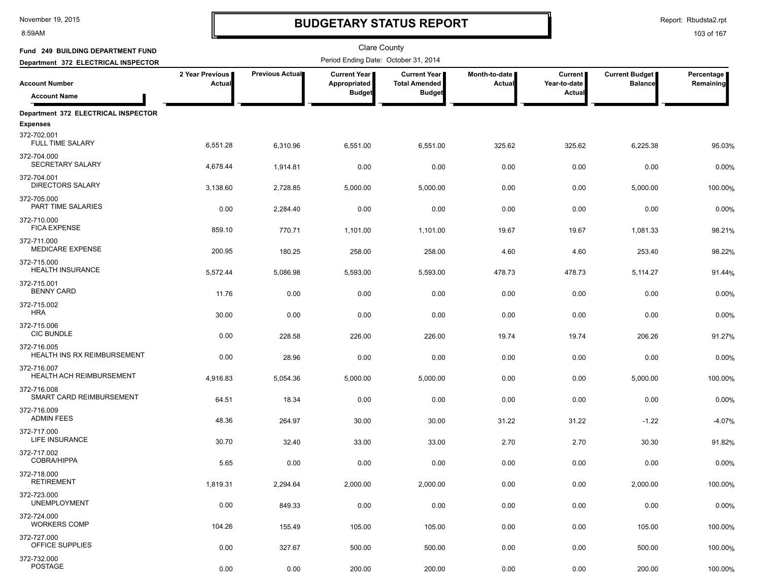# BUDGETARY STATUS REPORT

Clare County

**Fund 249 BUILDING DEPARTMENT FUND**

**Department 372 ELECTRICAL INSPECTOR**

Period Ending Date: October 31, 2014

| Account Number / Account Name | 2 Year Previous Actual | Previous Actual | Current Year Appropriated Budget | Current Year Total Amended Budget | Month-to-date Actual | Current Year-to-date Actual | Current Budget Balance | Percentage Remaining |
|---|---|---|---|---|---|---|---|---|
| **Department 372 ELECTRICAL INSPECTOR** | | | | | | | | |
| **Expenses** | | | | | | | | |
| 372-702.001 FULL TIME SALARY | 6,551.28 | 6,310.96 | 6,551.00 | 6,551.00 | 325.62 | 325.62 | 6,225.38 | 95.03% |
| 372-704.000 SECRETARY SALARY | 4,678.44 | 1,914.81 | 0.00 | 0.00 | 0.00 | 0.00 | 0.00 | 0.00% |
| 372-704.001 DIRECTORS SALARY | 3,138.60 | 2,728.85 | 5,000.00 | 5,000.00 | 0.00 | 0.00 | 5,000.00 | 100.00% |
| 372-705.000 PART TIME SALARIES | 0.00 | 2,284.40 | 0.00 | 0.00 | 0.00 | 0.00 | 0.00 | 0.00% |
| 372-710.000 FICA EXPENSE | 859.10 | 770.71 | 1,101.00 | 1,101.00 | 19.67 | 19.67 | 1,081.33 | 98.21% |
| 372-711.000 MEDICARE EXPENSE | 200.95 | 180.25 | 258.00 | 258.00 | 4.60 | 4.60 | 253.40 | 98.22% |
| 372-715.000 HEALTH INSURANCE | 5,572.44 | 5,086.98 | 5,593.00 | 5,593.00 | 478.73 | 478.73 | 5,114.27 | 91.44% |
| 372-715.001 BENNY CARD | 11.76 | 0.00 | 0.00 | 0.00 | 0.00 | 0.00 | 0.00 | 0.00% |
| 372-715.002 HRA | 30.00 | 0.00 | 0.00 | 0.00 | 0.00 | 0.00 | 0.00 | 0.00% |
| 372-715.006 CIC BUNDLE | 0.00 | 228.58 | 226.00 | 226.00 | 19.74 | 19.74 | 206.26 | 91.27% |
| 372-716.005 HEALTH INS RX REIMBURSEMENT | 0.00 | 28.96 | 0.00 | 0.00 | 0.00 | 0.00 | 0.00 | 0.00% |
| 372-716.007 HEALTH ACH REIMBURSEMENT | 4,916.83 | 5,054.36 | 5,000.00 | 5,000.00 | 0.00 | 0.00 | 5,000.00 | 100.00% |
| 372-716.008 SMART CARD REIMBURSEMENT | 64.51 | 18.34 | 0.00 | 0.00 | 0.00 | 0.00 | 0.00 | 0.00% |
| 372-716.009 ADMIN FEES | 48.36 | 264.97 | 30.00 | 30.00 | 31.22 | 31.22 | -1.22 | -4.07% |
| 372-717.000 LIFE INSURANCE | 30.70 | 32.40 | 33.00 | 33.00 | 2.70 | 2.70 | 30.30 | 91.82% |
| 372-717.002 COBRA/HIPPA | 5.65 | 0.00 | 0.00 | 0.00 | 0.00 | 0.00 | 0.00 | 0.00% |
| 372-718.000 RETIREMENT | 1,819.31 | 2,294.64 | 2,000.00 | 2,000.00 | 0.00 | 0.00 | 2,000.00 | 100.00% |
| 372-723.000 UNEMPLOYMENT | 0.00 | 849.33 | 0.00 | 0.00 | 0.00 | 0.00 | 0.00 | 0.00% |
| 372-724.000 WORKERS COMP | 104.26 | 155.49 | 105.00 | 105.00 | 0.00 | 0.00 | 105.00 | 100.00% |
| 372-727.000 OFFICE SUPPLIES | 0.00 | 327.67 | 500.00 | 500.00 | 0.00 | 0.00 | 500.00 | 100.00% |
| 372-732.000 POSTAGE | 0.00 | 0.00 | 200.00 | 200.00 | 0.00 | 0.00 | 200.00 | 100.00% |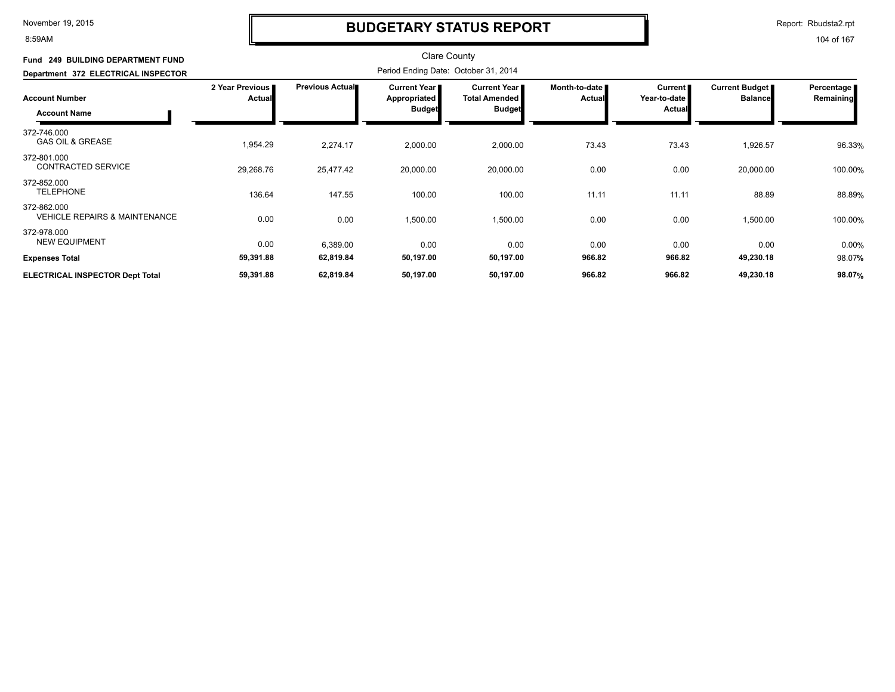# BUDGETARY STATUS REPORT

November 19, 2015
8:59AM

Report: Rbudsta2.rpt

Clare County

**Fund 249 BUILDING DEPARTMENT FUND**

**Department 372 ELECTRICAL INSPECTOR**

Period Ending Date: October 31, 2014

| Account Number / Account Name | 2 Year Previous Actual | Previous Actual | Current Year Appropriated Budget | Current Year Total Amended Budget | Month-to-date Actual | Current Year-to-date Actual | Current Budget Balance | Percentage Remaining |
|---|---|---|---|---|---|---|---|---|
| 372-746.000 GAS OIL & GREASE | 1,954.29 | 2,274.17 | 2,000.00 | 2,000.00 | 73.43 | 73.43 | 1,926.57 | 96.33% |
| 372-801.000 CONTRACTED SERVICE | 29,268.76 | 25,477.42 | 20,000.00 | 20,000.00 | 0.00 | 0.00 | 20,000.00 | 100.00% |
| 372-852.000 TELEPHONE | 136.64 | 147.55 | 100.00 | 100.00 | 11.11 | 11.11 | 88.89 | 88.89% |
| 372-862.000 VEHICLE REPAIRS & MAINTENANCE | 0.00 | 0.00 | 1,500.00 | 1,500.00 | 0.00 | 0.00 | 1,500.00 | 100.00% |
| 372-978.000 NEW EQUIPMENT | 0.00 | 6,389.00 | 0.00 | 0.00 | 0.00 | 0.00 | 0.00 | 0.00% |
| **Expenses Total** | **59,391.88** | **62,819.84** | **50,197.00** | **50,197.00** | **966.82** | **966.82** | **49,230.18** | 98.07% |
| **ELECTRICAL INSPECTOR Dept Total** | **59,391.88** | **62,819.84** | **50,197.00** | **50,197.00** | **966.82** | **966.82** | **49,230.18** | **98.07%** |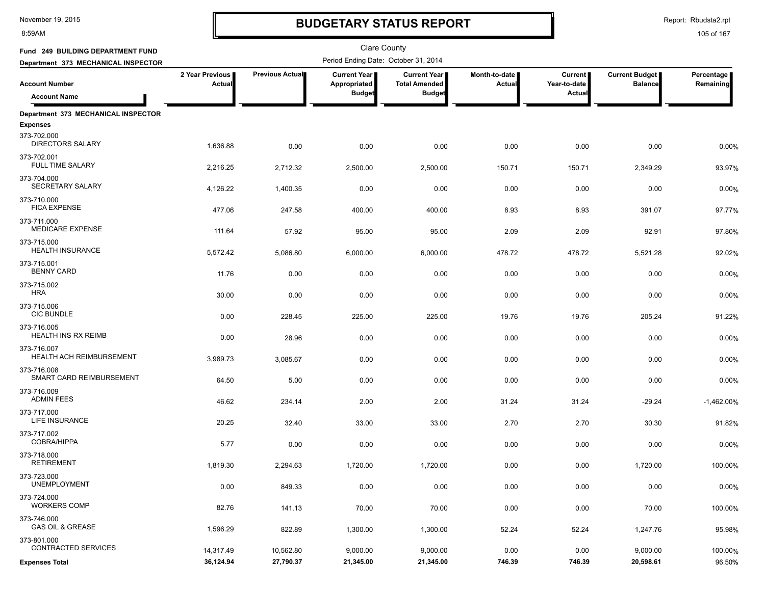# BUDGETARY STATUS REPORT

Clare County

**Fund 249 BUILDING DEPARTMENT FUND**

**Department 373 MECHANICAL INSPECTOR**

Period Ending Date: October 31, 2014

| Account Number / Account Name | 2 Year Previous Actual | Previous Actual | Current Year Appropriated Budget | Current Year Total Amended Budget | Month-to-date Actual | Current Year-to-date Actual | Current Budget Balance | Percentage Remaining |
|---|---|---|---|---|---|---|---|---|
| **Department 373 MECHANICAL INSPECTOR** | | | | | | | | |
| **Expenses** | | | | | | | | |
| 373-702.000 DIRECTORS SALARY | 1,636.88 | 0.00 | 0.00 | 0.00 | 0.00 | 0.00 | 0.00 | 0.00% |
| 373-702.001 FULL TIME SALARY | 2,216.25 | 2,712.32 | 2,500.00 | 2,500.00 | 150.71 | 150.71 | 2,349.29 | 93.97% |
| 373-704.000 SECRETARY SALARY | 4,126.22 | 1,400.35 | 0.00 | 0.00 | 0.00 | 0.00 | 0.00 | 0.00% |
| 373-710.000 FICA EXPENSE | 477.06 | 247.58 | 400.00 | 400.00 | 8.93 | 8.93 | 391.07 | 97.77% |
| 373-711.000 MEDICARE EXPENSE | 111.64 | 57.92 | 95.00 | 95.00 | 2.09 | 2.09 | 92.91 | 97.80% |
| 373-715.000 HEALTH INSURANCE | 5,572.42 | 5,086.80 | 6,000.00 | 6,000.00 | 478.72 | 478.72 | 5,521.28 | 92.02% |
| 373-715.001 BENNY CARD | 11.76 | 0.00 | 0.00 | 0.00 | 0.00 | 0.00 | 0.00 | 0.00% |
| 373-715.002 HRA | 30.00 | 0.00 | 0.00 | 0.00 | 0.00 | 0.00 | 0.00 | 0.00% |
| 373-715.006 CIC BUNDLE | 0.00 | 228.45 | 225.00 | 225.00 | 19.76 | 19.76 | 205.24 | 91.22% |
| 373-716.005 HEALTH INS RX REIMB | 0.00 | 28.96 | 0.00 | 0.00 | 0.00 | 0.00 | 0.00 | 0.00% |
| 373-716.007 HEALTH ACH REIMBURSEMENT | 3,989.73 | 3,085.67 | 0.00 | 0.00 | 0.00 | 0.00 | 0.00 | 0.00% |
| 373-716.008 SMART CARD REIMBURSEMENT | 64.50 | 5.00 | 0.00 | 0.00 | 0.00 | 0.00 | 0.00 | 0.00% |
| 373-716.009 ADMIN FEES | 46.62 | 234.14 | 2.00 | 2.00 | 31.24 | 31.24 | -29.24 | -1,462.00% |
| 373-717.000 LIFE INSURANCE | 20.25 | 32.40 | 33.00 | 33.00 | 2.70 | 2.70 | 30.30 | 91.82% |
| 373-717.002 COBRA/HIPPA | 5.77 | 0.00 | 0.00 | 0.00 | 0.00 | 0.00 | 0.00 | 0.00% |
| 373-718.000 RETIREMENT | 1,819.30 | 2,294.63 | 1,720.00 | 1,720.00 | 0.00 | 0.00 | 1,720.00 | 100.00% |
| 373-723.000 UNEMPLOYMENT | 0.00 | 849.33 | 0.00 | 0.00 | 0.00 | 0.00 | 0.00 | 0.00% |
| 373-724.000 WORKERS COMP | 82.76 | 141.13 | 70.00 | 70.00 | 0.00 | 0.00 | 70.00 | 100.00% |
| 373-746.000 GAS OIL & GREASE | 1,596.29 | 822.89 | 1,300.00 | 1,300.00 | 52.24 | 52.24 | 1,247.76 | 95.98% |
| 373-801.000 CONTRACTED SERVICES | 14,317.49 | 10,562.80 | 9,000.00 | 9,000.00 | 0.00 | 0.00 | 9,000.00 | 100.00% |
| **Expenses Total** | **36,124.94** | **27,790.37** | **21,345.00** | **21,345.00** | **746.39** | **746.39** | **20,598.61** | **96.50%** |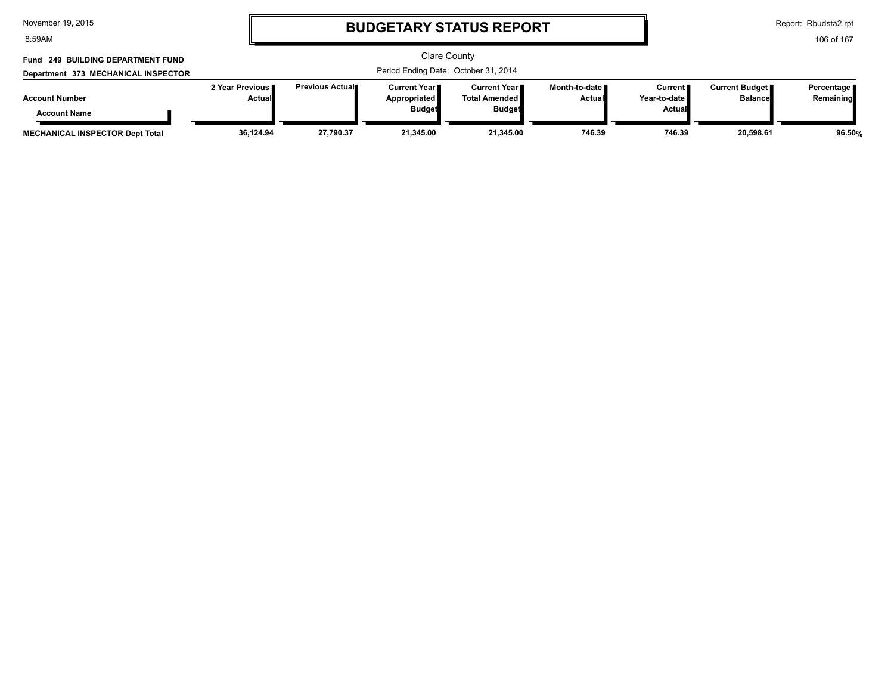# BUDGETARY STATUS REPORT

Clare County

Period Ending Date: October 31, 2014

**Fund 249 BUILDING DEPARTMENT FUND**

**Department 373 MECHANICAL INSPECTOR**

| Account Number / Account Name | 2 Year Previous Actual | Previous Actual | Current Year Appropriated Budget | Current Year Total Amended Budget | Month-to-date Actual | Current Year-to-date Actual | Current Budget Balance | Percentage Remaining |
|---|---|---|---|---|---|---|---|---|
| **MECHANICAL INSPECTOR Dept Total** | **36,124.94** | **27,790.37** | **21,345.00** | **21,345.00** | **746.39** | **746.39** | **20,598.61** | **96.50%** |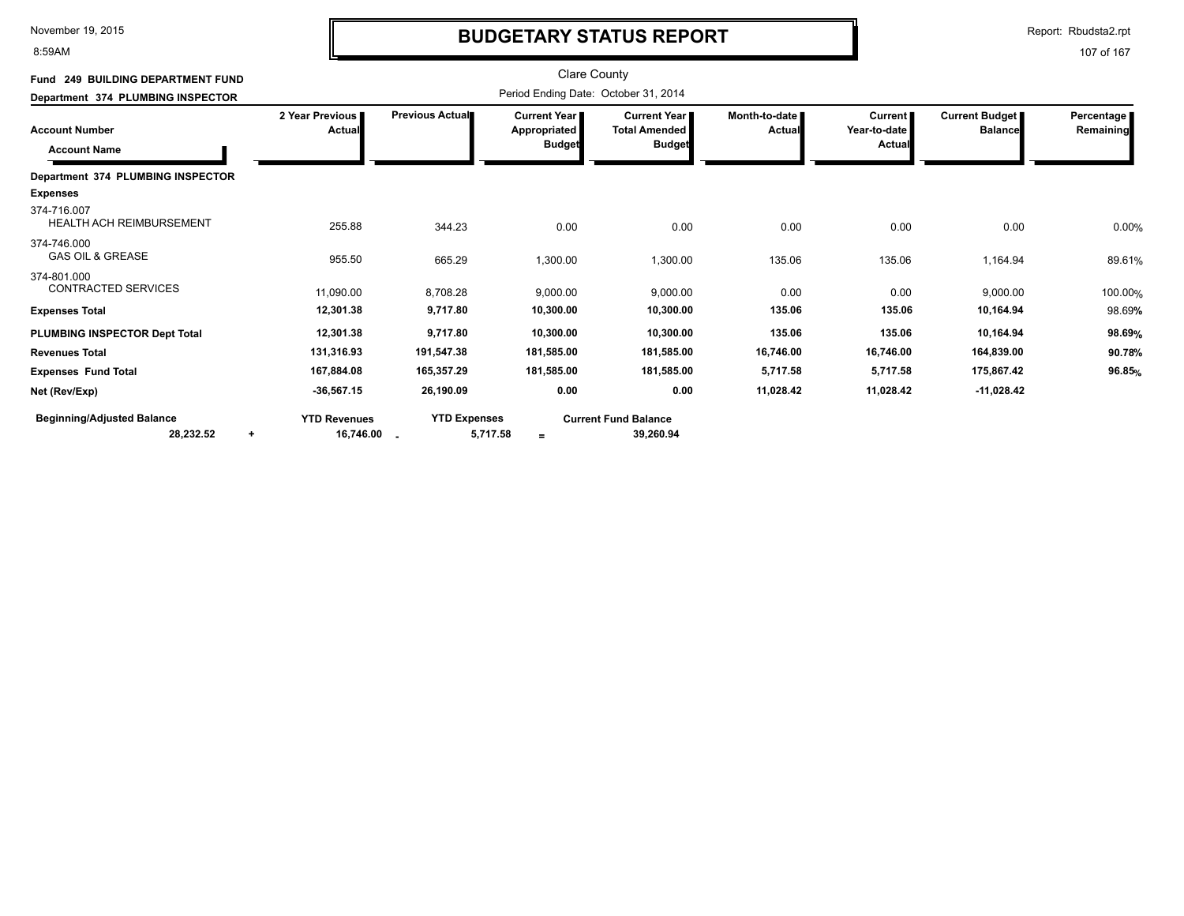# BUDGETARY STATUS REPORT

November 19, 2015
8:59AM

Report: Rbudsta2.rpt

**Fund 249 BUILDING DEPARTMENT FUND**
**Department 374 PLUMBING INSPECTOR**

Clare County
Period Ending Date: October 31, 2014

| Account Number / Account Name | 2 Year Previous Actual | Previous Actual | Current Year Appropriated Budget | Current Year Total Amended Budget | Month-to-date Actual | Current Year-to-date Actual | Current Budget Balance | Percentage Remaining |
|---|---|---|---|---|---|---|---|---|
| **Department 374 PLUMBING INSPECTOR** | | | | | | | | |
| **Expenses** | | | | | | | | |
| 374-716.007 HEALTH ACH REIMBURSEMENT | 255.88 | 344.23 | 0.00 | 0.00 | 0.00 | 0.00 | 0.00 | 0.00% |
| 374-746.000 GAS OIL & GREASE | 955.50 | 665.29 | 1,300.00 | 1,300.00 | 135.06 | 135.06 | 1,164.94 | 89.61% |
| 374-801.000 CONTRACTED SERVICES | 11,090.00 | 8,708.28 | 9,000.00 | 9,000.00 | 0.00 | 0.00 | 9,000.00 | 100.00% |
| **Expenses Total** | **12,301.38** | **9,717.80** | **10,300.00** | **10,300.00** | **135.06** | **135.06** | **10,164.94** | 98.69% |
| **PLUMBING INSPECTOR Dept Total** | **12,301.38** | **9,717.80** | **10,300.00** | **10,300.00** | **135.06** | **135.06** | **10,164.94** | **98.69%** |
| **Revenues Total** | **131,316.93** | **191,547.38** | **181,585.00** | **181,585.00** | **16,746.00** | **16,746.00** | **164,839.00** | **90.78%** |
| **Expenses Fund Total** | **167,884.08** | **165,357.29** | **181,585.00** | **181,585.00** | **5,717.58** | **5,717.58** | **175,867.42** | **96.85%** |
| **Net (Rev/Exp)** | **-36,567.15** | **26,190.09** | **0.00** | **0.00** | **11,028.42** | **11,028.42** | **-11,028.42** | |

| Beginning/Adjusted Balance | | YTD Revenues | | YTD Expenses | | Current Fund Balance |
|---|---|---|---|---|---|---|
| **28,232.52** | + | **16,746.00** | - | **5,717.58** | = | **39,260.94** |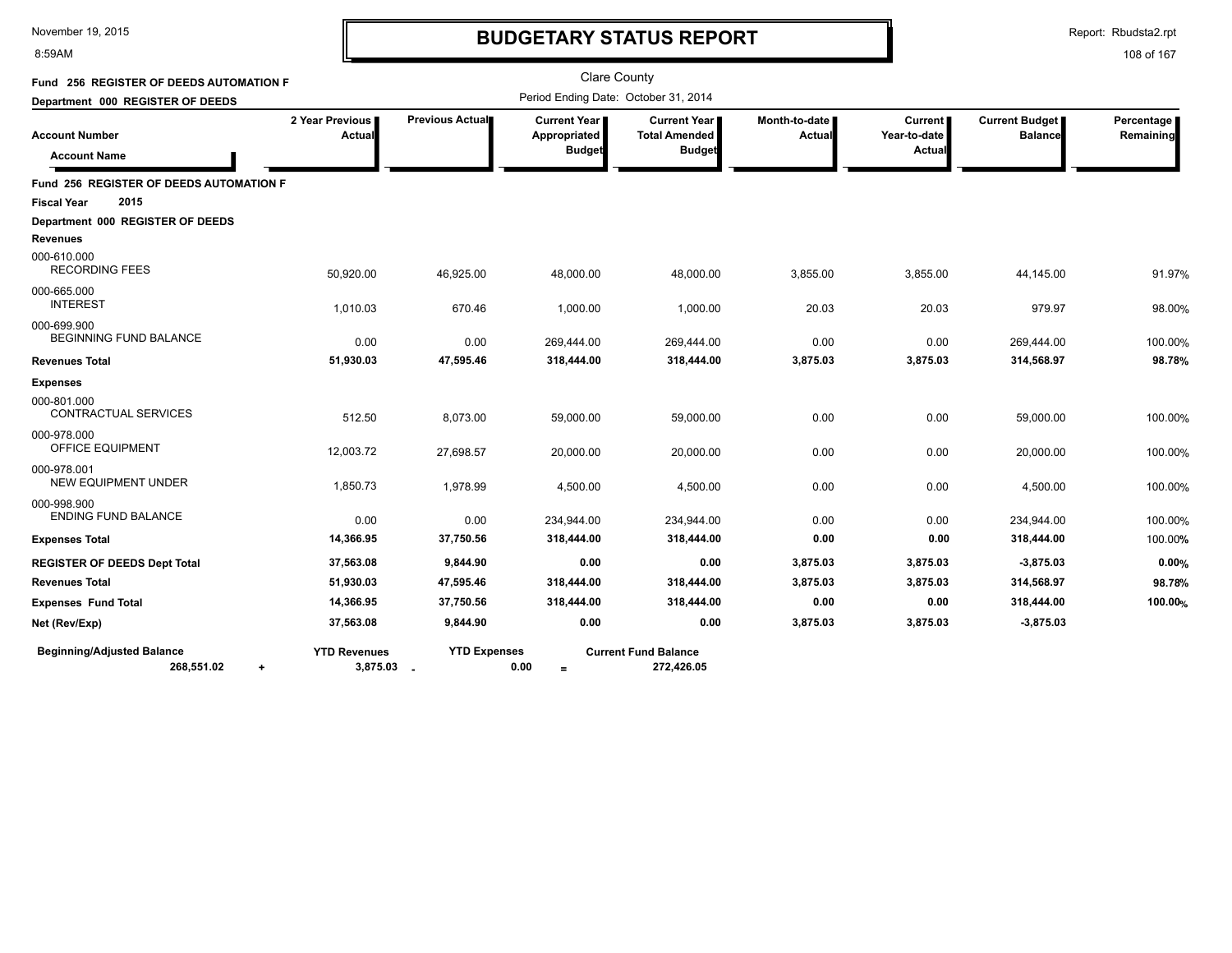# BUDGETARY STATUS REPORT

Clare County

Period Ending Date: October 31, 2014

**Fund 256 REGISTER OF DEEDS AUTOMATION F**

**Department 000 REGISTER OF DEEDS**

| Account Number / Account Name | 2 Year Previous Actual | Previous Actual | Current Year Appropriated Budget | Current Year Total Amended Budget | Month-to-date Actual | Current Year-to-date Actual | Current Budget Balance | Percentage Remaining |
|---|---|---|---|---|---|---|---|---|
| **Fund 256 REGISTER OF DEEDS AUTOMATION F** | | | | | | | | |
| **Fiscal Year 2015** | | | | | | | | |
| **Department 000 REGISTER OF DEEDS** | | | | | | | | |
| **Revenues** | | | | | | | | |
| 000-610.000 RECORDING FEES | 50,920.00 | 46,925.00 | 48,000.00 | 48,000.00 | 3,855.00 | 3,855.00 | 44,145.00 | 91.97% |
| 000-665.000 INTEREST | 1,010.03 | 670.46 | 1,000.00 | 1,000.00 | 20.03 | 20.03 | 979.97 | 98.00% |
| 000-699.900 BEGINNING FUND BALANCE | 0.00 | 0.00 | 269,444.00 | 269,444.00 | 0.00 | 0.00 | 269,444.00 | 100.00% |
| **Revenues Total** | **51,930.03** | **47,595.46** | **318,444.00** | **318,444.00** | **3,875.03** | **3,875.03** | **314,568.97** | **98.78%** |
| **Expenses** | | | | | | | | |
| 000-801.000 CONTRACTUAL SERVICES | 512.50 | 8,073.00 | 59,000.00 | 59,000.00 | 0.00 | 0.00 | 59,000.00 | 100.00% |
| 000-978.000 OFFICE EQUIPMENT | 12,003.72 | 27,698.57 | 20,000.00 | 20,000.00 | 0.00 | 0.00 | 20,000.00 | 100.00% |
| 000-978.001 NEW EQUIPMENT UNDER | 1,850.73 | 1,978.99 | 4,500.00 | 4,500.00 | 0.00 | 0.00 | 4,500.00 | 100.00% |
| 000-998.900 ENDING FUND BALANCE | 0.00 | 0.00 | 234,944.00 | 234,944.00 | 0.00 | 0.00 | 234,944.00 | 100.00% |
| **Expenses Total** | **14,366.95** | **37,750.56** | **318,444.00** | **318,444.00** | **0.00** | **0.00** | **318,444.00** | 100.00% |
| **REGISTER OF DEEDS Dept Total** | **37,563.08** | **9,844.90** | **0.00** | **0.00** | **3,875.03** | **3,875.03** | **-3,875.03** | **0.00%** |
| **Revenues Total** | **51,930.03** | **47,595.46** | **318,444.00** | **318,444.00** | **3,875.03** | **3,875.03** | **314,568.97** | **98.78%** |
| **Expenses Fund Total** | **14,366.95** | **37,750.56** | **318,444.00** | **318,444.00** | **0.00** | **0.00** | **318,444.00** | **100.00%** |
| **Net (Rev/Exp)** | **37,563.08** | **9,844.90** | **0.00** | **0.00** | **3,875.03** | **3,875.03** | **-3,875.03** | |

| Beginning/Adjusted Balance | | YTD Revenues | | YTD Expenses | | Current Fund Balance |
|---|---|---|---|---|---|---|
| 268,551.02 | + | 3,875.03 | - | 0.00 | = | 272,426.05 |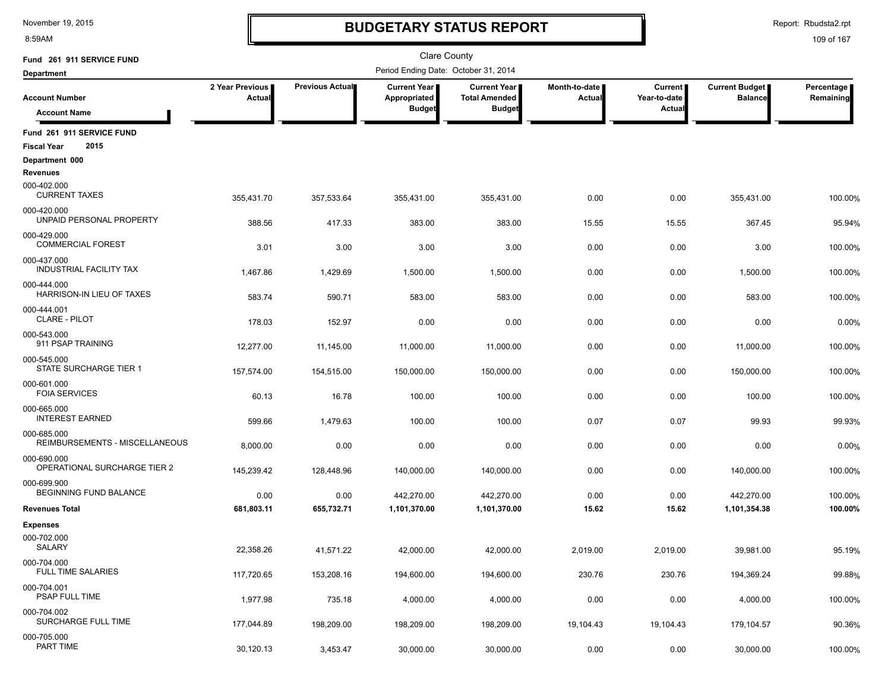# BUDGETARY STATUS REPORT

Clare County

**Fund 261 911 SERVICE FUND**

**Department**

Period Ending Date: October 31, 2014

| Account Number / Account Name | 2 Year Previous Actual | Previous Actual | Current Year Appropriated Budget | Current Year Total Amended Budget | Month-to-date Actual | Current Year-to-date Actual | Current Budget Balance | Percentage Remaining |
|---|---|---|---|---|---|---|---|---|
| **Fund 261 911 SERVICE FUND** | | | | | | | | |
| **Fiscal Year 2015** | | | | | | | | |
| **Department 000** | | | | | | | | |
| **Revenues** | | | | | | | | |
| 000-402.000 CURRENT TAXES | 355,431.70 | 357,533.64 | 355,431.00 | 355,431.00 | 0.00 | 0.00 | 355,431.00 | 100.00% |
| 000-420.000 UNPAID PERSONAL PROPERTY | 388.56 | 417.33 | 383.00 | 383.00 | 15.55 | 15.55 | 367.45 | 95.94% |
| 000-429.000 COMMERCIAL FOREST | 3.01 | 3.00 | 3.00 | 3.00 | 0.00 | 0.00 | 3.00 | 100.00% |
| 000-437.000 INDUSTRIAL FACILITY TAX | 1,467.86 | 1,429.69 | 1,500.00 | 1,500.00 | 0.00 | 0.00 | 1,500.00 | 100.00% |
| 000-444.000 HARRISON-IN LIEU OF TAXES | 583.74 | 590.71 | 583.00 | 583.00 | 0.00 | 0.00 | 583.00 | 100.00% |
| 000-444.001 CLARE - PILOT | 178.03 | 152.97 | 0.00 | 0.00 | 0.00 | 0.00 | 0.00 | 0.00% |
| 000-543.000 911 PSAP TRAINING | 12,277.00 | 11,145.00 | 11,000.00 | 11,000.00 | 0.00 | 0.00 | 11,000.00 | 100.00% |
| 000-545.000 STATE SURCHARGE TIER 1 | 157,574.00 | 154,515.00 | 150,000.00 | 150,000.00 | 0.00 | 0.00 | 150,000.00 | 100.00% |
| 000-601.000 FOIA SERVICES | 60.13 | 16.78 | 100.00 | 100.00 | 0.00 | 0.00 | 100.00 | 100.00% |
| 000-665.000 INTEREST EARNED | 599.66 | 1,479.63 | 100.00 | 100.00 | 0.07 | 0.07 | 99.93 | 99.93% |
| 000-685.000 REIMBURSEMENTS - MISCELLANEOUS | 8,000.00 | 0.00 | 0.00 | 0.00 | 0.00 | 0.00 | 0.00 | 0.00% |
| 000-690.000 OPERATIONAL SURCHARGE TIER 2 | 145,239.42 | 128,448.96 | 140,000.00 | 140,000.00 | 0.00 | 0.00 | 140,000.00 | 100.00% |
| 000-699.900 BEGINNING FUND BALANCE | 0.00 | 0.00 | 442,270.00 | 442,270.00 | 0.00 | 0.00 | 442,270.00 | 100.00% |
| **Revenues Total** | **681,803.11** | **655,732.71** | **1,101,370.00** | **1,101,370.00** | **15.62** | **15.62** | **1,101,354.38** | **100.00%** |
| **Expenses** | | | | | | | | |
| 000-702.000 SALARY | 22,358.26 | 41,571.22 | 42,000.00 | 42,000.00 | 2,019.00 | 2,019.00 | 39,981.00 | 95.19% |
| 000-704.000 FULL TIME SALARIES | 117,720.65 | 153,208.16 | 194,600.00 | 194,600.00 | 230.76 | 230.76 | 194,369.24 | 99.88% |
| 000-704.001 PSAP FULL TIME | 1,977.98 | 735.18 | 4,000.00 | 4,000.00 | 0.00 | 0.00 | 4,000.00 | 100.00% |
| 000-704.002 SURCHARGE FULL TIME | 177,044.89 | 198,209.00 | 198,209.00 | 198,209.00 | 19,104.43 | 19,104.43 | 179,104.57 | 90.36% |
| 000-705.000 PART TIME | 30,120.13 | 3,453.47 | 30,000.00 | 30,000.00 | 0.00 | 0.00 | 30,000.00 | 100.00% |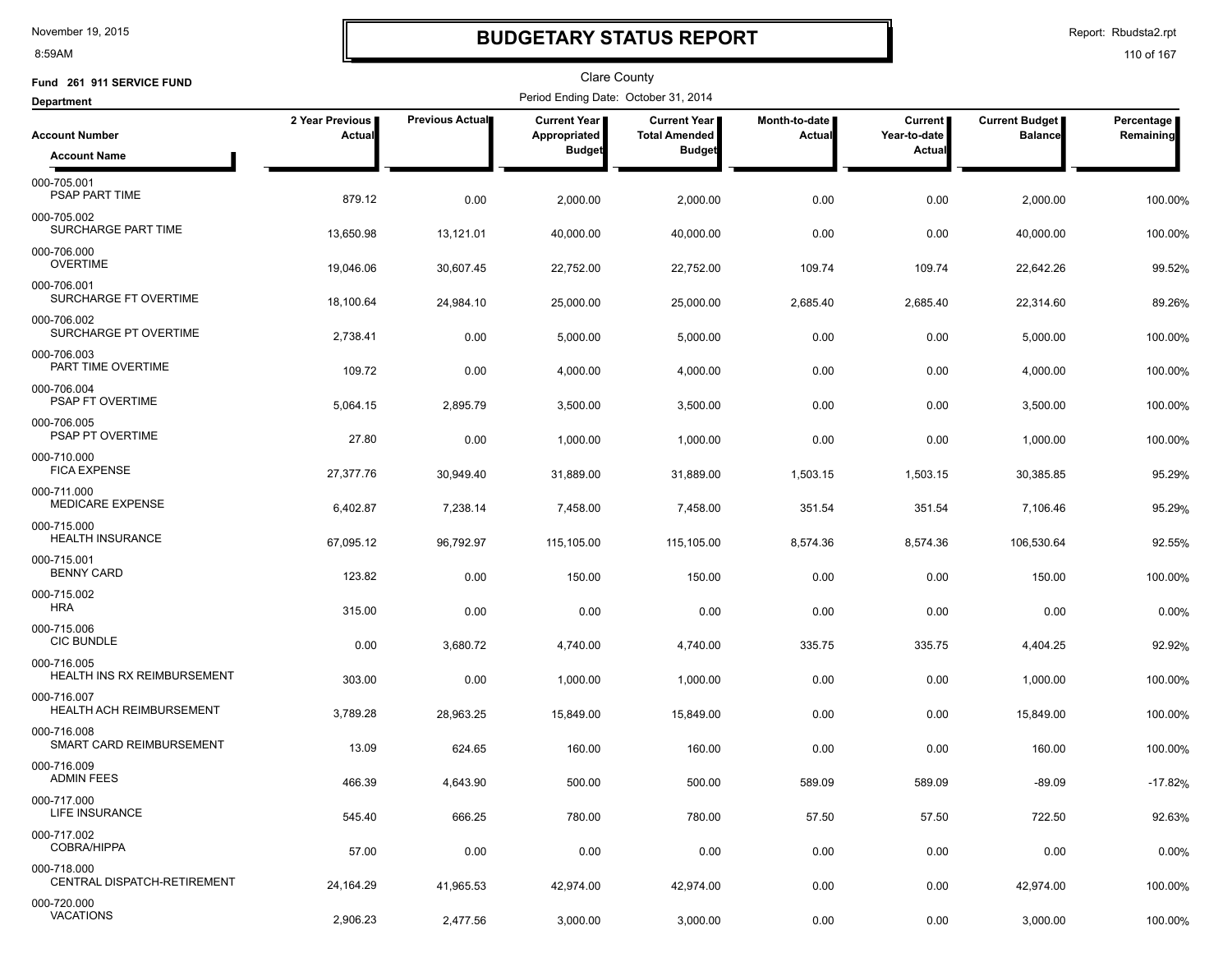# BUDGETARY STATUS REPORT

November 19, 2015
8:59AM

Report: Rbudsta2.rpt

Clare County

**Fund 261 911 SERVICE FUND**

**Department**

Period Ending Date: October 31, 2014

| Account Number / Account Name | 2 Year Previous Actual | Previous Actual | Current Year Appropriated Budget | Current Year Total Amended Budget | Month-to-date Actual | Current Year-to-date Actual | Current Budget Balance | Percentage Remaining |
|---|---|---|---|---|---|---|---|---|
| 000-705.001 PSAP PART TIME | 879.12 | 0.00 | 2,000.00 | 2,000.00 | 0.00 | 0.00 | 2,000.00 | 100.00% |
| 000-705.002 SURCHARGE PART TIME | 13,650.98 | 13,121.01 | 40,000.00 | 40,000.00 | 0.00 | 0.00 | 40,000.00 | 100.00% |
| 000-706.000 OVERTIME | 19,046.06 | 30,607.45 | 22,752.00 | 22,752.00 | 109.74 | 109.74 | 22,642.26 | 99.52% |
| 000-706.001 SURCHARGE FT OVERTIME | 18,100.64 | 24,984.10 | 25,000.00 | 25,000.00 | 2,685.40 | 2,685.40 | 22,314.60 | 89.26% |
| 000-706.002 SURCHARGE PT OVERTIME | 2,738.41 | 0.00 | 5,000.00 | 5,000.00 | 0.00 | 0.00 | 5,000.00 | 100.00% |
| 000-706.003 PART TIME OVERTIME | 109.72 | 0.00 | 4,000.00 | 4,000.00 | 0.00 | 0.00 | 4,000.00 | 100.00% |
| 000-706.004 PSAP FT OVERTIME | 5,064.15 | 2,895.79 | 3,500.00 | 3,500.00 | 0.00 | 0.00 | 3,500.00 | 100.00% |
| 000-706.005 PSAP PT OVERTIME | 27.80 | 0.00 | 1,000.00 | 1,000.00 | 0.00 | 0.00 | 1,000.00 | 100.00% |
| 000-710.000 FICA EXPENSE | 27,377.76 | 30,949.40 | 31,889.00 | 31,889.00 | 1,503.15 | 1,503.15 | 30,385.85 | 95.29% |
| 000-711.000 MEDICARE EXPENSE | 6,402.87 | 7,238.14 | 7,458.00 | 7,458.00 | 351.54 | 351.54 | 7,106.46 | 95.29% |
| 000-715.000 HEALTH INSURANCE | 67,095.12 | 96,792.97 | 115,105.00 | 115,105.00 | 8,574.36 | 8,574.36 | 106,530.64 | 92.55% |
| 000-715.001 BENNY CARD | 123.82 | 0.00 | 150.00 | 150.00 | 0.00 | 0.00 | 150.00 | 100.00% |
| 000-715.002 HRA | 315.00 | 0.00 | 0.00 | 0.00 | 0.00 | 0.00 | 0.00 | 0.00% |
| 000-715.006 CIC BUNDLE | 0.00 | 3,680.72 | 4,740.00 | 4,740.00 | 335.75 | 335.75 | 4,404.25 | 92.92% |
| 000-716.005 HEALTH INS RX REIMBURSEMENT | 303.00 | 0.00 | 1,000.00 | 1,000.00 | 0.00 | 0.00 | 1,000.00 | 100.00% |
| 000-716.007 HEALTH ACH REIMBURSEMENT | 3,789.28 | 28,963.25 | 15,849.00 | 15,849.00 | 0.00 | 0.00 | 15,849.00 | 100.00% |
| 000-716.008 SMART CARD REIMBURSEMENT | 13.09 | 624.65 | 160.00 | 160.00 | 0.00 | 0.00 | 160.00 | 100.00% |
| 000-716.009 ADMIN FEES | 466.39 | 4,643.90 | 500.00 | 500.00 | 589.09 | 589.09 | -89.09 | -17.82% |
| 000-717.000 LIFE INSURANCE | 545.40 | 666.25 | 780.00 | 780.00 | 57.50 | 57.50 | 722.50 | 92.63% |
| 000-717.002 COBRA/HIPPA | 57.00 | 0.00 | 0.00 | 0.00 | 0.00 | 0.00 | 0.00 | 0.00% |
| 000-718.000 CENTRAL DISPATCH-RETIREMENT | 24,164.29 | 41,965.53 | 42,974.00 | 42,974.00 | 0.00 | 0.00 | 42,974.00 | 100.00% |
| 000-720.000 VACATIONS | 2,906.23 | 2,477.56 | 3,000.00 | 3,000.00 | 0.00 | 0.00 | 3,000.00 | 100.00% |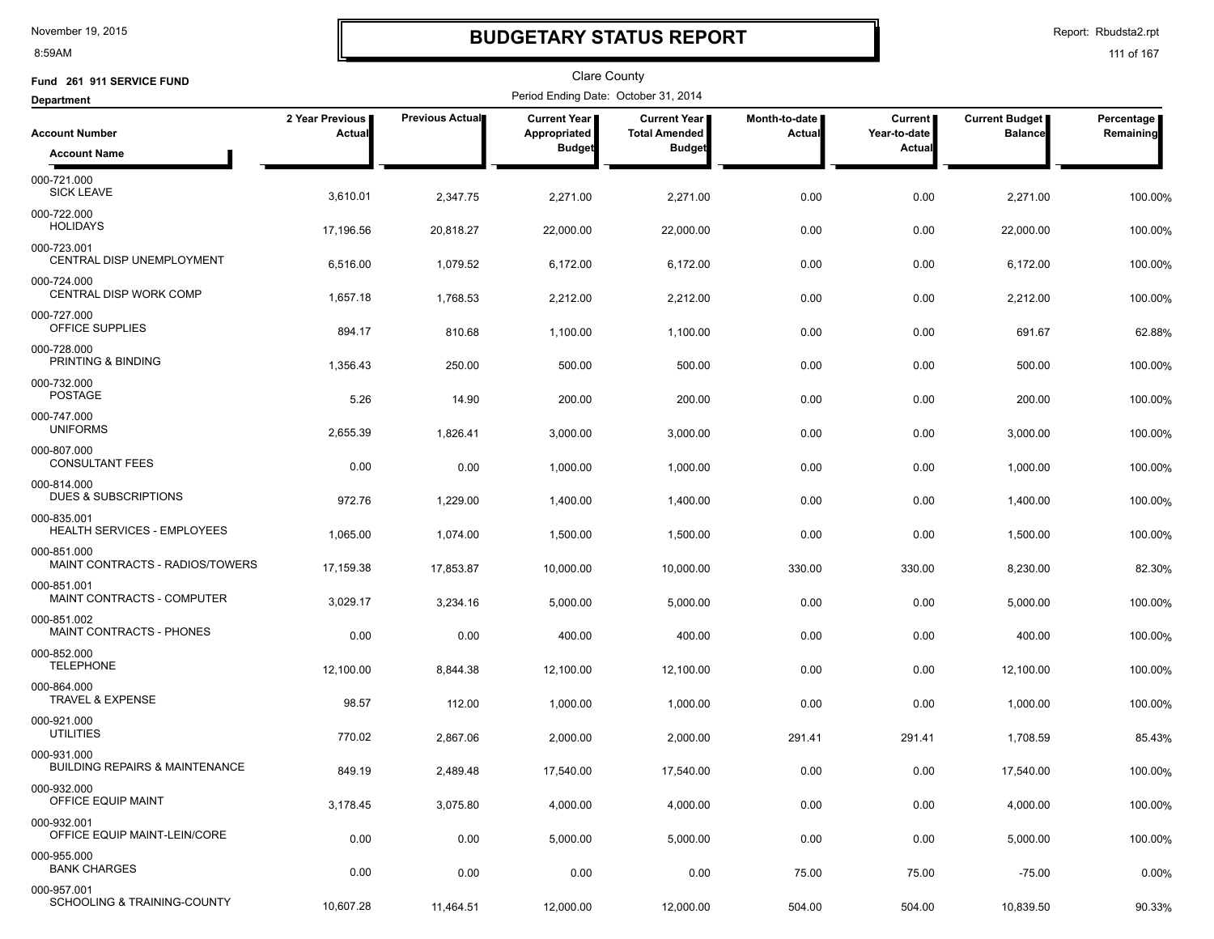# BUDGETARY STATUS REPORT

Clare County

**Fund 261 911 SERVICE FUND**

**Department**

Period Ending Date: October 31, 2014

| Account Number / Account Name | 2 Year Previous Actual | Previous Actual | Current Year Appropriated Budget | Current Year Total Amended Budget | Month-to-date Actual | Current Year-to-date Actual | Current Budget Balance | Percentage Remaining |
|---|---|---|---|---|---|---|---|---|
| 000-721.000 SICK LEAVE | 3,610.01 | 2,347.75 | 2,271.00 | 2,271.00 | 0.00 | 0.00 | 2,271.00 | 100.00% |
| 000-722.000 HOLIDAYS | 17,196.56 | 20,818.27 | 22,000.00 | 22,000.00 | 0.00 | 0.00 | 22,000.00 | 100.00% |
| 000-723.001 CENTRAL DISP UNEMPLOYMENT | 6,516.00 | 1,079.52 | 6,172.00 | 6,172.00 | 0.00 | 0.00 | 6,172.00 | 100.00% |
| 000-724.000 CENTRAL DISP WORK COMP | 1,657.18 | 1,768.53 | 2,212.00 | 2,212.00 | 0.00 | 0.00 | 2,212.00 | 100.00% |
| 000-727.000 OFFICE SUPPLIES | 894.17 | 810.68 | 1,100.00 | 1,100.00 | 0.00 | 0.00 | 691.67 | 62.88% |
| 000-728.000 PRINTING & BINDING | 1,356.43 | 250.00 | 500.00 | 500.00 | 0.00 | 0.00 | 500.00 | 100.00% |
| 000-732.000 POSTAGE | 5.26 | 14.90 | 200.00 | 200.00 | 0.00 | 0.00 | 200.00 | 100.00% |
| 000-747.000 UNIFORMS | 2,655.39 | 1,826.41 | 3,000.00 | 3,000.00 | 0.00 | 0.00 | 3,000.00 | 100.00% |
| 000-807.000 CONSULTANT FEES | 0.00 | 0.00 | 1,000.00 | 1,000.00 | 0.00 | 0.00 | 1,000.00 | 100.00% |
| 000-814.000 DUES & SUBSCRIPTIONS | 972.76 | 1,229.00 | 1,400.00 | 1,400.00 | 0.00 | 0.00 | 1,400.00 | 100.00% |
| 000-835.001 HEALTH SERVICES - EMPLOYEES | 1,065.00 | 1,074.00 | 1,500.00 | 1,500.00 | 0.00 | 0.00 | 1,500.00 | 100.00% |
| 000-851.000 MAINT CONTRACTS - RADIOS/TOWERS | 17,159.38 | 17,853.87 | 10,000.00 | 10,000.00 | 330.00 | 330.00 | 8,230.00 | 82.30% |
| 000-851.001 MAINT CONTRACTS - COMPUTER | 3,029.17 | 3,234.16 | 5,000.00 | 5,000.00 | 0.00 | 0.00 | 5,000.00 | 100.00% |
| 000-851.002 MAINT CONTRACTS - PHONES | 0.00 | 0.00 | 400.00 | 400.00 | 0.00 | 0.00 | 400.00 | 100.00% |
| 000-852.000 TELEPHONE | 12,100.00 | 8,844.38 | 12,100.00 | 12,100.00 | 0.00 | 0.00 | 12,100.00 | 100.00% |
| 000-864.000 TRAVEL & EXPENSE | 98.57 | 112.00 | 1,000.00 | 1,000.00 | 0.00 | 0.00 | 1,000.00 | 100.00% |
| 000-921.000 UTILITIES | 770.02 | 2,867.06 | 2,000.00 | 2,000.00 | 291.41 | 291.41 | 1,708.59 | 85.43% |
| 000-931.000 BUILDING REPAIRS & MAINTENANCE | 849.19 | 2,489.48 | 17,540.00 | 17,540.00 | 0.00 | 0.00 | 17,540.00 | 100.00% |
| 000-932.000 OFFICE EQUIP MAINT | 3,178.45 | 3,075.80 | 4,000.00 | 4,000.00 | 0.00 | 0.00 | 4,000.00 | 100.00% |
| 000-932.001 OFFICE EQUIP MAINT-LEIN/CORE | 0.00 | 0.00 | 5,000.00 | 5,000.00 | 0.00 | 0.00 | 5,000.00 | 100.00% |
| 000-955.000 BANK CHARGES | 0.00 | 0.00 | 0.00 | 0.00 | 75.00 | 75.00 | -75.00 | 0.00% |
| 000-957.001 SCHOOLING & TRAINING-COUNTY | 10,607.28 | 11,464.51 | 12,000.00 | 12,000.00 | 504.00 | 504.00 | 10,839.50 | 90.33% |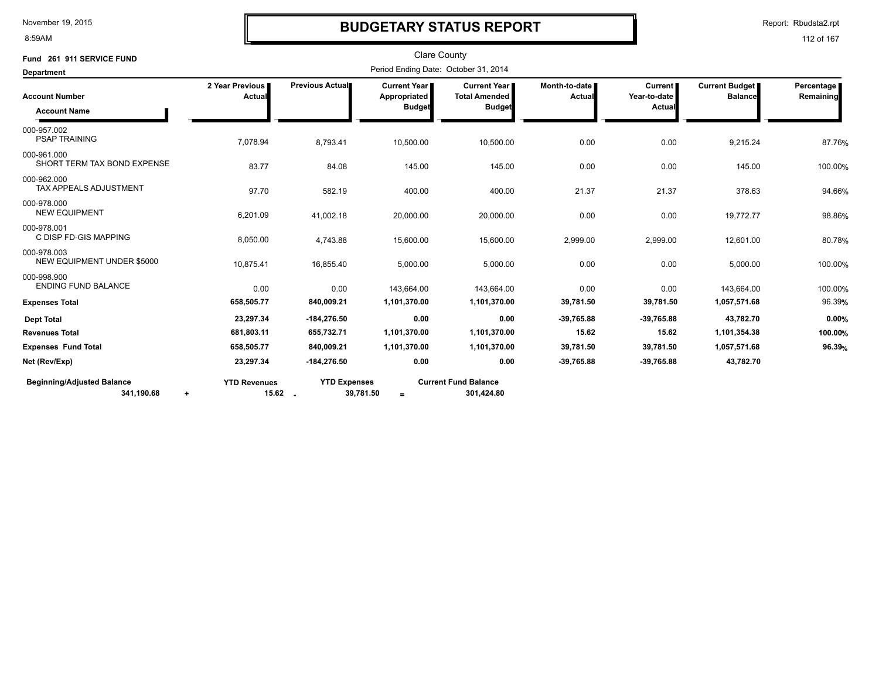# BUDGETARY STATUS REPORT

November 19, 2015
8:59AM

Report: Rbudsta2.rpt

Clare County

**Fund 261 911 SERVICE FUND**

**Department**

Period Ending Date: October 31, 2014

| Account Number / Account Name | 2 Year Previous Actual | Previous Actual | Current Year Appropriated Budget | Current Year Total Amended Budget | Month-to-date Actual | Current Year-to-date Actual | Current Budget Balance | Percentage Remaining |
|---|---|---|---|---|---|---|---|---|
| 000-957.002 PSAP TRAINING | 7,078.94 | 8,793.41 | 10,500.00 | 10,500.00 | 0.00 | 0.00 | 9,215.24 | 87.76% |
| 000-961.000 SHORT TERM TAX BOND EXPENSE | 83.77 | 84.08 | 145.00 | 145.00 | 0.00 | 0.00 | 145.00 | 100.00% |
| 000-962.000 TAX APPEALS ADJUSTMENT | 97.70 | 582.19 | 400.00 | 400.00 | 21.37 | 21.37 | 378.63 | 94.66% |
| 000-978.000 NEW EQUIPMENT | 6,201.09 | 41,002.18 | 20,000.00 | 20,000.00 | 0.00 | 0.00 | 19,772.77 | 98.86% |
| 000-978.001 C DISP FD-GIS MAPPING | 8,050.00 | 4,743.88 | 15,600.00 | 15,600.00 | 2,999.00 | 2,999.00 | 12,601.00 | 80.78% |
| 000-978.003 NEW EQUIPMENT UNDER $5000 | 10,875.41 | 16,855.40 | 5,000.00 | 5,000.00 | 0.00 | 0.00 | 5,000.00 | 100.00% |
| 000-998.900 ENDING FUND BALANCE | 0.00 | 0.00 | 143,664.00 | 143,664.00 | 0.00 | 0.00 | 143,664.00 | 100.00% |
| **Expenses Total** | **658,505.77** | **840,009.21** | **1,101,370.00** | **1,101,370.00** | **39,781.50** | **39,781.50** | **1,057,571.68** | 96.39% |
| **Dept Total** | **23,297.34** | **-184,276.50** | **0.00** | **0.00** | **-39,765.88** | **-39,765.88** | **43,782.70** | **0.00%** |
| **Revenues Total** | **681,803.11** | **655,732.71** | **1,101,370.00** | **1,101,370.00** | **15.62** | **15.62** | **1,101,354.38** | **100.00%** |
| **Expenses Fund Total** | **658,505.77** | **840,009.21** | **1,101,370.00** | **1,101,370.00** | **39,781.50** | **39,781.50** | **1,057,571.68** | **96.39%** |
| **Net (Rev/Exp)** | **23,297.34** | **-184,276.50** | **0.00** | **0.00** | **-39,765.88** | **-39,765.88** | **43,782.70** | |

| Beginning/Adjusted Balance | | YTD Revenues | | YTD Expenses | | Current Fund Balance |
|---|---|---|---|---|---|---|
| **341,190.68** | + | **15.62** | - | **39,781.50** | = | **301,424.80** |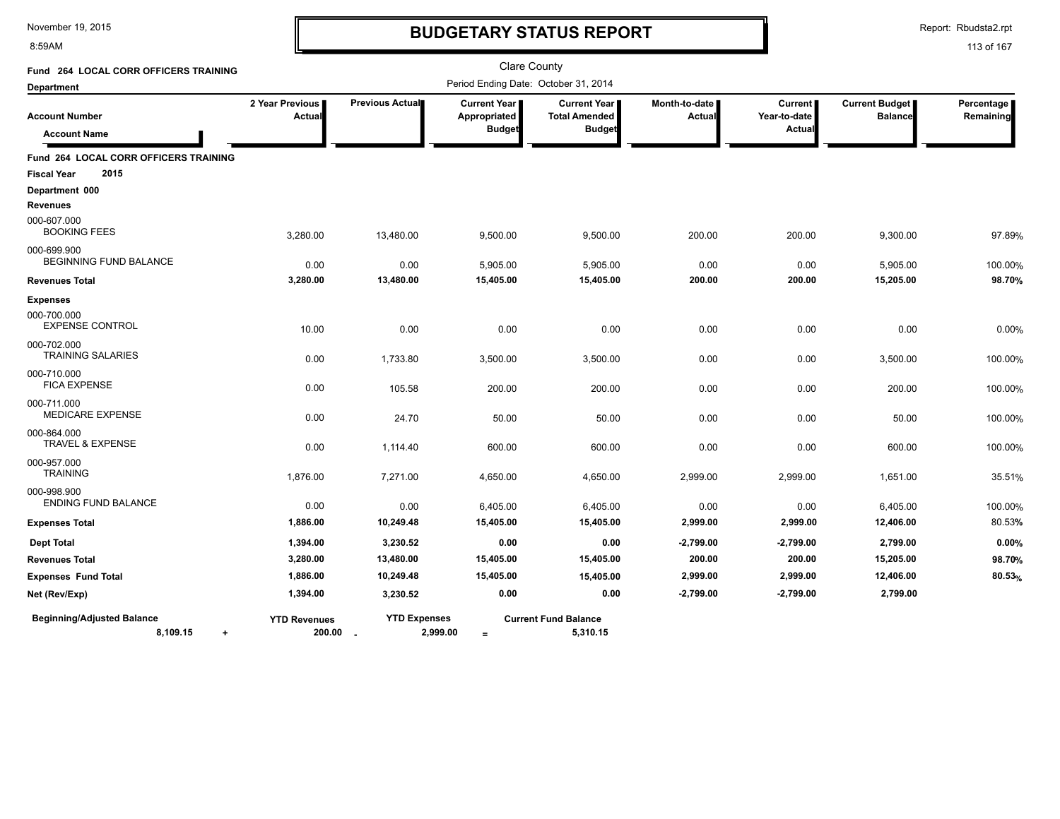# BUDGETARY STATUS REPORT

November 19, 2015
8:59AM

Report: Rbudsta2.rpt

Clare County

Period Ending Date: October 31, 2014

**Fund 264 LOCAL CORR OFFICERS TRAINING**

**Department**

| Account Number / Account Name | 2 Year Previous Actual | Previous Actual | Current Year Appropriated Budget | Current Year Total Amended Budget | Month-to-date Actual | Current Year-to-date Actual | Current Budget Balance | Percentage Remaining |
|---|---|---|---|---|---|---|---|---|
| **Fund 264 LOCAL CORR OFFICERS TRAINING** | | | | | | | | |
| **Fiscal Year 2015** | | | | | | | | |
| **Department 000** | | | | | | | | |
| **Revenues** | | | | | | | | |
| 000-607.000 BOOKING FEES | 3,280.00 | 13,480.00 | 9,500.00 | 9,500.00 | 200.00 | 200.00 | 9,300.00 | 97.89% |
| 000-699.900 BEGINNING FUND BALANCE | 0.00 | 0.00 | 5,905.00 | 5,905.00 | 0.00 | 0.00 | 5,905.00 | 100.00% |
| **Revenues Total** | **3,280.00** | **13,480.00** | **15,405.00** | **15,405.00** | **200.00** | **200.00** | **15,205.00** | **98.70%** |
| **Expenses** | | | | | | | | |
| 000-700.000 EXPENSE CONTROL | 10.00 | 0.00 | 0.00 | 0.00 | 0.00 | 0.00 | 0.00 | 0.00% |
| 000-702.000 TRAINING SALARIES | 0.00 | 1,733.80 | 3,500.00 | 3,500.00 | 0.00 | 0.00 | 3,500.00 | 100.00% |
| 000-710.000 FICA EXPENSE | 0.00 | 105.58 | 200.00 | 200.00 | 0.00 | 0.00 | 200.00 | 100.00% |
| 000-711.000 MEDICARE EXPENSE | 0.00 | 24.70 | 50.00 | 50.00 | 0.00 | 0.00 | 50.00 | 100.00% |
| 000-864.000 TRAVEL & EXPENSE | 0.00 | 1,114.40 | 600.00 | 600.00 | 0.00 | 0.00 | 600.00 | 100.00% |
| 000-957.000 TRAINING | 1,876.00 | 7,271.00 | 4,650.00 | 4,650.00 | 2,999.00 | 2,999.00 | 1,651.00 | 35.51% |
| 000-998.900 ENDING FUND BALANCE | 0.00 | 0.00 | 6,405.00 | 6,405.00 | 0.00 | 0.00 | 6,405.00 | 100.00% |
| **Expenses Total** | **1,886.00** | **10,249.48** | **15,405.00** | **15,405.00** | **2,999.00** | **2,999.00** | **12,406.00** | 80.53% |
| **Dept Total** | **1,394.00** | **3,230.52** | **0.00** | **0.00** | **-2,799.00** | **-2,799.00** | **2,799.00** | **0.00%** |
| **Revenues Total** | **3,280.00** | **13,480.00** | **15,405.00** | **15,405.00** | **200.00** | **200.00** | **15,205.00** | **98.70%** |
| **Expenses Fund Total** | **1,886.00** | **10,249.48** | **15,405.00** | **15,405.00** | **2,999.00** | **2,999.00** | **12,406.00** | **80.53%** |
| **Net (Rev/Exp)** | **1,394.00** | **3,230.52** | **0.00** | **0.00** | **-2,799.00** | **-2,799.00** | **2,799.00** | |

| Beginning/Adjusted Balance | | YTD Revenues | | YTD Expenses | | Current Fund Balance |
|---|---|---|---|---|---|---|
| **8,109.15** | + | **200.00** | - | **2,999.00** | = | **5,310.15** |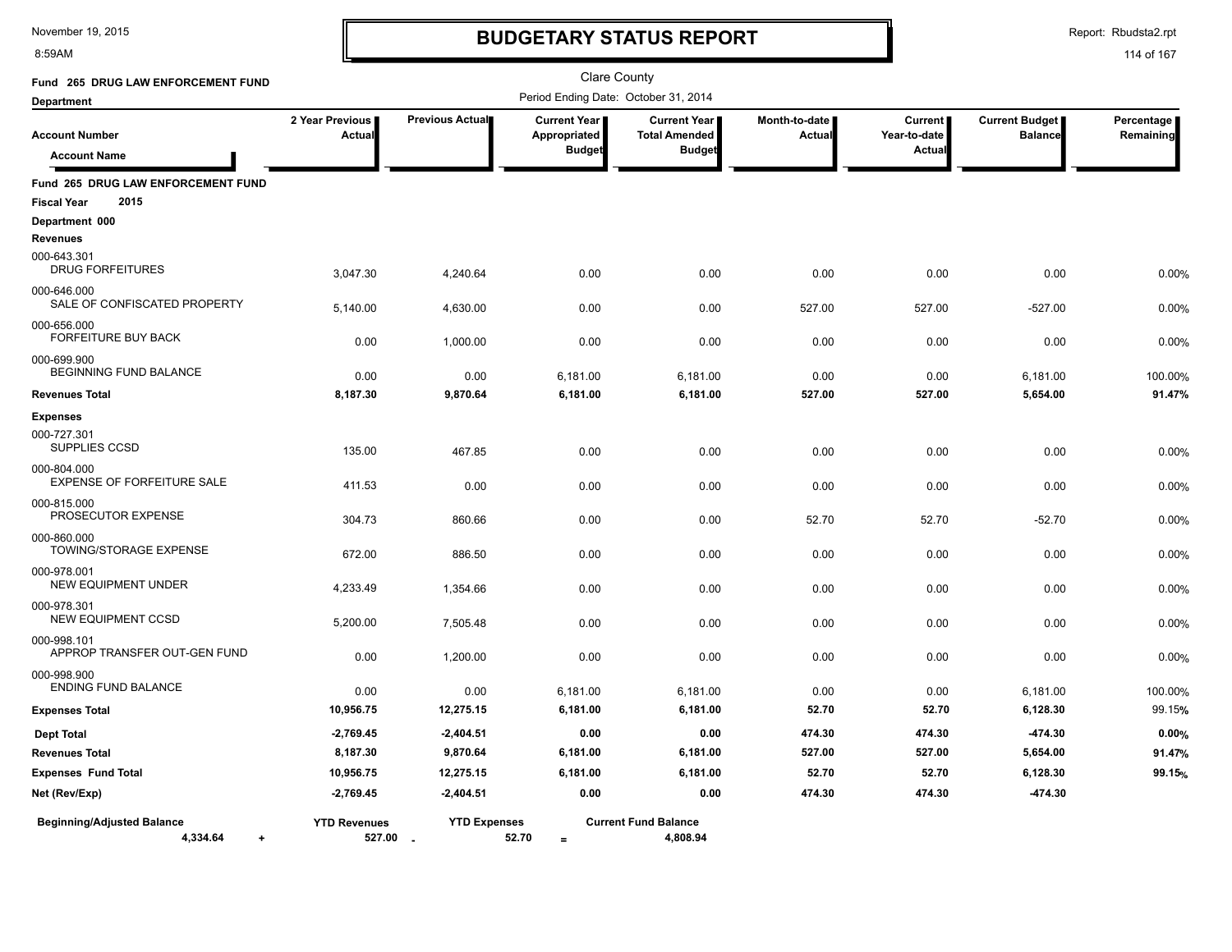# BUDGETARY STATUS REPORT

November 19, 2015
8:59AM

Report: Rbudsta2.rpt

Clare County

**Fund 265 DRUG LAW ENFORCEMENT FUND**

Period Ending Date: October 31, 2014

| Account Number / Account Name | 2 Year Previous Actual | Previous Actual | Current Year Appropriated Budget | Current Year Total Amended Budget | Month-to-date Actual | Current Year-to-date Actual | Current Budget Balance | Percentage Remaining |
|---|---|---|---|---|---|---|---|---|
| **Fund 265 DRUG LAW ENFORCEMENT FUND** | | | | | | | | |
| **Fiscal Year 2015** | | | | | | | | |
| **Department 000** | | | | | | | | |
| **Revenues** | | | | | | | | |
| 000-643.301 DRUG FORFEITURES | 3,047.30 | 4,240.64 | 0.00 | 0.00 | 0.00 | 0.00 | 0.00 | 0.00% |
| 000-646.000 SALE OF CONFISCATED PROPERTY | 5,140.00 | 4,630.00 | 0.00 | 0.00 | 527.00 | 527.00 | -527.00 | 0.00% |
| 000-656.000 FORFEITURE BUY BACK | 0.00 | 1,000.00 | 0.00 | 0.00 | 0.00 | 0.00 | 0.00 | 0.00% |
| 000-699.900 BEGINNING FUND BALANCE | 0.00 | 0.00 | 6,181.00 | 6,181.00 | 0.00 | 0.00 | 6,181.00 | 100.00% |
| **Revenues Total** | **8,187.30** | **9,870.64** | **6,181.00** | **6,181.00** | **527.00** | **527.00** | **5,654.00** | **91.47%** |
| **Expenses** | | | | | | | | |
| 000-727.301 SUPPLIES CCSD | 135.00 | 467.85 | 0.00 | 0.00 | 0.00 | 0.00 | 0.00 | 0.00% |
| 000-804.000 EXPENSE OF FORFEITURE SALE | 411.53 | 0.00 | 0.00 | 0.00 | 0.00 | 0.00 | 0.00 | 0.00% |
| 000-815.000 PROSECUTOR EXPENSE | 304.73 | 860.66 | 0.00 | 0.00 | 52.70 | 52.70 | -52.70 | 0.00% |
| 000-860.000 TOWING/STORAGE EXPENSE | 672.00 | 886.50 | 0.00 | 0.00 | 0.00 | 0.00 | 0.00 | 0.00% |
| 000-978.001 NEW EQUIPMENT UNDER | 4,233.49 | 1,354.66 | 0.00 | 0.00 | 0.00 | 0.00 | 0.00 | 0.00% |
| 000-978.301 NEW EQUIPMENT CCSD | 5,200.00 | 7,505.48 | 0.00 | 0.00 | 0.00 | 0.00 | 0.00 | 0.00% |
| 000-998.101 APPROP TRANSFER OUT-GEN FUND | 0.00 | 1,200.00 | 0.00 | 0.00 | 0.00 | 0.00 | 0.00 | 0.00% |
| 000-998.900 ENDING FUND BALANCE | 0.00 | 0.00 | 6,181.00 | 6,181.00 | 0.00 | 0.00 | 6,181.00 | 100.00% |
| **Expenses Total** | **10,956.75** | **12,275.15** | **6,181.00** | **6,181.00** | **52.70** | **52.70** | **6,128.30** | 99.15% |
| **Dept Total** | **-2,769.45** | **-2,404.51** | **0.00** | **0.00** | **474.30** | **474.30** | **-474.30** | **0.00%** |
| **Revenues Total** | **8,187.30** | **9,870.64** | **6,181.00** | **6,181.00** | **527.00** | **527.00** | **5,654.00** | **91.47%** |
| **Expenses Fund Total** | **10,956.75** | **12,275.15** | **6,181.00** | **6,181.00** | **52.70** | **52.70** | **6,128.30** | **99.15%** |
| **Net (Rev/Exp)** | **-2,769.45** | **-2,404.51** | **0.00** | **0.00** | **474.30** | **474.30** | **-474.30** | |

| Beginning/Adjusted Balance | | YTD Revenues | | YTD Expenses | | Current Fund Balance |
|---|---|---|---|---|---|---|
| 4,334.64 | + | 527.00 | - | 52.70 | = | 4,808.94 |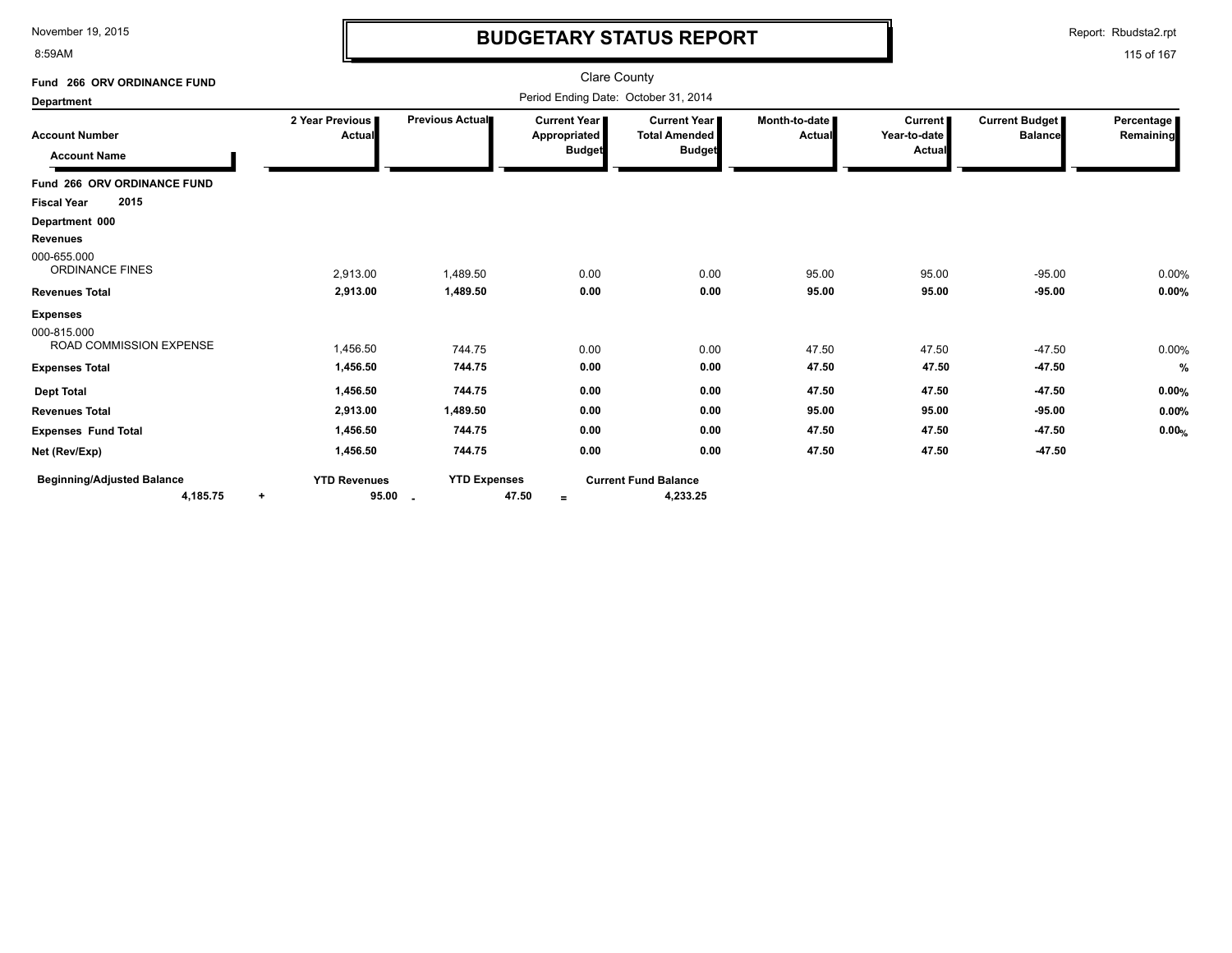# BUDGETARY STATUS REPORT

Report: Rbudsta2.rpt

Clare County

Period Ending Date: October 31, 2014

**Fund 266 ORV ORDINANCE FUND**

**Department**

| Account Number / Account Name | 2 Year Previous Actual | Previous Actual | Current Year Appropriated Budget | Current Year Total Amended Budget | Month-to-date Actual | Current Year-to-date Actual | Current Budget Balance | Percentage Remaining |
|---|---|---|---|---|---|---|---|---|
| **Fund 266 ORV ORDINANCE FUND** | | | | | | | | |
| **Fiscal Year 2015** | | | | | | | | |
| **Department 000** | | | | | | | | |
| **Revenues** | | | | | | | | |
| 000-655.000 ORDINANCE FINES | 2,913.00 | 1,489.50 | 0.00 | 0.00 | 95.00 | 95.00 | -95.00 | 0.00% |
| **Revenues Total** | **2,913.00** | **1,489.50** | **0.00** | **0.00** | **95.00** | **95.00** | **-95.00** | **0.00%** |
| **Expenses** | | | | | | | | |
| 000-815.000 ROAD COMMISSION EXPENSE | 1,456.50 | 744.75 | 0.00 | 0.00 | 47.50 | 47.50 | -47.50 | 0.00% |
| **Expenses Total** | **1,456.50** | **744.75** | **0.00** | **0.00** | **47.50** | **47.50** | **-47.50** | **%** |
| **Dept Total** | **1,456.50** | **744.75** | **0.00** | **0.00** | **47.50** | **47.50** | **-47.50** | **0.00%** |
| **Revenues Total** | **2,913.00** | **1,489.50** | **0.00** | **0.00** | **95.00** | **95.00** | **-95.00** | **0.00%** |
| **Expenses Fund Total** | **1,456.50** | **744.75** | **0.00** | **0.00** | **47.50** | **47.50** | **-47.50** | **0.00%** |
| **Net (Rev/Exp)** | **1,456.50** | **744.75** | **0.00** | **0.00** | **47.50** | **47.50** | **-47.50** | |

| Beginning/Adjusted Balance | | YTD Revenues | | YTD Expenses | | Current Fund Balance |
|---|---|---|---|---|---|---|
| **4,185.75** | + | **95.00** | - | **47.50** | = | **4,233.25** |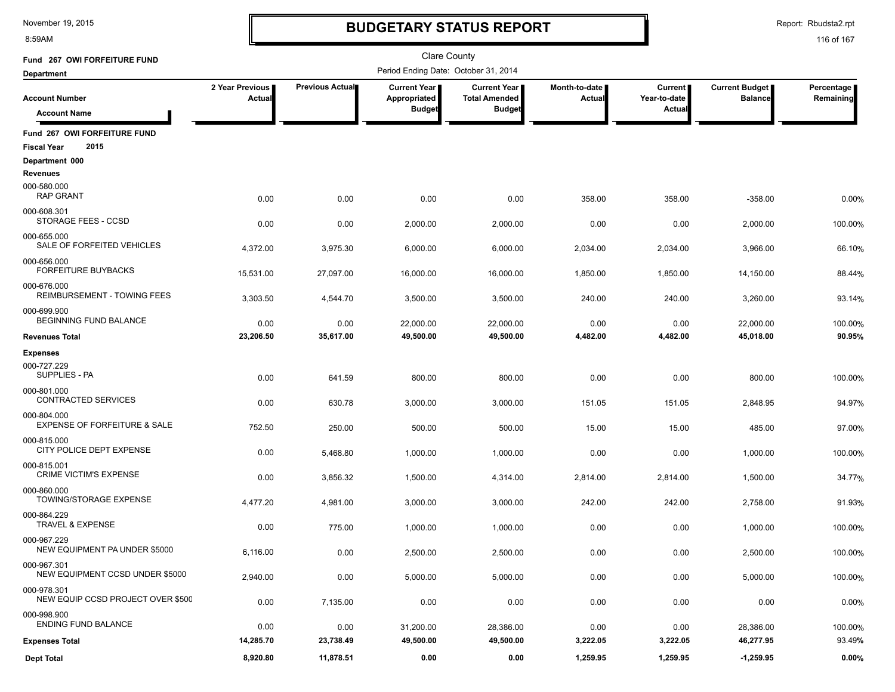# BUDGETARY STATUS REPORT

Clare County

Period Ending Date: October 31, 2014

**Fund 267 OWI FORFEITURE FUND**

**Department**

| Account Number / Account Name | 2 Year Previous Actual | Previous Actual | Current Year Appropriated Budget | Current Year Total Amended Budget | Month-to-date Actual | Current Year-to-date Actual | Current Budget Balance | Percentage Remaining |
|---|---|---|---|---|---|---|---|---|
| **Fund 267 OWI FORFEITURE FUND** | | | | | | | | |
| **Fiscal Year 2015** | | | | | | | | |
| **Department 000** | | | | | | | | |
| **Revenues** | | | | | | | | |
| 000-580.000 RAP GRANT | 0.00 | 0.00 | 0.00 | 0.00 | 358.00 | 358.00 | -358.00 | 0.00% |
| 000-608.301 STORAGE FEES - CCSD | 0.00 | 0.00 | 2,000.00 | 2,000.00 | 0.00 | 0.00 | 2,000.00 | 100.00% |
| 000-655.000 SALE OF FORFEITED VEHICLES | 4,372.00 | 3,975.30 | 6,000.00 | 6,000.00 | 2,034.00 | 2,034.00 | 3,966.00 | 66.10% |
| 000-656.000 FORFEITURE BUYBACKS | 15,531.00 | 27,097.00 | 16,000.00 | 16,000.00 | 1,850.00 | 1,850.00 | 14,150.00 | 88.44% |
| 000-676.000 REIMBURSEMENT - TOWING FEES | 3,303.50 | 4,544.70 | 3,500.00 | 3,500.00 | 240.00 | 240.00 | 3,260.00 | 93.14% |
| 000-699.900 BEGINNING FUND BALANCE | 0.00 | 0.00 | 22,000.00 | 22,000.00 | 0.00 | 0.00 | 22,000.00 | 100.00% |
| **Revenues Total** | **23,206.50** | **35,617.00** | **49,500.00** | **49,500.00** | **4,482.00** | **4,482.00** | **45,018.00** | **90.95%** |
| **Expenses** | | | | | | | | |
| 000-727.229 SUPPLIES - PA | 0.00 | 641.59 | 800.00 | 800.00 | 0.00 | 0.00 | 800.00 | 100.00% |
| 000-801.000 CONTRACTED SERVICES | 0.00 | 630.78 | 3,000.00 | 3,000.00 | 151.05 | 151.05 | 2,848.95 | 94.97% |
| 000-804.000 EXPENSE OF FORFEITURE & SALE | 752.50 | 250.00 | 500.00 | 500.00 | 15.00 | 15.00 | 485.00 | 97.00% |
| 000-815.000 CITY POLICE DEPT EXPENSE | 0.00 | 5,468.80 | 1,000.00 | 1,000.00 | 0.00 | 0.00 | 1,000.00 | 100.00% |
| 000-815.001 CRIME VICTIM'S EXPENSE | 0.00 | 3,856.32 | 1,500.00 | 4,314.00 | 2,814.00 | 2,814.00 | 1,500.00 | 34.77% |
| 000-860.000 TOWING/STORAGE EXPENSE | 4,477.20 | 4,981.00 | 3,000.00 | 3,000.00 | 242.00 | 242.00 | 2,758.00 | 91.93% |
| 000-864.229 TRAVEL & EXPENSE | 0.00 | 775.00 | 1,000.00 | 1,000.00 | 0.00 | 0.00 | 1,000.00 | 100.00% |
| 000-967.229 NEW EQUIPMENT PA UNDER $5000 | 6,116.00 | 0.00 | 2,500.00 | 2,500.00 | 0.00 | 0.00 | 2,500.00 | 100.00% |
| 000-967.301 NEW EQUIPMENT CCSD UNDER $5000 | 2,940.00 | 0.00 | 5,000.00 | 5,000.00 | 0.00 | 0.00 | 5,000.00 | 100.00% |
| 000-978.301 NEW EQUIP CCSD PROJECT OVER $500 | 0.00 | 7,135.00 | 0.00 | 0.00 | 0.00 | 0.00 | 0.00 | 0.00% |
| 000-998.900 ENDING FUND BALANCE | 0.00 | 0.00 | 31,200.00 | 28,386.00 | 0.00 | 0.00 | 28,386.00 | 100.00% |
| **Expenses Total** | **14,285.70** | **23,738.49** | **49,500.00** | **49,500.00** | **3,222.05** | **3,222.05** | **46,277.95** | **93.49%** |
| **Dept Total** | **8,920.80** | **11,878.51** | **0.00** | **0.00** | **1,259.95** | **1,259.95** | **-1,259.95** | **0.00%** |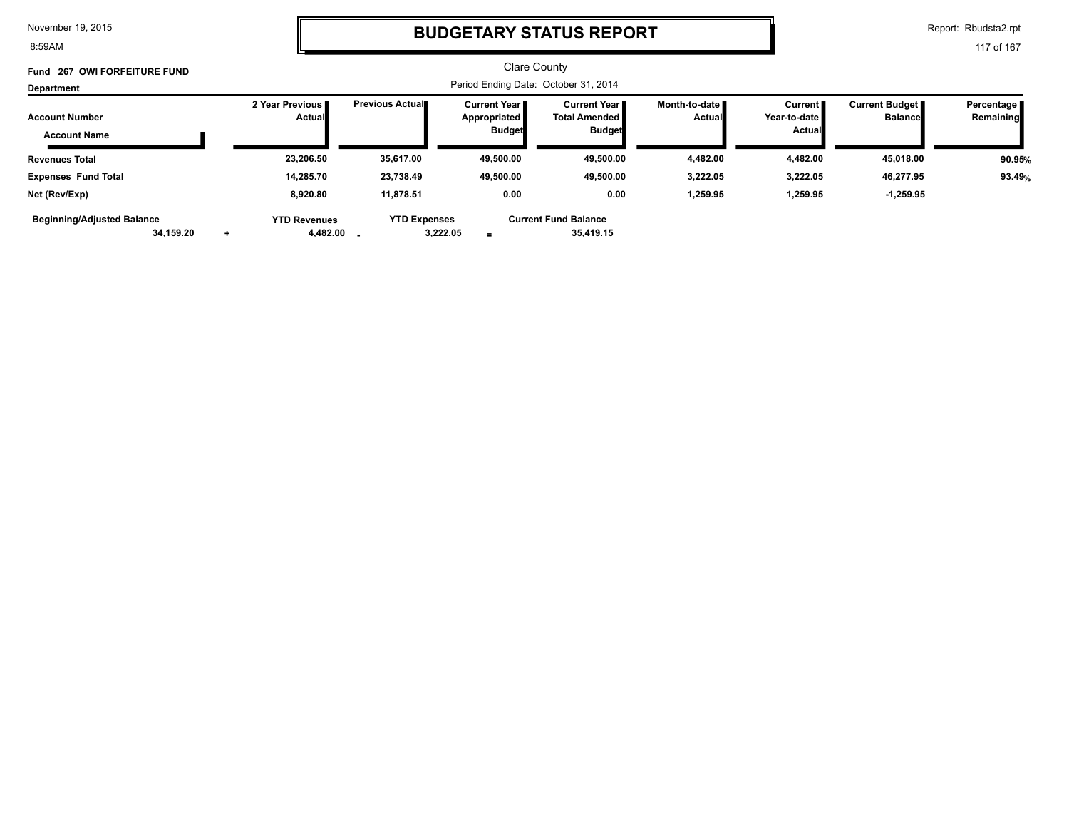# BUDGETARY STATUS REPORT

Clare County

**Fund 267 OWI FORFEITURE FUND**

**Department**

Period Ending Date: October 31, 2014

| Account Number / Account Name | 2 Year Previous Actual | Previous Actual | Current Year Appropriated Budget | Current Year Total Amended Budget | Month-to-date Actual | Current Year-to-date Actual | Current Budget Balance | Percentage Remaining |
|---|---|---|---|---|---|---|---|---|
| **Revenues Total** | 23,206.50 | 35,617.00 | 49,500.00 | 49,500.00 | 4,482.00 | 4,482.00 | 45,018.00 | 90.95% |
| **Expenses Fund Total** | 14,285.70 | 23,738.49 | 49,500.00 | 49,500.00 | 3,222.05 | 3,222.05 | 46,277.95 | 93.49% |
| **Net (Rev/Exp)** | 8,920.80 | 11,878.51 | 0.00 | 0.00 | 1,259.95 | 1,259.95 | -1,259.95 | |

| Beginning/Adjusted Balance | | YTD Revenues | | YTD Expenses | | Current Fund Balance |
|---|---|---|---|---|---|---|
| 34,159.20 | + | 4,482.00 | - | 3,222.05 | = | 35,419.15 |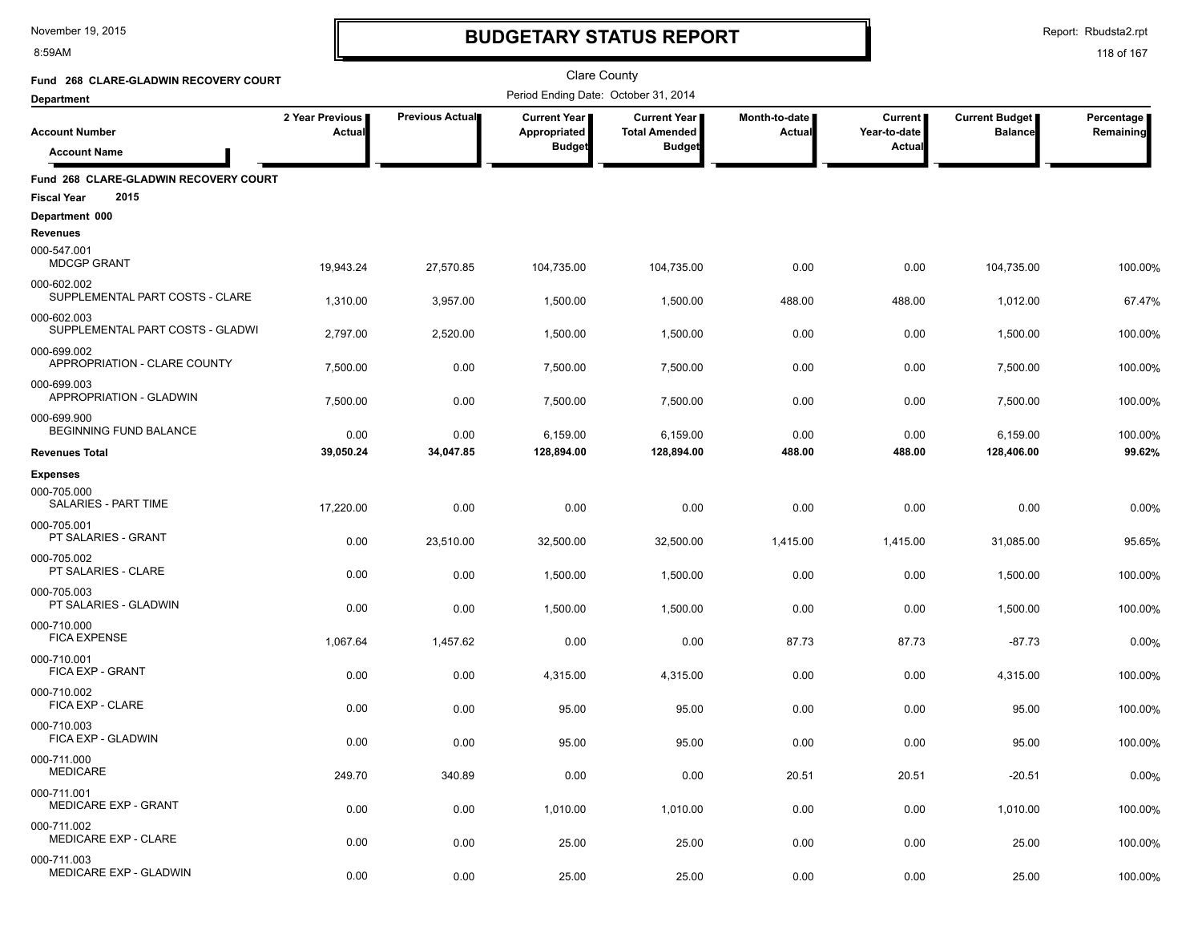# BUDGETARY STATUS REPORT

November 19, 2015
8:59AM

Report: Rbudsta2.rpt

Clare County

**Fund 268 CLARE-GLADWIN RECOVERY COURT**

**Department**

Period Ending Date: October 31, 2014

| Account Number / Account Name | 2 Year Previous Actual | Previous Actual | Current Year Appropriated Budget | Current Year Total Amended Budget | Month-to-date Actual | Current Year-to-date Actual | Current Budget Balance | Percentage Remaining |
|---|---|---|---|---|---|---|---|---|
| **Fund 268 CLARE-GLADWIN RECOVERY COURT** | | | | | | | | |
| **Fiscal Year 2015** | | | | | | | | |
| **Department 000** | | | | | | | | |
| **Revenues** | | | | | | | | |
| 000-547.001 MDCGP GRANT | 19,943.24 | 27,570.85 | 104,735.00 | 104,735.00 | 0.00 | 0.00 | 104,735.00 | 100.00% |
| 000-602.002 SUPPLEMENTAL PART COSTS - CLARE | 1,310.00 | 3,957.00 | 1,500.00 | 1,500.00 | 488.00 | 488.00 | 1,012.00 | 67.47% |
| 000-602.003 SUPPLEMENTAL PART COSTS - GLADWI | 2,797.00 | 2,520.00 | 1,500.00 | 1,500.00 | 0.00 | 0.00 | 1,500.00 | 100.00% |
| 000-699.002 APPROPRIATION - CLARE COUNTY | 7,500.00 | 0.00 | 7,500.00 | 7,500.00 | 0.00 | 0.00 | 7,500.00 | 100.00% |
| 000-699.003 APPROPRIATION - GLADWIN | 7,500.00 | 0.00 | 7,500.00 | 7,500.00 | 0.00 | 0.00 | 7,500.00 | 100.00% |
| 000-699.900 BEGINNING FUND BALANCE | 0.00 | 0.00 | 6,159.00 | 6,159.00 | 0.00 | 0.00 | 6,159.00 | 100.00% |
| **Revenues Total** | **39,050.24** | **34,047.85** | **128,894.00** | **128,894.00** | **488.00** | **488.00** | **128,406.00** | **99.62%** |
| **Expenses** | | | | | | | | |
| 000-705.000 SALARIES - PART TIME | 17,220.00 | 0.00 | 0.00 | 0.00 | 0.00 | 0.00 | 0.00 | 0.00% |
| 000-705.001 PT SALARIES - GRANT | 0.00 | 23,510.00 | 32,500.00 | 32,500.00 | 1,415.00 | 1,415.00 | 31,085.00 | 95.65% |
| 000-705.002 PT SALARIES - CLARE | 0.00 | 0.00 | 1,500.00 | 1,500.00 | 0.00 | 0.00 | 1,500.00 | 100.00% |
| 000-705.003 PT SALARIES - GLADWIN | 0.00 | 0.00 | 1,500.00 | 1,500.00 | 0.00 | 0.00 | 1,500.00 | 100.00% |
| 000-710.000 FICA EXPENSE | 1,067.64 | 1,457.62 | 0.00 | 0.00 | 87.73 | 87.73 | -87.73 | 0.00% |
| 000-710.001 FICA EXP - GRANT | 0.00 | 0.00 | 4,315.00 | 4,315.00 | 0.00 | 0.00 | 4,315.00 | 100.00% |
| 000-710.002 FICA EXP - CLARE | 0.00 | 0.00 | 95.00 | 95.00 | 0.00 | 0.00 | 95.00 | 100.00% |
| 000-710.003 FICA EXP - GLADWIN | 0.00 | 0.00 | 95.00 | 95.00 | 0.00 | 0.00 | 95.00 | 100.00% |
| 000-711.000 MEDICARE | 249.70 | 340.89 | 0.00 | 0.00 | 20.51 | 20.51 | -20.51 | 0.00% |
| 000-711.001 MEDICARE EXP - GRANT | 0.00 | 0.00 | 1,010.00 | 1,010.00 | 0.00 | 0.00 | 1,010.00 | 100.00% |
| 000-711.002 MEDICARE EXP - CLARE | 0.00 | 0.00 | 25.00 | 25.00 | 0.00 | 0.00 | 25.00 | 100.00% |
| 000-711.003 MEDICARE EXP - GLADWIN | 0.00 | 0.00 | 25.00 | 25.00 | 0.00 | 0.00 | 25.00 | 100.00% |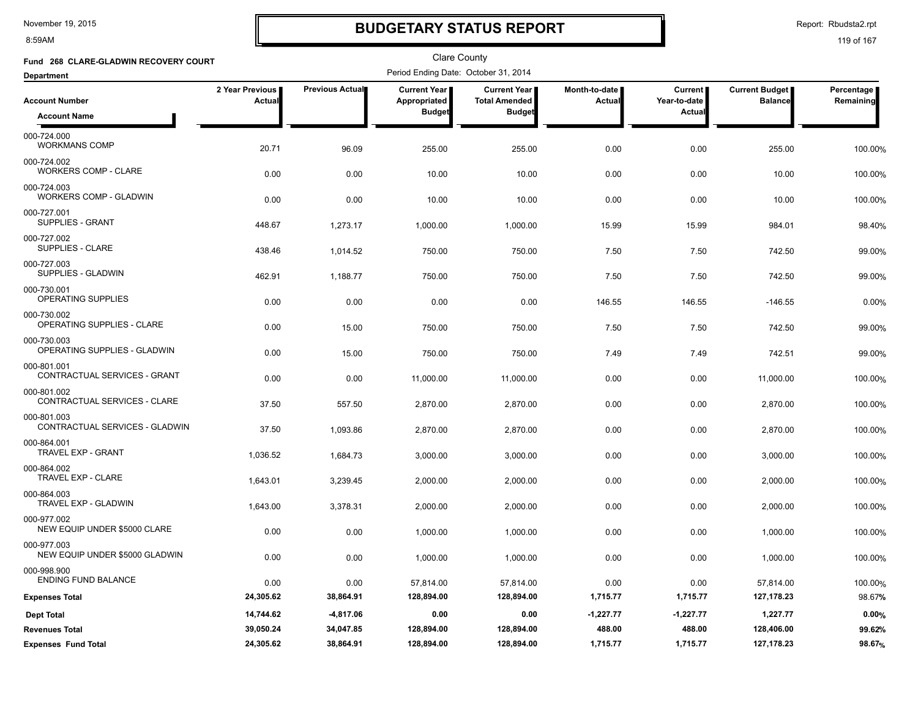# BUDGETARY STATUS REPORT

Clare County

Period Ending Date: October 31, 2014

**Fund 268 CLARE-GLADWIN RECOVERY COURT**

**Department**

| Account Number / Account Name | 2 Year Previous Actual | Previous Actual | Current Year Appropriated Budget | Current Year Total Amended Budget | Month-to-date Actual | Current Year-to-date Actual | Current Budget Balance | Percentage Remaining |
|---|---|---|---|---|---|---|---|---|
| 000-724.000 WORKMANS COMP | 20.71 | 96.09 | 255.00 | 255.00 | 0.00 | 0.00 | 255.00 | 100.00% |
| 000-724.002 WORKERS COMP - CLARE | 0.00 | 0.00 | 10.00 | 10.00 | 0.00 | 0.00 | 10.00 | 100.00% |
| 000-724.003 WORKERS COMP - GLADWIN | 0.00 | 0.00 | 10.00 | 10.00 | 0.00 | 0.00 | 10.00 | 100.00% |
| 000-727.001 SUPPLIES - GRANT | 448.67 | 1,273.17 | 1,000.00 | 1,000.00 | 15.99 | 15.99 | 984.01 | 98.40% |
| 000-727.002 SUPPLIES - CLARE | 438.46 | 1,014.52 | 750.00 | 750.00 | 7.50 | 7.50 | 742.50 | 99.00% |
| 000-727.003 SUPPLIES - GLADWIN | 462.91 | 1,188.77 | 750.00 | 750.00 | 7.50 | 7.50 | 742.50 | 99.00% |
| 000-730.001 OPERATING SUPPLIES | 0.00 | 0.00 | 0.00 | 0.00 | 146.55 | 146.55 | -146.55 | 0.00% |
| 000-730.002 OPERATING SUPPLIES - CLARE | 0.00 | 15.00 | 750.00 | 750.00 | 7.50 | 7.50 | 742.50 | 99.00% |
| 000-730.003 OPERATING SUPPLIES - GLADWIN | 0.00 | 15.00 | 750.00 | 750.00 | 7.49 | 7.49 | 742.51 | 99.00% |
| 000-801.001 CONTRACTUAL SERVICES - GRANT | 0.00 | 0.00 | 11,000.00 | 11,000.00 | 0.00 | 0.00 | 11,000.00 | 100.00% |
| 000-801.002 CONTRACTUAL SERVICES - CLARE | 37.50 | 557.50 | 2,870.00 | 2,870.00 | 0.00 | 0.00 | 2,870.00 | 100.00% |
| 000-801.003 CONTRACTUAL SERVICES - GLADWIN | 37.50 | 1,093.86 | 2,870.00 | 2,870.00 | 0.00 | 0.00 | 2,870.00 | 100.00% |
| 000-864.001 TRAVEL EXP - GRANT | 1,036.52 | 1,684.73 | 3,000.00 | 3,000.00 | 0.00 | 0.00 | 3,000.00 | 100.00% |
| 000-864.002 TRAVEL EXP - CLARE | 1,643.01 | 3,239.45 | 2,000.00 | 2,000.00 | 0.00 | 0.00 | 2,000.00 | 100.00% |
| 000-864.003 TRAVEL EXP - GLADWIN | 1,643.00 | 3,378.31 | 2,000.00 | 2,000.00 | 0.00 | 0.00 | 2,000.00 | 100.00% |
| 000-977.002 NEW EQUIP UNDER $5000 CLARE | 0.00 | 0.00 | 1,000.00 | 1,000.00 | 0.00 | 0.00 | 1,000.00 | 100.00% |
| 000-977.003 NEW EQUIP UNDER $5000 GLADWIN | 0.00 | 0.00 | 1,000.00 | 1,000.00 | 0.00 | 0.00 | 1,000.00 | 100.00% |
| 000-998.900 ENDING FUND BALANCE | 0.00 | 0.00 | 57,814.00 | 57,814.00 | 0.00 | 0.00 | 57,814.00 | 100.00% |
| **Expenses Total** | **24,305.62** | **38,864.91** | **128,894.00** | **128,894.00** | **1,715.77** | **1,715.77** | **127,178.23** | **98.67%** |
| **Dept Total** | **14,744.62** | **-4,817.06** | **0.00** | **0.00** | **-1,227.77** | **-1,227.77** | **1,227.77** | **0.00%** |
| **Revenues Total** | **39,050.24** | **34,047.85** | **128,894.00** | **128,894.00** | **488.00** | **488.00** | **128,406.00** | **99.62%** |
| **Expenses Fund Total** | **24,305.62** | **38,864.91** | **128,894.00** | **128,894.00** | **1,715.77** | **1,715.77** | **127,178.23** | **98.67%** |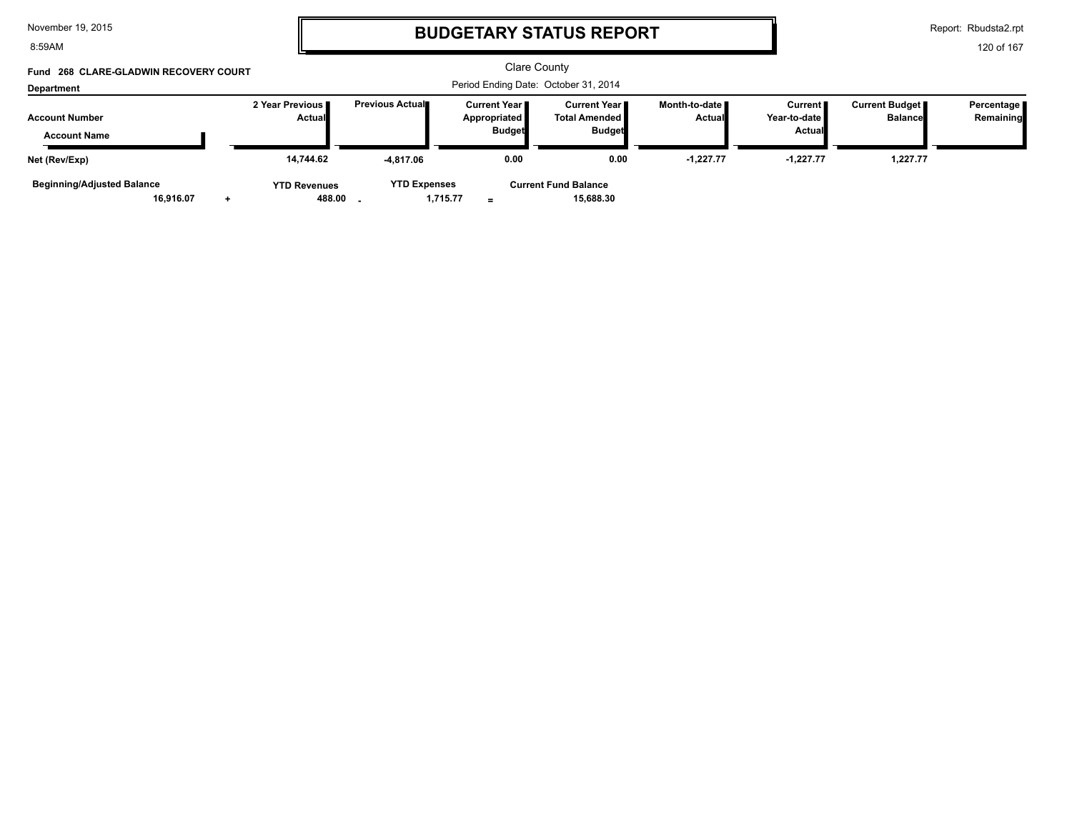# BUDGETARY STATUS REPORT

Clare County

**Fund 268 CLARE-GLADWIN RECOVERY COURT**

**Department**

Period Ending Date: October 31, 2014

| Account Number / Account Name | 2 Year Previous Actual | Previous Actual | Current Year Appropriated Budget | Current Year Total Amended Budget | Month-to-date Actual | Current Year-to-date Actual | Current Budget Balance | Percentage Remaining |
|---|---|---|---|---|---|---|---|---|
| **Net (Rev/Exp)** | 14,744.62 | -4,817.06 | 0.00 | 0.00 | -1,227.77 | -1,227.77 | 1,227.77 | |

| Beginning/Adjusted Balance | | YTD Revenues | | YTD Expenses | | Current Fund Balance |
|---|---|---|---|---|---|---|
| 16,916.07 | + | 488.00 | - | 1,715.77 | = | 15,688.30 |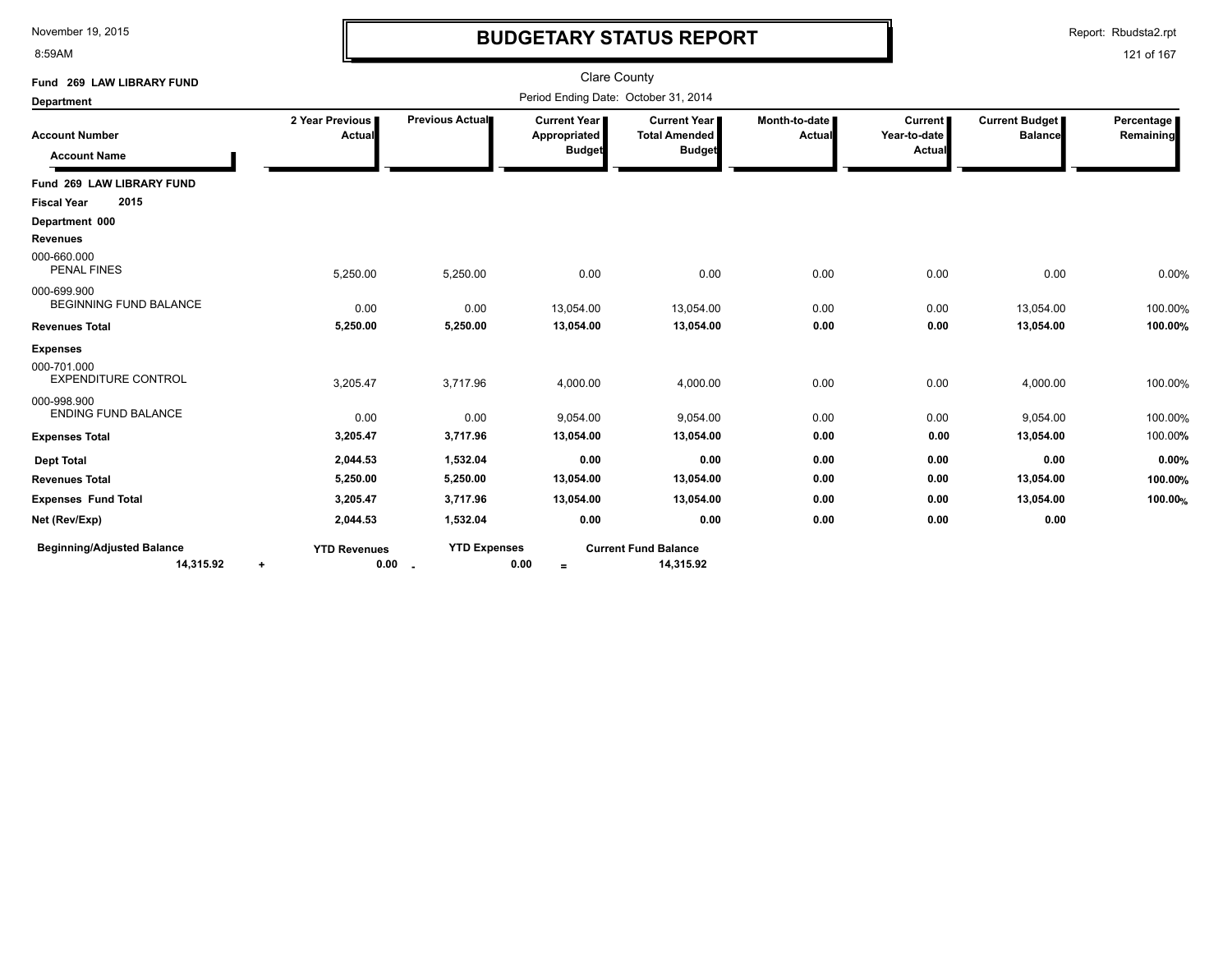# BUDGETARY STATUS REPORT

November 19, 2015
8:59AM

Report: Rbudsta2.rpt

Clare County

Period Ending Date: October 31, 2014

**Fund 269 LAW LIBRARY FUND**

**Department**

| Account Number / Account Name | 2 Year Previous Actual | Previous Actual | Current Year Appropriated Budget | Current Year Total Amended Budget | Month-to-date Actual | Current Year-to-date Actual | Current Budget Balance | Percentage Remaining |
|---|---|---|---|---|---|---|---|---|
| **Fund 269 LAW LIBRARY FUND** | | | | | | | | |
| **Fiscal Year 2015** | | | | | | | | |
| **Department 000** | | | | | | | | |
| **Revenues** | | | | | | | | |
| 000-660.000 PENAL FINES | 5,250.00 | 5,250.00 | 0.00 | 0.00 | 0.00 | 0.00 | 0.00 | 0.00% |
| 000-699.900 BEGINNING FUND BALANCE | 0.00 | 0.00 | 13,054.00 | 13,054.00 | 0.00 | 0.00 | 13,054.00 | 100.00% |
| **Revenues Total** | **5,250.00** | **5,250.00** | **13,054.00** | **13,054.00** | **0.00** | **0.00** | **13,054.00** | **100.00%** |
| **Expenses** | | | | | | | | |
| 000-701.000 EXPENDITURE CONTROL | 3,205.47 | 3,717.96 | 4,000.00 | 4,000.00 | 0.00 | 0.00 | 4,000.00 | 100.00% |
| 000-998.900 ENDING FUND BALANCE | 0.00 | 0.00 | 9,054.00 | 9,054.00 | 0.00 | 0.00 | 9,054.00 | 100.00% |
| **Expenses Total** | **3,205.47** | **3,717.96** | **13,054.00** | **13,054.00** | **0.00** | **0.00** | **13,054.00** | 100.00% |
| **Dept Total** | **2,044.53** | **1,532.04** | **0.00** | **0.00** | **0.00** | **0.00** | **0.00** | **0.00%** |
| **Revenues Total** | **5,250.00** | **5,250.00** | **13,054.00** | **13,054.00** | **0.00** | **0.00** | **13,054.00** | **100.00%** |
| **Expenses Fund Total** | **3,205.47** | **3,717.96** | **13,054.00** | **13,054.00** | **0.00** | **0.00** | **13,054.00** | **100.00%** |
| **Net (Rev/Exp)** | **2,044.53** | **1,532.04** | **0.00** | **0.00** | **0.00** | **0.00** | **0.00** | |

| Beginning/Adjusted Balance | | YTD Revenues | | YTD Expenses | | Current Fund Balance |
|---|---|---|---|---|---|---|
| 14,315.92 | + | 0.00 | - | 0.00 | = | 14,315.92 |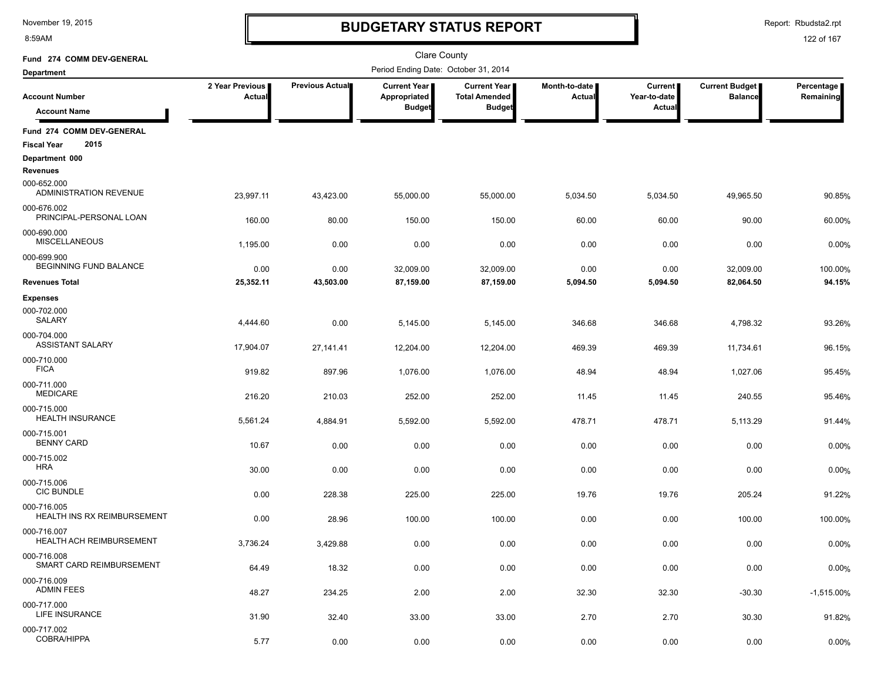# BUDGETARY STATUS REPORT

November 19, 2015
8:59AM

Report: Rbudsta2.rpt

Clare County

**Fund 274 COMM DEV-GENERAL**

**Department**

Period Ending Date: October 31, 2014

| Account Number / Account Name | 2 Year Previous Actual | Previous Actual | Current Year Appropriated Budget | Current Year Total Amended Budget | Month-to-date Actual | Current Year-to-date Actual | Current Budget Balance | Percentage Remaining |
|---|---|---|---|---|---|---|---|---|
| **Fund 274 COMM DEV-GENERAL** | | | | | | | | |
| **Fiscal Year 2015** | | | | | | | | |
| **Department 000** | | | | | | | | |
| **Revenues** | | | | | | | | |
| 000-652.000 ADMINISTRATION REVENUE | 23,997.11 | 43,423.00 | 55,000.00 | 55,000.00 | 5,034.50 | 5,034.50 | 49,965.50 | 90.85% |
| 000-676.002 PRINCIPAL-PERSONAL LOAN | 160.00 | 80.00 | 150.00 | 150.00 | 60.00 | 60.00 | 90.00 | 60.00% |
| 000-690.000 MISCELLANEOUS | 1,195.00 | 0.00 | 0.00 | 0.00 | 0.00 | 0.00 | 0.00 | 0.00% |
| 000-699.900 BEGINNING FUND BALANCE | 0.00 | 0.00 | 32,009.00 | 32,009.00 | 0.00 | 0.00 | 32,009.00 | 100.00% |
| **Revenues Total** | **25,352.11** | **43,503.00** | **87,159.00** | **87,159.00** | **5,094.50** | **5,094.50** | **82,064.50** | **94.15%** |
| **Expenses** | | | | | | | | |
| 000-702.000 SALARY | 4,444.60 | 0.00 | 5,145.00 | 5,145.00 | 346.68 | 346.68 | 4,798.32 | 93.26% |
| 000-704.000 ASSISTANT SALARY | 17,904.07 | 27,141.41 | 12,204.00 | 12,204.00 | 469.39 | 469.39 | 11,734.61 | 96.15% |
| 000-710.000 FICA | 919.82 | 897.96 | 1,076.00 | 1,076.00 | 48.94 | 48.94 | 1,027.06 | 95.45% |
| 000-711.000 MEDICARE | 216.20 | 210.03 | 252.00 | 252.00 | 11.45 | 11.45 | 240.55 | 95.46% |
| 000-715.000 HEALTH INSURANCE | 5,561.24 | 4,884.91 | 5,592.00 | 5,592.00 | 478.71 | 478.71 | 5,113.29 | 91.44% |
| 000-715.001 BENNY CARD | 10.67 | 0.00 | 0.00 | 0.00 | 0.00 | 0.00 | 0.00 | 0.00% |
| 000-715.002 HRA | 30.00 | 0.00 | 0.00 | 0.00 | 0.00 | 0.00 | 0.00 | 0.00% |
| 000-715.006 CIC BUNDLE | 0.00 | 228.38 | 225.00 | 225.00 | 19.76 | 19.76 | 205.24 | 91.22% |
| 000-716.005 HEALTH INS RX REIMBURSEMENT | 0.00 | 28.96 | 100.00 | 100.00 | 0.00 | 0.00 | 100.00 | 100.00% |
| 000-716.007 HEALTH ACH REIMBURSEMENT | 3,736.24 | 3,429.88 | 0.00 | 0.00 | 0.00 | 0.00 | 0.00 | 0.00% |
| 000-716.008 SMART CARD REIMBURSEMENT | 64.49 | 18.32 | 0.00 | 0.00 | 0.00 | 0.00 | 0.00 | 0.00% |
| 000-716.009 ADMIN FEES | 48.27 | 234.25 | 2.00 | 2.00 | 32.30 | 32.30 | -30.30 | -1,515.00% |
| 000-717.000 LIFE INSURANCE | 31.90 | 32.40 | 33.00 | 33.00 | 2.70 | 2.70 | 30.30 | 91.82% |
| 000-717.002 COBRA/HIPPA | 5.77 | 0.00 | 0.00 | 0.00 | 0.00 | 0.00 | 0.00 | 0.00% |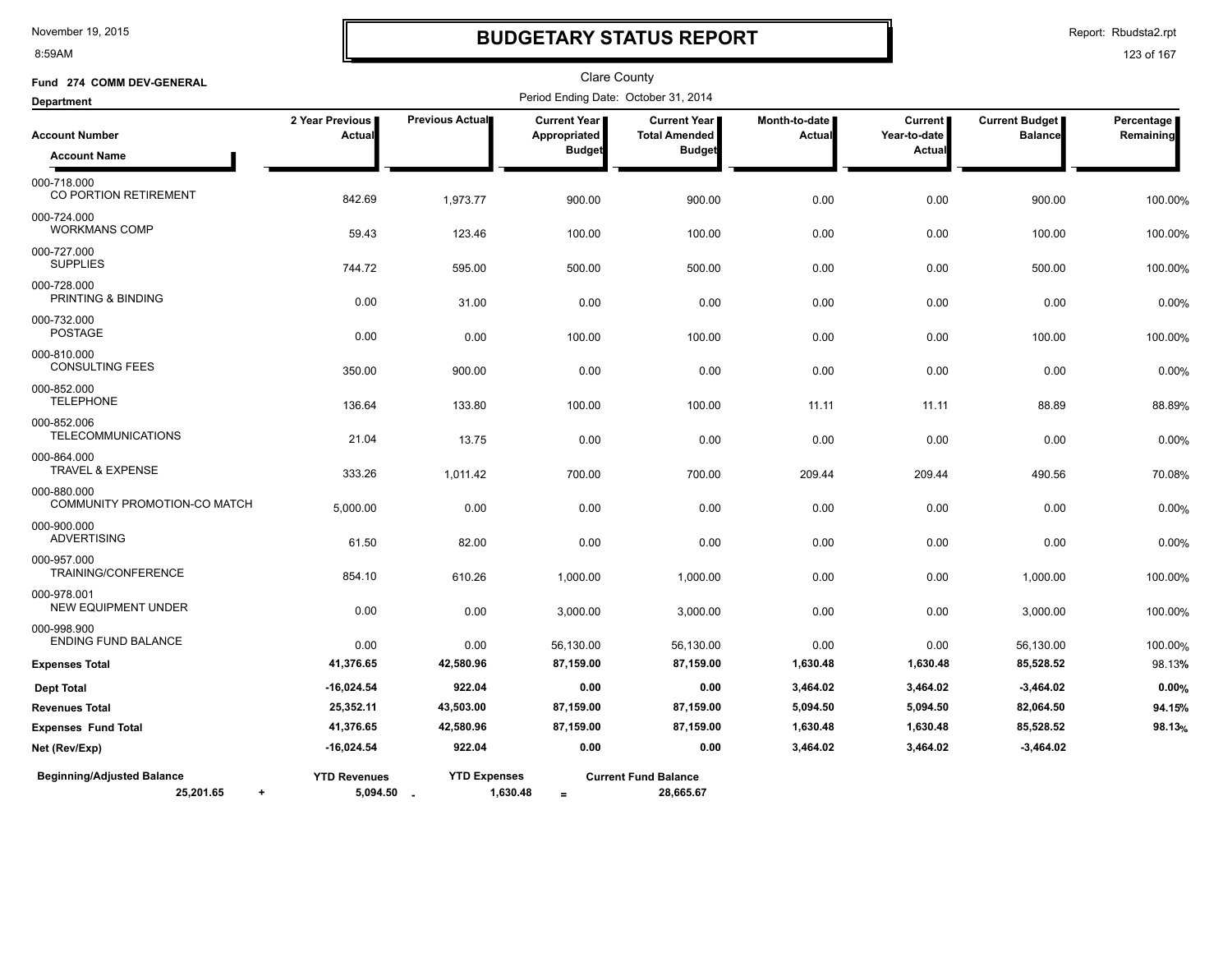# BUDGETARY STATUS REPORT

Clare County

**Fund 274 COMM DEV-GENERAL**

**Department**

Period Ending Date: October 31, 2014

| Account Number / Account Name | 2 Year Previous Actual | Previous Actual | Current Year Appropriated Budget | Current Year Total Amended Budget | Month-to-date Actual | Current Year-to-date Actual | Current Budget Balance | Percentage Remaining |
|---|---|---|---|---|---|---|---|---|
| 000-718.000 CO PORTION RETIREMENT | 842.69 | 1,973.77 | 900.00 | 900.00 | 0.00 | 0.00 | 900.00 | 100.00% |
| 000-724.000 WORKMANS COMP | 59.43 | 123.46 | 100.00 | 100.00 | 0.00 | 0.00 | 100.00 | 100.00% |
| 000-727.000 SUPPLIES | 744.72 | 595.00 | 500.00 | 500.00 | 0.00 | 0.00 | 500.00 | 100.00% |
| 000-728.000 PRINTING & BINDING | 0.00 | 31.00 | 0.00 | 0.00 | 0.00 | 0.00 | 0.00 | 0.00% |
| 000-732.000 POSTAGE | 0.00 | 0.00 | 100.00 | 100.00 | 0.00 | 0.00 | 100.00 | 100.00% |
| 000-810.000 CONSULTING FEES | 350.00 | 900.00 | 0.00 | 0.00 | 0.00 | 0.00 | 0.00 | 0.00% |
| 000-852.000 TELEPHONE | 136.64 | 133.80 | 100.00 | 100.00 | 11.11 | 11.11 | 88.89 | 88.89% |
| 000-852.006 TELECOMMUNICATIONS | 21.04 | 13.75 | 0.00 | 0.00 | 0.00 | 0.00 | 0.00 | 0.00% |
| 000-864.000 TRAVEL & EXPENSE | 333.26 | 1,011.42 | 700.00 | 700.00 | 209.44 | 209.44 | 490.56 | 70.08% |
| 000-880.000 COMMUNITY PROMOTION-CO MATCH | 5,000.00 | 0.00 | 0.00 | 0.00 | 0.00 | 0.00 | 0.00 | 0.00% |
| 000-900.000 ADVERTISING | 61.50 | 82.00 | 0.00 | 0.00 | 0.00 | 0.00 | 0.00 | 0.00% |
| 000-957.000 TRAINING/CONFERENCE | 854.10 | 610.26 | 1,000.00 | 1,000.00 | 0.00 | 0.00 | 1,000.00 | 100.00% |
| 000-978.001 NEW EQUIPMENT UNDER | 0.00 | 0.00 | 3,000.00 | 3,000.00 | 0.00 | 0.00 | 3,000.00 | 100.00% |
| 000-998.900 ENDING FUND BALANCE | 0.00 | 0.00 | 56,130.00 | 56,130.00 | 0.00 | 0.00 | 56,130.00 | 100.00% |
| **Expenses Total** | **41,376.65** | **42,580.96** | **87,159.00** | **87,159.00** | **1,630.48** | **1,630.48** | **85,528.52** | 98.13% |
| **Dept Total** | **-16,024.54** | **922.04** | **0.00** | **0.00** | **3,464.02** | **3,464.02** | **-3,464.02** | **0.00%** |
| **Revenues Total** | **25,352.11** | **43,503.00** | **87,159.00** | **87,159.00** | **5,094.50** | **5,094.50** | **82,064.50** | **94.15%** |
| **Expenses Fund Total** | **41,376.65** | **42,580.96** | **87,159.00** | **87,159.00** | **1,630.48** | **1,630.48** | **85,528.52** | **98.13%** |
| **Net (Rev/Exp)** | **-16,024.54** | **922.04** | **0.00** | **0.00** | **3,464.02** | **3,464.02** | **-3,464.02** | |

| Beginning/Adjusted Balance | | YTD Revenues | | YTD Expenses | | Current Fund Balance |
|---|---|---|---|---|---|---|
| 25,201.65 | + | 5,094.50 | - | 1,630.48 | = | 28,665.67 |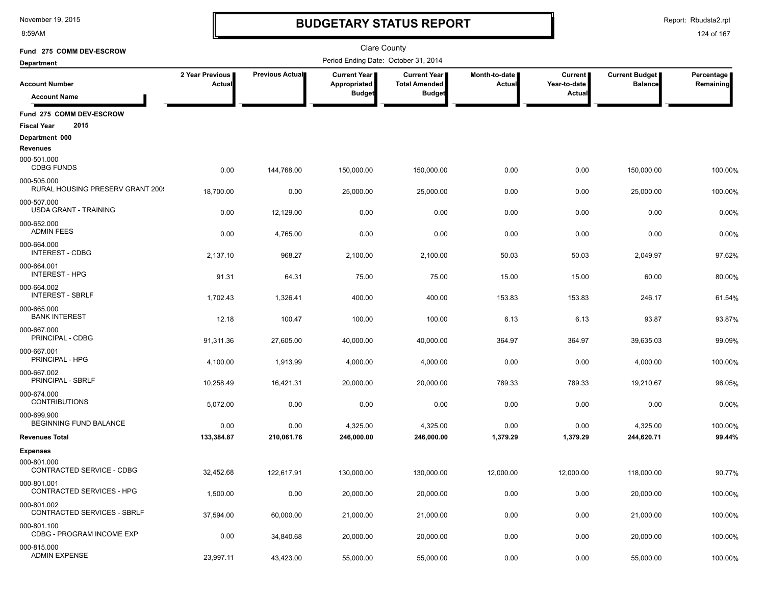# BUDGETARY STATUS REPORT

November 19, 2015
8:59AM

Report: Rbudsta2.rpt

Clare County

Period Ending Date: October 31, 2014

Fund 275 COMM DEV-ESCROW

Department

| Account Number / Account Name | 2 Year Previous Actual | Previous Actual | Current Year Appropriated Budget | Current Year Total Amended Budget | Month-to-date Actual | Current Year-to-date Actual | Current Budget Balance | Percentage Remaining |
|---|---|---|---|---|---|---|---|---|
| **Fund 275 COMM DEV-ESCROW** | | | | | | | | |
| **Fiscal Year 2015** | | | | | | | | |
| **Department 000** | | | | | | | | |
| **Revenues** | | | | | | | | |
| 000-501.000 CDBG FUNDS | 0.00 | 144,768.00 | 150,000.00 | 150,000.00 | 0.00 | 0.00 | 150,000.00 | 100.00% |
| 000-505.000 RURAL HOUSING PRESERV GRANT 200 | 18,700.00 | 0.00 | 25,000.00 | 25,000.00 | 0.00 | 0.00 | 25,000.00 | 100.00% |
| 000-507.000 USDA GRANT - TRAINING | 0.00 | 12,129.00 | 0.00 | 0.00 | 0.00 | 0.00 | 0.00 | 0.00% |
| 000-652.000 ADMIN FEES | 0.00 | 4,765.00 | 0.00 | 0.00 | 0.00 | 0.00 | 0.00 | 0.00% |
| 000-664.000 INTEREST - CDBG | 2,137.10 | 968.27 | 2,100.00 | 2,100.00 | 50.03 | 50.03 | 2,049.97 | 97.62% |
| 000-664.001 INTEREST - HPG | 91.31 | 64.31 | 75.00 | 75.00 | 15.00 | 15.00 | 60.00 | 80.00% |
| 000-664.002 INTEREST - SBRLF | 1,702.43 | 1,326.41 | 400.00 | 400.00 | 153.83 | 153.83 | 246.17 | 61.54% |
| 000-665.000 BANK INTEREST | 12.18 | 100.47 | 100.00 | 100.00 | 6.13 | 6.13 | 93.87 | 93.87% |
| 000-667.000 PRINCIPAL - CDBG | 91,311.36 | 27,605.00 | 40,000.00 | 40,000.00 | 364.97 | 364.97 | 39,635.03 | 99.09% |
| 000-667.001 PRINCIPAL - HPG | 4,100.00 | 1,913.99 | 4,000.00 | 4,000.00 | 0.00 | 0.00 | 4,000.00 | 100.00% |
| 000-667.002 PRINCIPAL - SBRLF | 10,258.49 | 16,421.31 | 20,000.00 | 20,000.00 | 789.33 | 789.33 | 19,210.67 | 96.05% |
| 000-674.000 CONTRIBUTIONS | 5,072.00 | 0.00 | 0.00 | 0.00 | 0.00 | 0.00 | 0.00 | 0.00% |
| 000-699.900 BEGINNING FUND BALANCE | 0.00 | 0.00 | 4,325.00 | 4,325.00 | 0.00 | 0.00 | 4,325.00 | 100.00% |
| **Revenues Total** | **133,384.87** | **210,061.76** | **246,000.00** | **246,000.00** | **1,379.29** | **1,379.29** | **244,620.71** | **99.44%** |
| **Expenses** | | | | | | | | |
| 000-801.000 CONTRACTED SERVICE - CDBG | 32,452.68 | 122,617.91 | 130,000.00 | 130,000.00 | 12,000.00 | 12,000.00 | 118,000.00 | 90.77% |
| 000-801.001 CONTRACTED SERVICES - HPG | 1,500.00 | 0.00 | 20,000.00 | 20,000.00 | 0.00 | 0.00 | 20,000.00 | 100.00% |
| 000-801.002 CONTRACTED SERVICES - SBRLF | 37,594.00 | 60,000.00 | 21,000.00 | 21,000.00 | 0.00 | 0.00 | 21,000.00 | 100.00% |
| 000-801.100 CDBG - PROGRAM INCOME EXP | 0.00 | 34,840.68 | 20,000.00 | 20,000.00 | 0.00 | 0.00 | 20,000.00 | 100.00% |
| 000-815.000 ADMIN EXPENSE | 23,997.11 | 43,423.00 | 55,000.00 | 55,000.00 | 0.00 | 0.00 | 55,000.00 | 100.00% |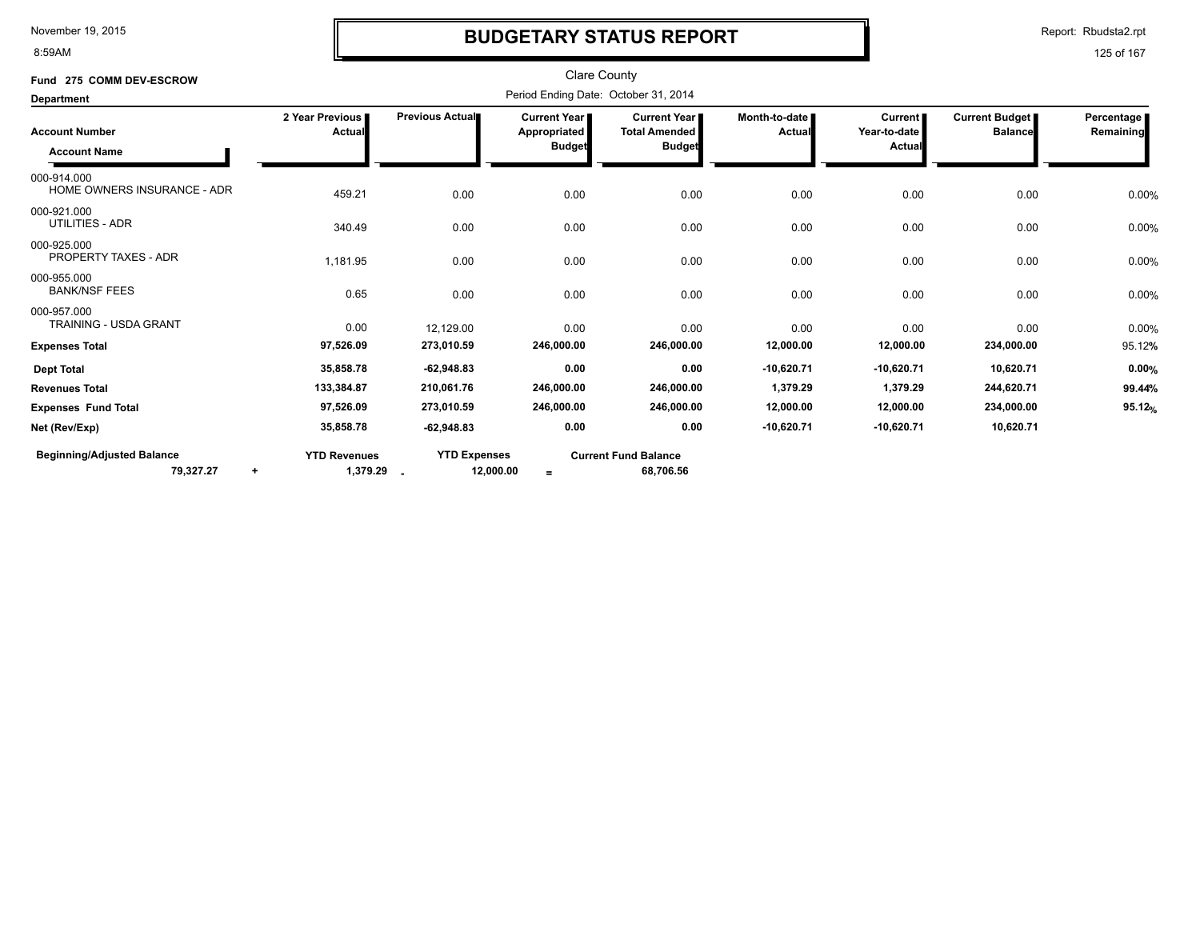# BUDGETARY STATUS REPORT

Clare County

**Fund 275 COMM DEV-ESCROW**

**Department**

Period Ending Date: October 31, 2014

| Account Number / Account Name | 2 Year Previous Actual | Previous Actual | Current Year Appropriated Budget | Current Year Total Amended Budget | Month-to-date Actual | Current Year-to-date Actual | Current Budget Balance | Percentage Remaining |
|---|---|---|---|---|---|---|---|---|
| 000-914.000 HOME OWNERS INSURANCE - ADR | 459.21 | 0.00 | 0.00 | 0.00 | 0.00 | 0.00 | 0.00 | 0.00% |
| 000-921.000 UTILITIES - ADR | 340.49 | 0.00 | 0.00 | 0.00 | 0.00 | 0.00 | 0.00 | 0.00% |
| 000-925.000 PROPERTY TAXES - ADR | 1,181.95 | 0.00 | 0.00 | 0.00 | 0.00 | 0.00 | 0.00 | 0.00% |
| 000-955.000 BANK/NSF FEES | 0.65 | 0.00 | 0.00 | 0.00 | 0.00 | 0.00 | 0.00 | 0.00% |
| 000-957.000 TRAINING - USDA GRANT | 0.00 | 12,129.00 | 0.00 | 0.00 | 0.00 | 0.00 | 0.00 | 0.00% |
| **Expenses Total** | **97,526.09** | **273,010.59** | **246,000.00** | **246,000.00** | **12,000.00** | **12,000.00** | **234,000.00** | 95.12% |
| **Dept Total** | **35,858.78** | **-62,948.83** | **0.00** | **0.00** | **-10,620.71** | **-10,620.71** | **10,620.71** | **0.00%** |
| **Revenues Total** | **133,384.87** | **210,061.76** | **246,000.00** | **246,000.00** | **1,379.29** | **1,379.29** | **244,620.71** | **99.44%** |
| **Expenses Fund Total** | **97,526.09** | **273,010.59** | **246,000.00** | **246,000.00** | **12,000.00** | **12,000.00** | **234,000.00** | **95.12%** |
| **Net (Rev/Exp)** | **35,858.78** | **-62,948.83** | **0.00** | **0.00** | **-10,620.71** | **-10,620.71** | **10,620.71** | |

| Beginning/Adjusted Balance | | YTD Revenues | | YTD Expenses | | Current Fund Balance |
|---|---|---|---|---|---|---|
| **79,327.27** | + | **1,379.29** | - | **12,000.00** | = | **68,706.56** |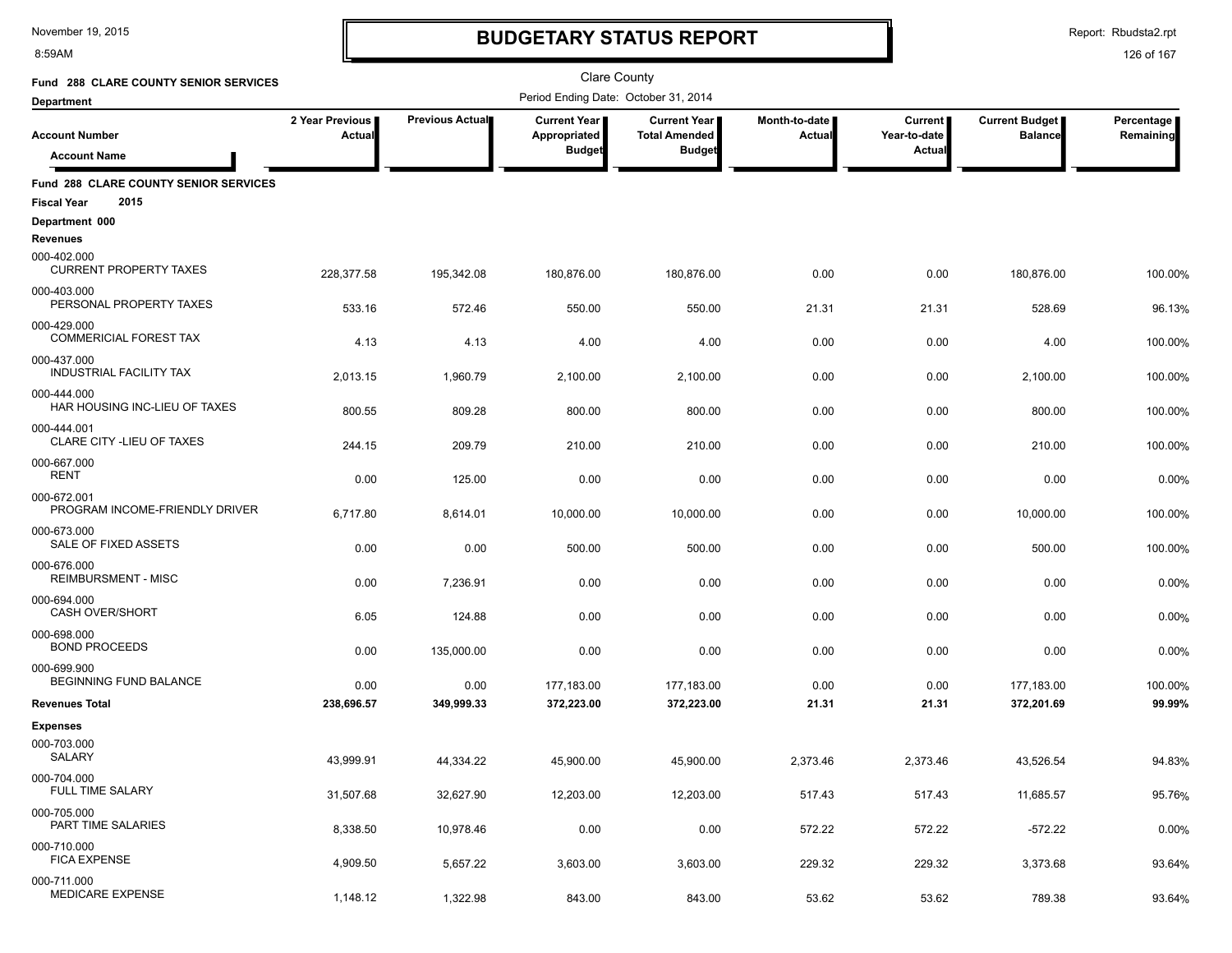# BUDGETARY STATUS REPORT

November 19, 2015
8:59AM

Report: Rbudsta2.rpt

Clare County

**Fund 288 CLARE COUNTY SENIOR SERVICES**

Period Ending Date: October 31, 2014

Department

| Account Number / Account Name | 2 Year Previous Actual | Previous Actual | Current Year Appropriated Budget | Current Year Total Amended Budget | Month-to-date Actual | Current Year-to-date Actual | Current Budget Balance | Percentage Remaining |
|---|---|---|---|---|---|---|---|---|
| **Fund 288 CLARE COUNTY SENIOR SERVICES** | | | | | | | | |
| **Fiscal Year 2015** | | | | | | | | |
| **Department 000** | | | | | | | | |
| **Revenues** | | | | | | | | |
| 000-402.000 CURRENT PROPERTY TAXES | 228,377.58 | 195,342.08 | 180,876.00 | 180,876.00 | 0.00 | 0.00 | 180,876.00 | 100.00% |
| 000-403.000 PERSONAL PROPERTY TAXES | 533.16 | 572.46 | 550.00 | 550.00 | 21.31 | 21.31 | 528.69 | 96.13% |
| 000-429.000 COMMERICIAL FOREST TAX | 4.13 | 4.13 | 4.00 | 4.00 | 0.00 | 0.00 | 4.00 | 100.00% |
| 000-437.000 INDUSTRIAL FACILITY TAX | 2,013.15 | 1,960.79 | 2,100.00 | 2,100.00 | 0.00 | 0.00 | 2,100.00 | 100.00% |
| 000-444.000 HAR HOUSING INC-LIEU OF TAXES | 800.55 | 809.28 | 800.00 | 800.00 | 0.00 | 0.00 | 800.00 | 100.00% |
| 000-444.001 CLARE CITY -LIEU OF TAXES | 244.15 | 209.79 | 210.00 | 210.00 | 0.00 | 0.00 | 210.00 | 100.00% |
| 000-667.000 RENT | 0.00 | 125.00 | 0.00 | 0.00 | 0.00 | 0.00 | 0.00 | 0.00% |
| 000-672.001 PROGRAM INCOME-FRIENDLY DRIVER | 6,717.80 | 8,614.01 | 10,000.00 | 10,000.00 | 0.00 | 0.00 | 10,000.00 | 100.00% |
| 000-673.000 SALE OF FIXED ASSETS | 0.00 | 0.00 | 500.00 | 500.00 | 0.00 | 0.00 | 500.00 | 100.00% |
| 000-676.000 REIMBURSMENT - MISC | 0.00 | 7,236.91 | 0.00 | 0.00 | 0.00 | 0.00 | 0.00 | 0.00% |
| 000-694.000 CASH OVER/SHORT | 6.05 | 124.88 | 0.00 | 0.00 | 0.00 | 0.00 | 0.00 | 0.00% |
| 000-698.000 BOND PROCEEDS | 0.00 | 135,000.00 | 0.00 | 0.00 | 0.00 | 0.00 | 0.00 | 0.00% |
| 000-699.900 BEGINNING FUND BALANCE | 0.00 | 0.00 | 177,183.00 | 177,183.00 | 0.00 | 0.00 | 177,183.00 | 100.00% |
| **Revenues Total** | **238,696.57** | **349,999.33** | **372,223.00** | **372,223.00** | **21.31** | **21.31** | **372,201.69** | **99.99%** |
| **Expenses** | | | | | | | | |
| 000-703.000 SALARY | 43,999.91 | 44,334.22 | 45,900.00 | 45,900.00 | 2,373.46 | 2,373.46 | 43,526.54 | 94.83% |
| 000-704.000 FULL TIME SALARY | 31,507.68 | 32,627.90 | 12,203.00 | 12,203.00 | 517.43 | 517.43 | 11,685.57 | 95.76% |
| 000-705.000 PART TIME SALARIES | 8,338.50 | 10,978.46 | 0.00 | 0.00 | 572.22 | 572.22 | -572.22 | 0.00% |
| 000-710.000 FICA EXPENSE | 4,909.50 | 5,657.22 | 3,603.00 | 3,603.00 | 229.32 | 229.32 | 3,373.68 | 93.64% |
| 000-711.000 MEDICARE EXPENSE | 1,148.12 | 1,322.98 | 843.00 | 843.00 | 53.62 | 53.62 | 789.38 | 93.64% |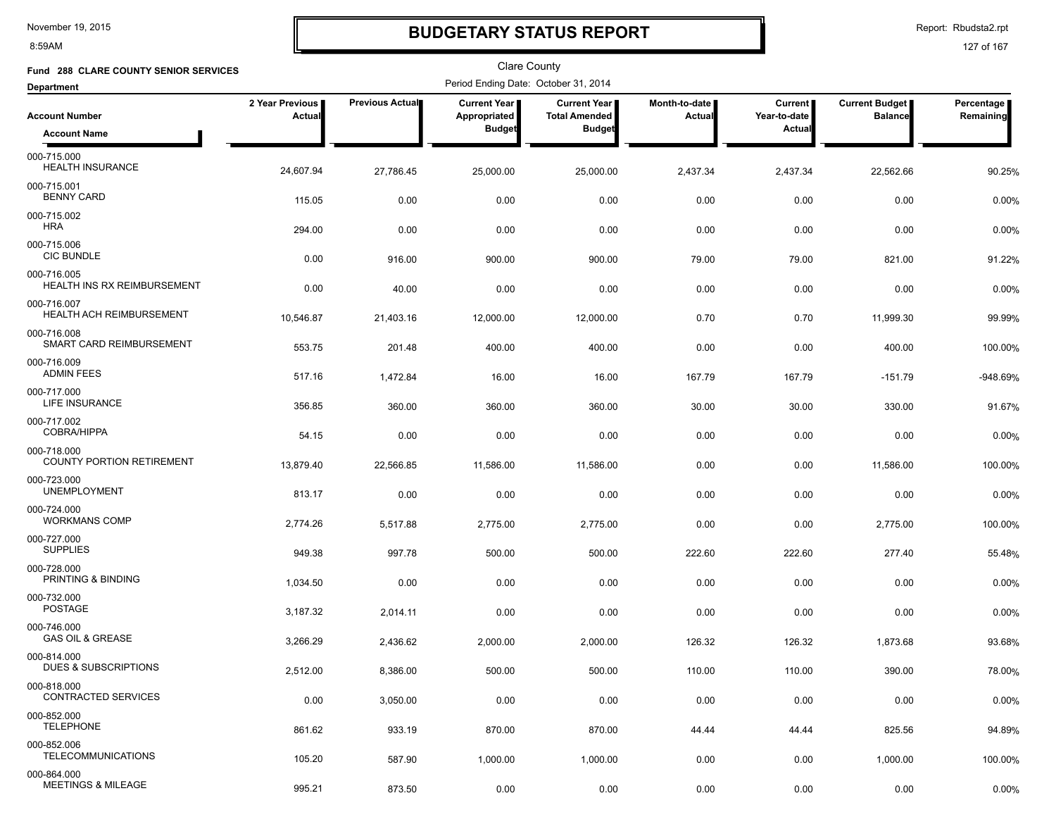# BUDGETARY STATUS REPORT

Clare County

**Fund 288 CLARE COUNTY SENIOR SERVICES**

**Department**

Period Ending Date: October 31, 2014

| Account Number / Account Name | 2 Year Previous Actual | Previous Actual | Current Year Appropriated Budget | Current Year Total Amended Budget | Month-to-date Actual | Current Year-to-date Actual | Current Budget Balance | Percentage Remaining |
|---|---|---|---|---|---|---|---|---|
| 000-715.000 HEALTH INSURANCE | 24,607.94 | 27,786.45 | 25,000.00 | 25,000.00 | 2,437.34 | 2,437.34 | 22,562.66 | 90.25% |
| 000-715.001 BENNY CARD | 115.05 | 0.00 | 0.00 | 0.00 | 0.00 | 0.00 | 0.00 | 0.00% |
| 000-715.002 HRA | 294.00 | 0.00 | 0.00 | 0.00 | 0.00 | 0.00 | 0.00 | 0.00% |
| 000-715.006 CIC BUNDLE | 0.00 | 916.00 | 900.00 | 900.00 | 79.00 | 79.00 | 821.00 | 91.22% |
| 000-716.005 HEALTH INS RX REIMBURSEMENT | 0.00 | 40.00 | 0.00 | 0.00 | 0.00 | 0.00 | 0.00 | 0.00% |
| 000-716.007 HEALTH ACH REIMBURSEMENT | 10,546.87 | 21,403.16 | 12,000.00 | 12,000.00 | 0.70 | 0.70 | 11,999.30 | 99.99% |
| 000-716.008 SMART CARD REIMBURSEMENT | 553.75 | 201.48 | 400.00 | 400.00 | 0.00 | 0.00 | 400.00 | 100.00% |
| 000-716.009 ADMIN FEES | 517.16 | 1,472.84 | 16.00 | 16.00 | 167.79 | 167.79 | -151.79 | -948.69% |
| 000-717.000 LIFE INSURANCE | 356.85 | 360.00 | 360.00 | 360.00 | 30.00 | 30.00 | 330.00 | 91.67% |
| 000-717.002 COBRA/HIPPA | 54.15 | 0.00 | 0.00 | 0.00 | 0.00 | 0.00 | 0.00 | 0.00% |
| 000-718.000 COUNTY PORTION RETIREMENT | 13,879.40 | 22,566.85 | 11,586.00 | 11,586.00 | 0.00 | 0.00 | 11,586.00 | 100.00% |
| 000-723.000 UNEMPLOYMENT | 813.17 | 0.00 | 0.00 | 0.00 | 0.00 | 0.00 | 0.00 | 0.00% |
| 000-724.000 WORKMANS COMP | 2,774.26 | 5,517.88 | 2,775.00 | 2,775.00 | 0.00 | 0.00 | 2,775.00 | 100.00% |
| 000-727.000 SUPPLIES | 949.38 | 997.78 | 500.00 | 500.00 | 222.60 | 222.60 | 277.40 | 55.48% |
| 000-728.000 PRINTING & BINDING | 1,034.50 | 0.00 | 0.00 | 0.00 | 0.00 | 0.00 | 0.00 | 0.00% |
| 000-732.000 POSTAGE | 3,187.32 | 2,014.11 | 0.00 | 0.00 | 0.00 | 0.00 | 0.00 | 0.00% |
| 000-746.000 GAS OIL & GREASE | 3,266.29 | 2,436.62 | 2,000.00 | 2,000.00 | 126.32 | 126.32 | 1,873.68 | 93.68% |
| 000-814.000 DUES & SUBSCRIPTIONS | 2,512.00 | 8,386.00 | 500.00 | 500.00 | 110.00 | 110.00 | 390.00 | 78.00% |
| 000-818.000 CONTRACTED SERVICES | 0.00 | 3,050.00 | 0.00 | 0.00 | 0.00 | 0.00 | 0.00 | 0.00% |
| 000-852.000 TELEPHONE | 861.62 | 933.19 | 870.00 | 870.00 | 44.44 | 44.44 | 825.56 | 94.89% |
| 000-852.006 TELECOMMUNICATIONS | 105.20 | 587.90 | 1,000.00 | 1,000.00 | 0.00 | 0.00 | 1,000.00 | 100.00% |
| 000-864.000 MEETINGS & MILEAGE | 995.21 | 873.50 | 0.00 | 0.00 | 0.00 | 0.00 | 0.00 | 0.00% |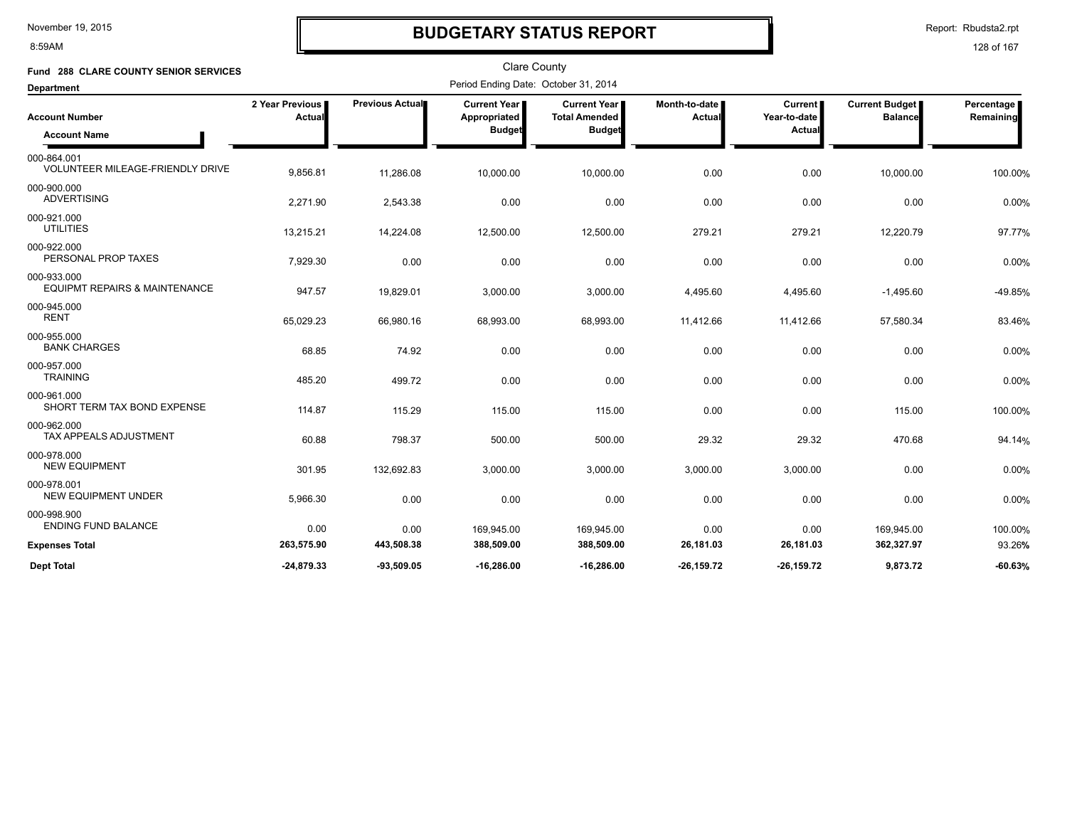# BUDGETARY STATUS REPORT

November 19, 2015
8:59AM

Report: Rbudsta2.rpt

Clare County

**Fund 288 CLARE COUNTY SENIOR SERVICES**

**Department**

Period Ending Date: October 31, 2014

| Account Number / Account Name | 2 Year Previous Actual | Previous Actual | Current Year Appropriated Budget | Current Year Total Amended Budget | Month-to-date Actual | Current Year-to-date Actual | Current Budget Balance | Percentage Remaining |
|---|---|---|---|---|---|---|---|---|
| 000-864.001 VOLUNTEER MILEAGE-FRIENDLY DRIVE | 9,856.81 | 11,286.08 | 10,000.00 | 10,000.00 | 0.00 | 0.00 | 10,000.00 | 100.00% |
| 000-900.000 ADVERTISING | 2,271.90 | 2,543.38 | 0.00 | 0.00 | 0.00 | 0.00 | 0.00 | 0.00% |
| 000-921.000 UTILITIES | 13,215.21 | 14,224.08 | 12,500.00 | 12,500.00 | 279.21 | 279.21 | 12,220.79 | 97.77% |
| 000-922.000 PERSONAL PROP TAXES | 7,929.30 | 0.00 | 0.00 | 0.00 | 0.00 | 0.00 | 0.00 | 0.00% |
| 000-933.000 EQUIPMT REPAIRS & MAINTENANCE | 947.57 | 19,829.01 | 3,000.00 | 3,000.00 | 4,495.60 | 4,495.60 | -1,495.60 | -49.85% |
| 000-945.000 RENT | 65,029.23 | 66,980.16 | 68,993.00 | 68,993.00 | 11,412.66 | 11,412.66 | 57,580.34 | 83.46% |
| 000-955.000 BANK CHARGES | 68.85 | 74.92 | 0.00 | 0.00 | 0.00 | 0.00 | 0.00 | 0.00% |
| 000-957.000 TRAINING | 485.20 | 499.72 | 0.00 | 0.00 | 0.00 | 0.00 | 0.00 | 0.00% |
| 000-961.000 SHORT TERM TAX BOND EXPENSE | 114.87 | 115.29 | 115.00 | 115.00 | 0.00 | 0.00 | 115.00 | 100.00% |
| 000-962.000 TAX APPEALS ADJUSTMENT | 60.88 | 798.37 | 500.00 | 500.00 | 29.32 | 29.32 | 470.68 | 94.14% |
| 000-978.000 NEW EQUIPMENT | 301.95 | 132,692.83 | 3,000.00 | 3,000.00 | 3,000.00 | 3,000.00 | 0.00 | 0.00% |
| 000-978.001 NEW EQUIPMENT UNDER | 5,966.30 | 0.00 | 0.00 | 0.00 | 0.00 | 0.00 | 0.00 | 0.00% |
| 000-998.900 ENDING FUND BALANCE | 0.00 | 0.00 | 169,945.00 | 169,945.00 | 0.00 | 0.00 | 169,945.00 | 100.00% |
| **Expenses Total** | **263,575.90** | **443,508.38** | **388,509.00** | **388,509.00** | **26,181.03** | **26,181.03** | **362,327.97** | **93.26%** |
| **Dept Total** | **-24,879.33** | **-93,509.05** | **-16,286.00** | **-16,286.00** | **-26,159.72** | **-26,159.72** | **9,873.72** | **-60.63%** |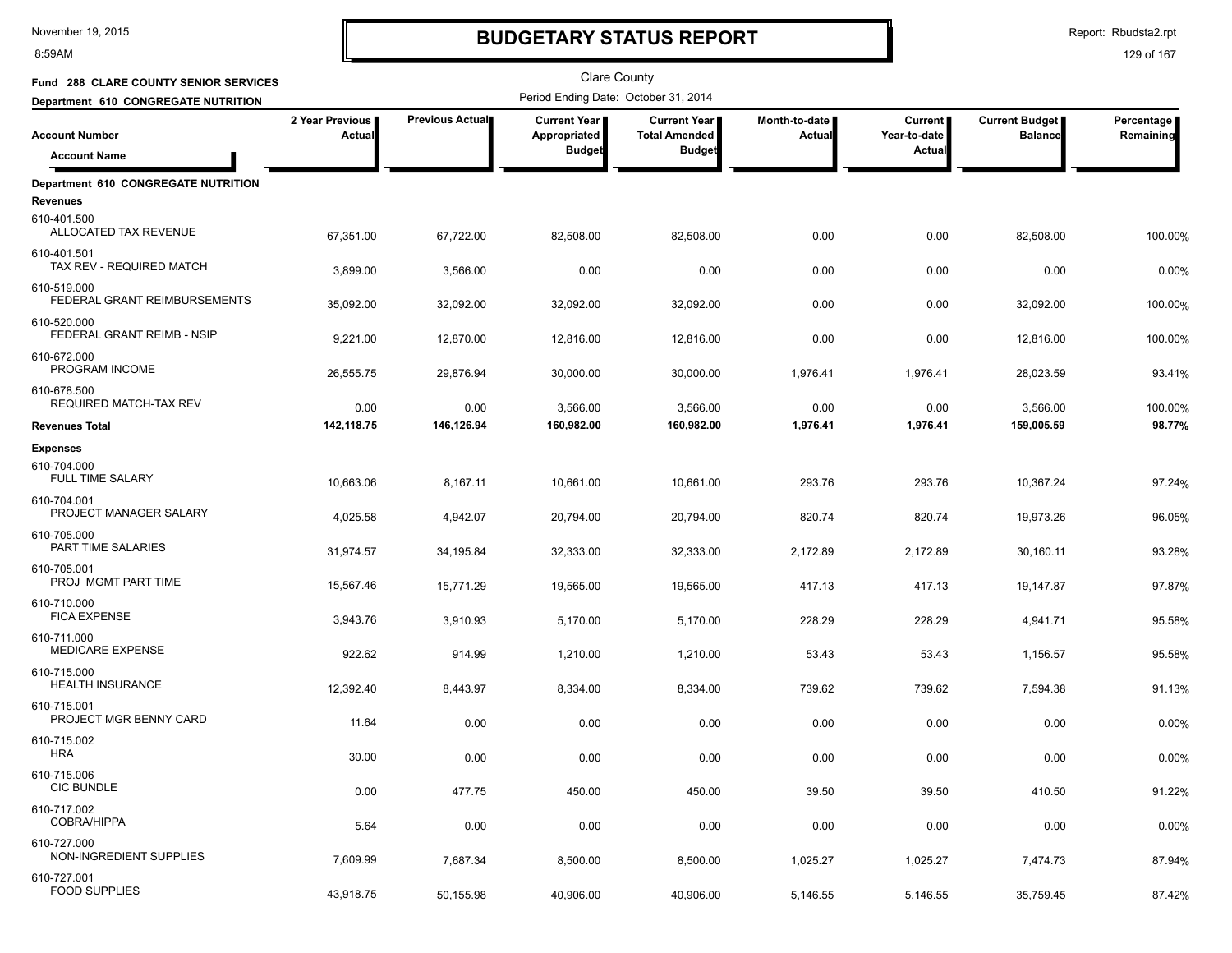# BUDGETARY STATUS REPORT

Clare County

**Fund 288 CLARE COUNTY SENIOR SERVICES**

**Department 610 CONGREGATE NUTRITION**

Period Ending Date: October 31, 2014

| Account Number / Account Name | 2 Year Previous Actual | Previous Actual | Current Year Appropriated Budget | Current Year Total Amended Budget | Month-to-date Actual | Current Year-to-date Actual | Current Budget Balance | Percentage Remaining |
|---|---|---|---|---|---|---|---|---|
| **Department 610 CONGREGATE NUTRITION** | | | | | | | | |
| **Revenues** | | | | | | | | |
| 610-401.500 ALLOCATED TAX REVENUE | 67,351.00 | 67,722.00 | 82,508.00 | 82,508.00 | 0.00 | 0.00 | 82,508.00 | 100.00% |
| 610-401.501 TAX REV - REQUIRED MATCH | 3,899.00 | 3,566.00 | 0.00 | 0.00 | 0.00 | 0.00 | 0.00 | 0.00% |
| 610-519.000 FEDERAL GRANT REIMBURSEMENTS | 35,092.00 | 32,092.00 | 32,092.00 | 32,092.00 | 0.00 | 0.00 | 32,092.00 | 100.00% |
| 610-520.000 FEDERAL GRANT REIMB - NSIP | 9,221.00 | 12,870.00 | 12,816.00 | 12,816.00 | 0.00 | 0.00 | 12,816.00 | 100.00% |
| 610-672.000 PROGRAM INCOME | 26,555.75 | 29,876.94 | 30,000.00 | 30,000.00 | 1,976.41 | 1,976.41 | 28,023.59 | 93.41% |
| 610-678.500 REQUIRED MATCH-TAX REV | 0.00 | 0.00 | 3,566.00 | 3,566.00 | 0.00 | 0.00 | 3,566.00 | 100.00% |
| **Revenues Total** | **142,118.75** | **146,126.94** | **160,982.00** | **160,982.00** | **1,976.41** | **1,976.41** | **159,005.59** | **98.77%** |
| **Expenses** | | | | | | | | |
| 610-704.000 FULL TIME SALARY | 10,663.06 | 8,167.11 | 10,661.00 | 10,661.00 | 293.76 | 293.76 | 10,367.24 | 97.24% |
| 610-704.001 PROJECT MANAGER SALARY | 4,025.58 | 4,942.07 | 20,794.00 | 20,794.00 | 820.74 | 820.74 | 19,973.26 | 96.05% |
| 610-705.000 PART TIME SALARIES | 31,974.57 | 34,195.84 | 32,333.00 | 32,333.00 | 2,172.89 | 2,172.89 | 30,160.11 | 93.28% |
| 610-705.001 PROJ MGMT PART TIME | 15,567.46 | 15,771.29 | 19,565.00 | 19,565.00 | 417.13 | 417.13 | 19,147.87 | 97.87% |
| 610-710.000 FICA EXPENSE | 3,943.76 | 3,910.93 | 5,170.00 | 5,170.00 | 228.29 | 228.29 | 4,941.71 | 95.58% |
| 610-711.000 MEDICARE EXPENSE | 922.62 | 914.99 | 1,210.00 | 1,210.00 | 53.43 | 53.43 | 1,156.57 | 95.58% |
| 610-715.000 HEALTH INSURANCE | 12,392.40 | 8,443.97 | 8,334.00 | 8,334.00 | 739.62 | 739.62 | 7,594.38 | 91.13% |
| 610-715.001 PROJECT MGR BENNY CARD | 11.64 | 0.00 | 0.00 | 0.00 | 0.00 | 0.00 | 0.00 | 0.00% |
| 610-715.002 HRA | 30.00 | 0.00 | 0.00 | 0.00 | 0.00 | 0.00 | 0.00 | 0.00% |
| 610-715.006 CIC BUNDLE | 0.00 | 477.75 | 450.00 | 450.00 | 39.50 | 39.50 | 410.50 | 91.22% |
| 610-717.002 COBRA/HIPPA | 5.64 | 0.00 | 0.00 | 0.00 | 0.00 | 0.00 | 0.00 | 0.00% |
| 610-727.000 NON-INGREDIENT SUPPLIES | 7,609.99 | 7,687.34 | 8,500.00 | 8,500.00 | 1,025.27 | 1,025.27 | 7,474.73 | 87.94% |
| 610-727.001 FOOD SUPPLIES | 43,918.75 | 50,155.98 | 40,906.00 | 40,906.00 | 5,146.55 | 5,146.55 | 35,759.45 | 87.42% |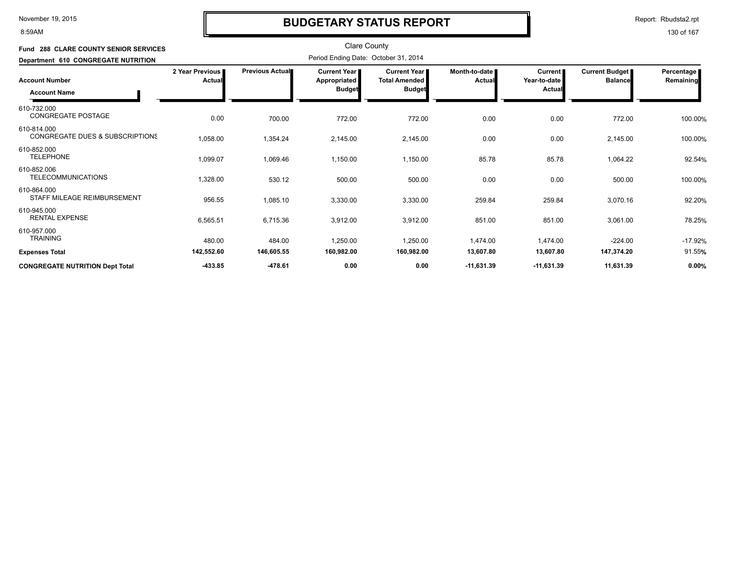# BUDGETARY STATUS REPORT

Report: Rbudsta2.rpt

Clare County

**Fund 288 CLARE COUNTY SENIOR SERVICES**

**Department 610 CONGREGATE NUTRITION**

Period Ending Date: October 31, 2014

| Account Number / Account Name | 2 Year Previous Actual | Previous Actual | Current Year Appropriated Budget | Current Year Total Amended Budget | Month-to-date Actual | Current Year-to-date Actual | Current Budget Balance | Percentage Remaining |
|---|---|---|---|---|---|---|---|---|
| 610-732.000 CONGREGATE POSTAGE | 0.00 | 700.00 | 772.00 | 772.00 | 0.00 | 0.00 | 772.00 | 100.00% |
| 610-814.000 CONGREGATE DUES & SUBSCRIPTIONS | 1,058.00 | 1,354.24 | 2,145.00 | 2,145.00 | 0.00 | 0.00 | 2,145.00 | 100.00% |
| 610-852.000 TELEPHONE | 1,099.07 | 1,069.46 | 1,150.00 | 1,150.00 | 85.78 | 85.78 | 1,064.22 | 92.54% |
| 610-852.006 TELECOMMUNICATIONS | 1,328.00 | 530.12 | 500.00 | 500.00 | 0.00 | 0.00 | 500.00 | 100.00% |
| 610-864.000 STAFF MILEAGE REIMBURSEMENT | 956.55 | 1,085.10 | 3,330.00 | 3,330.00 | 259.84 | 259.84 | 3,070.16 | 92.20% |
| 610-945.000 RENTAL EXPENSE | 6,565.51 | 6,715.36 | 3,912.00 | 3,912.00 | 851.00 | 851.00 | 3,061.00 | 78.25% |
| 610-957.000 TRAINING | 480.00 | 484.00 | 1,250.00 | 1,250.00 | 1,474.00 | 1,474.00 | -224.00 | -17.92% |
| **Expenses Total** | **142,552.60** | **146,605.55** | **160,982.00** | **160,982.00** | **13,607.80** | **13,607.80** | **147,374.20** | **91.55%** |
| **CONGREGATE NUTRITION Dept Total** | **-433.85** | **-478.61** | **0.00** | **0.00** | **-11,631.39** | **-11,631.39** | **11,631.39** | **0.00%** |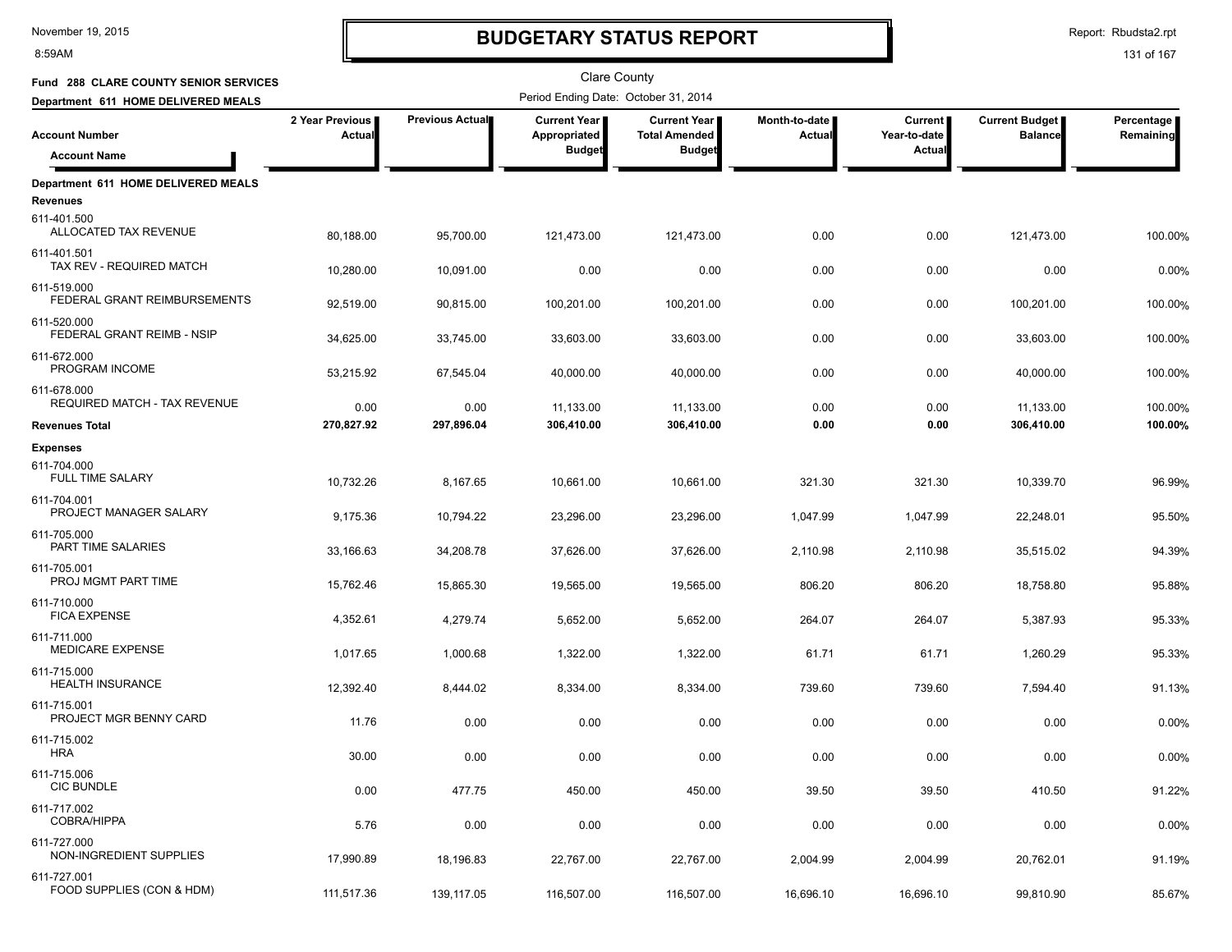# BUDGETARY STATUS REPORT

Clare County

**Fund 288 CLARE COUNTY SENIOR SERVICES**

**Department 611 HOME DELIVERED MEALS**

Period Ending Date: October 31, 2014

| Account Number / Account Name | 2 Year Previous Actual | Previous Actual | Current Year Appropriated Budget | Current Year Total Amended Budget | Month-to-date Actual | Current Year-to-date Actual | Current Budget Balance | Percentage Remaining |
|---|---|---|---|---|---|---|---|---|
| **Department 611 HOME DELIVERED MEALS** | | | | | | | | |
| **Revenues** | | | | | | | | |
| 611-401.500 ALLOCATED TAX REVENUE | 80,188.00 | 95,700.00 | 121,473.00 | 121,473.00 | 0.00 | 0.00 | 121,473.00 | 100.00% |
| 611-401.501 TAX REV - REQUIRED MATCH | 10,280.00 | 10,091.00 | 0.00 | 0.00 | 0.00 | 0.00 | 0.00 | 0.00% |
| 611-519.000 FEDERAL GRANT REIMBURSEMENTS | 92,519.00 | 90,815.00 | 100,201.00 | 100,201.00 | 0.00 | 0.00 | 100,201.00 | 100.00% |
| 611-520.000 FEDERAL GRANT REIMB - NSIP | 34,625.00 | 33,745.00 | 33,603.00 | 33,603.00 | 0.00 | 0.00 | 33,603.00 | 100.00% |
| 611-672.000 PROGRAM INCOME | 53,215.92 | 67,545.04 | 40,000.00 | 40,000.00 | 0.00 | 0.00 | 40,000.00 | 100.00% |
| 611-678.000 REQUIRED MATCH - TAX REVENUE | 0.00 | 0.00 | 11,133.00 | 11,133.00 | 0.00 | 0.00 | 11,133.00 | 100.00% |
| **Revenues Total** | **270,827.92** | **297,896.04** | **306,410.00** | **306,410.00** | **0.00** | **0.00** | **306,410.00** | **100.00%** |
| **Expenses** | | | | | | | | |
| 611-704.000 FULL TIME SALARY | 10,732.26 | 8,167.65 | 10,661.00 | 10,661.00 | 321.30 | 321.30 | 10,339.70 | 96.99% |
| 611-704.001 PROJECT MANAGER SALARY | 9,175.36 | 10,794.22 | 23,296.00 | 23,296.00 | 1,047.99 | 1,047.99 | 22,248.01 | 95.50% |
| 611-705.000 PART TIME SALARIES | 33,166.63 | 34,208.78 | 37,626.00 | 37,626.00 | 2,110.98 | 2,110.98 | 35,515.02 | 94.39% |
| 611-705.001 PROJ MGMT PART TIME | 15,762.46 | 15,865.30 | 19,565.00 | 19,565.00 | 806.20 | 806.20 | 18,758.80 | 95.88% |
| 611-710.000 FICA EXPENSE | 4,352.61 | 4,279.74 | 5,652.00 | 5,652.00 | 264.07 | 264.07 | 5,387.93 | 95.33% |
| 611-711.000 MEDICARE EXPENSE | 1,017.65 | 1,000.68 | 1,322.00 | 1,322.00 | 61.71 | 61.71 | 1,260.29 | 95.33% |
| 611-715.000 HEALTH INSURANCE | 12,392.40 | 8,444.02 | 8,334.00 | 8,334.00 | 739.60 | 739.60 | 7,594.40 | 91.13% |
| 611-715.001 PROJECT MGR BENNY CARD | 11.76 | 0.00 | 0.00 | 0.00 | 0.00 | 0.00 | 0.00 | 0.00% |
| 611-715.002 HRA | 30.00 | 0.00 | 0.00 | 0.00 | 0.00 | 0.00 | 0.00 | 0.00% |
| 611-715.006 CIC BUNDLE | 0.00 | 477.75 | 450.00 | 450.00 | 39.50 | 39.50 | 410.50 | 91.22% |
| 611-717.002 COBRA/HIPPA | 5.76 | 0.00 | 0.00 | 0.00 | 0.00 | 0.00 | 0.00 | 0.00% |
| 611-727.000 NON-INGREDIENT SUPPLIES | 17,990.89 | 18,196.83 | 22,767.00 | 22,767.00 | 2,004.99 | 2,004.99 | 20,762.01 | 91.19% |
| 611-727.001 FOOD SUPPLIES (CON & HDM) | 111,517.36 | 139,117.05 | 116,507.00 | 116,507.00 | 16,696.10 | 16,696.10 | 99,810.90 | 85.67% |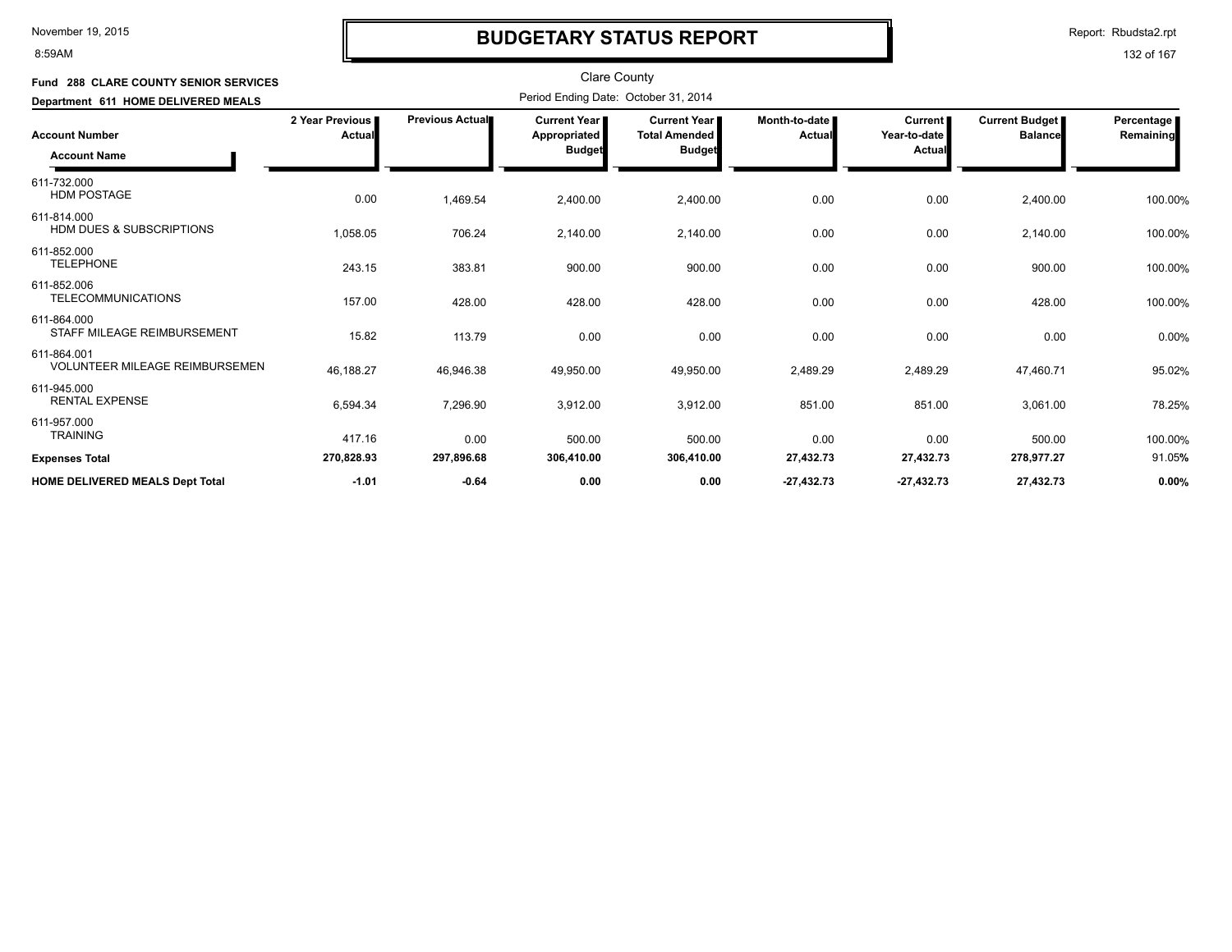# BUDGETARY STATUS REPORT

Clare County

Period Ending Date: October 31, 2014

**Fund 288 CLARE COUNTY SENIOR SERVICES**

**Department 611 HOME DELIVERED MEALS**

| Account Number / Account Name | 2 Year Previous Actual | Previous Actual | Current Year Appropriated Budget | Current Year Total Amended Budget | Month-to-date Actual | Current Year-to-date Actual | Current Budget Balance | Percentage Remaining |
|---|---|---|---|---|---|---|---|---|
| 611-732.000 HDM POSTAGE | 0.00 | 1,469.54 | 2,400.00 | 2,400.00 | 0.00 | 0.00 | 2,400.00 | 100.00% |
| 611-814.000 HDM DUES & SUBSCRIPTIONS | 1,058.05 | 706.24 | 2,140.00 | 2,140.00 | 0.00 | 0.00 | 2,140.00 | 100.00% |
| 611-852.000 TELEPHONE | 243.15 | 383.81 | 900.00 | 900.00 | 0.00 | 0.00 | 900.00 | 100.00% |
| 611-852.006 TELECOMMUNICATIONS | 157.00 | 428.00 | 428.00 | 428.00 | 0.00 | 0.00 | 428.00 | 100.00% |
| 611-864.000 STAFF MILEAGE REIMBURSEMENT | 15.82 | 113.79 | 0.00 | 0.00 | 0.00 | 0.00 | 0.00 | 0.00% |
| 611-864.001 VOLUNTEER MILEAGE REIMBURSEMEN | 46,188.27 | 46,946.38 | 49,950.00 | 49,950.00 | 2,489.29 | 2,489.29 | 47,460.71 | 95.02% |
| 611-945.000 RENTAL EXPENSE | 6,594.34 | 7,296.90 | 3,912.00 | 3,912.00 | 851.00 | 851.00 | 3,061.00 | 78.25% |
| 611-957.000 TRAINING | 417.16 | 0.00 | 500.00 | 500.00 | 0.00 | 0.00 | 500.00 | 100.00% |
| **Expenses Total** | **270,828.93** | **297,896.68** | **306,410.00** | **306,410.00** | **27,432.73** | **27,432.73** | **278,977.27** | 91.05% |
| **HOME DELIVERED MEALS Dept Total** | **-1.01** | **-0.64** | **0.00** | **0.00** | **-27,432.73** | **-27,432.73** | **27,432.73** | **0.00%** |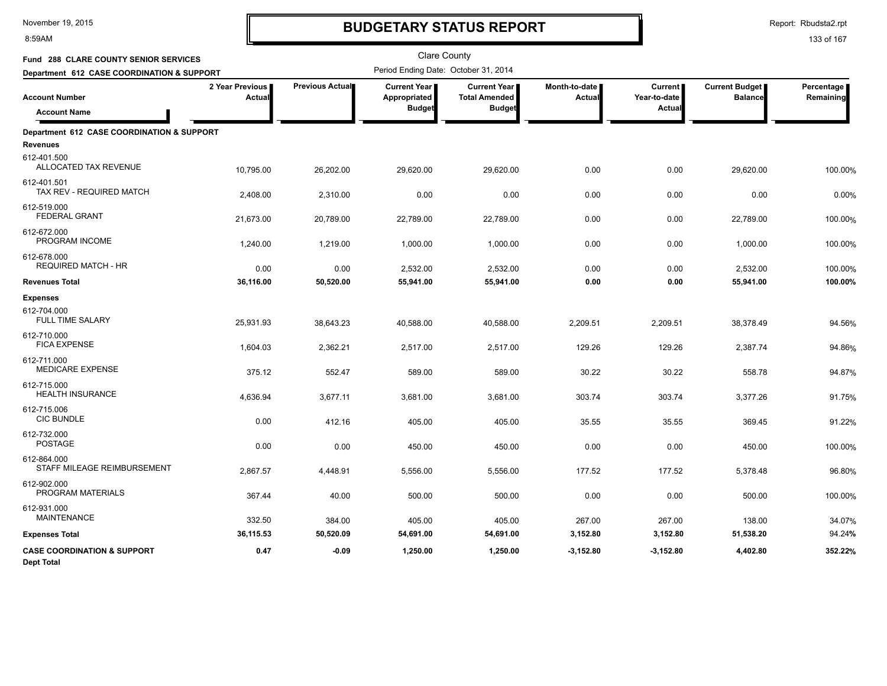# BUDGETARY STATUS REPORT

Clare County

**Fund 288 CLARE COUNTY SENIOR SERVICES**

**Department 612 CASE COORDINATION & SUPPORT**

Period Ending Date: October 31, 2014

| Account Number / Account Name | 2 Year Previous Actual | Previous Actual | Current Year Appropriated Budget | Current Year Total Amended Budget | Month-to-date Actual | Current Year-to-date Actual | Current Budget Balance | Percentage Remaining |
|---|---|---|---|---|---|---|---|---|
| **Department 612 CASE COORDINATION & SUPPORT** | | | | | | | | |
| **Revenues** | | | | | | | | |
| 612-401.500 ALLOCATED TAX REVENUE | 10,795.00 | 26,202.00 | 29,620.00 | 29,620.00 | 0.00 | 0.00 | 29,620.00 | 100.00% |
| 612-401.501 TAX REV - REQUIRED MATCH | 2,408.00 | 2,310.00 | 0.00 | 0.00 | 0.00 | 0.00 | 0.00 | 0.00% |
| 612-519.000 FEDERAL GRANT | 21,673.00 | 20,789.00 | 22,789.00 | 22,789.00 | 0.00 | 0.00 | 22,789.00 | 100.00% |
| 612-672.000 PROGRAM INCOME | 1,240.00 | 1,219.00 | 1,000.00 | 1,000.00 | 0.00 | 0.00 | 1,000.00 | 100.00% |
| 612-678.000 REQUIRED MATCH - HR | 0.00 | 0.00 | 2,532.00 | 2,532.00 | 0.00 | 0.00 | 2,532.00 | 100.00% |
| **Revenues Total** | **36,116.00** | **50,520.00** | **55,941.00** | **55,941.00** | **0.00** | **0.00** | **55,941.00** | **100.00%** |
| **Expenses** | | | | | | | | |
| 612-704.000 FULL TIME SALARY | 25,931.93 | 38,643.23 | 40,588.00 | 40,588.00 | 2,209.51 | 2,209.51 | 38,378.49 | 94.56% |
| 612-710.000 FICA EXPENSE | 1,604.03 | 2,362.21 | 2,517.00 | 2,517.00 | 129.26 | 129.26 | 2,387.74 | 94.86% |
| 612-711.000 MEDICARE EXPENSE | 375.12 | 552.47 | 589.00 | 589.00 | 30.22 | 30.22 | 558.78 | 94.87% |
| 612-715.000 HEALTH INSURANCE | 4,636.94 | 3,677.11 | 3,681.00 | 3,681.00 | 303.74 | 303.74 | 3,377.26 | 91.75% |
| 612-715.006 CIC BUNDLE | 0.00 | 412.16 | 405.00 | 405.00 | 35.55 | 35.55 | 369.45 | 91.22% |
| 612-732.000 POSTAGE | 0.00 | 0.00 | 450.00 | 450.00 | 0.00 | 0.00 | 450.00 | 100.00% |
| 612-864.000 STAFF MILEAGE REIMBURSEMENT | 2,867.57 | 4,448.91 | 5,556.00 | 5,556.00 | 177.52 | 177.52 | 5,378.48 | 96.80% |
| 612-902.000 PROGRAM MATERIALS | 367.44 | 40.00 | 500.00 | 500.00 | 0.00 | 0.00 | 500.00 | 100.00% |
| 612-931.000 MAINTENANCE | 332.50 | 384.00 | 405.00 | 405.00 | 267.00 | 267.00 | 138.00 | 34.07% |
| **Expenses Total** | **36,115.53** | **50,520.09** | **54,691.00** | **54,691.00** | **3,152.80** | **3,152.80** | **51,538.20** | **94.24%** |
| **CASE COORDINATION & SUPPORT Dept Total** | **0.47** | **-0.09** | **1,250.00** | **1,250.00** | **-3,152.80** | **-3,152.80** | **4,402.80** | **352.22%** |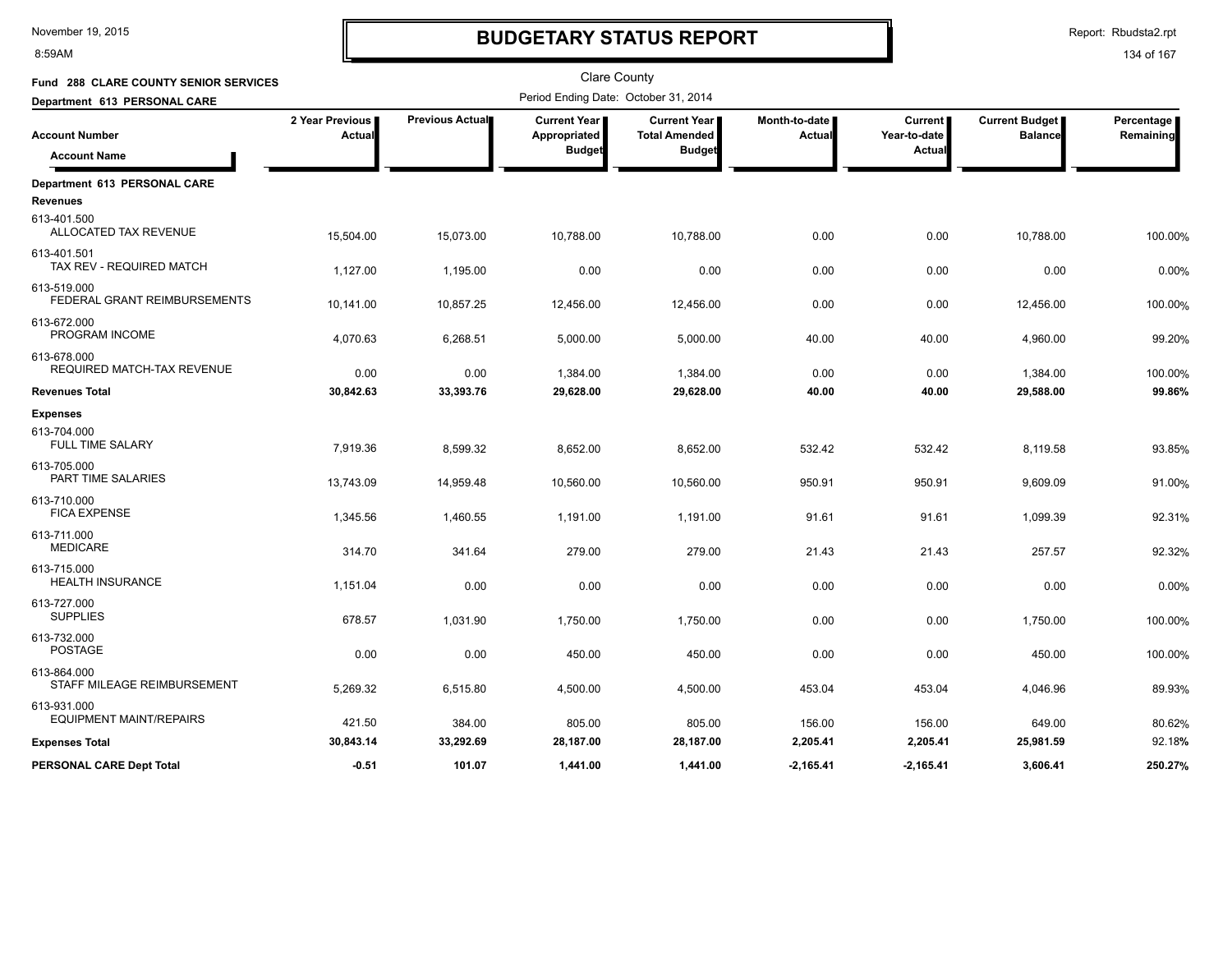# BUDGETARY STATUS REPORT

Clare County

Period Ending Date: October 31, 2014

**Fund 288 CLARE COUNTY SENIOR SERVICES**

**Department 613 PERSONAL CARE**

| Account Number / Account Name | 2 Year Previous Actual | Previous Actual | Current Year Appropriated Budget | Current Year Total Amended Budget | Month-to-date Actual | Current Year-to-date Actual | Current Budget Balance | Percentage Remaining |
|---|---|---|---|---|---|---|---|---|
| **Department 613 PERSONAL CARE** | | | | | | | | |
| **Revenues** | | | | | | | | |
| 613-401.500 ALLOCATED TAX REVENUE | 15,504.00 | 15,073.00 | 10,788.00 | 10,788.00 | 0.00 | 0.00 | 10,788.00 | 100.00% |
| 613-401.501 TAX REV - REQUIRED MATCH | 1,127.00 | 1,195.00 | 0.00 | 0.00 | 0.00 | 0.00 | 0.00 | 0.00% |
| 613-519.000 FEDERAL GRANT REIMBURSEMENTS | 10,141.00 | 10,857.25 | 12,456.00 | 12,456.00 | 0.00 | 0.00 | 12,456.00 | 100.00% |
| 613-672.000 PROGRAM INCOME | 4,070.63 | 6,268.51 | 5,000.00 | 5,000.00 | 40.00 | 40.00 | 4,960.00 | 99.20% |
| 613-678.000 REQUIRED MATCH-TAX REVENUE | 0.00 | 0.00 | 1,384.00 | 1,384.00 | 0.00 | 0.00 | 1,384.00 | 100.00% |
| **Revenues Total** | **30,842.63** | **33,393.76** | **29,628.00** | **29,628.00** | **40.00** | **40.00** | **29,588.00** | **99.86%** |
| **Expenses** | | | | | | | | |
| 613-704.000 FULL TIME SALARY | 7,919.36 | 8,599.32 | 8,652.00 | 8,652.00 | 532.42 | 532.42 | 8,119.58 | 93.85% |
| 613-705.000 PART TIME SALARIES | 13,743.09 | 14,959.48 | 10,560.00 | 10,560.00 | 950.91 | 950.91 | 9,609.09 | 91.00% |
| 613-710.000 FICA EXPENSE | 1,345.56 | 1,460.55 | 1,191.00 | 1,191.00 | 91.61 | 91.61 | 1,099.39 | 92.31% |
| 613-711.000 MEDICARE | 314.70 | 341.64 | 279.00 | 279.00 | 21.43 | 21.43 | 257.57 | 92.32% |
| 613-715.000 HEALTH INSURANCE | 1,151.04 | 0.00 | 0.00 | 0.00 | 0.00 | 0.00 | 0.00 | 0.00% |
| 613-727.000 SUPPLIES | 678.57 | 1,031.90 | 1,750.00 | 1,750.00 | 0.00 | 0.00 | 1,750.00 | 100.00% |
| 613-732.000 POSTAGE | 0.00 | 0.00 | 450.00 | 450.00 | 0.00 | 0.00 | 450.00 | 100.00% |
| 613-864.000 STAFF MILEAGE REIMBURSEMENT | 5,269.32 | 6,515.80 | 4,500.00 | 4,500.00 | 453.04 | 453.04 | 4,046.96 | 89.93% |
| 613-931.000 EQUIPMENT MAINT/REPAIRS | 421.50 | 384.00 | 805.00 | 805.00 | 156.00 | 156.00 | 649.00 | 80.62% |
| **Expenses Total** | **30,843.14** | **33,292.69** | **28,187.00** | **28,187.00** | **2,205.41** | **2,205.41** | **25,981.59** | **92.18%** |
| **PERSONAL CARE Dept Total** | **-0.51** | **101.07** | **1,441.00** | **1,441.00** | **-2,165.41** | **-2,165.41** | **3,606.41** | **250.27%** |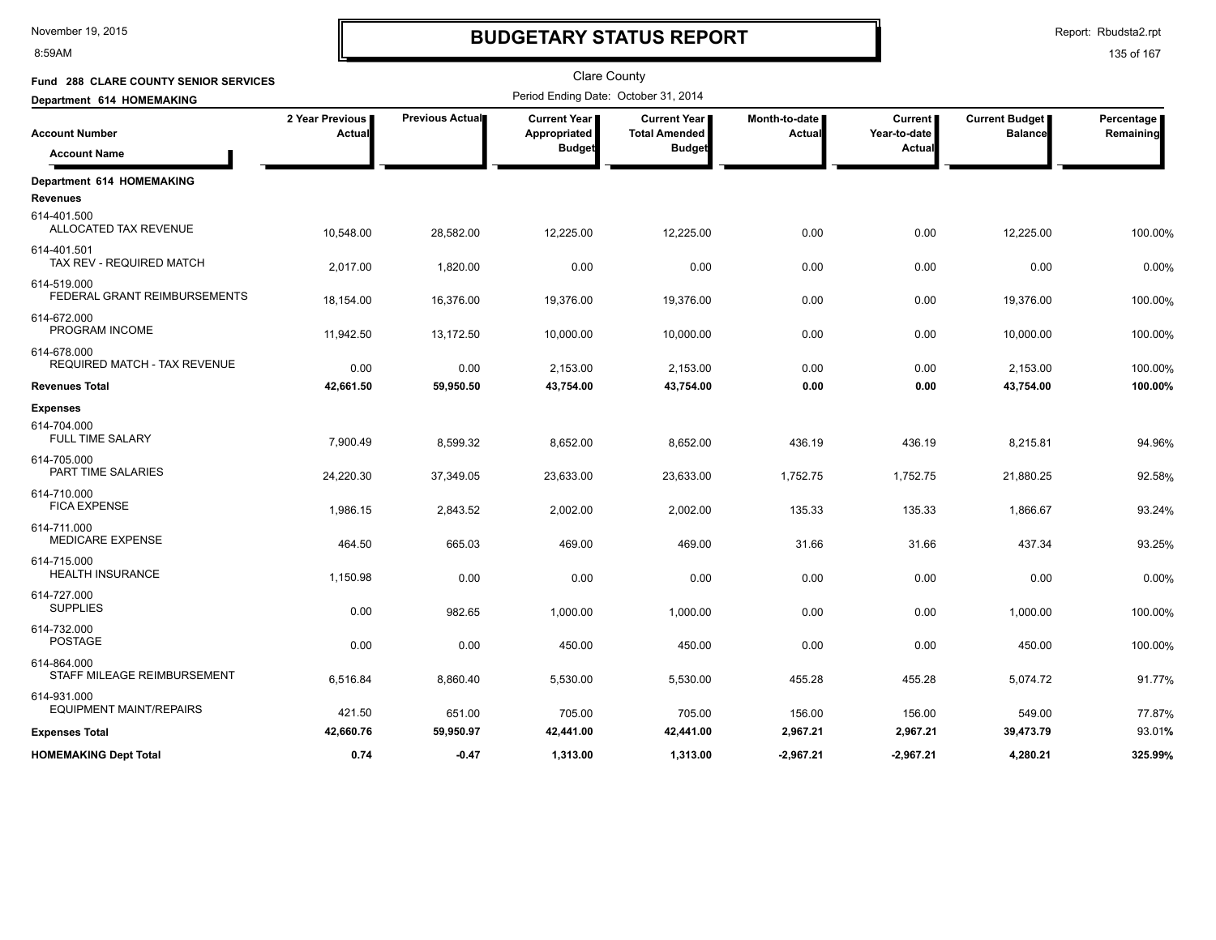# BUDGETARY STATUS REPORT

November 19, 2015
8:59AM

Report: Rbudsta2.rpt

Clare County

**Fund 288 CLARE COUNTY SENIOR SERVICES**

**Department 614 HOMEMAKING**

Period Ending Date: October 31, 2014

| Account Number / Account Name | 2 Year Previous Actual | Previous Actual | Current Year Appropriated Budget | Current Year Total Amended Budget | Month-to-date Actual | Current Year-to-date Actual | Current Budget Balance | Percentage Remaining |
|---|---|---|---|---|---|---|---|---|
| **Department 614 HOMEMAKING** | | | | | | | | |
| **Revenues** | | | | | | | | |
| 614-401.500 ALLOCATED TAX REVENUE | 10,548.00 | 28,582.00 | 12,225.00 | 12,225.00 | 0.00 | 0.00 | 12,225.00 | 100.00% |
| 614-401.501 TAX REV - REQUIRED MATCH | 2,017.00 | 1,820.00 | 0.00 | 0.00 | 0.00 | 0.00 | 0.00 | 0.00% |
| 614-519.000 FEDERAL GRANT REIMBURSEMENTS | 18,154.00 | 16,376.00 | 19,376.00 | 19,376.00 | 0.00 | 0.00 | 19,376.00 | 100.00% |
| 614-672.000 PROGRAM INCOME | 11,942.50 | 13,172.50 | 10,000.00 | 10,000.00 | 0.00 | 0.00 | 10,000.00 | 100.00% |
| 614-678.000 REQUIRED MATCH - TAX REVENUE | 0.00 | 0.00 | 2,153.00 | 2,153.00 | 0.00 | 0.00 | 2,153.00 | 100.00% |
| **Revenues Total** | **42,661.50** | **59,950.50** | **43,754.00** | **43,754.00** | **0.00** | **0.00** | **43,754.00** | **100.00%** |
| **Expenses** | | | | | | | | |
| 614-704.000 FULL TIME SALARY | 7,900.49 | 8,599.32 | 8,652.00 | 8,652.00 | 436.19 | 436.19 | 8,215.81 | 94.96% |
| 614-705.000 PART TIME SALARIES | 24,220.30 | 37,349.05 | 23,633.00 | 23,633.00 | 1,752.75 | 1,752.75 | 21,880.25 | 92.58% |
| 614-710.000 FICA EXPENSE | 1,986.15 | 2,843.52 | 2,002.00 | 2,002.00 | 135.33 | 135.33 | 1,866.67 | 93.24% |
| 614-711.000 MEDICARE EXPENSE | 464.50 | 665.03 | 469.00 | 469.00 | 31.66 | 31.66 | 437.34 | 93.25% |
| 614-715.000 HEALTH INSURANCE | 1,150.98 | 0.00 | 0.00 | 0.00 | 0.00 | 0.00 | 0.00 | 0.00% |
| 614-727.000 SUPPLIES | 0.00 | 982.65 | 1,000.00 | 1,000.00 | 0.00 | 0.00 | 1,000.00 | 100.00% |
| 614-732.000 POSTAGE | 0.00 | 0.00 | 450.00 | 450.00 | 0.00 | 0.00 | 450.00 | 100.00% |
| 614-864.000 STAFF MILEAGE REIMBURSEMENT | 6,516.84 | 8,860.40 | 5,530.00 | 5,530.00 | 455.28 | 455.28 | 5,074.72 | 91.77% |
| 614-931.000 EQUIPMENT MAINT/REPAIRS | 421.50 | 651.00 | 705.00 | 705.00 | 156.00 | 156.00 | 549.00 | 77.87% |
| **Expenses Total** | **42,660.76** | **59,950.97** | **42,441.00** | **42,441.00** | **2,967.21** | **2,967.21** | **39,473.79** | **93.01%** |
| **HOMEMAKING Dept Total** | **0.74** | **-0.47** | **1,313.00** | **1,313.00** | **-2,967.21** | **-2,967.21** | **4,280.21** | **325.99%** |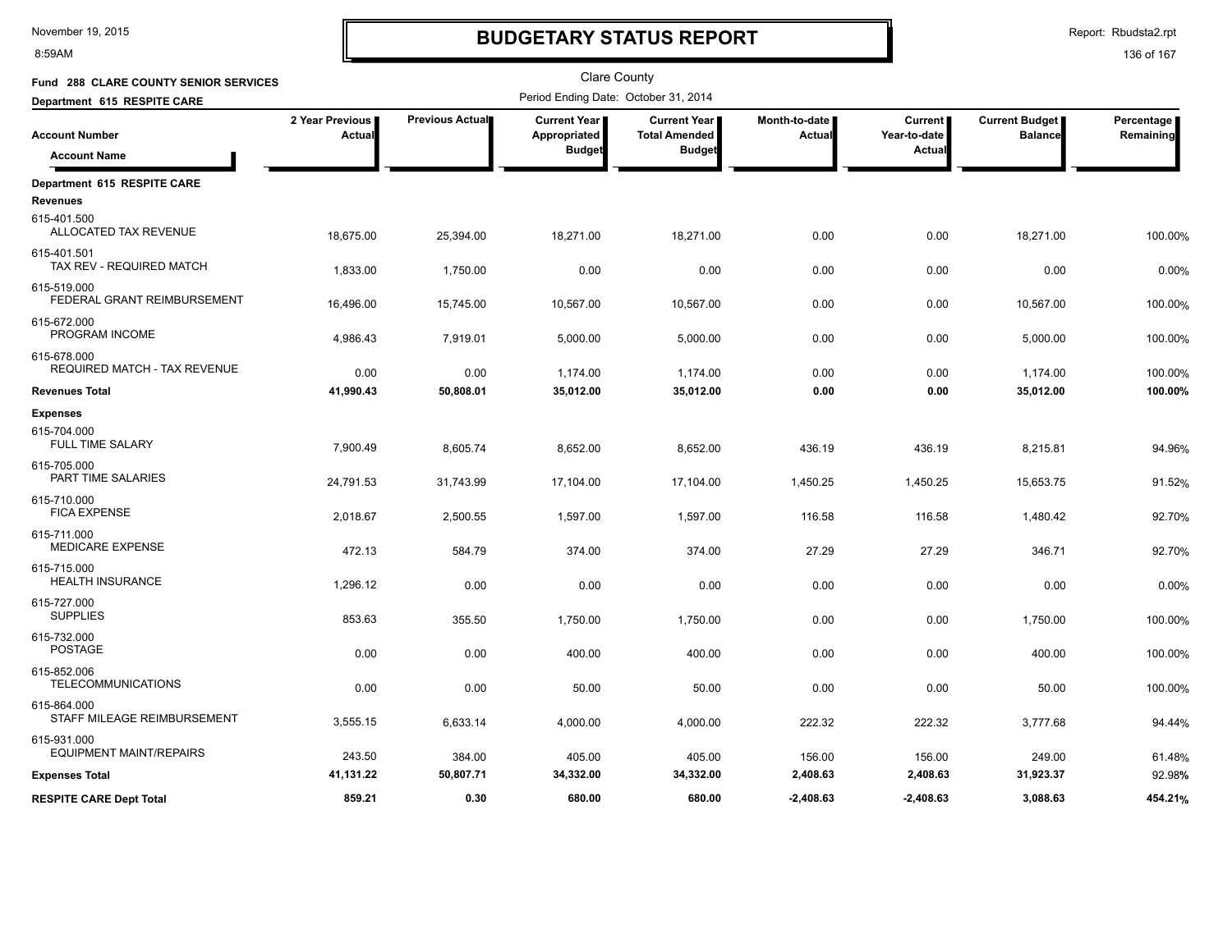# BUDGETARY STATUS REPORT

Clare County

**Fund 288 CLARE COUNTY SENIOR SERVICES**

**Department 615 RESPITE CARE**

Period Ending Date: October 31, 2014

| Account Number / Account Name | 2 Year Previous Actual | Previous Actual | Current Year Appropriated Budget | Current Year Total Amended Budget | Month-to-date Actual | Current Year-to-date Actual | Current Budget Balance | Percentage Remaining |
|---|---|---|---|---|---|---|---|---|
| **Department 615 RESPITE CARE** | | | | | | | | |
| **Revenues** | | | | | | | | |
| 615-401.500 ALLOCATED TAX REVENUE | 18,675.00 | 25,394.00 | 18,271.00 | 18,271.00 | 0.00 | 0.00 | 18,271.00 | 100.00% |
| 615-401.501 TAX REV - REQUIRED MATCH | 1,833.00 | 1,750.00 | 0.00 | 0.00 | 0.00 | 0.00 | 0.00 | 0.00% |
| 615-519.000 FEDERAL GRANT REIMBURSEMENT | 16,496.00 | 15,745.00 | 10,567.00 | 10,567.00 | 0.00 | 0.00 | 10,567.00 | 100.00% |
| 615-672.000 PROGRAM INCOME | 4,986.43 | 7,919.01 | 5,000.00 | 5,000.00 | 0.00 | 0.00 | 5,000.00 | 100.00% |
| 615-678.000 REQUIRED MATCH - TAX REVENUE | 0.00 | 0.00 | 1,174.00 | 1,174.00 | 0.00 | 0.00 | 1,174.00 | 100.00% |
| **Revenues Total** | **41,990.43** | **50,808.01** | **35,012.00** | **35,012.00** | **0.00** | **0.00** | **35,012.00** | **100.00%** |
| **Expenses** | | | | | | | | |
| 615-704.000 FULL TIME SALARY | 7,900.49 | 8,605.74 | 8,652.00 | 8,652.00 | 436.19 | 436.19 | 8,215.81 | 94.96% |
| 615-705.000 PART TIME SALARIES | 24,791.53 | 31,743.99 | 17,104.00 | 17,104.00 | 1,450.25 | 1,450.25 | 15,653.75 | 91.52% |
| 615-710.000 FICA EXPENSE | 2,018.67 | 2,500.55 | 1,597.00 | 1,597.00 | 116.58 | 116.58 | 1,480.42 | 92.70% |
| 615-711.000 MEDICARE EXPENSE | 472.13 | 584.79 | 374.00 | 374.00 | 27.29 | 27.29 | 346.71 | 92.70% |
| 615-715.000 HEALTH INSURANCE | 1,296.12 | 0.00 | 0.00 | 0.00 | 0.00 | 0.00 | 0.00 | 0.00% |
| 615-727.000 SUPPLIES | 853.63 | 355.50 | 1,750.00 | 1,750.00 | 0.00 | 0.00 | 1,750.00 | 100.00% |
| 615-732.000 POSTAGE | 0.00 | 0.00 | 400.00 | 400.00 | 0.00 | 0.00 | 400.00 | 100.00% |
| 615-852.006 TELECOMMUNICATIONS | 0.00 | 0.00 | 50.00 | 50.00 | 0.00 | 0.00 | 50.00 | 100.00% |
| 615-864.000 STAFF MILEAGE REIMBURSEMENT | 3,555.15 | 6,633.14 | 4,000.00 | 4,000.00 | 222.32 | 222.32 | 3,777.68 | 94.44% |
| 615-931.000 EQUIPMENT MAINT/REPAIRS | 243.50 | 384.00 | 405.00 | 405.00 | 156.00 | 156.00 | 249.00 | 61.48% |
| **Expenses Total** | **41,131.22** | **50,807.71** | **34,332.00** | **34,332.00** | **2,408.63** | **2,408.63** | **31,923.37** | **92.98%** |
| **RESPITE CARE Dept Total** | **859.21** | **0.30** | **680.00** | **680.00** | **-2,408.63** | **-2,408.63** | **3,088.63** | **454.21%** |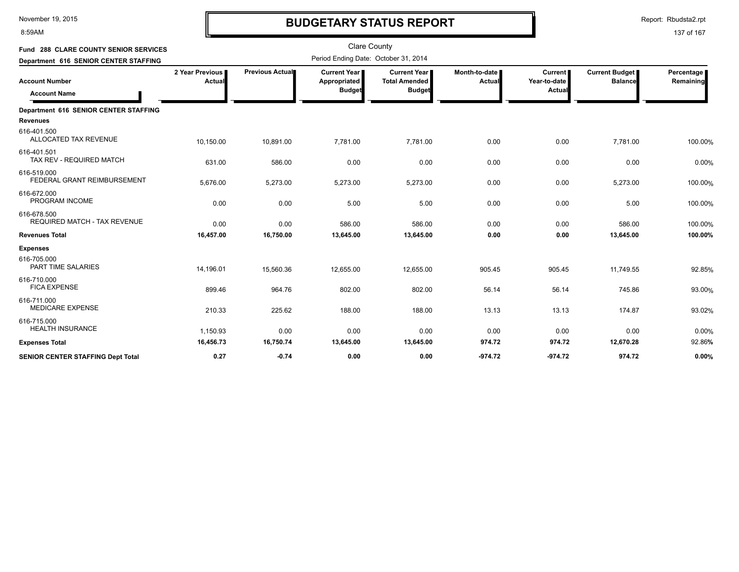# BUDGETARY STATUS REPORT

November 19, 2015
8:59AM

Report: Rbudsta2.rpt

Clare County

**Fund 288 CLARE COUNTY SENIOR SERVICES**

**Department 616 SENIOR CENTER STAFFING**

Period Ending Date: October 31, 2014

| Account Number / Account Name | 2 Year Previous Actual | Previous Actual | Current Year Appropriated Budget | Current Year Total Amended Budget | Month-to-date Actual | Current Year-to-date Actual | Current Budget Balance | Percentage Remaining |
|---|---|---|---|---|---|---|---|---|
| **Department 616 SENIOR CENTER STAFFING** | | | | | | | | |
| **Revenues** | | | | | | | | |
| 616-401.500 ALLOCATED TAX REVENUE | 10,150.00 | 10,891.00 | 7,781.00 | 7,781.00 | 0.00 | 0.00 | 7,781.00 | 100.00% |
| 616-401.501 TAX REV - REQUIRED MATCH | 631.00 | 586.00 | 0.00 | 0.00 | 0.00 | 0.00 | 0.00 | 0.00% |
| 616-519.000 FEDERAL GRANT REIMBURSEMENT | 5,676.00 | 5,273.00 | 5,273.00 | 5,273.00 | 0.00 | 0.00 | 5,273.00 | 100.00% |
| 616-672.000 PROGRAM INCOME | 0.00 | 0.00 | 5.00 | 5.00 | 0.00 | 0.00 | 5.00 | 100.00% |
| 616-678.500 REQUIRED MATCH - TAX REVENUE | 0.00 | 0.00 | 586.00 | 586.00 | 0.00 | 0.00 | 586.00 | 100.00% |
| **Revenues Total** | **16,457.00** | **16,750.00** | **13,645.00** | **13,645.00** | **0.00** | **0.00** | **13,645.00** | **100.00%** |
| **Expenses** | | | | | | | | |
| 616-705.000 PART TIME SALARIES | 14,196.01 | 15,560.36 | 12,655.00 | 12,655.00 | 905.45 | 905.45 | 11,749.55 | 92.85% |
| 616-710.000 FICA EXPENSE | 899.46 | 964.76 | 802.00 | 802.00 | 56.14 | 56.14 | 745.86 | 93.00% |
| 616-711.000 MEDICARE EXPENSE | 210.33 | 225.62 | 188.00 | 188.00 | 13.13 | 13.13 | 174.87 | 93.02% |
| 616-715.000 HEALTH INSURANCE | 1,150.93 | 0.00 | 0.00 | 0.00 | 0.00 | 0.00 | 0.00 | 0.00% |
| **Expenses Total** | **16,456.73** | **16,750.74** | **13,645.00** | **13,645.00** | **974.72** | **974.72** | **12,670.28** | 92.86% |
| **SENIOR CENTER STAFFING Dept Total** | **0.27** | **-0.74** | **0.00** | **0.00** | **-974.72** | **-974.72** | **974.72** | **0.00%** |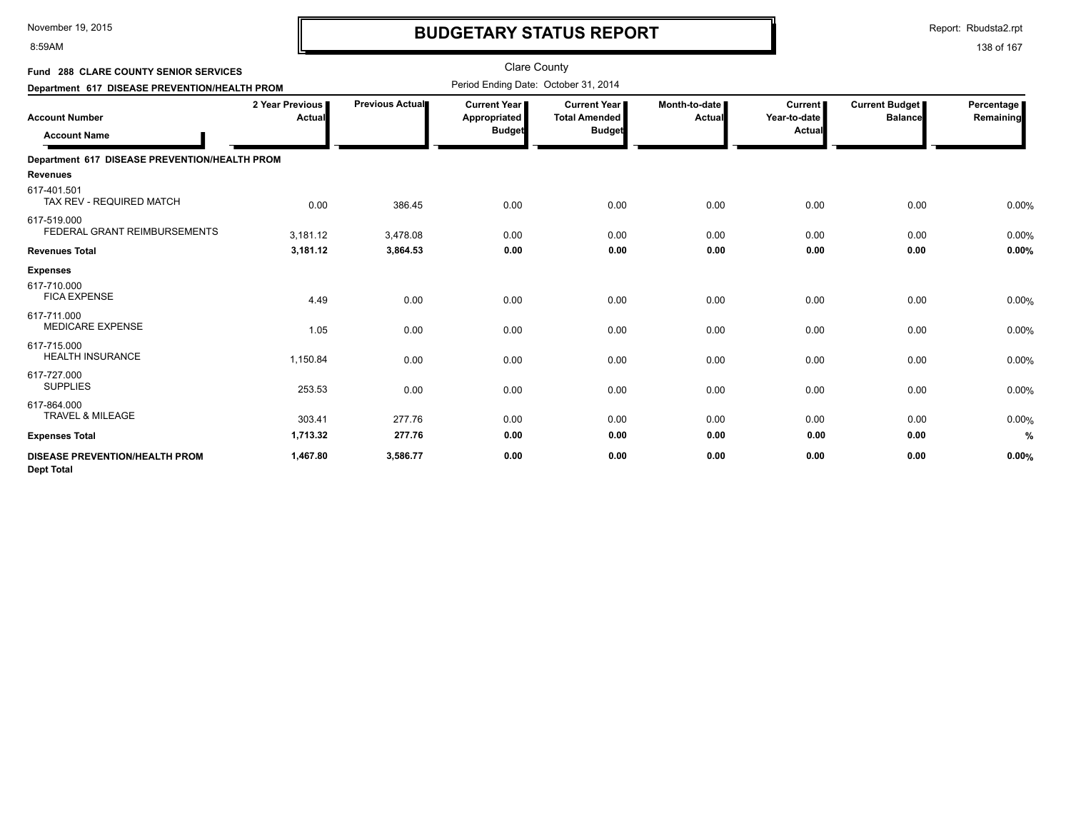# BUDGETARY STATUS REPORT

Clare County

Period Ending Date: October 31, 2014

**Fund 288 CLARE COUNTY SENIOR SERVICES**

**Department 617 DISEASE PREVENTION/HEALTH PROM**

| Account Number / Account Name | 2 Year Previous Actual | Previous Actual | Current Year Appropriated Budget | Current Year Total Amended Budget | Month-to-date Actual | Current Year-to-date Actual | Current Budget Balance | Percentage Remaining |
|---|---|---|---|---|---|---|---|---|
| **Department 617 DISEASE PREVENTION/HEALTH PROM** | | | | | | | | |
| **Revenues** | | | | | | | | |
| 617-401.501 TAX REV - REQUIRED MATCH | 0.00 | 386.45 | 0.00 | 0.00 | 0.00 | 0.00 | 0.00 | 0.00% |
| 617-519.000 FEDERAL GRANT REIMBURSEMENTS | 3,181.12 | 3,478.08 | 0.00 | 0.00 | 0.00 | 0.00 | 0.00 | 0.00% |
| **Revenues Total** | **3,181.12** | **3,864.53** | **0.00** | **0.00** | **0.00** | **0.00** | **0.00** | **0.00%** |
| **Expenses** | | | | | | | | |
| 617-710.000 FICA EXPENSE | 4.49 | 0.00 | 0.00 | 0.00 | 0.00 | 0.00 | 0.00 | 0.00% |
| 617-711.000 MEDICARE EXPENSE | 1.05 | 0.00 | 0.00 | 0.00 | 0.00 | 0.00 | 0.00 | 0.00% |
| 617-715.000 HEALTH INSURANCE | 1,150.84 | 0.00 | 0.00 | 0.00 | 0.00 | 0.00 | 0.00 | 0.00% |
| 617-727.000 SUPPLIES | 253.53 | 0.00 | 0.00 | 0.00 | 0.00 | 0.00 | 0.00 | 0.00% |
| 617-864.000 TRAVEL & MILEAGE | 303.41 | 277.76 | 0.00 | 0.00 | 0.00 | 0.00 | 0.00 | 0.00% |
| **Expenses Total** | **1,713.32** | **277.76** | **0.00** | **0.00** | **0.00** | **0.00** | **0.00** | **%** |
| **DISEASE PREVENTION/HEALTH PROM Dept Total** | **1,467.80** | **3,586.77** | **0.00** | **0.00** | **0.00** | **0.00** | **0.00** | **0.00%** |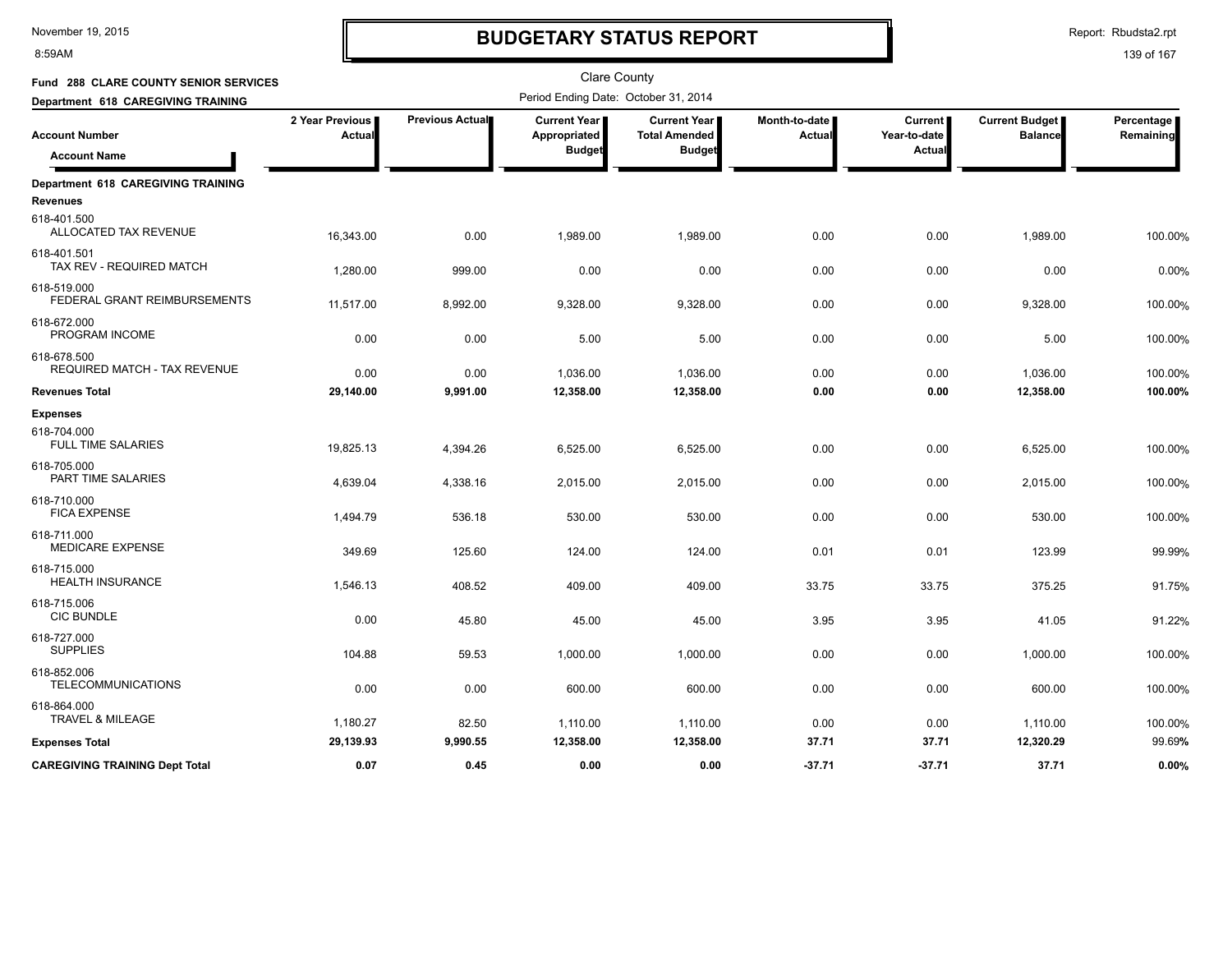# BUDGETARY STATUS REPORT

Clare County

Period Ending Date: October 31, 2014

**Fund 288 CLARE COUNTY SENIOR SERVICES**

**Department 618 CAREGIVING TRAINING**

| Account Number / Account Name | 2 Year Previous Actual | Previous Actual | Current Year Appropriated Budget | Current Year Total Amended Budget | Month-to-date Actual | Current Year-to-date Actual | Current Budget Balance | Percentage Remaining |
|---|---|---|---|---|---|---|---|---|
| **Department 618 CAREGIVING TRAINING** | | | | | | | | |
| **Revenues** | | | | | | | | |
| 618-401.500 ALLOCATED TAX REVENUE | 16,343.00 | 0.00 | 1,989.00 | 1,989.00 | 0.00 | 0.00 | 1,989.00 | 100.00% |
| 618-401.501 TAX REV - REQUIRED MATCH | 1,280.00 | 999.00 | 0.00 | 0.00 | 0.00 | 0.00 | 0.00 | 0.00% |
| 618-519.000 FEDERAL GRANT REIMBURSEMENTS | 11,517.00 | 8,992.00 | 9,328.00 | 9,328.00 | 0.00 | 0.00 | 9,328.00 | 100.00% |
| 618-672.000 PROGRAM INCOME | 0.00 | 0.00 | 5.00 | 5.00 | 0.00 | 0.00 | 5.00 | 100.00% |
| 618-678.500 REQUIRED MATCH - TAX REVENUE | 0.00 | 0.00 | 1,036.00 | 1,036.00 | 0.00 | 0.00 | 1,036.00 | 100.00% |
| **Revenues Total** | **29,140.00** | **9,991.00** | **12,358.00** | **12,358.00** | **0.00** | **0.00** | **12,358.00** | **100.00%** |
| **Expenses** | | | | | | | | |
| 618-704.000 FULL TIME SALARIES | 19,825.13 | 4,394.26 | 6,525.00 | 6,525.00 | 0.00 | 0.00 | 6,525.00 | 100.00% |
| 618-705.000 PART TIME SALARIES | 4,639.04 | 4,338.16 | 2,015.00 | 2,015.00 | 0.00 | 0.00 | 2,015.00 | 100.00% |
| 618-710.000 FICA EXPENSE | 1,494.79 | 536.18 | 530.00 | 530.00 | 0.00 | 0.00 | 530.00 | 100.00% |
| 618-711.000 MEDICARE EXPENSE | 349.69 | 125.60 | 124.00 | 124.00 | 0.01 | 0.01 | 123.99 | 99.99% |
| 618-715.000 HEALTH INSURANCE | 1,546.13 | 408.52 | 409.00 | 409.00 | 33.75 | 33.75 | 375.25 | 91.75% |
| 618-715.006 CIC BUNDLE | 0.00 | 45.80 | 45.00 | 45.00 | 3.95 | 3.95 | 41.05 | 91.22% |
| 618-727.000 SUPPLIES | 104.88 | 59.53 | 1,000.00 | 1,000.00 | 0.00 | 0.00 | 1,000.00 | 100.00% |
| 618-852.006 TELECOMMUNICATIONS | 0.00 | 0.00 | 600.00 | 600.00 | 0.00 | 0.00 | 600.00 | 100.00% |
| 618-864.000 TRAVEL & MILEAGE | 1,180.27 | 82.50 | 1,110.00 | 1,110.00 | 0.00 | 0.00 | 1,110.00 | 100.00% |
| **Expenses Total** | **29,139.93** | **9,990.55** | **12,358.00** | **12,358.00** | **37.71** | **37.71** | **12,320.29** | **99.69%** |
| **CAREGIVING TRAINING Dept Total** | **0.07** | **0.45** | **0.00** | **0.00** | **-37.71** | **-37.71** | **37.71** | **0.00%** |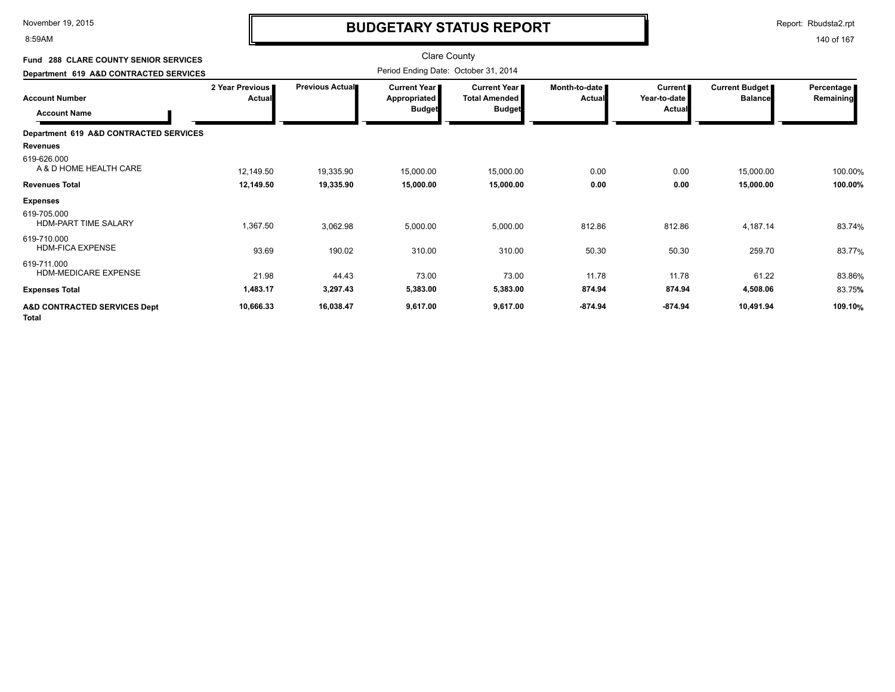# BUDGETARY STATUS REPORT

Clare County

Period Ending Date: October 31, 2014

**Fund 288 CLARE COUNTY SENIOR SERVICES**

**Department 619 A&D CONTRACTED SERVICES**

| Account Number / Account Name | 2 Year Previous Actual | Previous Actual | Current Year Appropriated Budget | Current Year Total Amended Budget | Month-to-date Actual | Current Year-to-date Actual | Current Budget Balance | Percentage Remaining |
|---|---|---|---|---|---|---|---|---|
| **Department 619 A&D CONTRACTED SERVICES** | | | | | | | | |
| **Revenues** | | | | | | | | |
| 619-626.000 A & D HOME HEALTH CARE | 12,149.50 | 19,335.90 | 15,000.00 | 15,000.00 | 0.00 | 0.00 | 15,000.00 | 100.00% |
| **Revenues Total** | **12,149.50** | **19,335.90** | **15,000.00** | **15,000.00** | **0.00** | **0.00** | **15,000.00** | **100.00%** |
| **Expenses** | | | | | | | | |
| 619-705.000 HDM-PART TIME SALARY | 1,367.50 | 3,062.98 | 5,000.00 | 5,000.00 | 812.86 | 812.86 | 4,187.14 | 83.74% |
| 619-710.000 HDM-FICA EXPENSE | 93.69 | 190.02 | 310.00 | 310.00 | 50.30 | 50.30 | 259.70 | 83.77% |
| 619-711.000 HDM-MEDICARE EXPENSE | 21.98 | 44.43 | 73.00 | 73.00 | 11.78 | 11.78 | 61.22 | 83.86% |
| **Expenses Total** | **1,483.17** | **3,297.43** | **5,383.00** | **5,383.00** | **874.94** | **874.94** | **4,508.06** | **83.75%** |
| **A&D CONTRACTED SERVICES Dept Total** | **10,666.33** | **16,038.47** | **9,617.00** | **9,617.00** | **-874.94** | **-874.94** | **10,491.94** | **109.10%** |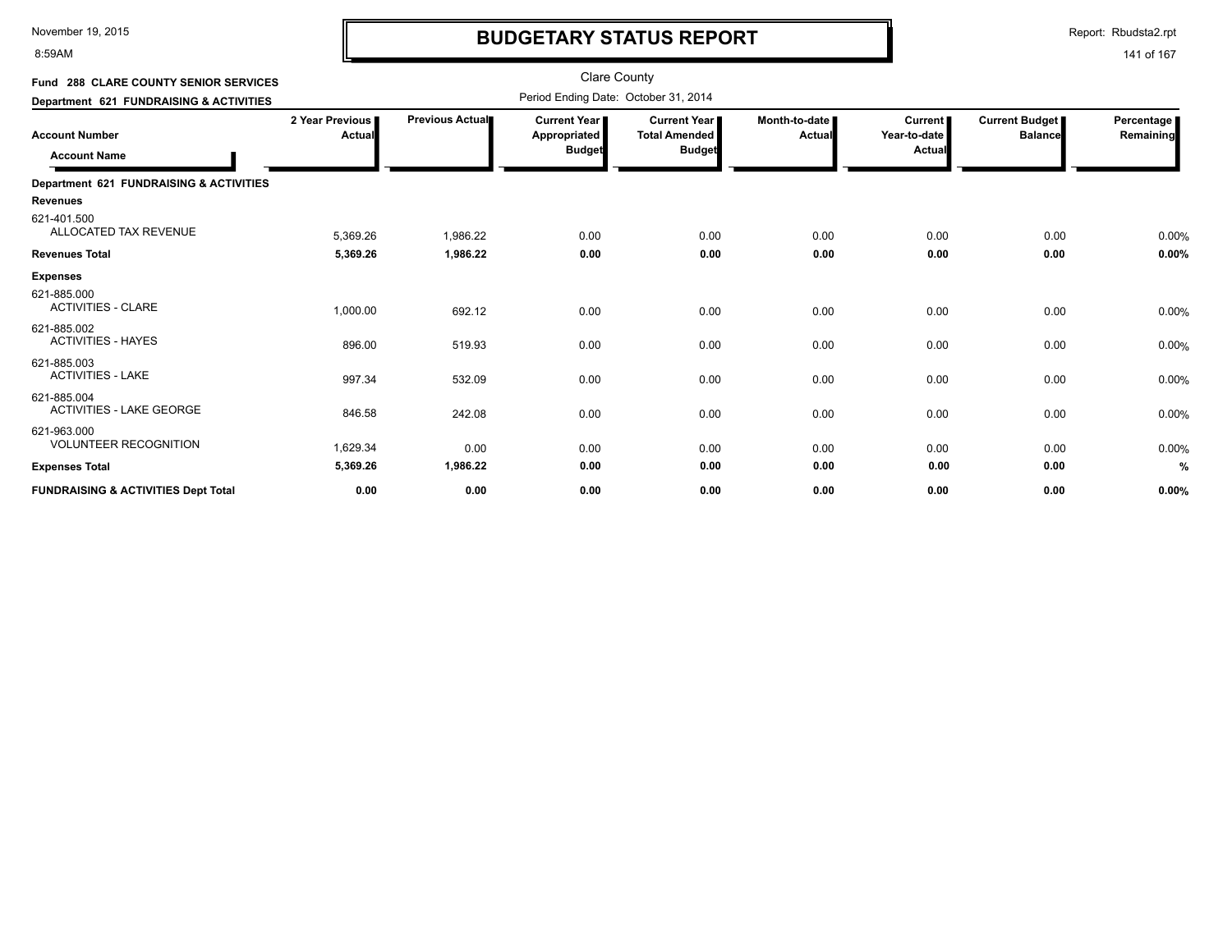# BUDGETARY STATUS REPORT

Clare County

Period Ending Date: October 31, 2014

**Fund 288 CLARE COUNTY SENIOR SERVICES**

**Department 621 FUNDRAISING & ACTIVITIES**

| Account Number / Account Name | 2 Year Previous Actual | Previous Actual | Current Year Appropriated Budget | Current Year Total Amended Budget | Month-to-date Actual | Current Year-to-date Actual | Current Budget Balance | Percentage Remaining |
|---|---|---|---|---|---|---|---|---|
| **Department 621 FUNDRAISING & ACTIVITIES** | | | | | | | | |
| **Revenues** | | | | | | | | |
| 621-401.500 ALLOCATED TAX REVENUE | 5,369.26 | 1,986.22 | 0.00 | 0.00 | 0.00 | 0.00 | 0.00 | 0.00% |
| **Revenues Total** | **5,369.26** | **1,986.22** | **0.00** | **0.00** | **0.00** | **0.00** | **0.00** | **0.00%** |
| **Expenses** | | | | | | | | |
| 621-885.000 ACTIVITIES - CLARE | 1,000.00 | 692.12 | 0.00 | 0.00 | 0.00 | 0.00 | 0.00 | 0.00% |
| 621-885.002 ACTIVITIES - HAYES | 896.00 | 519.93 | 0.00 | 0.00 | 0.00 | 0.00 | 0.00 | 0.00% |
| 621-885.003 ACTIVITIES - LAKE | 997.34 | 532.09 | 0.00 | 0.00 | 0.00 | 0.00 | 0.00 | 0.00% |
| 621-885.004 ACTIVITIES - LAKE GEORGE | 846.58 | 242.08 | 0.00 | 0.00 | 0.00 | 0.00 | 0.00 | 0.00% |
| 621-963.000 VOLUNTEER RECOGNITION | 1,629.34 | 0.00 | 0.00 | 0.00 | 0.00 | 0.00 | 0.00 | 0.00% |
| **Expenses Total** | **5,369.26** | **1,986.22** | **0.00** | **0.00** | **0.00** | **0.00** | **0.00** | **%** |
| **FUNDRAISING & ACTIVITIES Dept Total** | **0.00** | **0.00** | **0.00** | **0.00** | **0.00** | **0.00** | **0.00** | **0.00%** |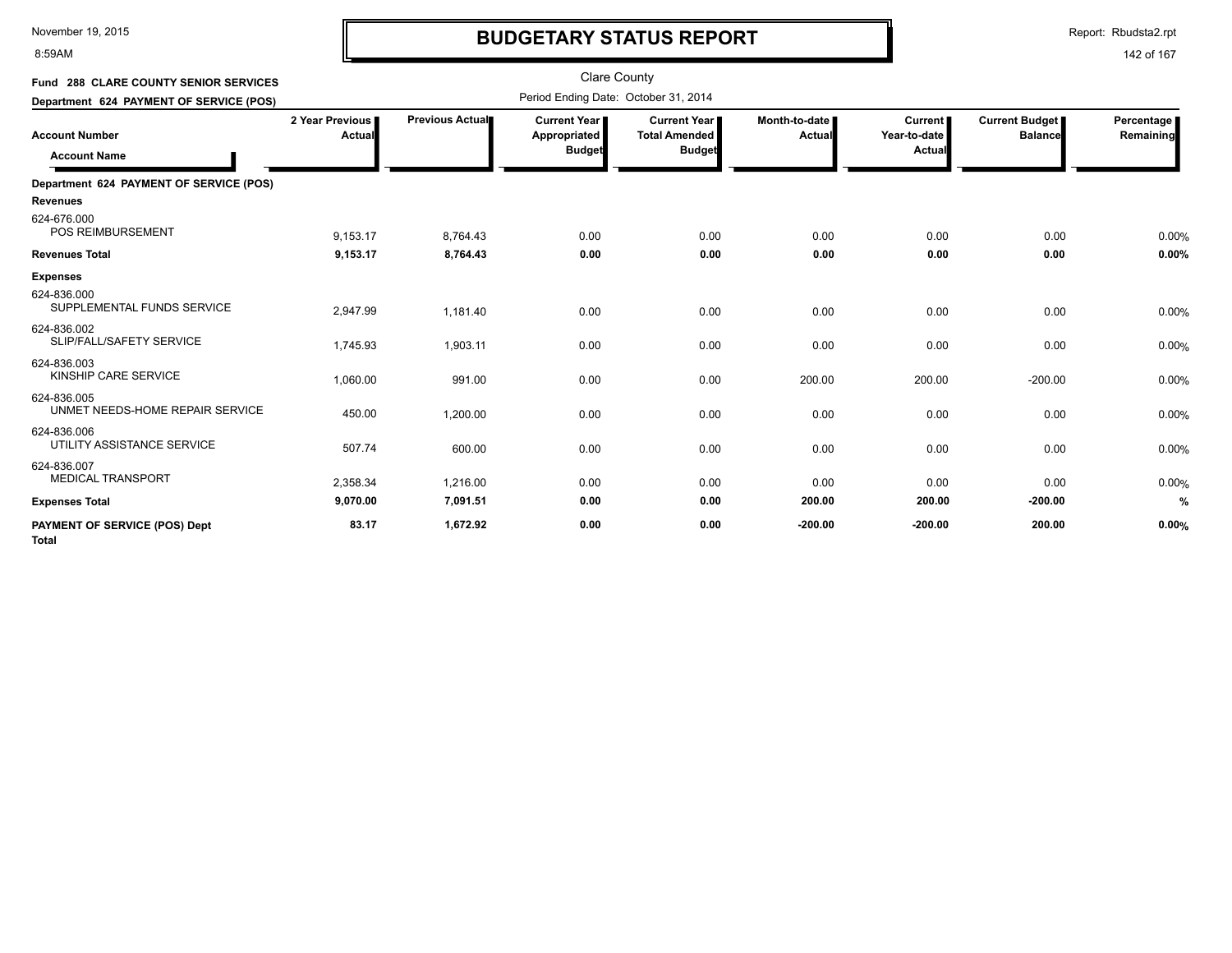# BUDGETARY STATUS REPORT

Clare County

Period Ending Date: October 31, 2014

**Fund 288 CLARE COUNTY SENIOR SERVICES**

**Department 624 PAYMENT OF SERVICE (POS)**

| Account Number / Account Name | 2 Year Previous Actual | Previous Actual | Current Year Appropriated Budget | Current Year Total Amended Budget | Month-to-date Actual | Current Year-to-date Actual | Current Budget Balance | Percentage Remaining |
|---|---|---|---|---|---|---|---|---|
| **Department 624 PAYMENT OF SERVICE (POS)** | | | | | | | | |
| **Revenues** | | | | | | | | |
| 624-676.000 POS REIMBURSEMENT | 9,153.17 | 8,764.43 | 0.00 | 0.00 | 0.00 | 0.00 | 0.00 | 0.00% |
| **Revenues Total** | **9,153.17** | **8,764.43** | **0.00** | **0.00** | **0.00** | **0.00** | **0.00** | **0.00%** |
| **Expenses** | | | | | | | | |
| 624-836.000 SUPPLEMENTAL FUNDS SERVICE | 2,947.99 | 1,181.40 | 0.00 | 0.00 | 0.00 | 0.00 | 0.00 | 0.00% |
| 624-836.002 SLIP/FALL/SAFETY SERVICE | 1,745.93 | 1,903.11 | 0.00 | 0.00 | 0.00 | 0.00 | 0.00 | 0.00% |
| 624-836.003 KINSHIP CARE SERVICE | 1,060.00 | 991.00 | 0.00 | 0.00 | 200.00 | 200.00 | -200.00 | 0.00% |
| 624-836.005 UNMET NEEDS-HOME REPAIR SERVICE | 450.00 | 1,200.00 | 0.00 | 0.00 | 0.00 | 0.00 | 0.00 | 0.00% |
| 624-836.006 UTILITY ASSISTANCE SERVICE | 507.74 | 600.00 | 0.00 | 0.00 | 0.00 | 0.00 | 0.00 | 0.00% |
| 624-836.007 MEDICAL TRANSPORT | 2,358.34 | 1,216.00 | 0.00 | 0.00 | 0.00 | 0.00 | 0.00 | 0.00% |
| **Expenses Total** | **9,070.00** | **7,091.51** | **0.00** | **0.00** | **200.00** | **200.00** | **-200.00** | **%** |
| **PAYMENT OF SERVICE (POS) Dept Total** | **83.17** | **1,672.92** | **0.00** | **0.00** | **-200.00** | **-200.00** | **200.00** | **0.00%** |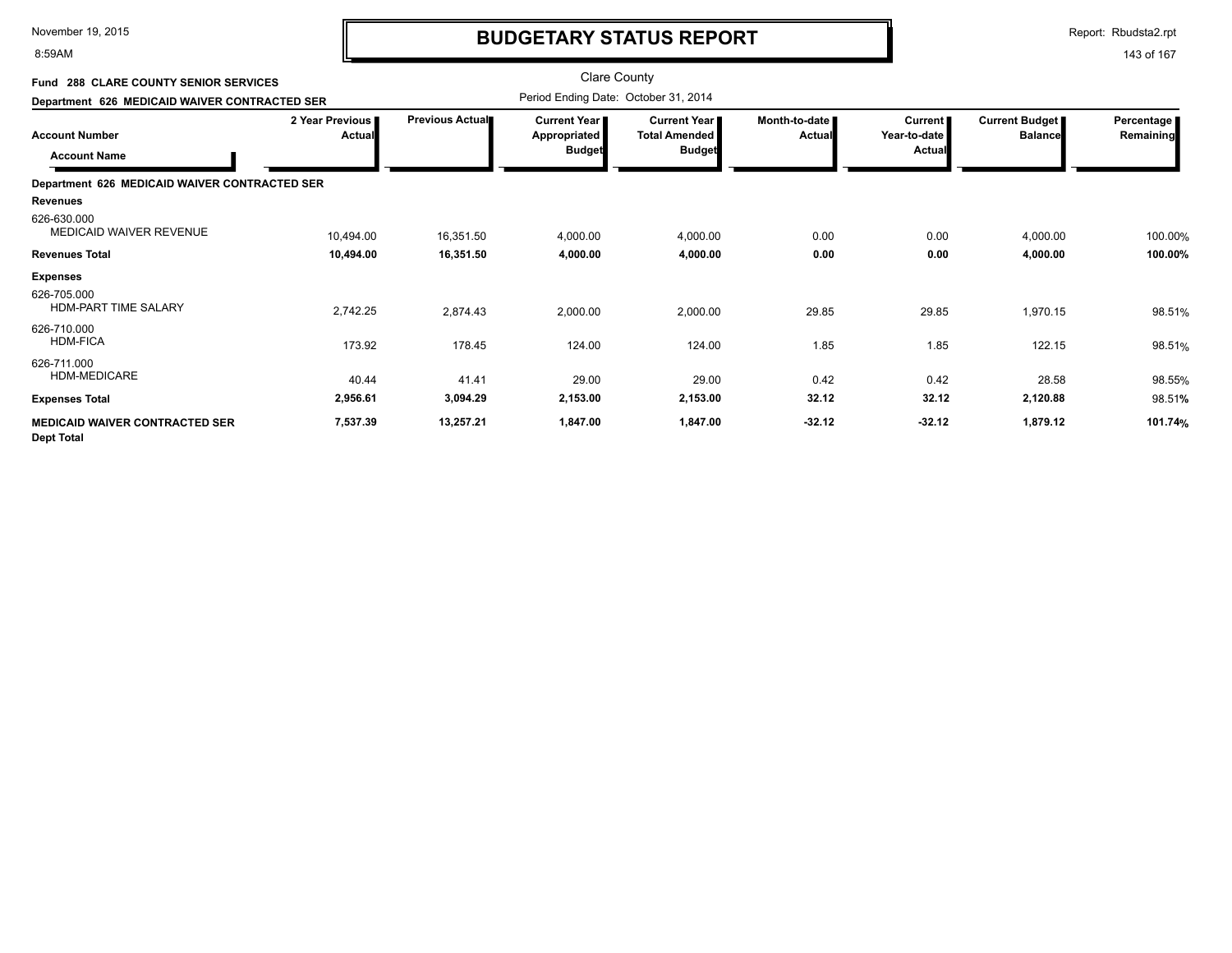# BUDGETARY STATUS REPORT

Clare County

**Fund 288 CLARE COUNTY SENIOR SERVICES**

**Department 626 MEDICAID WAIVER CONTRACTED SER**

Period Ending Date: October 31, 2014

| Account Number / Account Name | 2 Year Previous Actual | Previous Actual | Current Year Appropriated Budget | Current Year Total Amended Budget | Month-to-date Actual | Current Year-to-date Actual | Current Budget Balance | Percentage Remaining |
|---|---|---|---|---|---|---|---|---|
| **Department 626 MEDICAID WAIVER CONTRACTED SER** | | | | | | | | |
| **Revenues** | | | | | | | | |
| 626-630.000 MEDICAID WAIVER REVENUE | 10,494.00 | 16,351.50 | 4,000.00 | 4,000.00 | 0.00 | 0.00 | 4,000.00 | 100.00% |
| **Revenues Total** | **10,494.00** | **16,351.50** | **4,000.00** | **4,000.00** | **0.00** | **0.00** | **4,000.00** | **100.00%** |
| **Expenses** | | | | | | | | |
| 626-705.000 HDM-PART TIME SALARY | 2,742.25 | 2,874.43 | 2,000.00 | 2,000.00 | 29.85 | 29.85 | 1,970.15 | 98.51% |
| 626-710.000 HDM-FICA | 173.92 | 178.45 | 124.00 | 124.00 | 1.85 | 1.85 | 122.15 | 98.51% |
| 626-711.000 HDM-MEDICARE | 40.44 | 41.41 | 29.00 | 29.00 | 0.42 | 0.42 | 28.58 | 98.55% |
| **Expenses Total** | **2,956.61** | **3,094.29** | **2,153.00** | **2,153.00** | **32.12** | **32.12** | **2,120.88** | 98.51% |
| **MEDICAID WAIVER CONTRACTED SER Dept Total** | **7,537.39** | **13,257.21** | **1,847.00** | **1,847.00** | **-32.12** | **-32.12** | **1,879.12** | **101.74%** |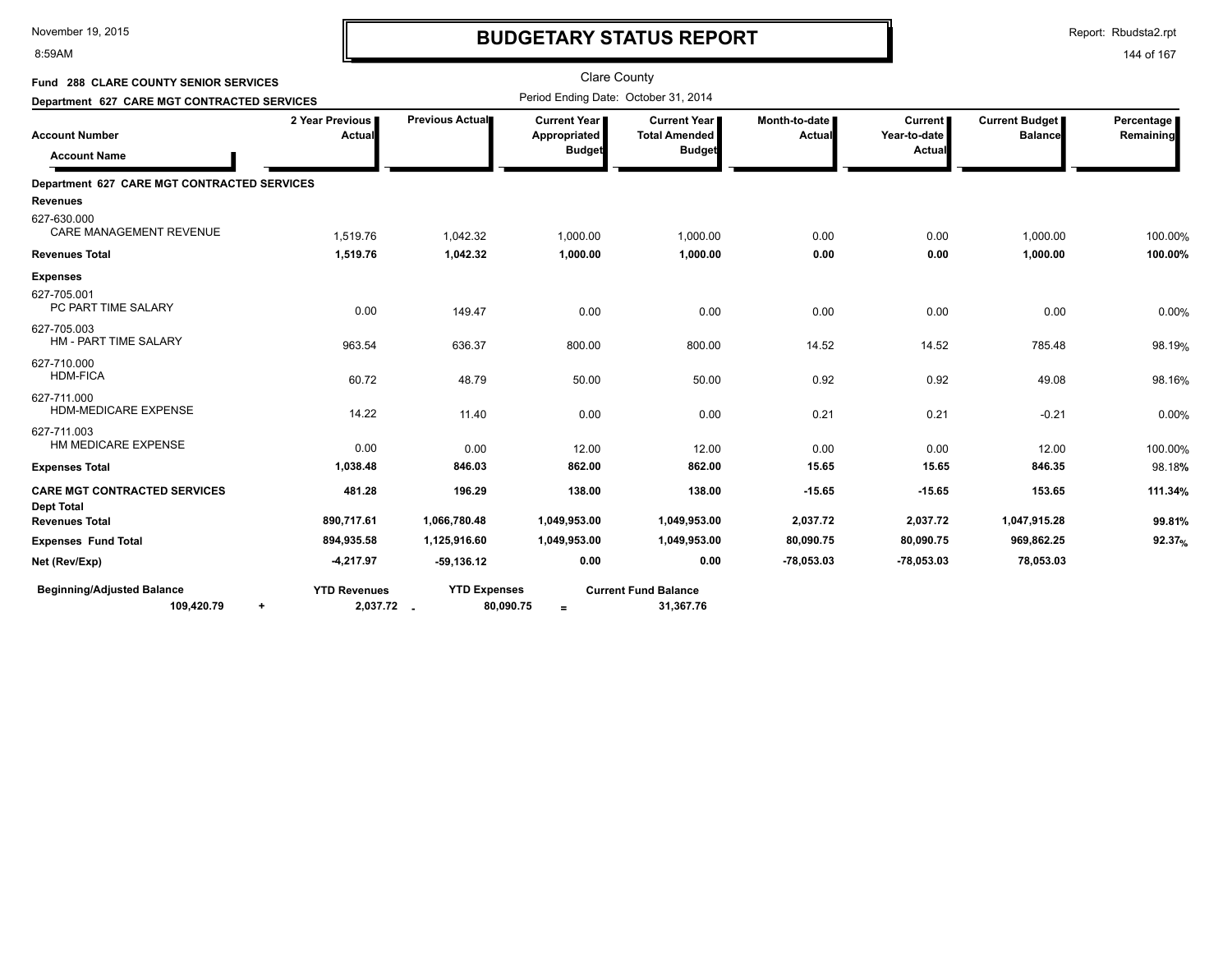# BUDGETARY STATUS REPORT

Clare County

Period Ending Date: October 31, 2014

**Fund 288 CLARE COUNTY SENIOR SERVICES**

**Department 627 CARE MGT CONTRACTED SERVICES**

| Account Number / Account Name | 2 Year Previous Actual | Previous Actual | Current Year Appropriated Budget | Current Year Total Amended Budget | Month-to-date Actual | Current Year-to-date Actual | Current Budget Balance | Percentage Remaining |
|---|---|---|---|---|---|---|---|---|
| **Department 627 CARE MGT CONTRACTED SERVICES** | | | | | | | | |
| **Revenues** | | | | | | | | |
| 627-630.000 CARE MANAGEMENT REVENUE | 1,519.76 | 1,042.32 | 1,000.00 | 1,000.00 | 0.00 | 0.00 | 1,000.00 | 100.00% |
| **Revenues Total** | **1,519.76** | **1,042.32** | **1,000.00** | **1,000.00** | **0.00** | **0.00** | **1,000.00** | **100.00%** |
| **Expenses** | | | | | | | | |
| 627-705.001 PC PART TIME SALARY | 0.00 | 149.47 | 0.00 | 0.00 | 0.00 | 0.00 | 0.00 | 0.00% |
| 627-705.003 HM - PART TIME SALARY | 963.54 | 636.37 | 800.00 | 800.00 | 14.52 | 14.52 | 785.48 | 98.19% |
| 627-710.000 HDM-FICA | 60.72 | 48.79 | 50.00 | 50.00 | 0.92 | 0.92 | 49.08 | 98.16% |
| 627-711.000 HDM-MEDICARE EXPENSE | 14.22 | 11.40 | 0.00 | 0.00 | 0.21 | 0.21 | -0.21 | 0.00% |
| 627-711.003 HM MEDICARE EXPENSE | 0.00 | 0.00 | 12.00 | 12.00 | 0.00 | 0.00 | 12.00 | 100.00% |
| **Expenses Total** | **1,038.48** | **846.03** | **862.00** | **862.00** | **15.65** | **15.65** | **846.35** | 98.18% |
| **CARE MGT CONTRACTED SERVICES** | **481.28** | **196.29** | **138.00** | **138.00** | **-15.65** | **-15.65** | **153.65** | **111.34%** |
| **Dept Total** | | | | | | | | |
| **Revenues Total** | **890,717.61** | **1,066,780.48** | **1,049,953.00** | **1,049,953.00** | **2,037.72** | **2,037.72** | **1,047,915.28** | **99.81%** |
| **Expenses Fund Total** | **894,935.58** | **1,125,916.60** | **1,049,953.00** | **1,049,953.00** | **80,090.75** | **80,090.75** | **969,862.25** | **92.37%** |
| **Net (Rev/Exp)** | **-4,217.97** | **-59,136.12** | **0.00** | **0.00** | **-78,053.03** | **-78,053.03** | **78,053.03** | |

| Beginning/Adjusted Balance | | YTD Revenues | | YTD Expenses | | Current Fund Balance |
|---|---|---|---|---|---|---|
| 109,420.79 | + | 2,037.72 | - | 80,090.75 | = | 31,367.76 |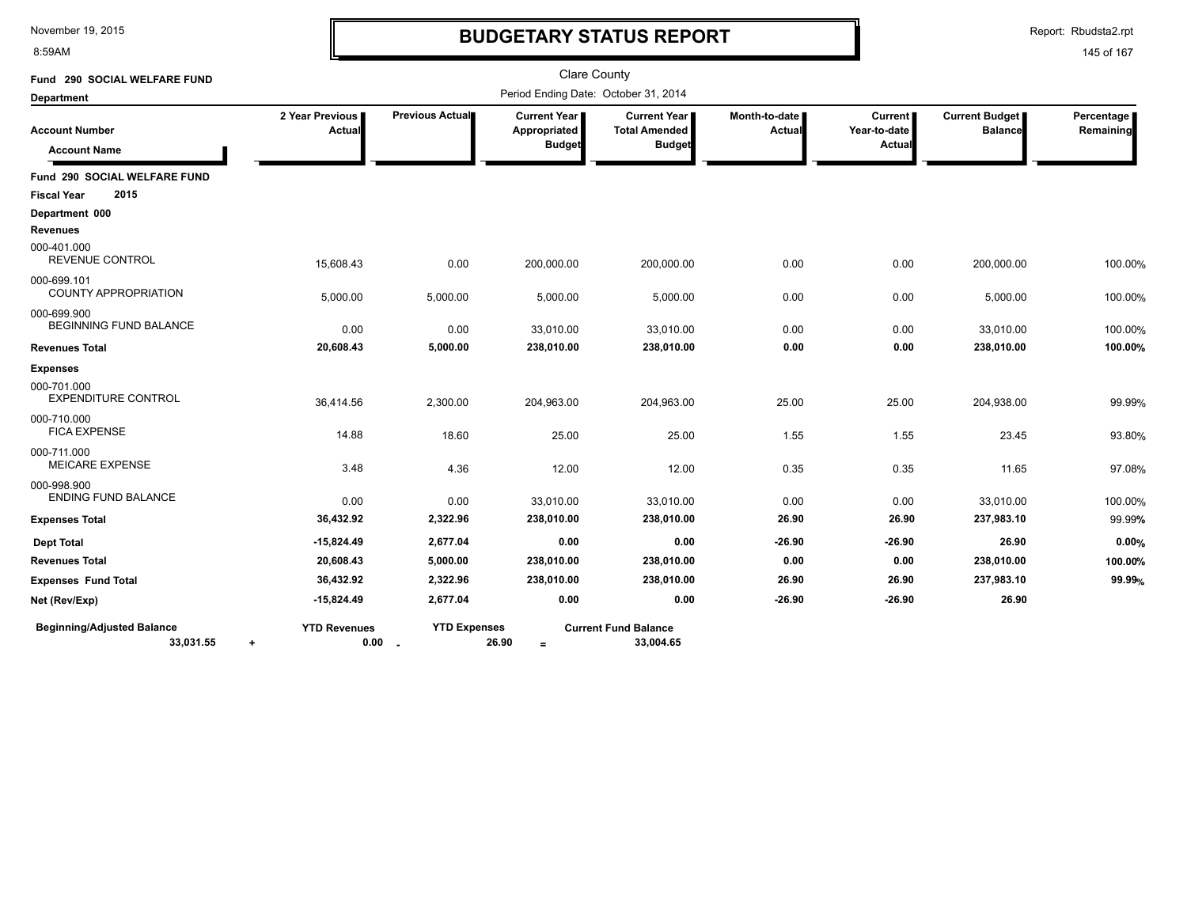# BUDGETARY STATUS REPORT

November 19, 2015
8:59AM

Report: Rbudsta2.rpt

Clare County

Period Ending Date: October 31, 2014

**Fund 290 SOCIAL WELFARE FUND**

**Department**

| Account Number / Account Name | 2 Year Previous Actual | Previous Actual | Current Year Appropriated Budget | Current Year Total Amended Budget | Month-to-date Actual | Current Year-to-date Actual | Current Budget Balance | Percentage Remaining |
|---|---|---|---|---|---|---|---|---|
| **Fund 290 SOCIAL WELFARE FUND** | | | | | | | | |
| **Fiscal Year 2015** | | | | | | | | |
| **Department 000** | | | | | | | | |
| **Revenues** | | | | | | | | |
| 000-401.000 REVENUE CONTROL | 15,608.43 | 0.00 | 200,000.00 | 200,000.00 | 0.00 | 0.00 | 200,000.00 | 100.00% |
| 000-699.101 COUNTY APPROPRIATION | 5,000.00 | 5,000.00 | 5,000.00 | 5,000.00 | 0.00 | 0.00 | 5,000.00 | 100.00% |
| 000-699.900 BEGINNING FUND BALANCE | 0.00 | 0.00 | 33,010.00 | 33,010.00 | 0.00 | 0.00 | 33,010.00 | 100.00% |
| **Revenues Total** | **20,608.43** | **5,000.00** | **238,010.00** | **238,010.00** | **0.00** | **0.00** | **238,010.00** | **100.00%** |
| **Expenses** | | | | | | | | |
| 000-701.000 EXPENDITURE CONTROL | 36,414.56 | 2,300.00 | 204,963.00 | 204,963.00 | 25.00 | 25.00 | 204,938.00 | 99.99% |
| 000-710.000 FICA EXPENSE | 14.88 | 18.60 | 25.00 | 25.00 | 1.55 | 1.55 | 23.45 | 93.80% |
| 000-711.000 MEICARE EXPENSE | 3.48 | 4.36 | 12.00 | 12.00 | 0.35 | 0.35 | 11.65 | 97.08% |
| 000-998.900 ENDING FUND BALANCE | 0.00 | 0.00 | 33,010.00 | 33,010.00 | 0.00 | 0.00 | 33,010.00 | 100.00% |
| **Expenses Total** | **36,432.92** | **2,322.96** | **238,010.00** | **238,010.00** | **26.90** | **26.90** | **237,983.10** | 99.99% |
| **Dept Total** | **-15,824.49** | **2,677.04** | **0.00** | **0.00** | **-26.90** | **-26.90** | **26.90** | **0.00%** |
| **Revenues Total** | **20,608.43** | **5,000.00** | **238,010.00** | **238,010.00** | **0.00** | **0.00** | **238,010.00** | **100.00%** |
| **Expenses Fund Total** | **36,432.92** | **2,322.96** | **238,010.00** | **238,010.00** | **26.90** | **26.90** | **237,983.10** | **99.99%** |
| **Net (Rev/Exp)** | **-15,824.49** | **2,677.04** | **0.00** | **0.00** | **-26.90** | **-26.90** | **26.90** | |

| Beginning/Adjusted Balance | | YTD Revenues | | YTD Expenses | | Current Fund Balance |
|---|---|---|---|---|---|---|
| 33,031.55 | + | 0.00 | - | 26.90 | = | 33,004.65 |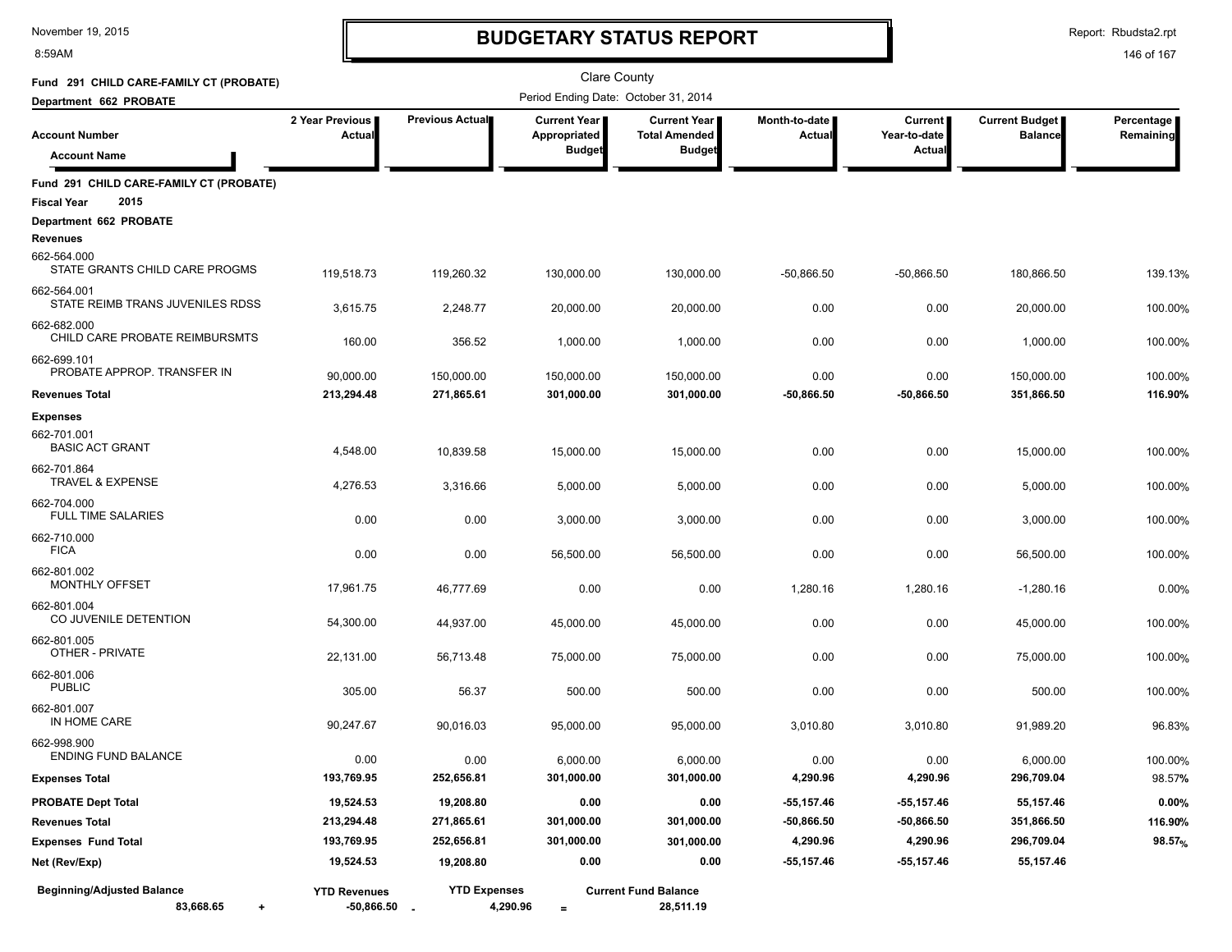# BUDGETARY STATUS REPORT

November 19, 2015
8:59AM

Report: Rbudsta2.rpt

Clare County

**Fund 291 CHILD CARE-FAMILY CT (PROBATE)**

**Department 662 PROBATE**

Period Ending Date: October 31, 2014

| Account Number / Account Name | 2 Year Previous Actual | Previous Actual | Current Year Appropriated Budget | Current Year Total Amended Budget | Month-to-date Actual | Current Year-to-date Actual | Current Budget Balance | Percentage Remaining |
|---|---|---|---|---|---|---|---|---|
| **Fund 291 CHILD CARE-FAMILY CT (PROBATE)** | | | | | | | | |
| **Fiscal Year 2015** | | | | | | | | |
| **Department 662 PROBATE** | | | | | | | | |
| **Revenues** | | | | | | | | |
| 662-564.000 STATE GRANTS CHILD CARE PROGMS | 119,518.73 | 119,260.32 | 130,000.00 | 130,000.00 | -50,866.50 | -50,866.50 | 180,866.50 | 139.13% |
| 662-564.001 STATE REIMB TRANS JUVENILES RDSS | 3,615.75 | 2,248.77 | 20,000.00 | 20,000.00 | 0.00 | 0.00 | 20,000.00 | 100.00% |
| 662-682.000 CHILD CARE PROBATE REIMBURSMTS | 160.00 | 356.52 | 1,000.00 | 1,000.00 | 0.00 | 0.00 | 1,000.00 | 100.00% |
| 662-699.101 PROBATE APPROP. TRANSFER IN | 90,000.00 | 150,000.00 | 150,000.00 | 150,000.00 | 0.00 | 0.00 | 150,000.00 | 100.00% |
| **Revenues Total** | **213,294.48** | **271,865.61** | **301,000.00** | **301,000.00** | **-50,866.50** | **-50,866.50** | **351,866.50** | **116.90%** |
| **Expenses** | | | | | | | | |
| 662-701.001 BASIC ACT GRANT | 4,548.00 | 10,839.58 | 15,000.00 | 15,000.00 | 0.00 | 0.00 | 15,000.00 | 100.00% |
| 662-701.864 TRAVEL & EXPENSE | 4,276.53 | 3,316.66 | 5,000.00 | 5,000.00 | 0.00 | 0.00 | 5,000.00 | 100.00% |
| 662-704.000 FULL TIME SALARIES | 0.00 | 0.00 | 3,000.00 | 3,000.00 | 0.00 | 0.00 | 3,000.00 | 100.00% |
| 662-710.000 FICA | 0.00 | 0.00 | 56,500.00 | 56,500.00 | 0.00 | 0.00 | 56,500.00 | 100.00% |
| 662-801.002 MONTHLY OFFSET | 17,961.75 | 46,777.69 | 0.00 | 0.00 | 1,280.16 | 1,280.16 | -1,280.16 | 0.00% |
| 662-801.004 CO JUVENILE DETENTION | 54,300.00 | 44,937.00 | 45,000.00 | 45,000.00 | 0.00 | 0.00 | 45,000.00 | 100.00% |
| 662-801.005 OTHER - PRIVATE | 22,131.00 | 56,713.48 | 75,000.00 | 75,000.00 | 0.00 | 0.00 | 75,000.00 | 100.00% |
| 662-801.006 PUBLIC | 305.00 | 56.37 | 500.00 | 500.00 | 0.00 | 0.00 | 500.00 | 100.00% |
| 662-801.007 IN HOME CARE | 90,247.67 | 90,016.03 | 95,000.00 | 95,000.00 | 3,010.80 | 3,010.80 | 91,989.20 | 96.83% |
| 662-998.900 ENDING FUND BALANCE | 0.00 | 0.00 | 6,000.00 | 6,000.00 | 0.00 | 0.00 | 6,000.00 | 100.00% |
| **Expenses Total** | **193,769.95** | **252,656.81** | **301,000.00** | **301,000.00** | **4,290.96** | **4,290.96** | **296,709.04** | 98.57% |
| **PROBATE Dept Total** | **19,524.53** | **19,208.80** | **0.00** | **0.00** | **-55,157.46** | **-55,157.46** | **55,157.46** | **0.00%** |
| **Revenues Total** | **213,294.48** | **271,865.61** | **301,000.00** | **301,000.00** | **-50,866.50** | **-50,866.50** | **351,866.50** | **116.90%** |
| **Expenses Fund Total** | **193,769.95** | **252,656.81** | **301,000.00** | **301,000.00** | **4,290.96** | **4,290.96** | **296,709.04** | **98.57%** |
| **Net (Rev/Exp)** | **19,524.53** | **19,208.80** | **0.00** | **0.00** | **-55,157.46** | **-55,157.46** | **55,157.46** | |

| Beginning/Adjusted Balance | | YTD Revenues | | YTD Expenses | | Current Fund Balance |
|---|---|---|---|---|---|---|
| **83,668.65** | + | **-50,866.50** | - | **4,290.96** | = | **28,511.19** |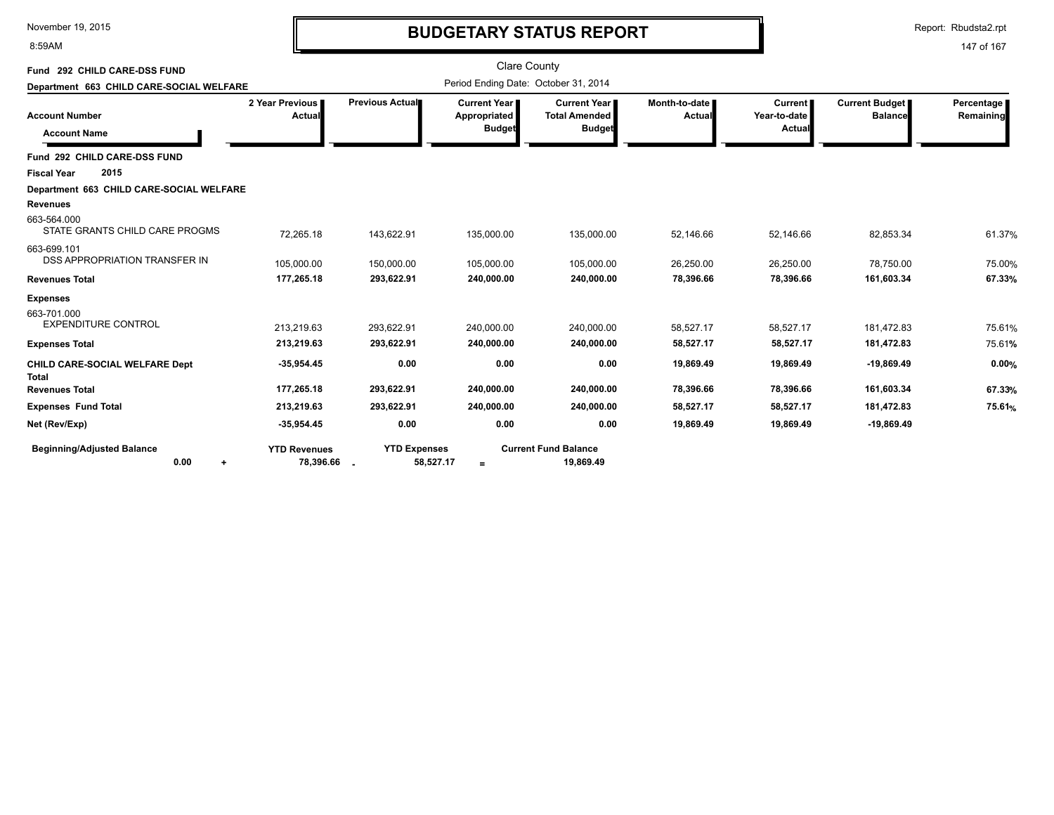# BUDGETARY STATUS REPORT

Clare County

Period Ending Date: October 31, 2014

**Fund 292 CHILD CARE-DSS FUND**

**Department 663 CHILD CARE-SOCIAL WELFARE**

| Account Number / Account Name | 2 Year Previous Actual | Previous Actual | Current Year Appropriated Budget | Current Year Total Amended Budget | Month-to-date Actual | Current Year-to-date Actual | Current Budget Balance | Percentage Remaining |
|---|---|---|---|---|---|---|---|---|
| **Fund 292 CHILD CARE-DSS FUND** | | | | | | | | |
| **Fiscal Year 2015** | | | | | | | | |
| **Department 663 CHILD CARE-SOCIAL WELFARE** | | | | | | | | |
| **Revenues** | | | | | | | | |
| 663-564.000 STATE GRANTS CHILD CARE PROGMS | 72,265.18 | 143,622.91 | 135,000.00 | 135,000.00 | 52,146.66 | 52,146.66 | 82,853.34 | 61.37% |
| 663-699.101 DSS APPROPRIATION TRANSFER IN | 105,000.00 | 150,000.00 | 105,000.00 | 105,000.00 | 26,250.00 | 26,250.00 | 78,750.00 | 75.00% |
| **Revenues Total** | **177,265.18** | **293,622.91** | **240,000.00** | **240,000.00** | **78,396.66** | **78,396.66** | **161,603.34** | **67.33%** |
| **Expenses** | | | | | | | | |
| 663-701.000 EXPENDITURE CONTROL | 213,219.63 | 293,622.91 | 240,000.00 | 240,000.00 | 58,527.17 | 58,527.17 | 181,472.83 | 75.61% |
| **Expenses Total** | **213,219.63** | **293,622.91** | **240,000.00** | **240,000.00** | **58,527.17** | **58,527.17** | **181,472.83** | 75.61% |
| **CHILD CARE-SOCIAL WELFARE Dept Total** | **-35,954.45** | **0.00** | **0.00** | **0.00** | **19,869.49** | **19,869.49** | **-19,869.49** | **0.00%** |
| **Revenues Total** | **177,265.18** | **293,622.91** | **240,000.00** | **240,000.00** | **78,396.66** | **78,396.66** | **161,603.34** | **67.33%** |
| **Expenses Fund Total** | **213,219.63** | **293,622.91** | **240,000.00** | **240,000.00** | **58,527.17** | **58,527.17** | **181,472.83** | **75.61%** |
| **Net (Rev/Exp)** | **-35,954.45** | **0.00** | **0.00** | **0.00** | **19,869.49** | **19,869.49** | **-19,869.49** | |

| Beginning/Adjusted Balance | | YTD Revenues | | YTD Expenses | | Current Fund Balance |
|---|---|---|---|---|---|---|
| 0.00 | + | 78,396.66 | - | 58,527.17 | = | 19,869.49 |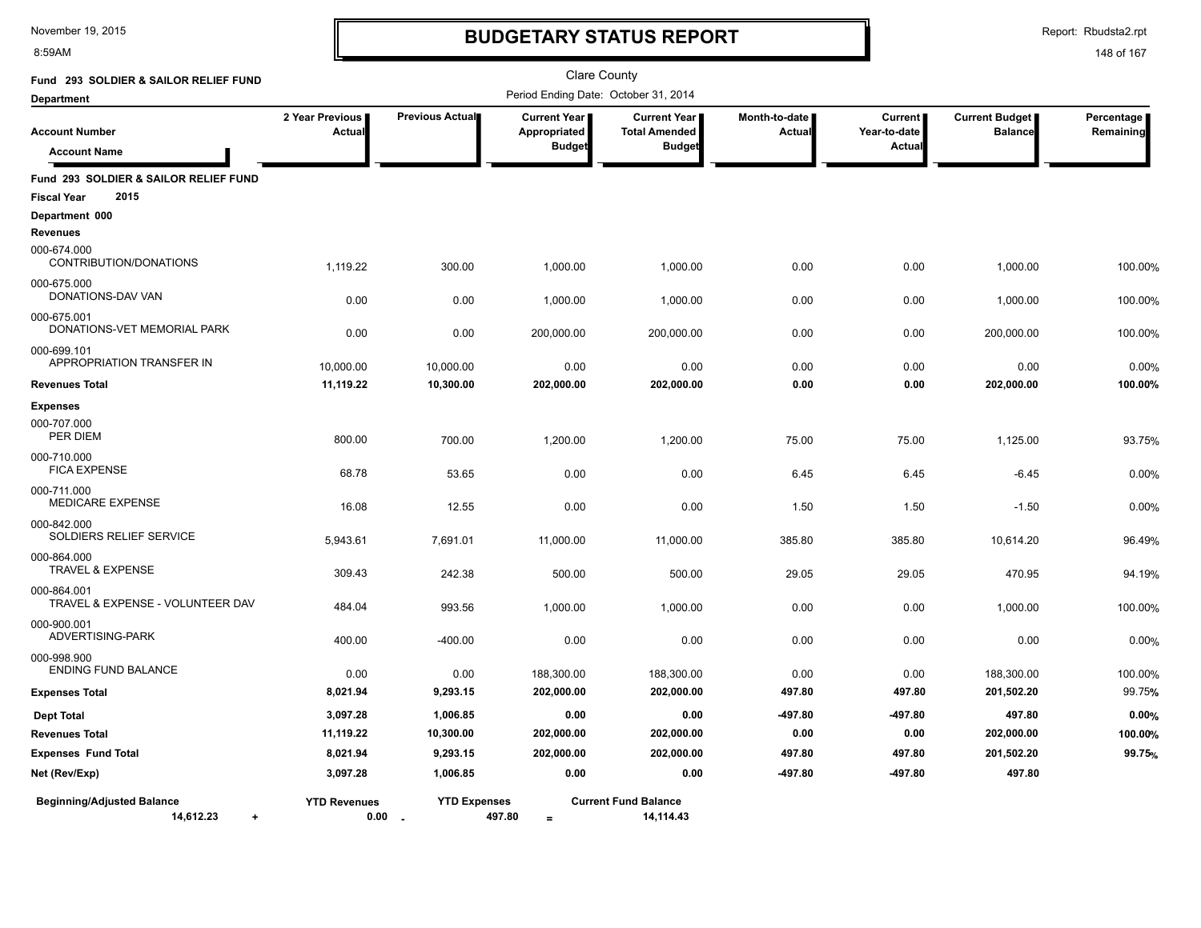# BUDGETARY STATUS REPORT

Clare County

Period Ending Date: October 31, 2014

**Fund 293 SOLDIER & SAILOR RELIEF FUND**

**Department**

| Account Number / Account Name | 2 Year Previous Actual | Previous Actual | Current Year Appropriated Budget | Current Year Total Amended Budget | Month-to-date Actual | Current Year-to-date Actual | Current Budget Balance | Percentage Remaining |
|---|---|---|---|---|---|---|---|---|
| **Fund 293 SOLDIER & SAILOR RELIEF FUND** | | | | | | | | |
| **Fiscal Year 2015** | | | | | | | | |
| **Department 000** | | | | | | | | |
| **Revenues** | | | | | | | | |
| 000-674.000 CONTRIBUTION/DONATIONS | 1,119.22 | 300.00 | 1,000.00 | 1,000.00 | 0.00 | 0.00 | 1,000.00 | 100.00% |
| 000-675.000 DONATIONS-DAV VAN | 0.00 | 0.00 | 1,000.00 | 1,000.00 | 0.00 | 0.00 | 1,000.00 | 100.00% |
| 000-675.001 DONATIONS-VET MEMORIAL PARK | 0.00 | 0.00 | 200,000.00 | 200,000.00 | 0.00 | 0.00 | 200,000.00 | 100.00% |
| 000-699.101 APPROPRIATION TRANSFER IN | 10,000.00 | 10,000.00 | 0.00 | 0.00 | 0.00 | 0.00 | 0.00 | 0.00% |
| **Revenues Total** | **11,119.22** | **10,300.00** | **202,000.00** | **202,000.00** | **0.00** | **0.00** | **202,000.00** | **100.00%** |
| **Expenses** | | | | | | | | |
| 000-707.000 PER DIEM | 800.00 | 700.00 | 1,200.00 | 1,200.00 | 75.00 | 75.00 | 1,125.00 | 93.75% |
| 000-710.000 FICA EXPENSE | 68.78 | 53.65 | 0.00 | 0.00 | 6.45 | 6.45 | -6.45 | 0.00% |
| 000-711.000 MEDICARE EXPENSE | 16.08 | 12.55 | 0.00 | 0.00 | 1.50 | 1.50 | -1.50 | 0.00% |
| 000-842.000 SOLDIERS RELIEF SERVICE | 5,943.61 | 7,691.01 | 11,000.00 | 11,000.00 | 385.80 | 385.80 | 10,614.20 | 96.49% |
| 000-864.000 TRAVEL & EXPENSE | 309.43 | 242.38 | 500.00 | 500.00 | 29.05 | 29.05 | 470.95 | 94.19% |
| 000-864.001 TRAVEL & EXPENSE - VOLUNTEER DAV | 484.04 | 993.56 | 1,000.00 | 1,000.00 | 0.00 | 0.00 | 1,000.00 | 100.00% |
| 000-900.001 ADVERTISING-PARK | 400.00 | -400.00 | 0.00 | 0.00 | 0.00 | 0.00 | 0.00 | 0.00% |
| 000-998.900 ENDING FUND BALANCE | 0.00 | 0.00 | 188,300.00 | 188,300.00 | 0.00 | 0.00 | 188,300.00 | 100.00% |
| **Expenses Total** | **8,021.94** | **9,293.15** | **202,000.00** | **202,000.00** | **497.80** | **497.80** | **201,502.20** | 99.75% |
| **Dept Total** | **3,097.28** | **1,006.85** | **0.00** | **0.00** | **-497.80** | **-497.80** | **497.80** | **0.00%** |
| **Revenues Total** | **11,119.22** | **10,300.00** | **202,000.00** | **202,000.00** | **0.00** | **0.00** | **202,000.00** | **100.00%** |
| **Expenses Fund Total** | **8,021.94** | **9,293.15** | **202,000.00** | **202,000.00** | **497.80** | **497.80** | **201,502.20** | **99.75%** |
| **Net (Rev/Exp)** | **3,097.28** | **1,006.85** | **0.00** | **0.00** | **-497.80** | **-497.80** | **497.80** | |

| Beginning/Adjusted Balance | | YTD Revenues | | YTD Expenses | | Current Fund Balance |
|---|---|---|---|---|---|---|
| 14,612.23 | + | 0.00 | - | 497.80 | = | 14,114.43 |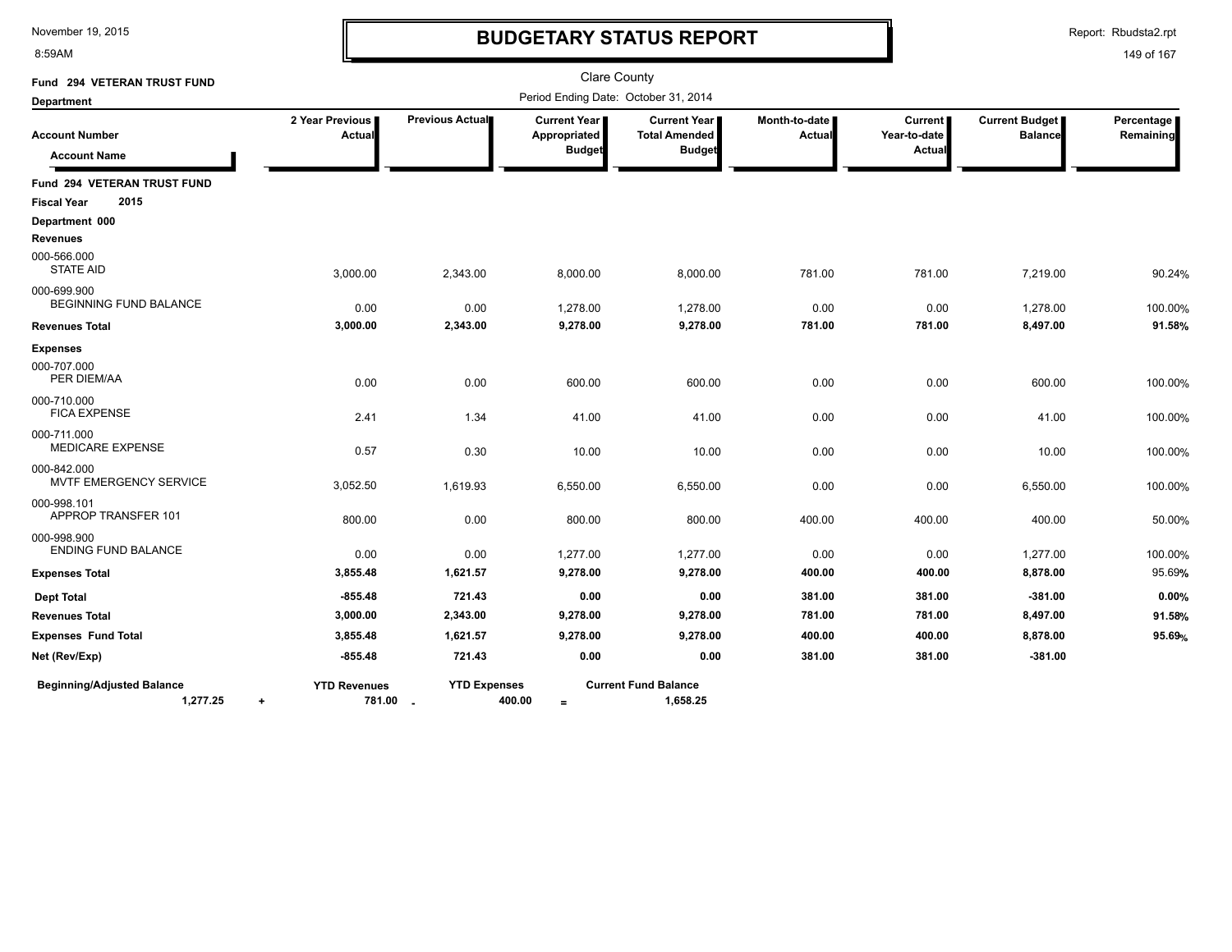# BUDGETARY STATUS REPORT

November 19, 2015
8:59AM

Report: Rbudsta2.rpt

Clare County

Period Ending Date: October 31, 2014

**Fund 294 VETERAN TRUST FUND**

**Department**

| Account Number / Account Name | 2 Year Previous Actual | Previous Actual | Current Year Appropriated Budget | Current Year Total Amended Budget | Month-to-date Actual | Current Year-to-date Actual | Current Budget Balance | Percentage Remaining |
|---|---|---|---|---|---|---|---|---|
| **Fund 294 VETERAN TRUST FUND** | | | | | | | | |
| **Fiscal Year 2015** | | | | | | | | |
| **Department 000** | | | | | | | | |
| **Revenues** | | | | | | | | |
| 000-566.000 STATE AID | 3,000.00 | 2,343.00 | 8,000.00 | 8,000.00 | 781.00 | 781.00 | 7,219.00 | 90.24% |
| 000-699.900 BEGINNING FUND BALANCE | 0.00 | 0.00 | 1,278.00 | 1,278.00 | 0.00 | 0.00 | 1,278.00 | 100.00% |
| **Revenues Total** | **3,000.00** | **2,343.00** | **9,278.00** | **9,278.00** | **781.00** | **781.00** | **8,497.00** | **91.58%** |
| **Expenses** | | | | | | | | |
| 000-707.000 PER DIEM/AA | 0.00 | 0.00 | 600.00 | 600.00 | 0.00 | 0.00 | 600.00 | 100.00% |
| 000-710.000 FICA EXPENSE | 2.41 | 1.34 | 41.00 | 41.00 | 0.00 | 0.00 | 41.00 | 100.00% |
| 000-711.000 MEDICARE EXPENSE | 0.57 | 0.30 | 10.00 | 10.00 | 0.00 | 0.00 | 10.00 | 100.00% |
| 000-842.000 MVTF EMERGENCY SERVICE | 3,052.50 | 1,619.93 | 6,550.00 | 6,550.00 | 0.00 | 0.00 | 6,550.00 | 100.00% |
| 000-998.101 APPROP TRANSFER 101 | 800.00 | 0.00 | 800.00 | 800.00 | 400.00 | 400.00 | 400.00 | 50.00% |
| 000-998.900 ENDING FUND BALANCE | 0.00 | 0.00 | 1,277.00 | 1,277.00 | 0.00 | 0.00 | 1,277.00 | 100.00% |
| **Expenses Total** | **3,855.48** | **1,621.57** | **9,278.00** | **9,278.00** | **400.00** | **400.00** | **8,878.00** | 95.69% |
| **Dept Total** | **-855.48** | **721.43** | **0.00** | **0.00** | **381.00** | **381.00** | **-381.00** | **0.00%** |
| **Revenues Total** | **3,000.00** | **2,343.00** | **9,278.00** | **9,278.00** | **781.00** | **781.00** | **8,497.00** | **91.58%** |
| **Expenses Fund Total** | **3,855.48** | **1,621.57** | **9,278.00** | **9,278.00** | **400.00** | **400.00** | **8,878.00** | **95.69%** |
| **Net (Rev/Exp)** | **-855.48** | **721.43** | **0.00** | **0.00** | **381.00** | **381.00** | **-381.00** | |

| **Beginning/Adjusted Balance** | | **YTD Revenues** | | **YTD Expenses** | | **Current Fund Balance** |
|---|---|---|---|---|---|---|
| **1,277.25** | + | **781.00** | - | **400.00** | = | **1,658.25** |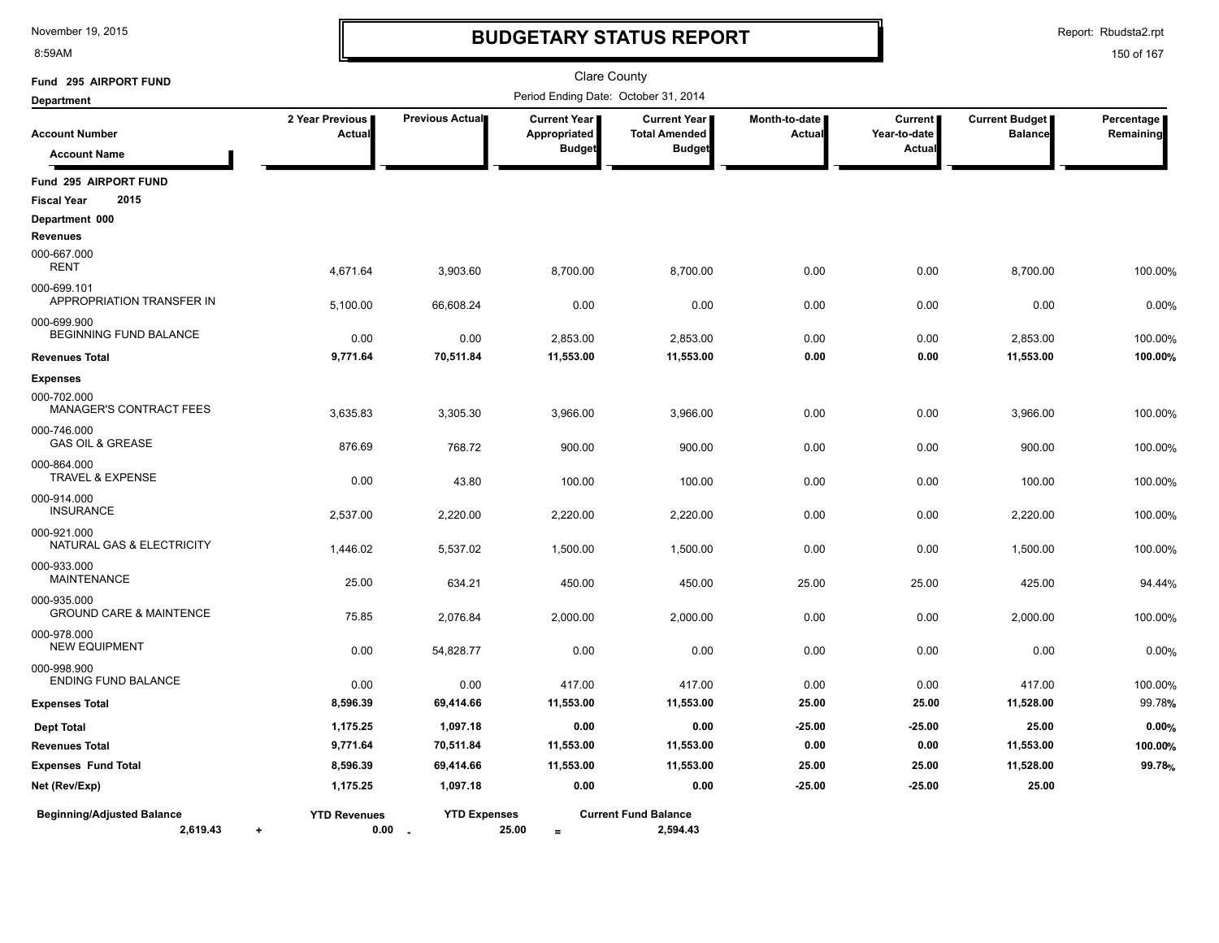# BUDGETARY STATUS REPORT

Clare County

Period Ending Date: October 31, 2014

Fund 295 AIRPORT FUND

Department

| Account Number / Account Name | 2 Year Previous Actual | Previous Actual | Current Year Appropriated Budget | Current Year Total Amended Budget | Month-to-date Actual | Current Year-to-date Actual | Current Budget Balance | Percentage Remaining |
|---|---|---|---|---|---|---|---|---|
| **Fund 295 AIRPORT FUND** | | | | | | | | |
| **Fiscal Year 2015** | | | | | | | | |
| **Department 000** | | | | | | | | |
| **Revenues** | | | | | | | | |
| 000-667.000 RENT | 4,671.64 | 3,903.60 | 8,700.00 | 8,700.00 | 0.00 | 0.00 | 8,700.00 | 100.00% |
| 000-699.101 APPROPRIATION TRANSFER IN | 5,100.00 | 66,608.24 | 0.00 | 0.00 | 0.00 | 0.00 | 0.00 | 0.00% |
| 000-699.900 BEGINNING FUND BALANCE | 0.00 | 0.00 | 2,853.00 | 2,853.00 | 0.00 | 0.00 | 2,853.00 | 100.00% |
| **Revenues Total** | **9,771.64** | **70,511.84** | **11,553.00** | **11,553.00** | **0.00** | **0.00** | **11,553.00** | **100.00%** |
| **Expenses** | | | | | | | | |
| 000-702.000 MANAGER'S CONTRACT FEES | 3,635.83 | 3,305.30 | 3,966.00 | 3,966.00 | 0.00 | 0.00 | 3,966.00 | 100.00% |
| 000-746.000 GAS OIL & GREASE | 876.69 | 768.72 | 900.00 | 900.00 | 0.00 | 0.00 | 900.00 | 100.00% |
| 000-864.000 TRAVEL & EXPENSE | 0.00 | 43.80 | 100.00 | 100.00 | 0.00 | 0.00 | 100.00 | 100.00% |
| 000-914.000 INSURANCE | 2,537.00 | 2,220.00 | 2,220.00 | 2,220.00 | 0.00 | 0.00 | 2,220.00 | 100.00% |
| 000-921.000 NATURAL GAS & ELECTRICITY | 1,446.02 | 5,537.02 | 1,500.00 | 1,500.00 | 0.00 | 0.00 | 1,500.00 | 100.00% |
| 000-933.000 MAINTENANCE | 25.00 | 634.21 | 450.00 | 450.00 | 25.00 | 25.00 | 425.00 | 94.44% |
| 000-935.000 GROUND CARE & MAINTENCE | 75.85 | 2,076.84 | 2,000.00 | 2,000.00 | 0.00 | 0.00 | 2,000.00 | 100.00% |
| 000-978.000 NEW EQUIPMENT | 0.00 | 54,828.77 | 0.00 | 0.00 | 0.00 | 0.00 | 0.00 | 0.00% |
| 000-998.900 ENDING FUND BALANCE | 0.00 | 0.00 | 417.00 | 417.00 | 0.00 | 0.00 | 417.00 | 100.00% |
| **Expenses Total** | **8,596.39** | **69,414.66** | **11,553.00** | **11,553.00** | **25.00** | **25.00** | **11,528.00** | **99.78%** |
| **Dept Total** | **1,175.25** | **1,097.18** | **0.00** | **0.00** | **-25.00** | **-25.00** | **25.00** | **0.00%** |
| **Revenues Total** | **9,771.64** | **70,511.84** | **11,553.00** | **11,553.00** | **0.00** | **0.00** | **11,553.00** | **100.00%** |
| **Expenses Fund Total** | **8,596.39** | **69,414.66** | **11,553.00** | **11,553.00** | **25.00** | **25.00** | **11,528.00** | **99.78%** |
| **Net (Rev/Exp)** | **1,175.25** | **1,097.18** | **0.00** | **0.00** | **-25.00** | **-25.00** | **25.00** | |

| Beginning/Adjusted Balance | | YTD Revenues | | YTD Expenses | | Current Fund Balance |
|---|---|---|---|---|---|---|
| 2,619.43 | + | 0.00 | - | 25.00 | = | 2,594.43 |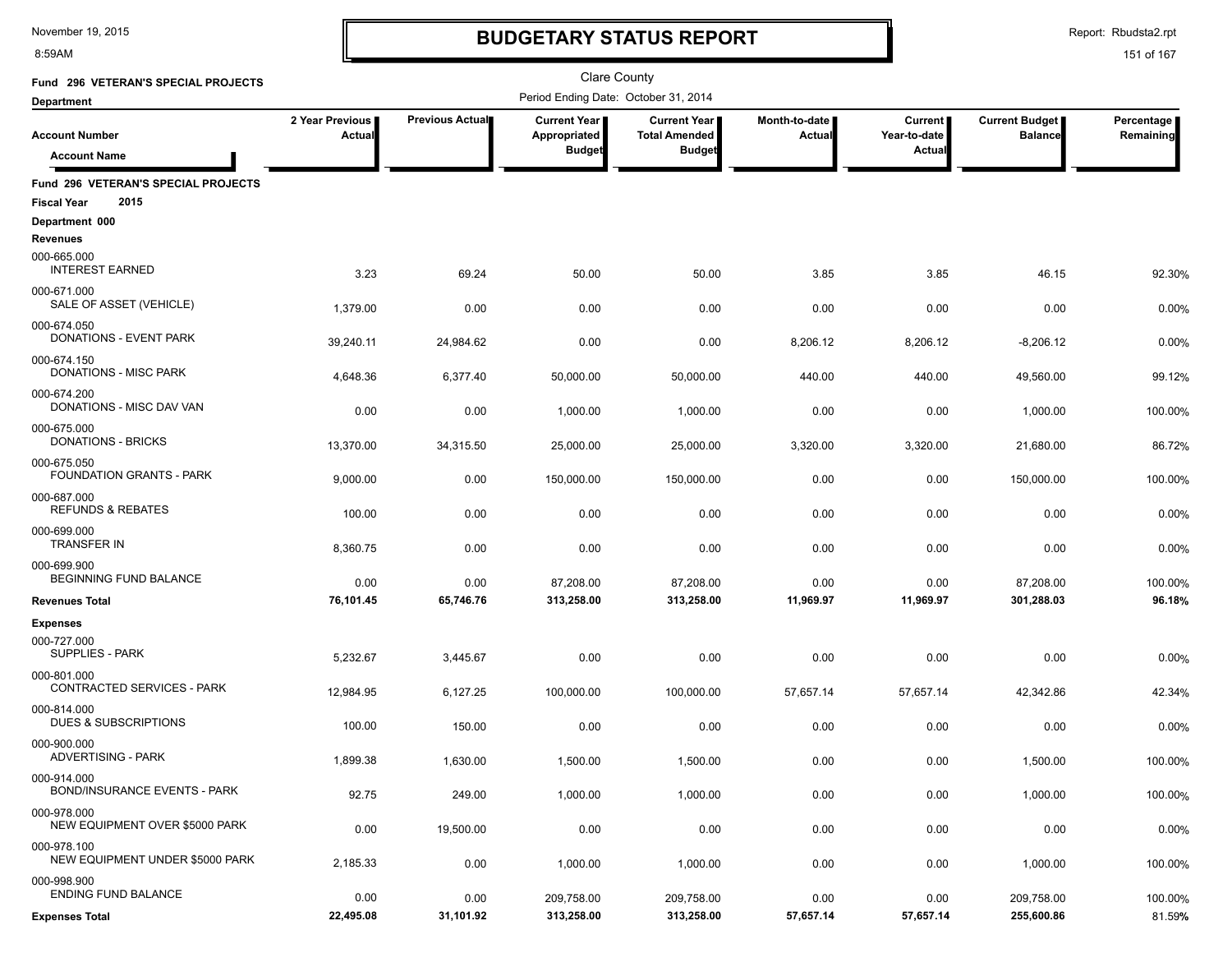# BUDGETARY STATUS REPORT

Clare County

**Fund 296 VETERAN'S SPECIAL PROJECTS**

**Department**

Period Ending Date: October 31, 2014

| Account Number / Account Name | 2 Year Previous Actual | Previous Actual | Current Year Appropriated Budget | Current Year Total Amended Budget | Month-to-date Actual | Current Year-to-date Actual | Current Budget Balance | Percentage Remaining |
|---|---|---|---|---|---|---|---|---|
| **Fund 296 VETERAN'S SPECIAL PROJECTS** | | | | | | | | |
| **Fiscal Year 2015** | | | | | | | | |
| **Department 000** | | | | | | | | |
| **Revenues** | | | | | | | | |
| 000-665.000 INTEREST EARNED | 3.23 | 69.24 | 50.00 | 50.00 | 3.85 | 3.85 | 46.15 | 92.30% |
| 000-671.000 SALE OF ASSET (VEHICLE) | 1,379.00 | 0.00 | 0.00 | 0.00 | 0.00 | 0.00 | 0.00 | 0.00% |
| 000-674.050 DONATIONS - EVENT PARK | 39,240.11 | 24,984.62 | 0.00 | 0.00 | 8,206.12 | 8,206.12 | -8,206.12 | 0.00% |
| 000-674.150 DONATIONS - MISC PARK | 4,648.36 | 6,377.40 | 50,000.00 | 50,000.00 | 440.00 | 440.00 | 49,560.00 | 99.12% |
| 000-674.200 DONATIONS - MISC DAV VAN | 0.00 | 0.00 | 1,000.00 | 1,000.00 | 0.00 | 0.00 | 1,000.00 | 100.00% |
| 000-675.000 DONATIONS - BRICKS | 13,370.00 | 34,315.50 | 25,000.00 | 25,000.00 | 3,320.00 | 3,320.00 | 21,680.00 | 86.72% |
| 000-675.050 FOUNDATION GRANTS - PARK | 9,000.00 | 0.00 | 150,000.00 | 150,000.00 | 0.00 | 0.00 | 150,000.00 | 100.00% |
| 000-687.000 REFUNDS & REBATES | 100.00 | 0.00 | 0.00 | 0.00 | 0.00 | 0.00 | 0.00 | 0.00% |
| 000-699.000 TRANSFER IN | 8,360.75 | 0.00 | 0.00 | 0.00 | 0.00 | 0.00 | 0.00 | 0.00% |
| 000-699.900 BEGINNING FUND BALANCE | 0.00 | 0.00 | 87,208.00 | 87,208.00 | 0.00 | 0.00 | 87,208.00 | 100.00% |
| **Revenues Total** | **76,101.45** | **65,746.76** | **313,258.00** | **313,258.00** | **11,969.97** | **11,969.97** | **301,288.03** | **96.18%** |
| **Expenses** | | | | | | | | |
| 000-727.000 SUPPLIES - PARK | 5,232.67 | 3,445.67 | 0.00 | 0.00 | 0.00 | 0.00 | 0.00 | 0.00% |
| 000-801.000 CONTRACTED SERVICES - PARK | 12,984.95 | 6,127.25 | 100,000.00 | 100,000.00 | 57,657.14 | 57,657.14 | 42,342.86 | 42.34% |
| 000-814.000 DUES & SUBSCRIPTIONS | 100.00 | 150.00 | 0.00 | 0.00 | 0.00 | 0.00 | 0.00 | 0.00% |
| 000-900.000 ADVERTISING - PARK | 1,899.38 | 1,630.00 | 1,500.00 | 1,500.00 | 0.00 | 0.00 | 1,500.00 | 100.00% |
| 000-914.000 BOND/INSURANCE EVENTS - PARK | 92.75 | 249.00 | 1,000.00 | 1,000.00 | 0.00 | 0.00 | 1,000.00 | 100.00% |
| 000-978.000 NEW EQUIPMENT OVER $5000 PARK | 0.00 | 19,500.00 | 0.00 | 0.00 | 0.00 | 0.00 | 0.00 | 0.00% |
| 000-978.100 NEW EQUIPMENT UNDER $5000 PARK | 2,185.33 | 0.00 | 1,000.00 | 1,000.00 | 0.00 | 0.00 | 1,000.00 | 100.00% |
| 000-998.900 ENDING FUND BALANCE | 0.00 | 0.00 | 209,758.00 | 209,758.00 | 0.00 | 0.00 | 209,758.00 | 100.00% |
| **Expenses Total** | **22,495.08** | **31,101.92** | **313,258.00** | **313,258.00** | **57,657.14** | **57,657.14** | **255,600.86** | **81.59%** |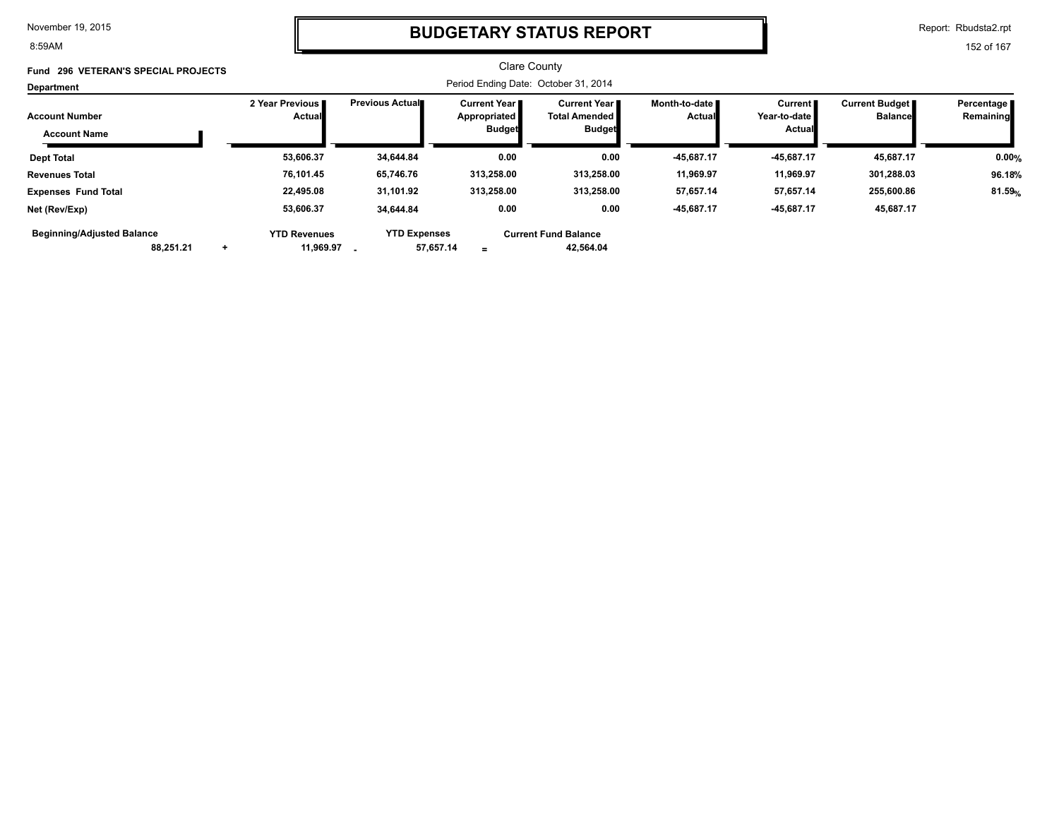# BUDGETARY STATUS REPORT

Clare County

**Fund 296 VETERAN'S SPECIAL PROJECTS**

Period Ending Date: October 31, 2014

**Department**

| Account Number / Account Name | 2 Year Previous Actual | Previous Actual | Current Year Appropriated Budget | Current Year Total Amended Budget | Month-to-date Actual | Current Year-to-date Actual | Current Budget Balance | Percentage Remaining |
|---|---|---|---|---|---|---|---|---|
| **Dept Total** | 53,606.37 | 34,644.84 | 0.00 | 0.00 | -45,687.17 | -45,687.17 | 45,687.17 | 0.00% |
| **Revenues Total** | 76,101.45 | 65,746.76 | 313,258.00 | 313,258.00 | 11,969.97 | 11,969.97 | 301,288.03 | 96.18% |
| **Expenses Fund Total** | 22,495.08 | 31,101.92 | 313,258.00 | 313,258.00 | 57,657.14 | 57,657.14 | 255,600.86 | 81.59% |
| **Net (Rev/Exp)** | 53,606.37 | 34,644.84 | 0.00 | 0.00 | -45,687.17 | -45,687.17 | 45,687.17 | |

| Beginning/Adjusted Balance | | YTD Revenues | | YTD Expenses | | Current Fund Balance |
|---|---|---|---|---|---|---|
| 88,251.21 | + | 11,969.97 | - | 57,657.14 | = | 42,564.04 |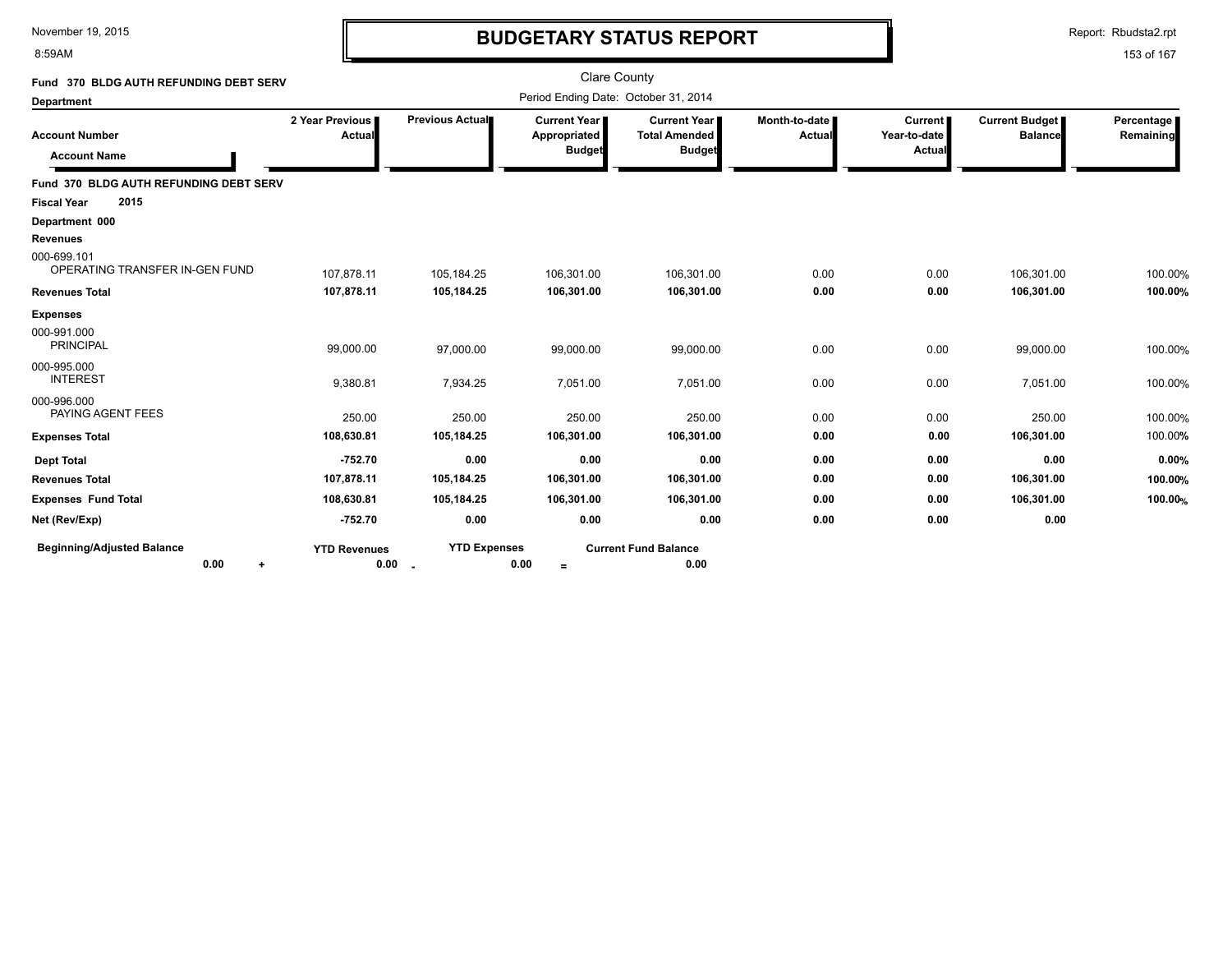# BUDGETARY STATUS REPORT

November 19, 2015
8:59AM

Report: Rbudsta2.rpt

Clare County

Period Ending Date: October 31, 2014

**Fund 370 BLDG AUTH REFUNDING DEBT SERV**

**Department**

| Account Number / Account Name | 2 Year Previous Actual | Previous Actual | Current Year Appropriated Budget | Current Year Total Amended Budget | Month-to-date Actual | Current Year-to-date Actual | Current Budget Balance | Percentage Remaining |
|---|---|---|---|---|---|---|---|---|
| **Fund 370 BLDG AUTH REFUNDING DEBT SERV** | | | | | | | | |
| **Fiscal Year 2015** | | | | | | | | |
| **Department 000** | | | | | | | | |
| **Revenues** | | | | | | | | |
| 000-699.101 OPERATING TRANSFER IN-GEN FUND | 107,878.11 | 105,184.25 | 106,301.00 | 106,301.00 | 0.00 | 0.00 | 106,301.00 | 100.00% |
| **Revenues Total** | **107,878.11** | **105,184.25** | **106,301.00** | **106,301.00** | **0.00** | **0.00** | **106,301.00** | **100.00%** |
| **Expenses** | | | | | | | | |
| 000-991.000 PRINCIPAL | 99,000.00 | 97,000.00 | 99,000.00 | 99,000.00 | 0.00 | 0.00 | 99,000.00 | 100.00% |
| 000-995.000 INTEREST | 9,380.81 | 7,934.25 | 7,051.00 | 7,051.00 | 0.00 | 0.00 | 7,051.00 | 100.00% |
| 000-996.000 PAYING AGENT FEES | 250.00 | 250.00 | 250.00 | 250.00 | 0.00 | 0.00 | 250.00 | 100.00% |
| **Expenses Total** | **108,630.81** | **105,184.25** | **106,301.00** | **106,301.00** | **0.00** | **0.00** | **106,301.00** | 100.00% |
| **Dept Total** | **-752.70** | **0.00** | **0.00** | **0.00** | **0.00** | **0.00** | **0.00** | **0.00%** |
| **Revenues Total** | **107,878.11** | **105,184.25** | **106,301.00** | **106,301.00** | **0.00** | **0.00** | **106,301.00** | **100.00%** |
| **Expenses Fund Total** | **108,630.81** | **105,184.25** | **106,301.00** | **106,301.00** | **0.00** | **0.00** | **106,301.00** | **100.00%** |
| **Net (Rev/Exp)** | **-752.70** | **0.00** | **0.00** | **0.00** | **0.00** | **0.00** | **0.00** | |

| Beginning/Adjusted Balance | | YTD Revenues | | YTD Expenses | | Current Fund Balance |
|---|---|---|---|---|---|---|
| **0.00** | + | **0.00** | - | **0.00** | = | **0.00** |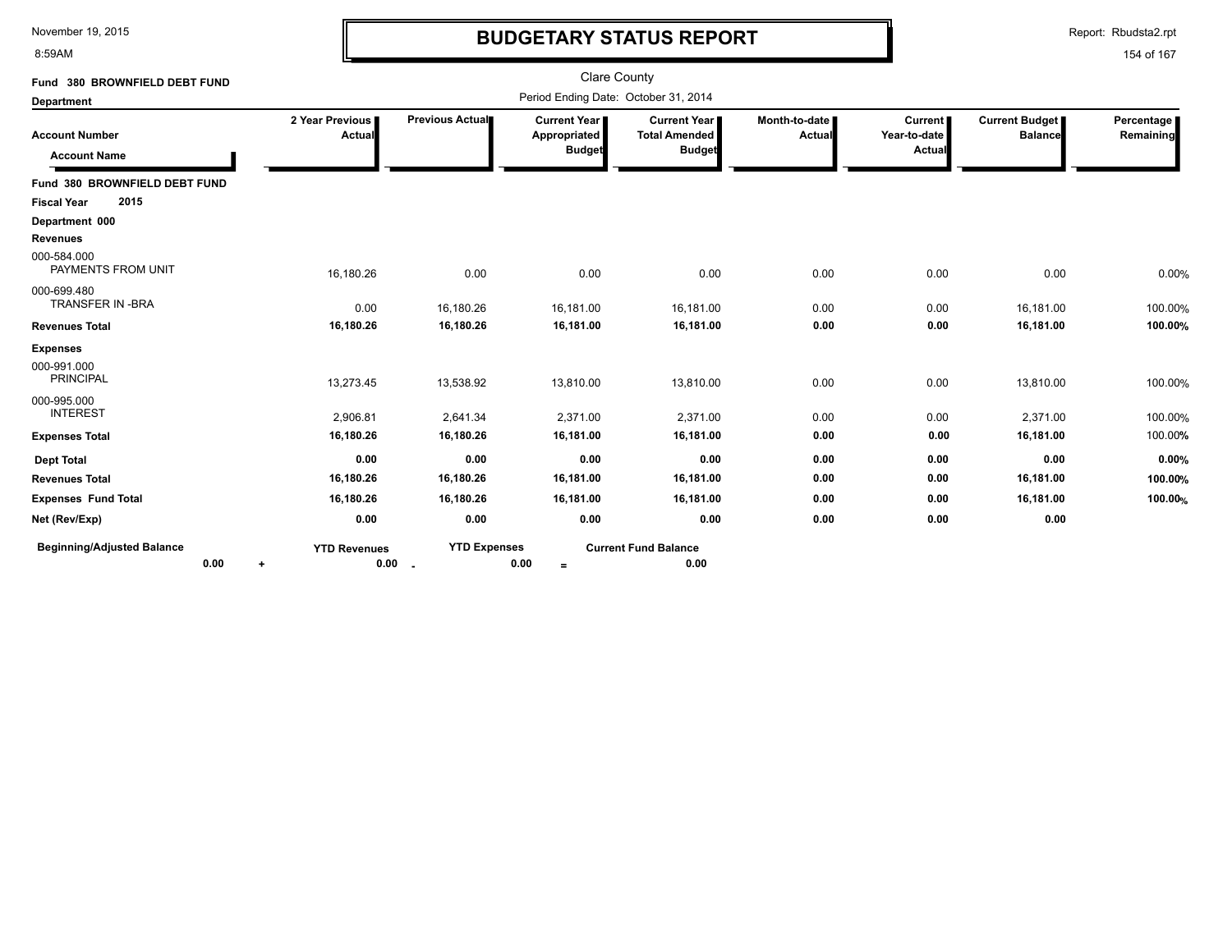# BUDGETARY STATUS REPORT

November 19, 2015
8:59AM

Report: Rbudsta2.rpt

Clare County

**Fund 380 BROWNFIELD DEBT FUND**

**Department**

Period Ending Date: October 31, 2014

| Account Number / Account Name | 2 Year Previous Actual | Previous Actual | Current Year Appropriated Budget | Current Year Total Amended Budget | Month-to-date Actual | Current Year-to-date Actual | Current Budget Balance | Percentage Remaining |
|---|---|---|---|---|---|---|---|---|
| **Fund 380 BROWNFIELD DEBT FUND** | | | | | | | | |
| **Fiscal Year 2015** | | | | | | | | |
| **Department 000** | | | | | | | | |
| **Revenues** | | | | | | | | |
| 000-584.000 PAYMENTS FROM UNIT | 16,180.26 | 0.00 | 0.00 | 0.00 | 0.00 | 0.00 | 0.00 | 0.00% |
| 000-699.480 TRANSFER IN -BRA | 0.00 | 16,180.26 | 16,181.00 | 16,181.00 | 0.00 | 0.00 | 16,181.00 | 100.00% |
| **Revenues Total** | **16,180.26** | **16,180.26** | **16,181.00** | **16,181.00** | **0.00** | **0.00** | **16,181.00** | **100.00%** |
| **Expenses** | | | | | | | | |
| 000-991.000 PRINCIPAL | 13,273.45 | 13,538.92 | 13,810.00 | 13,810.00 | 0.00 | 0.00 | 13,810.00 | 100.00% |
| 000-995.000 INTEREST | 2,906.81 | 2,641.34 | 2,371.00 | 2,371.00 | 0.00 | 0.00 | 2,371.00 | 100.00% |
| **Expenses Total** | **16,180.26** | **16,180.26** | **16,181.00** | **16,181.00** | **0.00** | **0.00** | **16,181.00** | 100.00% |
| **Dept Total** | **0.00** | **0.00** | **0.00** | **0.00** | **0.00** | **0.00** | **0.00** | **0.00%** |
| **Revenues Total** | **16,180.26** | **16,180.26** | **16,181.00** | **16,181.00** | **0.00** | **0.00** | **16,181.00** | **100.00%** |
| **Expenses Fund Total** | **16,180.26** | **16,180.26** | **16,181.00** | **16,181.00** | **0.00** | **0.00** | **16,181.00** | **100.00%** |
| **Net (Rev/Exp)** | **0.00** | **0.00** | **0.00** | **0.00** | **0.00** | **0.00** | **0.00** | |

| Beginning/Adjusted Balance | | YTD Revenues | | YTD Expenses | | Current Fund Balance |
|---|---|---|---|---|---|---|
| **0.00** | + | **0.00** | - | **0.00** | = | **0.00** |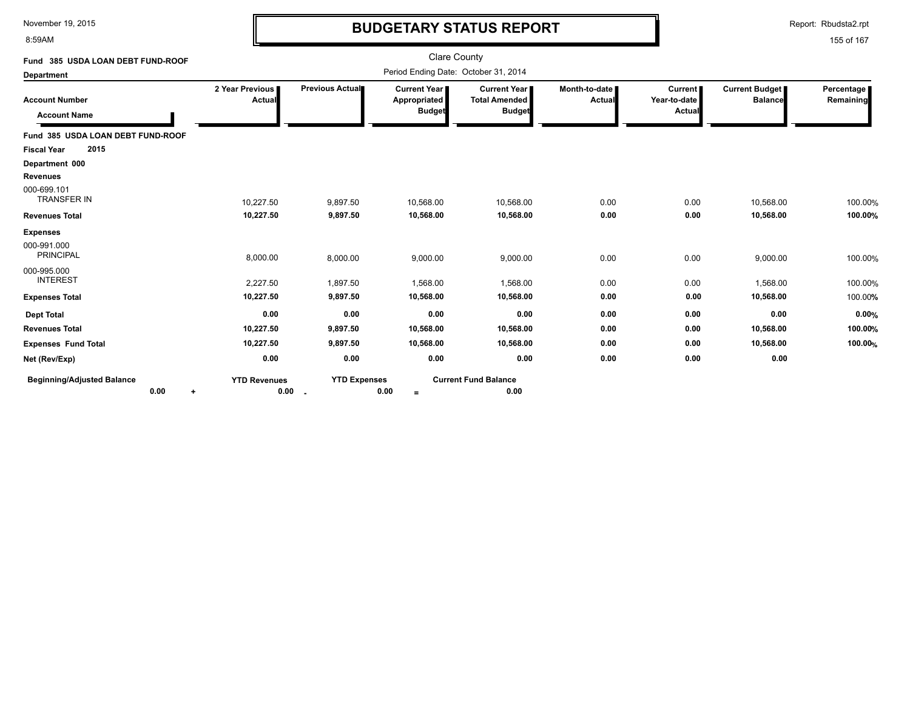# BUDGETARY STATUS REPORT

Clare County

Period Ending Date: October 31, 2014

**Fund 385 USDA LOAN DEBT FUND-ROOF**

**Department**

| Account Number / Account Name | 2 Year Previous Actual | Previous Actual | Current Year Appropriated Budget | Current Year Total Amended Budget | Month-to-date Actual | Current Year-to-date Actual | Current Budget Balance | Percentage Remaining |
|---|---|---|---|---|---|---|---|---|
| **Fund 385 USDA LOAN DEBT FUND-ROOF** | | | | | | | | |
| **Fiscal Year 2015** | | | | | | | | |
| **Department 000** | | | | | | | | |
| **Revenues** | | | | | | | | |
| 000-699.101 TRANSFER IN | 10,227.50 | 9,897.50 | 10,568.00 | 10,568.00 | 0.00 | 0.00 | 10,568.00 | 100.00% |
| **Revenues Total** | **10,227.50** | **9,897.50** | **10,568.00** | **10,568.00** | **0.00** | **0.00** | **10,568.00** | **100.00%** |
| **Expenses** | | | | | | | | |
| 000-991.000 PRINCIPAL | 8,000.00 | 8,000.00 | 9,000.00 | 9,000.00 | 0.00 | 0.00 | 9,000.00 | 100.00% |
| 000-995.000 INTEREST | 2,227.50 | 1,897.50 | 1,568.00 | 1,568.00 | 0.00 | 0.00 | 1,568.00 | 100.00% |
| **Expenses Total** | **10,227.50** | **9,897.50** | **10,568.00** | **10,568.00** | **0.00** | **0.00** | **10,568.00** | 100.00% |
| **Dept Total** | **0.00** | **0.00** | **0.00** | **0.00** | **0.00** | **0.00** | **0.00** | **0.00%** |
| **Revenues Total** | **10,227.50** | **9,897.50** | **10,568.00** | **10,568.00** | **0.00** | **0.00** | **10,568.00** | **100.00%** |
| **Expenses Fund Total** | **10,227.50** | **9,897.50** | **10,568.00** | **10,568.00** | **0.00** | **0.00** | **10,568.00** | **100.00%** |
| **Net (Rev/Exp)** | **0.00** | **0.00** | **0.00** | **0.00** | **0.00** | **0.00** | **0.00** | |

| **Beginning/Adjusted Balance** | | **YTD Revenues** | | **YTD Expenses** | | **Current Fund Balance** |
|---|---|---|---|---|---|---|
| **0.00** | **+** | **0.00** | **-** | **0.00** | **=** | **0.00** |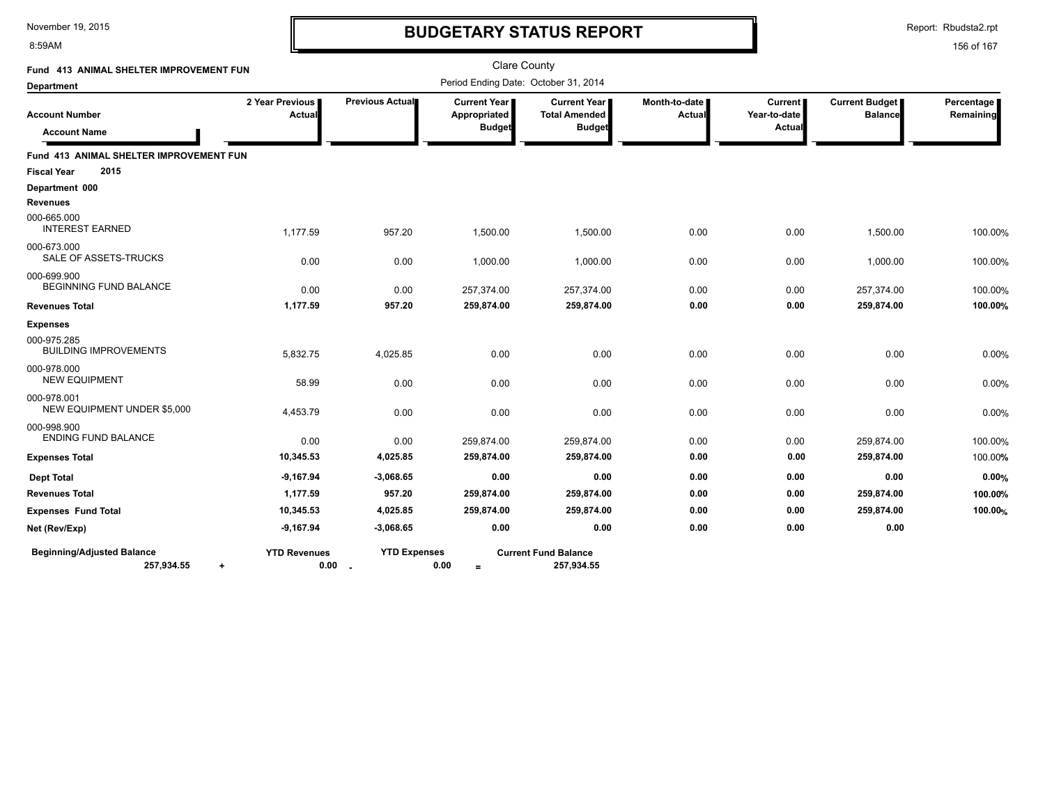# BUDGETARY STATUS REPORT

November 19, 2015
8:59AM

Report: Rbudsta2.rpt

Clare County

**Fund 413 ANIMAL SHELTER IMPROVEMENT FUN**

**Department**

Period Ending Date: October 31, 2014

| Account Number / Account Name | 2 Year Previous Actual | Previous Actual | Current Year Appropriated Budget | Current Year Total Amended Budget | Month-to-date Actual | Current Year-to-date Actual | Current Budget Balance | Percentage Remaining |
|---|---|---|---|---|---|---|---|---|
| **Fund 413 ANIMAL SHELTER IMPROVEMENT FUN** | | | | | | | | |
| **Fiscal Year 2015** | | | | | | | | |
| **Department 000** | | | | | | | | |
| **Revenues** | | | | | | | | |
| 000-665.000 INTEREST EARNED | 1,177.59 | 957.20 | 1,500.00 | 1,500.00 | 0.00 | 0.00 | 1,500.00 | 100.00% |
| 000-673.000 SALE OF ASSETS-TRUCKS | 0.00 | 0.00 | 1,000.00 | 1,000.00 | 0.00 | 0.00 | 1,000.00 | 100.00% |
| 000-699.900 BEGINNING FUND BALANCE | 0.00 | 0.00 | 257,374.00 | 257,374.00 | 0.00 | 0.00 | 257,374.00 | 100.00% |
| **Revenues Total** | **1,177.59** | **957.20** | **259,874.00** | **259,874.00** | **0.00** | **0.00** | **259,874.00** | **100.00%** |
| **Expenses** | | | | | | | | |
| 000-975.285 BUILDING IMPROVEMENTS | 5,832.75 | 4,025.85 | 0.00 | 0.00 | 0.00 | 0.00 | 0.00 | 0.00% |
| 000-978.000 NEW EQUIPMENT | 58.99 | 0.00 | 0.00 | 0.00 | 0.00 | 0.00 | 0.00 | 0.00% |
| 000-978.001 NEW EQUIPMENT UNDER $5,000 | 4,453.79 | 0.00 | 0.00 | 0.00 | 0.00 | 0.00 | 0.00 | 0.00% |
| 000-998.900 ENDING FUND BALANCE | 0.00 | 0.00 | 259,874.00 | 259,874.00 | 0.00 | 0.00 | 259,874.00 | 100.00% |
| **Expenses Total** | **10,345.53** | **4,025.85** | **259,874.00** | **259,874.00** | **0.00** | **0.00** | **259,874.00** | 100.00% |
| **Dept Total** | **-9,167.94** | **-3,068.65** | **0.00** | **0.00** | **0.00** | **0.00** | **0.00** | **0.00%** |
| **Revenues Total** | **1,177.59** | **957.20** | **259,874.00** | **259,874.00** | **0.00** | **0.00** | **259,874.00** | **100.00%** |
| **Expenses Fund Total** | **10,345.53** | **4,025.85** | **259,874.00** | **259,874.00** | **0.00** | **0.00** | **259,874.00** | **100.00%** |
| **Net (Rev/Exp)** | **-9,167.94** | **-3,068.65** | **0.00** | **0.00** | **0.00** | **0.00** | **0.00** | |

| Beginning/Adjusted Balance | | YTD Revenues | | YTD Expenses | | Current Fund Balance |
|---|---|---|---|---|---|---|
| 257,934.55 | + | 0.00 | - | 0.00 | = | 257,934.55 |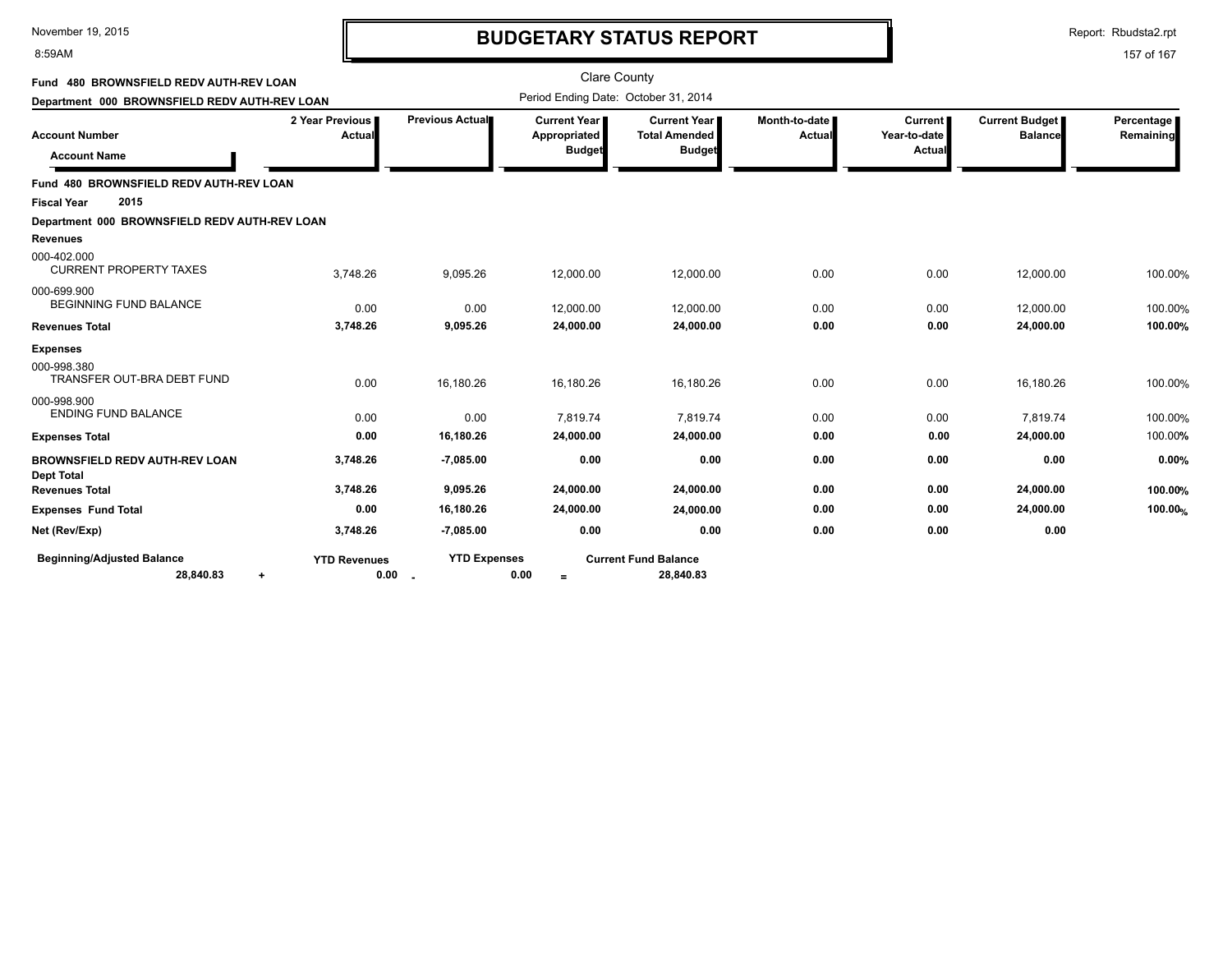# BUDGETARY STATUS REPORT

Clare County

Period Ending Date: October 31, 2014

Fund 480 BROWNSFIELD REDV AUTH-REV LOAN

Department 000 BROWNSFIELD REDV AUTH-REV LOAN

| Account Number / Account Name | 2 Year Previous Actual | Previous Actual | Current Year Appropriated Budget | Current Year Total Amended Budget | Month-to-date Actual | Current Year-to-date Actual | Current Budget Balance | Percentage Remaining |
|---|---|---|---|---|---|---|---|---|
| **Fund 480 BROWNSFIELD REDV AUTH-REV LOAN** | | | | | | | | |
| **Fiscal Year 2015** | | | | | | | | |
| **Department 000 BROWNSFIELD REDV AUTH-REV LOAN** | | | | | | | | |
| **Revenues** | | | | | | | | |
| 000-402.000 CURRENT PROPERTY TAXES | 3,748.26 | 9,095.26 | 12,000.00 | 12,000.00 | 0.00 | 0.00 | 12,000.00 | 100.00% |
| 000-699.900 BEGINNING FUND BALANCE | 0.00 | 0.00 | 12,000.00 | 12,000.00 | 0.00 | 0.00 | 12,000.00 | 100.00% |
| **Revenues Total** | **3,748.26** | **9,095.26** | **24,000.00** | **24,000.00** | **0.00** | **0.00** | **24,000.00** | **100.00%** |
| **Expenses** | | | | | | | | |
| 000-998.380 TRANSFER OUT-BRA DEBT FUND | 0.00 | 16,180.26 | 16,180.26 | 16,180.26 | 0.00 | 0.00 | 16,180.26 | 100.00% |
| 000-998.900 ENDING FUND BALANCE | 0.00 | 0.00 | 7,819.74 | 7,819.74 | 0.00 | 0.00 | 7,819.74 | 100.00% |
| **Expenses Total** | **0.00** | **16,180.26** | **24,000.00** | **24,000.00** | **0.00** | **0.00** | **24,000.00** | 100.00% |
| **BROWNSFIELD REDV AUTH-REV LOAN Dept Total** | **3,748.26** | **-7,085.00** | **0.00** | **0.00** | **0.00** | **0.00** | **0.00** | **0.00%** |
| **Revenues Total** | **3,748.26** | **9,095.26** | **24,000.00** | **24,000.00** | **0.00** | **0.00** | **24,000.00** | **100.00%** |
| **Expenses Fund Total** | **0.00** | **16,180.26** | **24,000.00** | **24,000.00** | **0.00** | **0.00** | **24,000.00** | **100.00%** |
| **Net (Rev/Exp)** | **3,748.26** | **-7,085.00** | **0.00** | **0.00** | **0.00** | **0.00** | **0.00** | |

| Beginning/Adjusted Balance | | YTD Revenues | | YTD Expenses | | Current Fund Balance |
|---|---|---|---|---|---|---|
| 28,840.83 | + | 0.00 | - | 0.00 | = | 28,840.83 |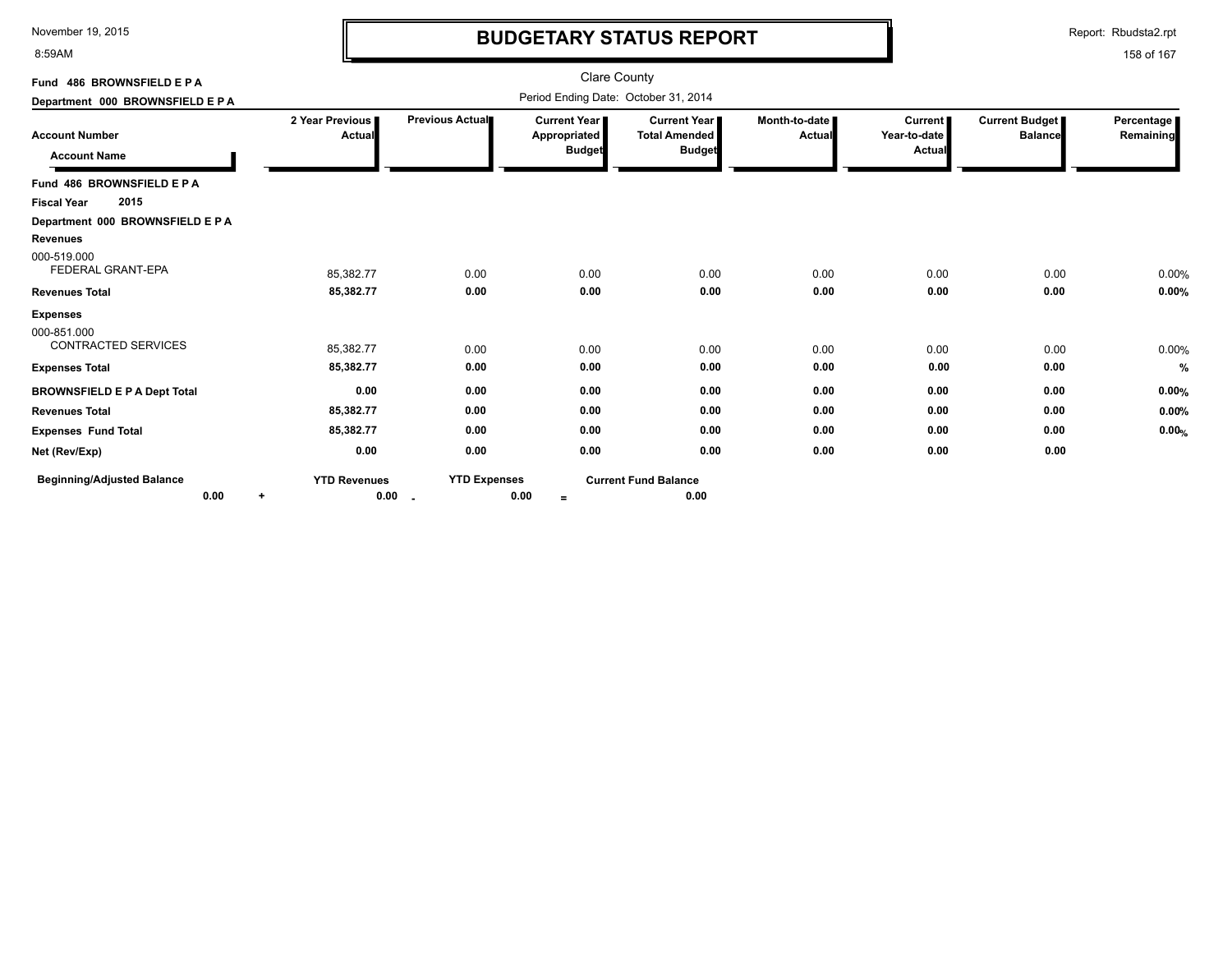# BUDGETARY STATUS REPORT

Clare County

Period Ending Date: October 31, 2014

**Fund 486 BROWNSFIELD E P A**

**Department 000 BROWNSFIELD E P A**

| Account Number / Account Name | 2 Year Previous Actual | Previous Actual | Current Year Appropriated Budget | Current Year Total Amended Budget | Month-to-date Actual | Current Year-to-date Actual | Current Budget Balance | Percentage Remaining |
|---|---|---|---|---|---|---|---|---|
| **Fund 486 BROWNSFIELD E P A** | | | | | | | | |
| **Fiscal Year 2015** | | | | | | | | |
| **Department 000 BROWNSFIELD E P A** | | | | | | | | |
| **Revenues** | | | | | | | | |
| 000-519.000 FEDERAL GRANT-EPA | 85,382.77 | 0.00 | 0.00 | 0.00 | 0.00 | 0.00 | 0.00 | 0.00% |
| **Revenues Total** | **85,382.77** | **0.00** | **0.00** | **0.00** | **0.00** | **0.00** | **0.00** | **0.00%** |
| **Expenses** | | | | | | | | |
| 000-851.000 CONTRACTED SERVICES | 85,382.77 | 0.00 | 0.00 | 0.00 | 0.00 | 0.00 | 0.00 | 0.00% |
| **Expenses Total** | **85,382.77** | **0.00** | **0.00** | **0.00** | **0.00** | **0.00** | **0.00** | **%** |
| **BROWNSFIELD E P A Dept Total** | **0.00** | **0.00** | **0.00** | **0.00** | **0.00** | **0.00** | **0.00** | **0.00%** |
| **Revenues Total** | **85,382.77** | **0.00** | **0.00** | **0.00** | **0.00** | **0.00** | **0.00** | **0.00%** |
| **Expenses Fund Total** | **85,382.77** | **0.00** | **0.00** | **0.00** | **0.00** | **0.00** | **0.00** | **0.00%** |
| **Net (Rev/Exp)** | **0.00** | **0.00** | **0.00** | **0.00** | **0.00** | **0.00** | **0.00** | |

| Beginning/Adjusted Balance | | YTD Revenues | | YTD Expenses | | Current Fund Balance |
|---|---|---|---|---|---|---|
| **0.00** | + | **0.00** | - | **0.00** | = | **0.00** |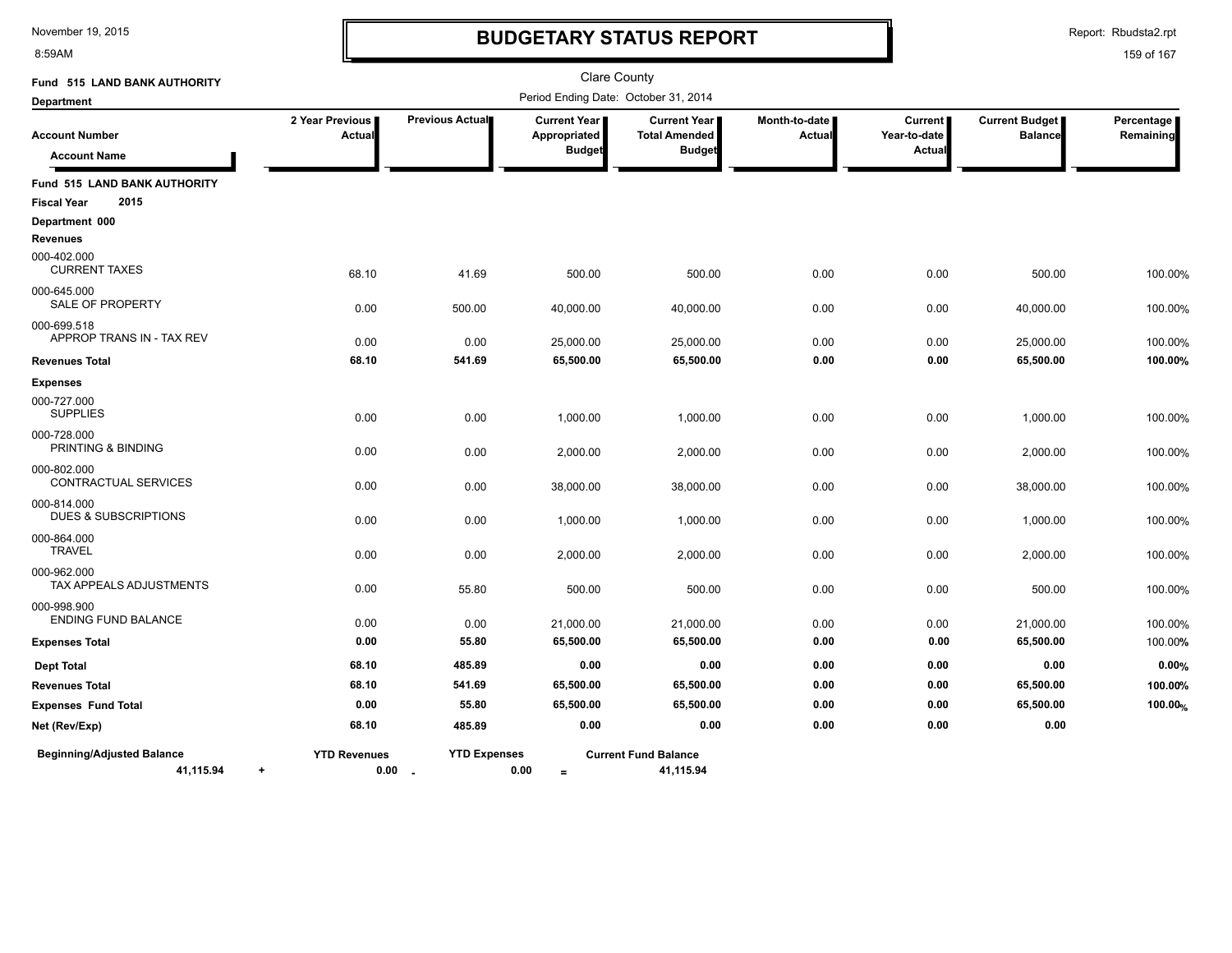# BUDGETARY STATUS REPORT

Clare County

Period Ending Date: October 31, 2014

November 19, 2015
8:59AM

Report: Rbudsta2.rpt

**Fund 515 LAND BANK AUTHORITY**

**Department**

| Account Number / Account Name | 2 Year Previous Actual | Previous Actual | Current Year Appropriated Budget | Current Year Total Amended Budget | Month-to-date Actual | Current Year-to-date Actual | Current Budget Balance | Percentage Remaining |
|---|---|---|---|---|---|---|---|---|
| **Fund 515 LAND BANK AUTHORITY** | | | | | | | | |
| **Fiscal Year 2015** | | | | | | | | |
| **Department 000** | | | | | | | | |
| **Revenues** | | | | | | | | |
| 000-402.000 CURRENT TAXES | 68.10 | 41.69 | 500.00 | 500.00 | 0.00 | 0.00 | 500.00 | 100.00% |
| 000-645.000 SALE OF PROPERTY | 0.00 | 500.00 | 40,000.00 | 40,000.00 | 0.00 | 0.00 | 40,000.00 | 100.00% |
| 000-699.518 APPROP TRANS IN - TAX REV | 0.00 | 0.00 | 25,000.00 | 25,000.00 | 0.00 | 0.00 | 25,000.00 | 100.00% |
| **Revenues Total** | **68.10** | **541.69** | **65,500.00** | **65,500.00** | **0.00** | **0.00** | **65,500.00** | **100.00%** |
| **Expenses** | | | | | | | | |
| 000-727.000 SUPPLIES | 0.00 | 0.00 | 1,000.00 | 1,000.00 | 0.00 | 0.00 | 1,000.00 | 100.00% |
| 000-728.000 PRINTING & BINDING | 0.00 | 0.00 | 2,000.00 | 2,000.00 | 0.00 | 0.00 | 2,000.00 | 100.00% |
| 000-802.000 CONTRACTUAL SERVICES | 0.00 | 0.00 | 38,000.00 | 38,000.00 | 0.00 | 0.00 | 38,000.00 | 100.00% |
| 000-814.000 DUES & SUBSCRIPTIONS | 0.00 | 0.00 | 1,000.00 | 1,000.00 | 0.00 | 0.00 | 1,000.00 | 100.00% |
| 000-864.000 TRAVEL | 0.00 | 0.00 | 2,000.00 | 2,000.00 | 0.00 | 0.00 | 2,000.00 | 100.00% |
| 000-962.000 TAX APPEALS ADJUSTMENTS | 0.00 | 55.80 | 500.00 | 500.00 | 0.00 | 0.00 | 500.00 | 100.00% |
| 000-998.900 ENDING FUND BALANCE | 0.00 | 0.00 | 21,000.00 | 21,000.00 | 0.00 | 0.00 | 21,000.00 | 100.00% |
| **Expenses Total** | **0.00** | **55.80** | **65,500.00** | **65,500.00** | **0.00** | **0.00** | **65,500.00** | 100.00% |
| **Dept Total** | **68.10** | **485.89** | **0.00** | **0.00** | **0.00** | **0.00** | **0.00** | **0.00%** |
| **Revenues Total** | **68.10** | **541.69** | **65,500.00** | **65,500.00** | **0.00** | **0.00** | **65,500.00** | **100.00%** |
| **Expenses Fund Total** | **0.00** | **55.80** | **65,500.00** | **65,500.00** | **0.00** | **0.00** | **65,500.00** | **100.00%** |
| **Net (Rev/Exp)** | **68.10** | **485.89** | **0.00** | **0.00** | **0.00** | **0.00** | **0.00** | |

| Beginning/Adjusted Balance | | YTD Revenues | | YTD Expenses | | Current Fund Balance |
|---|---|---|---|---|---|---|
| **41,115.94** | + | **0.00** | - | **0.00** | = | **41,115.94** |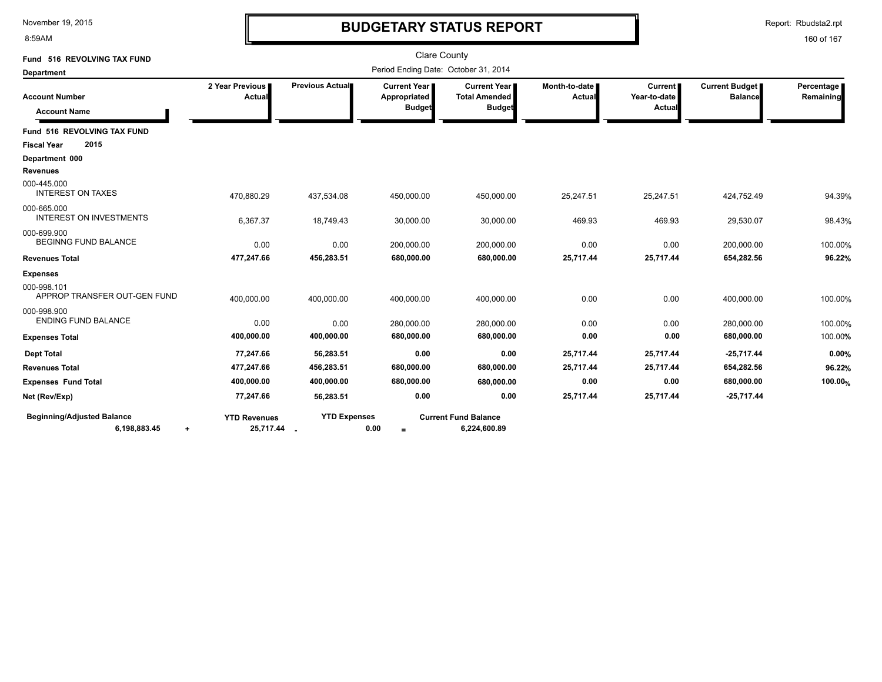# BUDGETARY STATUS REPORT

November 19, 2015
8:59AM

Report: Rbudsta2.rpt

Clare County
Period Ending Date: October 31, 2014

**Fund 516 REVOLVING TAX FUND**
**Department**

| Account Number / Account Name | 2 Year Previous Actual | Previous Actual | Current Year Appropriated Budget | Current Year Total Amended Budget | Month-to-date Actual | Current Year-to-date Actual | Current Budget Balance | Percentage Remaining |
|---|---|---|---|---|---|---|---|---|
| **Fund 516 REVOLVING TAX FUND** | | | | | | | | |
| **Fiscal Year 2015** | | | | | | | | |
| **Department 000** | | | | | | | | |
| **Revenues** | | | | | | | | |
| 000-445.000 INTEREST ON TAXES | 470,880.29 | 437,534.08 | 450,000.00 | 450,000.00 | 25,247.51 | 25,247.51 | 424,752.49 | 94.39% |
| 000-665.000 INTEREST ON INVESTMENTS | 6,367.37 | 18,749.43 | 30,000.00 | 30,000.00 | 469.93 | 469.93 | 29,530.07 | 98.43% |
| 000-699.900 BEGINNG FUND BALANCE | 0.00 | 0.00 | 200,000.00 | 200,000.00 | 0.00 | 0.00 | 200,000.00 | 100.00% |
| **Revenues Total** | **477,247.66** | **456,283.51** | **680,000.00** | **680,000.00** | **25,717.44** | **25,717.44** | **654,282.56** | **96.22%** |
| **Expenses** | | | | | | | | |
| 000-998.101 APPROP TRANSFER OUT-GEN FUND | 400,000.00 | 400,000.00 | 400,000.00 | 400,000.00 | 0.00 | 0.00 | 400,000.00 | 100.00% |
| 000-998.900 ENDING FUND BALANCE | 0.00 | 0.00 | 280,000.00 | 280,000.00 | 0.00 | 0.00 | 280,000.00 | 100.00% |
| **Expenses Total** | **400,000.00** | **400,000.00** | **680,000.00** | **680,000.00** | **0.00** | **0.00** | **680,000.00** | 100.00% |
| **Dept Total** | **77,247.66** | **56,283.51** | **0.00** | **0.00** | **25,717.44** | **25,717.44** | **-25,717.44** | **0.00%** |
| **Revenues Total** | **477,247.66** | **456,283.51** | **680,000.00** | **680,000.00** | **25,717.44** | **25,717.44** | **654,282.56** | **96.22%** |
| **Expenses Fund Total** | **400,000.00** | **400,000.00** | **680,000.00** | **680,000.00** | **0.00** | **0.00** | **680,000.00** | **100.00%** |
| **Net (Rev/Exp)** | **77,247.66** | **56,283.51** | **0.00** | **0.00** | **25,717.44** | **25,717.44** | **-25,717.44** | |

| Beginning/Adjusted Balance | | YTD Revenues | | YTD Expenses | | Current Fund Balance |
|---|---|---|---|---|---|---|
| **6,198,883.45** | + | **25,717.44** | - | **0.00** | = | **6,224,600.89** |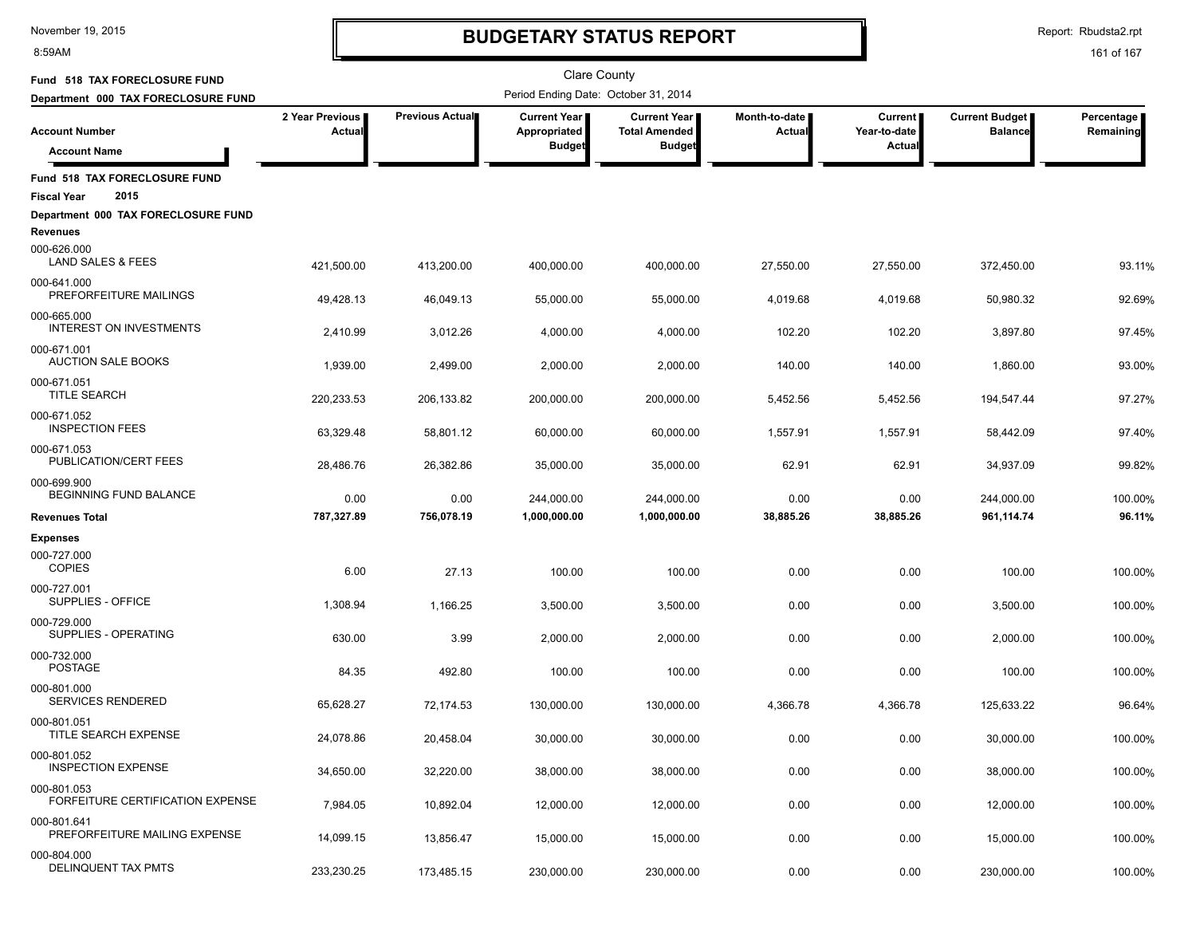# BUDGETARY STATUS REPORT

Clare County

Fund 518 TAX FORECLOSURE FUND

Department 000 TAX FORECLOSURE FUND

Period Ending Date: October 31, 2014

| Account Number / Account Name | 2 Year Previous Actual | Previous Actual | Current Year Appropriated Budget | Current Year Total Amended Budget | Month-to-date Actual | Current Year-to-date Actual | Current Budget Balance | Percentage Remaining |
|---|---|---|---|---|---|---|---|---|
| **Fund 518 TAX FORECLOSURE FUND** | | | | | | | | |
| **Fiscal Year 2015** | | | | | | | | |
| **Department 000 TAX FORECLOSURE FUND** | | | | | | | | |
| **Revenues** | | | | | | | | |
| 000-626.000 LAND SALES & FEES | 421,500.00 | 413,200.00 | 400,000.00 | 400,000.00 | 27,550.00 | 27,550.00 | 372,450.00 | 93.11% |
| 000-641.000 PREFORFEITURE MAILINGS | 49,428.13 | 46,049.13 | 55,000.00 | 55,000.00 | 4,019.68 | 4,019.68 | 50,980.32 | 92.69% |
| 000-665.000 INTEREST ON INVESTMENTS | 2,410.99 | 3,012.26 | 4,000.00 | 4,000.00 | 102.20 | 102.20 | 3,897.80 | 97.45% |
| 000-671.001 AUCTION SALE BOOKS | 1,939.00 | 2,499.00 | 2,000.00 | 2,000.00 | 140.00 | 140.00 | 1,860.00 | 93.00% |
| 000-671.051 TITLE SEARCH | 220,233.53 | 206,133.82 | 200,000.00 | 200,000.00 | 5,452.56 | 5,452.56 | 194,547.44 | 97.27% |
| 000-671.052 INSPECTION FEES | 63,329.48 | 58,801.12 | 60,000.00 | 60,000.00 | 1,557.91 | 1,557.91 | 58,442.09 | 97.40% |
| 000-671.053 PUBLICATION/CERT FEES | 28,486.76 | 26,382.86 | 35,000.00 | 35,000.00 | 62.91 | 62.91 | 34,937.09 | 99.82% |
| 000-699.900 BEGINNING FUND BALANCE | 0.00 | 0.00 | 244,000.00 | 244,000.00 | 0.00 | 0.00 | 244,000.00 | 100.00% |
| **Revenues Total** | **787,327.89** | **756,078.19** | **1,000,000.00** | **1,000,000.00** | **38,885.26** | **38,885.26** | **961,114.74** | **96.11%** |
| **Expenses** | | | | | | | | |
| 000-727.000 COPIES | 6.00 | 27.13 | 100.00 | 100.00 | 0.00 | 0.00 | 100.00 | 100.00% |
| 000-727.001 SUPPLIES - OFFICE | 1,308.94 | 1,166.25 | 3,500.00 | 3,500.00 | 0.00 | 0.00 | 3,500.00 | 100.00% |
| 000-729.000 SUPPLIES - OPERATING | 630.00 | 3.99 | 2,000.00 | 2,000.00 | 0.00 | 0.00 | 2,000.00 | 100.00% |
| 000-732.000 POSTAGE | 84.35 | 492.80 | 100.00 | 100.00 | 0.00 | 0.00 | 100.00 | 100.00% |
| 000-801.000 SERVICES RENDERED | 65,628.27 | 72,174.53 | 130,000.00 | 130,000.00 | 4,366.78 | 4,366.78 | 125,633.22 | 96.64% |
| 000-801.051 TITLE SEARCH EXPENSE | 24,078.86 | 20,458.04 | 30,000.00 | 30,000.00 | 0.00 | 0.00 | 30,000.00 | 100.00% |
| 000-801.052 INSPECTION EXPENSE | 34,650.00 | 32,220.00 | 38,000.00 | 38,000.00 | 0.00 | 0.00 | 38,000.00 | 100.00% |
| 000-801.053 FORFEITURE CERTIFICATION EXPENSE | 7,984.05 | 10,892.04 | 12,000.00 | 12,000.00 | 0.00 | 0.00 | 12,000.00 | 100.00% |
| 000-801.641 PREFORFEITURE MAILING EXPENSE | 14,099.15 | 13,856.47 | 15,000.00 | 15,000.00 | 0.00 | 0.00 | 15,000.00 | 100.00% |
| 000-804.000 DELINQUENT TAX PMTS | 233,230.25 | 173,485.15 | 230,000.00 | 230,000.00 | 0.00 | 0.00 | 230,000.00 | 100.00% |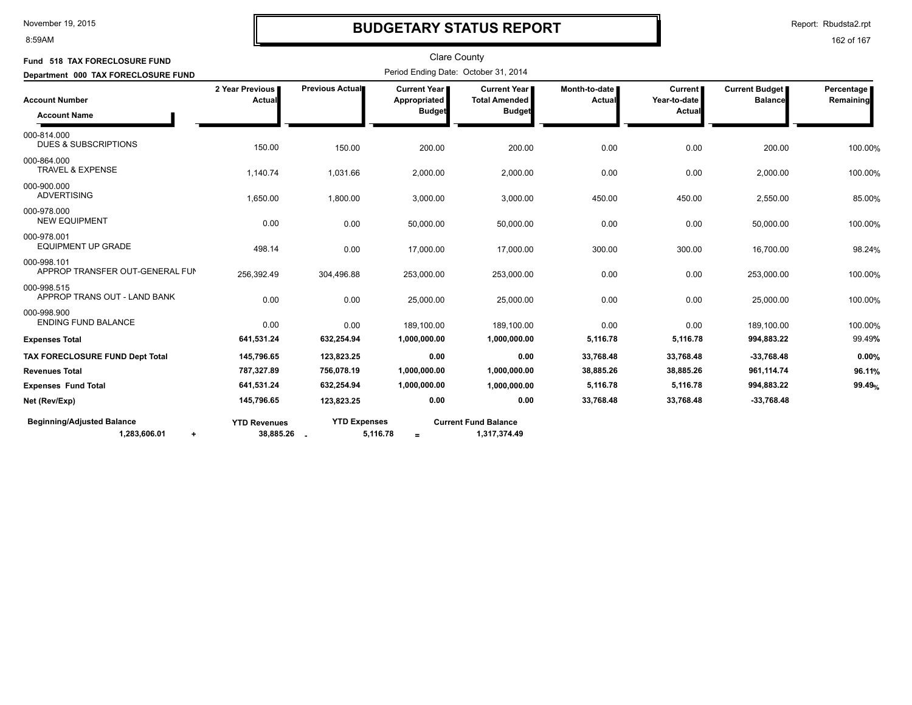# BUDGETARY STATUS REPORT

Clare County

Period Ending Date: October 31, 2014

**Fund 518 TAX FORECLOSURE FUND**

**Department 000 TAX FORECLOSURE FUND**

| Account Number / Account Name | 2 Year Previous Actual | Previous Actual | Current Year Appropriated Budget | Current Year Total Amended Budget | Month-to-date Actual | Current Year-to-date Actual | Current Budget Balance | Percentage Remaining |
|---|---|---|---|---|---|---|---|---|
| 000-814.000 DUES & SUBSCRIPTIONS | 150.00 | 150.00 | 200.00 | 200.00 | 0.00 | 0.00 | 200.00 | 100.00% |
| 000-864.000 TRAVEL & EXPENSE | 1,140.74 | 1,031.66 | 2,000.00 | 2,000.00 | 0.00 | 0.00 | 2,000.00 | 100.00% |
| 000-900.000 ADVERTISING | 1,650.00 | 1,800.00 | 3,000.00 | 3,000.00 | 450.00 | 450.00 | 2,550.00 | 85.00% |
| 000-978.000 NEW EQUIPMENT | 0.00 | 0.00 | 50,000.00 | 50,000.00 | 0.00 | 0.00 | 50,000.00 | 100.00% |
| 000-978.001 EQUIPMENT UP GRADE | 498.14 | 0.00 | 17,000.00 | 17,000.00 | 300.00 | 300.00 | 16,700.00 | 98.24% |
| 000-998.101 APPROP TRANSFER OUT-GENERAL FUN | 256,392.49 | 304,496.88 | 253,000.00 | 253,000.00 | 0.00 | 0.00 | 253,000.00 | 100.00% |
| 000-998.515 APPROP TRANS OUT - LAND BANK | 0.00 | 0.00 | 25,000.00 | 25,000.00 | 0.00 | 0.00 | 25,000.00 | 100.00% |
| 000-998.900 ENDING FUND BALANCE | 0.00 | 0.00 | 189,100.00 | 189,100.00 | 0.00 | 0.00 | 189,100.00 | 100.00% |
| **Expenses Total** | **641,531.24** | **632,254.94** | **1,000,000.00** | **1,000,000.00** | **5,116.78** | **5,116.78** | **994,883.22** | 99.49% |
| **TAX FORECLOSURE FUND Dept Total** | **145,796.65** | **123,823.25** | **0.00** | **0.00** | **33,768.48** | **33,768.48** | **-33,768.48** | **0.00%** |
| **Revenues Total** | **787,327.89** | **756,078.19** | **1,000,000.00** | **1,000,000.00** | **38,885.26** | **38,885.26** | **961,114.74** | **96.11%** |
| **Expenses Fund Total** | **641,531.24** | **632,254.94** | **1,000,000.00** | **1,000,000.00** | **5,116.78** | **5,116.78** | **994,883.22** | **99.49%** |
| **Net (Rev/Exp)** | **145,796.65** | **123,823.25** | **0.00** | **0.00** | **33,768.48** | **33,768.48** | **-33,768.48** | |

| Beginning/Adjusted Balance | | YTD Revenues | | YTD Expenses | | Current Fund Balance |
|---|---|---|---|---|---|---|
| 1,283,606.01 | + | 38,885.26 | - | 5,116.78 | = | 1,317,374.49 |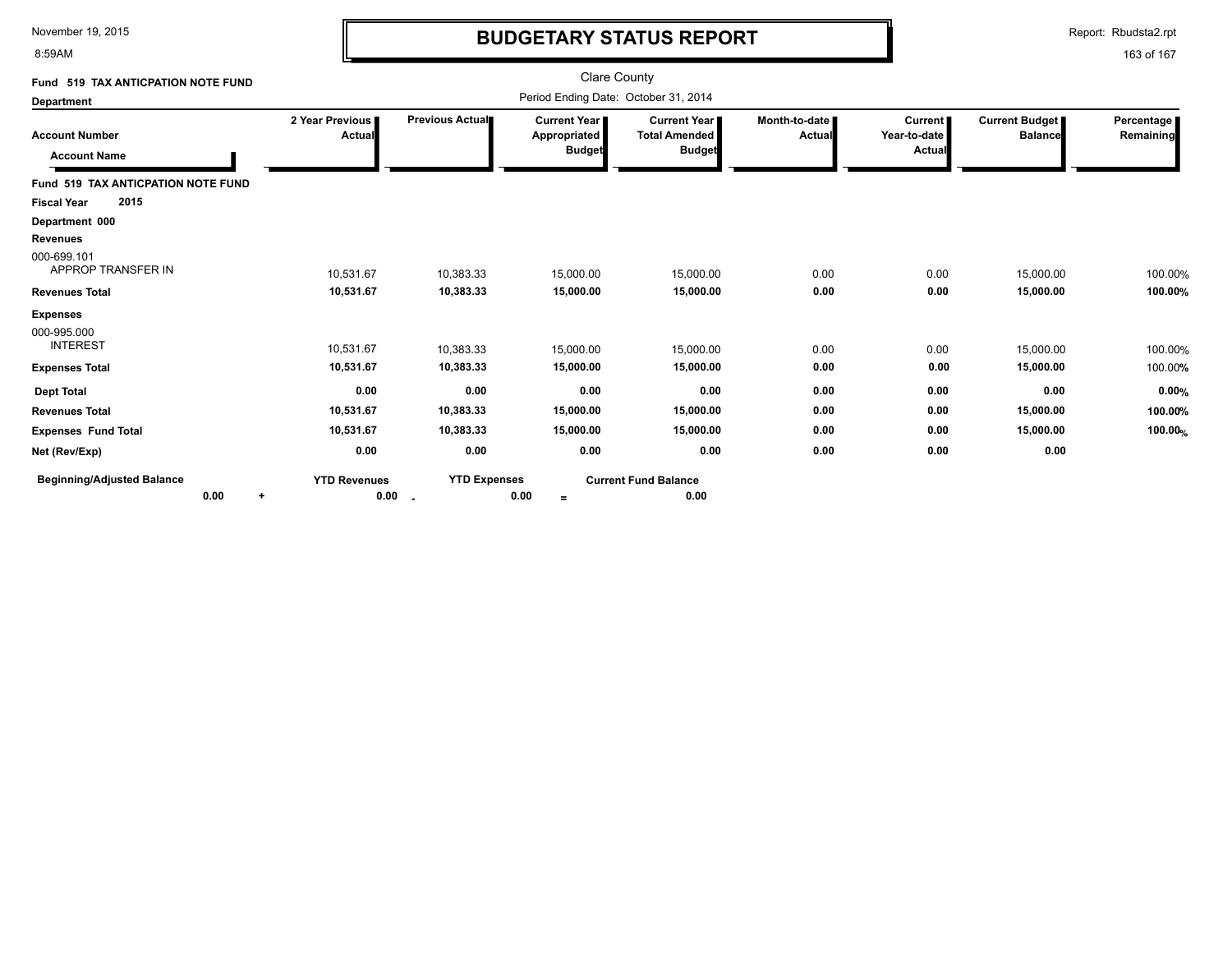# BUDGETARY STATUS REPORT

Clare County

Period Ending Date: October 31, 2014

November 19, 2015
8:59AM

Report: Rbudsta2.rpt

**Fund 519 TAX ANTICPATION NOTE FUND**

**Department**

| Account Number / Account Name | 2 Year Previous Actual | Previous Actual | Current Year Appropriated Budget | Current Year Total Amended Budget | Month-to-date Actual | Current Year-to-date Actual | Current Budget Balance | Percentage Remaining |
|---|---|---|---|---|---|---|---|---|
| **Fund 519 TAX ANTICPATION NOTE FUND** | | | | | | | | |
| **Fiscal Year 2015** | | | | | | | | |
| **Department 000** | | | | | | | | |
| **Revenues** | | | | | | | | |
| 000-699.101 APPROP TRANSFER IN | 10,531.67 | 10,383.33 | 15,000.00 | 15,000.00 | 0.00 | 0.00 | 15,000.00 | 100.00% |
| **Revenues Total** | **10,531.67** | **10,383.33** | **15,000.00** | **15,000.00** | **0.00** | **0.00** | **15,000.00** | **100.00%** |
| **Expenses** | | | | | | | | |
| 000-995.000 INTEREST | 10,531.67 | 10,383.33 | 15,000.00 | 15,000.00 | 0.00 | 0.00 | 15,000.00 | 100.00% |
| **Expenses Total** | **10,531.67** | **10,383.33** | **15,000.00** | **15,000.00** | **0.00** | **0.00** | **15,000.00** | 100.00% |
| **Dept Total** | **0.00** | **0.00** | **0.00** | **0.00** | **0.00** | **0.00** | **0.00** | **0.00%** |
| **Revenues Total** | **10,531.67** | **10,383.33** | **15,000.00** | **15,000.00** | **0.00** | **0.00** | **15,000.00** | **100.00%** |
| **Expenses Fund Total** | **10,531.67** | **10,383.33** | **15,000.00** | **15,000.00** | **0.00** | **0.00** | **15,000.00** | **100.00%** |
| **Net (Rev/Exp)** | **0.00** | **0.00** | **0.00** | **0.00** | **0.00** | **0.00** | **0.00** | |

| Beginning/Adjusted Balance | | YTD Revenues | | YTD Expenses | | Current Fund Balance |
|---|---|---|---|---|---|---|
| 0.00 | + | 0.00 | - | 0.00 | = | 0.00 |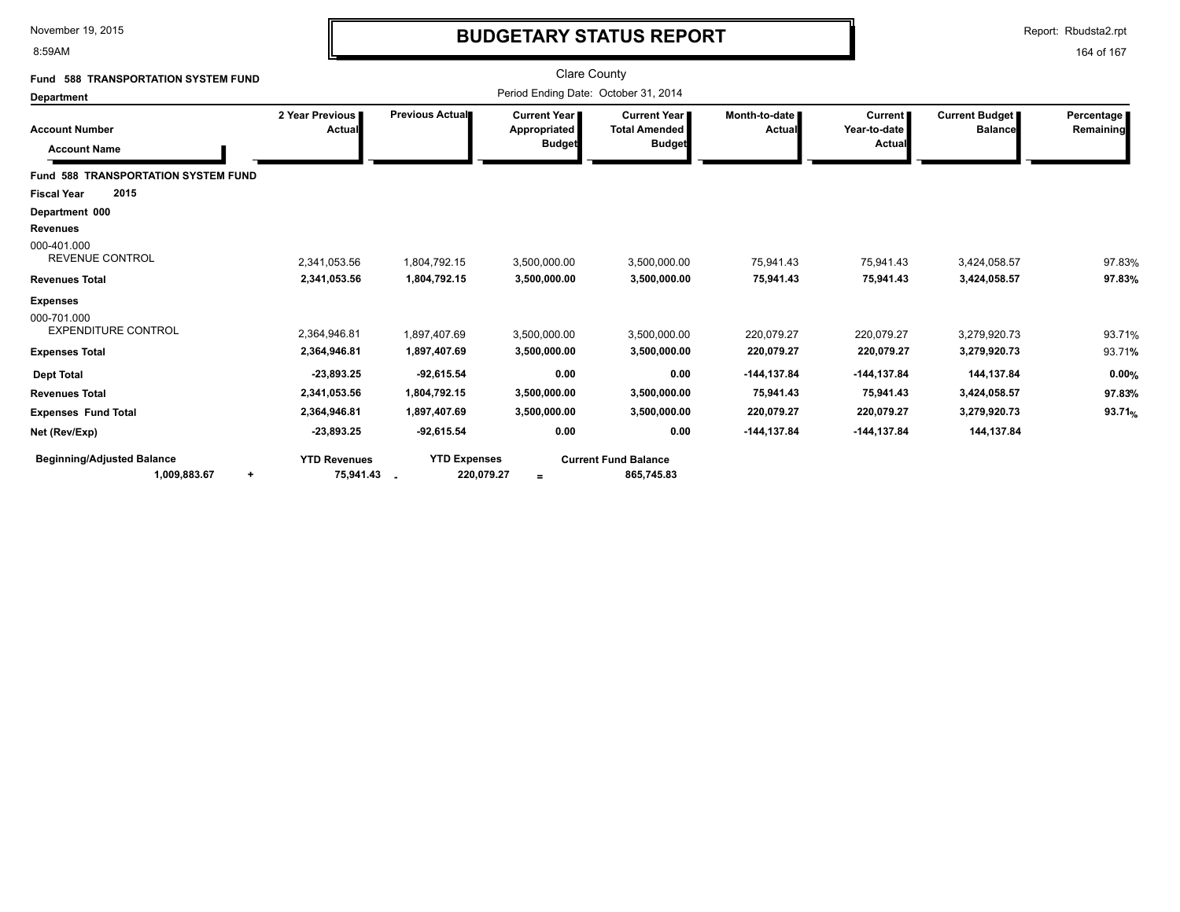# BUDGETARY STATUS REPORT

Clare County

Period Ending Date: October 31, 2014

**Fund 588 TRANSPORTATION SYSTEM FUND**

**Department**

| Account Number / Account Name | 2 Year Previous Actual | Previous Actual | Current Year Appropriated Budget | Current Year Total Amended Budget | Month-to-date Actual | Current Year-to-date Actual | Current Budget Balance | Percentage Remaining |
|---|---|---|---|---|---|---|---|---|
| **Fund 588 TRANSPORTATION SYSTEM FUND** | | | | | | | | |
| **Fiscal Year 2015** | | | | | | | | |
| **Department 000** | | | | | | | | |
| **Revenues** | | | | | | | | |
| 000-401.000 REVENUE CONTROL | 2,341,053.56 | 1,804,792.15 | 3,500,000.00 | 3,500,000.00 | 75,941.43 | 75,941.43 | 3,424,058.57 | 97.83% |
| **Revenues Total** | **2,341,053.56** | **1,804,792.15** | **3,500,000.00** | **3,500,000.00** | **75,941.43** | **75,941.43** | **3,424,058.57** | **97.83%** |
| **Expenses** | | | | | | | | |
| 000-701.000 EXPENDITURE CONTROL | 2,364,946.81 | 1,897,407.69 | 3,500,000.00 | 3,500,000.00 | 220,079.27 | 220,079.27 | 3,279,920.73 | 93.71% |
| **Expenses Total** | **2,364,946.81** | **1,897,407.69** | **3,500,000.00** | **3,500,000.00** | **220,079.27** | **220,079.27** | **3,279,920.73** | 93.71% |
| **Dept Total** | **-23,893.25** | **-92,615.54** | **0.00** | **0.00** | **-144,137.84** | **-144,137.84** | **144,137.84** | **0.00%** |
| **Revenues Total** | **2,341,053.56** | **1,804,792.15** | **3,500,000.00** | **3,500,000.00** | **75,941.43** | **75,941.43** | **3,424,058.57** | **97.83%** |
| **Expenses Fund Total** | **2,364,946.81** | **1,897,407.69** | **3,500,000.00** | **3,500,000.00** | **220,079.27** | **220,079.27** | **3,279,920.73** | **93.71%** |
| **Net (Rev/Exp)** | **-23,893.25** | **-92,615.54** | **0.00** | **0.00** | **-144,137.84** | **-144,137.84** | **144,137.84** | |

| Beginning/Adjusted Balance | | YTD Revenues | | YTD Expenses | | Current Fund Balance |
|---|---|---|---|---|---|---|
| **1,009,883.67** | **+** | **75,941.43** | **-** | **220,079.27** | **=** | **865,745.83** |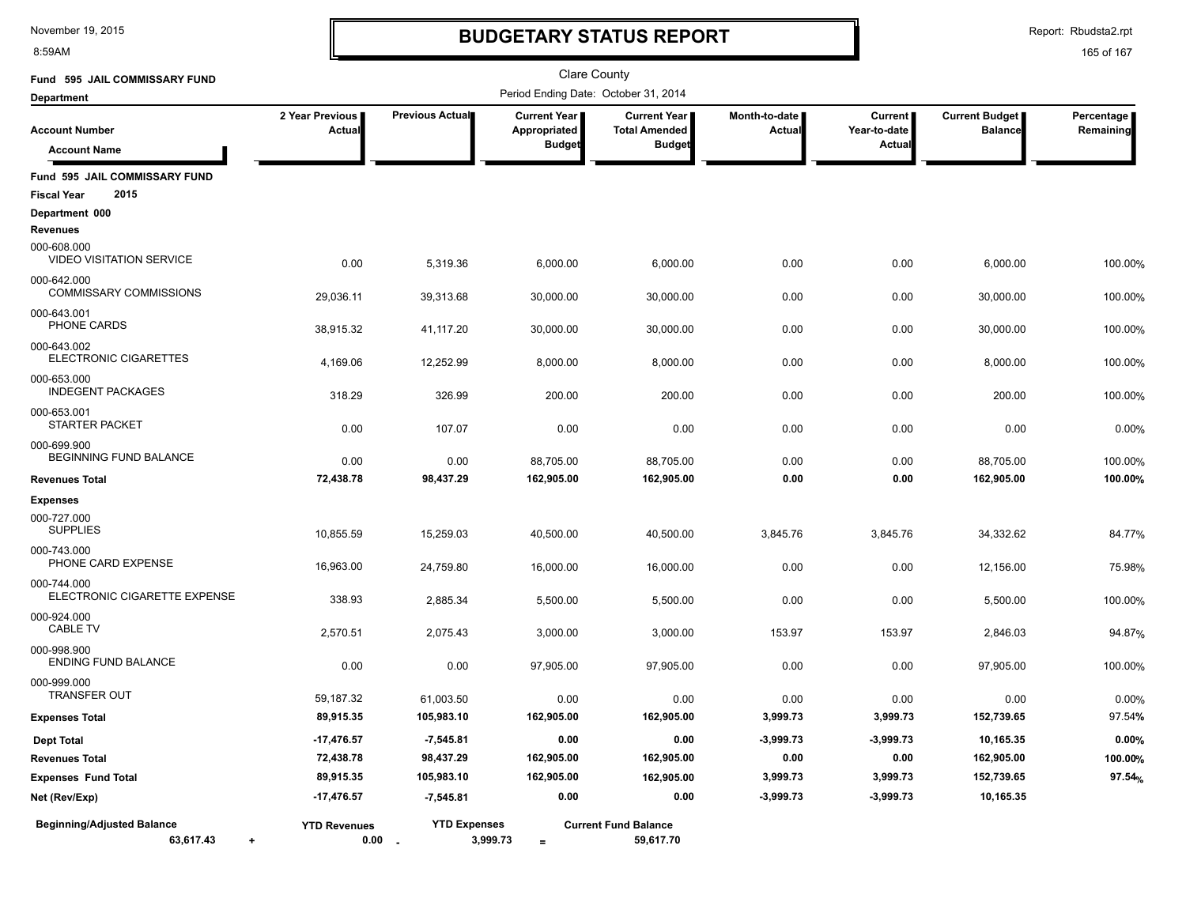# BUDGETARY STATUS REPORT

November 19, 2015
8:59AM

Report: Rbudsta2.rpt

Clare County

**Fund 595 JAIL COMMISSARY FUND**

**Department**

Period Ending Date: October 31, 2014

| Account Number / Account Name | 2 Year Previous Actual | Previous Actual | Current Year Appropriated Budget | Current Year Total Amended Budget | Month-to-date Actual | Current Year-to-date Actual | Current Budget Balance | Percentage Remaining |
|---|---|---|---|---|---|---|---|---|
| **Fund 595 JAIL COMMISSARY FUND** | | | | | | | | |
| **Fiscal Year 2015** | | | | | | | | |
| **Department 000** | | | | | | | | |
| **Revenues** | | | | | | | | |
| 000-608.000 VIDEO VISITATION SERVICE | 0.00 | 5,319.36 | 6,000.00 | 6,000.00 | 0.00 | 0.00 | 6,000.00 | 100.00% |
| 000-642.000 COMMISSARY COMMISSIONS | 29,036.11 | 39,313.68 | 30,000.00 | 30,000.00 | 0.00 | 0.00 | 30,000.00 | 100.00% |
| 000-643.001 PHONE CARDS | 38,915.32 | 41,117.20 | 30,000.00 | 30,000.00 | 0.00 | 0.00 | 30,000.00 | 100.00% |
| 000-643.002 ELECTRONIC CIGARETTES | 4,169.06 | 12,252.99 | 8,000.00 | 8,000.00 | 0.00 | 0.00 | 8,000.00 | 100.00% |
| 000-653.000 INDEGENT PACKAGES | 318.29 | 326.99 | 200.00 | 200.00 | 0.00 | 0.00 | 200.00 | 100.00% |
| 000-653.001 STARTER PACKET | 0.00 | 107.07 | 0.00 | 0.00 | 0.00 | 0.00 | 0.00 | 0.00% |
| 000-699.900 BEGINNING FUND BALANCE | 0.00 | 0.00 | 88,705.00 | 88,705.00 | 0.00 | 0.00 | 88,705.00 | 100.00% |
| **Revenues Total** | **72,438.78** | **98,437.29** | **162,905.00** | **162,905.00** | **0.00** | **0.00** | **162,905.00** | **100.00%** |
| **Expenses** | | | | | | | | |
| 000-727.000 SUPPLIES | 10,855.59 | 15,259.03 | 40,500.00 | 40,500.00 | 3,845.76 | 3,845.76 | 34,332.62 | 84.77% |
| 000-743.000 PHONE CARD EXPENSE | 16,963.00 | 24,759.80 | 16,000.00 | 16,000.00 | 0.00 | 0.00 | 12,156.00 | 75.98% |
| 000-744.000 ELECTRONIC CIGARETTE EXPENSE | 338.93 | 2,885.34 | 5,500.00 | 5,500.00 | 0.00 | 0.00 | 5,500.00 | 100.00% |
| 000-924.000 CABLE TV | 2,570.51 | 2,075.43 | 3,000.00 | 3,000.00 | 153.97 | 153.97 | 2,846.03 | 94.87% |
| 000-998.900 ENDING FUND BALANCE | 0.00 | 0.00 | 97,905.00 | 97,905.00 | 0.00 | 0.00 | 97,905.00 | 100.00% |
| 000-999.000 TRANSFER OUT | 59,187.32 | 61,003.50 | 0.00 | 0.00 | 0.00 | 0.00 | 0.00 | 0.00% |
| **Expenses Total** | **89,915.35** | **105,983.10** | **162,905.00** | **162,905.00** | **3,999.73** | **3,999.73** | **152,739.65** | 97.54**%** |
| **Dept Total** | **-17,476.57** | **-7,545.81** | **0.00** | **0.00** | **-3,999.73** | **-3,999.73** | **10,165.35** | **0.00%** |
| **Revenues Total** | **72,438.78** | **98,437.29** | **162,905.00** | **162,905.00** | **0.00** | **0.00** | **162,905.00** | **100.00%** |
| **Expenses Fund Total** | **89,915.35** | **105,983.10** | **162,905.00** | **162,905.00** | **3,999.73** | **3,999.73** | **152,739.65** | **97.54%** |
| **Net (Rev/Exp)** | **-17,476.57** | **-7,545.81** | **0.00** | **0.00** | **-3,999.73** | **-3,999.73** | **10,165.35** | |

| Beginning/Adjusted Balance | | YTD Revenues | | YTD Expenses | | Current Fund Balance |
|---|---|---|---|---|---|---|
| **63,617.43** | + | **0.00** | - | **3,999.73** | = | **59,617.70** |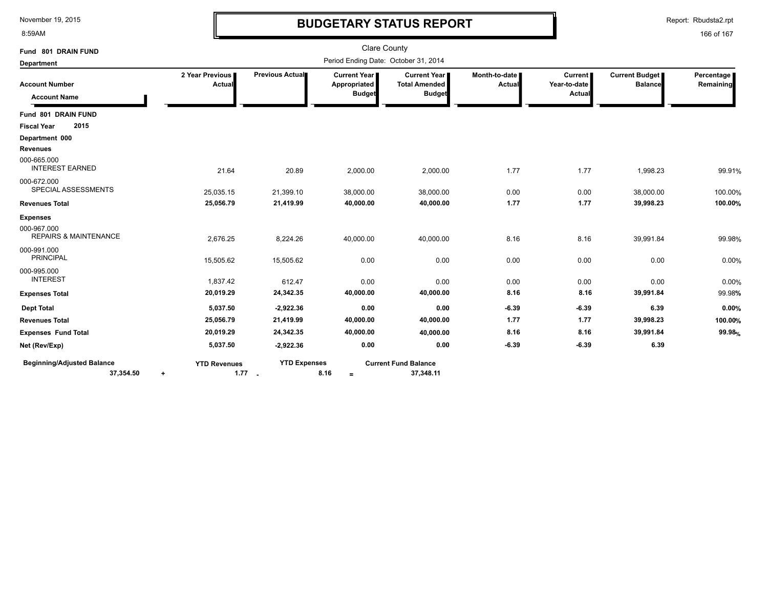November 19, 2015
8:59AM

# BUDGETARY STATUS REPORT

Report: Rbudsta2.rpt

Clare County

Period Ending Date: October 31, 2014

**Fund 801 DRAIN FUND**
**Department**

| Account Number / Account Name | 2 Year Previous Actual | Previous Actual | Current Year Appropriated Budget | Current Year Total Amended Budget | Month-to-date Actual | Current Year-to-date Actual | Current Budget Balance | Percentage Remaining |
|---|---|---|---|---|---|---|---|---|
| **Fund 801 DRAIN FUND** | | | | | | | | |
| **Fiscal Year 2015** | | | | | | | | |
| **Department 000** | | | | | | | | |
| **Revenues** | | | | | | | | |
| 000-665.000 INTEREST EARNED | 21.64 | 20.89 | 2,000.00 | 2,000.00 | 1.77 | 1.77 | 1,998.23 | 99.91% |
| 000-672.000 SPECIAL ASSESSMENTS | 25,035.15 | 21,399.10 | 38,000.00 | 38,000.00 | 0.00 | 0.00 | 38,000.00 | 100.00% |
| **Revenues Total** | **25,056.79** | **21,419.99** | **40,000.00** | **40,000.00** | **1.77** | **1.77** | **39,998.23** | **100.00%** |
| **Expenses** | | | | | | | | |
| 000-967.000 REPAIRS & MAINTENANCE | 2,676.25 | 8,224.26 | 40,000.00 | 40,000.00 | 8.16 | 8.16 | 39,991.84 | 99.98% |
| 000-991.000 PRINCIPAL | 15,505.62 | 15,505.62 | 0.00 | 0.00 | 0.00 | 0.00 | 0.00 | 0.00% |
| 000-995.000 INTEREST | 1,837.42 | 612.47 | 0.00 | 0.00 | 0.00 | 0.00 | 0.00 | 0.00% |
| **Expenses Total** | **20,019.29** | **24,342.35** | **40,000.00** | **40,000.00** | **8.16** | **8.16** | **39,991.84** | 99.98% |
| **Dept Total** | **5,037.50** | **-2,922.36** | **0.00** | **0.00** | **-6.39** | **-6.39** | **6.39** | **0.00%** |
| **Revenues Total** | **25,056.79** | **21,419.99** | **40,000.00** | **40,000.00** | **1.77** | **1.77** | **39,998.23** | **100.00%** |
| **Expenses Fund Total** | **20,019.29** | **24,342.35** | **40,000.00** | **40,000.00** | **8.16** | **8.16** | **39,991.84** | **99.98%** |
| **Net (Rev/Exp)** | **5,037.50** | **-2,922.36** | **0.00** | **0.00** | **-6.39** | **-6.39** | **6.39** | |

| Beginning/Adjusted Balance | | YTD Revenues | | YTD Expenses | | Current Fund Balance |
|---|---|---|---|---|---|---|
| **37,354.50** | + | **1.77** | - | **8.16** | = | **37,348.11** |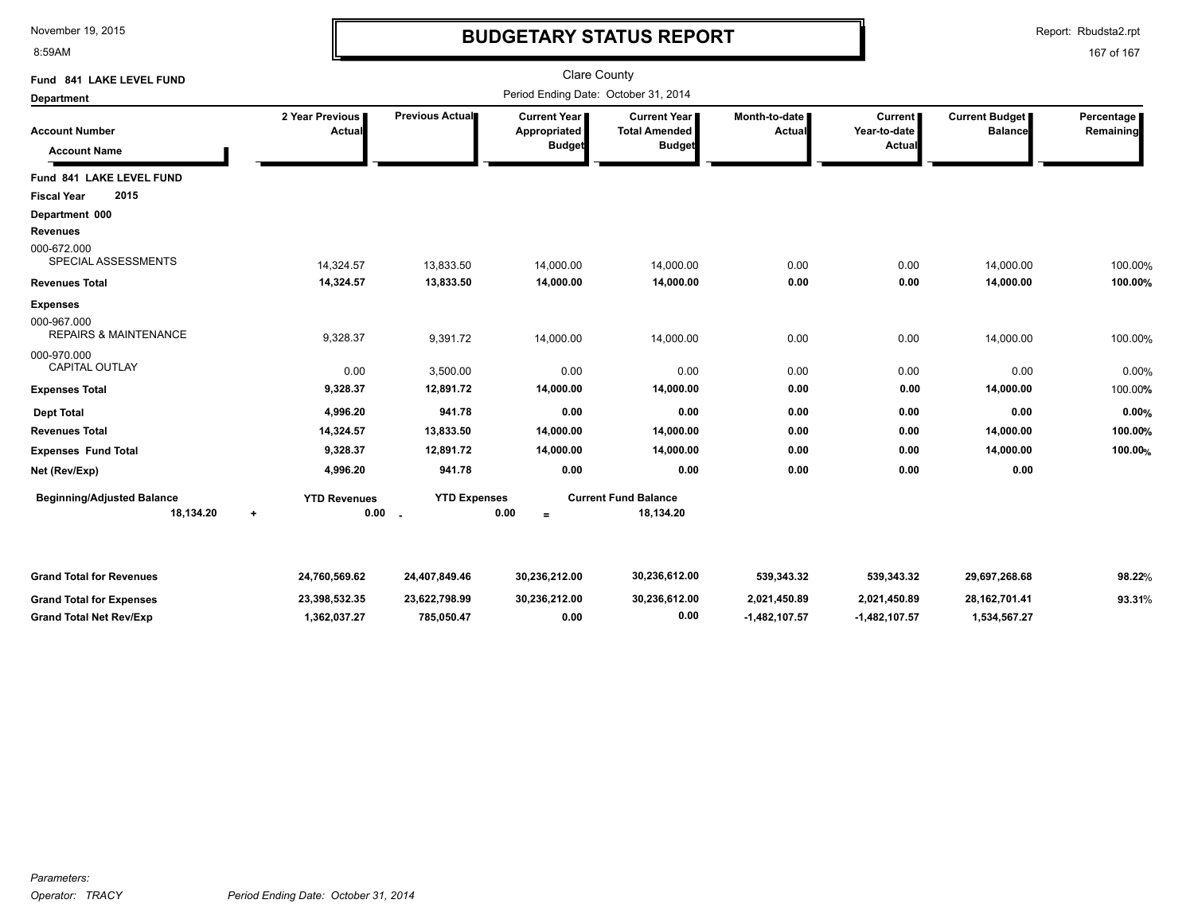November 19, 2015
8:59AM

# BUDGETARY STATUS REPORT

Report: Rbudsta2.rpt

Clare County

**Fund 841 LAKE LEVEL FUND**

**Department**

Period Ending Date: October 31, 2014

| Account Number / Account Name | 2 Year Previous Actual | Previous Actual | Current Year Appropriated Budget | Current Year Total Amended Budget | Month-to-date Actual | Current Year-to-date Actual | Current Budget Balance | Percentage Remaining |
|---|---|---|---|---|---|---|---|---|
| **Fund 841 LAKE LEVEL FUND** | | | | | | | | |
| **Fiscal Year 2015** | | | | | | | | |
| **Department 000** | | | | | | | | |
| **Revenues** | | | | | | | | |
| 000-672.000 SPECIAL ASSESSMENTS | 14,324.57 | 13,833.50 | 14,000.00 | 14,000.00 | 0.00 | 0.00 | 14,000.00 | 100.00% |
| **Revenues Total** | **14,324.57** | **13,833.50** | **14,000.00** | **14,000.00** | **0.00** | **0.00** | **14,000.00** | **100.00%** |
| **Expenses** | | | | | | | | |
| 000-967.000 REPAIRS & MAINTENANCE | 9,328.37 | 9,391.72 | 14,000.00 | 14,000.00 | 0.00 | 0.00 | 14,000.00 | 100.00% |
| 000-970.000 CAPITAL OUTLAY | 0.00 | 3,500.00 | 0.00 | 0.00 | 0.00 | 0.00 | 0.00 | 0.00% |
| **Expenses Total** | **9,328.37** | **12,891.72** | **14,000.00** | **14,000.00** | **0.00** | **0.00** | **14,000.00** | 100.00% |
| **Dept Total** | **4,996.20** | **941.78** | **0.00** | **0.00** | **0.00** | **0.00** | **0.00** | **0.00%** |
| **Revenues Total** | **14,324.57** | **13,833.50** | **14,000.00** | **14,000.00** | **0.00** | **0.00** | **14,000.00** | **100.00%** |
| **Expenses Fund Total** | **9,328.37** | **12,891.72** | **14,000.00** | **14,000.00** | **0.00** | **0.00** | **14,000.00** | **100.00%** |
| **Net (Rev/Exp)** | **4,996.20** | **941.78** | **0.00** | **0.00** | **0.00** | **0.00** | **0.00** | |

| Beginning/Adjusted Balance | | YTD Revenues | | YTD Expenses | | Current Fund Balance |
|---|---|---|---|---|---|---|
| 18,134.20 | + | 0.00 | - | 0.00 | = | 18,134.20 |

| | 2 Year Previous Actual | Previous Actual | Current Year Appropriated Budget | Current Year Total Amended Budget | Month-to-date Actual | Current Year-to-date Actual | Current Budget Balance | Percentage Remaining |
|---|---|---|---|---|---|---|---|---|
| **Grand Total for Revenues** | **24,760,569.62** | **24,407,849.46** | **30,236,212.00** | **30,236,612.00** | **539,343.32** | **539,343.32** | **29,697,268.68** | **98.22%** |
| **Grand Total for Expenses** | **23,398,532.35** | **23,622,798.99** | **30,236,212.00** | **30,236,612.00** | **2,021,450.89** | **2,021,450.89** | **28,162,701.41** | **93.31%** |
| **Grand Total Net Rev/Exp** | **1,362,037.27** | **785,050.47** | **0.00** | **0.00** | **-1,482,107.57** | **-1,482,107.57** | **1,534,567.27** | |

*Parameters:*
*Operator: TRACY* *Period Ending Date: October 31, 2014*